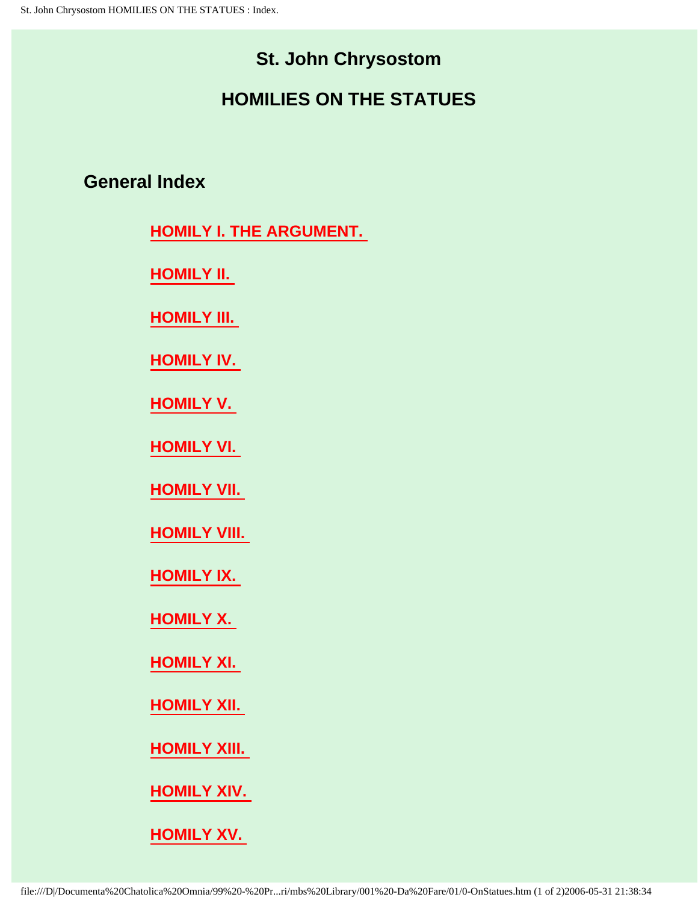# St. John Chrysostom

# HOMILIES ON THE STATUES

## General Index

HOMILY I. THE ARGUMENT.

HOMILY II.

HOMILY III.

HOMILY IV.

HOMILY V.

HOMILY VI.

HOMILY VII.

HOMILY VIII.

HOMILY IX.

HOMILY X.

HOMILY XI.

HOMILY XII.

HOMILY XIII.

HOMILY XIV.

HOMILY XV.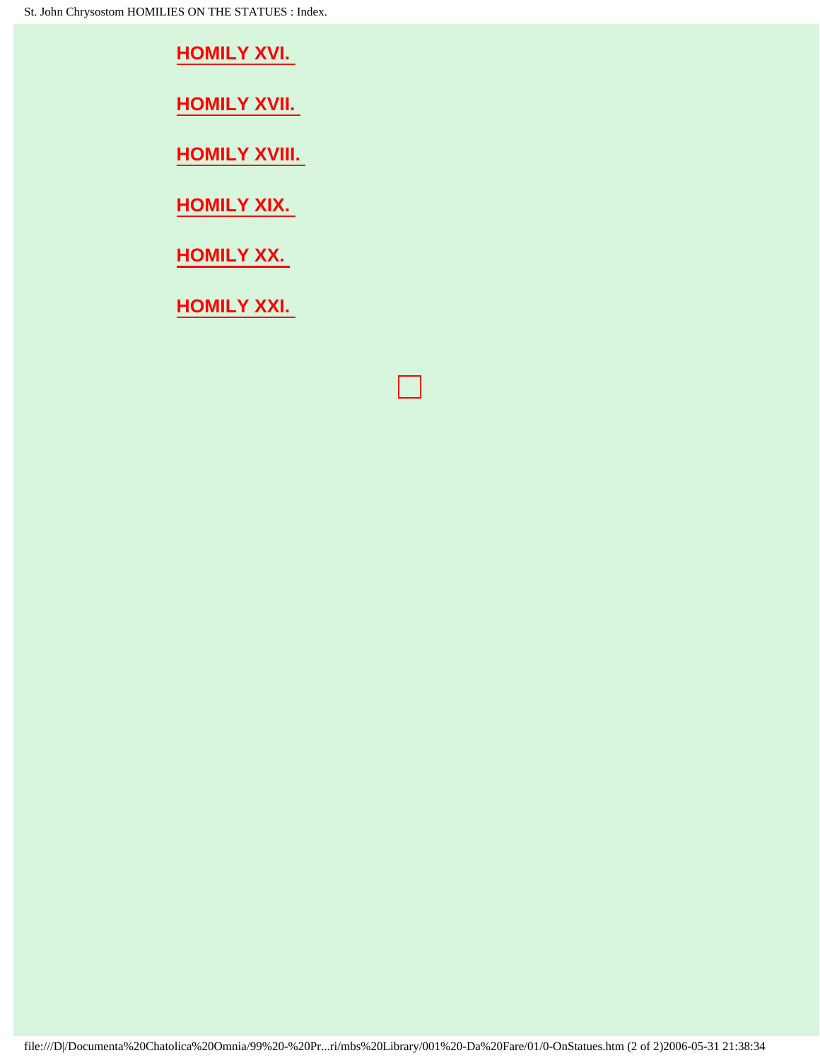**HOMILY XVI.**

**HOMILY XVII.**

**HOMILY XVIII.**

**HOMILY XIX.**

**HOMILY XX.**

**HOMILY XXI.**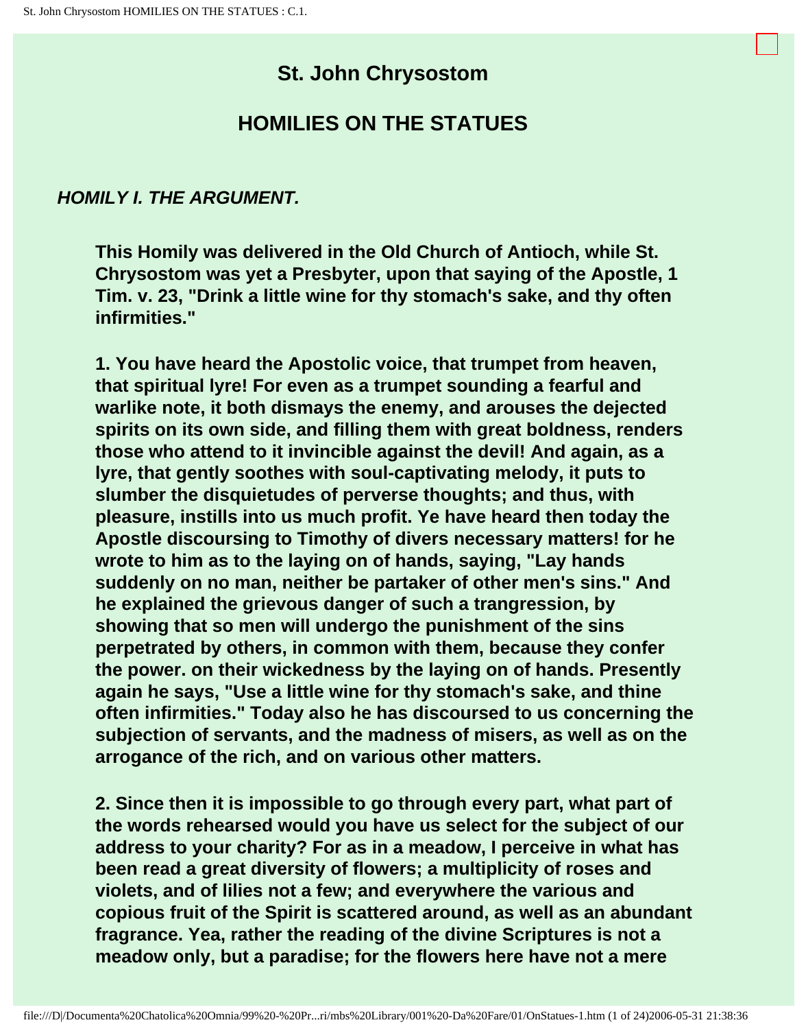# St. John Chrysostom

## HOMILIES ON THE STATUES

### *HOMILY I. THE ARGUMENT.*

**This Homily was delivered in the Old Church of Antioch, while St. Chrysostom was yet a Presbyter, upon that saying of the Apostle, 1 Tim. v. 23, "Drink a little wine for thy stomach's sake, and thy often infirmities."**

**1. You have heard the Apostolic voice, that trumpet from heaven, that spiritual lyre! For even as a trumpet sounding a fearful and warlike note, it both dismays the enemy, and arouses the dejected spirits on its own side, and filling them with great boldness, renders those who attend to it invincible against the devil! And again, as a lyre, that gently soothes with soul-captivating melody, it puts to slumber the disquietudes of perverse thoughts; and thus, with pleasure, instills into us much profit. Ye have heard then today the Apostle discoursing to Timothy of divers necessary matters! for he wrote to him as to the laying on of hands, saying, "Lay hands suddenly on no man, neither be partaker of other men's sins." And he explained the grievous danger of such a trangression, by showing that so men will undergo the punishment of the sins perpetrated by others, in common with them, because they confer the power. on their wickedness by the laying on of hands. Presently again he says, "Use a little wine for thy stomach's sake, and thine often infirmities." Today also he has discoursed to us concerning the subjection of servants, and the madness of misers, as well as on the arrogance of the rich, and on various other matters.**

**2. Since then it is impossible to go through every part, what part of the words rehearsed would you have us select for the subject of our address to your charity? For as in a meadow, I perceive in what has been read a great diversity of flowers; a multiplicity of roses and violets, and of lilies not a few; and everywhere the various and copious fruit of the Spirit is scattered around, as well as an abundant fragrance. Yea, rather the reading of the divine Scriptures is not a meadow only, but a paradise; for the flowers here have not a mere**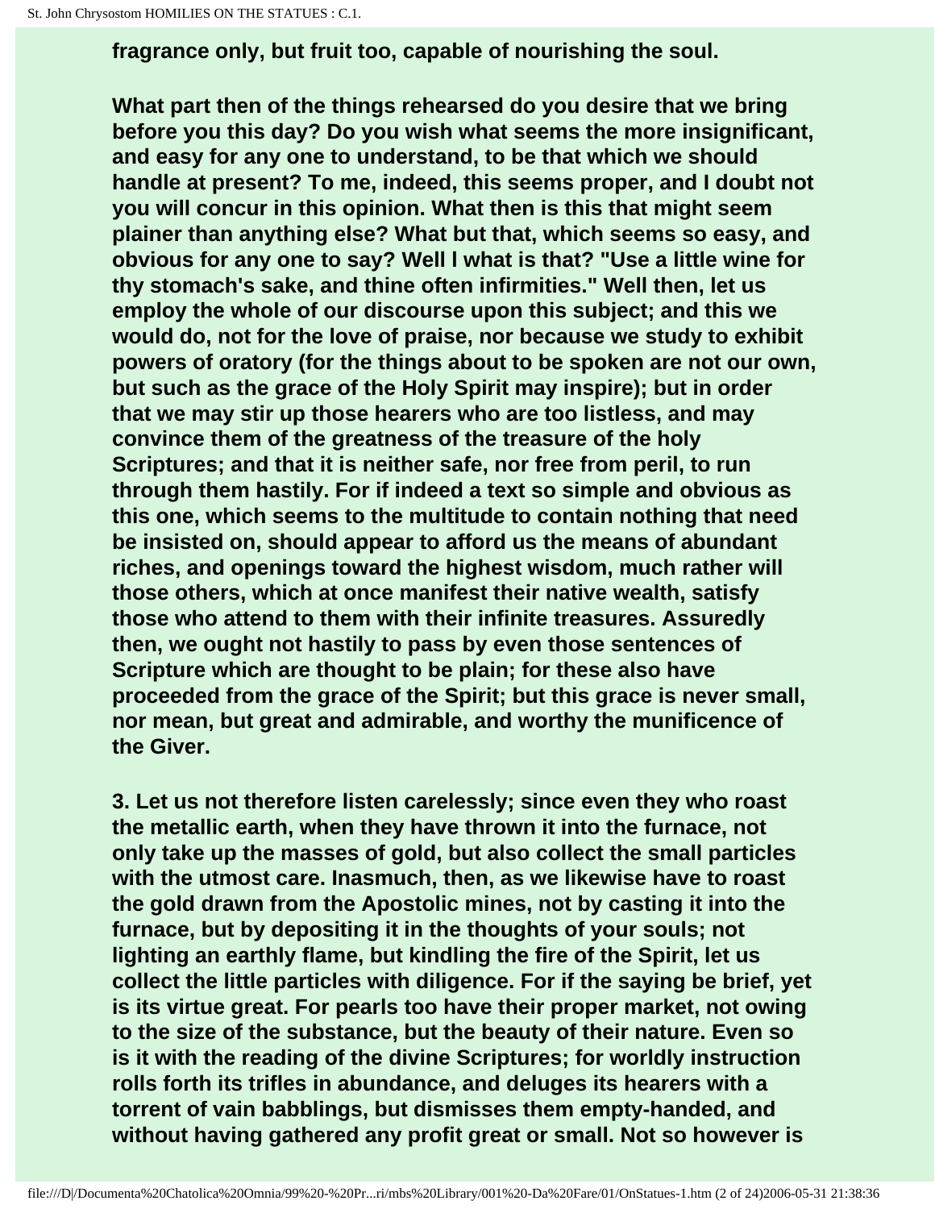**fragrance only, but fruit too, capable of nourishing the soul.**

**What part then of the things rehearsed do you desire that we bring before you this day? Do you wish what seems the more insignificant, and easy for any one to understand, to be that which we should handle at present? To me, indeed, this seems proper, and I doubt not you will concur in this opinion. What then is this that might seem plainer than anything else? What but that, which seems so easy, and obvious for any one to say? Well l what is that? "Use a little wine for thy stomach's sake, and thine often infirmities." Well then, let us employ the whole of our discourse upon this subject; and this we would do, not for the love of praise, nor because we study to exhibit powers of oratory (for the things about to be spoken are not our own, but such as the grace of the Holy Spirit may inspire); but in order that we may stir up those hearers who are too listless, and may convince them of the greatness of the treasure of the holy Scriptures; and that it is neither safe, nor free from peril, to run through them hastily. For if indeed a text so simple and obvious as this one, which seems to the multitude to contain nothing that need be insisted on, should appear to afford us the means of abundant riches, and openings toward the highest wisdom, much rather will those others, which at once manifest their native wealth, satisfy those who attend to them with their infinite treasures. Assuredly then, we ought not hastily to pass by even those sentences of Scripture which are thought to be plain; for these also have proceeded from the grace of the Spirit; but this grace is never small, nor mean, but great and admirable, and worthy the munificence of the Giver.**

**3. Let us not therefore listen carelessly; since even they who roast the metallic earth, when they have thrown it into the furnace, not only take up the masses of gold, but also collect the small particles with the utmost care. Inasmuch, then, as we likewise have to roast the gold drawn from the Apostolic mines, not by casting it into the furnace, but by depositing it in the thoughts of your souls; not lighting an earthly flame, but kindling the fire of the Spirit, let us collect the little particles with diligence. For if the saying be brief, yet is its virtue great. For pearls too have their proper market, not owing to the size of the substance, but the beauty of their nature. Even so is it with the reading of the divine Scriptures; for worldly instruction rolls forth its trifles in abundance, and deluges its hearers with a torrent of vain babblings, but dismisses them empty-handed, and without having gathered any profit great or small. Not so however is**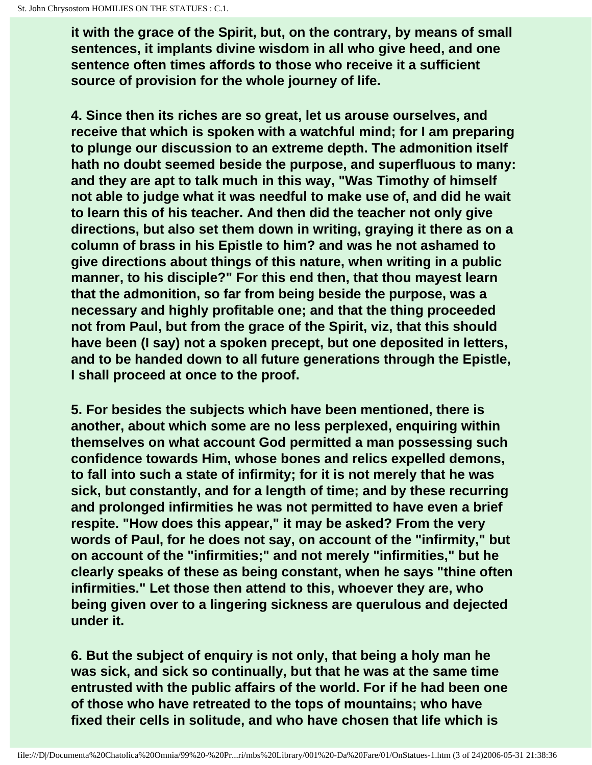**it with the grace of the Spirit, but, on the contrary, by means of small sentences, it implants divine wisdom in all who give heed, and one sentence often times affords to those who receive it a sufficient source of provision for the whole journey of life.**

**4. Since then its riches are so great, let us arouse ourselves, and receive that which is spoken with a watchful mind; for I am preparing to plunge our discussion to an extreme depth. The admonition itself hath no doubt seemed beside the purpose, and superfluous to many: and they are apt to talk much in this way, "Was Timothy of himself not able to judge what it was needful to make use of, and did he wait to learn this of his teacher. And then did the teacher not only give directions, but also set them down in writing, graying it there as on a column of brass in his Epistle to him? and was he not ashamed to give directions about things of this nature, when writing in a public manner, to his disciple?" For this end then, that thou mayest learn that the admonition, so far from being beside the purpose, was a necessary and highly profitable one; and that the thing proceeded not from Paul, but from the grace of the Spirit, viz, that this should have been (I say) not a spoken precept, but one deposited in letters, and to be handed down to all future generations through the Epistle, I shall proceed at once to the proof.**

**5. For besides the subjects which have been mentioned, there is another, about which some are no less perplexed, enquiring within themselves on what account God permitted a man possessing such confidence towards Him, whose bones and relics expelled demons, to fall into such a state of infirmity; for it is not merely that he was sick, but constantly, and for a length of time; and by these recurring and prolonged infirmities he was not permitted to have even a brief respite. "How does this appear," it may be asked? From the very words of Paul, for he does not say, on account of the "infirmity," but on account of the "infirmities;" and not merely "infirmities," but he clearly speaks of these as being constant, when he says "thine often infirmities." Let those then attend to this, whoever they are, who being given over to a lingering sickness are querulous and dejected under it.**

**6. But the subject of enquiry is not only, that being a holy man he was sick, and sick so continually, but that he was at the same time entrusted with the public affairs of the world. For if he had been one of those who have retreated to the tops of mountains; who have fixed their cells in solitude, and who have chosen that life which is**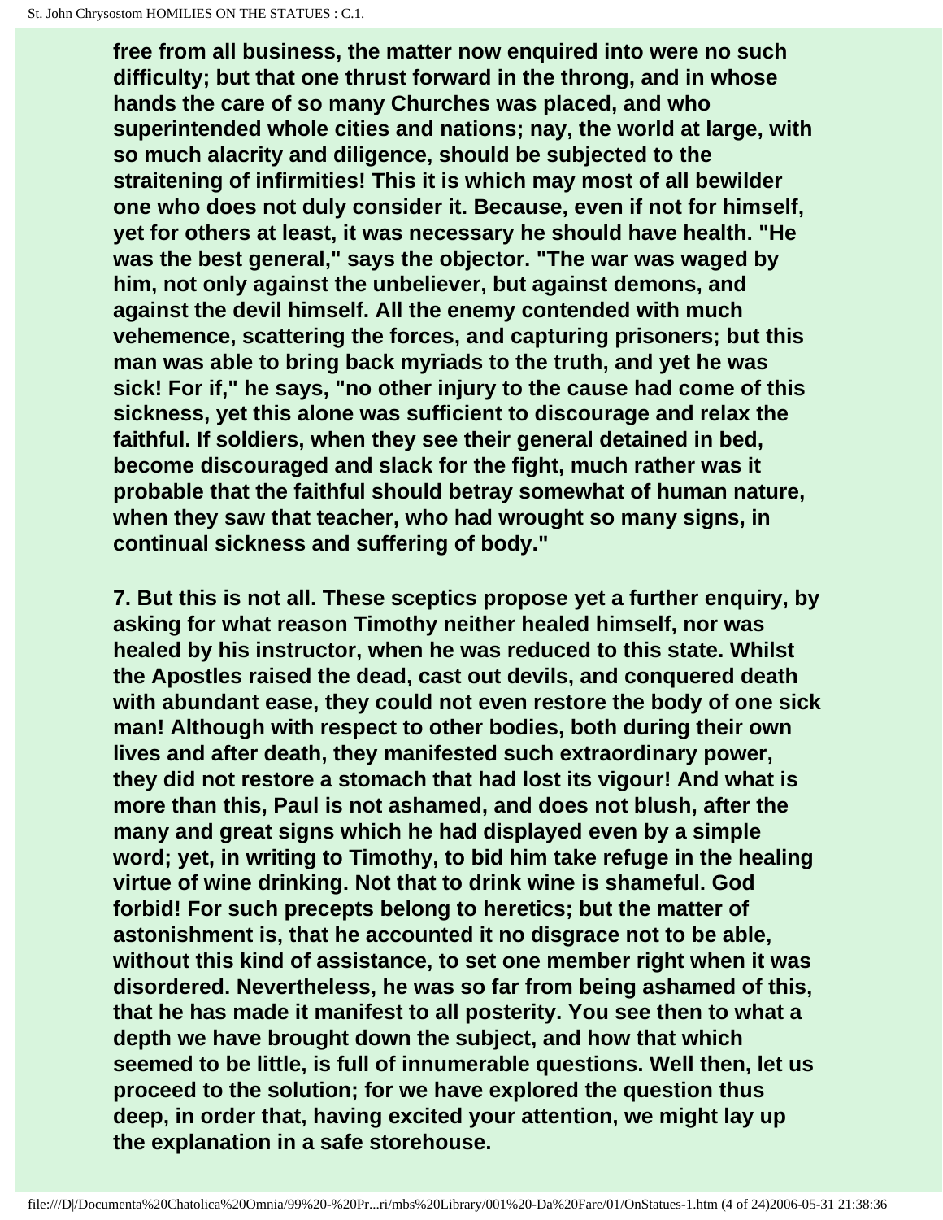free from all business, the matter now enquired into were no such difficulty; but that one thrust forward in the throng, and in whose hands the care of so many Churches was placed, and who superintended whole cities and nations; nay, the world at large, with so much alacrity and diligence, should be subjected to the straitening of infirmities! This it is which may most of all bewilder one who does not duly consider it. Because, even if not for himself, yet for others at least, it was necessary he should have health. "He was the best general," says the objector. "The war was waged by him, not only against the unbeliever, but against demons, and against the devil himself. All the enemy contended with much vehemence, scattering the forces, and capturing prisoners; but this man was able to bring back myriads to the truth, and yet he was sick! For if," he says, "no other injury to the cause had come of this sickness, yet this alone was sufficient to discourage and relax the faithful. If soldiers, when they see their general detained in bed, become discouraged and slack for the fight, much rather was it probable that the faithful should betray somewhat of human nature, when they saw that teacher, who had wrought so many signs, in continual sickness and suffering of body."

7. But this is not all. These sceptics propose yet a further enquiry, by asking for what reason Timothy neither healed himself, nor was healed by his instructor, when he was reduced to this state. Whilst the Apostles raised the dead, cast out devils, and conquered death with abundant ease, they could not even restore the body of one sick man! Although with respect to other bodies, both during their own lives and after death, they manifested such extraordinary power, they did not restore a stomach that had lost its vigour! And what is more than this, Paul is not ashamed, and does not blush, after the many and great signs which he had displayed even by a simple word; yet, in writing to Timothy, to bid him take refuge in the healing virtue of wine drinking. Not that to drink wine is shameful. God forbid! For such precepts belong to heretics; but the matter of astonishment is, that he accounted it no disgrace not to be able, without this kind of assistance, to set one member right when it was disordered. Nevertheless, he was so far from being ashamed of this, that he has made it manifest to all posterity. You see then to what a depth we have brought down the subject, and how that which seemed to be little, is full of innumerable questions. Well then, let us proceed to the solution; for we have explored the question thus deep, in order that, having excited your attention, we might lay up the explanation in a safe storehouse.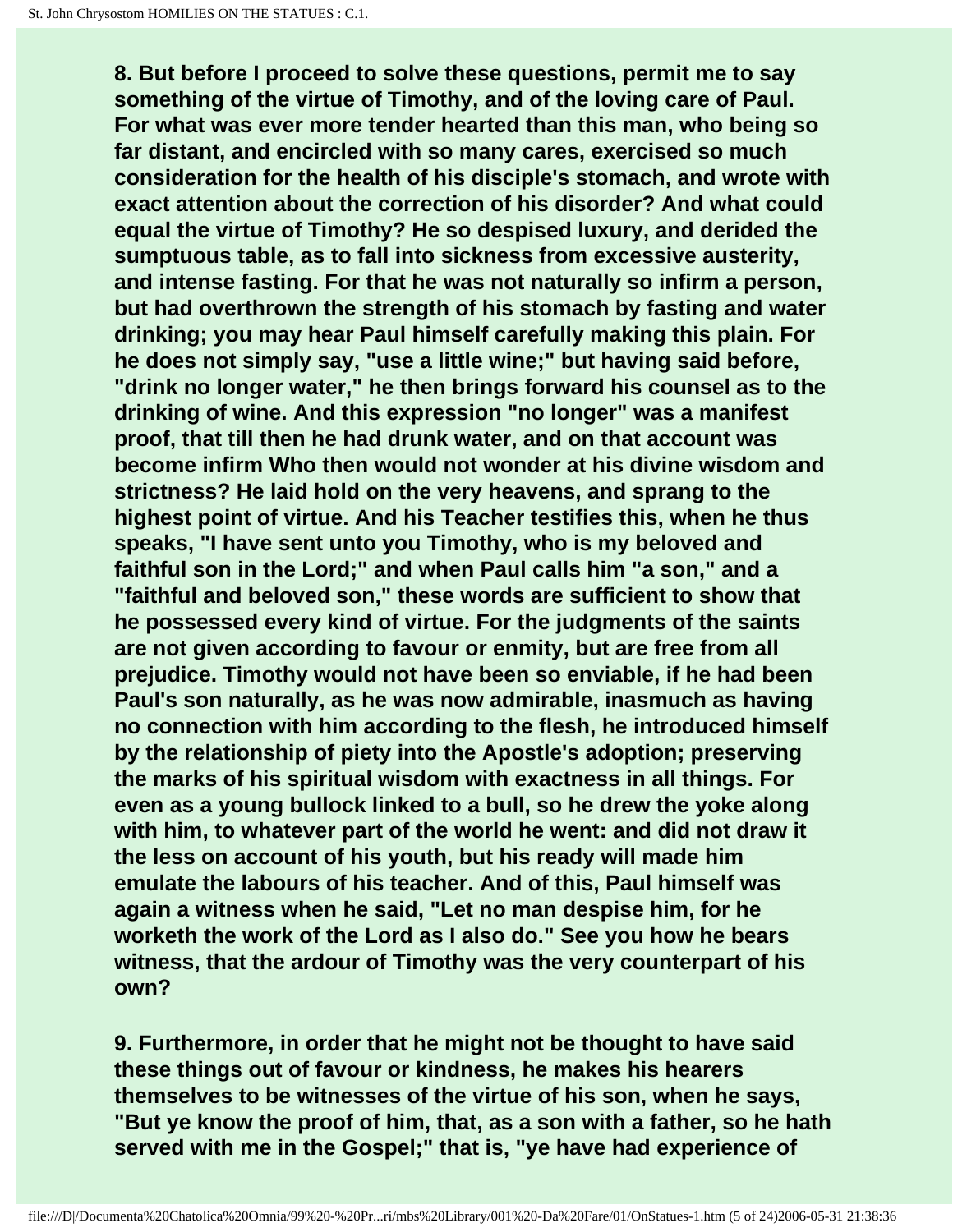8. But before I proceed to solve these questions, permit me to say something of the virtue of Timothy, and of the loving care of Paul. For what was ever more tender hearted than this man, who being so far distant, and encircled with so many cares, exercised so much consideration for the health of his disciple's stomach, and wrote with exact attention about the correction of his disorder? And what could equal the virtue of Timothy? He so despised luxury, and derided the sumptuous table, as to fall into sickness from excessive austerity, and intense fasting. For that he was not naturally so infirm a person, but had overthrown the strength of his stomach by fasting and water drinking; you may hear Paul himself carefully making this plain. For he does not simply say, "use a little wine;" but having said before, "drink no longer water," he then brings forward his counsel as to the drinking of wine. And this expression "no longer" was a manifest proof, that till then he had drunk water, and on that account was become infirm Who then would not wonder at his divine wisdom and strictness? He laid hold on the very heavens, and sprang to the highest point of virtue. And his Teacher testifies this, when he thus speaks, "I have sent unto you Timothy, who is my beloved and faithful son in the Lord;" and when Paul calls him "a son," and a "faithful and beloved son," these words are sufficient to show that he possessed every kind of virtue. For the judgments of the saints are not given according to favour or enmity, but are free from all prejudice. Timothy would not have been so enviable, if he had been Paul's son naturally, as he was now admirable, inasmuch as having no connection with him according to the flesh, he introduced himself by the relationship of piety into the Apostle's adoption; preserving the marks of his spiritual wisdom with exactness in all things. For even as a young bullock linked to a bull, so he drew the yoke along with him, to whatever part of the world he went: and did not draw it the less on account of his youth, but his ready will made him emulate the labours of his teacher. And of this, Paul himself was again a witness when he said, "Let no man despise him, for he worketh the work of the Lord as I also do." See you how he bears witness, that the ardour of Timothy was the very counterpart of his own?

9. Furthermore, in order that he might not be thought to have said these things out of favour or kindness, he makes his hearers themselves to be witnesses of the virtue of his son, when he says, "But ye know the proof of him, that, as a son with a father, so he hath served with me in the Gospel;" that is, "ye have had experience of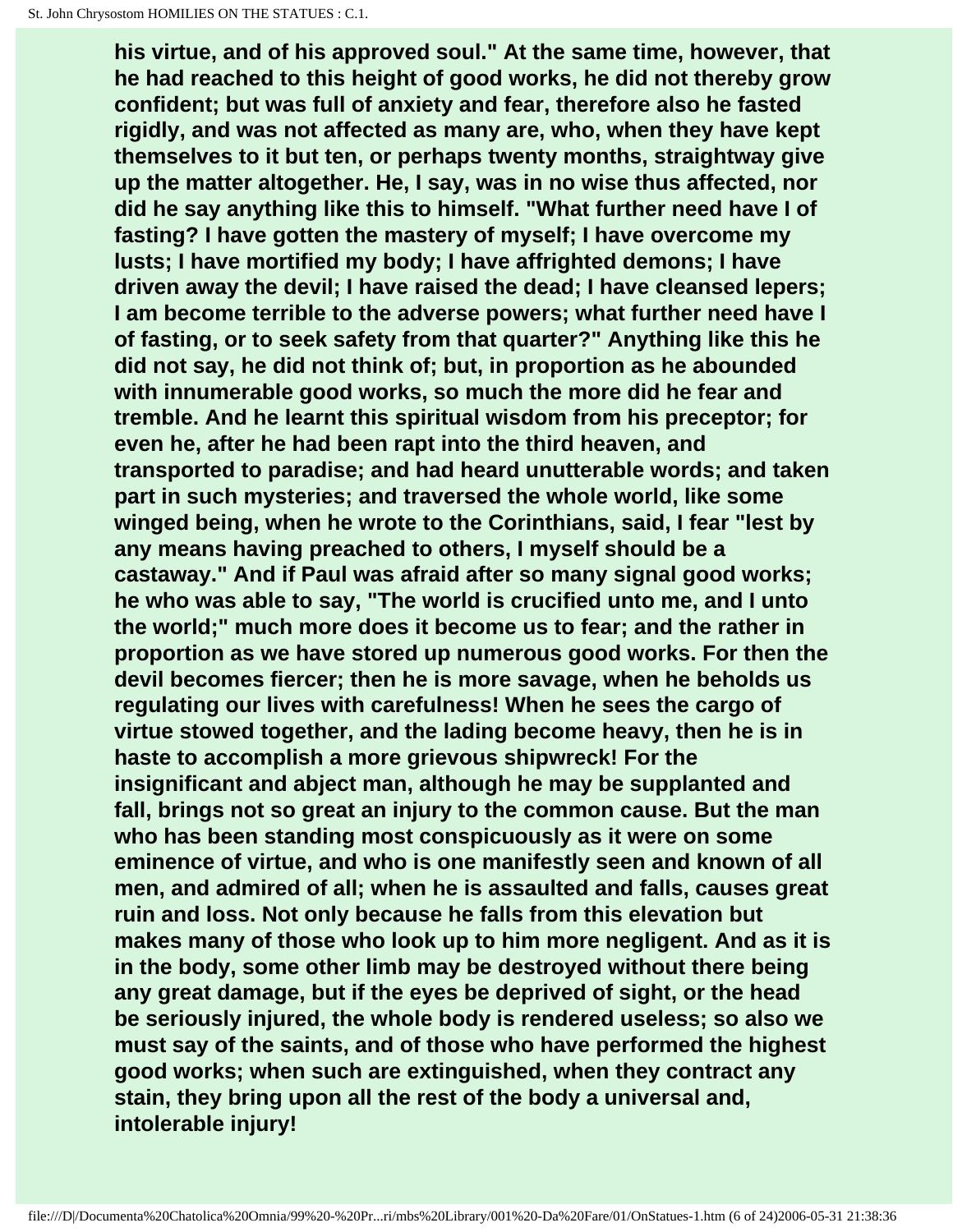**his virtue, and of his approved soul." At the same time, however, that he had reached to this height of good works, he did not thereby grow confident; but was full of anxiety and fear, therefore also he fasted rigidly, and was not affected as many are, who, when they have kept themselves to it but ten, or perhaps twenty months, straightway give up the matter altogether. He, I say, was in no wise thus affected, nor did he say anything like this to himself. "What further need have I of fasting? I have gotten the mastery of myself; I have overcome my lusts; I have mortified my body; I have affrighted demons; I have driven away the devil; I have raised the dead; I have cleansed lepers; I am become terrible to the adverse powers; what further need have I of fasting, or to seek safety from that quarter?" Anything like this he did not say, he did not think of; but, in proportion as he abounded with innumerable good works, so much the more did he fear and tremble. And he learnt this spiritual wisdom from his preceptor; for even he, after he had been rapt into the third heaven, and transported to paradise; and had heard unutterable words; and taken part in such mysteries; and traversed the whole world, like some winged being, when he wrote to the Corinthians, said, I fear "lest by any means having preached to others, I myself should be a castaway." And if Paul was afraid after so many signal good works; he who was able to say, "The world is crucified unto me, and I unto the world;" much more does it become us to fear; and the rather in proportion as we have stored up numerous good works. For then the devil becomes fiercer; then he is more savage, when he beholds us regulating our lives with carefulness! When he sees the cargo of virtue stowed together, and the lading become heavy, then he is in haste to accomplish a more grievous shipwreck! For the insignificant and abject man, although he may be supplanted and fall, brings not so great an injury to the common cause. But the man who has been standing most conspicuously as it were on some eminence of virtue, and who is one manifestly seen and known of all men, and admired of all; when he is assaulted and falls, causes great ruin and loss. Not only because he falls from this elevation but makes many of those who look up to him more negligent. And as it is in the body, some other limb may be destroyed without there being any great damage, but if the eyes be deprived of sight, or the head be seriously injured, the whole body is rendered useless; so also we must say of the saints, and of those who have performed the highest good works; when such are extinguished, when they contract any stain, they bring upon all the rest of the body a universal and, intolerable injury!**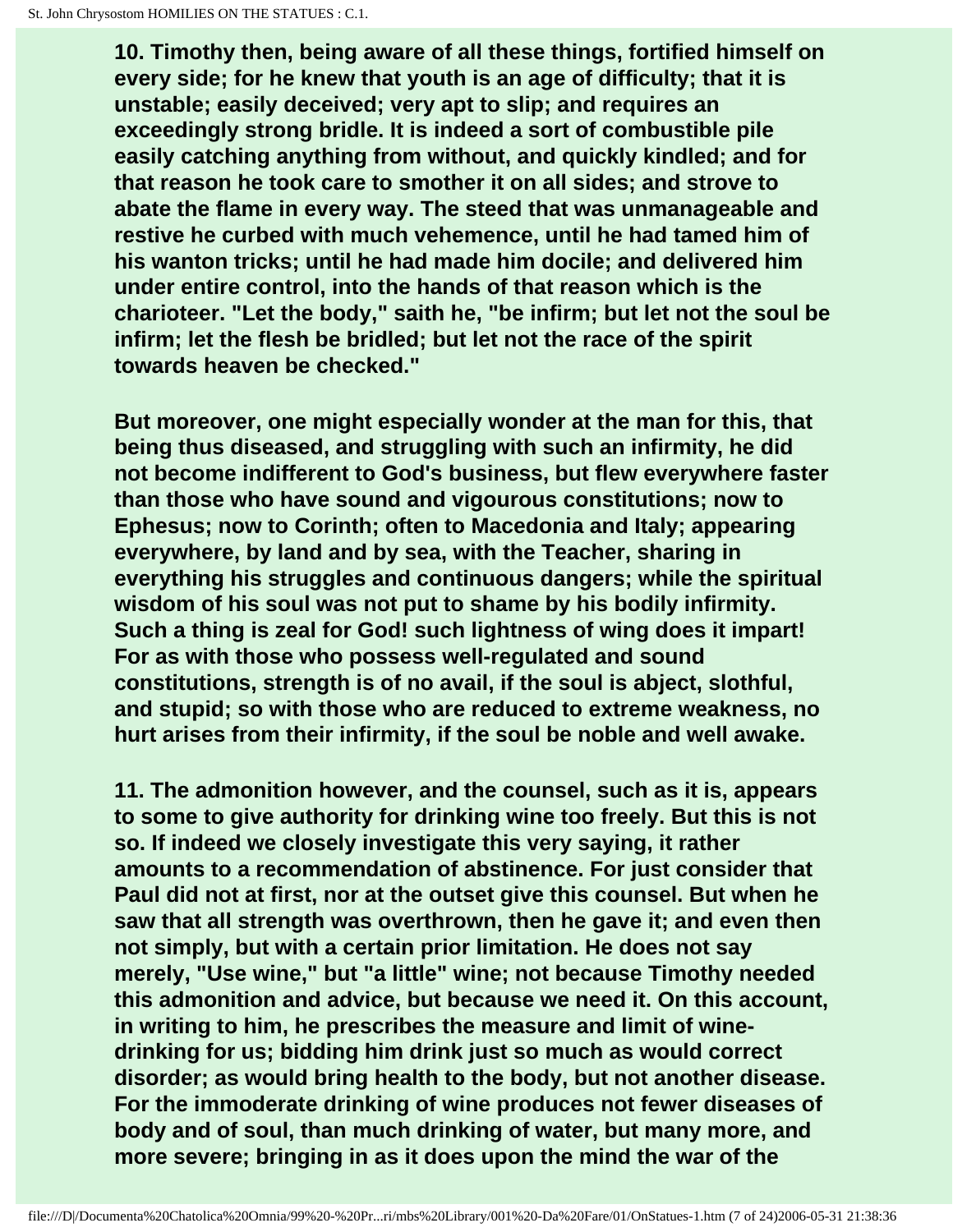**10. Timothy then, being aware of all these things, fortified himself on every side; for he knew that youth is an age of difficulty; that it is unstable; easily deceived; very apt to slip; and requires an exceedingly strong bridle. It is indeed a sort of combustible pile easily catching anything from without, and quickly kindled; and for that reason he took care to smother it on all sides; and strove to abate the flame in every way. The steed that was unmanageable and restive he curbed with much vehemence, until he had tamed him of his wanton tricks; until he had made him docile; and delivered him under entire control, into the hands of that reason which is the charioteer. "Let the body," saith he, "be infirm; but let not the soul be infirm; let the flesh be bridled; but let not the race of the spirit towards heaven be checked."**

**But moreover, one might especially wonder at the man for this, that being thus diseased, and struggling with such an infirmity, he did not become indifferent to God's business, but flew everywhere faster than those who have sound and vigourous constitutions; now to Ephesus; now to Corinth; often to Macedonia and Italy; appearing everywhere, by land and by sea, with the Teacher, sharing in everything his struggles and continuous dangers; while the spiritual wisdom of his soul was not put to shame by his bodily infirmity. Such a thing is zeal for God! such lightness of wing does it impart! For as with those who possess well-regulated and sound constitutions, strength is of no avail, if the soul is abject, slothful, and stupid; so with those who are reduced to extreme weakness, no hurt arises from their infirmity, if the soul be noble and well awake.**

**11. The admonition however, and the counsel, such as it is, appears to some to give authority for drinking wine too freely. But this is not so. If indeed we closely investigate this very saying, it rather amounts to a recommendation of abstinence. For just consider that Paul did not at first, nor at the outset give this counsel. But when he saw that all strength was overthrown, then he gave it; and even then not simply, but with a certain prior limitation. He does not say merely, "Use wine," but "a little" wine; not because Timothy needed this admonition and advice, but because we need it. On this account, in writing to him, he prescribes the measure and limit of wine-drinking for us; bidding him drink just so much as would correct disorder; as would bring health to the body, but not another disease. For the immoderate drinking of wine produces not fewer diseases of body and of soul, than much drinking of water, but many more, and more severe; bringing in as it does upon the mind the war of the**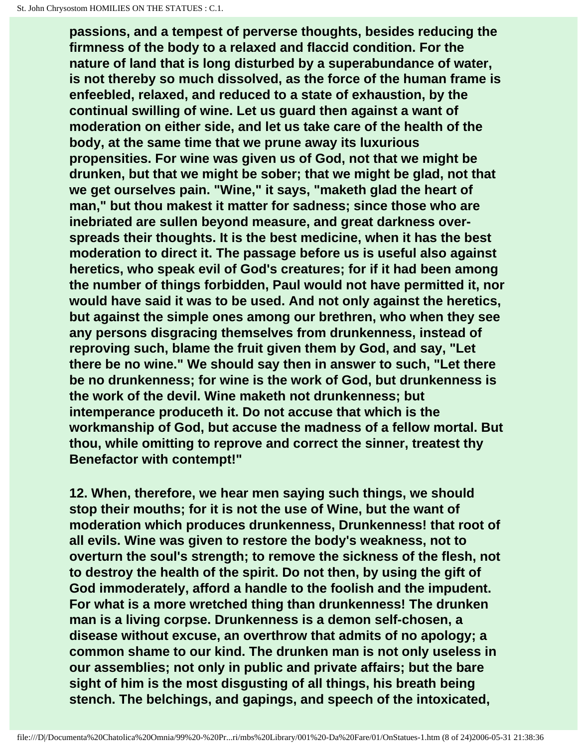**passions, and a tempest of perverse thoughts, besides reducing the firmness of the body to a relaxed and flaccid condition. For the nature of land that is long disturbed by a superabundance of water, is not thereby so much dissolved, as the force of the human frame is enfeebled, relaxed, and reduced to a state of exhaustion, by the continual swilling of wine. Let us guard then against a want of moderation on either side, and let us take care of the health of the body, at the same time that we prune away its luxurious propensities. For wine was given us of God, not that we might be drunken, but that we might be sober; that we might be glad, not that we get ourselves pain. "Wine," it says, "maketh glad the heart of man," but thou makest it matter for sadness; since those who are inebriated are sullen beyond measure, and great darkness over-spreads their thoughts. It is the best medicine, when it has the best moderation to direct it. The passage before us is useful also against heretics, who speak evil of God's creatures; for if it had been among the number of things forbidden, Paul would not have permitted it, nor would have said it was to be used. And not only against the heretics, but against the simple ones among our brethren, who when they see any persons disgracing themselves from drunkenness, instead of reproving such, blame the fruit given them by God, and say, "Let there be no wine." We should say then in answer to such, "Let there be no drunkenness; for wine is the work of God, but drunkenness is the work of the devil. Wine maketh not drunkenness; but intemperance produceth it. Do not accuse that which is the workmanship of God, but accuse the madness of a fellow mortal. But thou, while omitting to reprove and correct the sinner, treatest thy Benefactor with contempt!"**

**12. When, therefore, we hear men saying such things, we should stop their mouths; for it is not the use of Wine, but the want of moderation which produces drunkenness, Drunkenness! that root of all evils. Wine was given to restore the body's weakness, not to overturn the soul's strength; to remove the sickness of the flesh, not to destroy the health of the spirit. Do not then, by using the gift of God immoderately, afford a handle to the foolish and the impudent. For what is a more wretched thing than drunkenness! The drunken man is a living corpse. Drunkenness is a demon self-chosen, a disease without excuse, an overthrow that admits of no apology; a common shame to our kind. The drunken man is not only useless in our assemblies; not only in public and private affairs; but the bare sight of him is the most disgusting of all things, his breath being stench. The belchings, and gapings, and speech of the intoxicated,**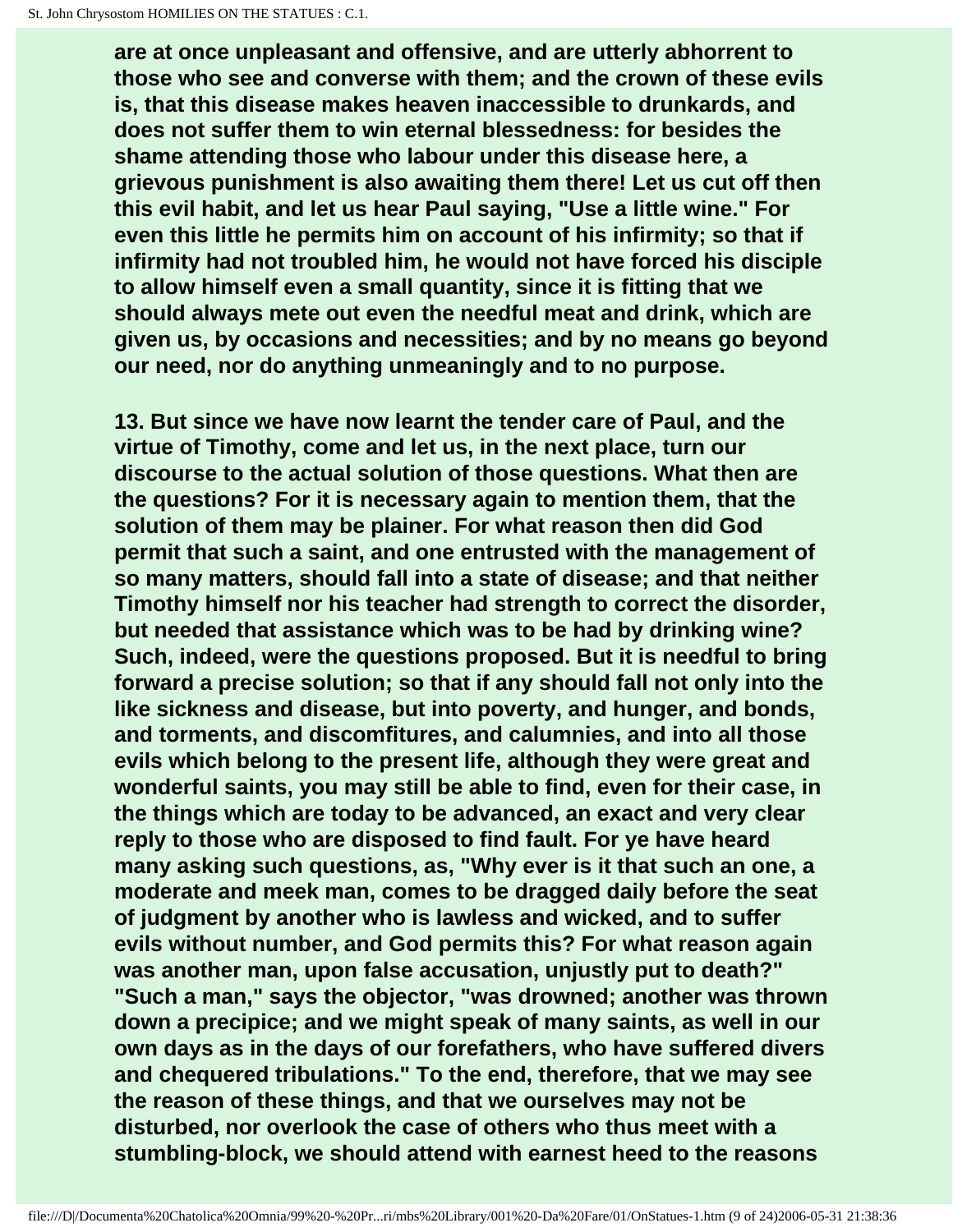are at once unpleasant and offensive, and are utterly abhorrent to those who see and converse with them; and the crown of these evils is, that this disease makes heaven inaccessible to drunkards, and does not suffer them to win eternal blessedness: for besides the shame attending those who labour under this disease here, a grievous punishment is also awaiting them there! Let us cut off then this evil habit, and let us hear Paul saying, "Use a little wine." For even this little he permits him on account of his infirmity; so that if infirmity had not troubled him, he would not have forced his disciple to allow himself even a small quantity, since it is fitting that we should always mete out even the needful meat and drink, which are given us, by occasions and necessities; and by no means go beyond our need, nor do anything unmeaningly and to no purpose.

13. But since we have now learnt the tender care of Paul, and the virtue of Timothy, come and let us, in the next place, turn our discourse to the actual solution of those questions. What then are the questions? For it is necessary again to mention them, that the solution of them may be plainer. For what reason then did God permit that such a saint, and one entrusted with the management of so many matters, should fall into a state of disease; and that neither Timothy himself nor his teacher had strength to correct the disorder, but needed that assistance which was to be had by drinking wine? Such, indeed, were the questions proposed. But it is needful to bring forward a precise solution; so that if any should fall not only into the like sickness and disease, but into poverty, and hunger, and bonds, and torments, and discomfitures, and calumnies, and into all those evils which belong to the present life, although they were great and wonderful saints, you may still be able to find, even for their case, in the things which are today to be advanced, an exact and very clear reply to those who are disposed to find fault. For ye have heard many asking such questions, as, "Why ever is it that such an one, a moderate and meek man, comes to be dragged daily before the seat of judgment by another who is lawless and wicked, and to suffer evils without number, and God permits this? For what reason again was another man, upon false accusation, unjustly put to death?" "Such a man," says the objector, "was drowned; another was thrown down a precipice; and we might speak of many saints, as well in our own days as in the days of our forefathers, who have suffered divers and chequered tribulations." To the end, therefore, that we may see the reason of these things, and that we ourselves may not be disturbed, nor overlook the case of others who thus meet with a stumbling-block, we should attend with earnest heed to the reasons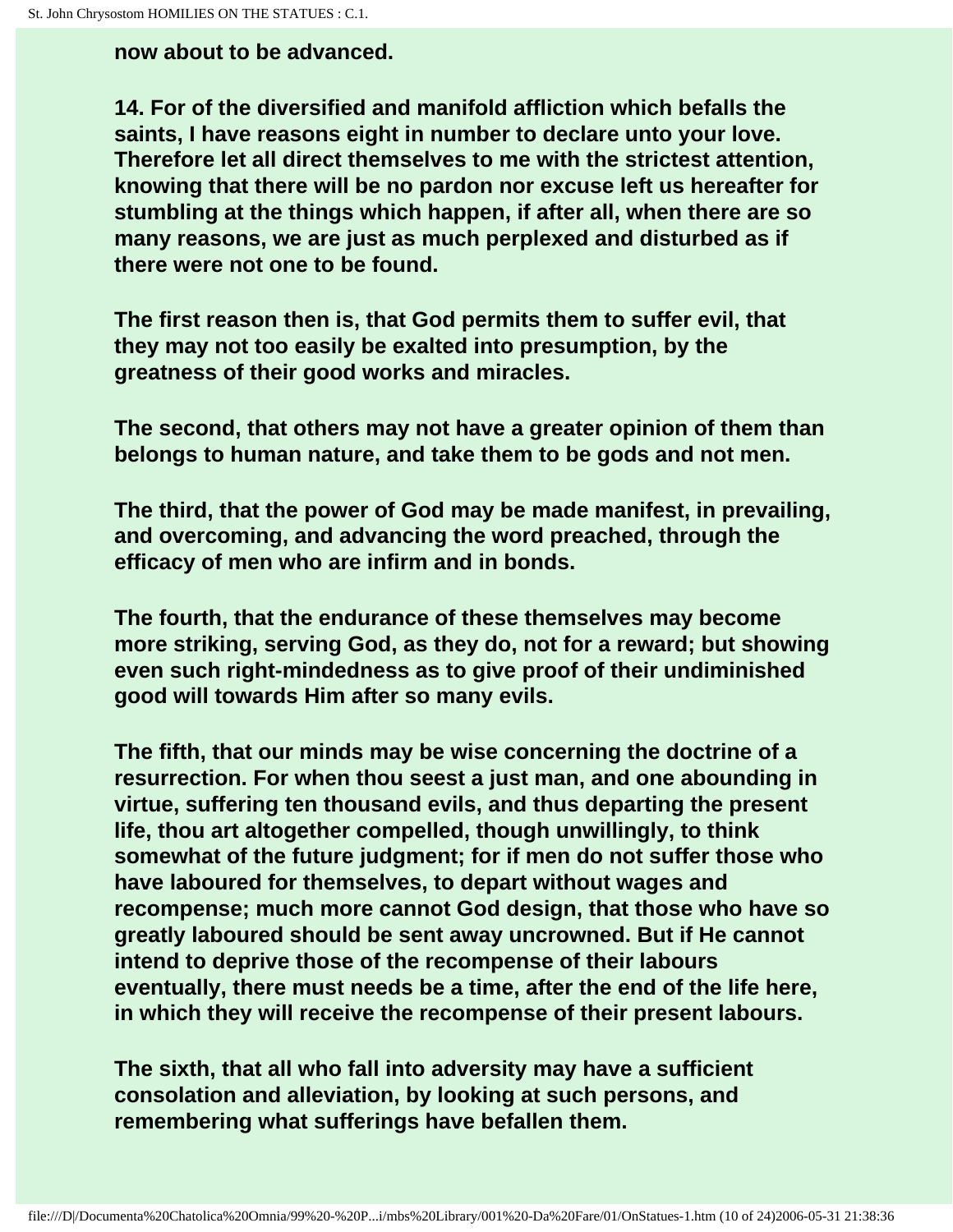now about to be advanced.

14. For of the diversified and manifold affliction which befalls the saints, I have reasons eight in number to declare unto your love. Therefore let all direct themselves to me with the strictest attention, knowing that there will be no pardon nor excuse left us hereafter for stumbling at the things which happen, if after all, when there are so many reasons, we are just as much perplexed and disturbed as if there were not one to be found.

The first reason then is, that God permits them to suffer evil, that they may not too easily be exalted into presumption, by the greatness of their good works and miracles.

The second, that others may not have a greater opinion of them than belongs to human nature, and take them to be gods and not men.

The third, that the power of God may be made manifest, in prevailing, and overcoming, and advancing the word preached, through the efficacy of men who are infirm and in bonds.

The fourth, that the endurance of these themselves may become more striking, serving God, as they do, not for a reward; but showing even such right-mindedness as to give proof of their undiminished good will towards Him after so many evils.

The fifth, that our minds may be wise concerning the doctrine of a resurrection. For when thou seest a just man, and one abounding in virtue, suffering ten thousand evils, and thus departing the present life, thou art altogether compelled, though unwillingly, to think somewhat of the future judgment; for if men do not suffer those who have laboured for themselves, to depart without wages and recompense; much more cannot God design, that those who have so greatly laboured should be sent away uncrowned. But if He cannot intend to deprive those of the recompense of their labours eventually, there must needs be a time, after the end of the life here, in which they will receive the recompense of their present labours.

The sixth, that all who fall into adversity may have a sufficient consolation and alleviation, by looking at such persons, and remembering what sufferings have befallen them.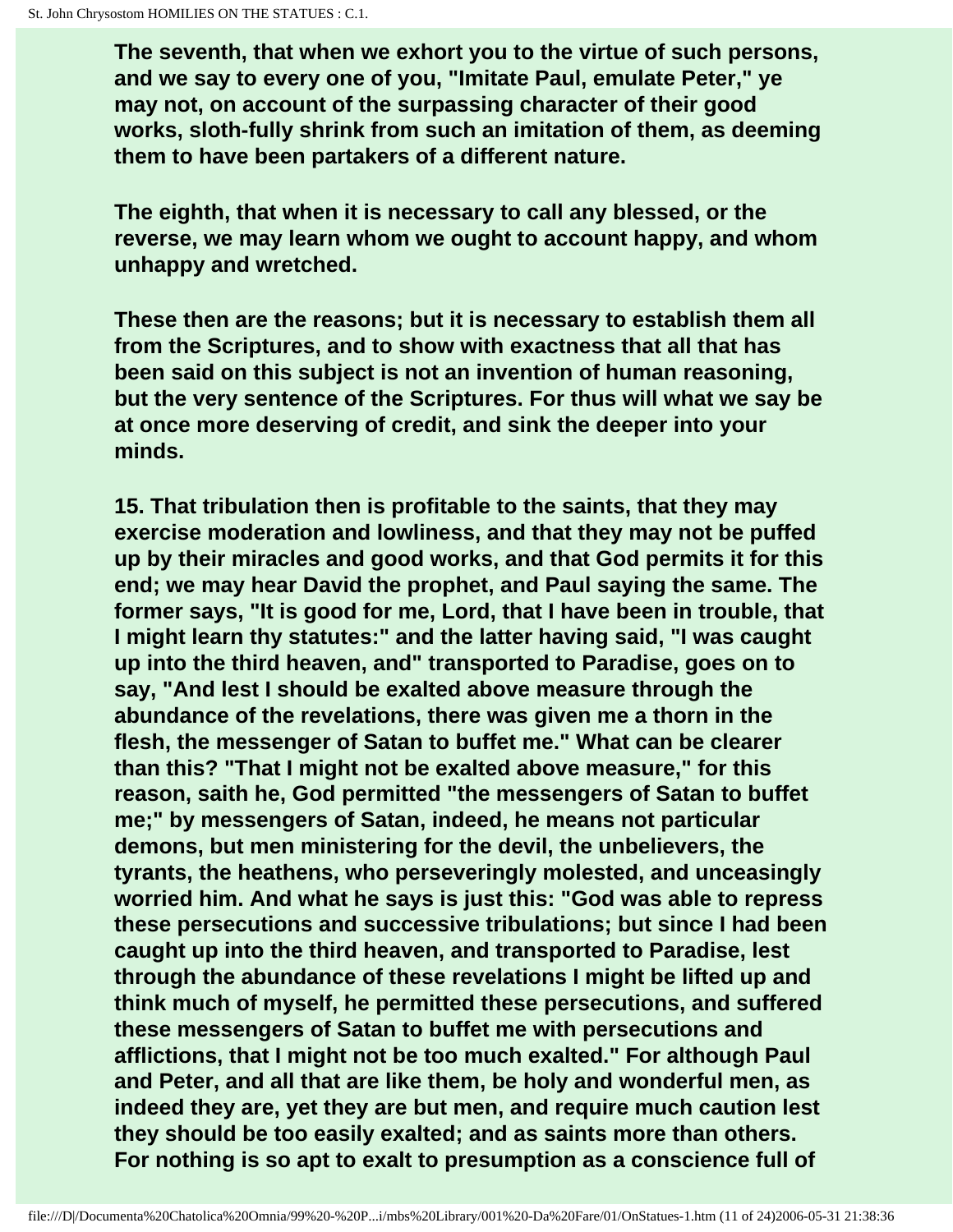The seventh, that when we exhort you to the virtue of such persons, and we say to every one of you, "Imitate Paul, emulate Peter," ye may not, on account of the surpassing character of their good works, sloth-fully shrink from such an imitation of them, as deeming them to have been partakers of a different nature.

The eighth, that when it is necessary to call any blessed, or the reverse, we may learn whom we ought to account happy, and whom unhappy and wretched.

These then are the reasons; but it is necessary to establish them all from the Scriptures, and to show with exactness that all that has been said on this subject is not an invention of human reasoning, but the very sentence of the Scriptures. For thus will what we say be at once more deserving of credit, and sink the deeper into your minds.

15. That tribulation then is profitable to the saints, that they may exercise moderation and lowliness, and that they may not be puffed up by their miracles and good works, and that God permits it for this end; we may hear David the prophet, and Paul saying the same. The former says, "It is good for me, Lord, that I have been in trouble, that I might learn thy statutes:" and the latter having said, "I was caught up into the third heaven, and" transported to Paradise, goes on to say, "And lest I should be exalted above measure through the abundance of the revelations, there was given me a thorn in the flesh, the messenger of Satan to buffet me." What can be clearer than this? "That I might not be exalted above measure," for this reason, saith he, God permitted "the messengers of Satan to buffet me;" by messengers of Satan, indeed, he means not particular demons, but men ministering for the devil, the unbelievers, the tyrants, the heathens, who perseveringly molested, and unceasingly worried him. And what he says is just this: "God was able to repress these persecutions and successive tribulations; but since I had been caught up into the third heaven, and transported to Paradise, lest through the abundance of these revelations I might be lifted up and think much of myself, he permitted these persecutions, and suffered these messengers of Satan to buffet me with persecutions and afflictions, that I might not be too much exalted." For although Paul and Peter, and all that are like them, be holy and wonderful men, as indeed they are, yet they are but men, and require much caution lest they should be too easily exalted; and as saints more than others. For nothing is so apt to exalt to presumption as a conscience full of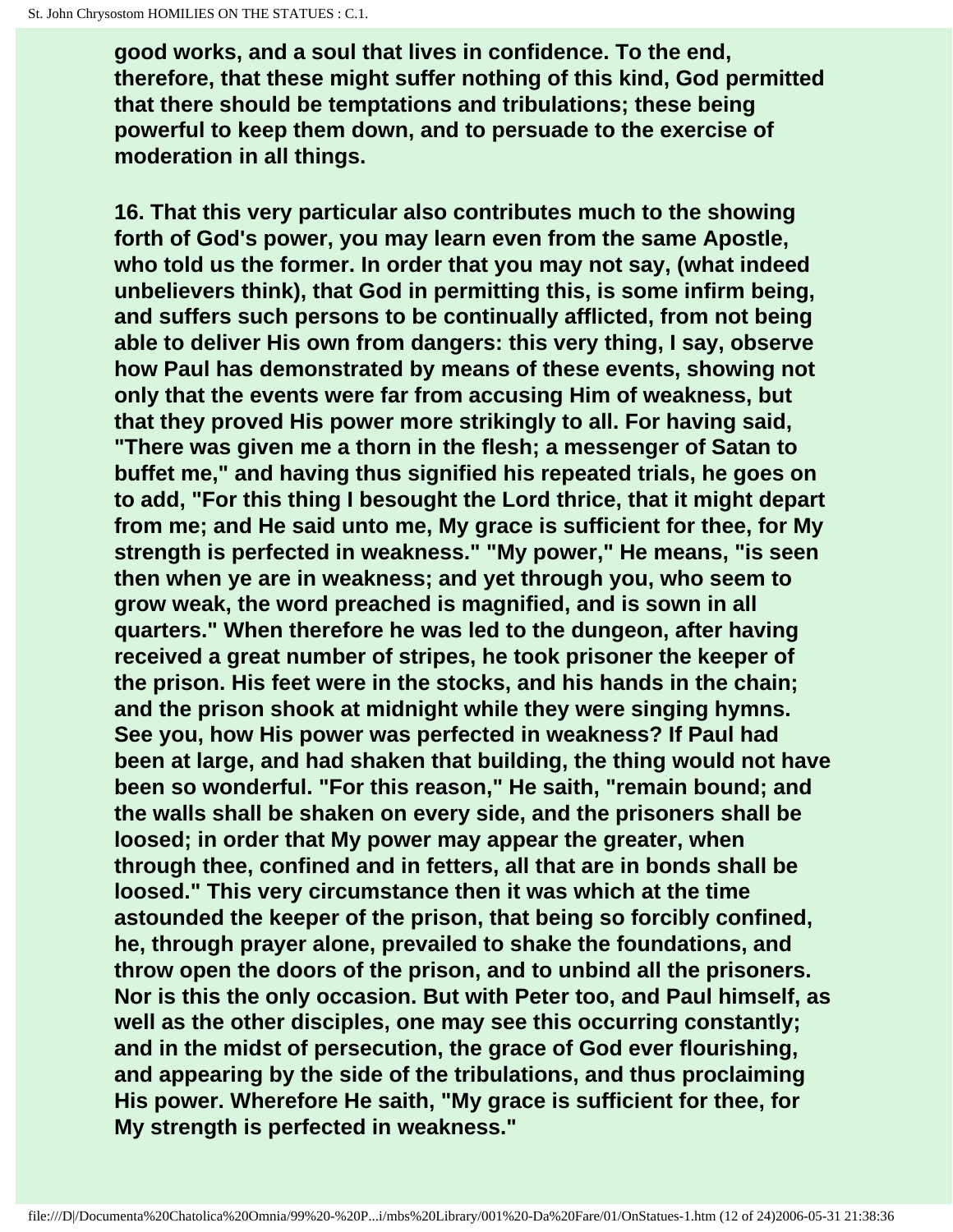**good works, and a soul that lives in confidence. To the end, therefore, that these might suffer nothing of this kind, God permitted that there should be temptations and tribulations; these being powerful to keep them down, and to persuade to the exercise of moderation in all things.**

**16. That this very particular also contributes much to the showing forth of God's power, you may learn even from the same Apostle, who told us the former. In order that you may not say, (what indeed unbelievers think), that God in permitting this, is some infirm being, and suffers such persons to be continually afflicted, from not being able to deliver His own from dangers: this very thing, I say, observe how Paul has demonstrated by means of these events, showing not only that the events were far from accusing Him of weakness, but that they proved His power more strikingly to all. For having said, "There was given me a thorn in the flesh; a messenger of Satan to buffet me," and having thus signified his repeated trials, he goes on to add, "For this thing I besought the Lord thrice, that it might depart from me; and He said unto me, My grace is sufficient for thee, for My strength is perfected in weakness." "My power," He means, "is seen then when ye are in weakness; and yet through you, who seem to grow weak, the word preached is magnified, and is sown in all quarters." When therefore he was led to the dungeon, after having received a great number of stripes, he took prisoner the keeper of the prison. His feet were in the stocks, and his hands in the chain; and the prison shook at midnight while they were singing hymns. See you, how His power was perfected in weakness? If Paul had been at large, and had shaken that building, the thing would not have been so wonderful. "For this reason," He saith, "remain bound; and the walls shall be shaken on every side, and the prisoners shall be loosed; in order that My power may appear the greater, when through thee, confined and in fetters, all that are in bonds shall be loosed." This very circumstance then it was which at the time astounded the keeper of the prison, that being so forcibly confined, he, through prayer alone, prevailed to shake the foundations, and throw open the doors of the prison, and to unbind all the prisoners. Nor is this the only occasion. But with Peter too, and Paul himself, as well as the other disciples, one may see this occurring constantly; and in the midst of persecution, the grace of God ever flourishing, and appearing by the side of the tribulations, and thus proclaiming His power. Wherefore He saith, "My grace is sufficient for thee, for My strength is perfected in weakness."**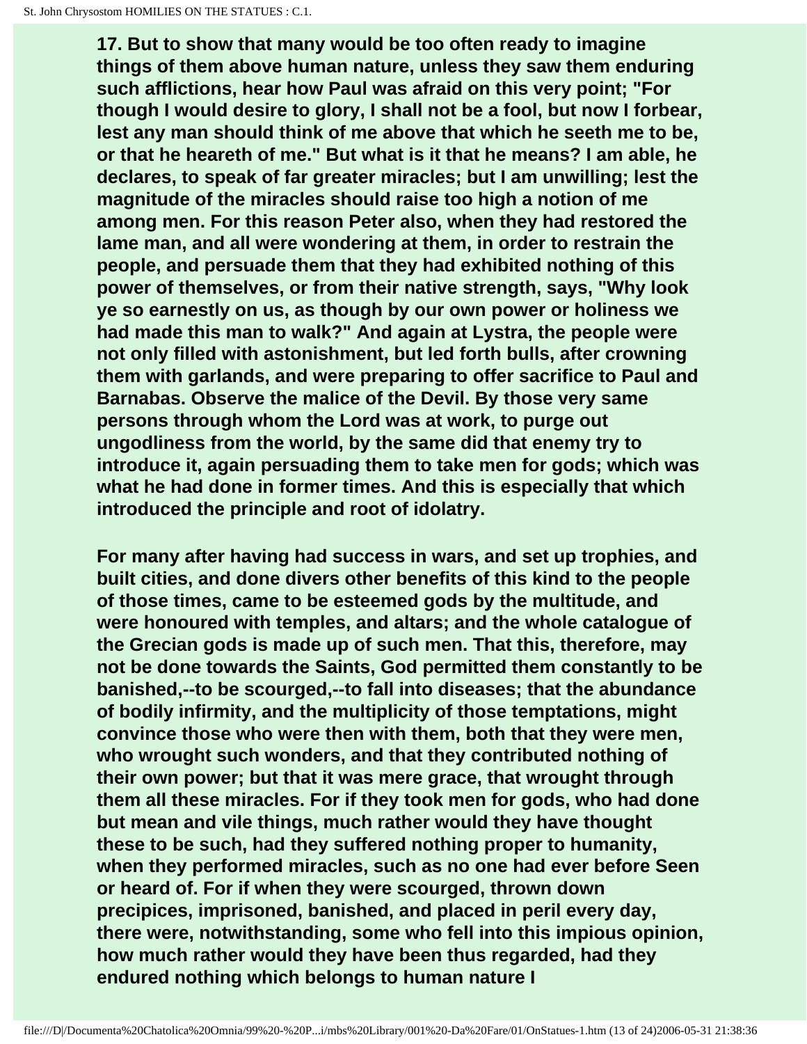**17. But to show that many would be too often ready to imagine things of them above human nature, unless they saw them enduring such afflictions, hear how Paul was afraid on this very point; "For though I would desire to glory, I shall not be a fool, but now I forbear, lest any man should think of me above that which he seeth me to be, or that he heareth of me." But what is it that he means? I am able, he declares, to speak of far greater miracles; but I am unwilling; lest the magnitude of the miracles should raise too high a notion of me among men. For this reason Peter also, when they had restored the lame man, and all were wondering at them, in order to restrain the people, and persuade them that they had exhibited nothing of this power of themselves, or from their native strength, says, "Why look ye so earnestly on us, as though by our own power or holiness we had made this man to walk?" And again at Lystra, the people were not only filled with astonishment, but led forth bulls, after crowning them with garlands, and were preparing to offer sacrifice to Paul and Barnabas. Observe the malice of the Devil. By those very same persons through whom the Lord was at work, to purge out ungodliness from the world, by the same did that enemy try to introduce it, again persuading them to take men for gods; which was what he had done in former times. And this is especially that which introduced the principle and root of idolatry.**

**For many after having had success in wars, and set up trophies, and built cities, and done divers other benefits of this kind to the people of those times, came to be esteemed gods by the multitude, and were honoured with temples, and altars; and the whole catalogue of the Grecian gods is made up of such men. That this, therefore, may not be done towards the Saints, God permitted them constantly to be banished,--to be scourged,--to fall into diseases; that the abundance of bodily infirmity, and the multiplicity of those temptations, might convince those who were then with them, both that they were men, who wrought such wonders, and that they contributed nothing of their own power; but that it was mere grace, that wrought through them all these miracles. For if they took men for gods, who had done but mean and vile things, much rather would they have thought these to be such, had they suffered nothing proper to humanity, when they performed miracles, such as no one had ever before Seen or heard of. For if when they were scourged, thrown down precipices, imprisoned, banished, and placed in peril every day, there were, notwithstanding, some who fell into this impious opinion, how much rather would they have been thus regarded, had they endured nothing which belongs to human nature I**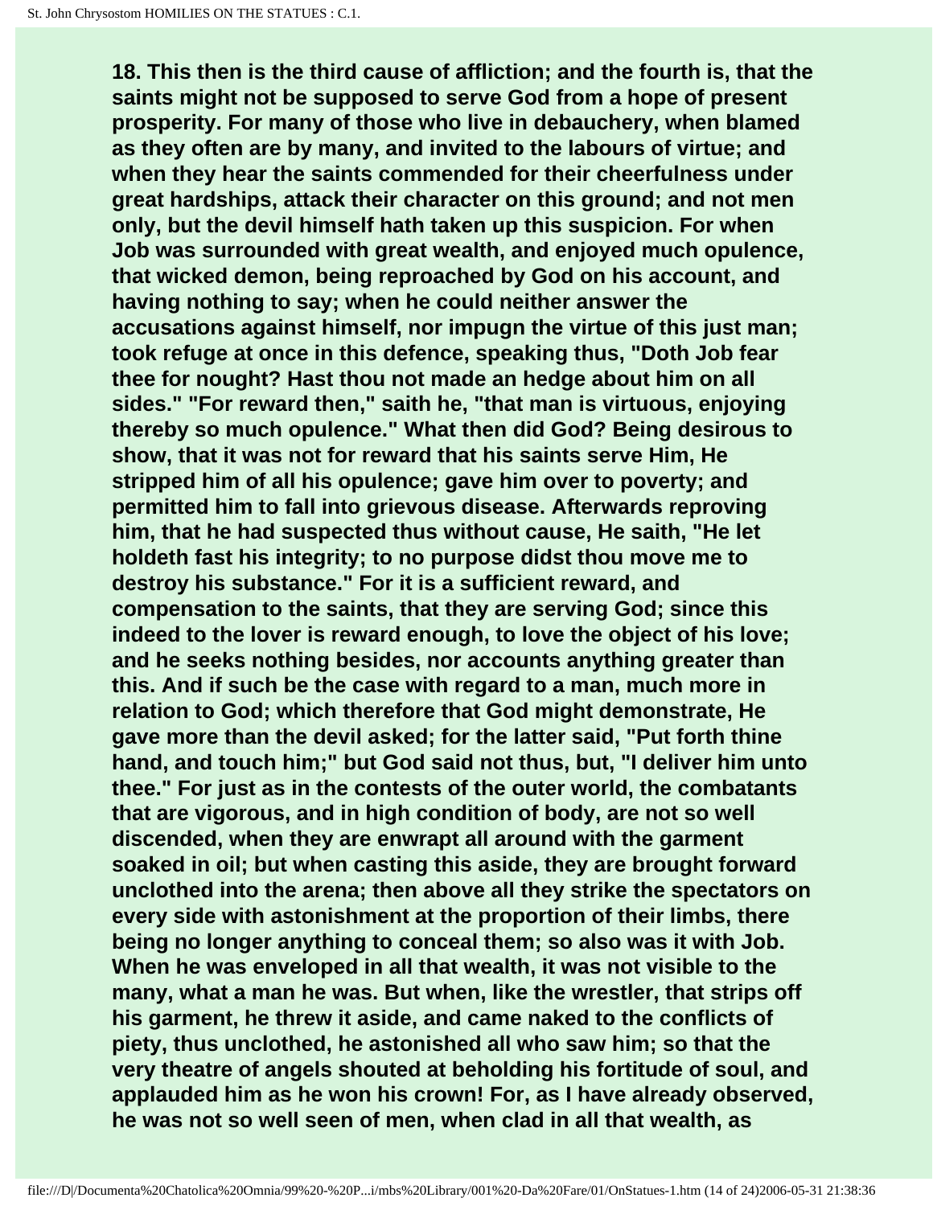**18. This then is the third cause of affliction; and the fourth is, that the saints might not be supposed to serve God from a hope of present prosperity. For many of those who live in debauchery, when blamed as they often are by many, and invited to the labours of virtue; and when they hear the saints commended for their cheerfulness under great hardships, attack their character on this ground; and not men only, but the devil himself hath taken up this suspicion. For when Job was surrounded with great wealth, and enjoyed much opulence, that wicked demon, being reproached by God on his account, and having nothing to say; when he could neither answer the accusations against himself, nor impugn the virtue of this just man; took refuge at once in this defence, speaking thus, "Doth Job fear thee for nought? Hast thou not made an hedge about him on all sides." "For reward then," saith he, "that man is virtuous, enjoying thereby so much opulence." What then did God? Being desirous to show, that it was not for reward that his saints serve Him, He stripped him of all his opulence; gave him over to poverty; and permitted him to fall into grievous disease. Afterwards reproving him, that he had suspected thus without cause, He saith, "He let holdeth fast his integrity; to no purpose didst thou move me to destroy his substance." For it is a sufficient reward, and compensation to the saints, that they are serving God; since this indeed to the lover is reward enough, to love the object of his love; and he seeks nothing besides, nor accounts anything greater than this. And if such be the case with regard to a man, much more in relation to God; which therefore that God might demonstrate, He gave more than the devil asked; for the latter said, "Put forth thine hand, and touch him;" but God said not thus, but, "I deliver him unto thee." For just as in the contests of the outer world, the combatants that are vigorous, and in high condition of body, are not so well discended, when they are enwrapt all around with the garment soaked in oil; but when casting this aside, they are brought forward unclothed into the arena; then above all they strike the spectators on every side with astonishment at the proportion of their limbs, there being no longer anything to conceal them; so also was it with Job. When he was enveloped in all that wealth, it was not visible to the many, what a man he was. But when, like the wrestler, that strips off his garment, he threw it aside, and came naked to the conflicts of piety, thus unclothed, he astonished all who saw him; so that the very theatre of angels shouted at beholding his fortitude of soul, and applauded him as he won his crown! For, as I have already observed, he was not so well seen of men, when clad in all that wealth, as**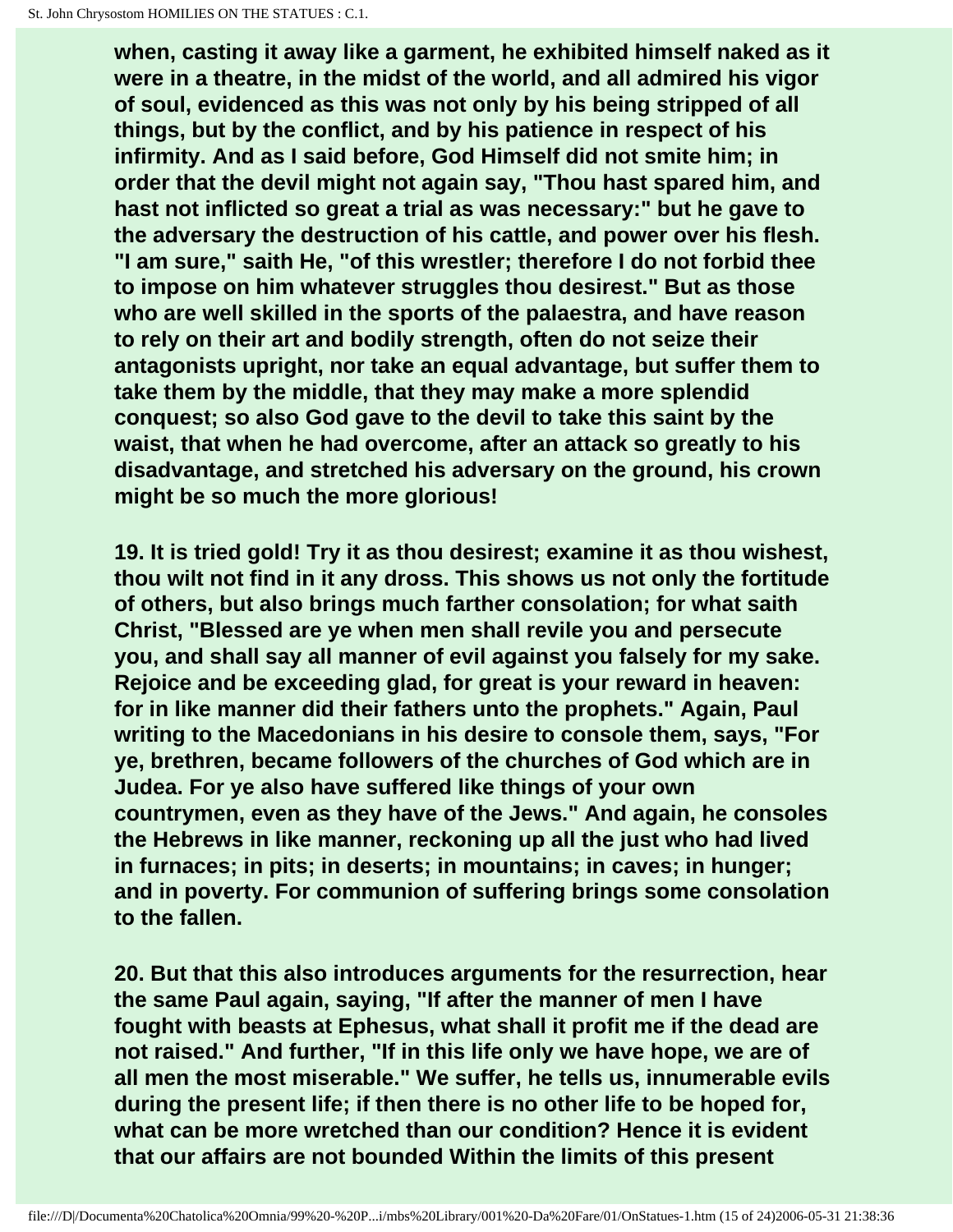when, casting it away like a garment, he exhibited himself naked as it were in a theatre, in the midst of the world, and all admired his vigor of soul, evidenced as this was not only by his being stripped of all things, but by the conflict, and by his patience in respect of his infirmity. And as I said before, God Himself did not smite him; in order that the devil might not again say, "Thou hast spared him, and hast not inflicted so great a trial as was necessary:" but he gave to the adversary the destruction of his cattle, and power over his flesh. "I am sure," saith He, "of this wrestler; therefore I do not forbid thee to impose on him whatever struggles thou desirest." But as those who are well skilled in the sports of the palaestra, and have reason to rely on their art and bodily strength, often do not seize their antagonists upright, nor take an equal advantage, but suffer them to take them by the middle, that they may make a more splendid conquest; so also God gave to the devil to take this saint by the waist, that when he had overcome, after an attack so greatly to his disadvantage, and stretched his adversary on the ground, his crown might be so much the more glorious!

19. It is tried gold! Try it as thou desirest; examine it as thou wishest, thou wilt not find in it any dross. This shows us not only the fortitude of others, but also brings much farther consolation; for what saith Christ, "Blessed are ye when men shall revile you and persecute you, and shall say all manner of evil against you falsely for my sake. Rejoice and be exceeding glad, for great is your reward in heaven: for in like manner did their fathers unto the prophets." Again, Paul writing to the Macedonians in his desire to console them, says, "For ye, brethren, became followers of the churches of God which are in Judea. For ye also have suffered like things of your own countrymen, even as they have of the Jews." And again, he consoles the Hebrews in like manner, reckoning up all the just who had lived in furnaces; in pits; in deserts; in mountains; in caves; in hunger; and in poverty. For communion of suffering brings some consolation to the fallen.

20. But that this also introduces arguments for the resurrection, hear the same Paul again, saying, "If after the manner of men I have fought with beasts at Ephesus, what shall it profit me if the dead are not raised." And further, "If in this life only we have hope, we are of all men the most miserable." We suffer, he tells us, innumerable evils during the present life; if then there is no other life to be hoped for, what can be more wretched than our condition? Hence it is evident that our affairs are not bounded Within the limits of this present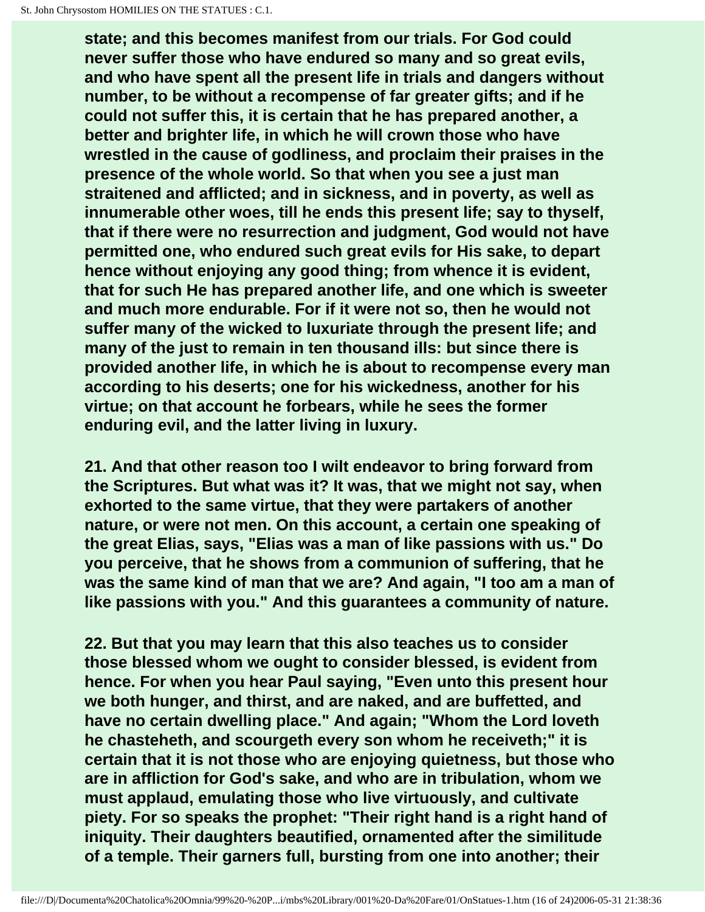**state; and this becomes manifest from our trials. For God could never suffer those who have endured so many and so great evils, and who have spent all the present life in trials and dangers without number, to be without a recompense of far greater gifts; and if he could not suffer this, it is certain that he has prepared another, a better and brighter life, in which he will crown those who have wrestled in the cause of godliness, and proclaim their praises in the presence of the whole world. So that when you see a just man straitened and afflicted; and in sickness, and in poverty, as well as innumerable other woes, till he ends this present life; say to thyself, that if there were no resurrection and judgment, God would not have permitted one, who endured such great evils for His sake, to depart hence without enjoying any good thing; from whence it is evident, that for such He has prepared another life, and one which is sweeter and much more endurable. For if it were not so, then he would not suffer many of the wicked to luxuriate through the present life; and many of the just to remain in ten thousand ills: but since there is provided another life, in which he is about to recompense every man according to his deserts; one for his wickedness, another for his virtue; on that account he forbears, while he sees the former enduring evil, and the latter living in luxury.**

**21. And that other reason too I wilt endeavor to bring forward from the Scriptures. But what was it? It was, that we might not say, when exhorted to the same virtue, that they were partakers of another nature, or were not men. On this account, a certain one speaking of the great Elias, says, "Elias was a man of like passions with us." Do you perceive, that he shows from a communion of suffering, that he was the same kind of man that we are? And again, "I too am a man of like passions with you." And this guarantees a community of nature.**

**22. But that you may learn that this also teaches us to consider those blessed whom we ought to consider blessed, is evident from hence. For when you hear Paul saying, "Even unto this present hour we both hunger, and thirst, and are naked, and are buffetted, and have no certain dwelling place." And again; "Whom the Lord loveth he chasteneth, and scourgeth every son whom he receiveth;" it is certain that it is not those who are enjoying quietness, but those who are in affliction for God's sake, and who are in tribulation, whom we must applaud, emulating those who live virtuously, and cultivate piety. For so speaks the prophet: "Their right hand is a right hand of iniquity. Their daughters beautified, ornamented after the similitude of a temple. Their garners full, bursting from one into another; their**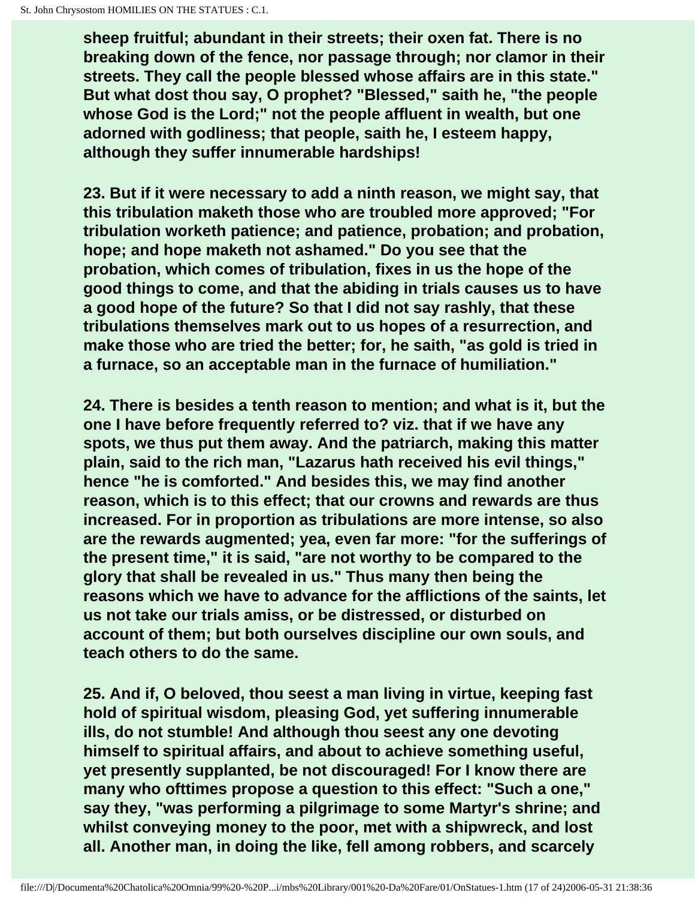**sheep fruitful; abundant in their streets; their oxen fat. There is no breaking down of the fence, nor passage through; nor clamor in their streets. They call the people blessed whose affairs are in this state." But what dost thou say, O prophet? "Blessed," saith he, "the people whose God is the Lord;" not the people affluent in wealth, but one adorned with godliness; that people, saith he, I esteem happy, although they suffer innumerable hardships!**

**23. But if it were necessary to add a ninth reason, we might say, that this tribulation maketh those who are troubled more approved; "For tribulation worketh patience; and patience, probation; and probation, hope; and hope maketh not ashamed." Do you see that the probation, which comes of tribulation, fixes in us the hope of the good things to come, and that the abiding in trials causes us to have a good hope of the future? So that I did not say rashly, that these tribulations themselves mark out to us hopes of a resurrection, and make those who are tried the better; for, he saith, "as gold is tried in a furnace, so an acceptable man in the furnace of humiliation."**

**24. There is besides a tenth reason to mention; and what is it, but the one I have before frequently referred to? viz. that if we have any spots, we thus put them away. And the patriarch, making this matter plain, said to the rich man, "Lazarus hath received his evil things," hence "he is comforted." And besides this, we may find another reason, which is to this effect; that our crowns and rewards are thus increased. For in proportion as tribulations are more intense, so also are the rewards augmented; yea, even far more: "for the sufferings of the present time," it is said, "are not worthy to be compared to the glory that shall be revealed in us." Thus many then being the reasons which we have to advance for the afflictions of the saints, let us not take our trials amiss, or be distressed, or disturbed on account of them; but both ourselves discipline our own souls, and teach others to do the same.**

**25. And if, O beloved, thou seest a man living in virtue, keeping fast hold of spiritual wisdom, pleasing God, yet suffering innumerable ills, do not stumble! And although thou seest any one devoting himself to spiritual affairs, and about to achieve something useful, yet presently supplanted, be not discouraged! For I know there are many who ofttimes propose a question to this effect: "Such a one," say they, "was performing a pilgrimage to some Martyr's shrine; and whilst conveying money to the poor, met with a shipwreck, and lost all. Another man, in doing the like, fell among robbers, and scarcely**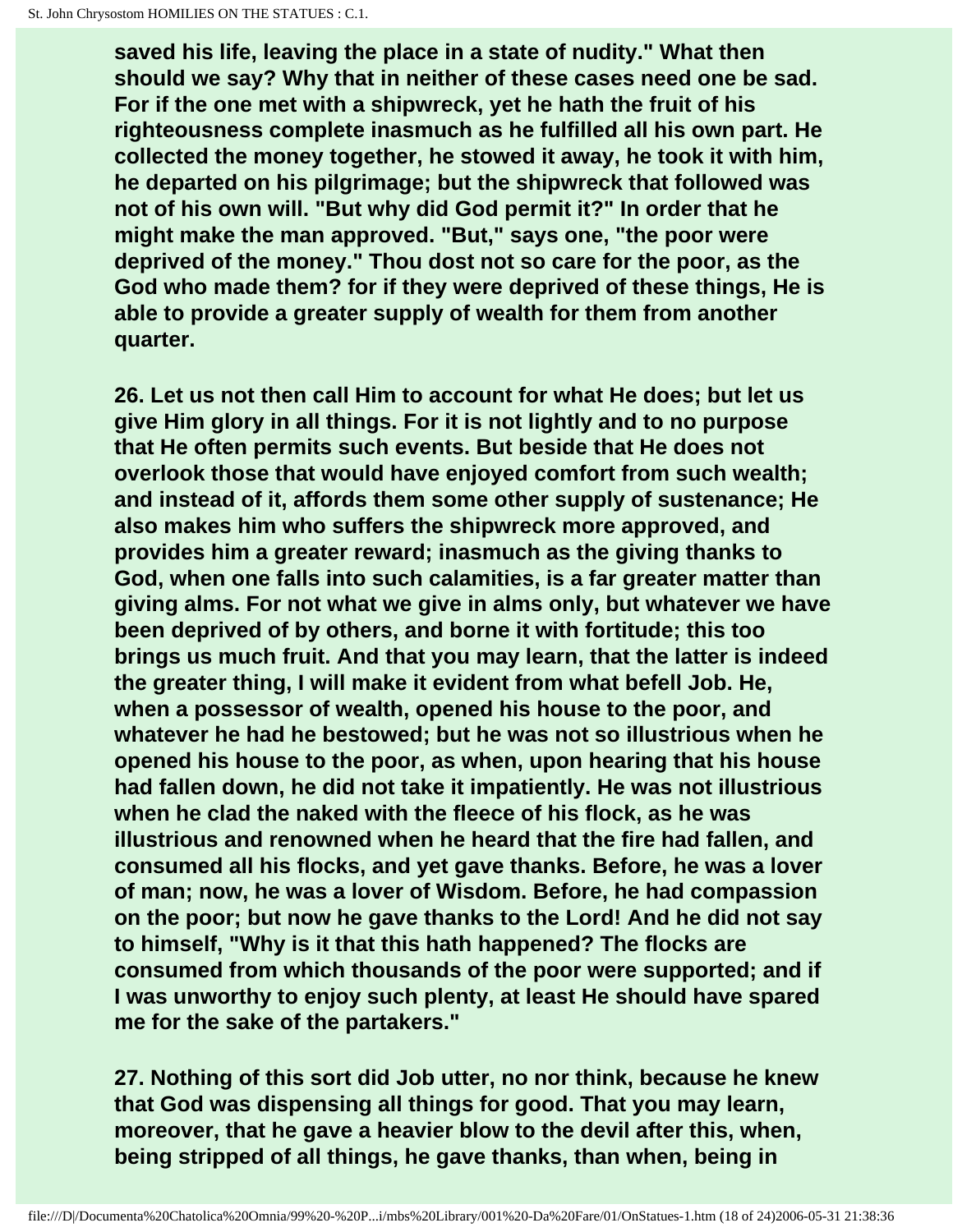saved his life, leaving the place in a state of nudity." What then should we say? Why that in neither of these cases need one be sad. For if the one met with a shipwreck, yet he hath the fruit of his righteousness complete inasmuch as he fulfilled all his own part. He collected the money together, he stowed it away, he took it with him, he departed on his pilgrimage; but the shipwreck that followed was not of his own will. "But why did God permit it?" In order that he might make the man approved. "But," says one, "the poor were deprived of the money." Thou dost not so care for the poor, as the God who made them? for if they were deprived of these things, He is able to provide a greater supply of wealth for them from another quarter.

26. Let us not then call Him to account for what He does; but let us give Him glory in all things. For it is not lightly and to no purpose that He often permits such events. But beside that He does not overlook those that would have enjoyed comfort from such wealth; and instead of it, affords them some other supply of sustenance; He also makes him who suffers the shipwreck more approved, and provides him a greater reward; inasmuch as the giving thanks to God, when one falls into such calamities, is a far greater matter than giving alms. For not what we give in alms only, but whatever we have been deprived of by others, and borne it with fortitude; this too brings us much fruit. And that you may learn, that the latter is indeed the greater thing, I will make it evident from what befell Job. He, when a possessor of wealth, opened his house to the poor, and whatever he had he bestowed; but he was not so illustrious when he opened his house to the poor, as when, upon hearing that his house had fallen down, he did not take it impatiently. He was not illustrious when he clad the naked with the fleece of his flock, as he was illustrious and renowned when he heard that the fire had fallen, and consumed all his flocks, and yet gave thanks. Before, he was a lover of man; now, he was a lover of Wisdom. Before, he had compassion on the poor; but now he gave thanks to the Lord! And he did not say to himself, "Why is it that this hath happened? The flocks are consumed from which thousands of the poor were supported; and if I was unworthy to enjoy such plenty, at least He should have spared me for the sake of the partakers."

27. Nothing of this sort did Job utter, no nor think, because he knew that God was dispensing all things for good. That you may learn, moreover, that he gave a heavier blow to the devil after this, when, being stripped of all things, he gave thanks, than when, being in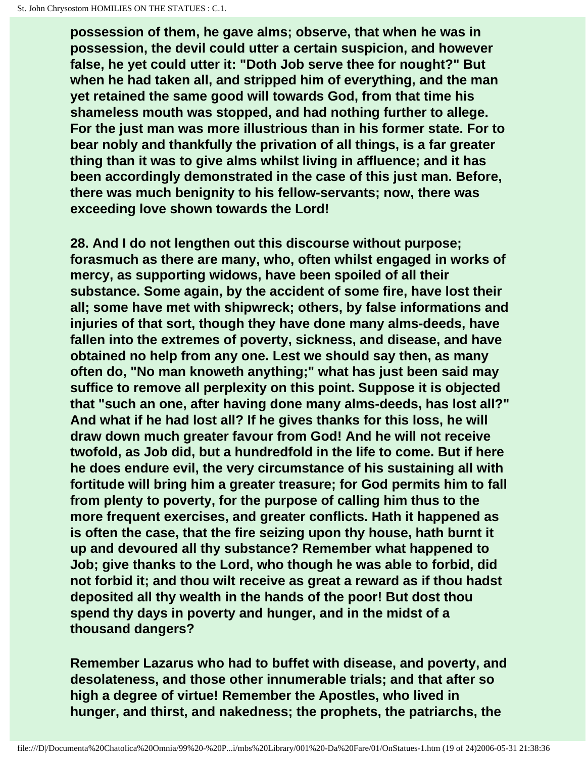possession of them, he gave alms; observe, that when he was in possession, the devil could utter a certain suspicion, and however false, he yet could utter it: "Doth Job serve thee for nought?" But when he had taken all, and stripped him of everything, and the man yet retained the same good will towards God, from that time his shameless mouth was stopped, and had nothing further to allege. For the just man was more illustrious than in his former state. For to bear nobly and thankfully the privation of all things, is a far greater thing than it was to give alms whilst living in affluence; and it has been accordingly demonstrated in the case of this just man. Before, there was much benignity to his fellow-servants; now, there was exceeding love shown towards the Lord!

28. And I do not lengthen out this discourse without purpose; forasmuch as there are many, who, often whilst engaged in works of mercy, as supporting widows, have been spoiled of all their substance. Some again, by the accident of some fire, have lost their all; some have met with shipwreck; others, by false informations and injuries of that sort, though they have done many alms-deeds, have fallen into the extremes of poverty, sickness, and disease, and have obtained no help from any one. Lest we should say then, as many often do, "No man knoweth anything;" what has just been said may suffice to remove all perplexity on this point. Suppose it is objected that "such an one, after having done many alms-deeds, has lost all?" And what if he had lost all? If he gives thanks for this loss, he will draw down much greater favour from God! And he will not receive twofold, as Job did, but a hundredfold in the life to come. But if here he does endure evil, the very circumstance of his sustaining all with fortitude will bring him a greater treasure; for God permits him to fall from plenty to poverty, for the purpose of calling him thus to the more frequent exercises, and greater conflicts. Hath it happened as is often the case, that the fire seizing upon thy house, hath burnt it up and devoured all thy substance? Remember what happened to Job; give thanks to the Lord, who though he was able to forbid, did not forbid it; and thou wilt receive as great a reward as if thou hadst deposited all thy wealth in the hands of the poor! But dost thou spend thy days in poverty and hunger, and in the midst of a thousand dangers?

Remember Lazarus who had to buffet with disease, and poverty, and desolateness, and those other innumerable trials; and that after so high a degree of virtue! Remember the Apostles, who lived in hunger, and thirst, and nakedness; the prophets, the patriarchs, the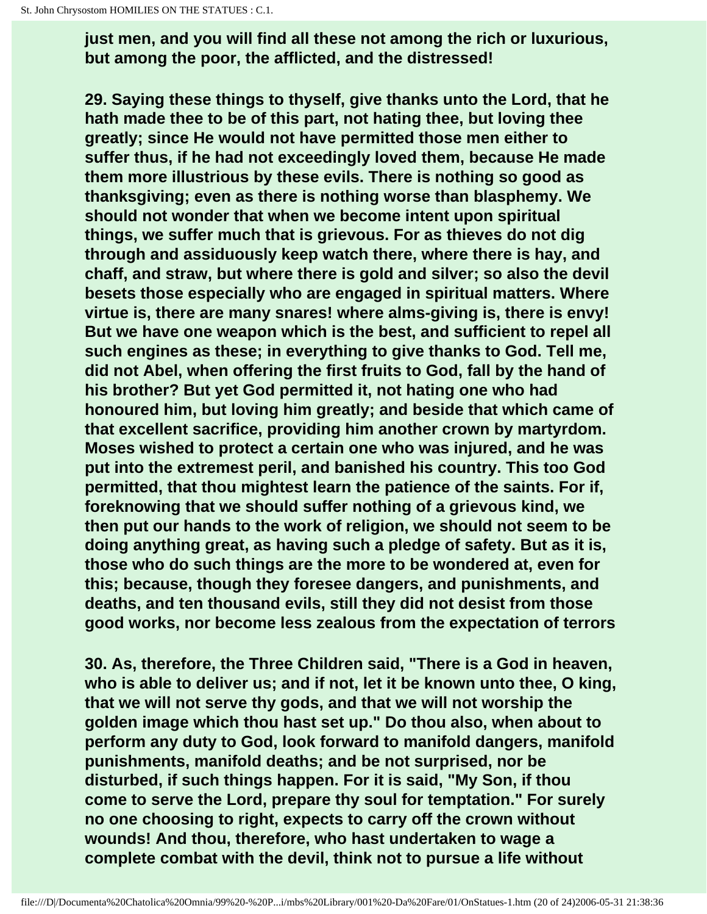**just men, and you will find all these not among the rich or luxurious, but among the poor, the afflicted, and the distressed!**

**29. Saying these things to thyself, give thanks unto the Lord, that he hath made thee to be of this part, not hating thee, but loving thee greatly; since He would not have permitted those men either to suffer thus, if he had not exceedingly loved them, because He made them more illustrious by these evils. There is nothing so good as thanksgiving; even as there is nothing worse than blasphemy. We should not wonder that when we become intent upon spiritual things, we suffer much that is grievous. For as thieves do not dig through and assiduously keep watch there, where there is hay, and chaff, and straw, but where there is gold and silver; so also the devil besets those especially who are engaged in spiritual matters. Where virtue is, there are many snares! where alms-giving is, there is envy! But we have one weapon which is the best, and sufficient to repel all such engines as these; in everything to give thanks to God. Tell me, did not Abel, when offering the first fruits to God, fall by the hand of his brother? But yet God permitted it, not hating one who had honoured him, but loving him greatly; and beside that which came of that excellent sacrifice, providing him another crown by martyrdom. Moses wished to protect a certain one who was injured, and he was put into the extremest peril, and banished his country. This too God permitted, that thou mightest learn the patience of the saints. For if, foreknowing that we should suffer nothing of a grievous kind, we then put our hands to the work of religion, we should not seem to be doing anything great, as having such a pledge of safety. But as it is, those who do such things are the more to be wondered at, even for this; because, though they foresee dangers, and punishments, and deaths, and ten thousand evils, still they did not desist from those good works, nor become less zealous from the expectation of terrors**

**30. As, therefore, the Three Children said, "There is a God in heaven, who is able to deliver us; and if not, let it be known unto thee, O king, that we will not serve thy gods, and that we will not worship the golden image which thou hast set up." Do thou also, when about to perform any duty to God, look forward to manifold dangers, manifold punishments, manifold deaths; and be not surprised, nor be disturbed, if such things happen. For it is said, "My Son, if thou come to serve the Lord, prepare thy soul for temptation." For surely no one choosing to right, expects to carry off the crown without wounds! And thou, therefore, who hast undertaken to wage a complete combat with the devil, think not to pursue a life without**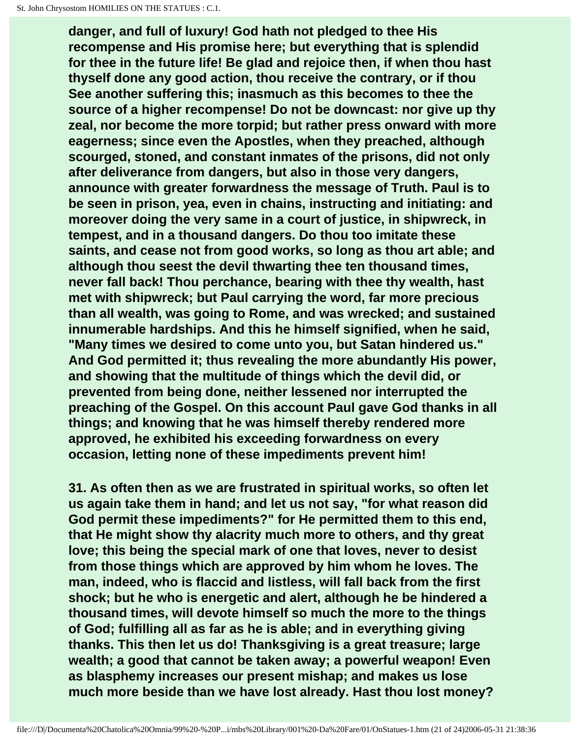danger, and full of luxury! God hath not pledged to thee His recompense and His promise here; but everything that is splendid for thee in the future life! Be glad and rejoice then, if when thou hast thyself done any good action, thou receive the contrary, or if thou See another suffering this; inasmuch as this becomes to thee the source of a higher recompense! Do not be downcast: nor give up thy zeal, nor become the more torpid; but rather press onward with more eagerness; since even the Apostles, when they preached, although scourged, stoned, and constant inmates of the prisons, did not only after deliverance from dangers, but also in those very dangers, announce with greater forwardness the message of Truth. Paul is to be seen in prison, yea, even in chains, instructing and initiating: and moreover doing the very same in a court of justice, in shipwreck, in tempest, and in a thousand dangers. Do thou too imitate these saints, and cease not from good works, so long as thou art able; and although thou seest the devil thwarting thee ten thousand times, never fall back! Thou perchance, bearing with thee thy wealth, hast met with shipwreck; but Paul carrying the word, far more precious than all wealth, was going to Rome, and was wrecked; and sustained innumerable hardships. And this he himself signified, when he said, "Many times we desired to come unto you, but Satan hindered us." And God permitted it; thus revealing the more abundantly His power, and showing that the multitude of things which the devil did, or prevented from being done, neither lessened nor interrupted the preaching of the Gospel. On this account Paul gave God thanks in all things; and knowing that he was himself thereby rendered more approved, he exhibited his exceeding forwardness on every occasion, letting none of these impediments prevent him!

31. As often then as we are frustrated in spiritual works, so often let us again take them in hand; and let us not say, "for what reason did God permit these impediments?" for He permitted them to this end, that He might show thy alacrity much more to others, and thy great love; this being the special mark of one that loves, never to desist from those things which are approved by him whom he loves. The man, indeed, who is flaccid and listless, will fall back from the first shock; but he who is energetic and alert, although he be hindered a thousand times, will devote himself so much the more to the things of God; fulfilling all as far as he is able; and in everything giving thanks. This then let us do! Thanksgiving is a great treasure; large wealth; a good that cannot be taken away; a powerful weapon! Even as blasphemy increases our present mishap; and makes us lose much more beside than we have lost already. Hast thou lost money?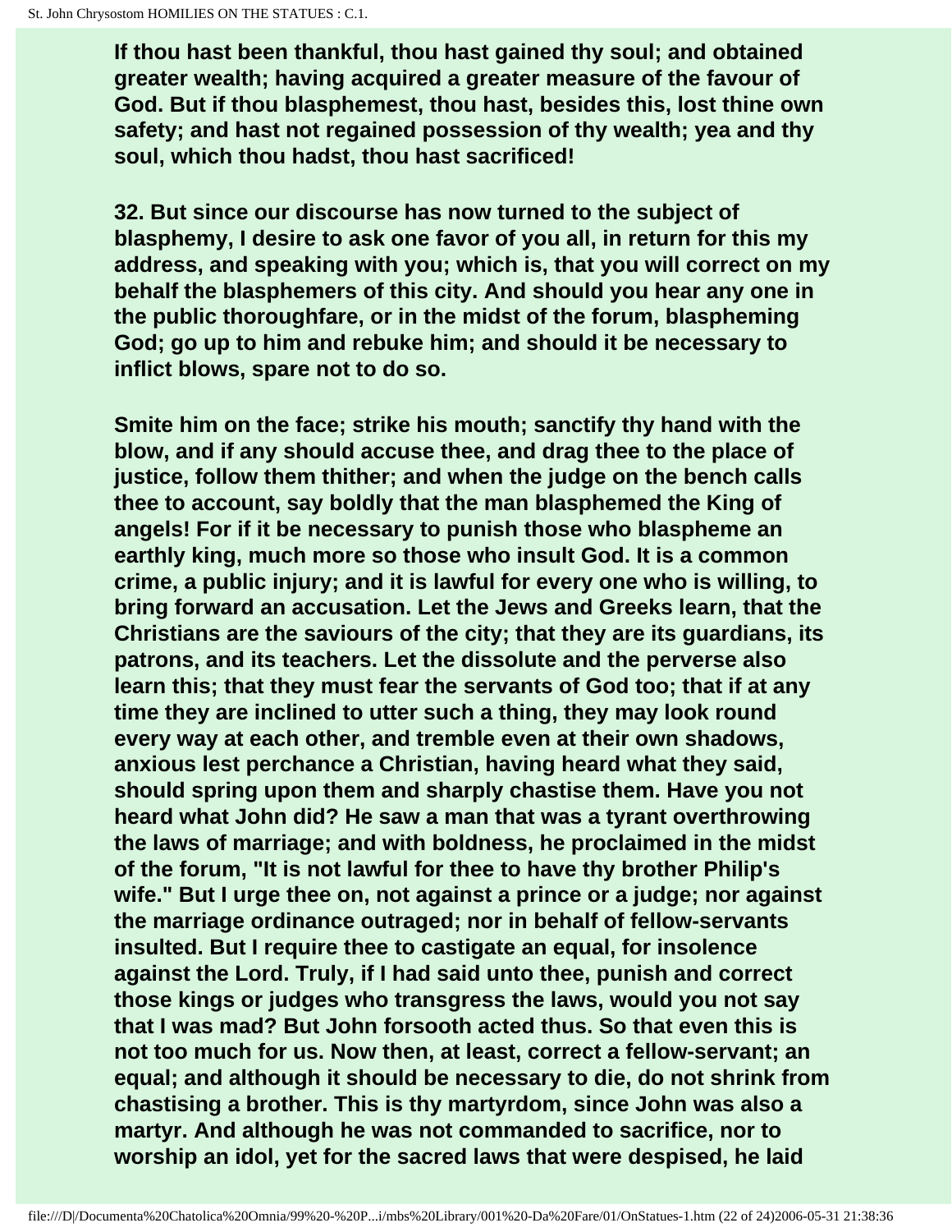**If thou hast been thankful, thou hast gained thy soul; and obtained greater wealth; having acquired a greater measure of the favour of God. But if thou blasphemest, thou hast, besides this, lost thine own safety; and hast not regained possession of thy wealth; yea and thy soul, which thou hadst, thou hast sacrificed!**

**32. But since our discourse has now turned to the subject of blasphemy, I desire to ask one favor of you all, in return for this my address, and speaking with you; which is, that you will correct on my behalf the blasphemers of this city. And should you hear any one in the public thoroughfare, or in the midst of the forum, blaspheming God; go up to him and rebuke him; and should it be necessary to inflict blows, spare not to do so.**

**Smite him on the face; strike his mouth; sanctify thy hand with the blow, and if any should accuse thee, and drag thee to the place of justice, follow them thither; and when the judge on the bench calls thee to account, say boldly that the man blasphemed the King of angels! For if it be necessary to punish those who blaspheme an earthly king, much more so those who insult God. It is a common crime, a public injury; and it is lawful for every one who is willing, to bring forward an accusation. Let the Jews and Greeks learn, that the Christians are the saviours of the city; that they are its guardians, its patrons, and its teachers. Let the dissolute and the perverse also learn this; that they must fear the servants of God too; that if at any time they are inclined to utter such a thing, they may look round every way at each other, and tremble even at their own shadows, anxious lest perchance a Christian, having heard what they said, should spring upon them and sharply chastise them. Have you not heard what John did? He saw a man that was a tyrant overthrowing the laws of marriage; and with boldness, he proclaimed in the midst of the forum, "It is not lawful for thee to have thy brother Philip's wife." But I urge thee on, not against a prince or a judge; nor against the marriage ordinance outraged; nor in behalf of fellow-servants insulted. But I require thee to castigate an equal, for insolence against the Lord. Truly, if I had said unto thee, punish and correct those kings or judges who transgress the laws, would you not say that I was mad? But John forsooth acted thus. So that even this is not too much for us. Now then, at least, correct a fellow-servant; an equal; and although it should be necessary to die, do not shrink from chastising a brother. This is thy martyrdom, since John was also a martyr. And although he was not commanded to sacrifice, nor to worship an idol, yet for the sacred laws that were despised, he laid**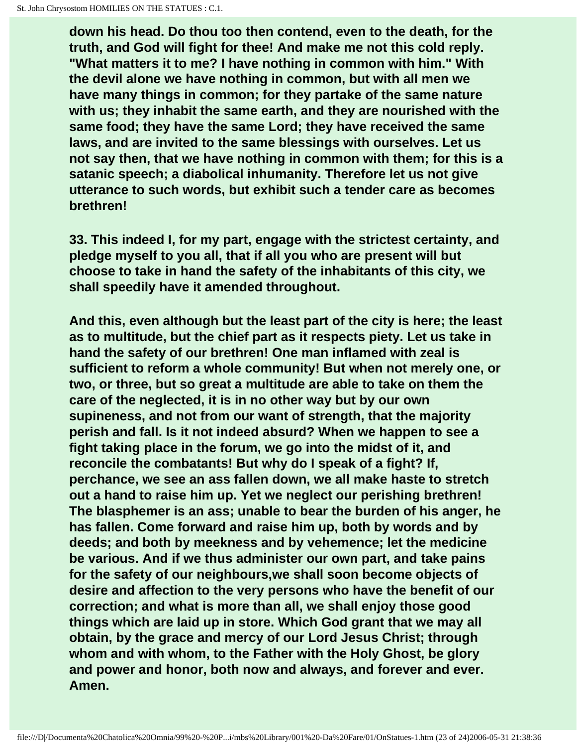**down his head. Do thou too then contend, even to the death, for the truth, and God will fight for thee! And make me not this cold reply. "What matters it to me? I have nothing in common with him." With the devil alone we have nothing in common, but with all men we have many things in common; for they partake of the same nature with us; they inhabit the same earth, and they are nourished with the same food; they have the same Lord; they have received the same laws, and are invited to the same blessings with ourselves. Let us not say then, that we have nothing in common with them; for this is a satanic speech; a diabolical inhumanity. Therefore let us not give utterance to such words, but exhibit such a tender care as becomes brethren!**

**33. This indeed I, for my part, engage with the strictest certainty, and pledge myself to you all, that if all you who are present will but choose to take in hand the safety of the inhabitants of this city, we shall speedily have it amended throughout.**

**And this, even although but the least part of the city is here; the least as to multitude, but the chief part as it respects piety. Let us take in hand the safety of our brethren! One man inflamed with zeal is sufficient to reform a whole community! But when not merely one, or two, or three, but so great a multitude are able to take on them the care of the neglected, it is in no other way but by our own supineness, and not from our want of strength, that the majority perish and fall. Is it not indeed absurd? When we happen to see a fight taking place in the forum, we go into the midst of it, and reconcile the combatants! But why do I speak of a fight? If, perchance, we see an ass fallen down, we all make haste to stretch out a hand to raise him up. Yet we neglect our perishing brethren! The blasphemer is an ass; unable to bear the burden of his anger, he has fallen. Come forward and raise him up, both by words and by deeds; and both by meekness and by vehemence; let the medicine be various. And if we thus administer our own part, and take pains for the safety of our neighbours,we shall soon become objects of desire and affection to the very persons who have the benefit of our correction; and what is more than all, we shall enjoy those good things which are laid up in store. Which God grant that we may all obtain, by the grace and mercy of our Lord Jesus Christ; through whom and with whom, to the Father with the Holy Ghost, be glory and power and honor, both now and always, and forever and ever. Amen.**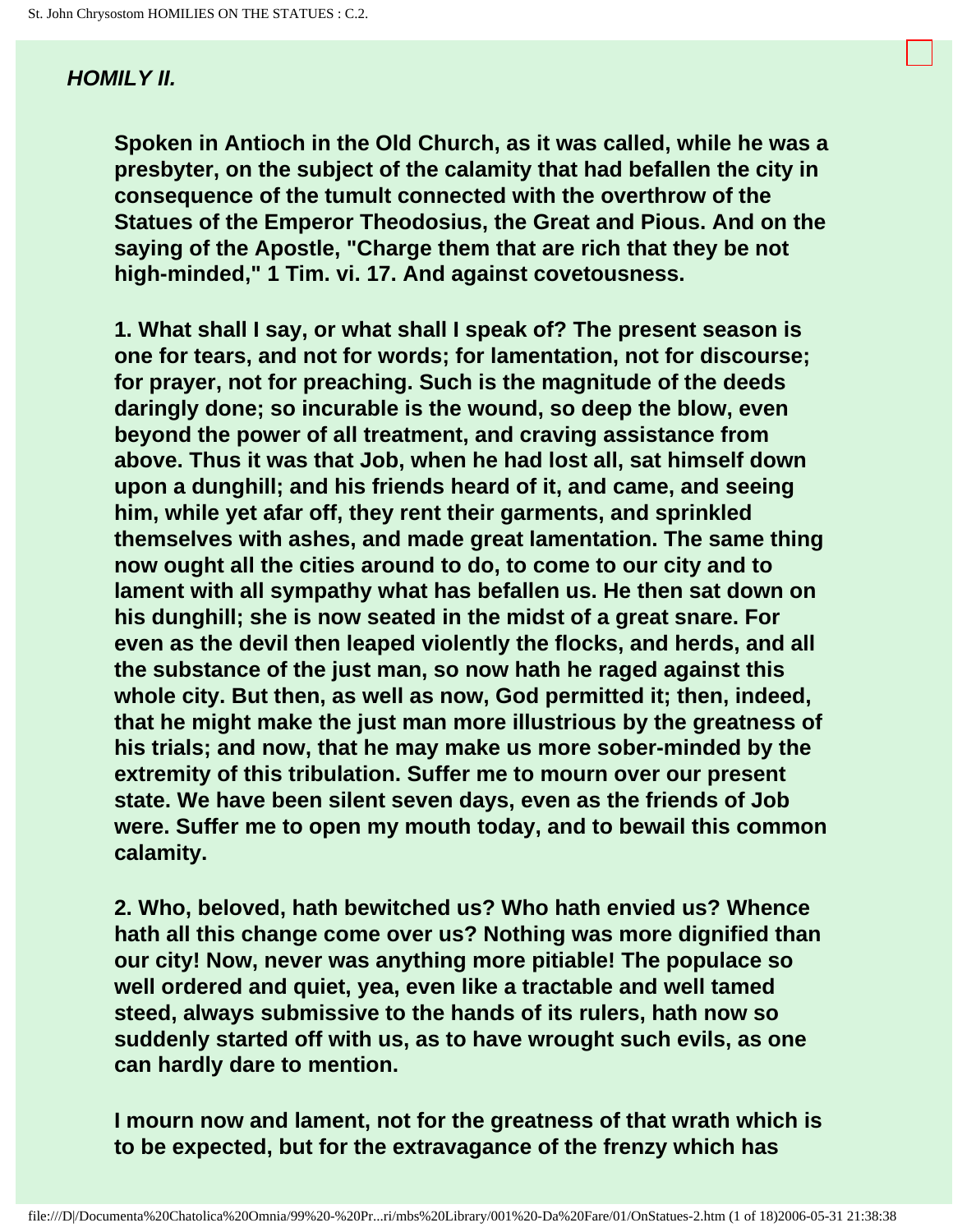## *HOMILY II.*

**Spoken in Antioch in the Old Church, as it was called, while he was a presbyter, on the subject of the calamity that had befallen the city in consequence of the tumult connected with the overthrow of the Statues of the Emperor Theodosius, the Great and Pious. And on the saying of the Apostle, "Charge them that are rich that they be not high-minded," 1 Tim. vi. 17. And against covetousness.**

**1. What shall I say, or what shall I speak of? The present season is one for tears, and not for words; for lamentation, not for discourse; for prayer, not for preaching. Such is the magnitude of the deeds daringly done; so incurable is the wound, so deep the blow, even beyond the power of all treatment, and craving assistance from above. Thus it was that Job, when he had lost all, sat himself down upon a dunghill; and his friends heard of it, and came, and seeing him, while yet afar off, they rent their garments, and sprinkled themselves with ashes, and made great lamentation. The same thing now ought all the cities around to do, to come to our city and to lament with all sympathy what has befallen us. He then sat down on his dunghill; she is now seated in the midst of a great snare. For even as the devil then leaped violently the flocks, and herds, and all the substance of the just man, so now hath he raged against this whole city. But then, as well as now, God permitted it; then, indeed, that he might make the just man more illustrious by the greatness of his trials; and now, that he may make us more sober-minded by the extremity of this tribulation. Suffer me to mourn over our present state. We have been silent seven days, even as the friends of Job were. Suffer me to open my mouth today, and to bewail this common calamity.**

**2. Who, beloved, hath bewitched us? Who hath envied us? Whence hath all this change come over us? Nothing was more dignified than our city! Now, never was anything more pitiable! The populace so well ordered and quiet, yea, even like a tractable and well tamed steed, always submissive to the hands of its rulers, hath now so suddenly started off with us, as to have wrought such evils, as one can hardly dare to mention.**

**I mourn now and lament, not for the greatness of that wrath which is to be expected, but for the extravagance of the frenzy which has**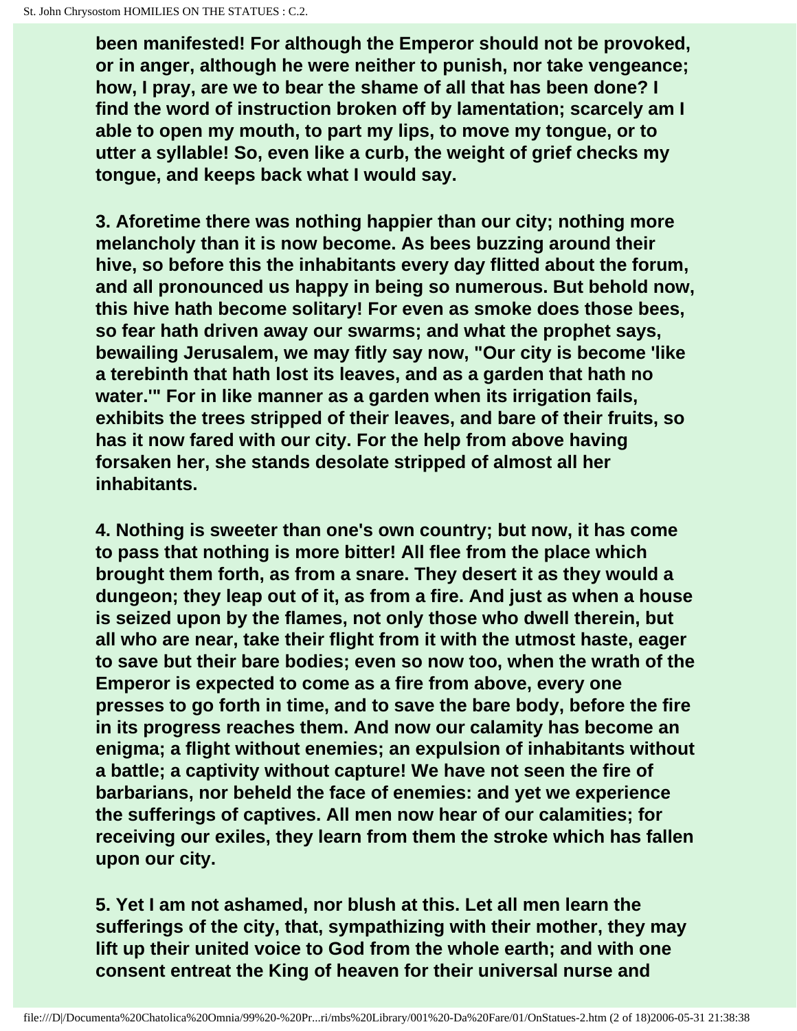been manifested! For although the Emperor should not be provoked, or in anger, although he were neither to punish, nor take vengeance; how, I pray, are we to bear the shame of all that has been done? I find the word of instruction broken off by lamentation; scarcely am I able to open my mouth, to part my lips, to move my tongue, or to utter a syllable! So, even like a curb, the weight of grief checks my tongue, and keeps back what I would say.

3. Aforetime there was nothing happier than our city; nothing more melancholy than it is now become. As bees buzzing around their hive, so before this the inhabitants every day flitted about the forum, and all pronounced us happy in being so numerous. But behold now, this hive hath become solitary! For even as smoke does those bees, so fear hath driven away our swarms; and what the prophet says, bewailing Jerusalem, we may fitly say now, "Our city is become 'like a terebinth that hath lost its leaves, and as a garden that hath no water.'" For in like manner as a garden when its irrigation fails, exhibits the trees stripped of their leaves, and bare of their fruits, so has it now fared with our city. For the help from above having forsaken her, she stands desolate stripped of almost all her inhabitants.

4. Nothing is sweeter than one's own country; but now, it has come to pass that nothing is more bitter! All flee from the place which brought them forth, as from a snare. They desert it as they would a dungeon; they leap out of it, as from a fire. And just as when a house is seized upon by the flames, not only those who dwell therein, but all who are near, take their flight from it with the utmost haste, eager to save but their bare bodies; even so now too, when the wrath of the Emperor is expected to come as a fire from above, every one presses to go forth in time, and to save the bare body, before the fire in its progress reaches them. And now our calamity has become an enigma; a flight without enemies; an expulsion of inhabitants without a battle; a captivity without capture! We have not seen the fire of barbarians, nor beheld the face of enemies: and yet we experience the sufferings of captives. All men now hear of our calamities; for receiving our exiles, they learn from them the stroke which has fallen upon our city.

5. Yet I am not ashamed, nor blush at this. Let all men learn the sufferings of the city, that, sympathizing with their mother, they may lift up their united voice to God from the whole earth; and with one consent entreat the King of heaven for their universal nurse and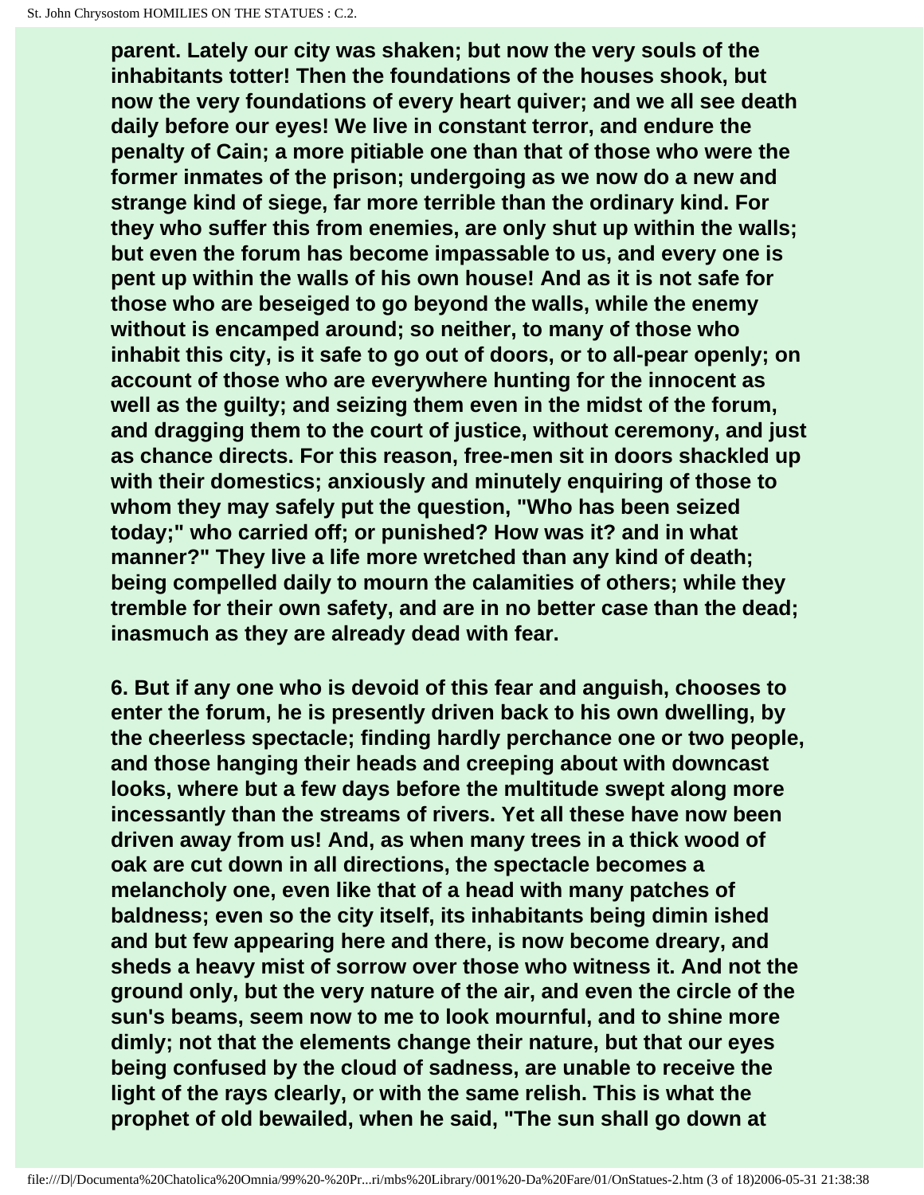parent. Lately our city was shaken; but now the very souls of the inhabitants totter! Then the foundations of the houses shook, but now the very foundations of every heart quiver; and we all see death daily before our eyes! We live in constant terror, and endure the penalty of Cain; a more pitiable one than that of those who were the former inmates of the prison; undergoing as we now do a new and strange kind of siege, far more terrible than the ordinary kind. For they who suffer this from enemies, are only shut up within the walls; but even the forum has become impassable to us, and every one is pent up within the walls of his own house! And as it is not safe for those who are beseiged to go beyond the walls, while the enemy without is encamped around; so neither, to many of those who inhabit this city, is it safe to go out of doors, or to all-pear openly; on account of those who are everywhere hunting for the innocent as well as the guilty; and seizing them even in the midst of the forum, and dragging them to the court of justice, without ceremony, and just as chance directs. For this reason, free-men sit in doors shackled up with their domestics; anxiously and minutely enquiring of those to whom they may safely put the question, "Who has been seized today;" who carried off; or punished? How was it? and in what manner?" They live a life more wretched than any kind of death; being compelled daily to mourn the calamities of others; while they tremble for their own safety, and are in no better case than the dead; inasmuch as they are already dead with fear.

6. But if any one who is devoid of this fear and anguish, chooses to enter the forum, he is presently driven back to his own dwelling, by the cheerless spectacle; finding hardly perchance one or two people, and those hanging their heads and creeping about with downcast looks, where but a few days before the multitude swept along more incessantly than the streams of rivers. Yet all these have now been driven away from us! And, as when many trees in a thick wood of oak are cut down in all directions, the spectacle becomes a melancholy one, even like that of a head with many patches of baldness; even so the city itself, its inhabitants being dimin ished and but few appearing here and there, is now become dreary, and sheds a heavy mist of sorrow over those who witness it. And not the ground only, but the very nature of the air, and even the circle of the sun's beams, seem now to me to look mournful, and to shine more dimly; not that the elements change their nature, but that our eyes being confused by the cloud of sadness, are unable to receive the light of the rays clearly, or with the same relish. This is what the prophet of old bewailed, when he said, "The sun shall go down at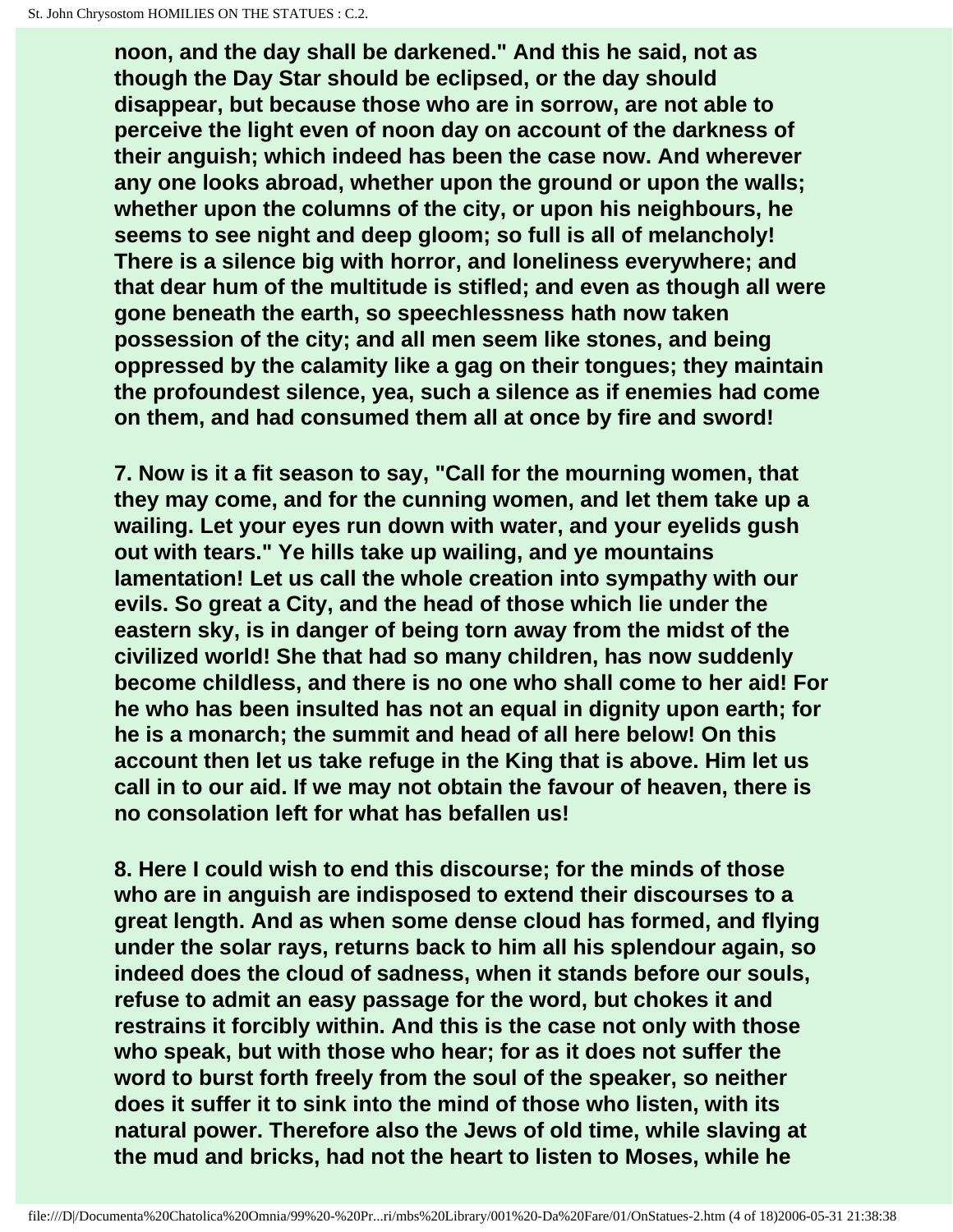**noon, and the day shall be darkened." And this he said, not as though the Day Star should be eclipsed, or the day should disappear, but because those who are in sorrow, are not able to perceive the light even of noon day on account of the darkness of their anguish; which indeed has been the case now. And wherever any one looks abroad, whether upon the ground or upon the walls; whether upon the columns of the city, or upon his neighbours, he seems to see night and deep gloom; so full is all of melancholy! There is a silence big with horror, and loneliness everywhere; and that dear hum of the multitude is stifled; and even as though all were gone beneath the earth, so speechlessness hath now taken possession of the city; and all men seem like stones, and being oppressed by the calamity like a gag on their tongues; they maintain the profoundest silence, yea, such a silence as if enemies had come on them, and had consumed them all at once by fire and sword!**

**7. Now is it a fit season to say, "Call for the mourning women, that they may come, and for the cunning women, and let them take up a wailing. Let your eyes run down with water, and your eyelids gush out with tears." Ye hills take up wailing, and ye mountains lamentation! Let us call the whole creation into sympathy with our evils. So great a City, and the head of those which lie under the eastern sky, is in danger of being torn away from the midst of the civilized world! She that had so many children, has now suddenly become childless, and there is no one who shall come to her aid! For he who has been insulted has not an equal in dignity upon earth; for he is a monarch; the summit and head of all here below! On this account then let us take refuge in the King that is above. Him let us call in to our aid. If we may not obtain the favour of heaven, there is no consolation left for what has befallen us!**

**8. Here I could wish to end this discourse; for the minds of those who are in anguish are indisposed to extend their discourses to a great length. And as when some dense cloud has formed, and flying under the solar rays, returns back to him all his splendour again, so indeed does the cloud of sadness, when it stands before our souls, refuse to admit an easy passage for the word, but chokes it and restrains it forcibly within. And this is the case not only with those who speak, but with those who hear; for as it does not suffer the word to burst forth freely from the soul of the speaker, so neither does it suffer it to sink into the mind of those who listen, with its natural power. Therefore also the Jews of old time, while slaving at the mud and bricks, had not the heart to listen to Moses, while he**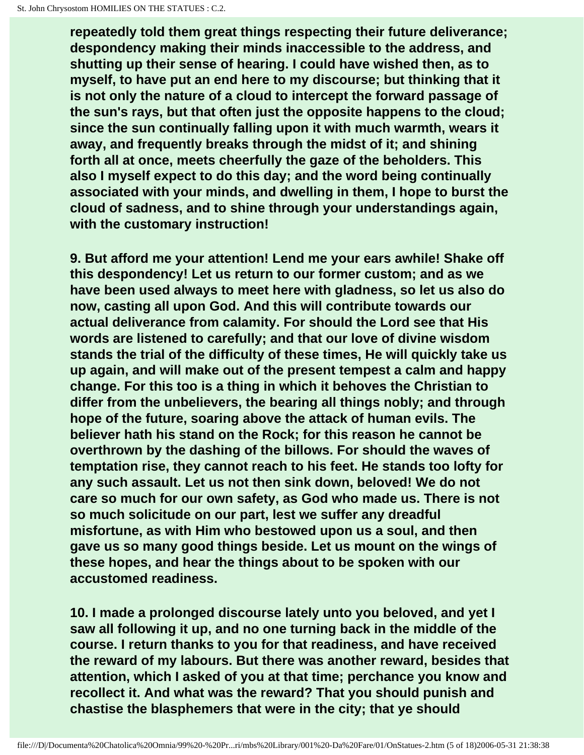**repeatedly told them great things respecting their future deliverance; despondency making their minds inaccessible to the address, and shutting up their sense of hearing. I could have wished then, as to myself, to have put an end here to my discourse; but thinking that it is not only the nature of a cloud to intercept the forward passage of the sun's rays, but that often just the opposite happens to the cloud; since the sun continually falling upon it with much warmth, wears it away, and frequently breaks through the midst of it; and shining forth all at once, meets cheerfully the gaze of the beholders. This also I myself expect to do this day; and the word being continually associated with your minds, and dwelling in them, I hope to burst the cloud of sadness, and to shine through your understandings again, with the customary instruction!**

**9. But afford me your attention! Lend me your ears awhile! Shake off this despondency! Let us return to our former custom; and as we have been used always to meet here with gladness, so let us also do now, casting all upon God. And this will contribute towards our actual deliverance from calamity. For should the Lord see that His words are listened to carefully; and that our love of divine wisdom stands the trial of the difficulty of these times, He will quickly take us up again, and will make out of the present tempest a calm and happy change. For this too is a thing in which it behoves the Christian to differ from the unbelievers, the bearing all things nobly; and through hope of the future, soaring above the attack of human evils. The believer hath his stand on the Rock; for this reason he cannot be overthrown by the dashing of the billows. For should the waves of temptation rise, they cannot reach to his feet. He stands too lofty for any such assault. Let us not then sink down, beloved! We do not care so much for our own safety, as God who made us. There is not so much solicitude on our part, lest we suffer any dreadful misfortune, as with Him who bestowed upon us a soul, and then gave us so many good things beside. Let us mount on the wings of these hopes, and hear the things about to be spoken with our accustomed readiness.**

**10. I made a prolonged discourse lately unto you beloved, and yet I saw all following it up, and no one turning back in the middle of the course. I return thanks to you for that readiness, and have received the reward of my labours. But there was another reward, besides that attention, which I asked of you at that time; perchance you know and recollect it. And what was the reward? That you should punish and chastise the blasphemers that were in the city; that ye should**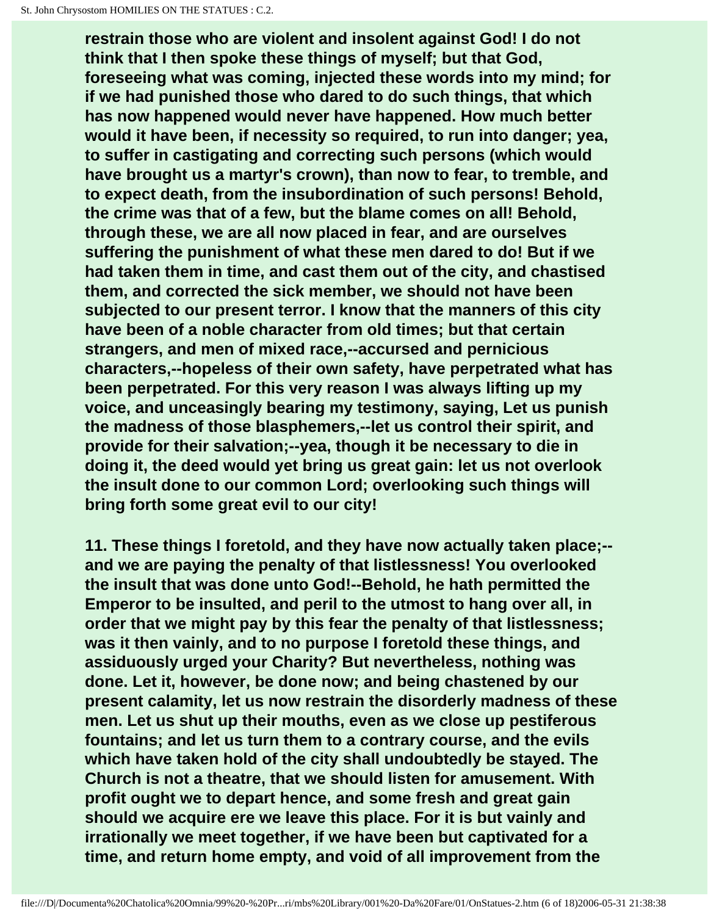**restrain those who are violent and insolent against God! I do not think that I then spoke these things of myself; but that God, foreseeing what was coming, injected these words into my mind; for if we had punished those who dared to do such things, that which has now happened would never have happened. How much better would it have been, if necessity so required, to run into danger; yea, to suffer in castigating and correcting such persons (which would have brought us a martyr's crown), than now to fear, to tremble, and to expect death, from the insubordination of such persons! Behold, the crime was that of a few, but the blame comes on all! Behold, through these, we are all now placed in fear, and are ourselves suffering the punishment of what these men dared to do! But if we had taken them in time, and cast them out of the city, and chastised them, and corrected the sick member, we should not have been subjected to our present terror. I know that the manners of this city have been of a noble character from old times; but that certain strangers, and men of mixed race,--accursed and pernicious characters,--hopeless of their own safety, have perpetrated what has been perpetrated. For this very reason I was always lifting up my voice, and unceasingly bearing my testimony, saying, Let us punish the madness of those blasphemers,--let us control their spirit, and provide for their salvation;--yea, though it be necessary to die in doing it, the deed would yet bring us great gain: let us not overlook the insult done to our common Lord; overlooking such things will bring forth some great evil to our city!**

**11. These things I foretold, and they have now actually taken place;--and we are paying the penalty of that listlessness! You overlooked the insult that was done unto God!--Behold, he hath permitted the Emperor to be insulted, and peril to the utmost to hang over all, in order that we might pay by this fear the penalty of that listlessness; was it then vainly, and to no purpose I foretold these things, and assiduously urged your Charity? But nevertheless, nothing was done. Let it, however, be done now; and being chastened by our present calamity, let us now restrain the disorderly madness of these men. Let us shut up their mouths, even as we close up pestiferous fountains; and let us turn them to a contrary course, and the evils which have taken hold of the city shall undoubtedly be stayed. The Church is not a theatre, that we should listen for amusement. With profit ought we to depart hence, and some fresh and great gain should we acquire ere we leave this place. For it is but vainly and irrationally we meet together, if we have been but captivated for a time, and return home empty, and void of all improvement from the**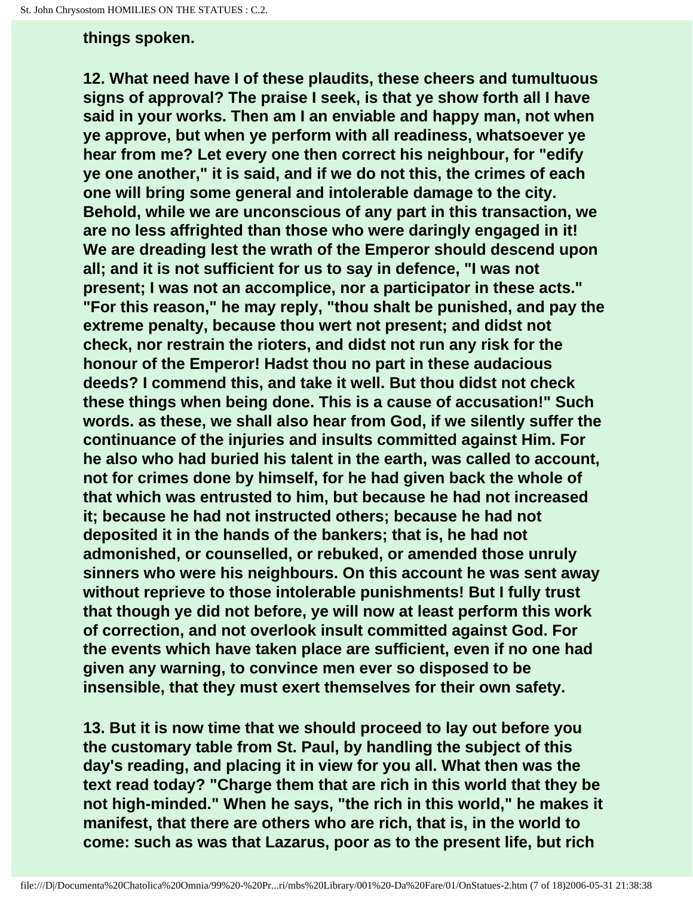**things spoken.**

**12. What need have I of these plaudits, these cheers and tumultuous signs of approval? The praise I seek, is that ye show forth all I have said in your works. Then am I an enviable and happy man, not when ye approve, but when ye perform with all readiness, whatsoever ye hear from me? Let every one then correct his neighbour, for "edify ye one another," it is said, and if we do not this, the crimes of each one will bring some general and intolerable damage to the city. Behold, while we are unconscious of any part in this transaction, we are no less affrighted than those who were daringly engaged in it! We are dreading lest the wrath of the Emperor should descend upon all; and it is not sufficient for us to say in defence, "I was not present; I was not an accomplice, nor a participator in these acts." "For this reason," he may reply, "thou shalt be punished, and pay the extreme penalty, because thou wert not present; and didst not check, nor restrain the rioters, and didst not run any risk for the honour of the Emperor! Hadst thou no part in these audacious deeds? I commend this, and take it well. But thou didst not check these things when being done. This is a cause of accusation!" Such words. as these, we shall also hear from God, if we silently suffer the continuance of the injuries and insults committed against Him. For he also who had buried his talent in the earth, was called to account, not for crimes done by himself, for he had given back the whole of that which was entrusted to him, but because he had not increased it; because he had not instructed others; because he had not deposited it in the hands of the bankers; that is, he had not admonished, or counselled, or rebuked, or amended those unruly sinners who were his neighbours. On this account he was sent away without reprieve to those intolerable punishments! But I fully trust that though ye did not before, ye will now at least perform this work of correction, and not overlook insult committed against God. For the events which have taken place are sufficient, even if no one had given any warning, to convince men ever so disposed to be insensible, that they must exert themselves for their own safety.**

**13. But it is now time that we should proceed to lay out before you the customary table from St. Paul, by handling the subject of this day's reading, and placing it in view for you all. What then was the text read today? "Charge them that are rich in this world that they be not high-minded." When he says, "the rich in this world," he makes it manifest, that there are others who are rich, that is, in the world to come: such as was that Lazarus, poor as to the present life, but rich**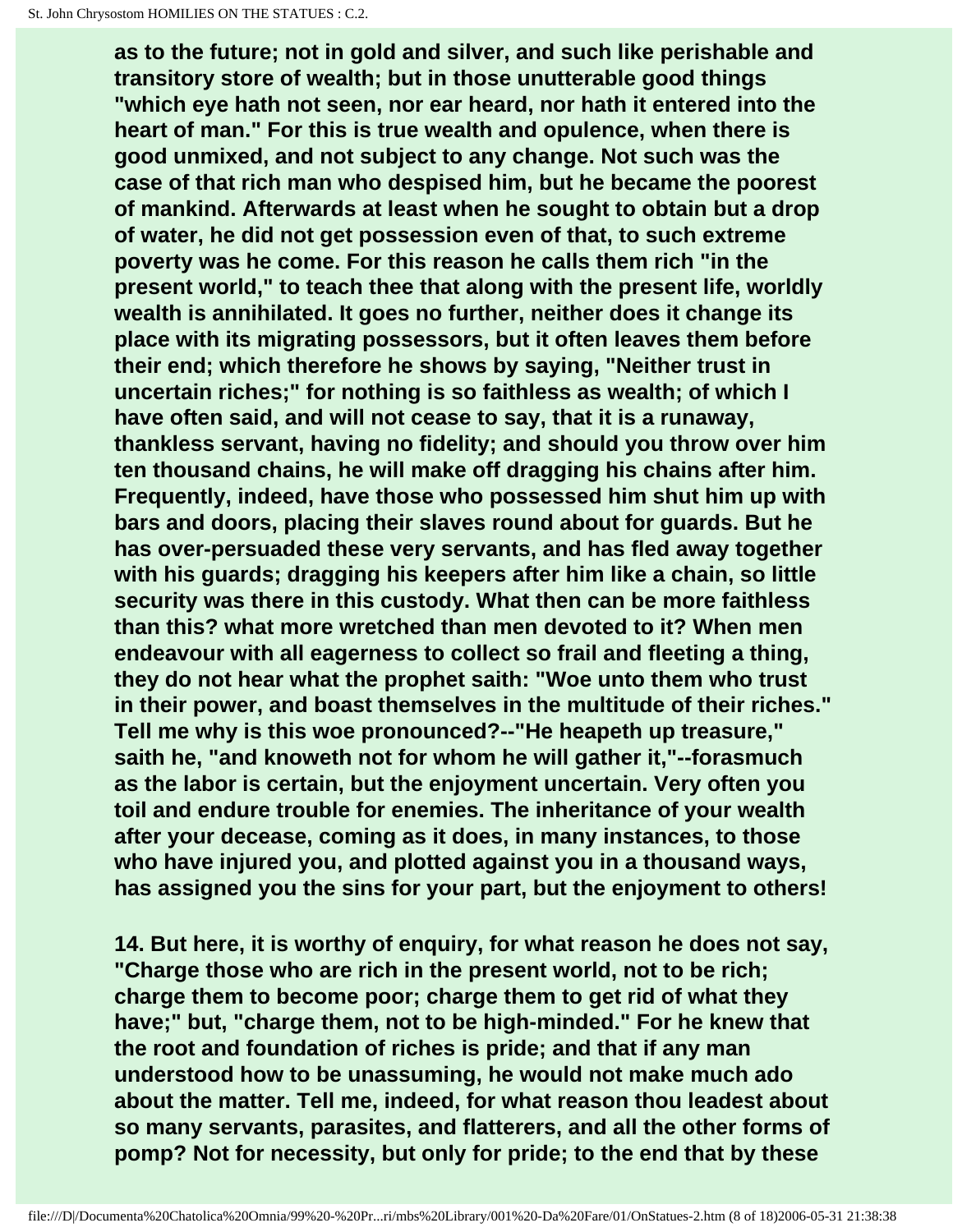**as to the future; not in gold and silver, and such like perishable and transitory store of wealth; but in those unutterable good things "which eye hath not seen, nor ear heard, nor hath it entered into the heart of man." For this is true wealth and opulence, when there is good unmixed, and not subject to any change. Not such was the case of that rich man who despised him, but he became the poorest of mankind. Afterwards at least when he sought to obtain but a drop of water, he did not get possession even of that, to such extreme poverty was he come. For this reason he calls them rich "in the present world," to teach thee that along with the present life, worldly wealth is annihilated. It goes no further, neither does it change its place with its migrating possessors, but it often leaves them before their end; which therefore he shows by saying, "Neither trust in uncertain riches;" for nothing is so faithless as wealth; of which I have often said, and will not cease to say, that it is a runaway, thankless servant, having no fidelity; and should you throw over him ten thousand chains, he will make off dragging his chains after him. Frequently, indeed, have those who possessed him shut him up with bars and doors, placing their slaves round about for guards. But he has over-persuaded these very servants, and has fled away together with his guards; dragging his keepers after him like a chain, so little security was there in this custody. What then can be more faithless than this? what more wretched than men devoted to it? When men endeavour with all eagerness to collect so frail and fleeting a thing, they do not hear what the prophet saith: "Woe unto them who trust in their power, and boast themselves in the multitude of their riches." Tell me why is this woe pronounced?--"He heapeth up treasure," saith he, "and knoweth not for whom he will gather it,"--forasmuch as the labor is certain, but the enjoyment uncertain. Very often you toil and endure trouble for enemies. The inheritance of your wealth after your decease, coming as it does, in many instances, to those who have injured you, and plotted against you in a thousand ways, has assigned you the sins for your part, but the enjoyment to others!**

**14. But here, it is worthy of enquiry, for what reason he does not say, "Charge those who are rich in the present world, not to be rich; charge them to become poor; charge them to get rid of what they have;" but, "charge them, not to be high-minded." For he knew that the root and foundation of riches is pride; and that if any man understood how to be unassuming, he would not make much ado about the matter. Tell me, indeed, for what reason thou leadest about so many servants, parasites, and flatterers, and all the other forms of pomp? Not for necessity, but only for pride; to the end that by these**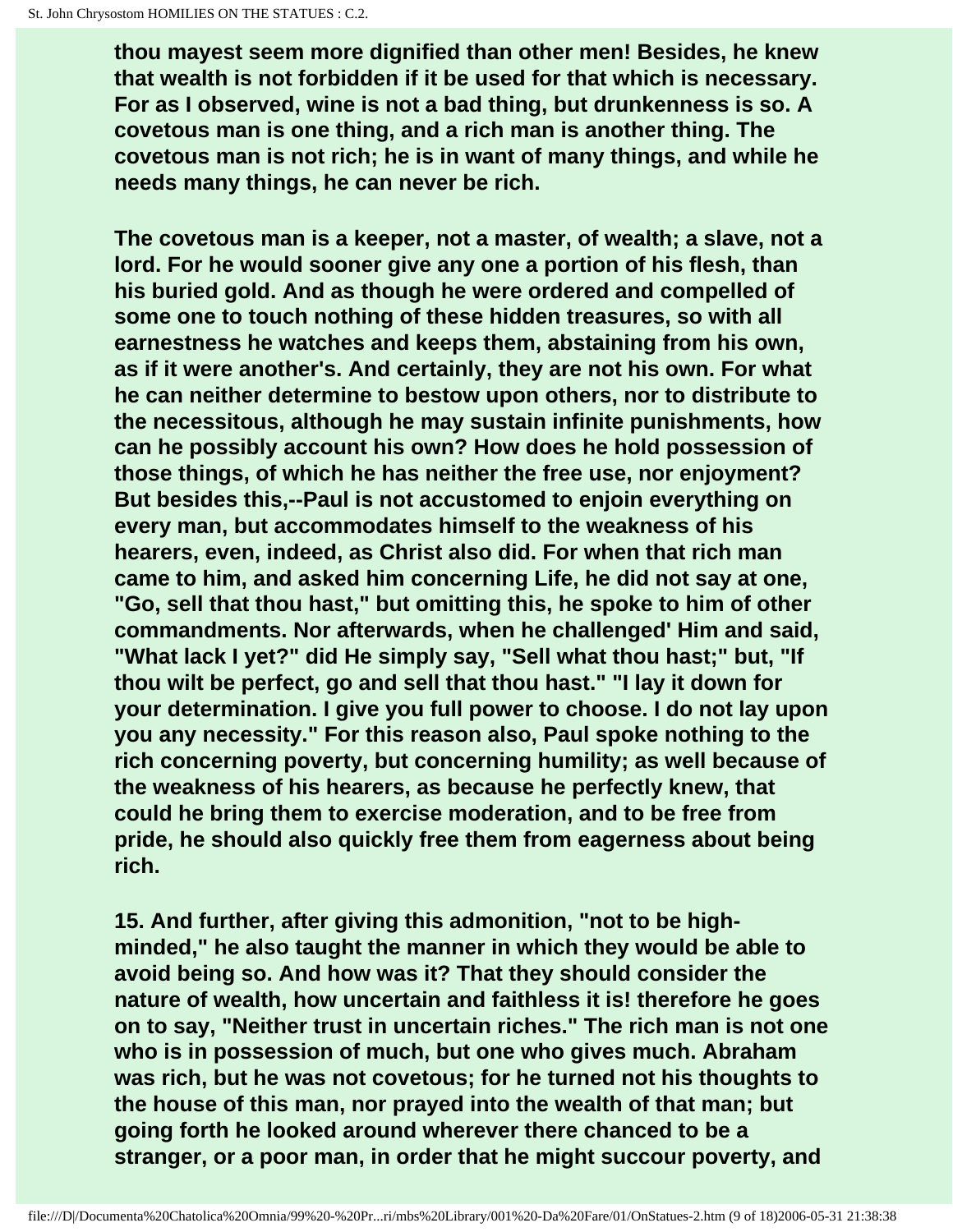thou mayest seem more dignified than other men! Besides, he knew that wealth is not forbidden if it be used for that which is necessary. For as I observed, wine is not a bad thing, but drunkenness is so. A covetous man is one thing, and a rich man is another thing. The covetous man is not rich; he is in want of many things, and while he needs many things, he can never be rich.

The covetous man is a keeper, not a master, of wealth; a slave, not a lord. For he would sooner give any one a portion of his flesh, than his buried gold. And as though he were ordered and compelled of some one to touch nothing of these hidden treasures, so with all earnestness he watches and keeps them, abstaining from his own, as if it were another's. And certainly, they are not his own. For what he can neither determine to bestow upon others, nor to distribute to the necessitous, although he may sustain infinite punishments, how can he possibly account his own? How does he hold possession of those things, of which he has neither the free use, nor enjoyment? But besides this,--Paul is not accustomed to enjoin everything on every man, but accommodates himself to the weakness of his hearers, even, indeed, as Christ also did. For when that rich man came to him, and asked him concerning Life, he did not say at one, "Go, sell that thou hast," but omitting this, he spoke to him of other commandments. Nor afterwards, when he challenged' Him and said, "What lack I yet?" did He simply say, "Sell what thou hast;" but, "If thou wilt be perfect, go and sell that thou hast." "I lay it down for your determination. I give you full power to choose. I do not lay upon you any necessity." For this reason also, Paul spoke nothing to the rich concerning poverty, but concerning humility; as well because of the weakness of his hearers, as because he perfectly knew, that could he bring them to exercise moderation, and to be free from pride, he should also quickly free them from eagerness about being rich.

15. And further, after giving this admonition, "not to be high-minded," he also taught the manner in which they would be able to avoid being so. And how was it? That they should consider the nature of wealth, how uncertain and faithless it is! therefore he goes on to say, "Neither trust in uncertain riches." The rich man is not one who is in possession of much, but one who gives much. Abraham was rich, but he was not covetous; for he turned not his thoughts to the house of this man, nor prayed into the wealth of that man; but going forth he looked around wherever there chanced to be a stranger, or a poor man, in order that he might succour poverty, and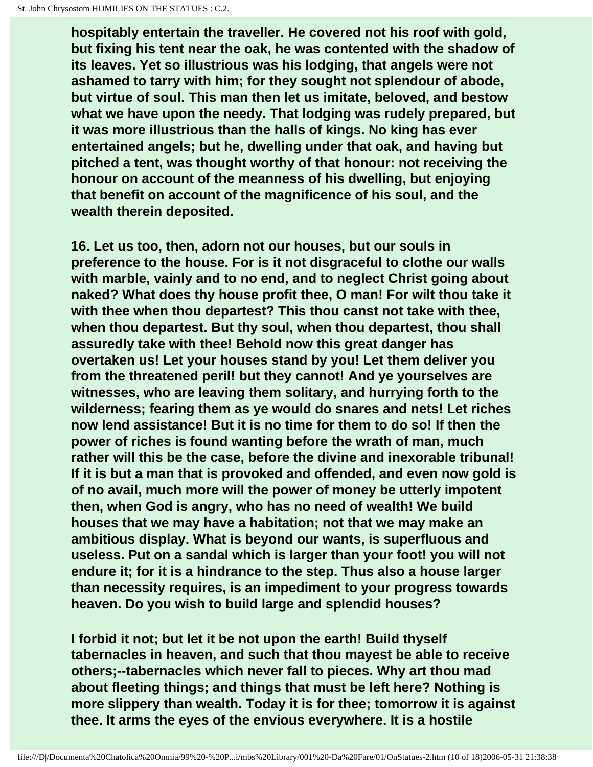**hospitably entertain the traveller. He covered not his roof with gold, but fixing his tent near the oak, he was contented with the shadow of its leaves. Yet so illustrious was his lodging, that angels were not ashamed to tarry with him; for they sought not splendour of abode, but virtue of soul. This man then let us imitate, beloved, and bestow what we have upon the needy. That lodging was rudely prepared, but it was more illustrious than the halls of kings. No king has ever entertained angels; but he, dwelling under that oak, and having but pitched a tent, was thought worthy of that honour: not receiving the honour on account of the meanness of his dwelling, but enjoying that benefit on account of the magnificence of his soul, and the wealth therein deposited.**

**16. Let us too, then, adorn not our houses, but our souls in preference to the house. For is it not disgraceful to clothe our walls with marble, vainly and to no end, and to neglect Christ going about naked? What does thy house profit thee, O man! For wilt thou take it with thee when thou departest? This thou canst not take with thee, when thou departest. But thy soul, when thou departest, thou shall assuredly take with thee! Behold now this great danger has overtaken us! Let your houses stand by you! Let them deliver you from the threatened peril! but they cannot! And ye yourselves are witnesses, who are leaving them solitary, and hurrying forth to the wilderness; fearing them as ye would do snares and nets! Let riches now lend assistance! But it is no time for them to do so! If then the power of riches is found wanting before the wrath of man, much rather will this be the case, before the divine and inexorable tribunal! If it is but a man that is provoked and offended, and even now gold is of no avail, much more will the power of money be utterly impotent then, when God is angry, who has no need of wealth! We build houses that we may have a habitation; not that we may make an ambitious display. What is beyond our wants, is superfluous and useless. Put on a sandal which is larger than your foot! you will not endure it; for it is a hindrance to the step. Thus also a house larger than necessity requires, is an impediment to your progress towards heaven. Do you wish to build large and splendid houses?**

**I forbid it not; but let it be not upon the earth! Build thyself tabernacles in heaven, and such that thou mayest be able to receive others;--tabernacles which never fall to pieces. Why art thou mad about fleeting things; and things that must be left here? Nothing is more slippery than wealth. Today it is for thee; tomorrow it is against thee. It arms the eyes of the envious everywhere. It is a hostile**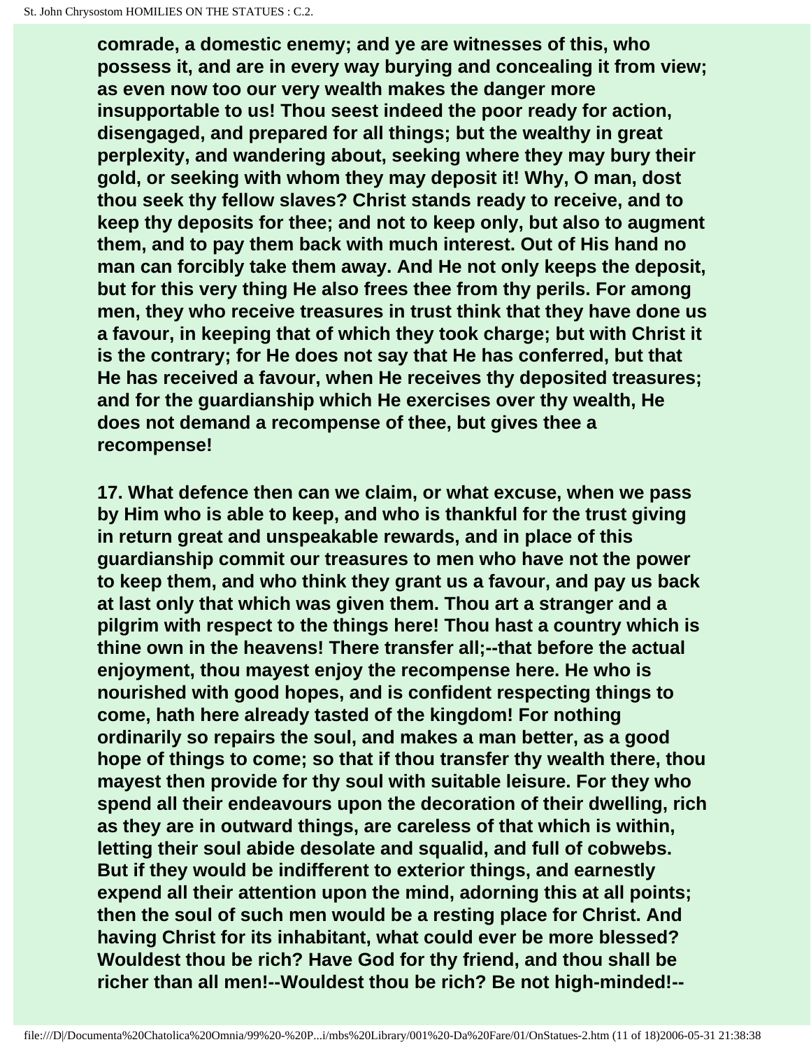comrade, a domestic enemy; and ye are witnesses of this, who possess it, and are in every way burying and concealing it from view; as even now too our very wealth makes the danger more insupportable to us! Thou seest indeed the poor ready for action, disengaged, and prepared for all things; but the wealthy in great perplexity, and wandering about, seeking where they may bury their gold, or seeking with whom they may deposit it! Why, O man, dost thou seek thy fellow slaves? Christ stands ready to receive, and to keep thy deposits for thee; and not to keep only, but also to augment them, and to pay them back with much interest. Out of His hand no man can forcibly take them away. And He not only keeps the deposit, but for this very thing He also frees thee from thy perils. For among men, they who receive treasures in trust think that they have done us a favour, in keeping that of which they took charge; but with Christ it is the contrary; for He does not say that He has conferred, but that He has received a favour, when He receives thy deposited treasures; and for the guardianship which He exercises over thy wealth, He does not demand a recompense of thee, but gives thee a recompense!

17. What defence then can we claim, or what excuse, when we pass by Him who is able to keep, and who is thankful for the trust giving in return great and unspeakable rewards, and in place of this guardianship commit our treasures to men who have not the power to keep them, and who think they grant us a favour, and pay us back at last only that which was given them. Thou art a stranger and a pilgrim with respect to the things here! Thou hast a country which is thine own in the heavens! There transfer all;--that before the actual enjoyment, thou mayest enjoy the recompense here. He who is nourished with good hopes, and is confident respecting things to come, hath here already tasted of the kingdom! For nothing ordinarily so repairs the soul, and makes a man better, as a good hope of things to come; so that if thou transfer thy wealth there, thou mayest then provide for thy soul with suitable leisure. For they who spend all their endeavours upon the decoration of their dwelling, rich as they are in outward things, are careless of that which is within, letting their soul abide desolate and squalid, and full of cobwebs. But if they would be indifferent to exterior things, and earnestly expend all their attention upon the mind, adorning this at all points; then the soul of such men would be a resting place for Christ. And having Christ for its inhabitant, what could ever be more blessed? Wouldest thou be rich? Have God for thy friend, and thou shall be richer than all men!--Wouldest thou be rich? Be not high-minded!--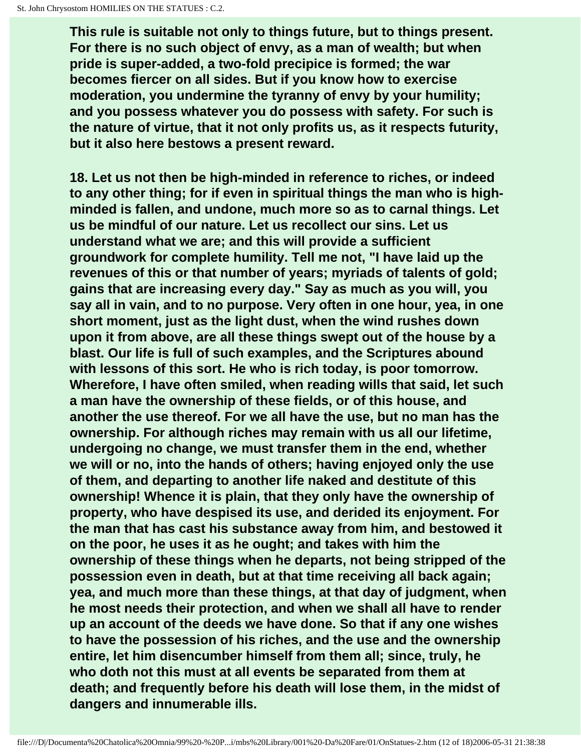**This rule is suitable not only to things future, but to things present. For there is no such object of envy, as a man of wealth; but when pride is super-added, a two-fold precipice is formed; the war becomes fiercer on all sides. But if you know how to exercise moderation, you undermine the tyranny of envy by your humility; and you possess whatever you do possess with safety. For such is the nature of virtue, that it not only profits us, as it respects futurity, but it also here bestows a present reward.**

**18. Let us not then be high-minded in reference to riches, or indeed to any other thing; for if even in spiritual things the man who is high-minded is fallen, and undone, much more so as to carnal things. Let us be mindful of our nature. Let us recollect our sins. Let us understand what we are; and this will provide a sufficient groundwork for complete humility. Tell me not, "I have laid up the revenues of this or that number of years; myriads of talents of gold; gains that are increasing every day." Say as much as you will, you say all in vain, and to no purpose. Very often in one hour, yea, in one short moment, just as the light dust, when the wind rushes down upon it from above, are all these things swept out of the house by a blast. Our life is full of such examples, and the Scriptures abound with lessons of this sort. He who is rich today, is poor tomorrow. Wherefore, I have often smiled, when reading wills that said, let such a man have the ownership of these fields, or of this house, and another the use thereof. For we all have the use, but no man has the ownership. For although riches may remain with us all our lifetime, undergoing no change, we must transfer them in the end, whether we will or no, into the hands of others; having enjoyed only the use of them, and departing to another life naked and destitute of this ownership! Whence it is plain, that they only have the ownership of property, who have despised its use, and derided its enjoyment. For the man that has cast his substance away from him, and bestowed it on the poor, he uses it as he ought; and takes with him the ownership of these things when he departs, not being stripped of the possession even in death, but at that time receiving all back again; yea, and much more than these things, at that day of judgment, when he most needs their protection, and when we shall all have to render up an account of the deeds we have done. So that if any one wishes to have the possession of his riches, and the use and the ownership entire, let him disencumber himself from them all; since, truly, he who doth not this must at all events be separated from them at death; and frequently before his death will lose them, in the midst of dangers and innumerable ills.**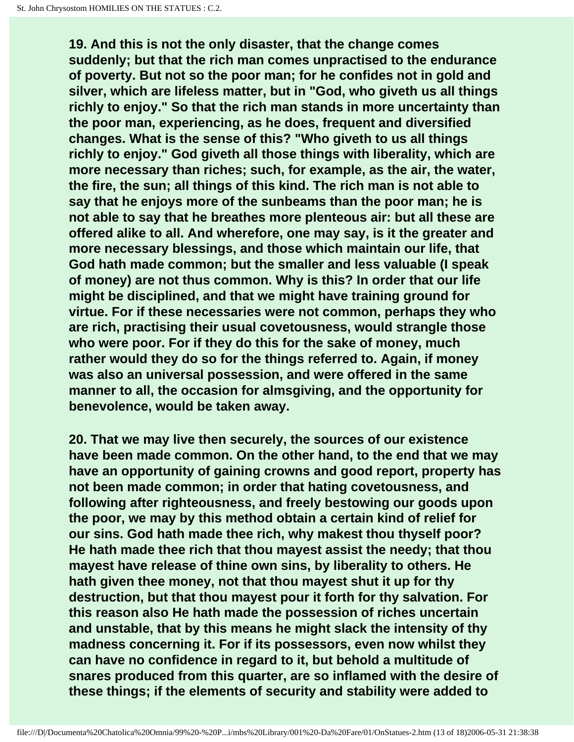**19. And this is not the only disaster, that the change comes suddenly; but that the rich man comes unpractised to the endurance of poverty. But not so the poor man; for he confides not in gold and silver, which are lifeless matter, but in "God, who giveth us all things richly to enjoy." So that the rich man stands in more uncertainty than the poor man, experiencing, as he does, frequent and diversified changes. What is the sense of this? "Who giveth to us all things richly to enjoy." God giveth all those things with liberality, which are more necessary than riches; such, for example, as the air, the water, the fire, the sun; all things of this kind. The rich man is not able to say that he enjoys more of the sunbeams than the poor man; he is not able to say that he breathes more plenteous air: but all these are offered alike to all. And wherefore, one may say, is it the greater and more necessary blessings, and those which maintain our life, that God hath made common; but the smaller and less valuable (I speak of money) are not thus common. Why is this? In order that our life might be disciplined, and that we might have training ground for virtue. For if these necessaries were not common, perhaps they who are rich, practising their usual covetousness, would strangle those who were poor. For if they do this for the sake of money, much rather would they do so for the things referred to. Again, if money was also an universal possession, and were offered in the same manner to all, the occasion for almsgiving, and the opportunity for benevolence, would be taken away.**

**20. That we may live then securely, the sources of our existence have been made common. On the other hand, to the end that we may have an opportunity of gaining crowns and good report, property has not been made common; in order that hating covetousness, and following after righteousness, and freely bestowing our goods upon the poor, we may by this method obtain a certain kind of relief for our sins. God hath made thee rich, why makest thou thyself poor? He hath made thee rich that thou mayest assist the needy; that thou mayest have release of thine own sins, by liberality to others. He hath given thee money, not that thou mayest shut it up for thy destruction, but that thou mayest pour it forth for thy salvation. For this reason also He hath made the possession of riches uncertain and unstable, that by this means he might slack the intensity of thy madness concerning it. For if its possessors, even now whilst they can have no confidence in regard to it, but behold a multitude of snares produced from this quarter, are so inflamed with the desire of these things; if the elements of security and stability were added to**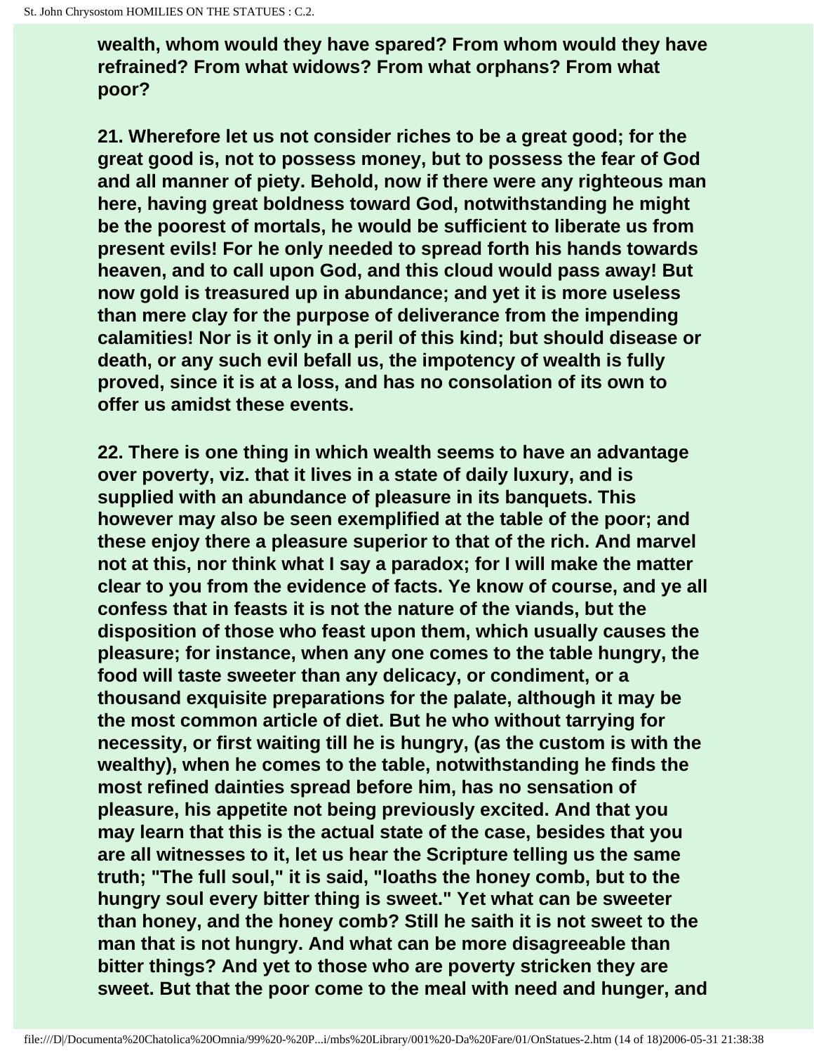**wealth, whom would they have spared? From whom would they have refrained? From what widows? From what orphans? From what poor?**

**21. Wherefore let us not consider riches to be a great good; for the great good is, not to possess money, but to possess the fear of God and all manner of piety. Behold, now if there were any righteous man here, having great boldness toward God, notwithstanding he might be the poorest of mortals, he would be sufficient to liberate us from present evils! For he only needed to spread forth his hands towards heaven, and to call upon God, and this cloud would pass away! But now gold is treasured up in abundance; and yet it is more useless than mere clay for the purpose of deliverance from the impending calamities! Nor is it only in a peril of this kind; but should disease or death, or any such evil befall us, the impotency of wealth is fully proved, since it is at a loss, and has no consolation of its own to offer us amidst these events.**

**22. There is one thing in which wealth seems to have an advantage over poverty, viz. that it lives in a state of daily luxury, and is supplied with an abundance of pleasure in its banquets. This however may also be seen exemplified at the table of the poor; and these enjoy there a pleasure superior to that of the rich. And marvel not at this, nor think what I say a paradox; for I will make the matter clear to you from the evidence of facts. Ye know of course, and ye all confess that in feasts it is not the nature of the viands, but the disposition of those who feast upon them, which usually causes the pleasure; for instance, when any one comes to the table hungry, the food will taste sweeter than any delicacy, or condiment, or a thousand exquisite preparations for the palate, although it may be the most common article of diet. But he who without tarrying for necessity, or first waiting till he is hungry, (as the custom is with the wealthy), when he comes to the table, notwithstanding he finds the most refined dainties spread before him, has no sensation of pleasure, his appetite not being previously excited. And that you may learn that this is the actual state of the case, besides that you are all witnesses to it, let us hear the Scripture telling us the same truth; "The full soul," it is said, "loaths the honey comb, but to the hungry soul every bitter thing is sweet." Yet what can be sweeter than honey, and the honey comb? Still he saith it is not sweet to the man that is not hungry. And what can be more disagreeable than bitter things? And yet to those who are poverty stricken they are sweet. But that the poor come to the meal with need and hunger, and**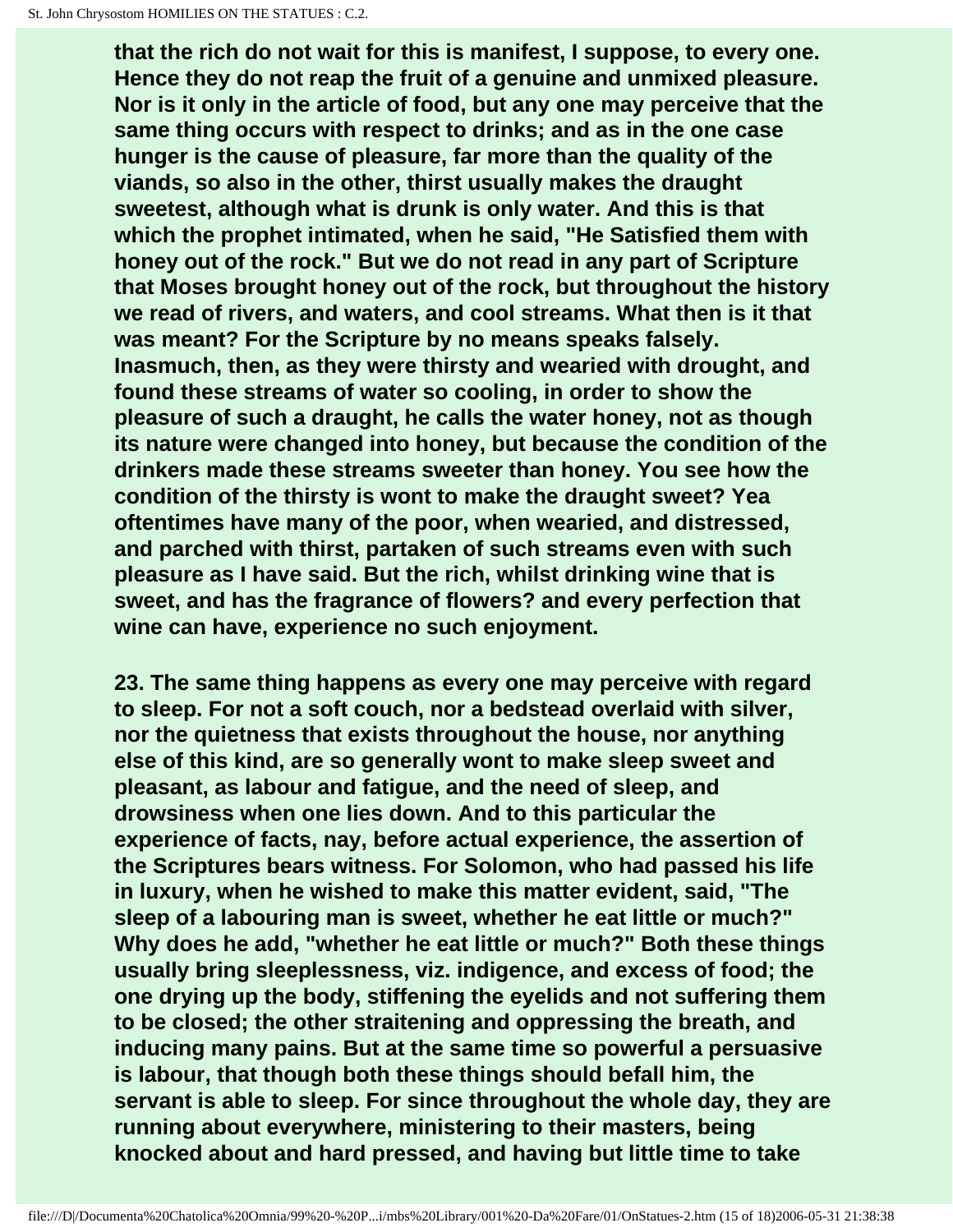that the rich do not wait for this is manifest, I suppose, to every one. Hence they do not reap the fruit of a genuine and unmixed pleasure. Nor is it only in the article of food, but any one may perceive that the same thing occurs with respect to drinks; and as in the one case hunger is the cause of pleasure, far more than the quality of the viands, so also in the other, thirst usually makes the draught sweetest, although what is drunk is only water. And this is that which the prophet intimated, when he said, "He Satisfied them with honey out of the rock." But we do not read in any part of Scripture that Moses brought honey out of the rock, but throughout the history we read of rivers, and waters, and cool streams. What then is it that was meant? For the Scripture by no means speaks falsely. Inasmuch, then, as they were thirsty and wearied with drought, and found these streams of water so cooling, in order to show the pleasure of such a draught, he calls the water honey, not as though its nature were changed into honey, but because the condition of the drinkers made these streams sweeter than honey. You see how the condition of the thirsty is wont to make the draught sweet? Yea oftentimes have many of the poor, when wearied, and distressed, and parched with thirst, partaken of such streams even with such pleasure as I have said. But the rich, whilst drinking wine that is sweet, and has the fragrance of flowers? and every perfection that wine can have, experience no such enjoyment.

23. The same thing happens as every one may perceive with regard to sleep. For not a soft couch, nor a bedstead overlaid with silver, nor the quietness that exists throughout the house, nor anything else of this kind, are so generally wont to make sleep sweet and pleasant, as labour and fatigue, and the need of sleep, and drowsiness when one lies down. And to this particular the experience of facts, nay, before actual experience, the assertion of the Scriptures bears witness. For Solomon, who had passed his life in luxury, when he wished to make this matter evident, said, "The sleep of a labouring man is sweet, whether he eat little or much?" Why does he add, "whether he eat little or much?" Both these things usually bring sleeplessness, viz. indigence, and excess of food; the one drying up the body, stiffening the eyelids and not suffering them to be closed; the other straitening and oppressing the breath, and inducing many pains. But at the same time so powerful a persuasive is labour, that though both these things should befall him, the servant is able to sleep. For since throughout the whole day, they are running about everywhere, ministering to their masters, being knocked about and hard pressed, and having but little time to take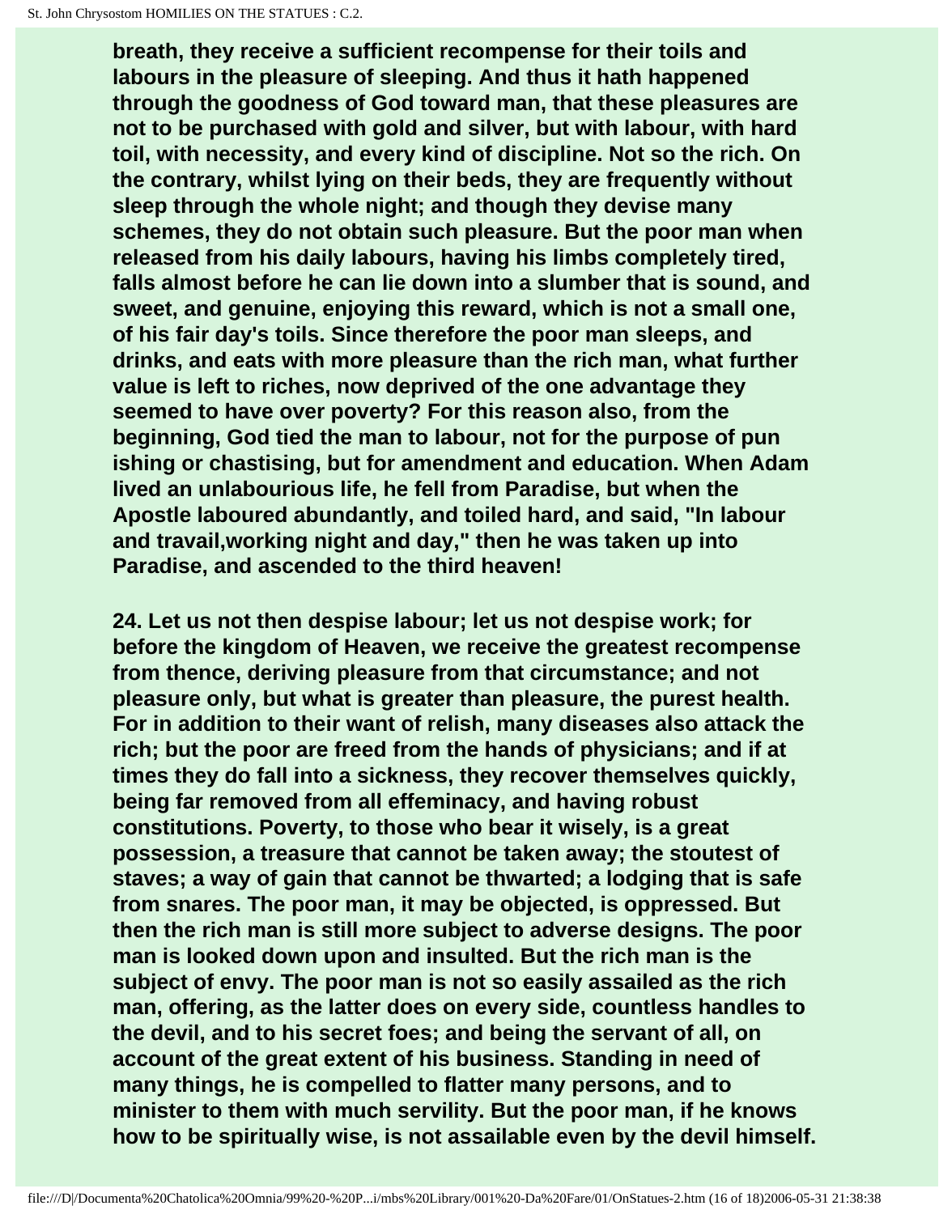breath, they receive a sufficient recompense for their toils and labours in the pleasure of sleeping. And thus it hath happened through the goodness of God toward man, that these pleasures are not to be purchased with gold and silver, but with labour, with hard toil, with necessity, and every kind of discipline. Not so the rich. On the contrary, whilst lying on their beds, they are frequently without sleep through the whole night; and though they devise many schemes, they do not obtain such pleasure. But the poor man when released from his daily labours, having his limbs completely tired, falls almost before he can lie down into a slumber that is sound, and sweet, and genuine, enjoying this reward, which is not a small one, of his fair day's toils. Since therefore the poor man sleeps, and drinks, and eats with more pleasure than the rich man, what further value is left to riches, now deprived of the one advantage they seemed to have over poverty? For this reason also, from the beginning, God tied the man to labour, not for the purpose of pun ishing or chastising, but for amendment and education. When Adam lived an unlabourious life, he fell from Paradise, but when the Apostle laboured abundantly, and toiled hard, and said, "In labour and travail,working night and day," then he was taken up into Paradise, and ascended to the third heaven!

24. Let us not then despise labour; let us not despise work; for before the kingdom of Heaven, we receive the greatest recompense from thence, deriving pleasure from that circumstance; and not pleasure only, but what is greater than pleasure, the purest health. For in addition to their want of relish, many diseases also attack the rich; but the poor are freed from the hands of physicians; and if at times they do fall into a sickness, they recover themselves quickly, being far removed from all effeminacy, and having robust constitutions. Poverty, to those who bear it wisely, is a great possession, a treasure that cannot be taken away; the stoutest of staves; a way of gain that cannot be thwarted; a lodging that is safe from snares. The poor man, it may be objected, is oppressed. But then the rich man is still more subject to adverse designs. The poor man is looked down upon and insulted. But the rich man is the subject of envy. The poor man is not so easily assailed as the rich man, offering, as the latter does on every side, countless handles to the devil, and to his secret foes; and being the servant of all, on account of the great extent of his business. Standing in need of many things, he is compelled to flatter many persons, and to minister to them with much servility. But the poor man, if he knows how to be spiritually wise, is not assailable even by the devil himself.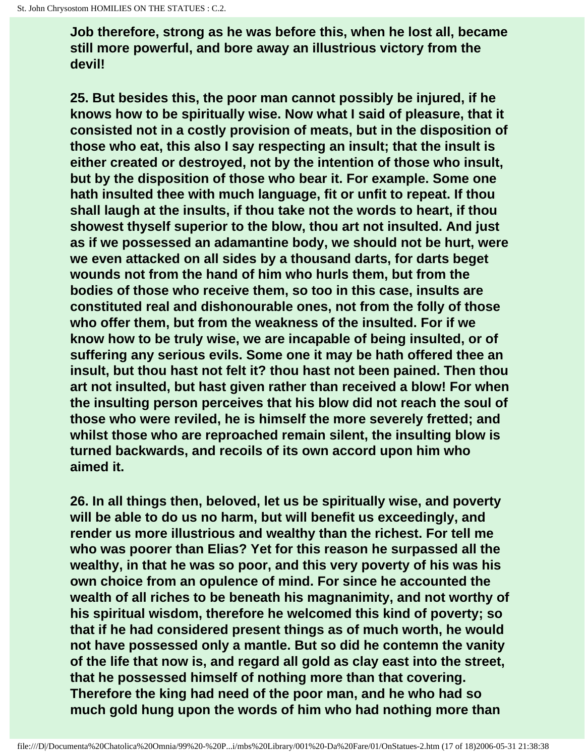**Job therefore, strong as he was before this, when he lost all, became still more powerful, and bore away an illustrious victory from the devil!**

**25. But besides this, the poor man cannot possibly be injured, if he knows how to be spiritually wise. Now what I said of pleasure, that it consisted not in a costly provision of meats, but in the disposition of those who eat, this also I say respecting an insult; that the insult is either created or destroyed, not by the intention of those who insult, but by the disposition of those who bear it. For example. Some one hath insulted thee with much language, fit or unfit to repeat. If thou shall laugh at the insults, if thou take not the words to heart, if thou showest thyself superior to the blow, thou art not insulted. And just as if we possessed an adamantine body, we should not be hurt, were we even attacked on all sides by a thousand darts, for darts beget wounds not from the hand of him who hurls them, but from the bodies of those who receive them, so too in this case, insults are constituted real and dishonourable ones, not from the folly of those who offer them, but from the weakness of the insulted. For if we know how to be truly wise, we are incapable of being insulted, or of suffering any serious evils. Some one it may be hath offered thee an insult, but thou hast not felt it? thou hast not been pained. Then thou art not insulted, but hast given rather than received a blow! For when the insulting person perceives that his blow did not reach the soul of those who were reviled, he is himself the more severely fretted; and whilst those who are reproached remain silent, the insulting blow is turned backwards, and recoils of its own accord upon him who aimed it.**

**26. In all things then, beloved, let us be spiritually wise, and poverty will be able to do us no harm, but will benefit us exceedingly, and render us more illustrious and wealthy than the richest. For tell me who was poorer than Elias? Yet for this reason he surpassed all the wealthy, in that he was so poor, and this very poverty of his was his own choice from an opulence of mind. For since he accounted the wealth of all riches to be beneath his magnanimity, and not worthy of his spiritual wisdom, therefore he welcomed this kind of poverty; so that if he had considered present things as of much worth, he would not have possessed only a mantle. But so did he contemn the vanity of the life that now is, and regard all gold as clay east into the street, that he possessed himself of nothing more than that covering. Therefore the king had need of the poor man, and he who had so much gold hung upon the words of him who had nothing more than**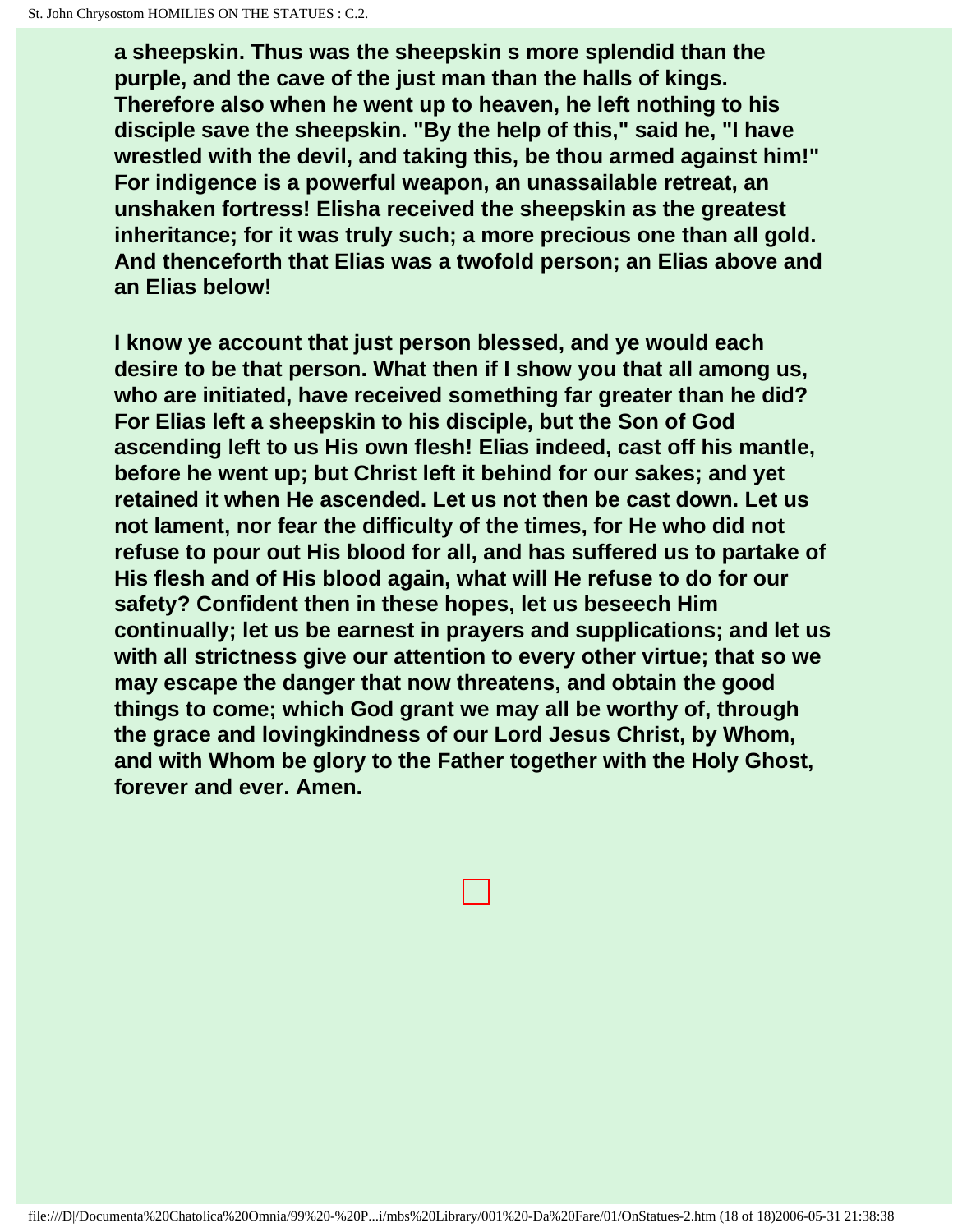**a sheepskin. Thus was the sheepskin s more splendid than the purple, and the cave of the just man than the halls of kings. Therefore also when he went up to heaven, he left nothing to his disciple save the sheepskin. "By the help of this," said he, "I have wrestled with the devil, and taking this, be thou armed against him!" For indigence is a powerful weapon, an unassailable retreat, an unshaken fortress! Elisha received the sheepskin as the greatest inheritance; for it was truly such; a more precious one than all gold. And thenceforth that Elias was a twofold person; an Elias above and an Elias below!**

**I know ye account that just person blessed, and ye would each desire to be that person. What then if I show you that all among us, who are initiated, have received something far greater than he did? For Elias left a sheepskin to his disciple, but the Son of God ascending left to us His own flesh! Elias indeed, cast off his mantle, before he went up; but Christ left it behind for our sakes; and yet retained it when He ascended. Let us not then be cast down. Let us not lament, nor fear the difficulty of the times, for He who did not refuse to pour out His blood for all, and has suffered us to partake of His flesh and of His blood again, what will He refuse to do for our safety? Confident then in these hopes, let us beseech Him continually; let us be earnest in prayers and supplications; and let us with all strictness give our attention to every other virtue; that so we may escape the danger that now threatens, and obtain the good things to come; which God grant we may all be worthy of, through the grace and lovingkindness of our Lord Jesus Christ, by Whom, and with Whom be glory to the Father together with the Holy Ghost, forever and ever. Amen.**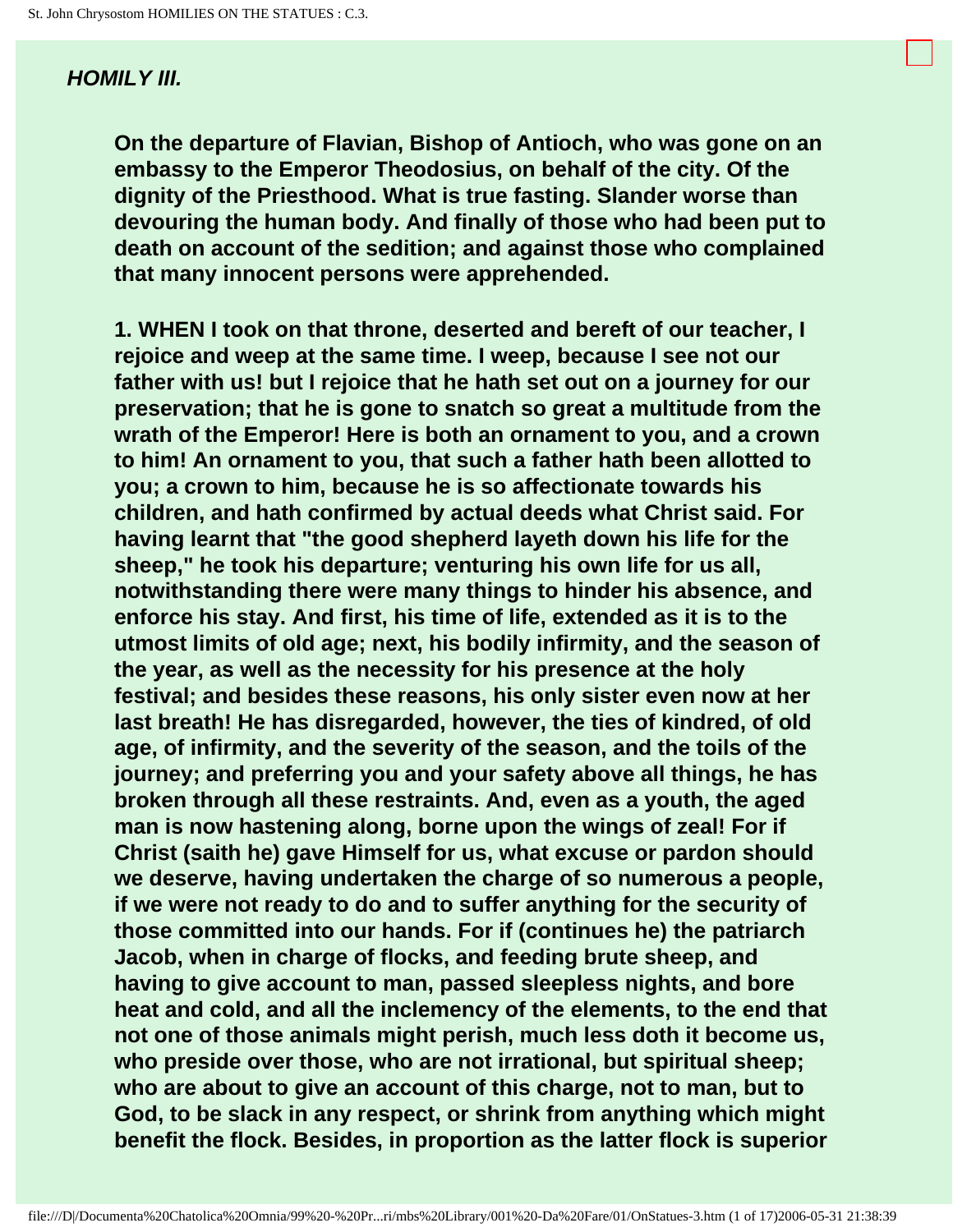## *HOMILY III.*

**On the departure of Flavian, Bishop of Antioch, who was gone on an embassy to the Emperor Theodosius, on behalf of the city. Of the dignity of the Priesthood. What is true fasting. Slander worse than devouring the human body. And finally of those who had been put to death on account of the sedition; and against those who complained that many innocent persons were apprehended.**

**1. WHEN I took on that throne, deserted and bereft of our teacher, I rejoice and weep at the same time. I weep, because I see not our father with us! but I rejoice that he hath set out on a journey for our preservation; that he is gone to snatch so great a multitude from the wrath of the Emperor! Here is both an ornament to you, and a crown to him! An ornament to you, that such a father hath been allotted to you; a crown to him, because he is so affectionate towards his children, and hath confirmed by actual deeds what Christ said. For having learnt that "the good shepherd layeth down his life for the sheep," he took his departure; venturing his own life for us all, notwithstanding there were many things to hinder his absence, and enforce his stay. And first, his time of life, extended as it is to the utmost limits of old age; next, his bodily infirmity, and the season of the year, as well as the necessity for his presence at the holy festival; and besides these reasons, his only sister even now at her last breath! He has disregarded, however, the ties of kindred, of old age, of infirmity, and the severity of the season, and the toils of the journey; and preferring you and your safety above all things, he has broken through all these restraints. And, even as a youth, the aged man is now hastening along, borne upon the wings of zeal! For if Christ (saith he) gave Himself for us, what excuse or pardon should we deserve, having undertaken the charge of so numerous a people, if we were not ready to do and to suffer anything for the security of those committed into our hands. For if (continues he) the patriarch Jacob, when in charge of flocks, and feeding brute sheep, and having to give account to man, passed sleepless nights, and bore heat and cold, and all the inclemency of the elements, to the end that not one of those animals might perish, much less doth it become us, who preside over those, who are not irrational, but spiritual sheep; who are about to give an account of this charge, not to man, but to God, to be slack in any respect, or shrink from anything which might benefit the flock. Besides, in proportion as the latter flock is superior**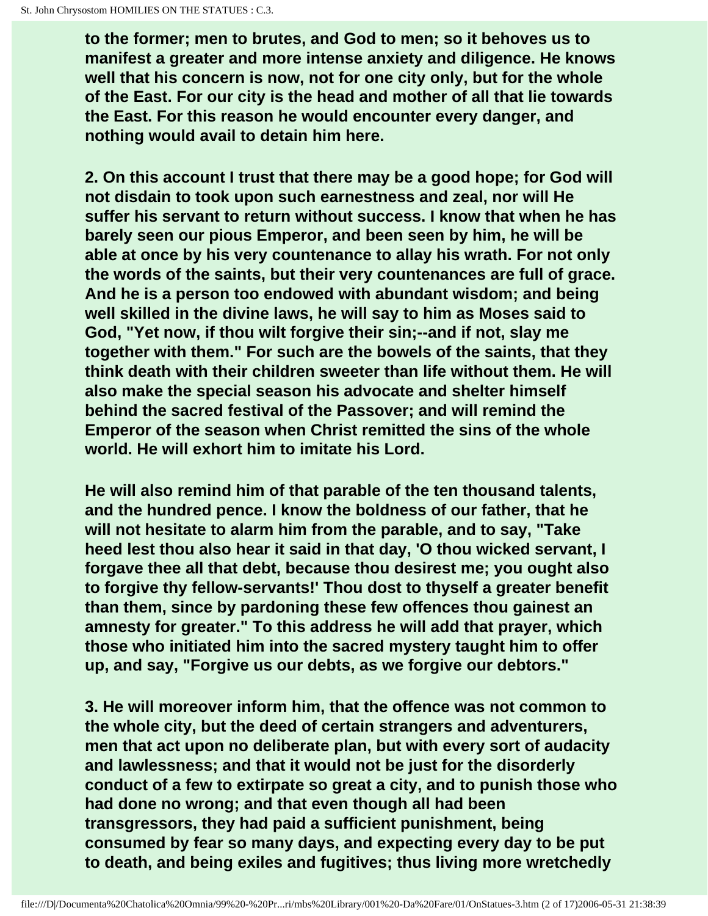to the former; men to brutes, and God to men; so it behoves us to manifest a greater and more intense anxiety and diligence. He knows well that his concern is now, not for one city only, but for the whole of the East. For our city is the head and mother of all that lie towards the East. For this reason he would encounter every danger, and nothing would avail to detain him here.

2. On this account I trust that there may be a good hope; for God will not disdain to took upon such earnestness and zeal, nor will He suffer his servant to return without success. I know that when he has barely seen our pious Emperor, and been seen by him, he will be able at once by his very countenance to allay his wrath. For not only the words of the saints, but their very countenances are full of grace. And he is a person too endowed with abundant wisdom; and being well skilled in the divine laws, he will say to him as Moses said to God, "Yet now, if thou wilt forgive their sin;--and if not, slay me together with them." For such are the bowels of the saints, that they think death with their children sweeter than life without them. He will also make the special season his advocate and shelter himself behind the sacred festival of the Passover; and will remind the Emperor of the season when Christ remitted the sins of the whole world. He will exhort him to imitate his Lord.

He will also remind him of that parable of the ten thousand talents, and the hundred pence. I know the boldness of our father, that he will not hesitate to alarm him from the parable, and to say, "Take heed lest thou also hear it said in that day, 'O thou wicked servant, I forgave thee all that debt, because thou desirest me; you ought also to forgive thy fellow-servants!' Thou dost to thyself a greater benefit than them, since by pardoning these few offences thou gainest an amnesty for greater." To this address he will add that prayer, which those who initiated him into the sacred mystery taught him to offer up, and say, "Forgive us our debts, as we forgive our debtors."

3. He will moreover inform him, that the offence was not common to the whole city, but the deed of certain strangers and adventurers, men that act upon no deliberate plan, but with every sort of audacity and lawlessness; and that it would not be just for the disorderly conduct of a few to extirpate so great a city, and to punish those who had done no wrong; and that even though all had been transgressors, they had paid a sufficient punishment, being consumed by fear so many days, and expecting every day to be put to death, and being exiles and fugitives; thus living more wretchedly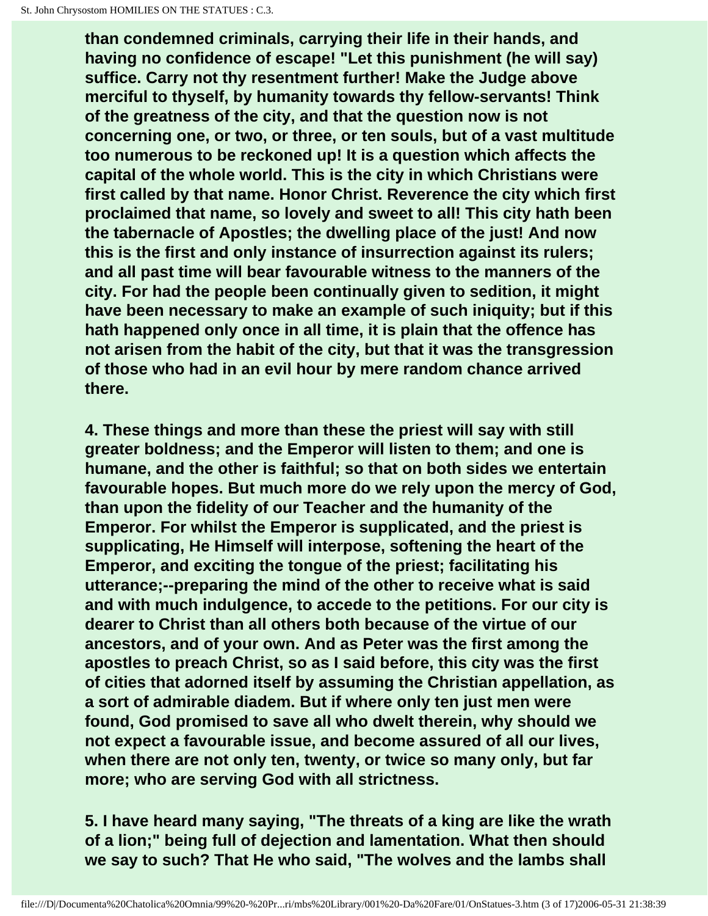than condemned criminals, carrying their life in their hands, and having no confidence of escape! "Let this punishment (he will say) suffice. Carry not thy resentment further! Make the Judge above merciful to thyself, by humanity towards thy fellow-servants! Think of the greatness of the city, and that the question now is not concerning one, or two, or three, or ten souls, but of a vast multitude too numerous to be reckoned up! It is a question which affects the capital of the whole world. This is the city in which Christians were first called by that name. Honor Christ. Reverence the city which first proclaimed that name, so lovely and sweet to all! This city hath been the tabernacle of Apostles; the dwelling place of the just! And now this is the first and only instance of insurrection against its rulers; and all past time will bear favourable witness to the manners of the city. For had the people been continually given to sedition, it might have been necessary to make an example of such iniquity; but if this hath happened only once in all time, it is plain that the offence has not arisen from the habit of the city, but that it was the transgression of those who had in an evil hour by mere random chance arrived there.

4. These things and more than these the priest will say with still greater boldness; and the Emperor will listen to them; and one is humane, and the other is faithful; so that on both sides we entertain favourable hopes. But much more do we rely upon the mercy of God, than upon the fidelity of our Teacher and the humanity of the Emperor. For whilst the Emperor is supplicated, and the priest is supplicating, He Himself will interpose, softening the heart of the Emperor, and exciting the tongue of the priest; facilitating his utterance;--preparing the mind of the other to receive what is said and with much indulgence, to accede to the petitions. For our city is dearer to Christ than all others both because of the virtue of our ancestors, and of your own. And as Peter was the first among the apostles to preach Christ, so as I said before, this city was the first of cities that adorned itself by assuming the Christian appellation, as a sort of admirable diadem. But if where only ten just men were found, God promised to save all who dwelt therein, why should we not expect a favourable issue, and become assured of all our lives, when there are not only ten, twenty, or twice so many only, but far more; who are serving God with all strictness.

5. I have heard many saying, "The threats of a king are like the wrath of a lion;" being full of dejection and lamentation. What then should we say to such? That He who said, "The wolves and the lambs shall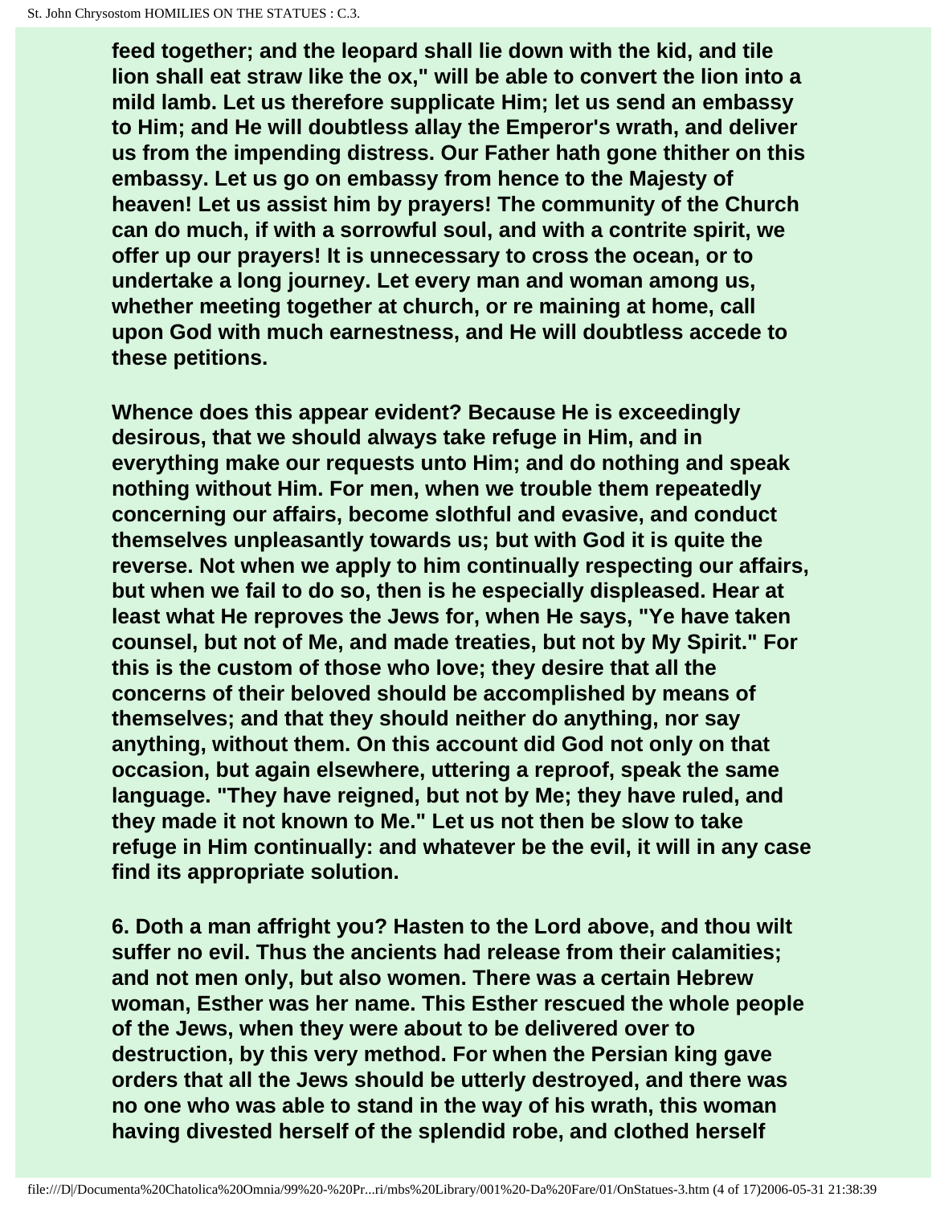**feed together; and the leopard shall lie down with the kid, and tile lion shall eat straw like the ox," will be able to convert the lion into a mild lamb. Let us therefore supplicate Him; let us send an embassy to Him; and He will doubtless allay the Emperor's wrath, and deliver us from the impending distress. Our Father hath gone thither on this embassy. Let us go on embassy from hence to the Majesty of heaven! Let us assist him by prayers! The community of the Church can do much, if with a sorrowful soul, and with a contrite spirit, we offer up our prayers! It is unnecessary to cross the ocean, or to undertake a long journey. Let every man and woman among us, whether meeting together at church, or re maining at home, call upon God with much earnestness, and He will doubtless accede to these petitions.**

**Whence does this appear evident? Because He is exceedingly desirous, that we should always take refuge in Him, and in everything make our requests unto Him; and do nothing and speak nothing without Him. For men, when we trouble them repeatedly concerning our affairs, become slothful and evasive, and conduct themselves unpleasantly towards us; but with God it is quite the reverse. Not when we apply to him continually respecting our affairs, but when we fail to do so, then is he especially displeased. Hear at least what He reproves the Jews for, when He says, "Ye have taken counsel, but not of Me, and made treaties, but not by My Spirit." For this is the custom of those who love; they desire that all the concerns of their beloved should be accomplished by means of themselves; and that they should neither do anything, nor say anything, without them. On this account did God not only on that occasion, but again elsewhere, uttering a reproof, speak the same language. "They have reigned, but not by Me; they have ruled, and they made it not known to Me." Let us not then be slow to take refuge in Him continually: and whatever be the evil, it will in any case find its appropriate solution.**

**6. Doth a man affright you? Hasten to the Lord above, and thou wilt suffer no evil. Thus the ancients had release from their calamities; and not men only, but also women. There was a certain Hebrew woman, Esther was her name. This Esther rescued the whole people of the Jews, when they were about to be delivered over to destruction, by this very method. For when the Persian king gave orders that all the Jews should be utterly destroyed, and there was no one who was able to stand in the way of his wrath, this woman having divested herself of the splendid robe, and clothed herself**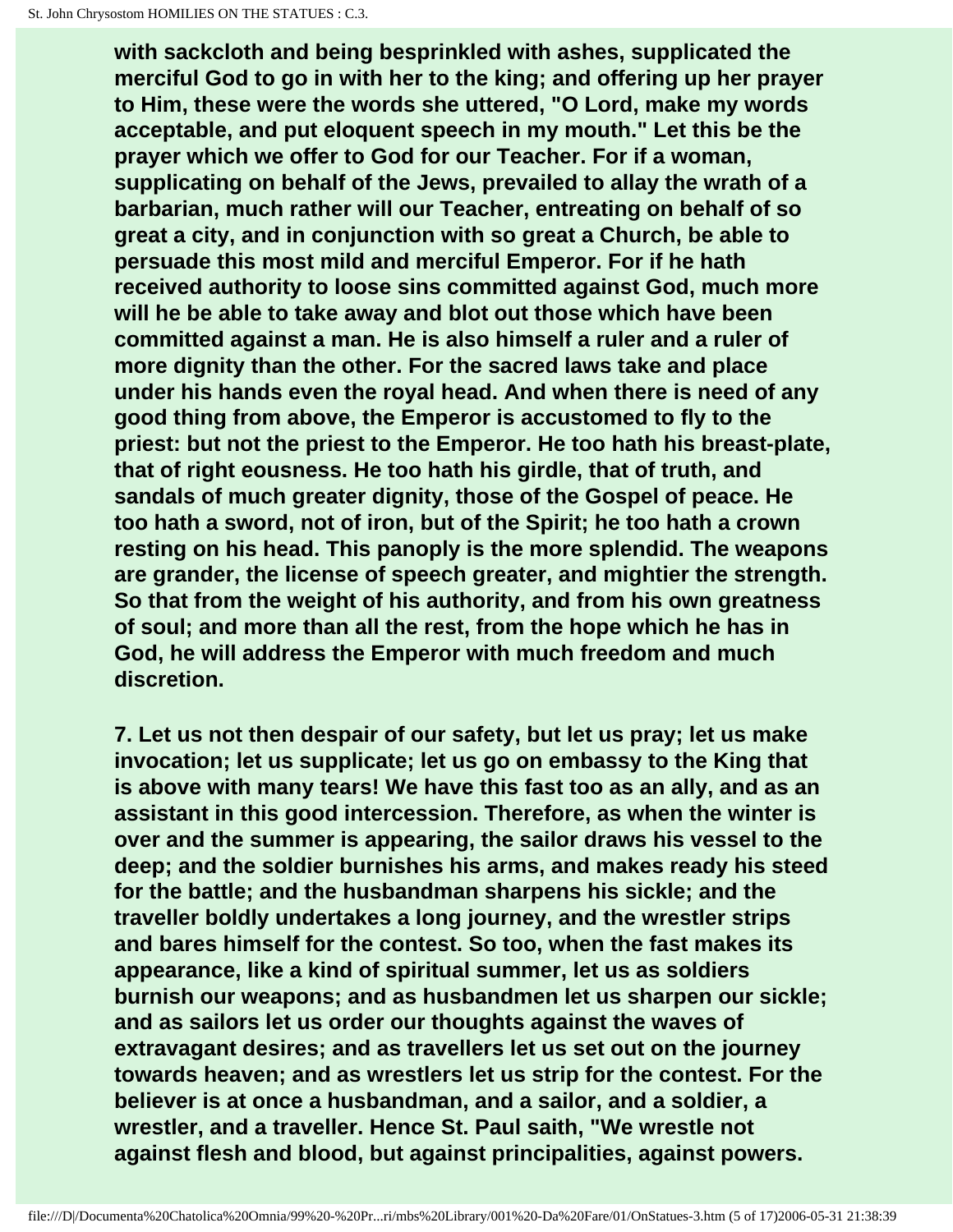with sackcloth and being besprinkled with ashes, supplicated the merciful God to go in with her to the king; and offering up her prayer to Him, these were the words she uttered, "O Lord, make my words acceptable, and put eloquent speech in my mouth." Let this be the prayer which we offer to God for our Teacher. For if a woman, supplicating on behalf of the Jews, prevailed to allay the wrath of a barbarian, much rather will our Teacher, entreating on behalf of so great a city, and in conjunction with so great a Church, be able to persuade this most mild and merciful Emperor. For if he hath received authority to loose sins committed against God, much more will he be able to take away and blot out those which have been committed against a man. He is also himself a ruler and a ruler of more dignity than the other. For the sacred laws take and place under his hands even the royal head. And when there is need of any good thing from above, the Emperor is accustomed to fly to the priest: but not the priest to the Emperor. He too hath his breast-plate, that of right eousness. He too hath his girdle, that of truth, and sandals of much greater dignity, those of the Gospel of peace. He too hath a sword, not of iron, but of the Spirit; he too hath a crown resting on his head. This panoply is the more splendid. The weapons are grander, the license of speech greater, and mightier the strength. So that from the weight of his authority, and from his own greatness of soul; and more than all the rest, from the hope which he has in God, he will address the Emperor with much freedom and much discretion.

7. Let us not then despair of our safety, but let us pray; let us make invocation; let us supplicate; let us go on embassy to the King that is above with many tears! We have this fast too as an ally, and as an assistant in this good intercession. Therefore, as when the winter is over and the summer is appearing, the sailor draws his vessel to the deep; and the soldier burnishes his arms, and makes ready his steed for the battle; and the husbandman sharpens his sickle; and the traveller boldly undertakes a long journey, and the wrestler strips and bares himself for the contest. So too, when the fast makes its appearance, like a kind of spiritual summer, let us as soldiers burnish our weapons; and as husbandmen let us sharpen our sickle; and as sailors let us order our thoughts against the waves of extravagant desires; and as travellers let us set out on the journey towards heaven; and as wrestlers let us strip for the contest. For the believer is at once a husbandman, and a sailor, and a soldier, a wrestler, and a traveller. Hence St. Paul saith, "We wrestle not against flesh and blood, but against principalities, against powers.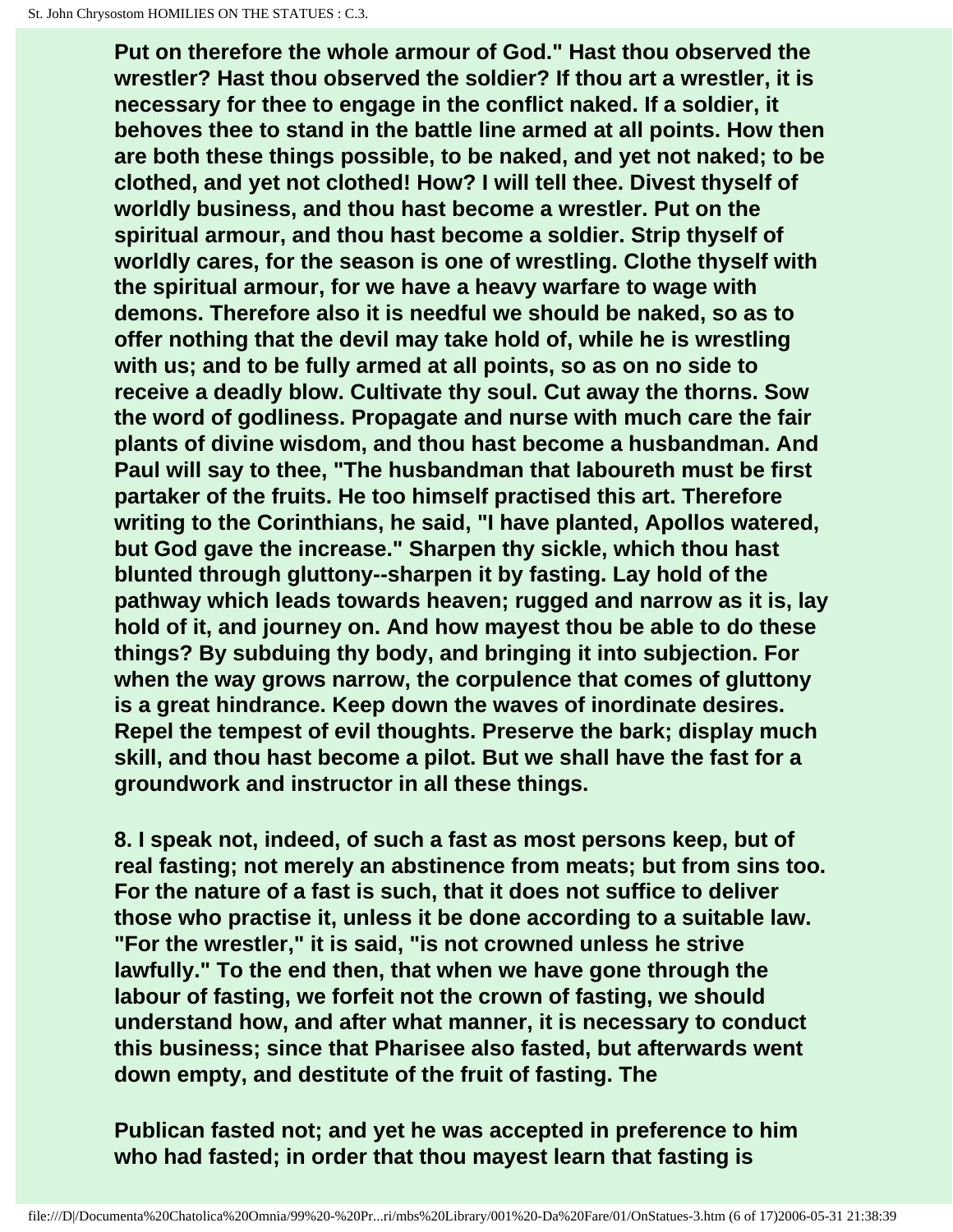**Put on therefore the whole armour of God." Hast thou observed the wrestler? Hast thou observed the soldier? If thou art a wrestler, it is necessary for thee to engage in the conflict naked. If a soldier, it behoves thee to stand in the battle line armed at all points. How then are both these things possible, to be naked, and yet not naked; to be clothed, and yet not clothed! How? I will tell thee. Divest thyself of worldly business, and thou hast become a wrestler. Put on the spiritual armour, and thou hast become a soldier. Strip thyself of worldly cares, for the season is one of wrestling. Clothe thyself with the spiritual armour, for we have a heavy warfare to wage with demons. Therefore also it is needful we should be naked, so as to offer nothing that the devil may take hold of, while he is wrestling with us; and to be fully armed at all points, so as on no side to receive a deadly blow. Cultivate thy soul. Cut away the thorns. Sow the word of godliness. Propagate and nurse with much care the fair plants of divine wisdom, and thou hast become a husbandman. And Paul will say to thee, "The husbandman that laboureth must be first partaker of the fruits. He too himself practised this art. Therefore writing to the Corinthians, he said, "I have planted, Apollos watered, but God gave the increase." Sharpen thy sickle, which thou hast blunted through gluttony--sharpen it by fasting. Lay hold of the pathway which leads towards heaven; rugged and narrow as it is, lay hold of it, and journey on. And how mayest thou be able to do these things? By subduing thy body, and bringing it into subjection. For when the way grows narrow, the corpulence that comes of gluttony is a great hindrance. Keep down the waves of inordinate desires. Repel the tempest of evil thoughts. Preserve the bark; display much skill, and thou hast become a pilot. But we shall have the fast for a groundwork and instructor in all these things.**

**8. I speak not, indeed, of such a fast as most persons keep, but of real fasting; not merely an abstinence from meats; but from sins too. For the nature of a fast is such, that it does not suffice to deliver those who practise it, unless it be done according to a suitable law. "For the wrestler," it is said, "is not crowned unless he strive lawfully." To the end then, that when we have gone through the labour of fasting, we forfeit not the crown of fasting, we should understand how, and after what manner, it is necessary to conduct this business; since that Pharisee also fasted, but afterwards went down empty, and destitute of the fruit of fasting. The**

**Publican fasted not; and yet he was accepted in preference to him who had fasted; in order that thou mayest learn that fasting is**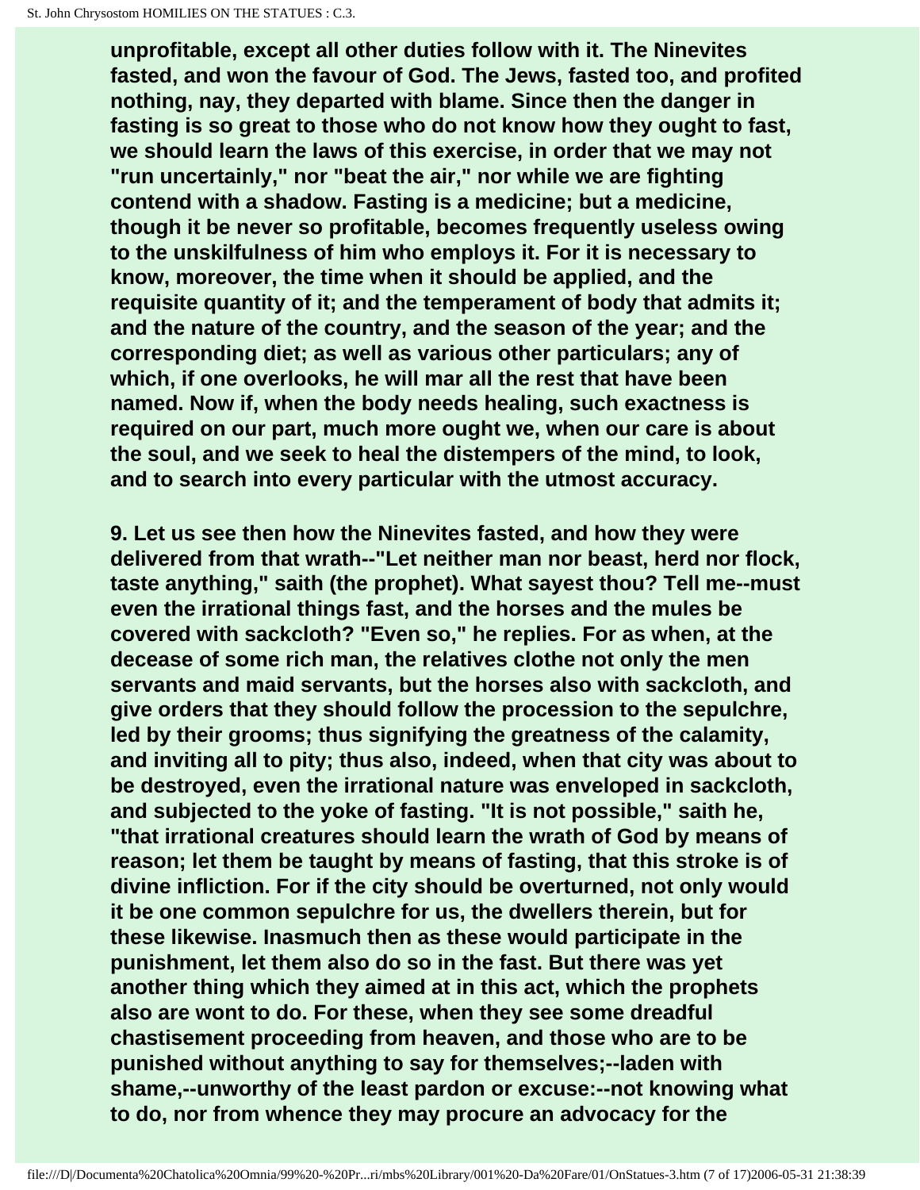**unprofitable, except all other duties follow with it. The Ninevites fasted, and won the favour of God. The Jews, fasted too, and profited nothing, nay, they departed with blame. Since then the danger in fasting is so great to those who do not know how they ought to fast, we should learn the laws of this exercise, in order that we may not "run uncertainly," nor "beat the air," nor while we are fighting contend with a shadow. Fasting is a medicine; but a medicine, though it be never so profitable, becomes frequently useless owing to the unskilfulness of him who employs it. For it is necessary to know, moreover, the time when it should be applied, and the requisite quantity of it; and the temperament of body that admits it; and the nature of the country, and the season of the year; and the corresponding diet; as well as various other particulars; any of which, if one overlooks, he will mar all the rest that have been named. Now if, when the body needs healing, such exactness is required on our part, much more ought we, when our care is about the soul, and we seek to heal the distempers of the mind, to look, and to search into every particular with the utmost accuracy.**

**9. Let us see then how the Ninevites fasted, and how they were delivered from that wrath--"Let neither man nor beast, herd nor flock, taste anything," saith (the prophet). What sayest thou? Tell me--must even the irrational things fast, and the horses and the mules be covered with sackcloth? "Even so," he replies. For as when, at the decease of some rich man, the relatives clothe not only the men servants and maid servants, but the horses also with sackcloth, and give orders that they should follow the procession to the sepulchre, led by their grooms; thus signifying the greatness of the calamity, and inviting all to pity; thus also, indeed, when that city was about to be destroyed, even the irrational nature was enveloped in sackcloth, and subjected to the yoke of fasting. "It is not possible," saith he, "that irrational creatures should learn the wrath of God by means of reason; let them be taught by means of fasting, that this stroke is of divine infliction. For if the city should be overturned, not only would it be one common sepulchre for us, the dwellers therein, but for these likewise. Inasmuch then as these would participate in the punishment, let them also do so in the fast. But there was yet another thing which they aimed at in this act, which the prophets also are wont to do. For these, when they see some dreadful chastisement proceeding from heaven, and those who are to be punished without anything to say for themselves;--laden with shame,--unworthy of the least pardon or excuse:--not knowing what to do, nor from whence they may procure an advocacy for the**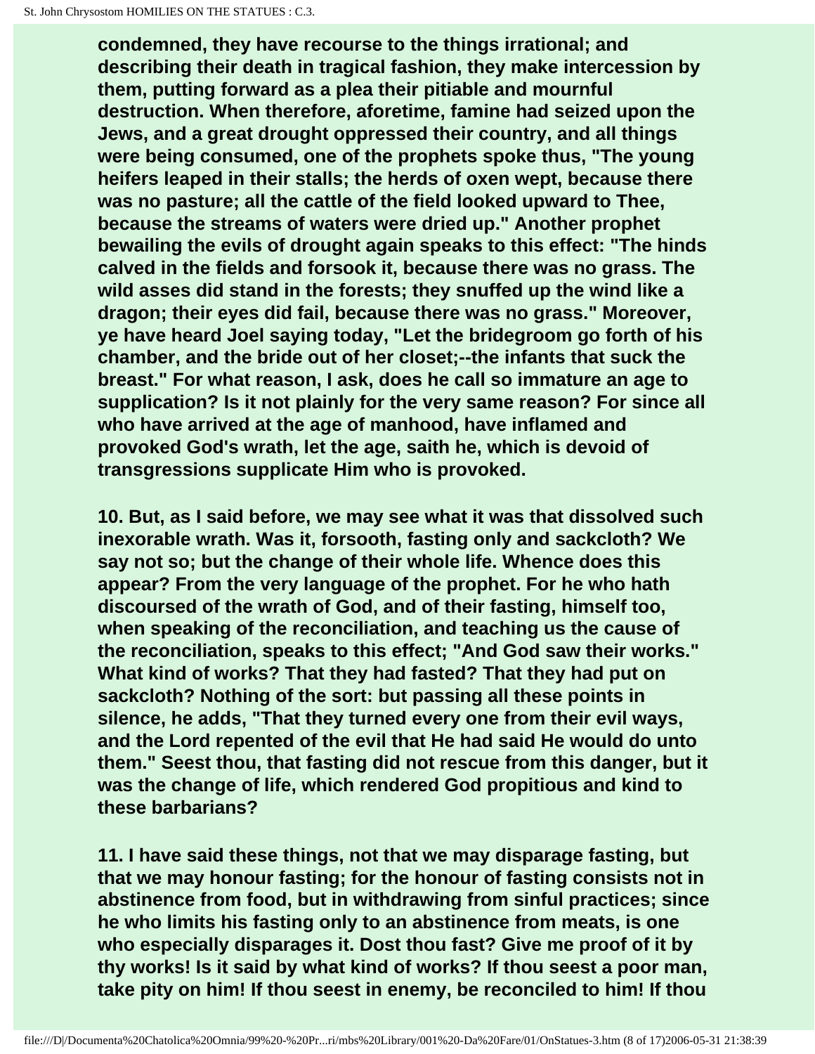condemned, they have recourse to the things irrational; and describing their death in tragical fashion, they make intercession by them, putting forward as a plea their pitiable and mournful destruction. When therefore, aforetime, famine had seized upon the Jews, and a great drought oppressed their country, and all things were being consumed, one of the prophets spoke thus, "The young heifers leaped in their stalls; the herds of oxen wept, because there was no pasture; all the cattle of the field looked upward to Thee, because the streams of waters were dried up." Another prophet bewailing the evils of drought again speaks to this effect: "The hinds calved in the fields and forsook it, because there was no grass. The wild asses did stand in the forests; they snuffed up the wind like a dragon; their eyes did fail, because there was no grass." Moreover, ye have heard Joel saying today, "Let the bridegroom go forth of his chamber, and the bride out of her closet;--the infants that suck the breast." For what reason, I ask, does he call so immature an age to supplication? Is it not plainly for the very same reason? For since all who have arrived at the age of manhood, have inflamed and provoked God's wrath, let the age, saith he, which is devoid of transgressions supplicate Him who is provoked.

10. But, as I said before, we may see what it was that dissolved such inexorable wrath. Was it, forsooth, fasting only and sackcloth? We say not so; but the change of their whole life. Whence does this appear? From the very language of the prophet. For he who hath discoursed of the wrath of God, and of their fasting, himself too, when speaking of the reconciliation, and teaching us the cause of the reconciliation, speaks to this effect; "And God saw their works." What kind of works? That they had fasted? That they had put on sackcloth? Nothing of the sort: but passing all these points in silence, he adds, "That they turned every one from their evil ways, and the Lord repented of the evil that He had said He would do unto them." Seest thou, that fasting did not rescue from this danger, but it was the change of life, which rendered God propitious and kind to these barbarians?

11. I have said these things, not that we may disparage fasting, but that we may honour fasting; for the honour of fasting consists not in abstinence from food, but in withdrawing from sinful practices; since he who limits his fasting only to an abstinence from meats, is one who especially disparages it. Dost thou fast? Give me proof of it by thy works! Is it said by what kind of works? If thou seest a poor man, take pity on him! If thou seest in enemy, be reconciled to him! If thou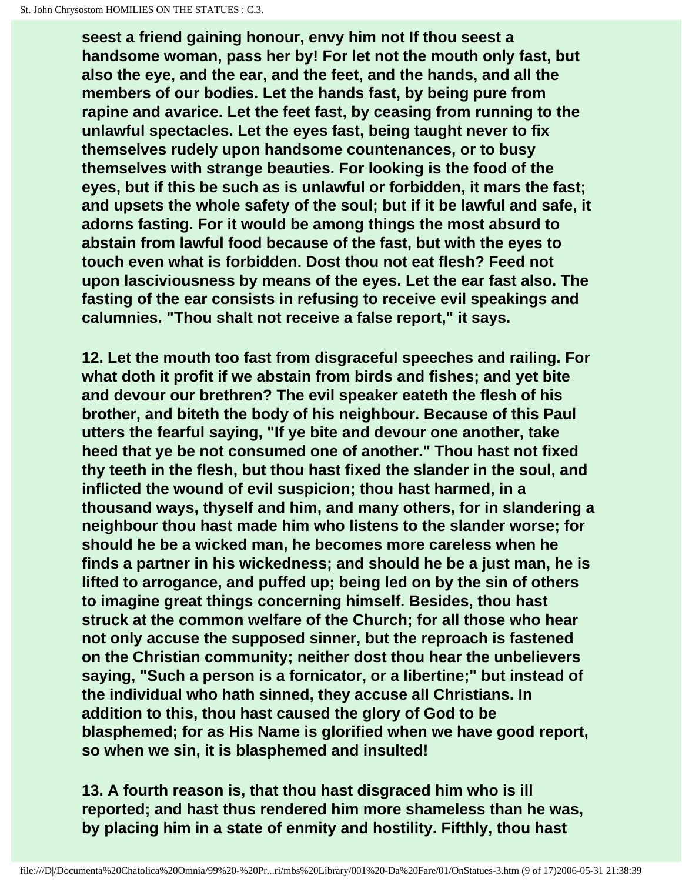**seest a friend gaining honour, envy him not If thou seest a handsome woman, pass her by! For let not the mouth only fast, but also the eye, and the ear, and the feet, and the hands, and all the members of our bodies. Let the hands fast, by being pure from rapine and avarice. Let the feet fast, by ceasing from running to the unlawful spectacles. Let the eyes fast, being taught never to fix themselves rudely upon handsome countenances, or to busy themselves with strange beauties. For looking is the food of the eyes, but if this be such as is unlawful or forbidden, it mars the fast; and upsets the whole safety of the soul; but if it be lawful and safe, it adorns fasting. For it would be among things the most absurd to abstain from lawful food because of the fast, but with the eyes to touch even what is forbidden. Dost thou not eat flesh? Feed not upon lasciviousness by means of the eyes. Let the ear fast also. The fasting of the ear consists in refusing to receive evil speakings and calumnies. "Thou shalt not receive a false report," it says.**

**12. Let the mouth too fast from disgraceful speeches and railing. For what doth it profit if we abstain from birds and fishes; and yet bite and devour our brethren? The evil speaker eateth the flesh of his brother, and biteth the body of his neighbour. Because of this Paul utters the fearful saying, "If ye bite and devour one another, take heed that ye be not consumed one of another." Thou hast not fixed thy teeth in the flesh, but thou hast fixed the slander in the soul, and inflicted the wound of evil suspicion; thou hast harmed, in a thousand ways, thyself and him, and many others, for in slandering a neighbour thou hast made him who listens to the slander worse; for should he be a wicked man, he becomes more careless when he finds a partner in his wickedness; and should he be a just man, he is lifted to arrogance, and puffed up; being led on by the sin of others to imagine great things concerning himself. Besides, thou hast struck at the common welfare of the Church; for all those who hear not only accuse the supposed sinner, but the reproach is fastened on the Christian community; neither dost thou hear the unbelievers saying, "Such a person is a fornicator, or a libertine;" but instead of the individual who hath sinned, they accuse all Christians. In addition to this, thou hast caused the glory of God to be blasphemed; for as His Name is glorified when we have good report, so when we sin, it is blasphemed and insulted!**

**13. A fourth reason is, that thou hast disgraced him who is ill reported; and hast thus rendered him more shameless than he was, by placing him in a state of enmity and hostility. Fifthly, thou hast**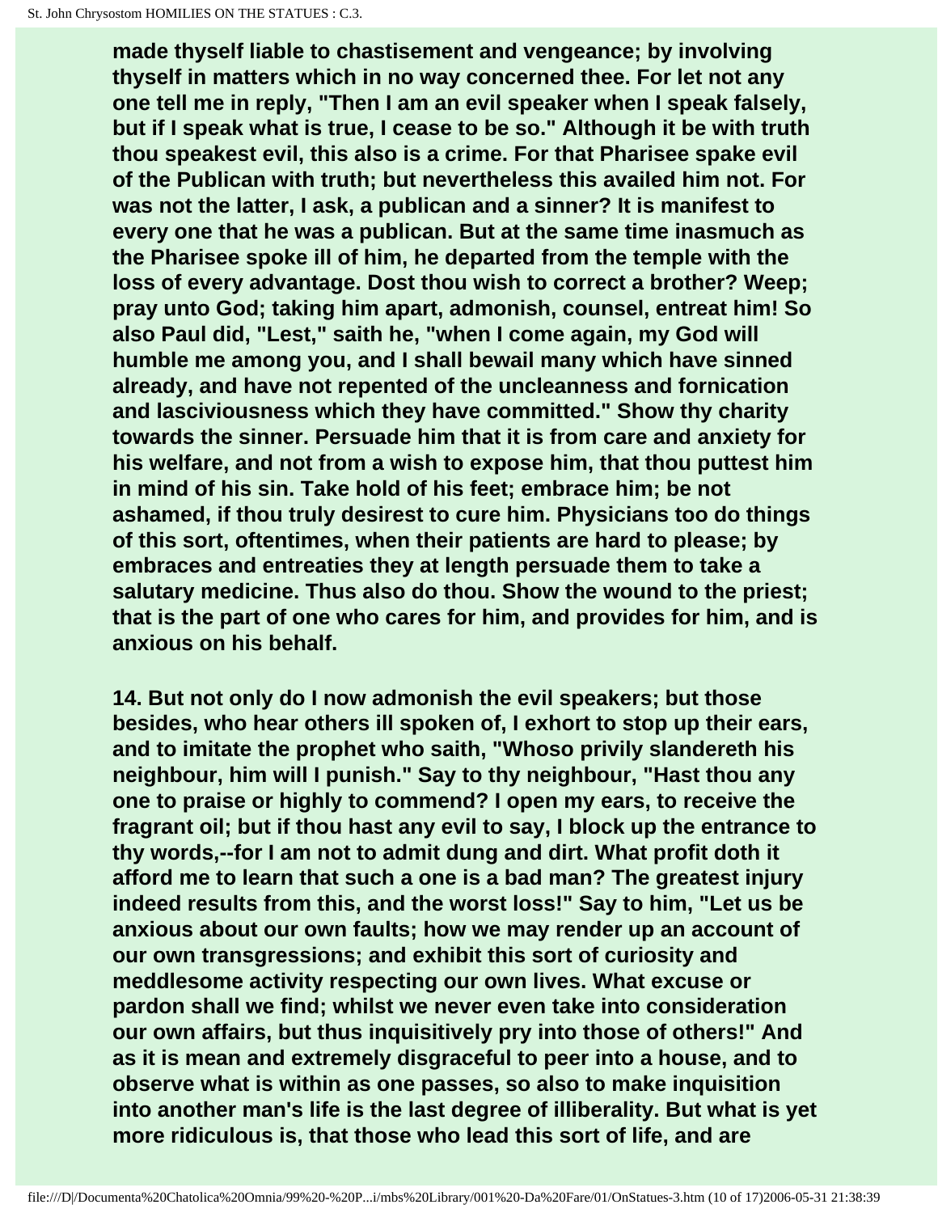made thyself liable to chastisement and vengeance; by involving thyself in matters which in no way concerned thee. For let not any one tell me in reply, "Then I am an evil speaker when I speak falsely, but if I speak what is true, I cease to be so." Although it be with truth thou speakest evil, this also is a crime. For that Pharisee spake evil of the Publican with truth; but nevertheless this availed him not. For was not the latter, I ask, a publican and a sinner? It is manifest to every one that he was a publican. But at the same time inasmuch as the Pharisee spoke ill of him, he departed from the temple with the loss of every advantage. Dost thou wish to correct a brother? Weep; pray unto God; taking him apart, admonish, counsel, entreat him! So also Paul did, "Lest," saith he, "when I come again, my God will humble me among you, and I shall bewail many which have sinned already, and have not repented of the uncleanness and fornication and lasciviousness which they have committed." Show thy charity towards the sinner. Persuade him that it is from care and anxiety for his welfare, and not from a wish to expose him, that thou puttest him in mind of his sin. Take hold of his feet; embrace him; be not ashamed, if thou truly desirest to cure him. Physicians too do things of this sort, oftentimes, when their patients are hard to please; by embraces and entreaties they at length persuade them to take a salutary medicine. Thus also do thou. Show the wound to the priest; that is the part of one who cares for him, and provides for him, and is anxious on his behalf.

14. But not only do I now admonish the evil speakers; but those besides, who hear others ill spoken of, I exhort to stop up their ears, and to imitate the prophet who saith, "Whoso privily slandereth his neighbour, him will I punish." Say to thy neighbour, "Hast thou any one to praise or highly to commend? I open my ears, to receive the fragrant oil; but if thou hast any evil to say, I block up the entrance to thy words,--for I am not to admit dung and dirt. What profit doth it afford me to learn that such a one is a bad man? The greatest injury indeed results from this, and the worst loss!" Say to him, "Let us be anxious about our own faults; how we may render up an account of our own transgressions; and exhibit this sort of curiosity and meddlesome activity respecting our own lives. What excuse or pardon shall we find; whilst we never even take into consideration our own affairs, but thus inquisitively pry into those of others!" And as it is mean and extremely disgraceful to peer into a house, and to observe what is within as one passes, so also to make inquisition into another man's life is the last degree of illiberality. But what is yet more ridiculous is, that those who lead this sort of life, and are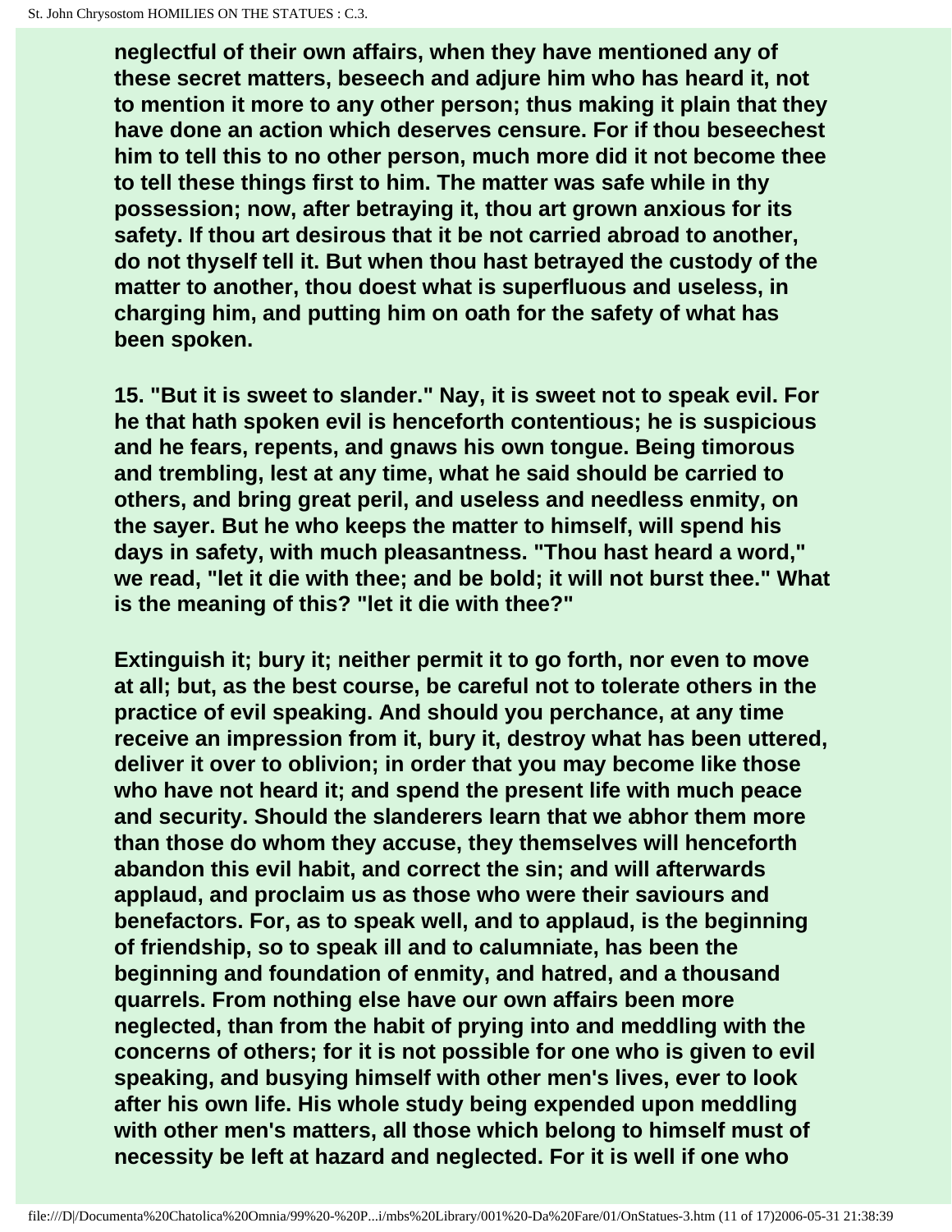neglectful of their own affairs, when they have mentioned any of these secret matters, beseech and adjure him who has heard it, not to mention it more to any other person; thus making it plain that they have done an action which deserves censure. For if thou beseechest him to tell this to no other person, much more did it not become thee to tell these things first to him. The matter was safe while in thy possession; now, after betraying it, thou art grown anxious for its safety. If thou art desirous that it be not carried abroad to another, do not thyself tell it. But when thou hast betrayed the custody of the matter to another, thou doest what is superfluous and useless, in charging him, and putting him on oath for the safety of what has been spoken.

15. "But it is sweet to slander." Nay, it is sweet not to speak evil. For he that hath spoken evil is henceforth contentious; he is suspicious and he fears, repents, and gnaws his own tongue. Being timorous and trembling, lest at any time, what he said should be carried to others, and bring great peril, and useless and needless enmity, on the sayer. But he who keeps the matter to himself, will spend his days in safety, with much pleasantness. "Thou hast heard a word," we read, "let it die with thee; and be bold; it will not burst thee." What is the meaning of this? "let it die with thee?"

Extinguish it; bury it; neither permit it to go forth, nor even to move at all; but, as the best course, be careful not to tolerate others in the practice of evil speaking. And should you perchance, at any time receive an impression from it, bury it, destroy what has been uttered, deliver it over to oblivion; in order that you may become like those who have not heard it; and spend the present life with much peace and security. Should the slanderers learn that we abhor them more than those do whom they accuse, they themselves will henceforth abandon this evil habit, and correct the sin; and will afterwards applaud, and proclaim us as those who were their saviours and benefactors. For, as to speak well, and to applaud, is the beginning of friendship, so to speak ill and to calumniate, has been the beginning and foundation of enmity, and hatred, and a thousand quarrels. From nothing else have our own affairs been more neglected, than from the habit of prying into and meddling with the concerns of others; for it is not possible for one who is given to evil speaking, and busying himself with other men's lives, ever to look after his own life. His whole study being expended upon meddling with other men's matters, all those which belong to himself must of necessity be left at hazard and neglected. For it is well if one who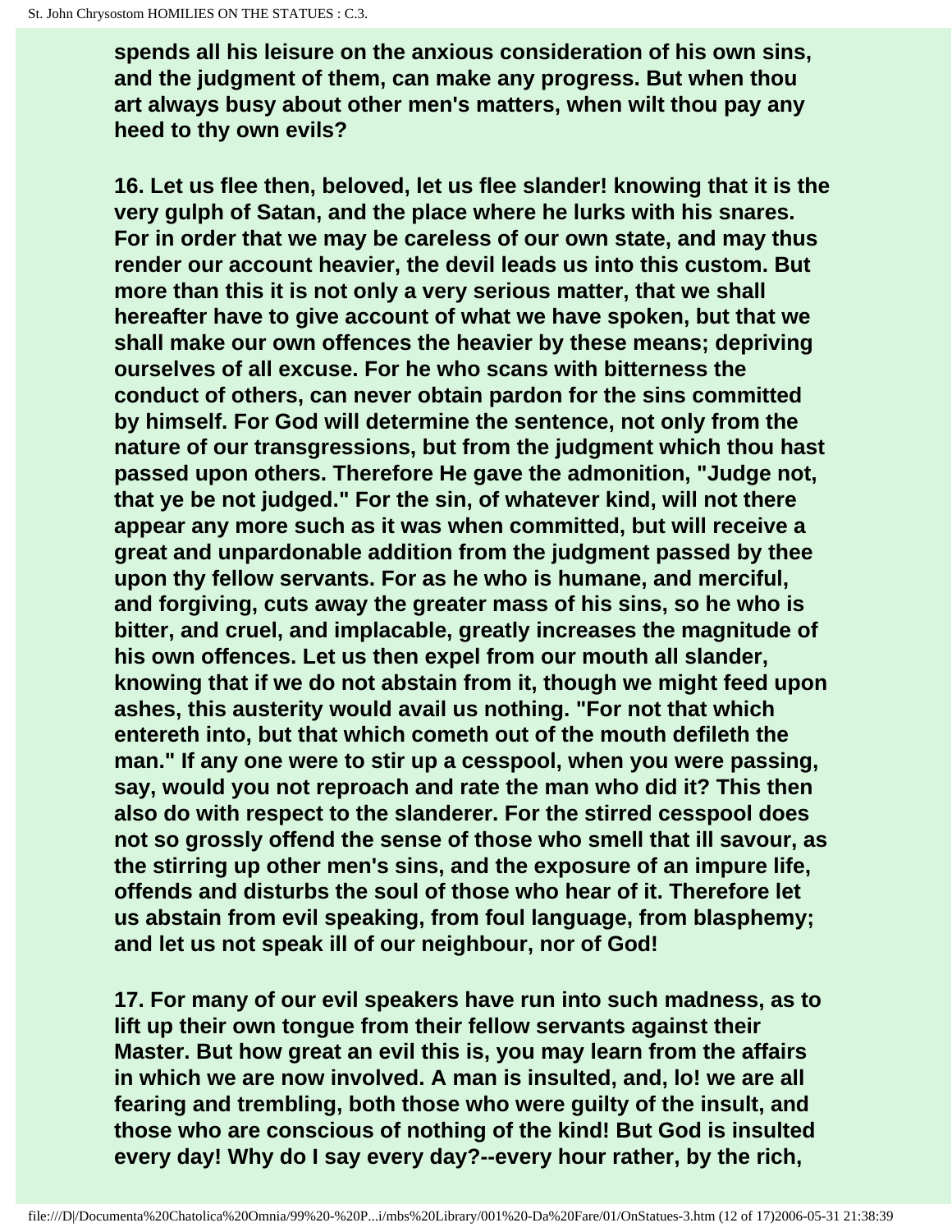spends all his leisure on the anxious consideration of his own sins, and the judgment of them, can make any progress. But when thou art always busy about other men's matters, when wilt thou pay any heed to thy own evils?

16. Let us flee then, beloved, let us flee slander! knowing that it is the very gulph of Satan, and the place where he lurks with his snares. For in order that we may be careless of our own state, and may thus render our account heavier, the devil leads us into this custom. But more than this it is not only a very serious matter, that we shall hereafter have to give account of what we have spoken, but that we shall make our own offences the heavier by these means; depriving ourselves of all excuse. For he who scans with bitterness the conduct of others, can never obtain pardon for the sins committed by himself. For God will determine the sentence, not only from the nature of our transgressions, but from the judgment which thou hast passed upon others. Therefore He gave the admonition, "Judge not, that ye be not judged." For the sin, of whatever kind, will not there appear any more such as it was when committed, but will receive a great and unpardonable addition from the judgment passed by thee upon thy fellow servants. For as he who is humane, and merciful, and forgiving, cuts away the greater mass of his sins, so he who is bitter, and cruel, and implacable, greatly increases the magnitude of his own offences. Let us then expel from our mouth all slander, knowing that if we do not abstain from it, though we might feed upon ashes, this austerity would avail us nothing. "For not that which entereth into, but that which cometh out of the mouth defileth the man." If any one were to stir up a cesspool, when you were passing, say, would you not reproach and rate the man who did it? This then also do with respect to the slanderer. For the stirred cesspool does not so grossly offend the sense of those who smell that ill savour, as the stirring up other men's sins, and the exposure of an impure life, offends and disturbs the soul of those who hear of it. Therefore let us abstain from evil speaking, from foul language, from blasphemy; and let us not speak ill of our neighbour, nor of God!

17. For many of our evil speakers have run into such madness, as to lift up their own tongue from their fellow servants against their Master. But how great an evil this is, you may learn from the affairs in which we are now involved. A man is insulted, and, lo! we are all fearing and trembling, both those who were guilty of the insult, and those who are conscious of nothing of the kind! But God is insulted every day! Why do I say every day?--every hour rather, by the rich,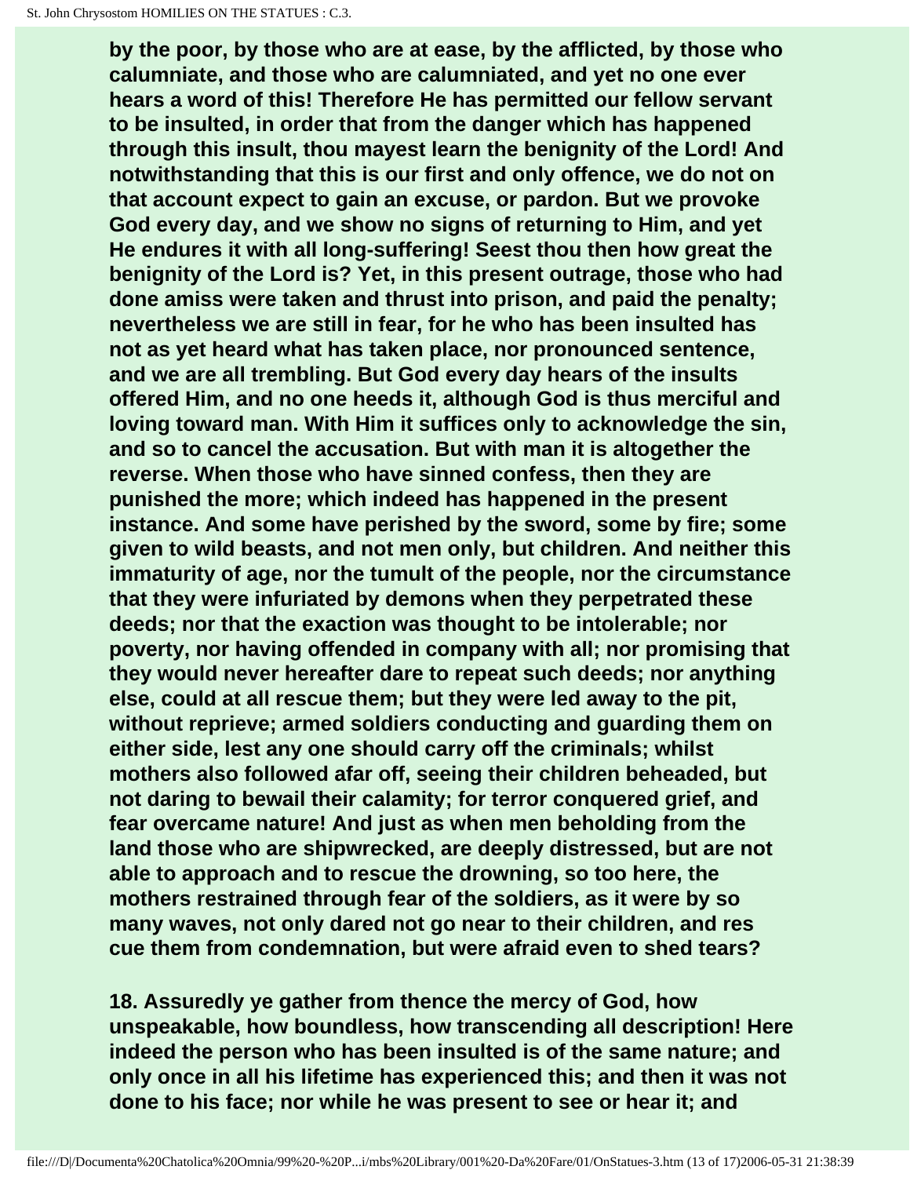by the poor, by those who are at ease, by the afflicted, by those who calumniate, and those who are calumniated, and yet no one ever hears a word of this! Therefore He has permitted our fellow servant to be insulted, in order that from the danger which has happened through this insult, thou mayest learn the benignity of the Lord! And notwithstanding that this is our first and only offence, we do not on that account expect to gain an excuse, or pardon. But we provoke God every day, and we show no signs of returning to Him, and yet He endures it with all long-suffering! Seest thou then how great the benignity of the Lord is? Yet, in this present outrage, those who had done amiss were taken and thrust into prison, and paid the penalty; nevertheless we are still in fear, for he who has been insulted has not as yet heard what has taken place, nor pronounced sentence, and we are all trembling. But God every day hears of the insults offered Him, and no one heeds it, although God is thus merciful and loving toward man. With Him it suffices only to acknowledge the sin, and so to cancel the accusation. But with man it is altogether the reverse. When those who have sinned confess, then they are punished the more; which indeed has happened in the present instance. And some have perished by the sword, some by fire; some given to wild beasts, and not men only, but children. And neither this immaturity of age, nor the tumult of the people, nor the circumstance that they were infuriated by demons when they perpetrated these deeds; nor that the exaction was thought to be intolerable; nor poverty, nor having offended in company with all; nor promising that they would never hereafter dare to repeat such deeds; nor anything else, could at all rescue them; but they were led away to the pit, without reprieve; armed soldiers conducting and guarding them on either side, lest any one should carry off the criminals; whilst mothers also followed afar off, seeing their children beheaded, but not daring to bewail their calamity; for terror conquered grief, and fear overcame nature! And just as when men beholding from the land those who are shipwrecked, are deeply distressed, but are not able to approach and to rescue the drowning, so too here, the mothers restrained through fear of the soldiers, as it were by so many waves, not only dared not go near to their children, and res cue them from condemnation, but were afraid even to shed tears?

18. Assuredly ye gather from thence the mercy of God, how unspeakable, how boundless, how transcending all description! Here indeed the person who has been insulted is of the same nature; and only once in all his lifetime has experienced this; and then it was not done to his face; nor while he was present to see or hear it; and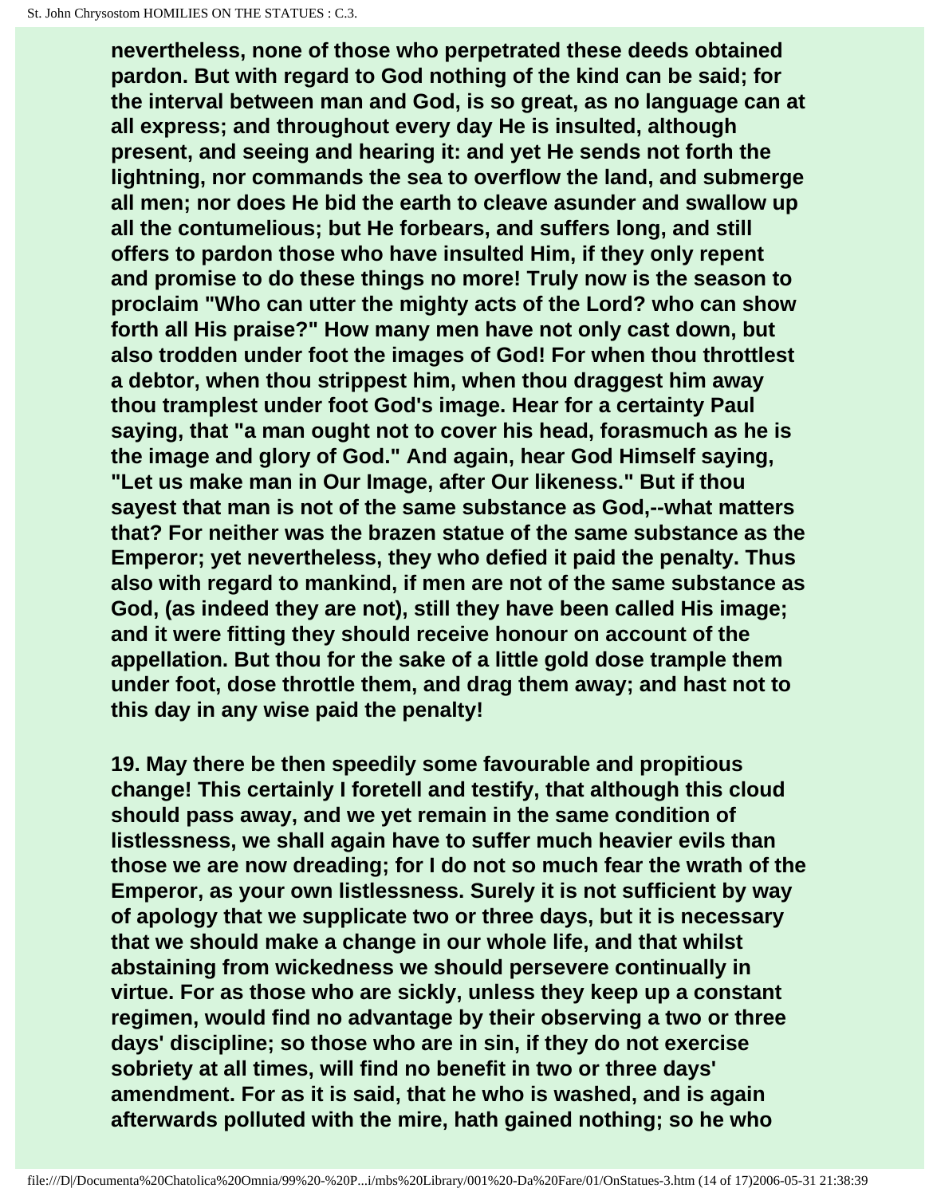**nevertheless, none of those who perpetrated these deeds obtained pardon. But with regard to God nothing of the kind can be said; for the interval between man and God, is so great, as no language can at all express; and throughout every day He is insulted, although present, and seeing and hearing it: and yet He sends not forth the lightning, nor commands the sea to overflow the land, and submerge all men; nor does He bid the earth to cleave asunder and swallow up all the contumelious; but He forbears, and suffers long, and still offers to pardon those who have insulted Him, if they only repent and promise to do these things no more! Truly now is the season to proclaim "Who can utter the mighty acts of the Lord? who can show forth all His praise?" How many men have not only cast down, but also trodden under foot the images of God! For when thou throttlest a debtor, when thou strippest him, when thou draggest him away thou tramplest under foot God's image. Hear for a certainty Paul saying, that "a man ought not to cover his head, forasmuch as he is the image and glory of God." And again, hear God Himself saying, "Let us make man in Our Image, after Our likeness." But if thou sayest that man is not of the same substance as God,--what matters that? For neither was the brazen statue of the same substance as the Emperor; yet nevertheless, they who defied it paid the penalty. Thus also with regard to mankind, if men are not of the same substance as God, (as indeed they are not), still they have been called His image; and it were fitting they should receive honour on account of the appellation. But thou for the sake of a little gold dose trample them under foot, dose throttle them, and drag them away; and hast not to this day in any wise paid the penalty!**

**19. May there be then speedily some favourable and propitious change! This certainly I foretell and testify, that although this cloud should pass away, and we yet remain in the same condition of listlessness, we shall again have to suffer much heavier evils than those we are now dreading; for I do not so much fear the wrath of the Emperor, as your own listlessness. Surely it is not sufficient by way of apology that we supplicate two or three days, but it is necessary that we should make a change in our whole life, and that whilst abstaining from wickedness we should persevere continually in virtue. For as those who are sickly, unless they keep up a constant regimen, would find no advantage by their observing a two or three days' discipline; so those who are in sin, if they do not exercise sobriety at all times, will find no benefit in two or three days' amendment. For as it is said, that he who is washed, and is again afterwards polluted with the mire, hath gained nothing; so he who**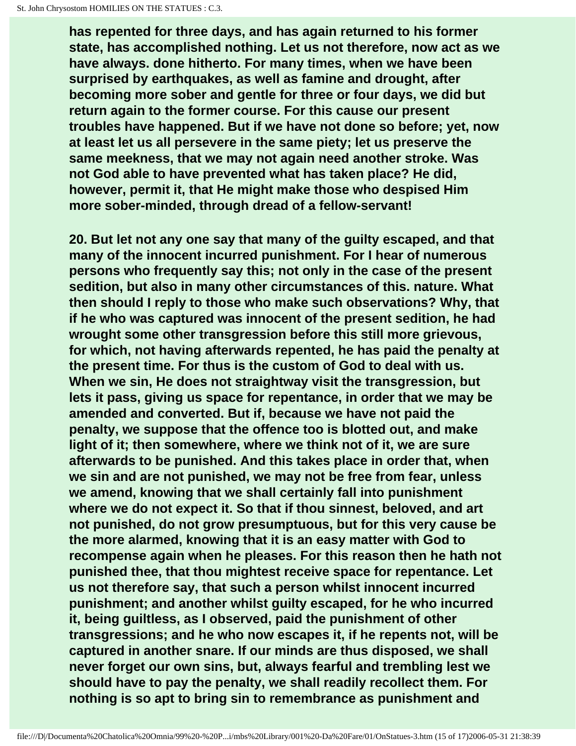has repented for three days, and has again returned to his former state, has accomplished nothing. Let us not therefore, now act as we have always. done hitherto. For many times, when we have been surprised by earthquakes, as well as famine and drought, after becoming more sober and gentle for three or four days, we did but return again to the former course. For this cause our present troubles have happened. But if we have not done so before; yet, now at least let us all persevere in the same piety; let us preserve the same meekness, that we may not again need another stroke. Was not God able to have prevented what has taken place? He did, however, permit it, that He might make those who despised Him more sober-minded, through dread of a fellow-servant!

20. But let not any one say that many of the guilty escaped, and that many of the innocent incurred punishment. For I hear of numerous persons who frequently say this; not only in the case of the present sedition, but also in many other circumstances of this. nature. What then should I reply to those who make such observations? Why, that if he who was captured was innocent of the present sedition, he had wrought some other transgression before this still more grievous, for which, not having afterwards repented, he has paid the penalty at the present time. For thus is the custom of God to deal with us. When we sin, He does not straightway visit the transgression, but lets it pass, giving us space for repentance, in order that we may be amended and converted. But if, because we have not paid the penalty, we suppose that the offence too is blotted out, and make light of it; then somewhere, where we think not of it, we are sure afterwards to be punished. And this takes place in order that, when we sin and are not punished, we may not be free from fear, unless we amend, knowing that we shall certainly fall into punishment where we do not expect it. So that if thou sinnest, beloved, and art not punished, do not grow presumptuous, but for this very cause be the more alarmed, knowing that it is an easy matter with God to recompense again when he pleases. For this reason then he hath not punished thee, that thou mightest receive space for repentance. Let us not therefore say, that such a person whilst innocent incurred punishment; and another whilst guilty escaped, for he who incurred it, being guiltless, as I observed, paid the punishment of other transgressions; and he who now escapes it, if he repents not, will be captured in another snare. If our minds are thus disposed, we shall never forget our own sins, but, always fearful and trembling lest we should have to pay the penalty, we shall readily recollect them. For nothing is so apt to bring sin to remembrance as punishment and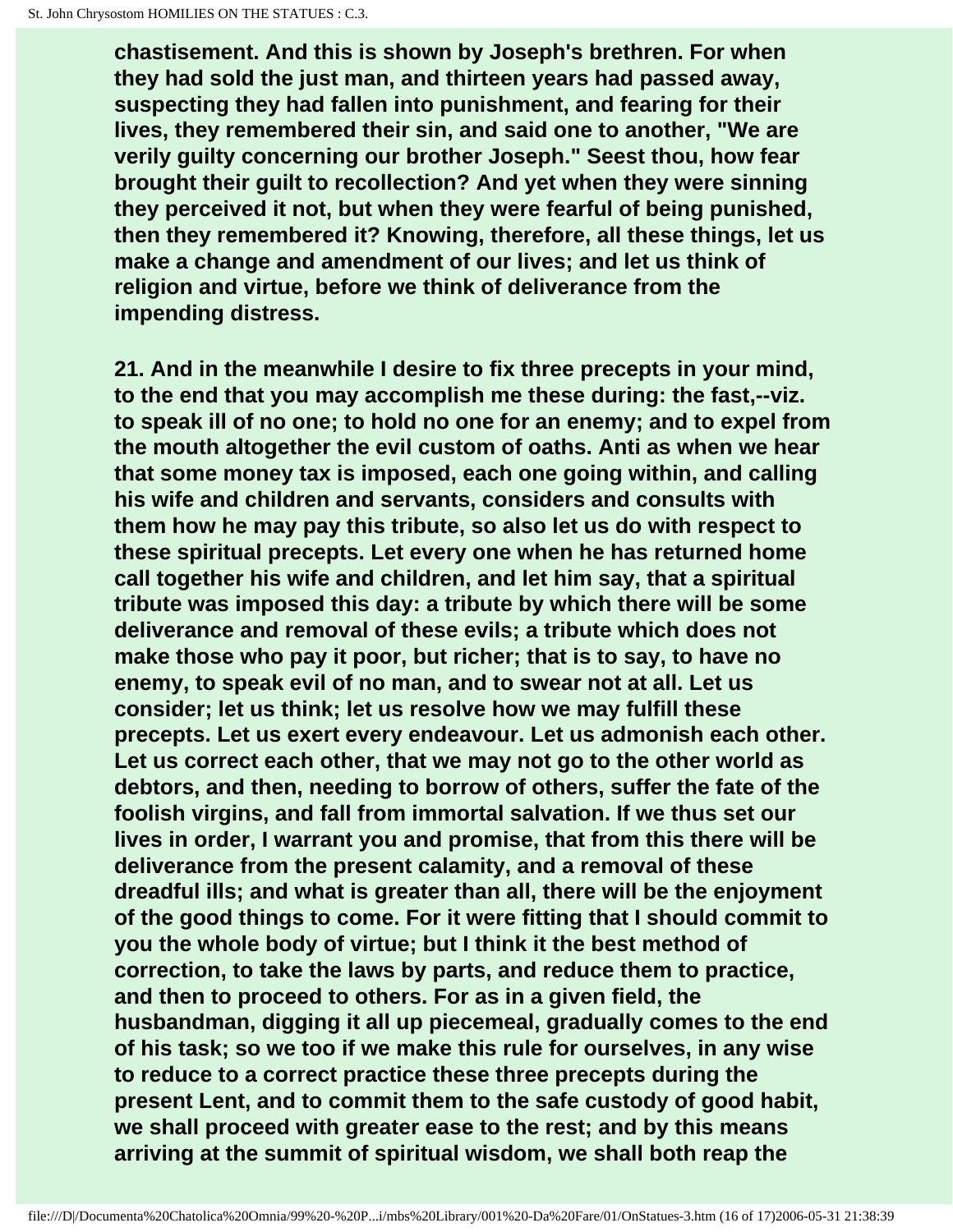chastisement. And this is shown by Joseph's brethren. For when they had sold the just man, and thirteen years had passed away, suspecting they had fallen into punishment, and fearing for their lives, they remembered their sin, and said one to another, "We are verily guilty concerning our brother Joseph." Seest thou, how fear brought their guilt to recollection? And yet when they were sinning they perceived it not, but when they were fearful of being punished, then they remembered it? Knowing, therefore, all these things, let us make a change and amendment of our lives; and let us think of religion and virtue, before we think of deliverance from the impending distress.

21. And in the meanwhile I desire to fix three precepts in your mind, to the end that you may accomplish me these during: the fast,--viz. to speak ill of no one; to hold no one for an enemy; and to expel from the mouth altogether the evil custom of oaths. Anti as when we hear that some money tax is imposed, each one going within, and calling his wife and children and servants, considers and consults with them how he may pay this tribute, so also let us do with respect to these spiritual precepts. Let every one when he has returned home call together his wife and children, and let him say, that a spiritual tribute was imposed this day: a tribute by which there will be some deliverance and removal of these evils; a tribute which does not make those who pay it poor, but richer; that is to say, to have no enemy, to speak evil of no man, and to swear not at all. Let us consider; let us think; let us resolve how we may fulfill these precepts. Let us exert every endeavour. Let us admonish each other. Let us correct each other, that we may not go to the other world as debtors, and then, needing to borrow of others, suffer the fate of the foolish virgins, and fall from immortal salvation. If we thus set our lives in order, I warrant you and promise, that from this there will be deliverance from the present calamity, and a removal of these dreadful ills; and what is greater than all, there will be the enjoyment of the good things to come. For it were fitting that I should commit to you the whole body of virtue; but I think it the best method of correction, to take the laws by parts, and reduce them to practice, and then to proceed to others. For as in a given field, the husbandman, digging it all up piecemeal, gradually comes to the end of his task; so we too if we make this rule for ourselves, in any wise to reduce to a correct practice these three precepts during the present Lent, and to commit them to the safe custody of good habit, we shall proceed with greater ease to the rest; and by this means arriving at the summit of spiritual wisdom, we shall both reap the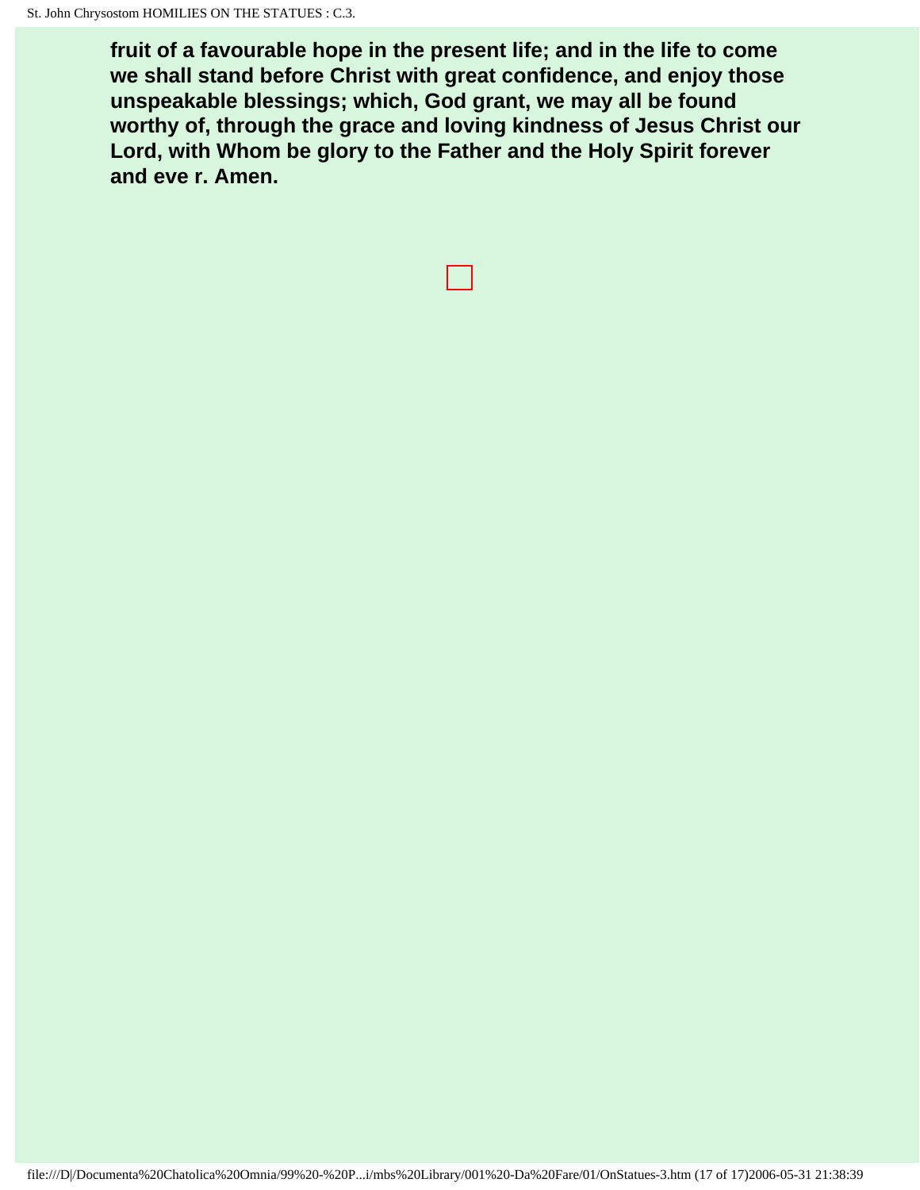**fruit of a favourable hope in the present life; and in the life to come we shall stand before Christ with great confidence, and enjoy those unspeakable blessings; which, God grant, we may all be found worthy of, through the grace and loving kindness of Jesus Christ our Lord, with Whom be glory to the Father and the Holy Spirit forever and eve r. Amen.**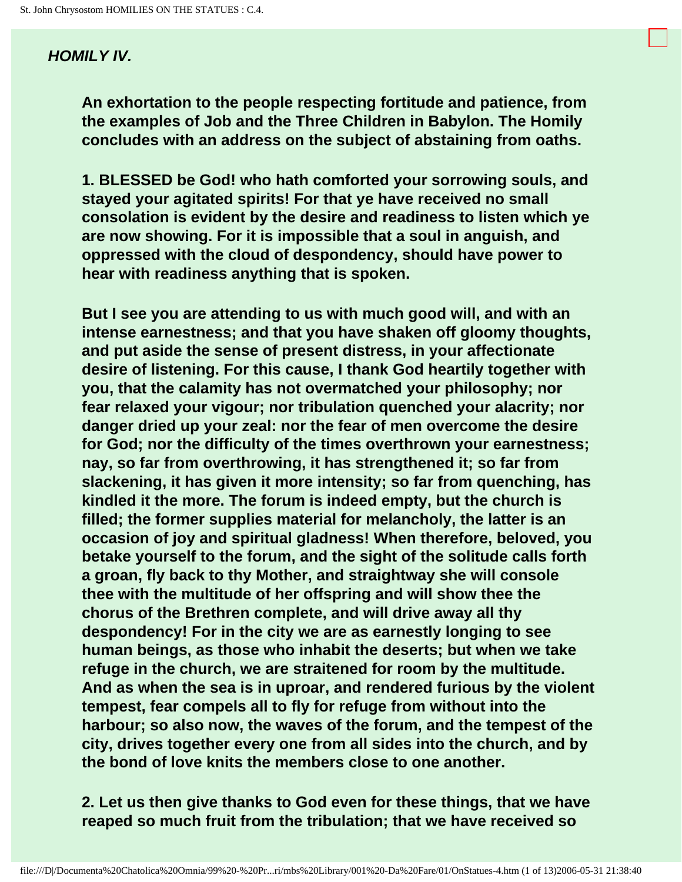## *HOMILY IV.*

**An exhortation to the people respecting fortitude and patience, from the examples of Job and the Three Children in Babylon. The Homily concludes with an address on the subject of abstaining from oaths.**

**1. BLESSED be God! who hath comforted your sorrowing souls, and stayed your agitated spirits! For that ye have received no small consolation is evident by the desire and readiness to listen which ye are now showing. For it is impossible that a soul in anguish, and oppressed with the cloud of despondency, should have power to hear with readiness anything that is spoken.**

**But I see you are attending to us with much good will, and with an intense earnestness; and that you have shaken off gloomy thoughts, and put aside the sense of present distress, in your affectionate desire of listening. For this cause, I thank God heartily together with you, that the calamity has not overmatched your philosophy; nor fear relaxed your vigour; nor tribulation quenched your alacrity; nor danger dried up your zeal: nor the fear of men overcome the desire for God; nor the difficulty of the times overthrown your earnestness; nay, so far from overthrowing, it has strengthened it; so far from slackening, it has given it more intensity; so far from quenching, has kindled it the more. The forum is indeed empty, but the church is filled; the former supplies material for melancholy, the latter is an occasion of joy and spiritual gladness! When therefore, beloved, you betake yourself to the forum, and the sight of the solitude calls forth a groan, fly back to thy Mother, and straightway she will console thee with the multitude of her offspring and will show thee the chorus of the Brethren complete, and will drive away all thy despondency! For in the city we are as earnestly longing to see human beings, as those who inhabit the deserts; but when we take refuge in the church, we are straitened for room by the multitude. And as when the sea is in uproar, and rendered furious by the violent tempest, fear compels all to fly for refuge from without into the harbour; so also now, the waves of the forum, and the tempest of the city, drives together every one from all sides into the church, and by the bond of love knits the members close to one another.**

**2. Let us then give thanks to God even for these things, that we have reaped so much fruit from the tribulation; that we have received so**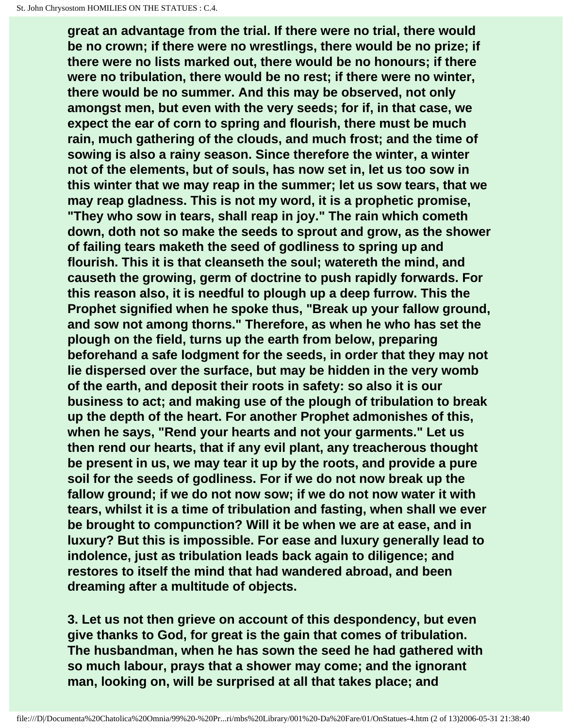great an advantage from the trial. If there were no trial, there would be no crown; if there were no wrestlings, there would be no prize; if there were no lists marked out, there would be no honours; if there were no tribulation, there would be no rest; if there were no winter, there would be no summer. And this may be observed, not only amongst men, but even with the very seeds; for if, in that case, we expect the ear of corn to spring and flourish, there must be much rain, much gathering of the clouds, and much frost; and the time of sowing is also a rainy season. Since therefore the winter, a winter not of the elements, but of souls, has now set in, let us too sow in this winter that we may reap in the summer; let us sow tears, that we may reap gladness. This is not my word, it is a prophetic promise, "They who sow in tears, shall reap in joy." The rain which cometh down, doth not so make the seeds to sprout and grow, as the shower of failing tears maketh the seed of godliness to spring up and flourish. This it is that cleanseth the soul; watereth the mind, and causeth the growing, germ of doctrine to push rapidly forwards. For this reason also, it is needful to plough up a deep furrow. This the Prophet signified when he spoke thus, "Break up your fallow ground, and sow not among thorns." Therefore, as when he who has set the plough on the field, turns up the earth from below, preparing beforehand a safe lodgment for the seeds, in order that they may not lie dispersed over the surface, but may be hidden in the very womb of the earth, and deposit their roots in safety: so also it is our business to act; and making use of the plough of tribulation to break up the depth of the heart. For another Prophet admonishes of this, when he says, "Rend your hearts and not your garments." Let us then rend our hearts, that if any evil plant, any treacherous thought be present in us, we may tear it up by the roots, and provide a pure soil for the seeds of godliness. For if we do not now break up the fallow ground; if we do not now sow; if we do not now water it with tears, whilst it is a time of tribulation and fasting, when shall we ever be brought to compunction? Will it be when we are at ease, and in luxury? But this is impossible. For ease and luxury generally lead to indolence, just as tribulation leads back again to diligence; and restores to itself the mind that had wandered abroad, and been dreaming after a multitude of objects.

3. Let us not then grieve on account of this despondency, but even give thanks to God, for great is the gain that comes of tribulation. The husbandman, when he has sown the seed he had gathered with so much labour, prays that a shower may come; and the ignorant man, looking on, will be surprised at all that takes place; and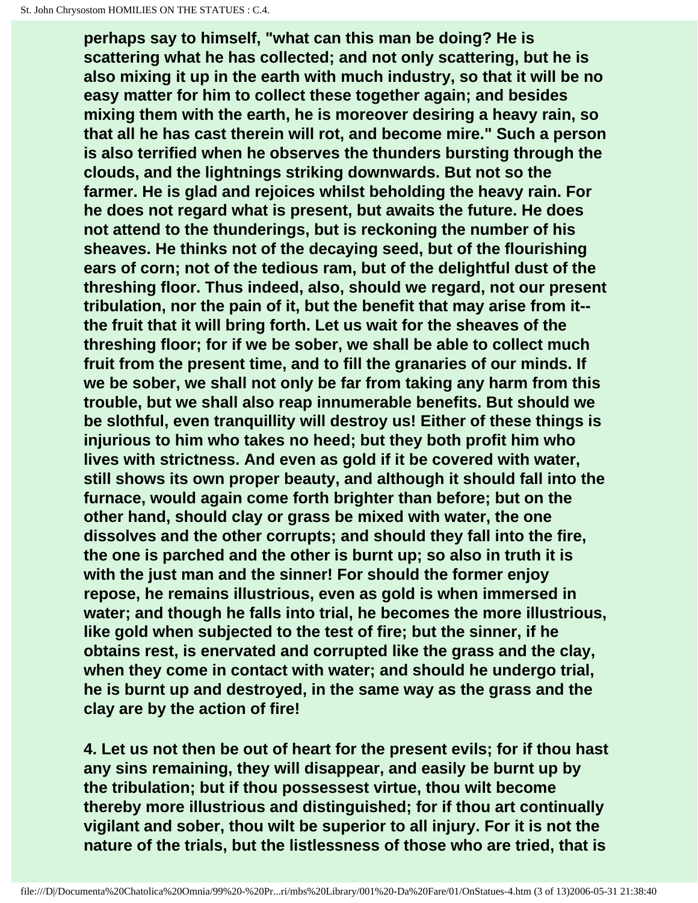perhaps say to himself, "what can this man be doing? He is scattering what he has collected; and not only scattering, but he is also mixing it up in the earth with much industry, so that it will be no easy matter for him to collect these together again; and besides mixing them with the earth, he is moreover desiring a heavy rain, so that all he has cast therein will rot, and become mire." Such a person is also terrified when he observes the thunders bursting through the clouds, and the lightnings striking downwards. But not so the farmer. He is glad and rejoices whilst beholding the heavy rain. For he does not regard what is present, but awaits the future. He does not attend to the thunderings, but is reckoning the number of his sheaves. He thinks not of the decaying seed, but of the flourishing ears of corn; not of the tedious ram, but of the delightful dust of the threshing floor. Thus indeed, also, should we regard, not our present tribulation, nor the pain of it, but the benefit that may arise from it--the fruit that it will bring forth. Let us wait for the sheaves of the threshing floor; for if we be sober, we shall be able to collect much fruit from the present time, and to fill the granaries of our minds. If we be sober, we shall not only be far from taking any harm from this trouble, but we shall also reap innumerable benefits. But should we be slothful, even tranquillity will destroy us! Either of these things is injurious to him who takes no heed; but they both profit him who lives with strictness. And even as gold if it be covered with water, still shows its own proper beauty, and although it should fall into the furnace, would again come forth brighter than before; but on the other hand, should clay or grass be mixed with water, the one dissolves and the other corrupts; and should they fall into the fire, the one is parched and the other is burnt up; so also in truth it is with the just man and the sinner! For should the former enjoy repose, he remains illustrious, even as gold is when immersed in water; and though he falls into trial, he becomes the more illustrious, like gold when subjected to the test of fire; but the sinner, if he obtains rest, is enervated and corrupted like the grass and the clay, when they come in contact with water; and should he undergo trial, he is burnt up and destroyed, in the same way as the grass and the clay are by the action of fire!

4. Let us not then be out of heart for the present evils; for if thou hast any sins remaining, they will disappear, and easily be burnt up by the tribulation; but if thou possessest virtue, thou wilt become thereby more illustrious and distinguished; for if thou art continually vigilant and sober, thou wilt be superior to all injury. For it is not the nature of the trials, but the listlessness of those who are tried, that is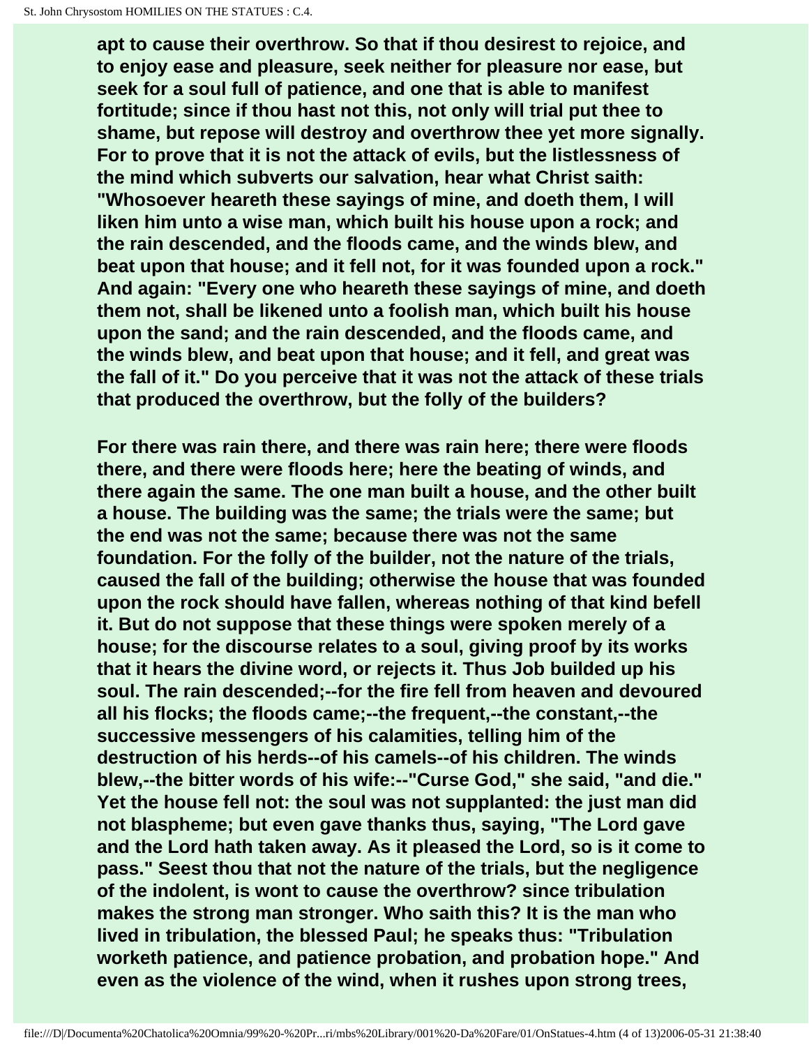**apt to cause their overthrow. So that if thou desirest to rejoice, and to enjoy ease and pleasure, seek neither for pleasure nor ease, but seek for a soul full of patience, and one that is able to manifest fortitude; since if thou hast not this, not only will trial put thee to shame, but repose will destroy and overthrow thee yet more signally. For to prove that it is not the attack of evils, but the listlessness of the mind which subverts our salvation, hear what Christ saith: "Whosoever heareth these sayings of mine, and doeth them, I will liken him unto a wise man, which built his house upon a rock; and the rain descended, and the floods came, and the winds blew, and beat upon that house; and it fell not, for it was founded upon a rock." And again: "Every one who heareth these sayings of mine, and doeth them not, shall be likened unto a foolish man, which built his house upon the sand; and the rain descended, and the floods came, and the winds blew, and beat upon that house; and it fell, and great was the fall of it." Do you perceive that it was not the attack of these trials that produced the overthrow, but the folly of the builders?**

**For there was rain there, and there was rain here; there were floods there, and there were floods here; here the beating of winds, and there again the same. The one man built a house, and the other built a house. The building was the same; the trials were the same; but the end was not the same; because there was not the same foundation. For the folly of the builder, not the nature of the trials, caused the fall of the building; otherwise the house that was founded upon the rock should have fallen, whereas nothing of that kind befell it. But do not suppose that these things were spoken merely of a house; for the discourse relates to a soul, giving proof by its works that it hears the divine word, or rejects it. Thus Job builded up his soul. The rain descended;--for the fire fell from heaven and devoured all his flocks; the floods came;--the frequent,--the constant,--the successive messengers of his calamities, telling him of the destruction of his herds--of his camels--of his children. The winds blew,--the bitter words of his wife:--"Curse God," she said, "and die." Yet the house fell not: the soul was not supplanted: the just man did not blaspheme; but even gave thanks thus, saying, "The Lord gave and the Lord hath taken away. As it pleased the Lord, so is it come to pass." Seest thou that not the nature of the trials, but the negligence of the indolent, is wont to cause the overthrow? since tribulation makes the strong man stronger. Who saith this? It is the man who lived in tribulation, the blessed Paul; he speaks thus: "Tribulation worketh patience, and patience probation, and probation hope." And even as the violence of the wind, when it rushes upon strong trees,**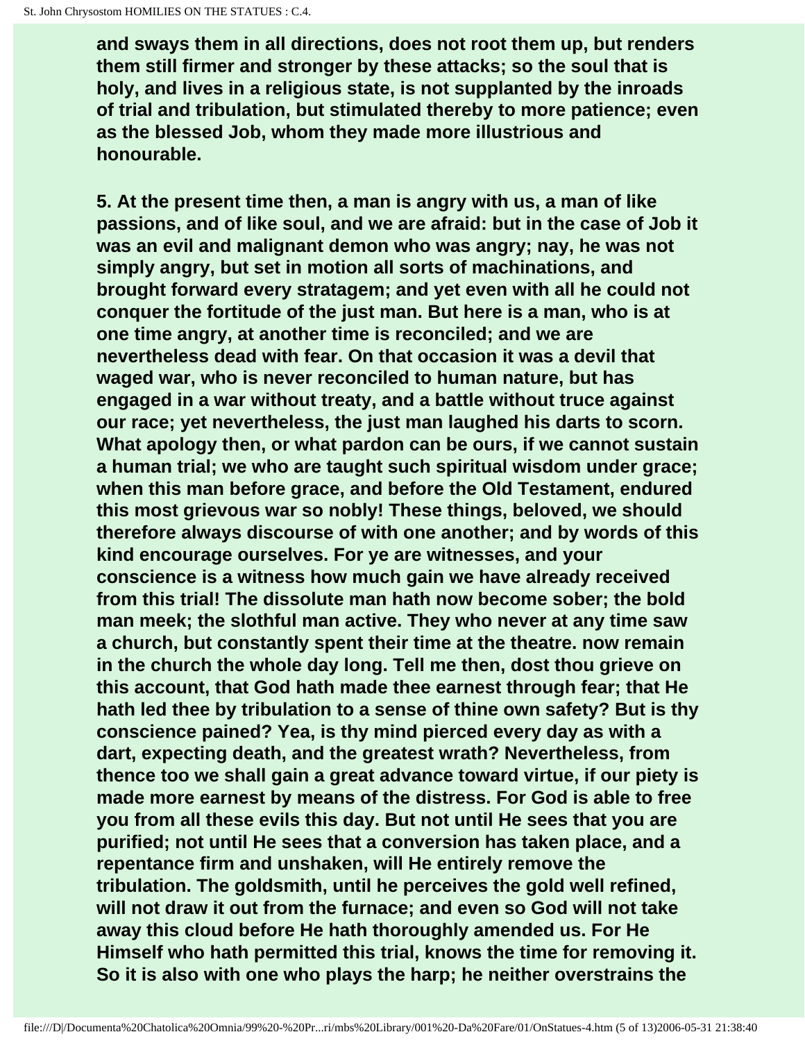**and sways them in all directions, does not root them up, but renders them still firmer and stronger by these attacks; so the soul that is holy, and lives in a religious state, is not supplanted by the inroads of trial and tribulation, but stimulated thereby to more patience; even as the blessed Job, whom they made more illustrious and honourable.**

**5. At the present time then, a man is angry with us, a man of like passions, and of like soul, and we are afraid: but in the case of Job it was an evil and malignant demon who was angry; nay, he was not simply angry, but set in motion all sorts of machinations, and brought forward every stratagem; and yet even with all he could not conquer the fortitude of the just man. But here is a man, who is at one time angry, at another time is reconciled; and we are nevertheless dead with fear. On that occasion it was a devil that waged war, who is never reconciled to human nature, but has engaged in a war without treaty, and a battle without truce against our race; yet nevertheless, the just man laughed his darts to scorn. What apology then, or what pardon can be ours, if we cannot sustain a human trial; we who are taught such spiritual wisdom under grace; when this man before grace, and before the Old Testament, endured this most grievous war so nobly! These things, beloved, we should therefore always discourse of with one another; and by words of this kind encourage ourselves. For ye are witnesses, and your conscience is a witness how much gain we have already received from this trial! The dissolute man hath now become sober; the bold man meek; the slothful man active. They who never at any time saw a church, but constantly spent their time at the theatre. now remain in the church the whole day long. Tell me then, dost thou grieve on this account, that God hath made thee earnest through fear; that He hath led thee by tribulation to a sense of thine own safety? But is thy conscience pained? Yea, is thy mind pierced every day as with a dart, expecting death, and the greatest wrath? Nevertheless, from thence too we shall gain a great advance toward virtue, if our piety is made more earnest by means of the distress. For God is able to free you from all these evils this day. But not until He sees that you are purified; not until He sees that a conversion has taken place, and a repentance firm and unshaken, will He entirely remove the tribulation. The goldsmith, until he perceives the gold well refined, will not draw it out from the furnace; and even so God will not take away this cloud before He hath thoroughly amended us. For He Himself who hath permitted this trial, knows the time for removing it. So it is also with one who plays the harp; he neither overstrains the**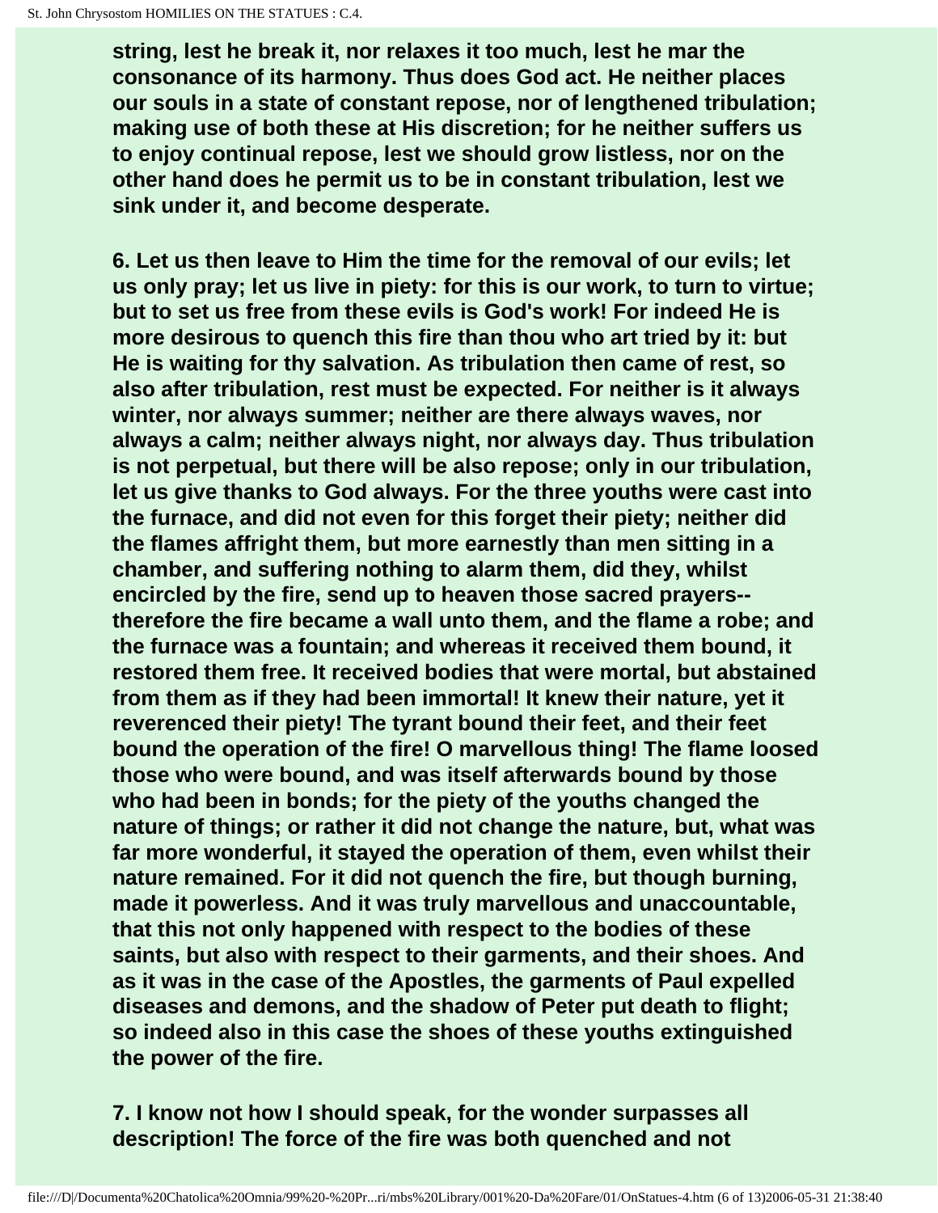**string, lest he break it, nor relaxes it too much, lest he mar the consonance of its harmony. Thus does God act. He neither places our souls in a state of constant repose, nor of lengthened tribulation; making use of both these at His discretion; for he neither suffers us to enjoy continual repose, lest we should grow listless, nor on the other hand does he permit us to be in constant tribulation, lest we sink under it, and become desperate.**

**6. Let us then leave to Him the time for the removal of our evils; let us only pray; let us live in piety: for this is our work, to turn to virtue; but to set us free from these evils is God's work! For indeed He is more desirous to quench this fire than thou who art tried by it: but He is waiting for thy salvation. As tribulation then came of rest, so also after tribulation, rest must be expected. For neither is it always winter, nor always summer; neither are there always waves, nor always a calm; neither always night, nor always day. Thus tribulation is not perpetual, but there will be also repose; only in our tribulation, let us give thanks to God always. For the three youths were cast into the furnace, and did not even for this forget their piety; neither did the flames affright them, but more earnestly than men sitting in a chamber, and suffering nothing to alarm them, did they, whilst encircled by the fire, send up to heaven those sacred prayers--therefore the fire became a wall unto them, and the flame a robe; and the furnace was a fountain; and whereas it received them bound, it restored them free. It received bodies that were mortal, but abstained from them as if they had been immortal! It knew their nature, yet it reverenced their piety! The tyrant bound their feet, and their feet bound the operation of the fire! O marvellous thing! The flame loosed those who were bound, and was itself afterwards bound by those who had been in bonds; for the piety of the youths changed the nature of things; or rather it did not change the nature, but, what was far more wonderful, it stayed the operation of them, even whilst their nature remained. For it did not quench the fire, but though burning, made it powerless. And it was truly marvellous and unaccountable, that this not only happened with respect to the bodies of these saints, but also with respect to their garments, and their shoes. And as it was in the case of the Apostles, the garments of Paul expelled diseases and demons, and the shadow of Peter put death to flight; so indeed also in this case the shoes of these youths extinguished the power of the fire.**

**7. I know not how I should speak, for the wonder surpasses all description! The force of the fire was both quenched and not**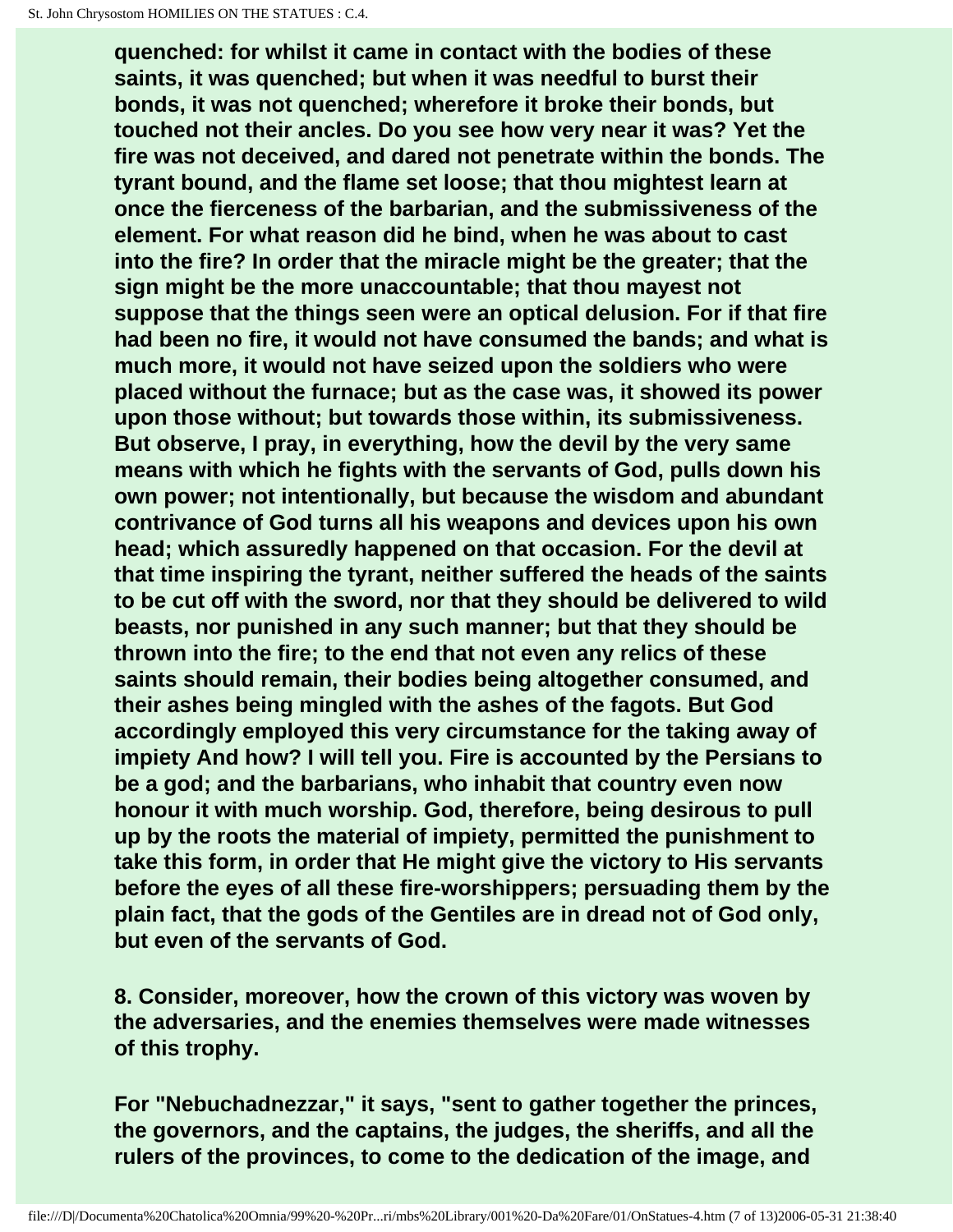**quenched: for whilst it came in contact with the bodies of these saints, it was quenched; but when it was needful to burst their bonds, it was not quenched; wherefore it broke their bonds, but touched not their ancles. Do you see how very near it was? Yet the fire was not deceived, and dared not penetrate within the bonds. The tyrant bound, and the flame set loose; that thou mightest learn at once the fierceness of the barbarian, and the submissiveness of the element. For what reason did he bind, when he was about to cast into the fire? In order that the miracle might be the greater; that the sign might be the more unaccountable; that thou mayest not suppose that the things seen were an optical delusion. For if that fire had been no fire, it would not have consumed the bands; and what is much more, it would not have seized upon the soldiers who were placed without the furnace; but as the case was, it showed its power upon those without; but towards those within, its submissiveness. But observe, I pray, in everything, how the devil by the very same means with which he fights with the servants of God, pulls down his own power; not intentionally, but because the wisdom and abundant contrivance of God turns all his weapons and devices upon his own head; which assuredly happened on that occasion. For the devil at that time inspiring the tyrant, neither suffered the heads of the saints to be cut off with the sword, nor that they should be delivered to wild beasts, nor punished in any such manner; but that they should be thrown into the fire; to the end that not even any relics of these saints should remain, their bodies being altogether consumed, and their ashes being mingled with the ashes of the fagots. But God accordingly employed this very circumstance for the taking away of impiety And how? I will tell you. Fire is accounted by the Persians to be a god; and the barbarians, who inhabit that country even now honour it with much worship. God, therefore, being desirous to pull up by the roots the material of impiety, permitted the punishment to take this form, in order that He might give the victory to His servants before the eyes of all these fire-worshippers; persuading them by the plain fact, that the gods of the Gentiles are in dread not of God only, but even of the servants of God.**

**8. Consider, moreover, how the crown of this victory was woven by the adversaries, and the enemies themselves were made witnesses of this trophy.**

**For "Nebuchadnezzar," it says, "sent to gather together the princes, the governors, and the captains, the judges, the sheriffs, and all the rulers of the provinces, to come to the dedication of the image, and**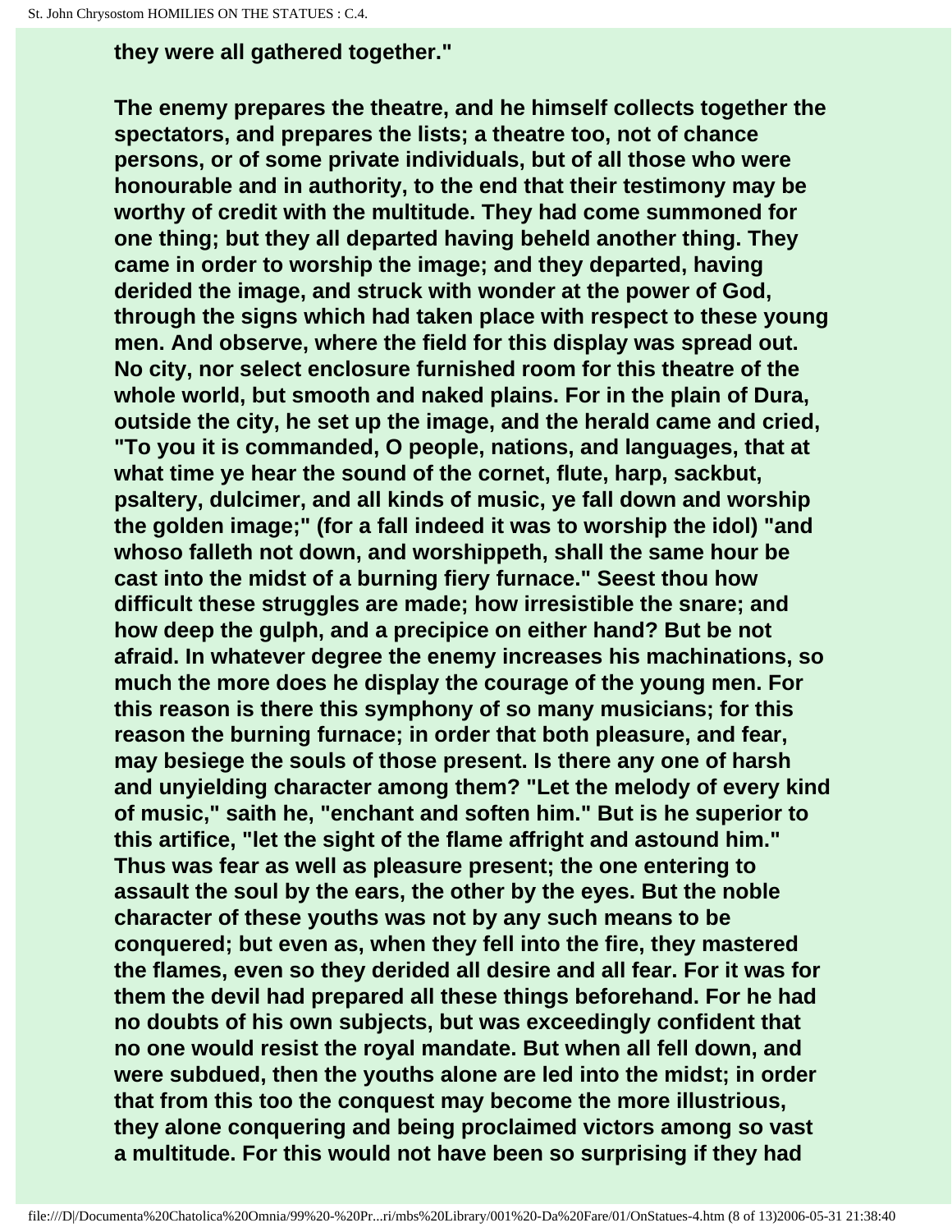**they were all gathered together."**

**The enemy prepares the theatre, and he himself collects together the spectators, and prepares the lists; a theatre too, not of chance persons, or of some private individuals, but of all those who were honourable and in authority, to the end that their testimony may be worthy of credit with the multitude. They had come summoned for one thing; but they all departed having beheld another thing. They came in order to worship the image; and they departed, having derided the image, and struck with wonder at the power of God, through the signs which had taken place with respect to these young men. And observe, where the field for this display was spread out. No city, nor select enclosure furnished room for this theatre of the whole world, but smooth and naked plains. For in the plain of Dura, outside the city, he set up the image, and the herald came and cried, "To you it is commanded, O people, nations, and languages, that at what time ye hear the sound of the cornet, flute, harp, sackbut, psaltery, dulcimer, and all kinds of music, ye fall down and worship the golden image;" (for a fall indeed it was to worship the idol) "and whoso falleth not down, and worshippeth, shall the same hour be cast into the midst of a burning fiery furnace." Seest thou how difficult these struggles are made; how irresistible the snare; and how deep the gulph, and a precipice on either hand? But be not afraid. In whatever degree the enemy increases his machinations, so much the more does he display the courage of the young men. For this reason is there this symphony of so many musicians; for this reason the burning furnace; in order that both pleasure, and fear, may besiege the souls of those present. Is there any one of harsh and unyielding character among them? "Let the melody of every kind of music," saith he, "enchant and soften him." But is he superior to this artifice, "let the sight of the flame affright and astound him." Thus was fear as well as pleasure present; the one entering to assault the soul by the ears, the other by the eyes. But the noble character of these youths was not by any such means to be conquered; but even as, when they fell into the fire, they mastered the flames, even so they derided all desire and all fear. For it was for them the devil had prepared all these things beforehand. For he had no doubts of his own subjects, but was exceedingly confident that no one would resist the royal mandate. But when all fell down, and were subdued, then the youths alone are led into the midst; in order that from this too the conquest may become the more illustrious, they alone conquering and being proclaimed victors among so vast a multitude. For this would not have been so surprising if they had**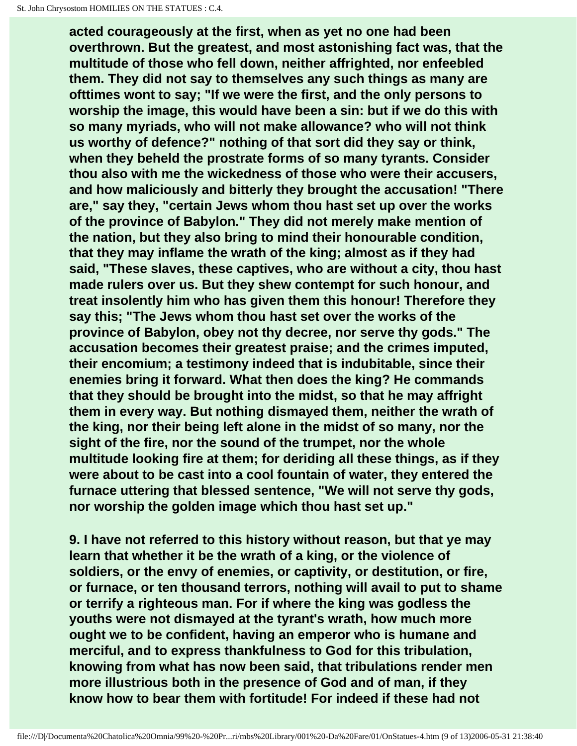acted courageously at the first, when as yet no one had been overthrown. But the greatest, and most astonishing fact was, that the multitude of those who fell down, neither affrighted, nor enfeebled them. They did not say to themselves any such things as many are ofttimes wont to say; "If we were the first, and the only persons to worship the image, this would have been a sin: but if we do this with so many myriads, who will not make allowance? who will not think us worthy of defence?" nothing of that sort did they say or think, when they beheld the prostrate forms of so many tyrants. Consider thou also with me the wickedness of those who were their accusers, and how maliciously and bitterly they brought the accusation! "There are," say they, "certain Jews whom thou hast set up over the works of the province of Babylon." They did not merely make mention of the nation, but they also bring to mind their honourable condition, that they may inflame the wrath of the king; almost as if they had said, "These slaves, these captives, who are without a city, thou hast made rulers over us. But they shew contempt for such honour, and treat insolently him who has given them this honour! Therefore they say this; "The Jews whom thou hast set over the works of the province of Babylon, obey not thy decree, nor serve thy gods." The accusation becomes their greatest praise; and the crimes imputed, their encomium; a testimony indeed that is indubitable, since their enemies bring it forward. What then does the king? He commands that they should be brought into the midst, so that he may affright them in every way. But nothing dismayed them, neither the wrath of the king, nor their being left alone in the midst of so many, nor the sight of the fire, nor the sound of the trumpet, nor the whole multitude looking fire at them; for deriding all these things, as if they were about to be cast into a cool fountain of water, they entered the furnace uttering that blessed sentence, "We will not serve thy gods, nor worship the golden image which thou hast set up."

9. I have not referred to this history without reason, but that ye may learn that whether it be the wrath of a king, or the violence of soldiers, or the envy of enemies, or captivity, or destitution, or fire, or furnace, or ten thousand terrors, nothing will avail to put to shame or terrify a righteous man. For if where the king was godless the youths were not dismayed at the tyrant's wrath, how much more ought we to be confident, having an emperor who is humane and merciful, and to express thankfulness to God for this tribulation, knowing from what has now been said, that tribulations render men more illustrious both in the presence of God and of man, if they know how to bear them with fortitude! For indeed if these had not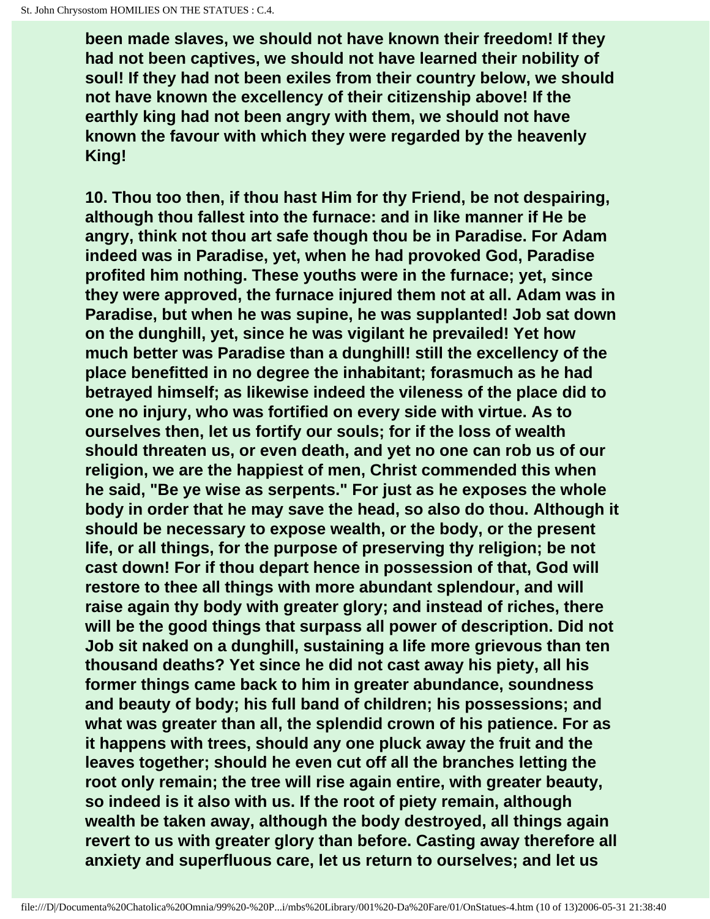**been made slaves, we should not have known their freedom! If they had not been captives, we should not have learned their nobility of soul! If they had not been exiles from their country below, we should not have known the excellency of their citizenship above! If the earthly king had not been angry with them, we should not have known the favour with which they were regarded by the heavenly King!**

**10. Thou too then, if thou hast Him for thy Friend, be not despairing, although thou fallest into the furnace: and in like manner if He be angry, think not thou art safe though thou be in Paradise. For Adam indeed was in Paradise, yet, when he had provoked God, Paradise profited him nothing. These youths were in the furnace; yet, since they were approved, the furnace injured them not at all. Adam was in Paradise, but when he was supine, he was supplanted! Job sat down on the dunghill, yet, since he was vigilant he prevailed! Yet how much better was Paradise than a dunghill! still the excellency of the place benefitted in no degree the inhabitant; forasmuch as he had betrayed himself; as likewise indeed the vileness of the place did to one no injury, who was fortified on every side with virtue. As to ourselves then, let us fortify our souls; for if the loss of wealth should threaten us, or even death, and yet no one can rob us of our religion, we are the happiest of men, Christ commended this when he said, "Be ye wise as serpents." For just as he exposes the whole body in order that he may save the head, so also do thou. Although it should be necessary to expose wealth, or the body, or the present life, or all things, for the purpose of preserving thy religion; be not cast down! For if thou depart hence in possession of that, God will restore to thee all things with more abundant splendour, and will raise again thy body with greater glory; and instead of riches, there will be the good things that surpass all power of description. Did not Job sit naked on a dunghill, sustaining a life more grievous than ten thousand deaths? Yet since he did not cast away his piety, all his former things came back to him in greater abundance, soundness and beauty of body; his full band of children; his possessions; and what was greater than all, the splendid crown of his patience. For as it happens with trees, should any one pluck away the fruit and the leaves together; should he even cut off all the branches letting the root only remain; the tree will rise again entire, with greater beauty, so indeed is it also with us. If the root of piety remain, although wealth be taken away, although the body destroyed, all things again revert to us with greater glory than before. Casting away therefore all anxiety and superfluous care, let us return to ourselves; and let us**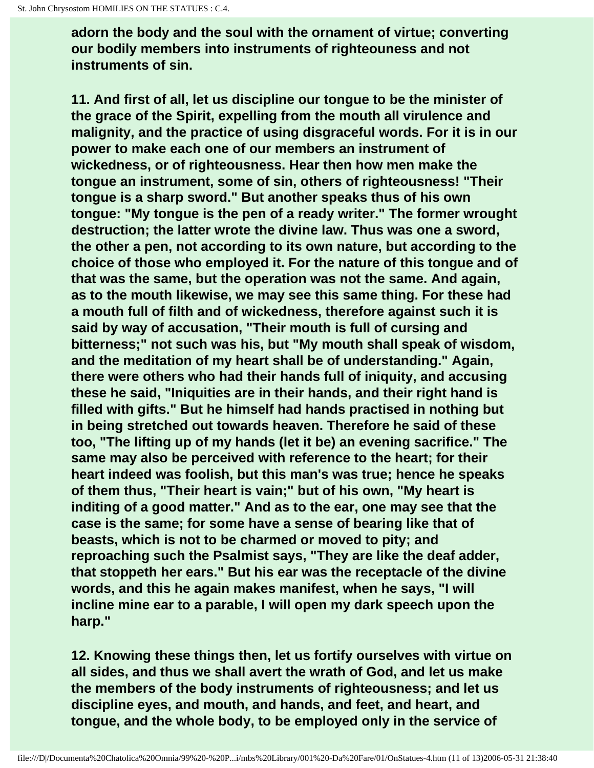adorn the body and the soul with the ornament of virtue; converting our bodily members into instruments of righteouness and not instruments of sin.

11. And first of all, let us discipline our tongue to be the minister of the grace of the Spirit, expelling from the mouth all virulence and malignity, and the practice of using disgraceful words. For it is in our power to make each one of our members an instrument of wickedness, or of righteousness. Hear then how men make the tongue an instrument, some of sin, others of righteousness! "Their tongue is a sharp sword." But another speaks thus of his own tongue: "My tongue is the pen of a ready writer." The former wrought destruction; the latter wrote the divine law. Thus was one a sword, the other a pen, not according to its own nature, but according to the choice of those who employed it. For the nature of this tongue and of that was the same, but the operation was not the same. And again, as to the mouth likewise, we may see this same thing. For these had a mouth full of filth and of wickedness, therefore against such it is said by way of accusation, "Their mouth is full of cursing and bitterness;" not such was his, but "My mouth shall speak of wisdom, and the meditation of my heart shall be of understanding." Again, there were others who had their hands full of iniquity, and accusing these he said, "Iniquities are in their hands, and their right hand is filled with gifts." But he himself had hands practised in nothing but in being stretched out towards heaven. Therefore he said of these too, "The lifting up of my hands (let it be) an evening sacrifice." The same may also be perceived with reference to the heart; for their heart indeed was foolish, but this man's was true; hence he speaks of them thus, "Their heart is vain;" but of his own, "My heart is inditing of a good matter." And as to the ear, one may see that the case is the same; for some have a sense of bearing like that of beasts, which is not to be charmed or moved to pity; and reproaching such the Psalmist says, "They are like the deaf adder, that stoppeth her ears." But his ear was the receptacle of the divine words, and this he again makes manifest, when he says, "I will incline mine ear to a parable, I will open my dark speech upon the harp."

12. Knowing these things then, let us fortify ourselves with virtue on all sides, and thus we shall avert the wrath of God, and let us make the members of the body instruments of righteousness; and let us discipline eyes, and mouth, and hands, and feet, and heart, and tongue, and the whole body, to be employed only in the service of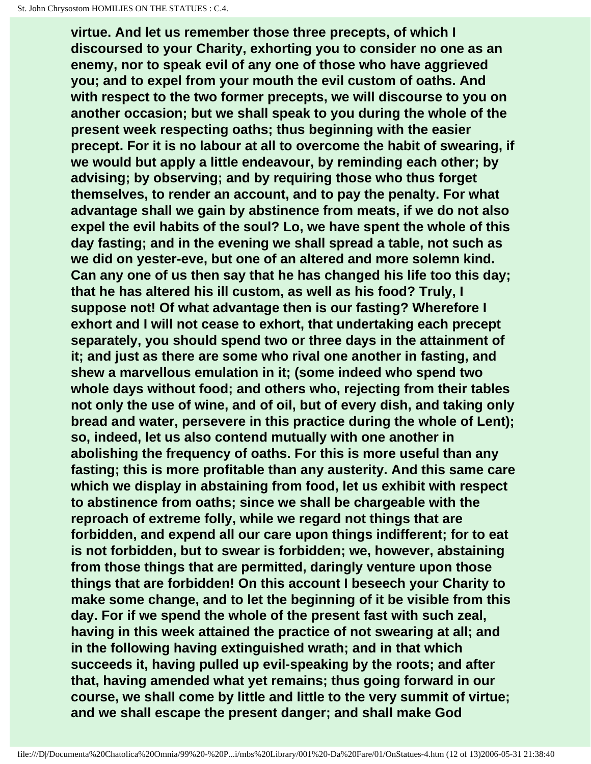virtue. And let us remember those three precepts, of which I discoursed to your Charity, exhorting you to consider no one as an enemy, nor to speak evil of any one of those who have aggrieved you; and to expel from your mouth the evil custom of oaths. And with respect to the two former precepts, we will discourse to you on another occasion; but we shall speak to you during the whole of the present week respecting oaths; thus beginning with the easier precept. For it is no labour at all to overcome the habit of swearing, if we would but apply a little endeavour, by reminding each other; by advising; by observing; and by requiring those who thus forget themselves, to render an account, and to pay the penalty. For what advantage shall we gain by abstinence from meats, if we do not also expel the evil habits of the soul? Lo, we have spent the whole of this day fasting; and in the evening we shall spread a table, not such as we did on yester-eve, but one of an altered and more solemn kind. Can any one of us then say that he has changed his life too this day; that he has altered his ill custom, as well as his food? Truly, I suppose not! Of what advantage then is our fasting? Wherefore I exhort and I will not cease to exhort, that undertaking each precept separately, you should spend two or three days in the attainment of it; and just as there are some who rival one another in fasting, and shew a marvellous emulation in it; (some indeed who spend two whole days without food; and others who, rejecting from their tables not only the use of wine, and of oil, but of every dish, and taking only bread and water, persevere in this practice during the whole of Lent); so, indeed, let us also contend mutually with one another in abolishing the frequency of oaths. For this is more useful than any fasting; this is more profitable than any austerity. And this same care which we display in abstaining from food, let us exhibit with respect to abstinence from oaths; since we shall be chargeable with the reproach of extreme folly, while we regard not things that are forbidden, and expend all our care upon things indifferent; for to eat is not forbidden, but to swear is forbidden; we, however, abstaining from those things that are permitted, daringly venture upon those things that are forbidden! On this account I beseech your Charity to make some change, and to let the beginning of it be visible from this day. For if we spend the whole of the present fast with such zeal, having in this week attained the practice of not swearing at all; and in the following having extinguished wrath; and in that which succeeds it, having pulled up evil-speaking by the roots; and after that, having amended what yet remains; thus going forward in our course, we shall come by little and little to the very summit of virtue; and we shall escape the present danger; and shall make God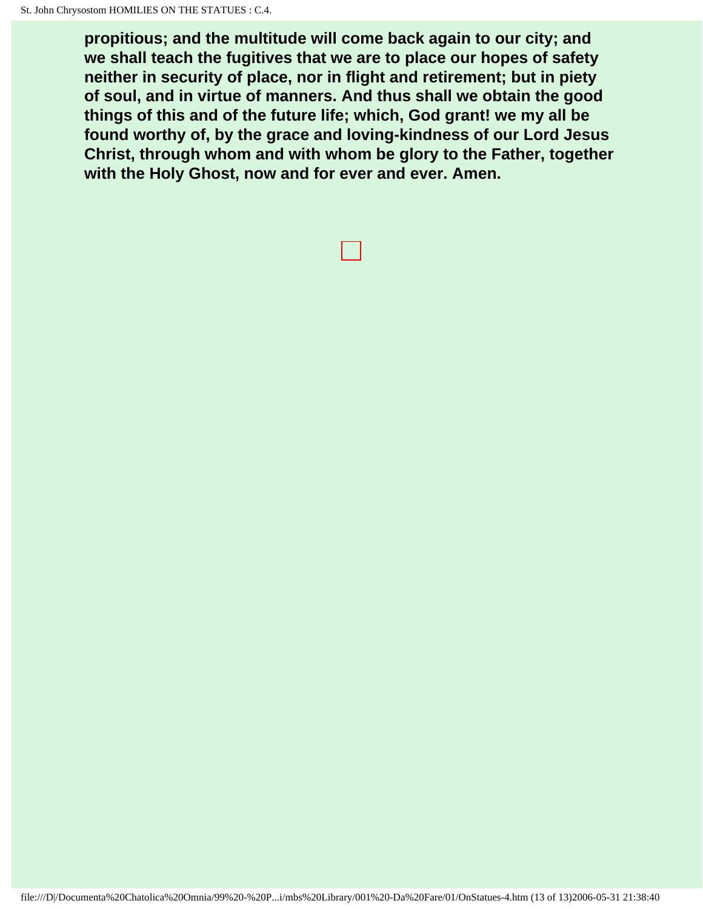**propitious; and the multitude will come back again to our city; and we shall teach the fugitives that we are to place our hopes of safety neither in security of place, nor in flight and retirement; but in piety of soul, and in virtue of manners. And thus shall we obtain the good things of this and of the future life; which, God grant! we my all be found worthy of, by the grace and loving-kindness of our Lord Jesus Christ, through whom and with whom be glory to the Father, together with the Holy Ghost, now and for ever and ever. Amen.**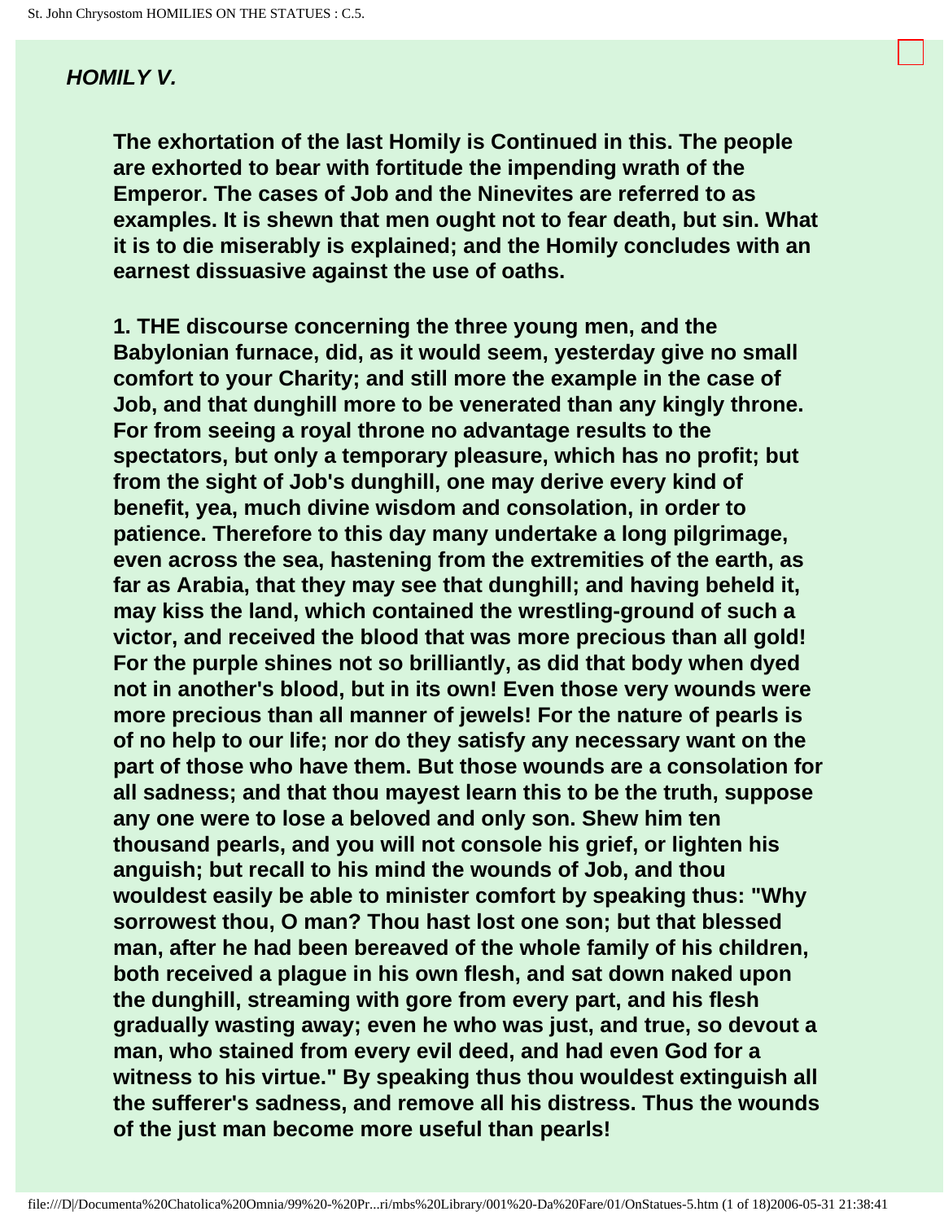***HOMILY V.***

**The exhortation of the last Homily is Continued in this. The people are exhorted to bear with fortitude the impending wrath of the Emperor. The cases of Job and the Ninevites are referred to as examples. It is shewn that men ought not to fear death, but sin. What it is to die miserably is explained; and the Homily concludes with an earnest dissuasive against the use of oaths.**

**1. THE discourse concerning the three young men, and the Babylonian furnace, did, as it would seem, yesterday give no small comfort to your Charity; and still more the example in the case of Job, and that dunghill more to be venerated than any kingly throne. For from seeing a royal throne no advantage results to the spectators, but only a temporary pleasure, which has no profit; but from the sight of Job's dunghill, one may derive every kind of benefit, yea, much divine wisdom and consolation, in order to patience. Therefore to this day many undertake a long pilgrimage, even across the sea, hastening from the extremities of the earth, as far as Arabia, that they may see that dunghill; and having beheld it, may kiss the land, which contained the wrestling-ground of such a victor, and received the blood that was more precious than all gold! For the purple shines not so brilliantly, as did that body when dyed not in another's blood, but in its own! Even those very wounds were more precious than all manner of jewels! For the nature of pearls is of no help to our life; nor do they satisfy any necessary want on the part of those who have them. But those wounds are a consolation for all sadness; and that thou mayest learn this to be the truth, suppose any one were to lose a beloved and only son. Shew him ten thousand pearls, and you will not console his grief, or lighten his anguish; but recall to his mind the wounds of Job, and thou wouldest easily be able to minister comfort by speaking thus: "Why sorrowest thou, O man? Thou hast lost one son; but that blessed man, after he had been bereaved of the whole family of his children, both received a plague in his own flesh, and sat down naked upon the dunghill, streaming with gore from every part, and his flesh gradually wasting away; even he who was just, and true, so devout a man, who stained from every evil deed, and had even God for a witness to his virtue." By speaking thus thou wouldest extinguish all the sufferer's sadness, and remove all his distress. Thus the wounds of the just man become more useful than pearls!**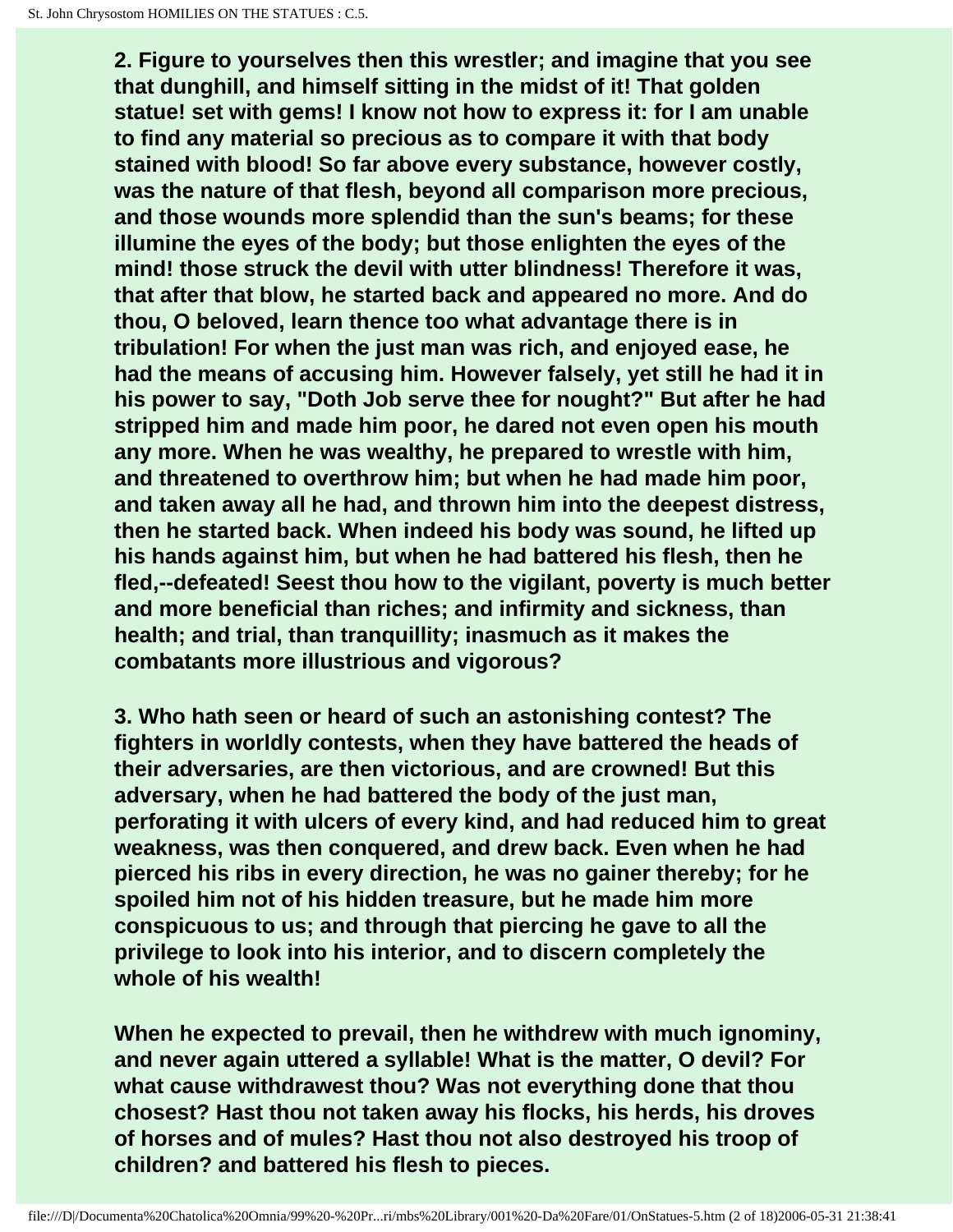2. Figure to yourselves then this wrestler; and imagine that you see that dunghill, and himself sitting in the midst of it! That golden statue! set with gems! I know not how to express it: for I am unable to find any material so precious as to compare it with that body stained with blood! So far above every substance, however costly, was the nature of that flesh, beyond all comparison more precious, and those wounds more splendid than the sun's beams; for these illumine the eyes of the body; but those enlighten the eyes of the mind! those struck the devil with utter blindness! Therefore it was, that after that blow, he started back and appeared no more. And do thou, O beloved, learn thence too what advantage there is in tribulation! For when the just man was rich, and enjoyed ease, he had the means of accusing him. However falsely, yet still he had it in his power to say, "Doth Job serve thee for nought?" But after he had stripped him and made him poor, he dared not even open his mouth any more. When he was wealthy, he prepared to wrestle with him, and threatened to overthrow him; but when he had made him poor, and taken away all he had, and thrown him into the deepest distress, then he started back. When indeed his body was sound, he lifted up his hands against him, but when he had battered his flesh, then he fled,--defeated! Seest thou how to the vigilant, poverty is much better and more beneficial than riches; and infirmity and sickness, than health; and trial, than tranquillity; inasmuch as it makes the combatants more illustrious and vigorous?

3. Who hath seen or heard of such an astonishing contest? The fighters in worldly contests, when they have battered the heads of their adversaries, are then victorious, and are crowned! But this adversary, when he had battered the body of the just man, perforating it with ulcers of every kind, and had reduced him to great weakness, was then conquered, and drew back. Even when he had pierced his ribs in every direction, he was no gainer thereby; for he spoiled him not of his hidden treasure, but he made him more conspicuous to us; and through that piercing he gave to all the privilege to look into his interior, and to discern completely the whole of his wealth!

When he expected to prevail, then he withdrew with much ignominy, and never again uttered a syllable! What is the matter, O devil? For what cause withdrawest thou? Was not everything done that thou chosest? Hast thou not taken away his flocks, his herds, his droves of horses and of mules? Hast thou not also destroyed his troop of children? and battered his flesh to pieces.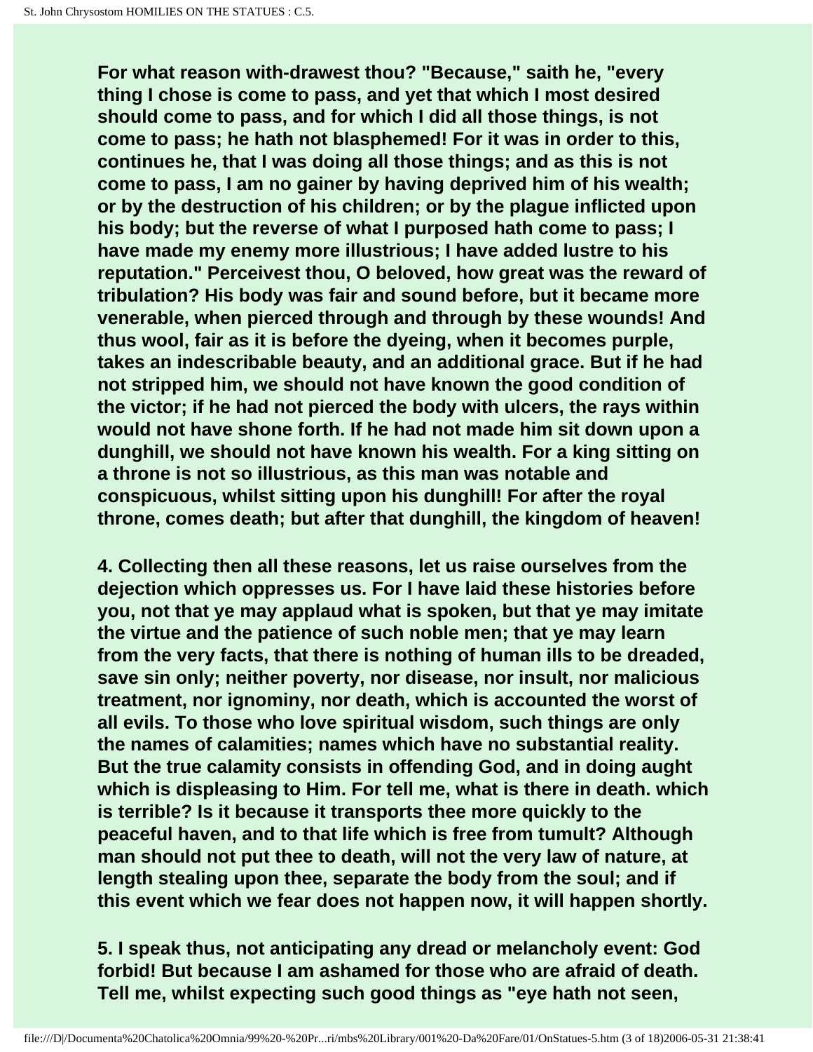For what reason with-drawest thou? "Because," saith he, "every thing I chose is come to pass, and yet that which I most desired should come to pass, and for which I did all those things, is not come to pass; he hath not blasphemed! For it was in order to this, continues he, that I was doing all those things; and as this is not come to pass, I am no gainer by having deprived him of his wealth; or by the destruction of his children; or by the plague inflicted upon his body; but the reverse of what I purposed hath come to pass; I have made my enemy more illustrious; I have added lustre to his reputation." Perceivest thou, O beloved, how great was the reward of tribulation? His body was fair and sound before, but it became more venerable, when pierced through and through by these wounds! And thus wool, fair as it is before the dyeing, when it becomes purple, takes an indescribable beauty, and an additional grace. But if he had not stripped him, we should not have known the good condition of the victor; if he had not pierced the body with ulcers, the rays within would not have shone forth. If he had not made him sit down upon a dunghill, we should not have known his wealth. For a king sitting on a throne is not so illustrious, as this man was notable and conspicuous, whilst sitting upon his dunghill! For after the royal throne, comes death; but after that dunghill, the kingdom of heaven!

4. Collecting then all these reasons, let us raise ourselves from the dejection which oppresses us. For I have laid these histories before you, not that ye may applaud what is spoken, but that ye may imitate the virtue and the patience of such noble men; that ye may learn from the very facts, that there is nothing of human ills to be dreaded, save sin only; neither poverty, nor disease, nor insult, nor malicious treatment, nor ignominy, nor death, which is accounted the worst of all evils. To those who love spiritual wisdom, such things are only the names of calamities; names which have no substantial reality. But the true calamity consists in offending God, and in doing aught which is displeasing to Him. For tell me, what is there in death. which is terrible? Is it because it transports thee more quickly to the peaceful haven, and to that life which is free from tumult? Although man should not put thee to death, will not the very law of nature, at length stealing upon thee, separate the body from the soul; and if this event which we fear does not happen now, it will happen shortly.

5. I speak thus, not anticipating any dread or melancholy event: God forbid! But because I am ashamed for those who are afraid of death. Tell me, whilst expecting such good things as "eye hath not seen,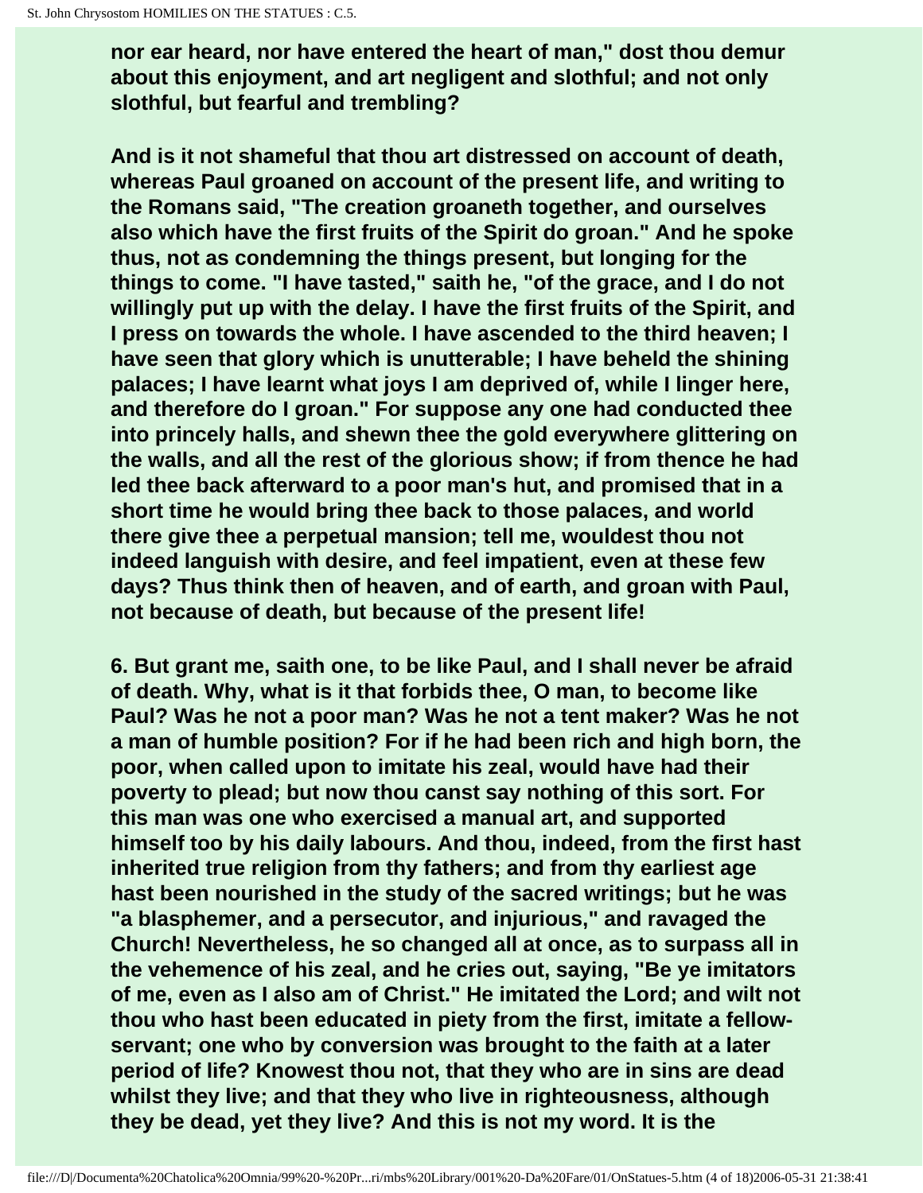nor ear heard, nor have entered the heart of man," dost thou demur about this enjoyment, and art negligent and slothful; and not only slothful, but fearful and trembling?

And is it not shameful that thou art distressed on account of death, whereas Paul groaned on account of the present life, and writing to the Romans said, "The creation groaneth together, and ourselves also which have the first fruits of the Spirit do groan." And he spoke thus, not as condemning the things present, but longing for the things to come. "I have tasted," saith he, "of the grace, and I do not willingly put up with the delay. I have the first fruits of the Spirit, and I press on towards the whole. I have ascended to the third heaven; I have seen that glory which is unutterable; I have beheld the shining palaces; I have learnt what joys I am deprived of, while I linger here, and therefore do I groan." For suppose any one had conducted thee into princely halls, and shewn thee the gold everywhere glittering on the walls, and all the rest of the glorious show; if from thence he had led thee back afterward to a poor man's hut, and promised that in a short time he would bring thee back to those palaces, and world there give thee a perpetual mansion; tell me, wouldest thou not indeed languish with desire, and feel impatient, even at these few days? Thus think then of heaven, and of earth, and groan with Paul, not because of death, but because of the present life!

6. But grant me, saith one, to be like Paul, and I shall never be afraid of death. Why, what is it that forbids thee, O man, to become like Paul? Was he not a poor man? Was he not a tent maker? Was he not a man of humble position? For if he had been rich and high born, the poor, when called upon to imitate his zeal, would have had their poverty to plead; but now thou canst say nothing of this sort. For this man was one who exercised a manual art, and supported himself too by his daily labours. And thou, indeed, from the first hast inherited true religion from thy fathers; and from thy earliest age hast been nourished in the study of the sacred writings; but he was "a blasphemer, and a persecutor, and injurious," and ravaged the Church! Nevertheless, he so changed all at once, as to surpass all in the vehemence of his zeal, and he cries out, saying, "Be ye imitators of me, even as I also am of Christ." He imitated the Lord; and wilt not thou who hast been educated in piety from the first, imitate a fellow-servant; one who by conversion was brought to the faith at a later period of life? Knowest thou not, that they who are in sins are dead whilst they live; and that they who live in righteousness, although they be dead, yet they live? And this is not my word. It is the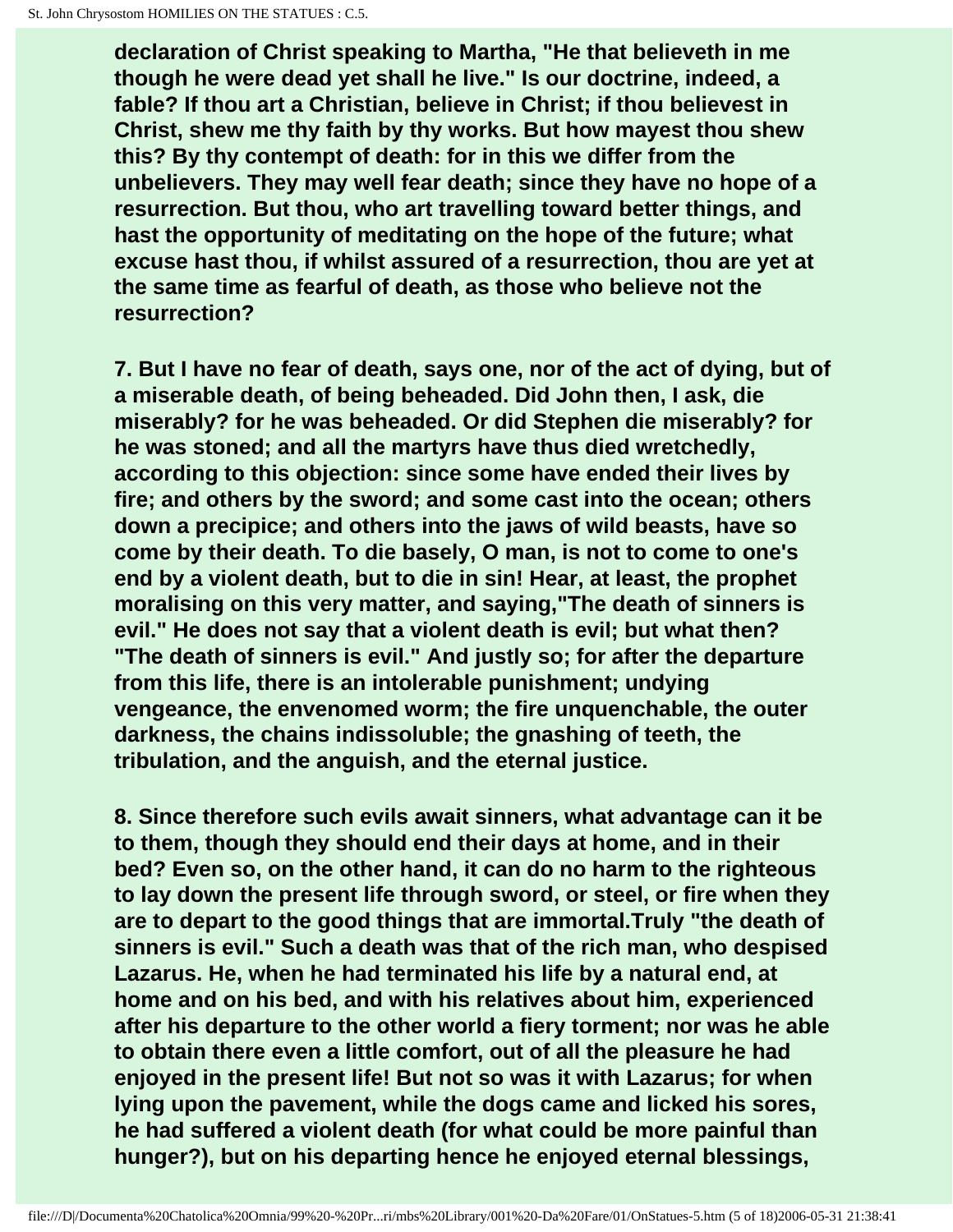declaration of Christ speaking to Martha, "He that believeth in me though he were dead yet shall he live." Is our doctrine, indeed, a fable? If thou art a Christian, believe in Christ; if thou believest in Christ, shew me thy faith by thy works. But how mayest thou shew this? By thy contempt of death: for in this we differ from the unbelievers. They may well fear death; since they have no hope of a resurrection. But thou, who art travelling toward better things, and hast the opportunity of meditating on the hope of the future; what excuse hast thou, if whilst assured of a resurrection, thou are yet at the same time as fearful of death, as those who believe not the resurrection?

7. But I have no fear of death, says one, nor of the act of dying, but of a miserable death, of being beheaded. Did John then, I ask, die miserably? for he was beheaded. Or did Stephen die miserably? for he was stoned; and all the martyrs have thus died wretchedly, according to this objection: since some have ended their lives by fire; and others by the sword; and some cast into the ocean; others down a precipice; and others into the jaws of wild beasts, have so come by their death. To die basely, O man, is not to come to one's end by a violent death, but to die in sin! Hear, at least, the prophet moralising on this very matter, and saying,"The death of sinners is evil." He does not say that a violent death is evil; but what then? "The death of sinners is evil." And justly so; for after the departure from this life, there is an intolerable punishment; undying vengeance, the envenomed worm; the fire unquenchable, the outer darkness, the chains indissoluble; the gnashing of teeth, the tribulation, and the anguish, and the eternal justice.

8. Since therefore such evils await sinners, what advantage can it be to them, though they should end their days at home, and in their bed? Even so, on the other hand, it can do no harm to the righteous to lay down the present life through sword, or steel, or fire when they are to depart to the good things that are immortal.Truly "the death of sinners is evil." Such a death was that of the rich man, who despised Lazarus. He, when he had terminated his life by a natural end, at home and on his bed, and with his relatives about him, experienced after his departure to the other world a fiery torment; nor was he able to obtain there even a little comfort, out of all the pleasure he had enjoyed in the present life! But not so was it with Lazarus; for when lying upon the pavement, while the dogs came and licked his sores, he had suffered a violent death (for what could be more painful than hunger?), but on his departing hence he enjoyed eternal blessings,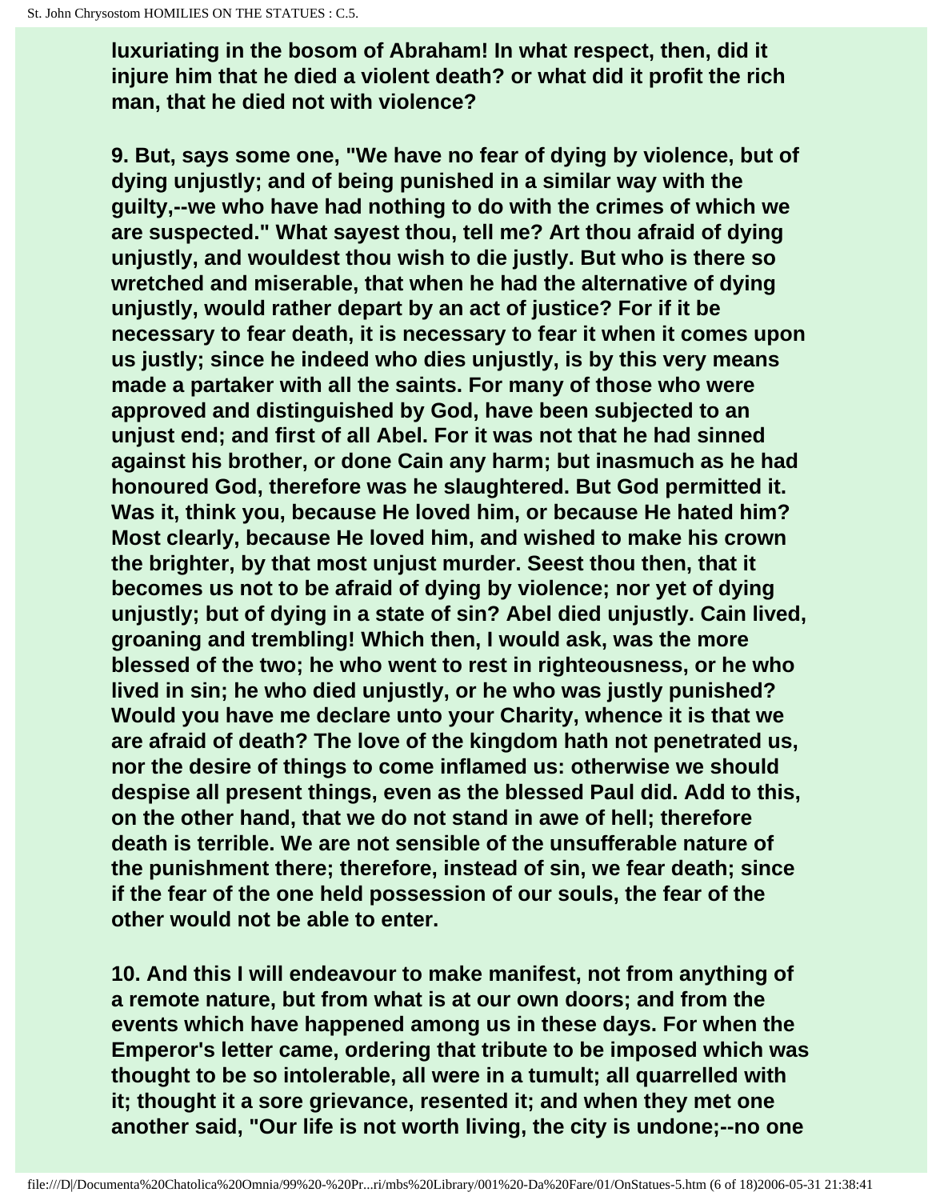luxuriating in the bosom of Abraham! In what respect, then, did it injure him that he died a violent death? or what did it profit the rich man, that he died not with violence?

9. But, says some one, "We have no fear of dying by violence, but of dying unjustly; and of being punished in a similar way with the guilty,--we who have had nothing to do with the crimes of which we are suspected." What sayest thou, tell me? Art thou afraid of dying unjustly, and wouldest thou wish to die justly. But who is there so wretched and miserable, that when he had the alternative of dying unjustly, would rather depart by an act of justice? For if it be necessary to fear death, it is necessary to fear it when it comes upon us justly; since he indeed who dies unjustly, is by this very means made a partaker with all the saints. For many of those who were approved and distinguished by God, have been subjected to an unjust end; and first of all Abel. For it was not that he had sinned against his brother, or done Cain any harm; but inasmuch as he had honoured God, therefore was he slaughtered. But God permitted it. Was it, think you, because He loved him, or because He hated him? Most clearly, because He loved him, and wished to make his crown the brighter, by that most unjust murder. Seest thou then, that it becomes us not to be afraid of dying by violence; nor yet of dying unjustly; but of dying in a state of sin? Abel died unjustly. Cain lived, groaning and trembling! Which then, I would ask, was the more blessed of the two; he who went to rest in righteousness, or he who lived in sin; he who died unjustly, or he who was justly punished? Would you have me declare unto your Charity, whence it is that we are afraid of death? The love of the kingdom hath not penetrated us, nor the desire of things to come inflamed us: otherwise we should despise all present things, even as the blessed Paul did. Add to this, on the other hand, that we do not stand in awe of hell; therefore death is terrible. We are not sensible of the unsufferable nature of the punishment there; therefore, instead of sin, we fear death; since if the fear of the one held possession of our souls, the fear of the other would not be able to enter.

10. And this I will endeavour to make manifest, not from anything of a remote nature, but from what is at our own doors; and from the events which have happened among us in these days. For when the Emperor's letter came, ordering that tribute to be imposed which was thought to be so intolerable, all were in a tumult; all quarrelled with it; thought it a sore grievance, resented it; and when they met one another said, "Our life is not worth living, the city is undone;--no one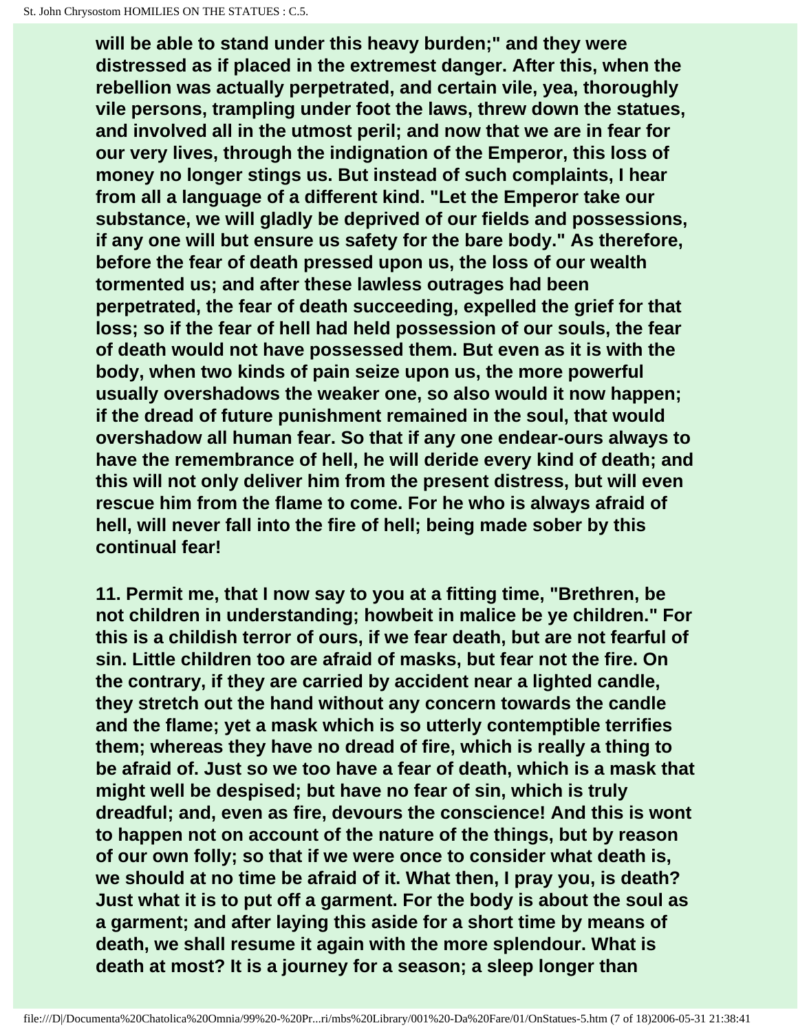will be able to stand under this heavy burden;" and they were distressed as if placed in the extremest danger. After this, when the rebellion was actually perpetrated, and certain vile, yea, thoroughly vile persons, trampling under foot the laws, threw down the statues, and involved all in the utmost peril; and now that we are in fear for our very lives, through the indignation of the Emperor, this loss of money no longer stings us. But instead of such complaints, I hear from all a language of a different kind. "Let the Emperor take our substance, we will gladly be deprived of our fields and possessions, if any one will but ensure us safety for the bare body." As therefore, before the fear of death pressed upon us, the loss of our wealth tormented us; and after these lawless outrages had been perpetrated, the fear of death succeeding, expelled the grief for that loss; so if the fear of hell had held possession of our souls, the fear of death would not have possessed them. But even as it is with the body, when two kinds of pain seize upon us, the more powerful usually overshadows the weaker one, so also would it now happen; if the dread of future punishment remained in the soul, that would overshadow all human fear. So that if any one endear-ours always to have the remembrance of hell, he will deride every kind of death; and this will not only deliver him from the present distress, but will even rescue him from the flame to come. For he who is always afraid of hell, will never fall into the fire of hell; being made sober by this continual fear!

11. Permit me, that I now say to you at a fitting time, "Brethren, be not children in understanding; howbeit in malice be ye children." For this is a childish terror of ours, if we fear death, but are not fearful of sin. Little children too are afraid of masks, but fear not the fire. On the contrary, if they are carried by accident near a lighted candle, they stretch out the hand without any concern towards the candle and the flame; yet a mask which is so utterly contemptible terrifies them; whereas they have no dread of fire, which is really a thing to be afraid of. Just so we too have a fear of death, which is a mask that might well be despised; but have no fear of sin, which is truly dreadful; and, even as fire, devours the conscience! And this is wont to happen not on account of the nature of the things, but by reason of our own folly; so that if we were once to consider what death is, we should at no time be afraid of it. What then, I pray you, is death? Just what it is to put off a garment. For the body is about the soul as a garment; and after laying this aside for a short time by means of death, we shall resume it again with the more splendour. What is death at most? It is a journey for a season; a sleep longer than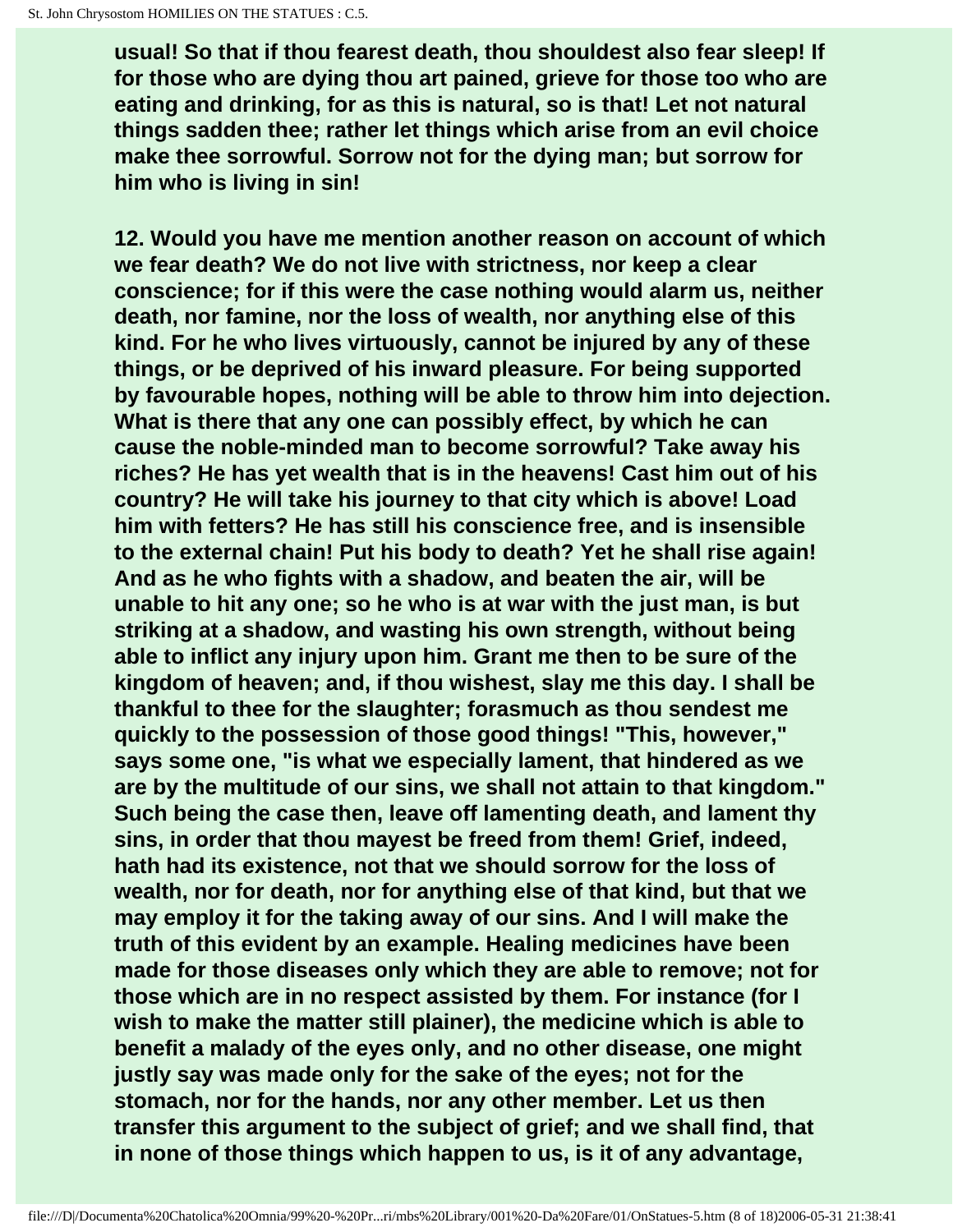**usual! So that if thou fearest death, thou shouldest also fear sleep! If for those who are dying thou art pained, grieve for those too who are eating and drinking, for as this is natural, so is that! Let not natural things sadden thee; rather let things which arise from an evil choice make thee sorrowful. Sorrow not for the dying man; but sorrow for him who is living in sin!**

**12. Would you have me mention another reason on account of which we fear death? We do not live with strictness, nor keep a clear conscience; for if this were the case nothing would alarm us, neither death, nor famine, nor the loss of wealth, nor anything else of this kind. For he who lives virtuously, cannot be injured by any of these things, or be deprived of his inward pleasure. For being supported by favourable hopes, nothing will be able to throw him into dejection. What is there that any one can possibly effect, by which he can cause the noble-minded man to become sorrowful? Take away his riches? He has yet wealth that is in the heavens! Cast him out of his country? He will take his journey to that city which is above! Load him with fetters? He has still his conscience free, and is insensible to the external chain! Put his body to death? Yet he shall rise again! And as he who fights with a shadow, and beaten the air, will be unable to hit any one; so he who is at war with the just man, is but striking at a shadow, and wasting his own strength, without being able to inflict any injury upon him. Grant me then to be sure of the kingdom of heaven; and, if thou wishest, slay me this day. I shall be thankful to thee for the slaughter; forasmuch as thou sendest me quickly to the possession of those good things! "This, however," says some one, "is what we especially lament, that hindered as we are by the multitude of our sins, we shall not attain to that kingdom." Such being the case then, leave off lamenting death, and lament thy sins, in order that thou mayest be freed from them! Grief, indeed, hath had its existence, not that we should sorrow for the loss of wealth, nor for death, nor for anything else of that kind, but that we may employ it for the taking away of our sins. And I will make the truth of this evident by an example. Healing medicines have been made for those diseases only which they are able to remove; not for those which are in no respect assisted by them. For instance (for I wish to make the matter still plainer), the medicine which is able to benefit a malady of the eyes only, and no other disease, one might justly say was made only for the sake of the eyes; not for the stomach, nor for the hands, nor any other member. Let us then transfer this argument to the subject of grief; and we shall find, that in none of those things which happen to us, is it of any advantage,**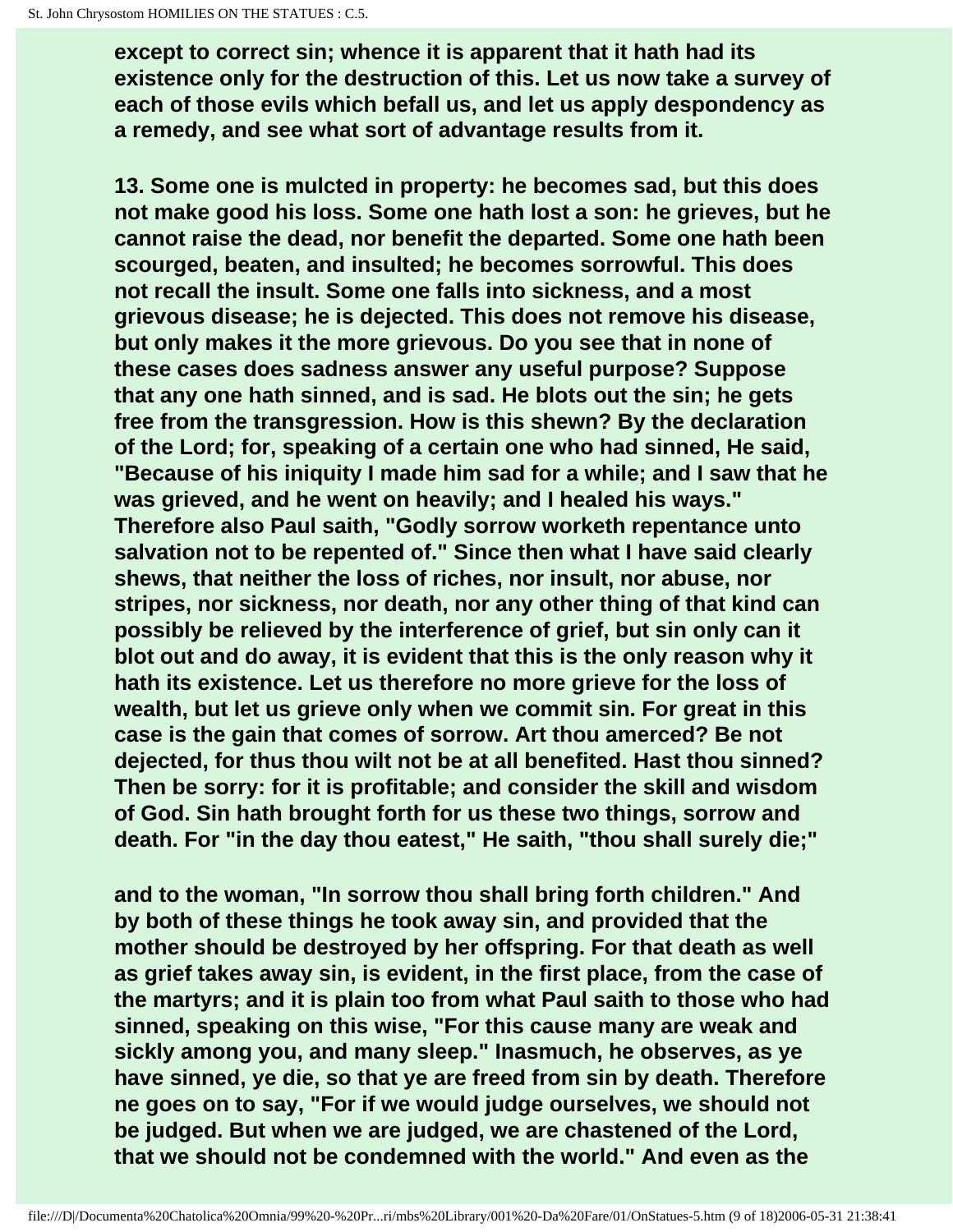**except to correct sin; whence it is apparent that it hath had its existence only for the destruction of this. Let us now take a survey of each of those evils which befall us, and let us apply despondency as a remedy, and see what sort of advantage results from it.**

**13. Some one is mulcted in property: he becomes sad, but this does not make good his loss. Some one hath lost a son: he grieves, but he cannot raise the dead, nor benefit the departed. Some one hath been scourged, beaten, and insulted; he becomes sorrowful. This does not recall the insult. Some one falls into sickness, and a most grievous disease; he is dejected. This does not remove his disease, but only makes it the more grievous. Do you see that in none of these cases does sadness answer any useful purpose? Suppose that any one hath sinned, and is sad. He blots out the sin; he gets free from the transgression. How is this shewn? By the declaration of the Lord; for, speaking of a certain one who had sinned, He said, "Because of his iniquity I made him sad for a while; and I saw that he was grieved, and he went on heavily; and I healed his ways." Therefore also Paul saith, "Godly sorrow worketh repentance unto salvation not to be repented of." Since then what I have said clearly shews, that neither the loss of riches, nor insult, nor abuse, nor stripes, nor sickness, nor death, nor any other thing of that kind can possibly be relieved by the interference of grief, but sin only can it blot out and do away, it is evident that this is the only reason why it hath its existence. Let us therefore no more grieve for the loss of wealth, but let us grieve only when we commit sin. For great in this case is the gain that comes of sorrow. Art thou amerced? Be not dejected, for thus thou wilt not be at all benefited. Hast thou sinned? Then be sorry: for it is profitable; and consider the skill and wisdom of God. Sin hath brought forth for us these two things, sorrow and death. For "in the day thou eatest," He saith, "thou shall surely die;"**

**and to the woman, "In sorrow thou shall bring forth children." And by both of these things he took away sin, and provided that the mother should be destroyed by her offspring. For that death as well as grief takes away sin, is evident, in the first place, from the case of the martyrs; and it is plain too from what Paul saith to those who had sinned, speaking on this wise, "For this cause many are weak and sickly among you, and many sleep." Inasmuch, he observes, as ye have sinned, ye die, so that ye are freed from sin by death. Therefore ne goes on to say, "For if we would judge ourselves, we should not be judged. But when we are judged, we are chastened of the Lord, that we should not be condemned with the world." And even as the**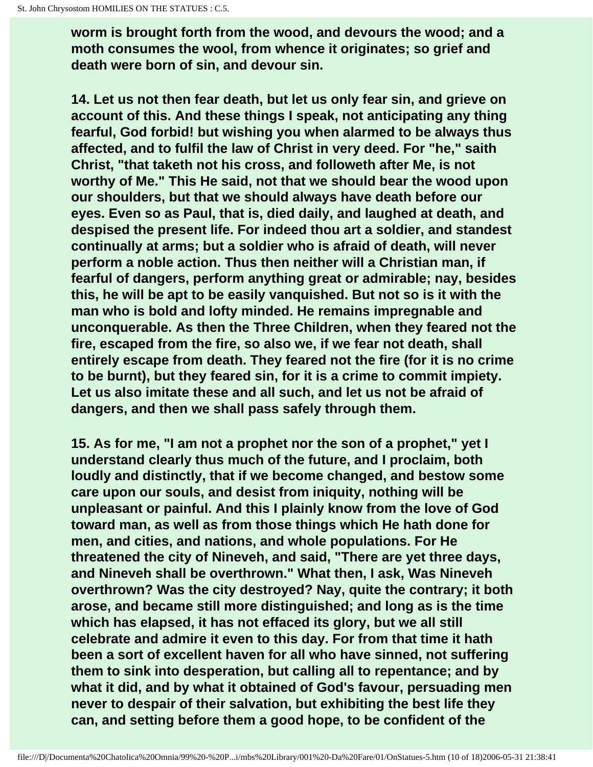**worm is brought forth from the wood, and devours the wood; and a moth consumes the wool, from whence it originates; so grief and death were born of sin, and devour sin.**

**14. Let us not then fear death, but let us only fear sin, and grieve on account of this. And these things I speak, not anticipating any thing fearful, God forbid! but wishing you when alarmed to be always thus affected, and to fulfil the law of Christ in very deed. For "he," saith Christ, "that taketh not his cross, and followeth after Me, is not worthy of Me." This He said, not that we should bear the wood upon our shoulders, but that we should always have death before our eyes. Even so as Paul, that is, died daily, and laughed at death, and despised the present life. For indeed thou art a soldier, and standest continually at arms; but a soldier who is afraid of death, will never perform a noble action. Thus then neither will a Christian man, if fearful of dangers, perform anything great or admirable; nay, besides this, he will be apt to be easily vanquished. But not so is it with the man who is bold and lofty minded. He remains impregnable and unconquerable. As then the Three Children, when they feared not the fire, escaped from the fire, so also we, if we fear not death, shall entirely escape from death. They feared not the fire (for it is no crime to be burnt), but they feared sin, for it is a crime to commit impiety. Let us also imitate these and all such, and let us not be afraid of dangers, and then we shall pass safely through them.**

**15. As for me, "I am not a prophet nor the son of a prophet," yet I understand clearly thus much of the future, and I proclaim, both loudly and distinctly, that if we become changed, and bestow some care upon our souls, and desist from iniquity, nothing will be unpleasant or painful. And this I plainly know from the love of God toward man, as well as from those things which He hath done for men, and cities, and nations, and whole populations. For He threatened the city of Nineveh, and said, "There are yet three days, and Nineveh shall be overthrown." What then, I ask, Was Nineveh overthrown? Was the city destroyed? Nay, quite the contrary; it both arose, and became still more distinguished; and long as is the time which has elapsed, it has not effaced its glory, but we all still celebrate and admire it even to this day. For from that time it hath been a sort of excellent haven for all who have sinned, not suffering them to sink into desperation, but calling all to repentance; and by what it did, and by what it obtained of God's favour, persuading men never to despair of their salvation, but exhibiting the best life they can, and setting before them a good hope, to be confident of the**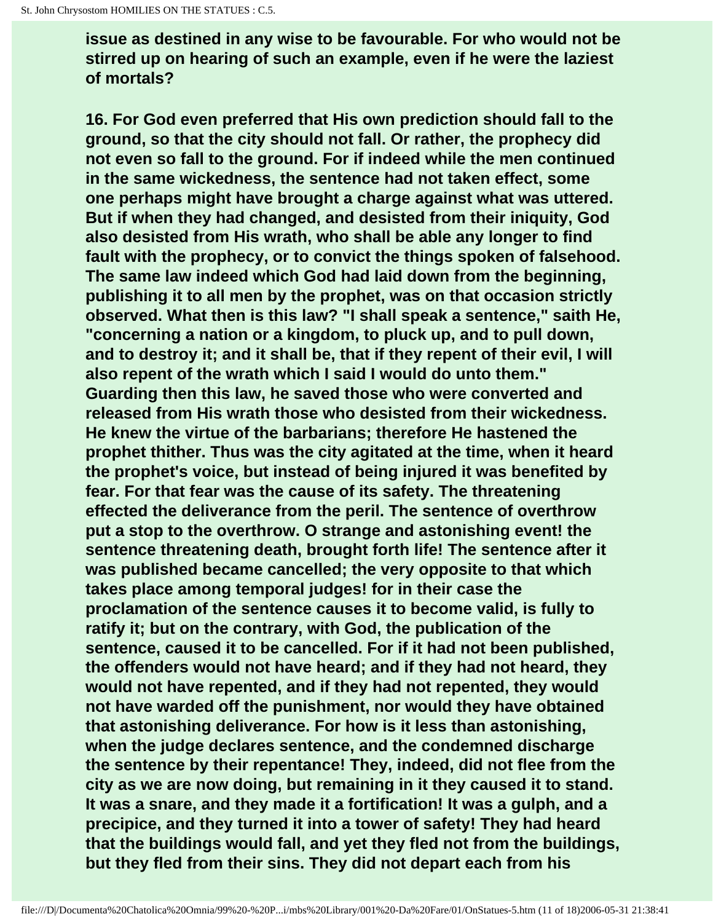**issue as destined in any wise to be favourable. For who would not be stirred up on hearing of such an example, even if he were the laziest of mortals?**

**16. For God even preferred that His own prediction should fall to the ground, so that the city should not fall. Or rather, the prophecy did not even so fall to the ground. For if indeed while the men continued in the same wickedness, the sentence had not taken effect, some one perhaps might have brought a charge against what was uttered. But if when they had changed, and desisted from their iniquity, God also desisted from His wrath, who shall be able any longer to find fault with the prophecy, or to convict the things spoken of falsehood. The same law indeed which God had laid down from the beginning, publishing it to all men by the prophet, was on that occasion strictly observed. What then is this law? "I shall speak a sentence," saith He, "concerning a nation or a kingdom, to pluck up, and to pull down, and to destroy it; and it shall be, that if they repent of their evil, I will also repent of the wrath which I said I would do unto them." Guarding then this law, he saved those who were converted and released from His wrath those who desisted from their wickedness. He knew the virtue of the barbarians; therefore He hastened the prophet thither. Thus was the city agitated at the time, when it heard the prophet's voice, but instead of being injured it was benefited by fear. For that fear was the cause of its safety. The threatening effected the deliverance from the peril. The sentence of overthrow put a stop to the overthrow. O strange and astonishing event! the sentence threatening death, brought forth life! The sentence after it was published became cancelled; the very opposite to that which takes place among temporal judges! for in their case the proclamation of the sentence causes it to become valid, is fully to ratify it; but on the contrary, with God, the publication of the sentence, caused it to be cancelled. For if it had not been published, the offenders would not have heard; and if they had not heard, they would not have repented, and if they had not repented, they would not have warded off the punishment, nor would they have obtained that astonishing deliverance. For how is it less than astonishing, when the judge declares sentence, and the condemned discharge the sentence by their repentance! They, indeed, did not flee from the city as we are now doing, but remaining in it they caused it to stand. It was a snare, and they made it a fortification! It was a gulph, and a precipice, and they turned it into a tower of safety! They had heard that the buildings would fall, and yet they fled not from the buildings, but they fled from their sins. They did not depart each from his**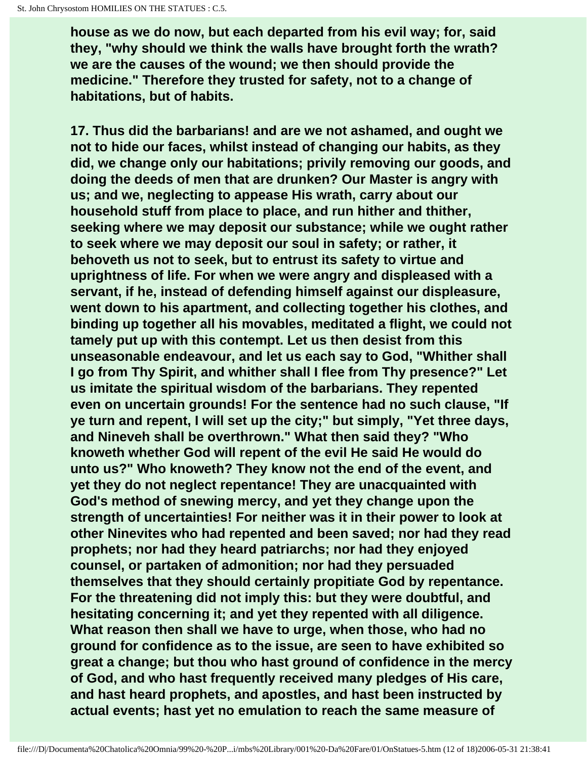**house as we do now, but each departed from his evil way; for, said they, "why should we think the walls have brought forth the wrath? we are the causes of the wound; we then should provide the medicine." Therefore they trusted for safety, not to a change of habitations, but of habits.**

**17. Thus did the barbarians! and are we not ashamed, and ought we not to hide our faces, whilst instead of changing our habits, as they did, we change only our habitations; privily removing our goods, and doing the deeds of men that are drunken? Our Master is angry with us; and we, neglecting to appease His wrath, carry about our household stuff from place to place, and run hither and thither, seeking where we may deposit our substance; while we ought rather to seek where we may deposit our soul in safety; or rather, it behoveth us not to seek, but to entrust its safety to virtue and uprightness of life. For when we were angry and displeased with a servant, if he, instead of defending himself against our displeasure, went down to his apartment, and collecting together his clothes, and binding up together all his movables, meditated a flight, we could not tamely put up with this contempt. Let us then desist from this unseasonable endeavour, and let us each say to God, "Whither shall I go from Thy Spirit, and whither shall I flee from Thy presence?" Let us imitate the spiritual wisdom of the barbarians. They repented even on uncertain grounds! For the sentence had no such clause, "If ye turn and repent, I will set up the city;" but simply, "Yet three days, and Nineveh shall be overthrown." What then said they? "Who knoweth whether God will repent of the evil He said He would do unto us?" Who knoweth? They know not the end of the event, and yet they do not neglect repentance! They are unacquainted with God's method of snewing mercy, and yet they change upon the strength of uncertainties! For neither was it in their power to look at other Ninevites who had repented and been saved; nor had they read prophets; nor had they heard patriarchs; nor had they enjoyed counsel, or partaken of admonition; nor had they persuaded themselves that they should certainly propitiate God by repentance. For the threatening did not imply this: but they were doubtful, and hesitating concerning it; and yet they repented with all diligence. What reason then shall we have to urge, when those, who had no ground for confidence as to the issue, are seen to have exhibited so great a change; but thou who hast ground of confidence in the mercy of God, and who hast frequently received many pledges of His care, and hast heard prophets, and apostles, and hast been instructed by actual events; hast yet no emulation to reach the same measure of**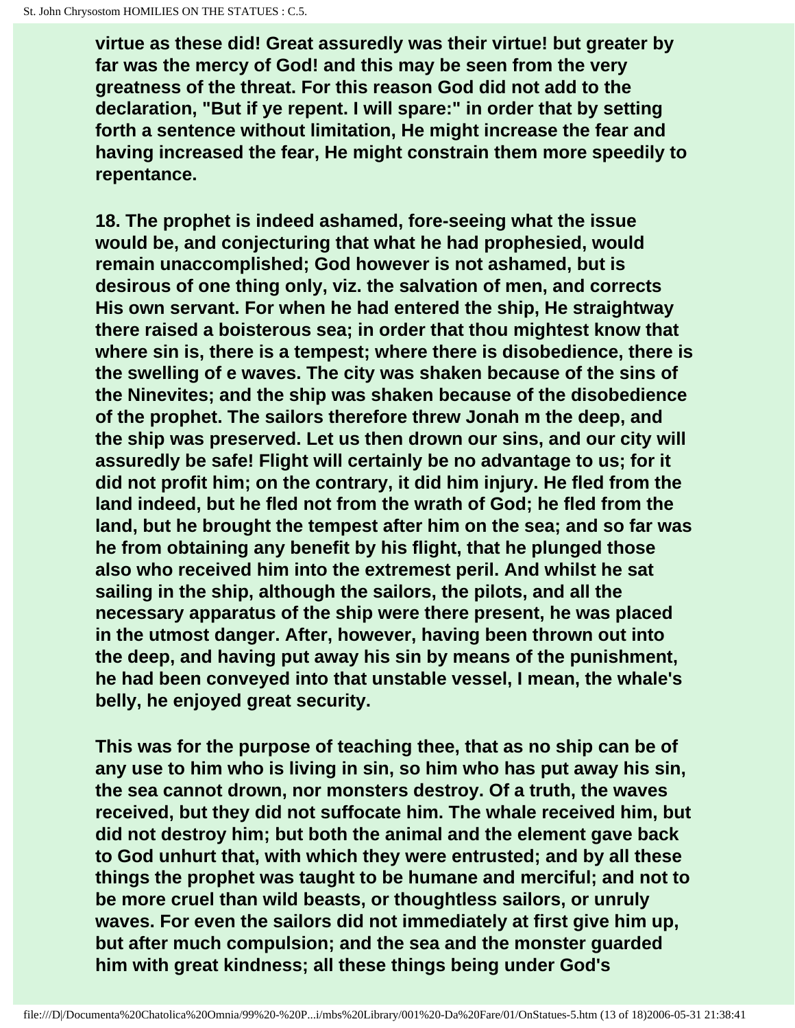virtue as these did! Great assuredly was their virtue! but greater by far was the mercy of God! and this may be seen from the very greatness of the threat. For this reason God did not add to the declaration, "But if ye repent. I will spare:" in order that by setting forth a sentence without limitation, He might increase the fear and having increased the fear, He might constrain them more speedily to repentance.

18. The prophet is indeed ashamed, fore-seeing what the issue would be, and conjecturing that what he had prophesied, would remain unaccomplished; God however is not ashamed, but is desirous of one thing only, viz. the salvation of men, and corrects His own servant. For when he had entered the ship, He straightway there raised a boisterous sea; in order that thou mightest know that where sin is, there is a tempest; where there is disobedience, there is the swelling of e waves. The city was shaken because of the sins of the Ninevites; and the ship was shaken because of the disobedience of the prophet. The sailors therefore threw Jonah m the deep, and the ship was preserved. Let us then drown our sins, and our city will assuredly be safe! Flight will certainly be no advantage to us; for it did not profit him; on the contrary, it did him injury. He fled from the land indeed, but he fled not from the wrath of God; he fled from the land, but he brought the tempest after him on the sea; and so far was he from obtaining any benefit by his flight, that he plunged those also who received him into the extremest peril. And whilst he sat sailing in the ship, although the sailors, the pilots, and all the necessary apparatus of the ship were there present, he was placed in the utmost danger. After, however, having been thrown out into the deep, and having put away his sin by means of the punishment, he had been conveyed into that unstable vessel, I mean, the whale's belly, he enjoyed great security.

This was for the purpose of teaching thee, that as no ship can be of any use to him who is living in sin, so him who has put away his sin, the sea cannot drown, nor monsters destroy. Of a truth, the waves received, but they did not suffocate him. The whale received him, but did not destroy him; but both the animal and the element gave back to God unhurt that, with which they were entrusted; and by all these things the prophet was taught to be humane and merciful; and not to be more cruel than wild beasts, or thoughtless sailors, or unruly waves. For even the sailors did not immediately at first give him up, but after much compulsion; and the sea and the monster guarded him with great kindness; all these things being under God's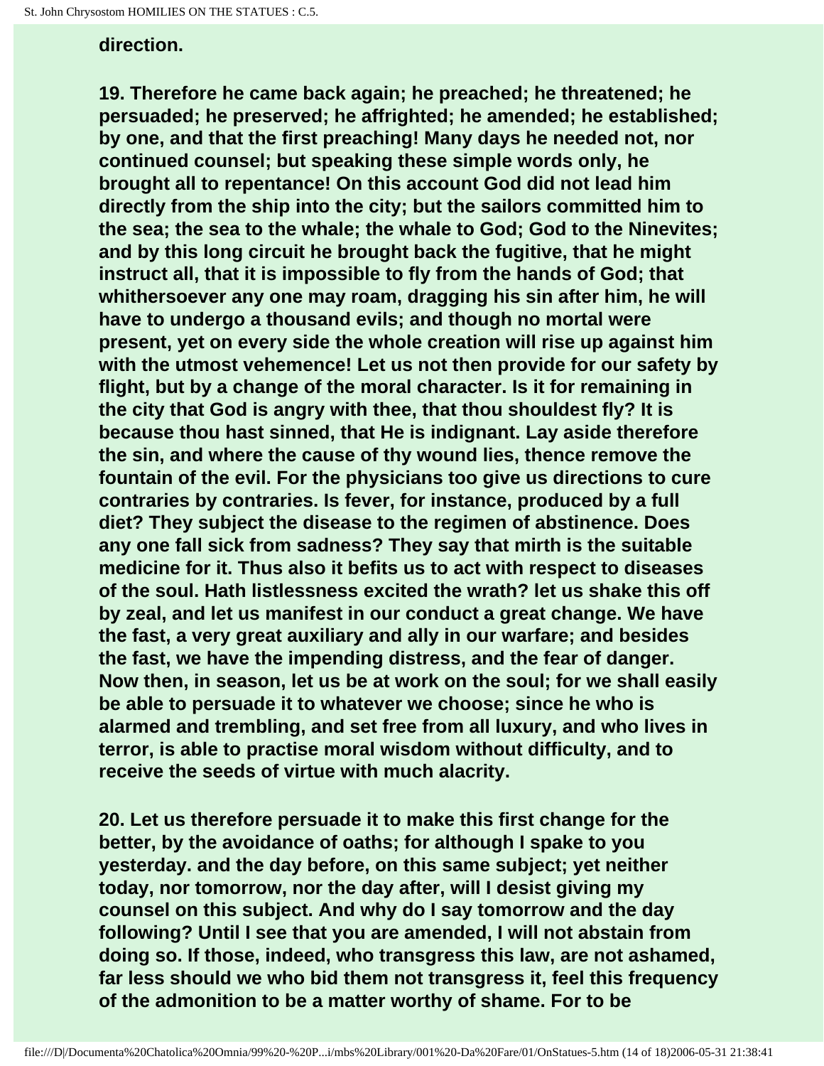direction.

19. Therefore he came back again; he preached; he threatened; he persuaded; he preserved; he affrighted; he amended; he established; by one, and that the first preaching! Many days he needed not, nor continued counsel; but speaking these simple words only, he brought all to repentance! On this account God did not lead him directly from the ship into the city; but the sailors committed him to the sea; the sea to the whale; the whale to God; God to the Ninevites; and by this long circuit he brought back the fugitive, that he might instruct all, that it is impossible to fly from the hands of God; that whithersoever any one may roam, dragging his sin after him, he will have to undergo a thousand evils; and though no mortal were present, yet on every side the whole creation will rise up against him with the utmost vehemence! Let us not then provide for our safety by flight, but by a change of the moral character. Is it for remaining in the city that God is angry with thee, that thou shouldest fly? It is because thou hast sinned, that He is indignant. Lay aside therefore the sin, and where the cause of thy wound lies, thence remove the fountain of the evil. For the physicians too give us directions to cure contraries by contraries. Is fever, for instance, produced by a full diet? They subject the disease to the regimen of abstinence. Does any one fall sick from sadness? They say that mirth is the suitable medicine for it. Thus also it befits us to act with respect to diseases of the soul. Hath listlessness excited the wrath? let us shake this off by zeal, and let us manifest in our conduct a great change. We have the fast, a very great auxiliary and ally in our warfare; and besides the fast, we have the impending distress, and the fear of danger. Now then, in season, let us be at work on the soul; for we shall easily be able to persuade it to whatever we choose; since he who is alarmed and trembling, and set free from all luxury, and who lives in terror, is able to practise moral wisdom without difficulty, and to receive the seeds of virtue with much alacrity.

20. Let us therefore persuade it to make this first change for the better, by the avoidance of oaths; for although I spake to you yesterday. and the day before, on this same subject; yet neither today, nor tomorrow, nor the day after, will I desist giving my counsel on this subject. And why do I say tomorrow and the day following? Until I see that you are amended, I will not abstain from doing so. If those, indeed, who transgress this law, are not ashamed, far less should we who bid them not transgress it, feel this frequency of the admonition to be a matter worthy of shame. For to be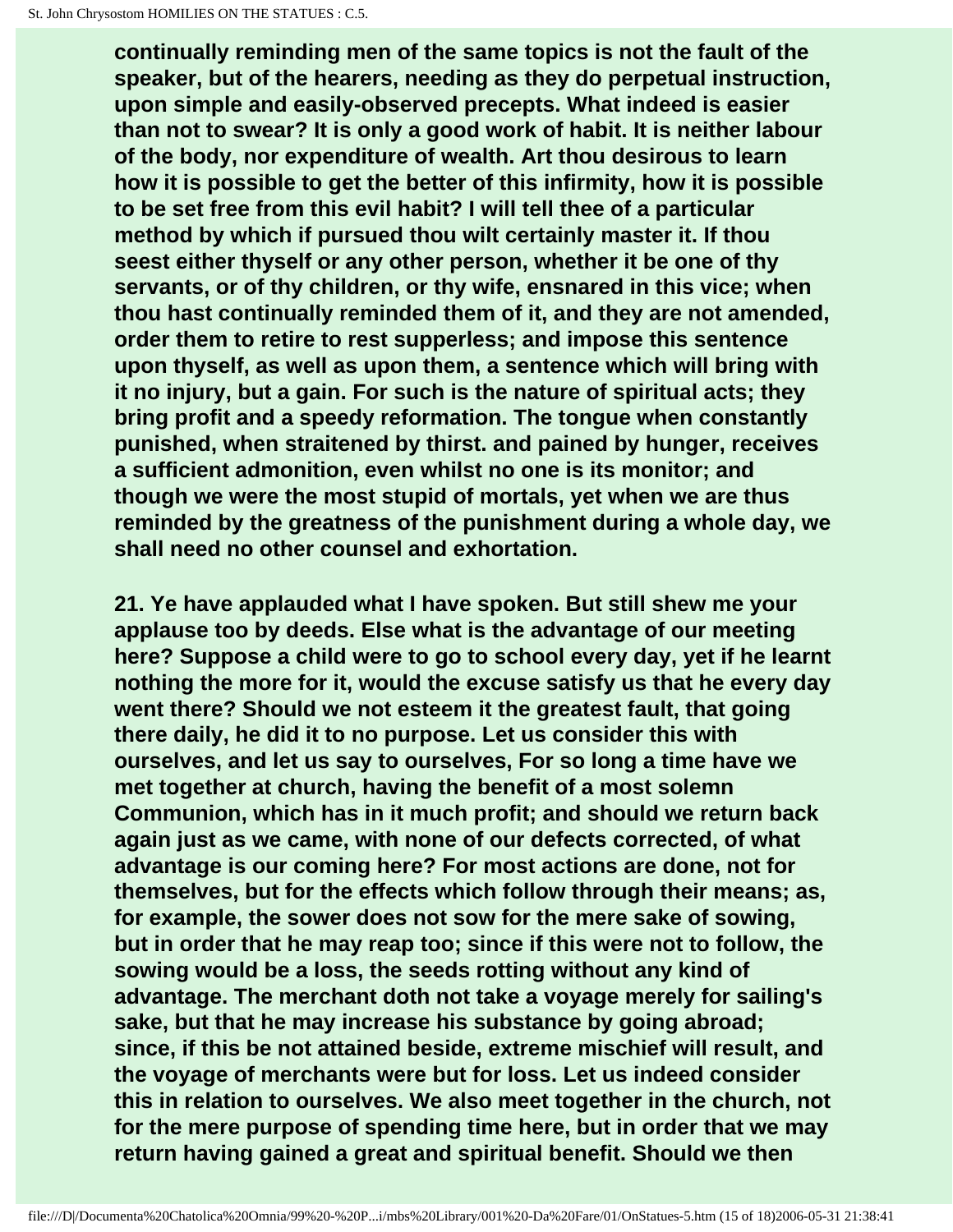continually reminding men of the same topics is not the fault of the speaker, but of the hearers, needing as they do perpetual instruction, upon simple and easily-observed precepts. What indeed is easier than not to swear? It is only a good work of habit. It is neither labour of the body, nor expenditure of wealth. Art thou desirous to learn how it is possible to get the better of this infirmity, how it is possible to be set free from this evil habit? I will tell thee of a particular method by which if pursued thou wilt certainly master it. If thou seest either thyself or any other person, whether it be one of thy servants, or of thy children, or thy wife, ensnared in this vice; when thou hast continually reminded them of it, and they are not amended, order them to retire to rest supperless; and impose this sentence upon thyself, as well as upon them, a sentence which will bring with it no injury, but a gain. For such is the nature of spiritual acts; they bring profit and a speedy reformation. The tongue when constantly punished, when straitened by thirst. and pained by hunger, receives a sufficient admonition, even whilst no one is its monitor; and though we were the most stupid of mortals, yet when we are thus reminded by the greatness of the punishment during a whole day, we shall need no other counsel and exhortation.

21. Ye have applauded what I have spoken. But still shew me your applause too by deeds. Else what is the advantage of our meeting here? Suppose a child were to go to school every day, yet if he learnt nothing the more for it, would the excuse satisfy us that he every day went there? Should we not esteem it the greatest fault, that going there daily, he did it to no purpose. Let us consider this with ourselves, and let us say to ourselves, For so long a time have we met together at church, having the benefit of a most solemn Communion, which has in it much profit; and should we return back again just as we came, with none of our defects corrected, of what advantage is our coming here? For most actions are done, not for themselves, but for the effects which follow through their means; as, for example, the sower does not sow for the mere sake of sowing, but in order that he may reap too; since if this were not to follow, the sowing would be a loss, the seeds rotting without any kind of advantage. The merchant doth not take a voyage merely for sailing's sake, but that he may increase his substance by going abroad; since, if this be not attained beside, extreme mischief will result, and the voyage of merchants were but for loss. Let us indeed consider this in relation to ourselves. We also meet together in the church, not for the mere purpose of spending time here, but in order that we may return having gained a great and spiritual benefit. Should we then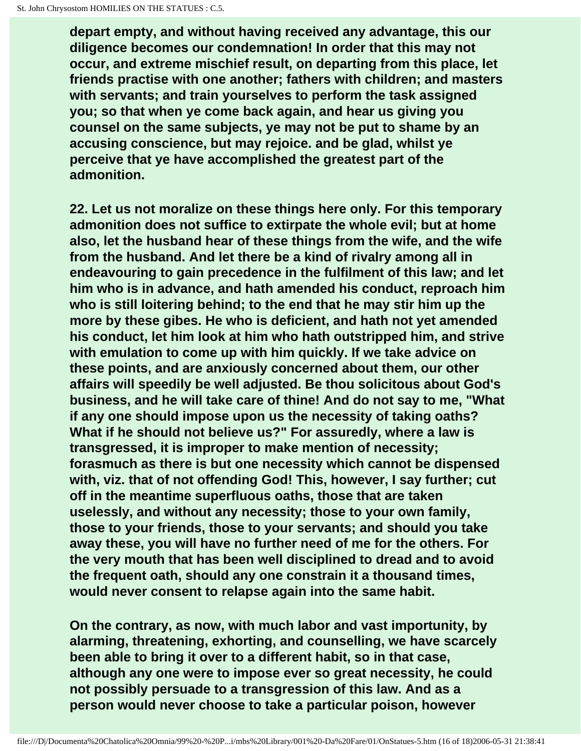depart empty, and without having received any advantage, this our diligence becomes our condemnation! In order that this may not occur, and extreme mischief result, on departing from this place, let friends practise with one another; fathers with children; and masters with servants; and train yourselves to perform the task assigned you; so that when ye come back again, and hear us giving you counsel on the same subjects, ye may not be put to shame by an accusing conscience, but may rejoice. and be glad, whilst ye perceive that ye have accomplished the greatest part of the admonition.

22. Let us not moralize on these things here only. For this temporary admonition does not suffice to extirpate the whole evil; but at home also, let the husband hear of these things from the wife, and the wife from the husband. And let there be a kind of rivalry among all in endeavouring to gain precedence in the fulfilment of this law; and let him who is in advance, and hath amended his conduct, reproach him who is still loitering behind; to the end that he may stir him up the more by these gibes. He who is deficient, and hath not yet amended his conduct, let him look at him who hath outstripped him, and strive with emulation to come up with him quickly. If we take advice on these points, and are anxiously concerned about them, our other affairs will speedily be well adjusted. Be thou solicitous about God's business, and he will take care of thine! And do not say to me, "What if any one should impose upon us the necessity of taking oaths? What if he should not believe us?" For assuredly, where a law is transgressed, it is improper to make mention of necessity; forasmuch as there is but one necessity which cannot be dispensed with, viz. that of not offending God! This, however, I say further; cut off in the meantime superfluous oaths, those that are taken uselessly, and without any necessity; those to your own family, those to your friends, those to your servants; and should you take away these, you will have no further need of me for the others. For the very mouth that has been well disciplined to dread and to avoid the frequent oath, should any one constrain it a thousand times, would never consent to relapse again into the same habit.

On the contrary, as now, with much labor and vast importunity, by alarming, threatening, exhorting, and counselling, we have scarcely been able to bring it over to a different habit, so in that case, although any one were to impose ever so great necessity, he could not possibly persuade to a transgression of this law. And as a person would never choose to take a particular poison, however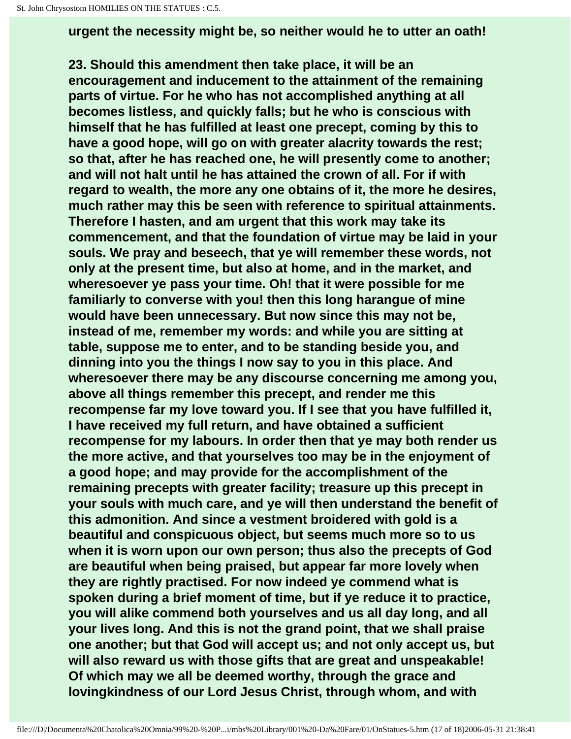**urgent the necessity might be, so neither would he to utter an oath!**

**23. Should this amendment then take place, it will be an encouragement and inducement to the attainment of the remaining parts of virtue. For he who has not accomplished anything at all becomes listless, and quickly falls; but he who is conscious with himself that he has fulfilled at least one precept, coming by this to have a good hope, will go on with greater alacrity towards the rest; so that, after he has reached one, he will presently come to another; and will not halt until he has attained the crown of all. For if with regard to wealth, the more any one obtains of it, the more he desires, much rather may this be seen with reference to spiritual attainments. Therefore I hasten, and am urgent that this work may take its commencement, and that the foundation of virtue may be laid in your souls. We pray and beseech, that ye will remember these words, not only at the present time, but also at home, and in the market, and wheresoever ye pass your time. Oh! that it were possible for me familiarly to converse with you! then this long harangue of mine would have been unnecessary. But now since this may not be, instead of me, remember my words: and while you are sitting at table, suppose me to enter, and to be standing beside you, and dinning into you the things I now say to you in this place. And wheresoever there may be any discourse concerning me among you, above all things remember this precept, and render me this recompense far my love toward you. If I see that you have fulfilled it, I have received my full return, and have obtained a sufficient recompense for my labours. In order then that ye may both render us the more active, and that yourselves too may be in the enjoyment of a good hope; and may provide for the accomplishment of the remaining precepts with greater facility; treasure up this precept in your souls with much care, and ye will then understand the benefit of this admonition. And since a vestment broidered with gold is a beautiful and conspicuous object, but seems much more so to us when it is worn upon our own person; thus also the precepts of God are beautiful when being praised, but appear far more lovely when they are rightly practised. For now indeed ye commend what is spoken during a brief moment of time, but if ye reduce it to practice, you will alike commend both yourselves and us all day long, and all your lives long. And this is not the grand point, that we shall praise one another; but that God will accept us; and not only accept us, but will also reward us with those gifts that are great and unspeakable! Of which may we all be deemed worthy, through the grace and lovingkindness of our Lord Jesus Christ, through whom, and with**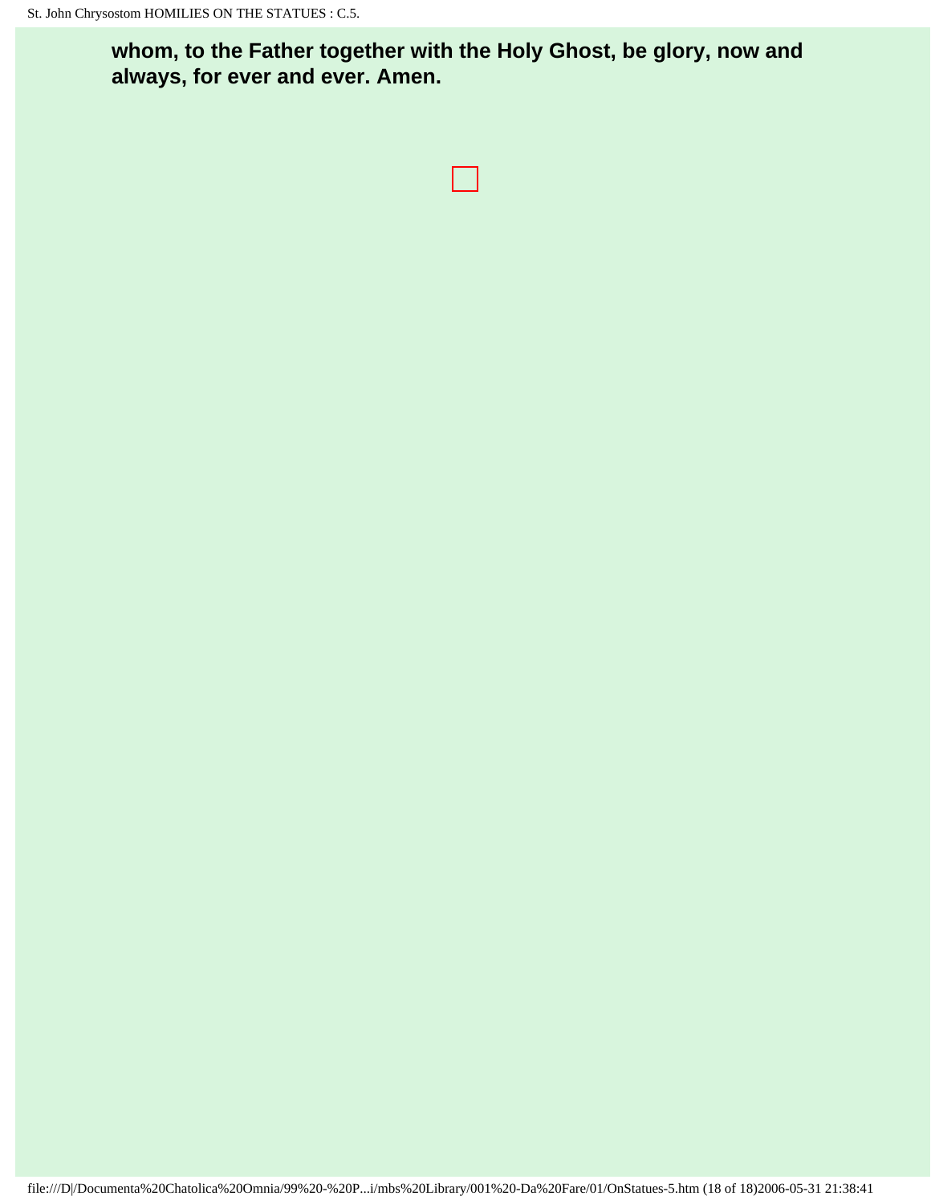**whom, to the Father together with the Holy Ghost, be glory, now and always, for ever and ever. Amen.**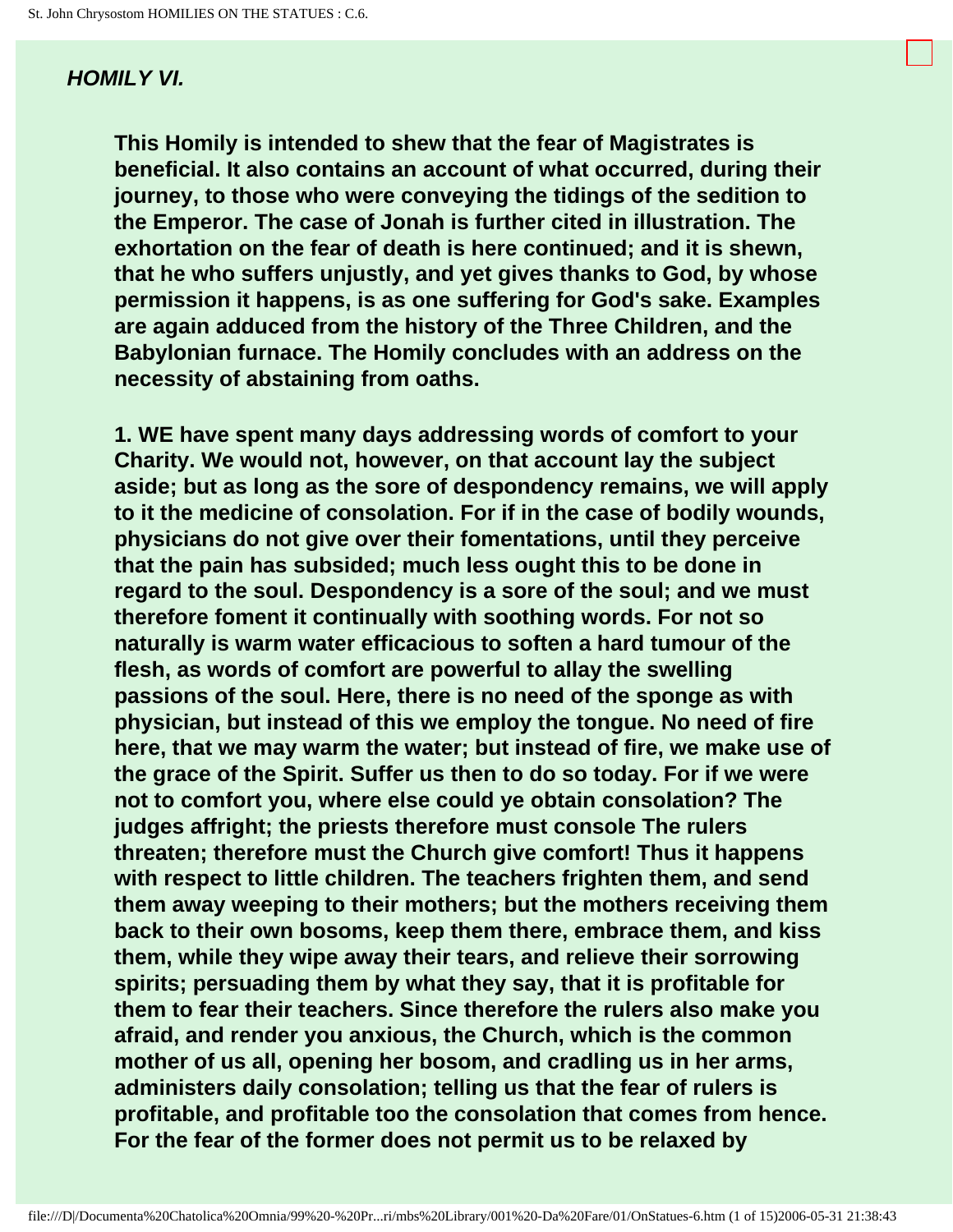## *HOMILY VI.*

**This Homily is intended to shew that the fear of Magistrates is beneficial. It also contains an account of what occurred, during their journey, to those who were conveying the tidings of the sedition to the Emperor. The case of Jonah is further cited in illustration. The exhortation on the fear of death is here continued; and it is shewn, that he who suffers unjustly, and yet gives thanks to God, by whose permission it happens, is as one suffering for God's sake. Examples are again adduced from the history of the Three Children, and the Babylonian furnace. The Homily concludes with an address on the necessity of abstaining from oaths.**

**1. WE have spent many days addressing words of comfort to your Charity. We would not, however, on that account lay the subject aside; but as long as the sore of despondency remains, we will apply to it the medicine of consolation. For if in the case of bodily wounds, physicians do not give over their fomentations, until they perceive that the pain has subsided; much less ought this to be done in regard to the soul. Despondency is a sore of the soul; and we must therefore foment it continually with soothing words. For not so naturally is warm water efficacious to soften a hard tumour of the flesh, as words of comfort are powerful to allay the swelling passions of the soul. Here, there is no need of the sponge as with physician, but instead of this we employ the tongue. No need of fire here, that we may warm the water; but instead of fire, we make use of the grace of the Spirit. Suffer us then to do so today. For if we were not to comfort you, where else could ye obtain consolation? The judges affright; the priests therefore must console The rulers threaten; therefore must the Church give comfort! Thus it happens with respect to little children. The teachers frighten them, and send them away weeping to their mothers; but the mothers receiving them back to their own bosoms, keep them there, embrace them, and kiss them, while they wipe away their tears, and relieve their sorrowing spirits; persuading them by what they say, that it is profitable for them to fear their teachers. Since therefore the rulers also make you afraid, and render you anxious, the Church, which is the common mother of us all, opening her bosom, and cradling us in her arms, administers daily consolation; telling us that the fear of rulers is profitable, and profitable too the consolation that comes from hence. For the fear of the former does not permit us to be relaxed by**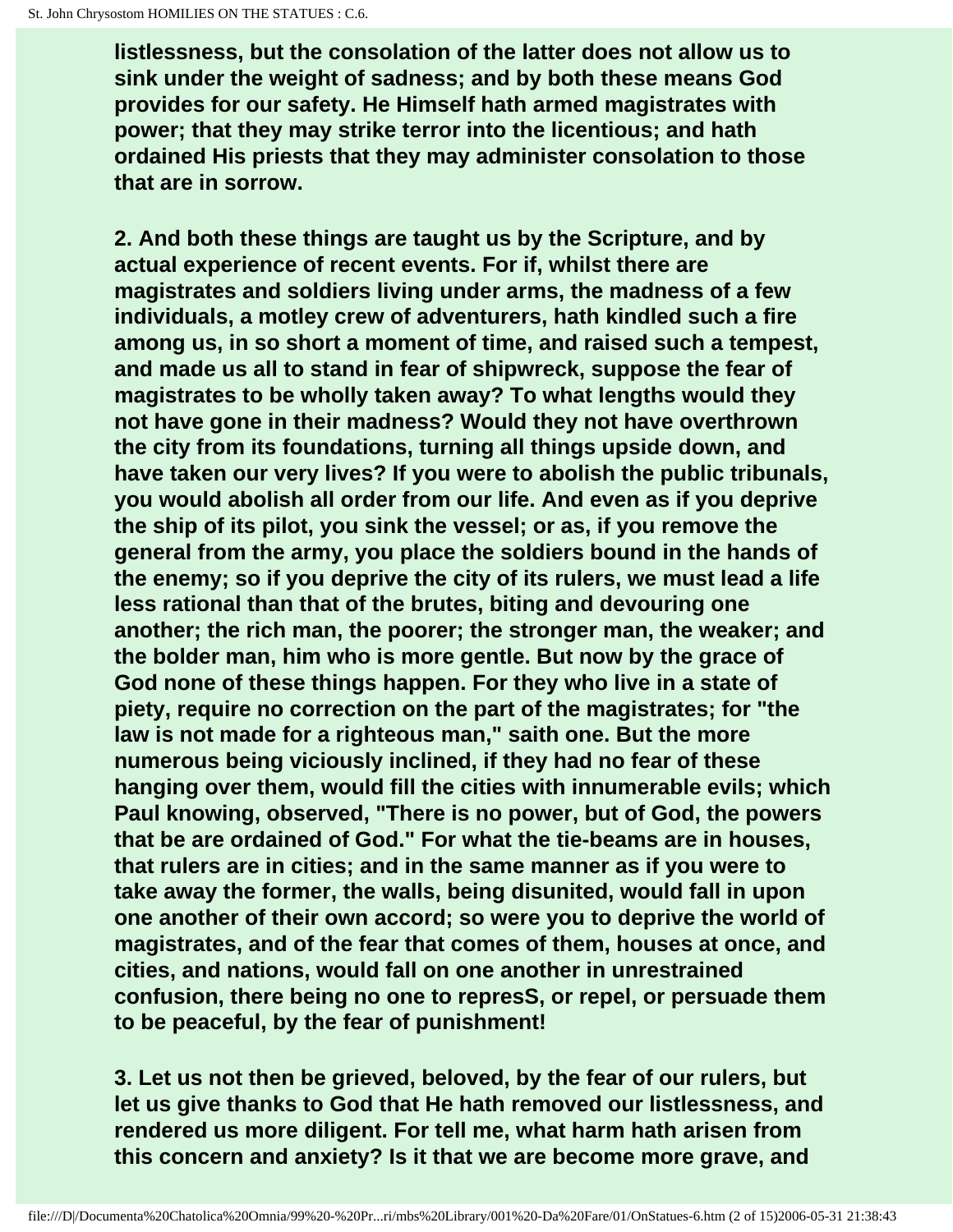**listlessness, but the consolation of the latter does not allow us to sink under the weight of sadness; and by both these means God provides for our safety. He Himself hath armed magistrates with power; that they may strike terror into the licentious; and hath ordained His priests that they may administer consolation to those that are in sorrow.**

**2. And both these things are taught us by the Scripture, and by actual experience of recent events. For if, whilst there are magistrates and soldiers living under arms, the madness of a few individuals, a motley crew of adventurers, hath kindled such a fire among us, in so short a moment of time, and raised such a tempest, and made us all to stand in fear of shipwreck, suppose the fear of magistrates to be wholly taken away? To what lengths would they not have gone in their madness? Would they not have overthrown the city from its foundations, turning all things upside down, and have taken our very lives? If you were to abolish the public tribunals, you would abolish all order from our life. And even as if you deprive the ship of its pilot, you sink the vessel; or as, if you remove the general from the army, you place the soldiers bound in the hands of the enemy; so if you deprive the city of its rulers, we must lead a life less rational than that of the brutes, biting and devouring one another; the rich man, the poorer; the stronger man, the weaker; and the bolder man, him who is more gentle. But now by the grace of God none of these things happen. For they who live in a state of piety, require no correction on the part of the magistrates; for "the law is not made for a righteous man," saith one. But the more numerous being viciously inclined, if they had no fear of these hanging over them, would fill the cities with innumerable evils; which Paul knowing, observed, "There is no power, but of God, the powers that be are ordained of God." For what the tie-beams are in houses, that rulers are in cities; and in the same manner as if you were to take away the former, the walls, being disunited, would fall in upon one another of their own accord; so were you to deprive the world of magistrates, and of the fear that comes of them, houses at once, and cities, and nations, would fall on one another in unrestrained confusion, there being no one to represS, or repel, or persuade them to be peaceful, by the fear of punishment!**

**3. Let us not then be grieved, beloved, by the fear of our rulers, but let us give thanks to God that He hath removed our listlessness, and rendered us more diligent. For tell me, what harm hath arisen from this concern and anxiety? Is it that we are become more grave, and**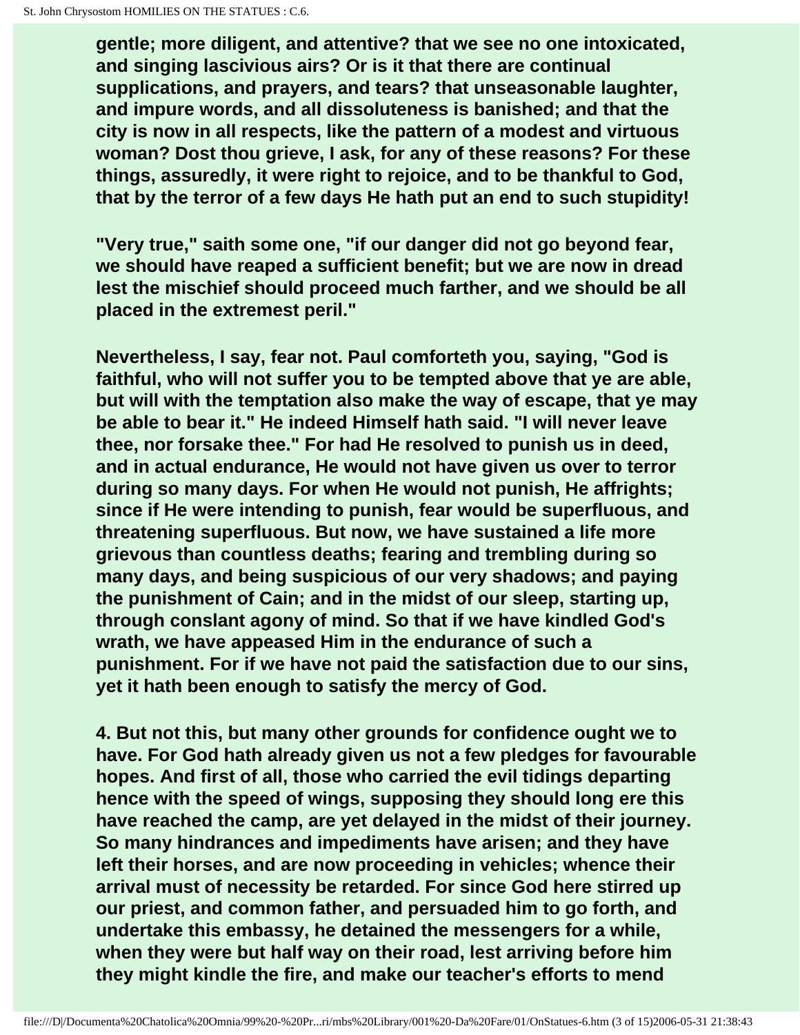gentle; more diligent, and attentive? that we see no one intoxicated, and singing lascivious airs? Or is it that there are continual supplications, and prayers, and tears? that unseasonable laughter, and impure words, and all dissoluteness is banished; and that the city is now in all respects, like the pattern of a modest and virtuous woman? Dost thou grieve, I ask, for any of these reasons? For these things, assuredly, it were right to rejoice, and to be thankful to God, that by the terror of a few days He hath put an end to such stupidity!

"Very true," saith some one, "if our danger did not go beyond fear, we should have reaped a sufficient benefit; but we are now in dread lest the mischief should proceed much farther, and we should be all placed in the extremest peril."

Nevertheless, I say, fear not. Paul comforteth you, saying, "God is faithful, who will not suffer you to be tempted above that ye are able, but will with the temptation also make the way of escape, that ye may be able to bear it." He indeed Himself hath said. "I will never leave thee, nor forsake thee." For had He resolved to punish us in deed, and in actual endurance, He would not have given us over to terror during so many days. For when He would not punish, He affrights; since if He were intending to punish, fear would be superfluous, and threatening superfluous. But now, we have sustained a life more grievous than countless deaths; fearing and trembling during so many days, and being suspicious of our very shadows; and paying the punishment of Cain; and in the midst of our sleep, starting up, through conslant agony of mind. So that if we have kindled God's wrath, we have appeased Him in the endurance of such a punishment. For if we have not paid the satisfaction due to our sins, yet it hath been enough to satisfy the mercy of God.

4. But not this, but many other grounds for confidence ought we to have. For God hath already given us not a few pledges for favourable hopes. And first of all, those who carried the evil tidings departing hence with the speed of wings, supposing they should long ere this have reached the camp, are yet delayed in the midst of their journey. So many hindrances and impediments have arisen; and they have left their horses, and are now proceeding in vehicles; whence their arrival must of necessity be retarded. For since God here stirred up our priest, and common father, and persuaded him to go forth, and undertake this embassy, he detained the messengers for a while, when they were but half way on their road, lest arriving before him they might kindle the fire, and make our teacher's efforts to mend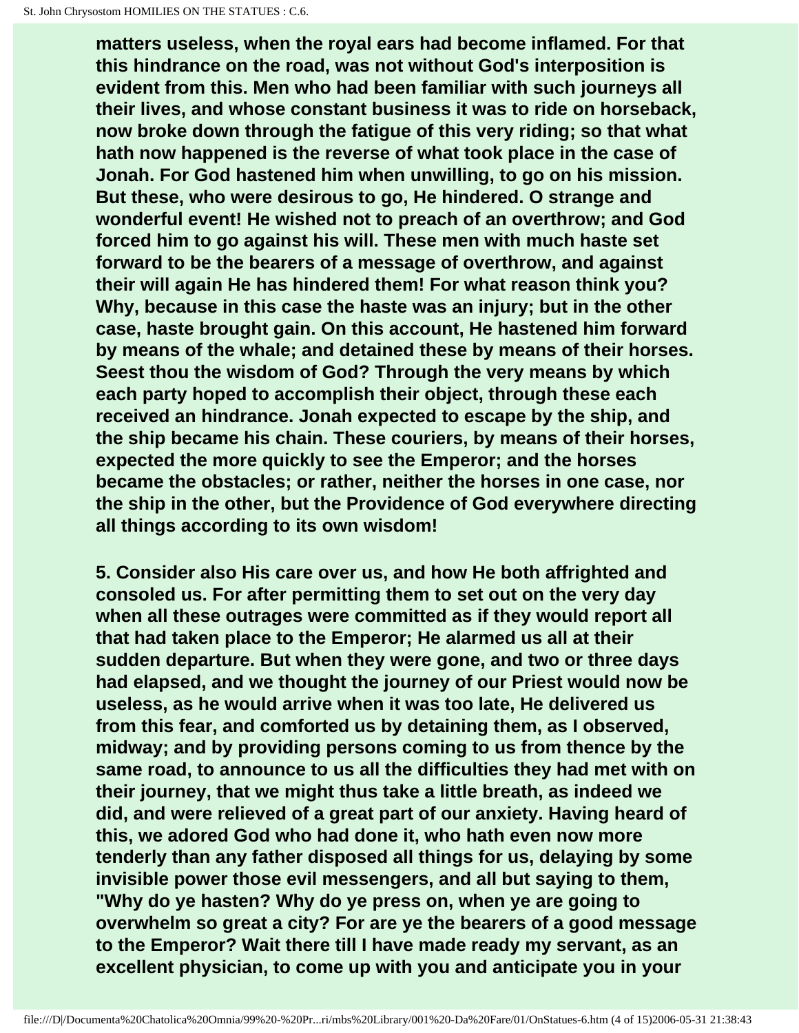**matters useless, when the royal ears had become inflamed. For that this hindrance on the road, was not without God's interposition is evident from this. Men who had been familiar with such journeys all their lives, and whose constant business it was to ride on horseback, now broke down through the fatigue of this very riding; so that what hath now happened is the reverse of what took place in the case of Jonah. For God hastened him when unwilling, to go on his mission. But these, who were desirous to go, He hindered. O strange and wonderful event! He wished not to preach of an overthrow; and God forced him to go against his will. These men with much haste set forward to be the bearers of a message of overthrow, and against their will again He has hindered them! For what reason think you? Why, because in this case the haste was an injury; but in the other case, haste brought gain. On this account, He hastened him forward by means of the whale; and detained these by means of their horses. Seest thou the wisdom of God? Through the very means by which each party hoped to accomplish their object, through these each received an hindrance. Jonah expected to escape by the ship, and the ship became his chain. These couriers, by means of their horses, expected the more quickly to see the Emperor; and the horses became the obstacles; or rather, neither the horses in one case, nor the ship in the other, but the Providence of God everywhere directing all things according to its own wisdom!**

**5. Consider also His care over us, and how He both affrighted and consoled us. For after permitting them to set out on the very day when all these outrages were committed as if they would report all that had taken place to the Emperor; He alarmed us all at their sudden departure. But when they were gone, and two or three days had elapsed, and we thought the journey of our Priest would now be useless, as he would arrive when it was too late, He delivered us from this fear, and comforted us by detaining them, as I observed, midway; and by providing persons coming to us from thence by the same road, to announce to us all the difficulties they had met with on their journey, that we might thus take a little breath, as indeed we did, and were relieved of a great part of our anxiety. Having heard of this, we adored God who had done it, who hath even now more tenderly than any father disposed all things for us, delaying by some invisible power those evil messengers, and all but saying to them, "Why do ye hasten? Why do ye press on, when ye are going to overwhelm so great a city? For are ye the bearers of a good message to the Emperor? Wait there till I have made ready my servant, as an excellent physician, to come up with you and anticipate you in your**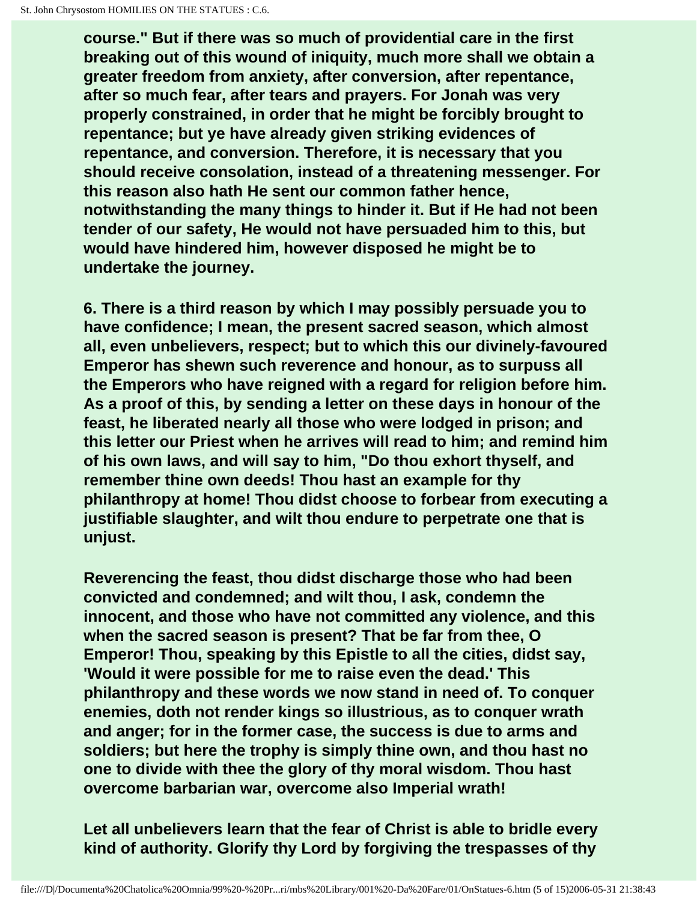**course." But if there was so much of providential care in the first breaking out of this wound of iniquity, much more shall we obtain a greater freedom from anxiety, after conversion, after repentance, after so much fear, after tears and prayers. For Jonah was very properly constrained, in order that he might be forcibly brought to repentance; but ye have already given striking evidences of repentance, and conversion. Therefore, it is necessary that you should receive consolation, instead of a threatening messenger. For this reason also hath He sent our common father hence, notwithstanding the many things to hinder it. But if He had not been tender of our safety, He would not have persuaded him to this, but would have hindered him, however disposed he might be to undertake the journey.**

**6. There is a third reason by which I may possibly persuade you to have confidence; I mean, the present sacred season, which almost all, even unbelievers, respect; but to which this our divinely-favoured Emperor has shewn such reverence and honour, as to surpuss all the Emperors who have reigned with a regard for religion before him. As a proof of this, by sending a letter on these days in honour of the feast, he liberated nearly all those who were lodged in prison; and this letter our Priest when he arrives will read to him; and remind him of his own laws, and will say to him, "Do thou exhort thyself, and remember thine own deeds! Thou hast an example for thy philanthropy at home! Thou didst choose to forbear from executing a justifiable slaughter, and wilt thou endure to perpetrate one that is unjust.**

**Reverencing the feast, thou didst discharge those who had been convicted and condemned; and wilt thou, I ask, condemn the innocent, and those who have not committed any violence, and this when the sacred season is present? That be far from thee, O Emperor! Thou, speaking by this Epistle to all the cities, didst say, 'Would it were possible for me to raise even the dead.' This philanthropy and these words we now stand in need of. To conquer enemies, doth not render kings so illustrious, as to conquer wrath and anger; for in the former case, the success is due to arms and soldiers; but here the trophy is simply thine own, and thou hast no one to divide with thee the glory of thy moral wisdom. Thou hast overcome barbarian war, overcome also Imperial wrath!**

**Let all unbelievers learn that the fear of Christ is able to bridle every kind of authority. Glorify thy Lord by forgiving the trespasses of thy**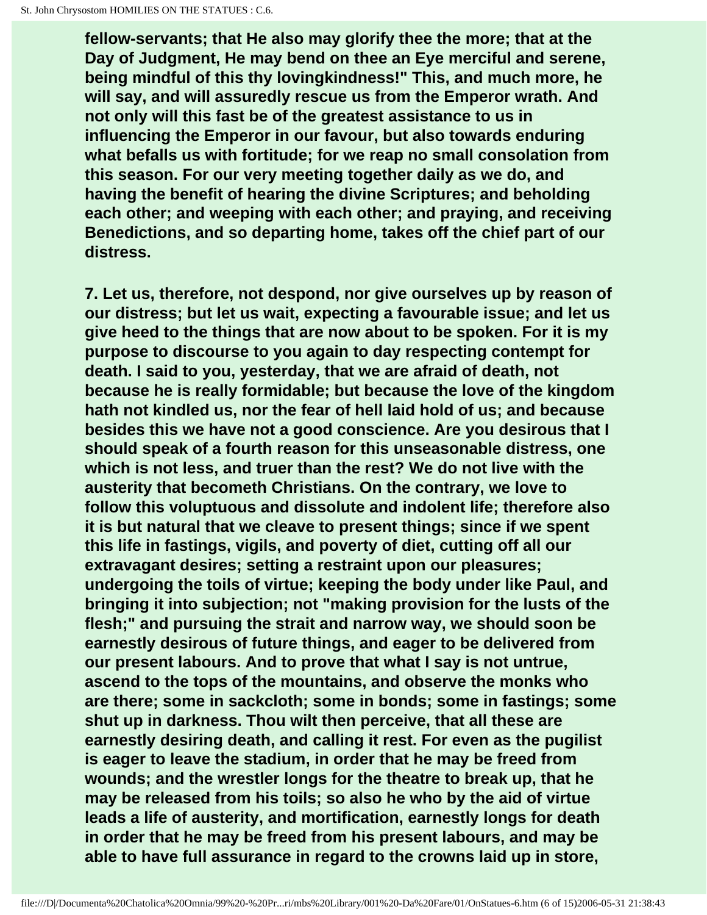fellow-servants; that He also may glorify thee the more; that at the Day of Judgment, He may bend on thee an Eye merciful and serene, being mindful of this thy lovingkindness!" This, and much more, he will say, and will assuredly rescue us from the Emperor wrath. And not only will this fast be of the greatest assistance to us in influencing the Emperor in our favour, but also towards enduring what befalls us with fortitude; for we reap no small consolation from this season. For our very meeting together daily as we do, and having the benefit of hearing the divine Scriptures; and beholding each other; and weeping with each other; and praying, and receiving Benedictions, and so departing home, takes off the chief part of our distress.

7. Let us, therefore, not despond, nor give ourselves up by reason of our distress; but let us wait, expecting a favourable issue; and let us give heed to the things that are now about to be spoken. For it is my purpose to discourse to you again to day respecting contempt for death. I said to you, yesterday, that we are afraid of death, not because he is really formidable; but because the love of the kingdom hath not kindled us, nor the fear of hell laid hold of us; and because besides this we have not a good conscience. Are you desirous that I should speak of a fourth reason for this unseasonable distress, one which is not less, and truer than the rest? We do not live with the austerity that becometh Christians. On the contrary, we love to follow this voluptuous and dissolute and indolent life; therefore also it is but natural that we cleave to present things; since if we spent this life in fastings, vigils, and poverty of diet, cutting off all our extravagant desires; setting a restraint upon our pleasures; undergoing the toils of virtue; keeping the body under like Paul, and bringing it into subjection; not "making provision for the lusts of the flesh;" and pursuing the strait and narrow way, we should soon be earnestly desirous of future things, and eager to be delivered from our present labours. And to prove that what I say is not untrue, ascend to the tops of the mountains, and observe the monks who are there; some in sackcloth; some in bonds; some in fastings; some shut up in darkness. Thou wilt then perceive, that all these are earnestly desiring death, and calling it rest. For even as the pugilist is eager to leave the stadium, in order that he may be freed from wounds; and the wrestler longs for the theatre to break up, that he may be released from his toils; so also he who by the aid of virtue leads a life of austerity, and mortification, earnestly longs for death in order that he may be freed from his present labours, and may be able to have full assurance in regard to the crowns laid up in store,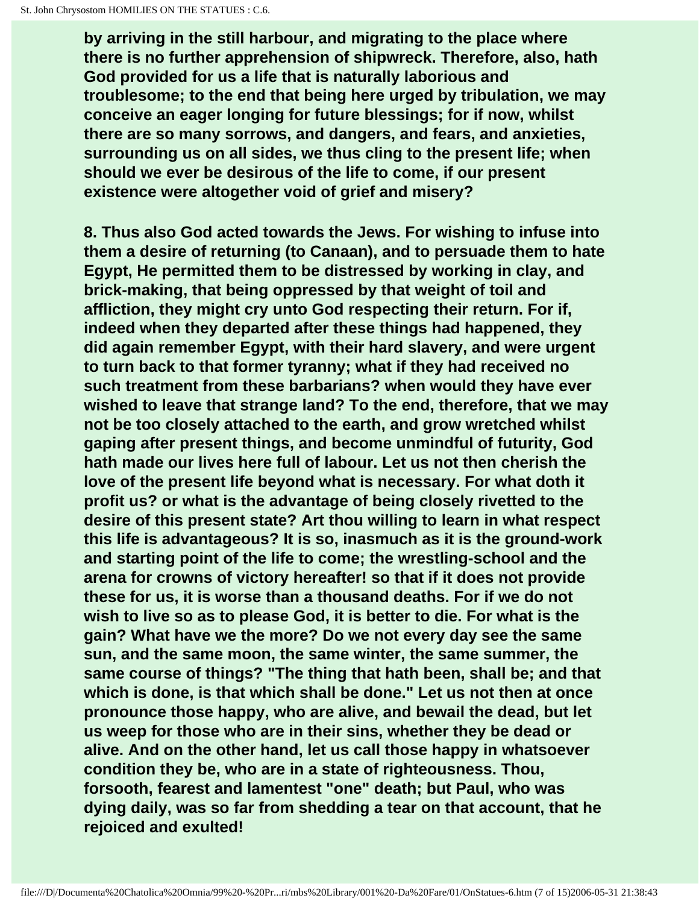**by arriving in the still harbour, and migrating to the place where there is no further apprehension of shipwreck. Therefore, also, hath God provided for us a life that is naturally laborious and troublesome; to the end that being here urged by tribulation, we may conceive an eager longing for future blessings; for if now, whilst there are so many sorrows, and dangers, and fears, and anxieties, surrounding us on all sides, we thus cling to the present life; when should we ever be desirous of the life to come, if our present existence were altogether void of grief and misery?**

**8. Thus also God acted towards the Jews. For wishing to infuse into them a desire of returning (to Canaan), and to persuade them to hate Egypt, He permitted them to be distressed by working in clay, and brick-making, that being oppressed by that weight of toil and affliction, they might cry unto God respecting their return. For if, indeed when they departed after these things had happened, they did again remember Egypt, with their hard slavery, and were urgent to turn back to that former tyranny; what if they had received no such treatment from these barbarians? when would they have ever wished to leave that strange land? To the end, therefore, that we may not be too closely attached to the earth, and grow wretched whilst gaping after present things, and become unmindful of futurity, God hath made our lives here full of labour. Let us not then cherish the love of the present life beyond what is necessary. For what doth it profit us? or what is the advantage of being closely rivetted to the desire of this present state? Art thou willing to learn in what respect this life is advantageous? It is so, inasmuch as it is the ground-work and starting point of the life to come; the wrestling-school and the arena for crowns of victory hereafter! so that if it does not provide these for us, it is worse than a thousand deaths. For if we do not wish to live so as to please God, it is better to die. For what is the gain? What have we the more? Do we not every day see the same sun, and the same moon, the same winter, the same summer, the same course of things? "The thing that hath been, shall be; and that which is done, is that which shall be done." Let us not then at once pronounce those happy, who are alive, and bewail the dead, but let us weep for those who are in their sins, whether they be dead or alive. And on the other hand, let us call those happy in whatsoever condition they be, who are in a state of righteousness. Thou, forsooth, fearest and lamentest "one" death; but Paul, who was dying daily, was so far from shedding a tear on that account, that he rejoiced and exulted!**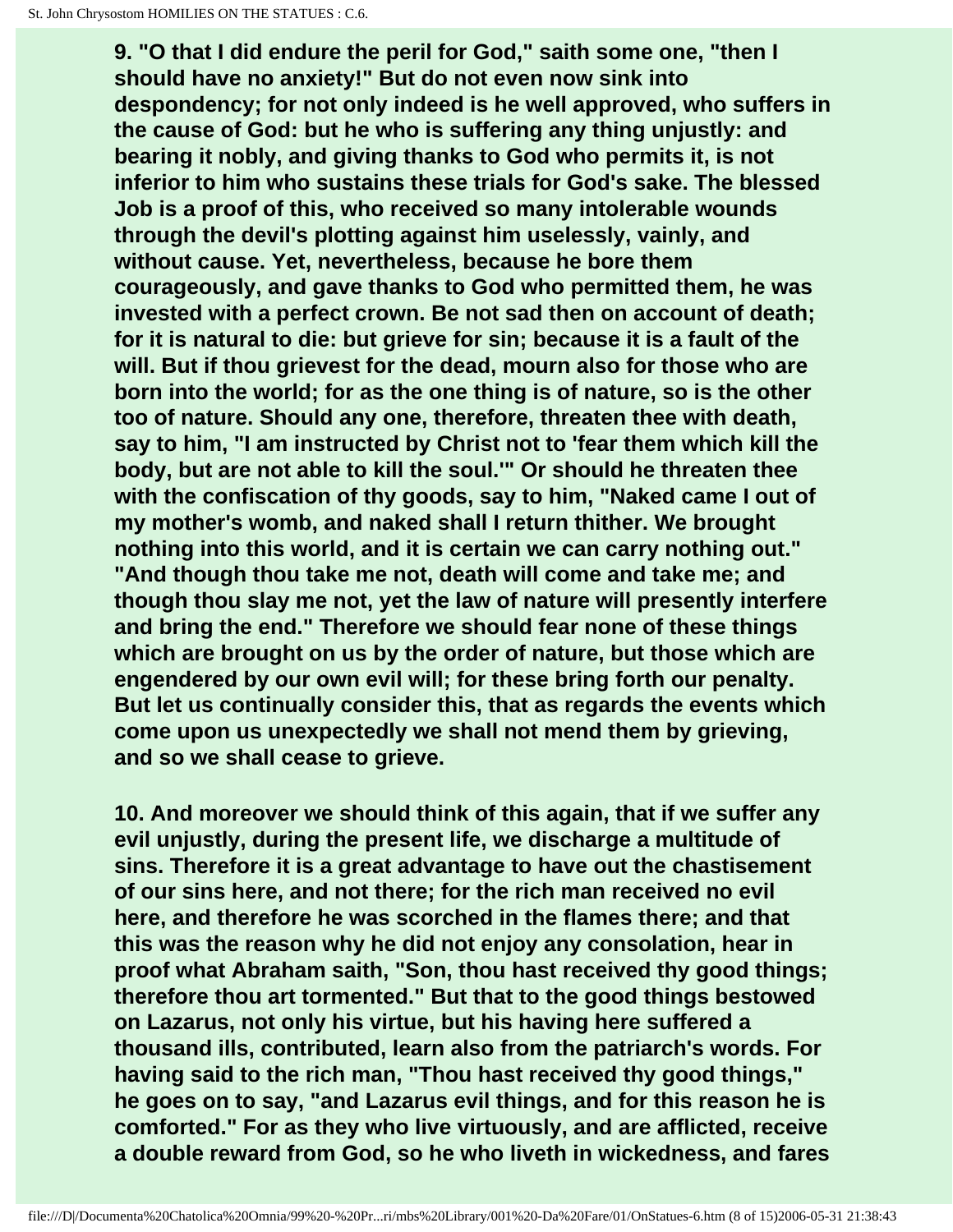**9. "O that I did endure the peril for God," saith some one, "then I should have no anxiety!" But do not even now sink into despondency; for not only indeed is he well approved, who suffers in the cause of God: but he who is suffering any thing unjustly: and bearing it nobly, and giving thanks to God who permits it, is not inferior to him who sustains these trials for God's sake. The blessed Job is a proof of this, who received so many intolerable wounds through the devil's plotting against him uselessly, vainly, and without cause. Yet, nevertheless, because he bore them courageously, and gave thanks to God who permitted them, he was invested with a perfect crown. Be not sad then on account of death; for it is natural to die: but grieve for sin; because it is a fault of the will. But if thou grievest for the dead, mourn also for those who are born into the world; for as the one thing is of nature, so is the other too of nature. Should any one, therefore, threaten thee with death, say to him, "I am instructed by Christ not to 'fear them which kill the body, but are not able to kill the soul.'" Or should he threaten thee with the confiscation of thy goods, say to him, "Naked came I out of my mother's womb, and naked shall I return thither. We brought nothing into this world, and it is certain we can carry nothing out." "And though thou take me not, death will come and take me; and though thou slay me not, yet the law of nature will presently interfere and bring the end." Therefore we should fear none of these things which are brought on us by the order of nature, but those which are engendered by our own evil will; for these bring forth our penalty. But let us continually consider this, that as regards the events which come upon us unexpectedly we shall not mend them by grieving, and so we shall cease to grieve.**

**10. And moreover we should think of this again, that if we suffer any evil unjustly, during the present life, we discharge a multitude of sins. Therefore it is a great advantage to have out the chastisement of our sins here, and not there; for the rich man received no evil here, and therefore he was scorched in the flames there; and that this was the reason why he did not enjoy any consolation, hear in proof what Abraham saith, "Son, thou hast received thy good things; therefore thou art tormented." But that to the good things bestowed on Lazarus, not only his virtue, but his having here suffered a thousand ills, contributed, learn also from the patriarch's words. For having said to the rich man, "Thou hast received thy good things," he goes on to say, "and Lazarus evil things, and for this reason he is comforted." For as they who live virtuously, and are afflicted, receive a double reward from God, so he who liveth in wickedness, and fares**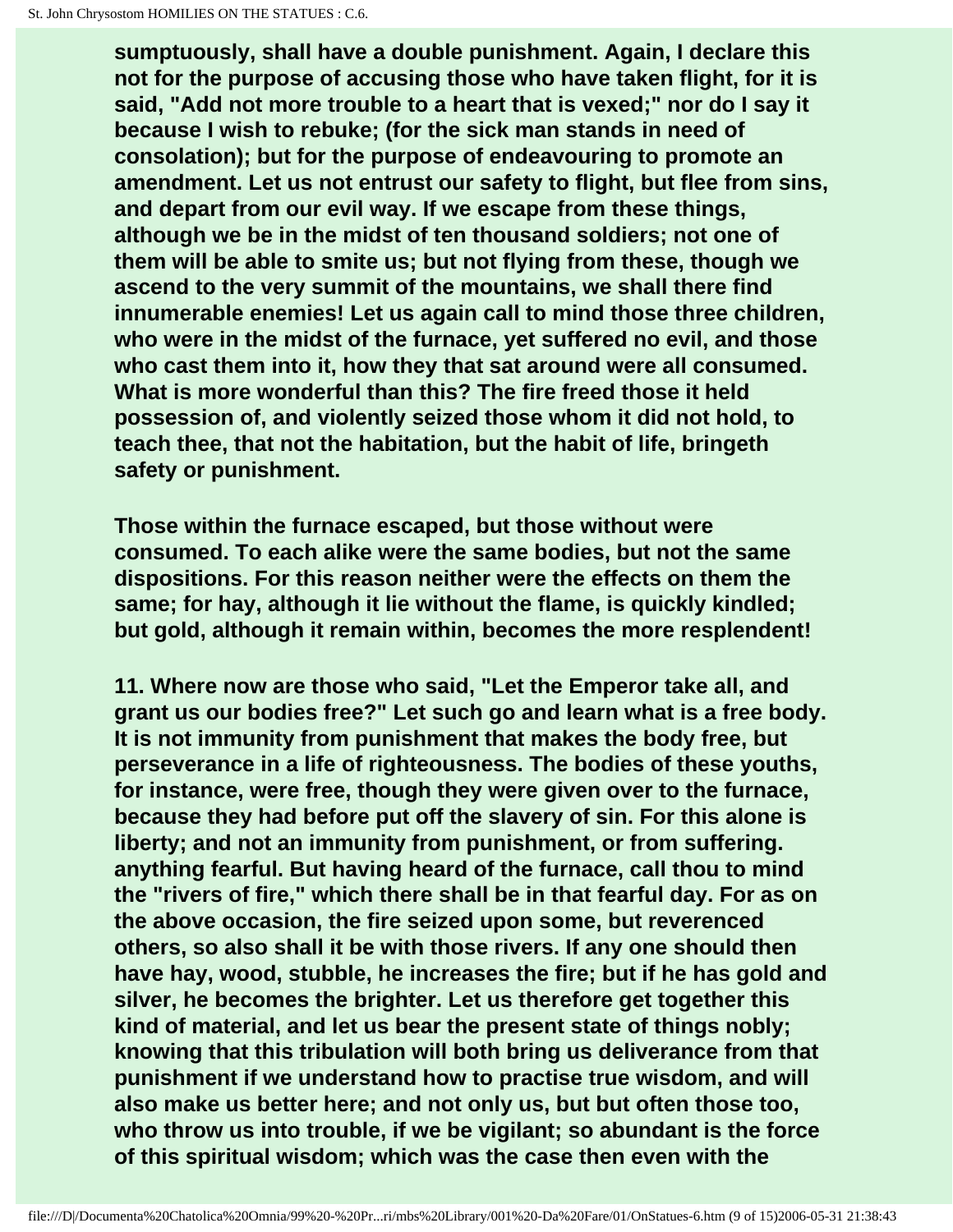**sumptuously, shall have a double punishment. Again, I declare this not for the purpose of accusing those who have taken flight, for it is said, "Add not more trouble to a heart that is vexed;" nor do I say it because I wish to rebuke; (for the sick man stands in need of consolation); but for the purpose of endeavouring to promote an amendment. Let us not entrust our safety to flight, but flee from sins, and depart from our evil way. If we escape from these things, although we be in the midst of ten thousand soldiers; not one of them will be able to smite us; but not flying from these, though we ascend to the very summit of the mountains, we shall there find innumerable enemies! Let us again call to mind those three children, who were in the midst of the furnace, yet suffered no evil, and those who cast them into it, how they that sat around were all consumed. What is more wonderful than this? The fire freed those it held possession of, and violently seized those whom it did not hold, to teach thee, that not the habitation, but the habit of life, bringeth safety or punishment.**

**Those within the furnace escaped, but those without were consumed. To each alike were the same bodies, but not the same dispositions. For this reason neither were the effects on them the same; for hay, although it lie without the flame, is quickly kindled; but gold, although it remain within, becomes the more resplendent!**

**11. Where now are those who said, "Let the Emperor take all, and grant us our bodies free?" Let such go and learn what is a free body. It is not immunity from punishment that makes the body free, but perseverance in a life of righteousness. The bodies of these youths, for instance, were free, though they were given over to the furnace, because they had before put off the slavery of sin. For this alone is liberty; and not an immunity from punishment, or from suffering. anything fearful. But having heard of the furnace, call thou to mind the "rivers of fire," which there shall be in that fearful day. For as on the above occasion, the fire seized upon some, but reverenced others, so also shall it be with those rivers. If any one should then have hay, wood, stubble, he increases the fire; but if he has gold and silver, he becomes the brighter. Let us therefore get together this kind of material, and let us bear the present state of things nobly; knowing that this tribulation will both bring us deliverance from that punishment if we understand how to practise true wisdom, and will also make us better here; and not only us, but but often those too, who throw us into trouble, if we be vigilant; so abundant is the force of this spiritual wisdom; which was the case then even with the**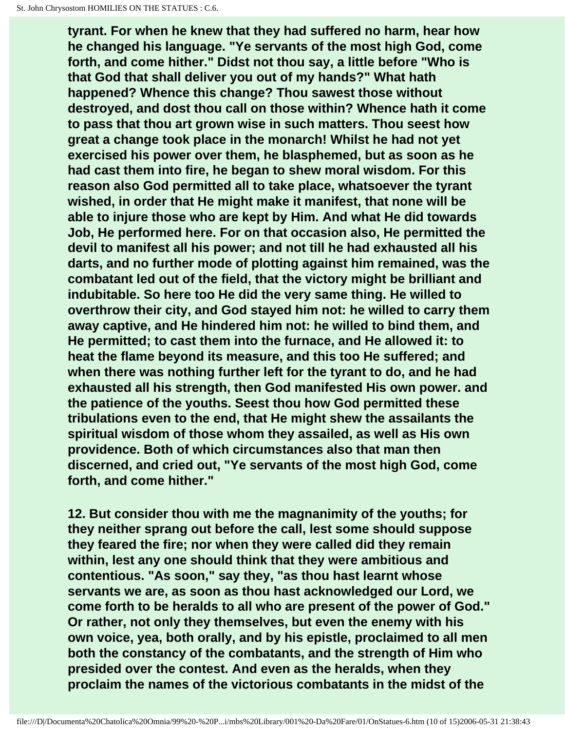**tyrant. For when he knew that they had suffered no harm, hear how he changed his language. "Ye servants of the most high God, come forth, and come hither." Didst not thou say, a little before "Who is that God that shall deliver you out of my hands?" What hath happened? Whence this change? Thou sawest those without destroyed, and dost thou call on those within? Whence hath it come to pass that thou art grown wise in such matters. Thou seest how great a change took place in the monarch! Whilst he had not yet exercised his power over them, he blasphemed, but as soon as he had cast them into fire, he began to shew moral wisdom. For this reason also God permitted all to take place, whatsoever the tyrant wished, in order that He might make it manifest, that none will be able to injure those who are kept by Him. And what He did towards Job, He performed here. For on that occasion also, He permitted the devil to manifest all his power; and not till he had exhausted all his darts, and no further mode of plotting against him remained, was the combatant led out of the field, that the victory might be brilliant and indubitable. So here too He did the very same thing. He willed to overthrow their city, and God stayed him not: he willed to carry them away captive, and He hindered him not: he willed to bind them, and He permitted; to cast them into the furnace, and He allowed it: to heat the flame beyond its measure, and this too He suffered; and when there was nothing further left for the tyrant to do, and he had exhausted all his strength, then God manifested His own power. and the patience of the youths. Seest thou how God permitted these tribulations even to the end, that He might shew the assailants the spiritual wisdom of those whom they assailed, as well as His own providence. Both of which circumstances also that man then discerned, and cried out, "Ye servants of the most high God, come forth, and come hither."**

**12. But consider thou with me the magnanimity of the youths; for they neither sprang out before the call, lest some should suppose they feared the fire; nor when they were called did they remain within, lest any one should think that they were ambitious and contentious. "As soon," say they, "as thou hast learnt whose servants we are, as soon as thou hast acknowledged our Lord, we come forth to be heralds to all who are present of the power of God." Or rather, not only they themselves, but even the enemy with his own voice, yea, both orally, and by his epistle, proclaimed to all men both the constancy of the combatants, and the strength of Him who presided over the contest. And even as the heralds, when they proclaim the names of the victorious combatants in the midst of the**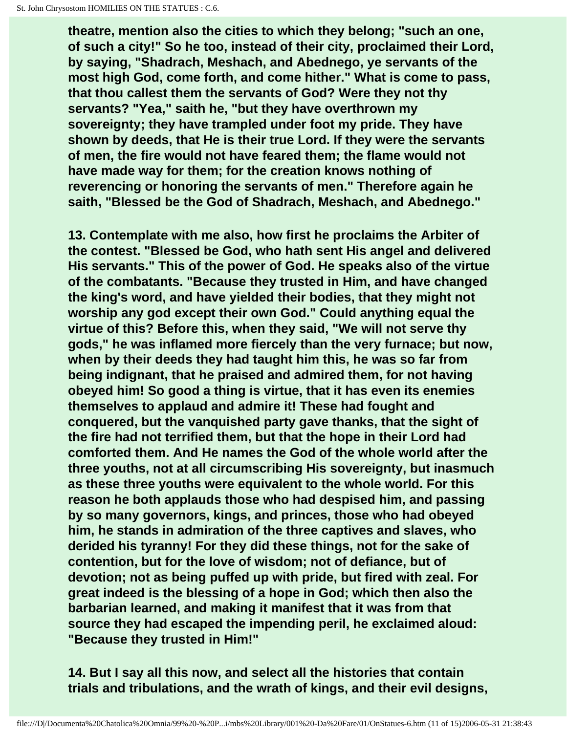theatre, mention also the cities to which they belong; "such an one, of such a city!" So he too, instead of their city, proclaimed their Lord, by saying, "Shadrach, Meshach, and Abednego, ye servants of the most high God, come forth, and come hither." What is come to pass, that thou callest them the servants of God? Were they not thy servants? "Yea," saith he, "but they have overthrown my sovereignty; they have trampled under foot my pride. They have shown by deeds, that He is their true Lord. If they were the servants of men, the fire would not have feared them; the flame would not have made way for them; for the creation knows nothing of reverencing or honoring the servants of men." Therefore again he saith, "Blessed be the God of Shadrach, Meshach, and Abednego."

13. Contemplate with me also, how first he proclaims the Arbiter of the contest. "Blessed be God, who hath sent His angel and delivered His servants." This of the power of God. He speaks also of the virtue of the combatants. "Because they trusted in Him, and have changed the king's word, and have yielded their bodies, that they might not worship any god except their own God." Could anything equal the virtue of this? Before this, when they said, "We will not serve thy gods," he was inflamed more fiercely than the very furnace; but now, when by their deeds they had taught him this, he was so far from being indignant, that he praised and admired them, for not having obeyed him! So good a thing is virtue, that it has even its enemies themselves to applaud and admire it! These had fought and conquered, but the vanquished party gave thanks, that the sight of the fire had not terrified them, but that the hope in their Lord had comforted them. And He names the God of the whole world after the three youths, not at all circumscribing His sovereignty, but inasmuch as these three youths were equivalent to the whole world. For this reason he both applauds those who had despised him, and passing by so many governors, kings, and princes, those who had obeyed him, he stands in admiration of the three captives and slaves, who derided his tyranny! For they did these things, not for the sake of contention, but for the love of wisdom; not of defiance, but of devotion; not as being puffed up with pride, but fired with zeal. For great indeed is the blessing of a hope in God; which then also the barbarian learned, and making it manifest that it was from that source they had escaped the impending peril, he exclaimed aloud: "Because they trusted in Him!"

14. But I say all this now, and select all the histories that contain trials and tribulations, and the wrath of kings, and their evil designs,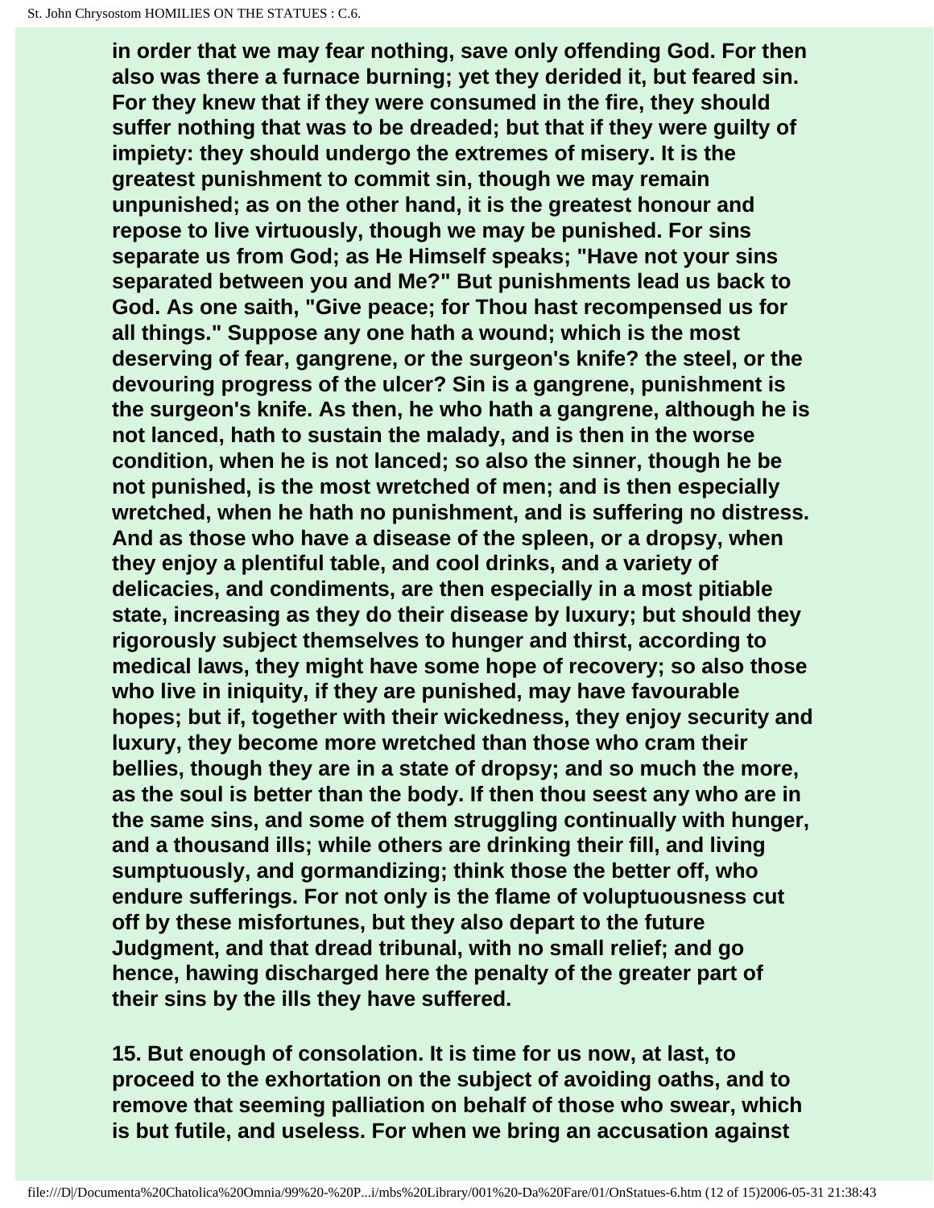in order that we may fear nothing, save only offending God. For then also was there a furnace burning; yet they derided it, but feared sin. For they knew that if they were consumed in the fire, they should suffer nothing that was to be dreaded; but that if they were guilty of impiety: they should undergo the extremes of misery. It is the greatest punishment to commit sin, though we may remain unpunished; as on the other hand, it is the greatest honour and repose to live virtuously, though we may be punished. For sins separate us from God; as He Himself speaks; "Have not your sins separated between you and Me?" But punishments lead us back to God. As one saith, "Give peace; for Thou hast recompensed us for all things." Suppose any one hath a wound; which is the most deserving of fear, gangrene, or the surgeon's knife? the steel, or the devouring progress of the ulcer? Sin is a gangrene, punishment is the surgeon's knife. As then, he who hath a gangrene, although he is not lanced, hath to sustain the malady, and is then in the worse condition, when he is not lanced; so also the sinner, though he be not punished, is the most wretched of men; and is then especially wretched, when he hath no punishment, and is suffering no distress. And as those who have a disease of the spleen, or a dropsy, when they enjoy a plentiful table, and cool drinks, and a variety of delicacies, and condiments, are then especially in a most pitiable state, increasing as they do their disease by luxury; but should they rigorously subject themselves to hunger and thirst, according to medical laws, they might have some hope of recovery; so also those who live in iniquity, if they are punished, may have favourable hopes; but if, together with their wickedness, they enjoy security and luxury, they become more wretched than those who cram their bellies, though they are in a state of dropsy; and so much the more, as the soul is better than the body. If then thou seest any who are in the same sins, and some of them struggling continually with hunger, and a thousand ills; while others are drinking their fill, and living sumptuously, and gormandizing; think those the better off, who endure sufferings. For not only is the flame of voluptuousness cut off by these misfortunes, but they also depart to the future Judgment, and that dread tribunal, with no small relief; and go hence, hawing discharged here the penalty of the greater part of their sins by the ills they have suffered.

15. But enough of consolation. It is time for us now, at last, to proceed to the exhortation on the subject of avoiding oaths, and to remove that seeming palliation on behalf of those who swear, which is but futile, and useless. For when we bring an accusation against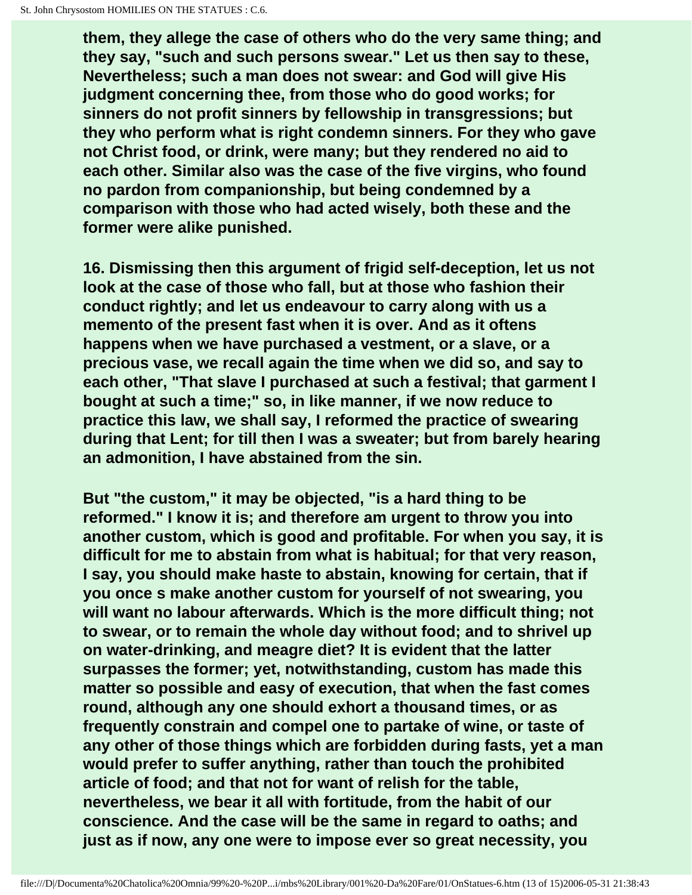them, they allege the case of others who do the very same thing; and they say, "such and such persons swear." Let us then say to these, Nevertheless; such a man does not swear: and God will give His judgment concerning thee, from those who do good works; for sinners do not profit sinners by fellowship in transgressions; but they who perform what is right condemn sinners. For they who gave not Christ food, or drink, were many; but they rendered no aid to each other. Similar also was the case of the five virgins, who found no pardon from companionship, but being condemned by a comparison with those who had acted wisely, both these and the former were alike punished.

16. Dismissing then this argument of frigid self-deception, let us not look at the case of those who fall, but at those who fashion their conduct rightly; and let us endeavour to carry along with us a memento of the present fast when it is over. And as it oftens happens when we have purchased a vestment, or a slave, or a precious vase, we recall again the time when we did so, and say to each other, "That slave I purchased at such a festival; that garment I bought at such a time;" so, in like manner, if we now reduce to practice this law, we shall say, I reformed the practice of swearing during that Lent; for till then I was a sweater; but from barely hearing an admonition, I have abstained from the sin.

But "the custom," it may be objected, "is a hard thing to be reformed." I know it is; and therefore am urgent to throw you into another custom, which is good and profitable. For when you say, it is difficult for me to abstain from what is habitual; for that very reason, I say, you should make haste to abstain, knowing for certain, that if you once s make another custom for yourself of not swearing, you will want no labour afterwards. Which is the more difficult thing; not to swear, or to remain the whole day without food; and to shrivel up on water-drinking, and meagre diet? It is evident that the latter surpasses the former; yet, notwithstanding, custom has made this matter so possible and easy of execution, that when the fast comes round, although any one should exhort a thousand times, or as frequently constrain and compel one to partake of wine, or taste of any other of those things which are forbidden during fasts, yet a man would prefer to suffer anything, rather than touch the prohibited article of food; and that not for want of relish for the table, nevertheless, we bear it all with fortitude, from the habit of our conscience. And the case will be the same in regard to oaths; and just as if now, any one were to impose ever so great necessity, you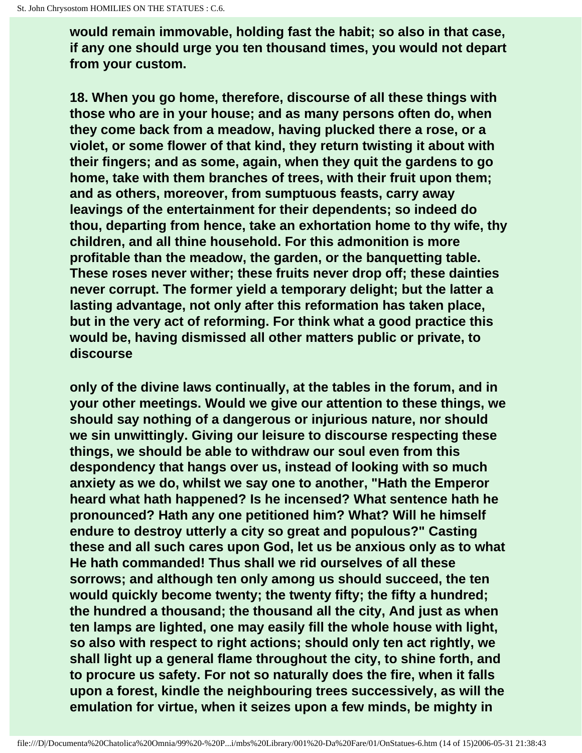would remain immovable, holding fast the habit; so also in that case, if any one should urge you ten thousand times, you would not depart from your custom.

18. When you go home, therefore, discourse of all these things with those who are in your house; and as many persons often do, when they come back from a meadow, having plucked there a rose, or a violet, or some flower of that kind, they return twisting it about with their fingers; and as some, again, when they quit the gardens to go home, take with them branches of trees, with their fruit upon them; and as others, moreover, from sumptuous feasts, carry away leavings of the entertainment for their dependents; so indeed do thou, departing from hence, take an exhortation home to thy wife, thy children, and all thine household. For this admonition is more profitable than the meadow, the garden, or the banquetting table. These roses never wither; these fruits never drop off; these dainties never corrupt. The former yield a temporary delight; but the latter a lasting advantage, not only after this reformation has taken place, but in the very act of reforming. For think what a good practice this would be, having dismissed all other matters public or private, to discourse only of the divine laws continually, at the tables in the forum, and in your other meetings. Would we give our attention to these things, we should say nothing of a dangerous or injurious nature, nor should we sin unwittingly. Giving our leisure to discourse respecting these things, we should be able to withdraw our soul even from this despondency that hangs over us, instead of looking with so much anxiety as we do, whilst we say one to another, "Hath the Emperor heard what hath happened? Is he incensed? What sentence hath he pronounced? Hath any one petitioned him? What? Will he himself endure to destroy utterly a city so great and populous?" Casting these and all such cares upon God, let us be anxious only as to what He hath commanded! Thus shall we rid ourselves of all these sorrows; and although ten only among us should succeed, the ten would quickly become twenty; the twenty fifty; the fifty a hundred; the hundred a thousand; the thousand all the city, And just as when ten lamps are lighted, one may easily fill the whole house with light, so also with respect to right actions; should only ten act rightly, we shall light up a general flame throughout the city, to shine forth, and to procure us safety. For not so naturally does the fire, when it falls upon a forest, kindle the neighbouring trees successively, as will the emulation for virtue, when it seizes upon a few minds, be mighty in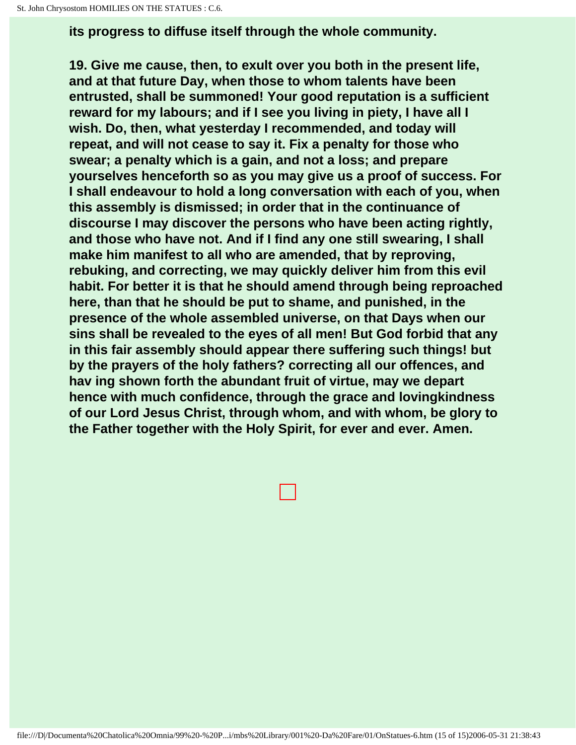**its progress to diffuse itself through the whole community.**

**19. Give me cause, then, to exult over you both in the present life, and at that future Day, when those to whom talents have been entrusted, shall be summoned! Your good reputation is a sufficient reward for my labours; and if I see you living in piety, I have all I wish. Do, then, what yesterday I recommended, and today will repeat, and will not cease to say it. Fix a penalty for those who swear; a penalty which is a gain, and not a loss; and prepare yourselves henceforth so as you may give us a proof of success. For I shall endeavour to hold a long conversation with each of you, when this assembly is dismissed; in order that in the continuance of discourse I may discover the persons who have been acting rightly, and those who have not. And if I find any one still swearing, I shall make him manifest to all who are amended, that by reproving, rebuking, and correcting, we may quickly deliver him from this evil habit. For better it is that he should amend through being reproached here, than that he should be put to shame, and punished, in the presence of the whole assembled universe, on that Days when our sins shall be revealed to the eyes of all men! But God forbid that any in this fair assembly should appear there suffering such things! but by the prayers of the holy fathers? correcting all our offences, and hav ing shown forth the abundant fruit of virtue, may we depart hence with much confidence, through the grace and lovingkindness of our Lord Jesus Christ, through whom, and with whom, be glory to the Father together with the Holy Spirit, for ever and ever. Amen.**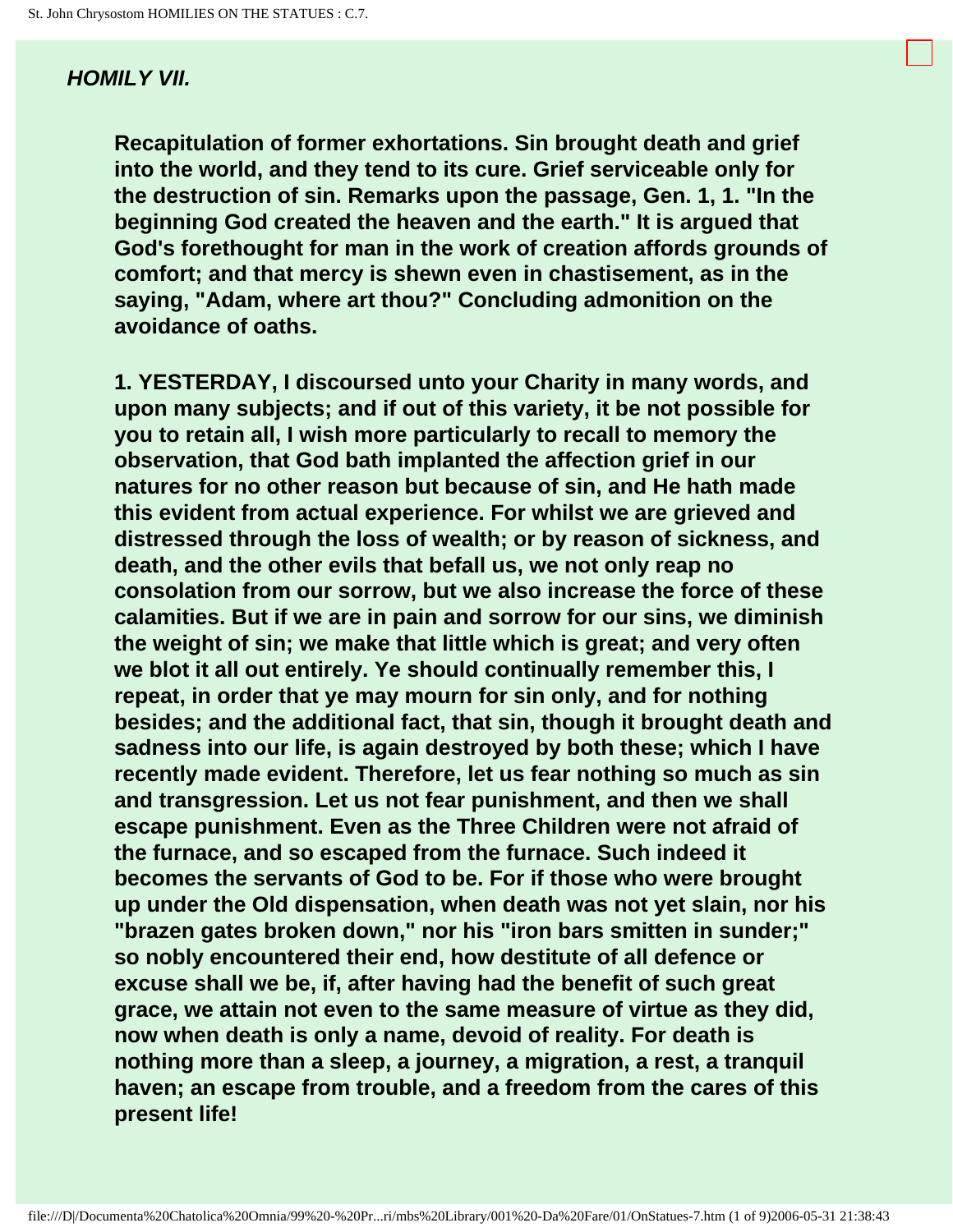***HOMILY VII.***

**Recapitulation of former exhortations. Sin brought death and grief into the world, and they tend to its cure. Grief serviceable only for the destruction of sin. Remarks upon the passage, Gen. 1, 1. "In the beginning God created the heaven and the earth." It is argued that God's forethought for man in the work of creation affords grounds of comfort; and that mercy is shewn even in chastisement, as in the saying, "Adam, where art thou?" Concluding admonition on the avoidance of oaths.**

**1. YESTERDAY, I discoursed unto your Charity in many words, and upon many subjects; and if out of this variety, it be not possible for you to retain all, I wish more particularly to recall to memory the observation, that God bath implanted the affection grief in our natures for no other reason but because of sin, and He hath made this evident from actual experience. For whilst we are grieved and distressed through the loss of wealth; or by reason of sickness, and death, and the other evils that befall us, we not only reap no consolation from our sorrow, but we also increase the force of these calamities. But if we are in pain and sorrow for our sins, we diminish the weight of sin; we make that little which is great; and very often we blot it all out entirely. Ye should continually remember this, I repeat, in order that ye may mourn for sin only, and for nothing besides; and the additional fact, that sin, though it brought death and sadness into our life, is again destroyed by both these; which I have recently made evident. Therefore, let us fear nothing so much as sin and transgression. Let us not fear punishment, and then we shall escape punishment. Even as the Three Children were not afraid of the furnace, and so escaped from the furnace. Such indeed it becomes the servants of God to be. For if those who were brought up under the Old dispensation, when death was not yet slain, nor his "brazen gates broken down," nor his "iron bars smitten in sunder;" so nobly encountered their end, how destitute of all defence or excuse shall we be, if, after having had the benefit of such great grace, we attain not even to the same measure of virtue as they did, now when death is only a name, devoid of reality. For death is nothing more than a sleep, a journey, a migration, a rest, a tranquil haven; an escape from trouble, and a freedom from the cares of this present life!**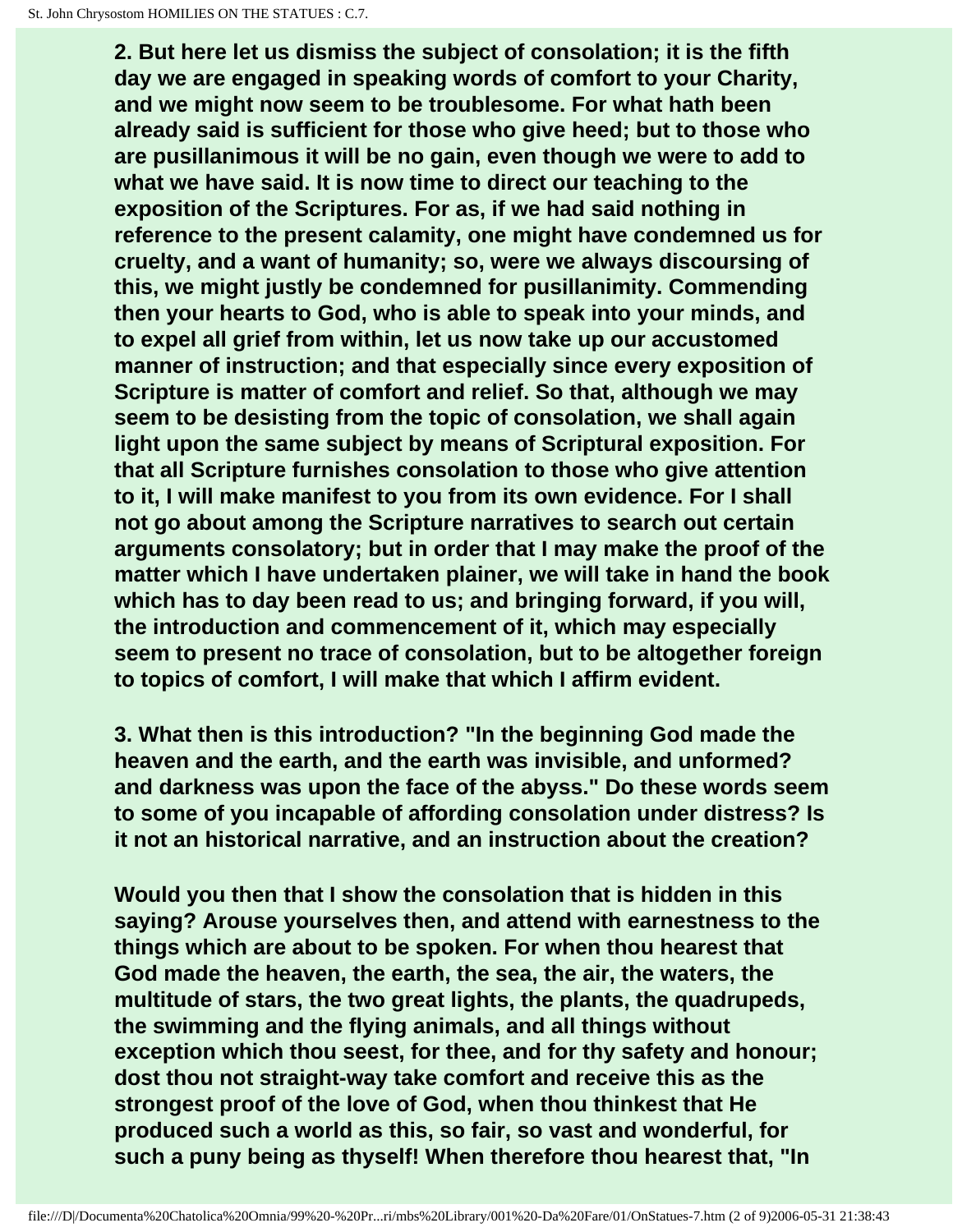**2. But here let us dismiss the subject of consolation; it is the fifth day we are engaged in speaking words of comfort to your Charity, and we might now seem to be troublesome. For what hath been already said is sufficient for those who give heed; but to those who are pusillanimous it will be no gain, even though we were to add to what we have said. It is now time to direct our teaching to the exposition of the Scriptures. For as, if we had said nothing in reference to the present calamity, one might have condemned us for cruelty, and a want of humanity; so, were we always discoursing of this, we might justly be condemned for pusillanimity. Commending then your hearts to God, who is able to speak into your minds, and to expel all grief from within, let us now take up our accustomed manner of instruction; and that especially since every exposition of Scripture is matter of comfort and relief. So that, although we may seem to be desisting from the topic of consolation, we shall again light upon the same subject by means of Scriptural exposition. For that all Scripture furnishes consolation to those who give attention to it, I will make manifest to you from its own evidence. For I shall not go about among the Scripture narratives to search out certain arguments consolatory; but in order that I may make the proof of the matter which I have undertaken plainer, we will take in hand the book which has to day been read to us; and bringing forward, if you will, the introduction and commencement of it, which may especially seem to present no trace of consolation, but to be altogether foreign to topics of comfort, I will make that which I affirm evident.**

**3. What then is this introduction? "In the beginning God made the heaven and the earth, and the earth was invisible, and unformed? and darkness was upon the face of the abyss." Do these words seem to some of you incapable of affording consolation under distress? Is it not an historical narrative, and an instruction about the creation?**

**Would you then that I show the consolation that is hidden in this saying? Arouse yourselves then, and attend with earnestness to the things which are about to be spoken. For when thou hearest that God made the heaven, the earth, the sea, the air, the waters, the multitude of stars, the two great lights, the plants, the quadrupeds, the swimming and the flying animals, and all things without exception which thou seest, for thee, and for thy safety and honour; dost thou not straight-way take comfort and receive this as the strongest proof of the love of God, when thou thinkest that He produced such a world as this, so fair, so vast and wonderful, for such a puny being as thyself! When therefore thou hearest that, "In**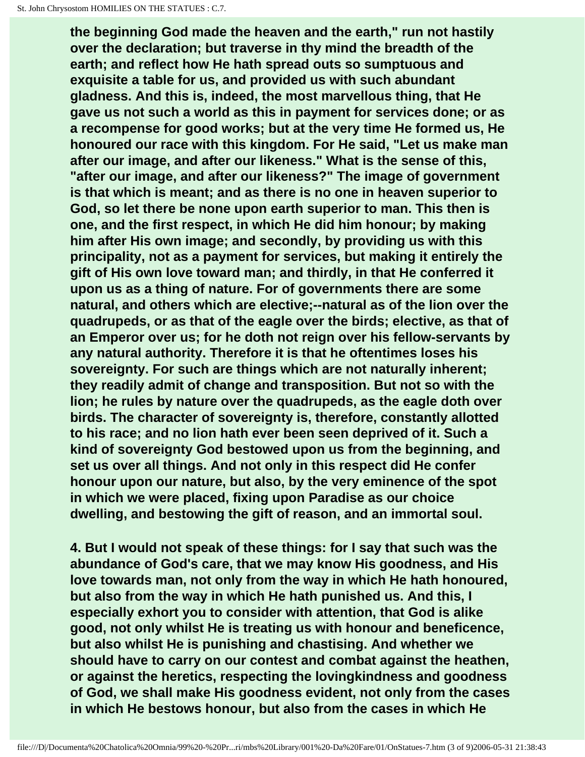**the beginning God made the heaven and the earth," run not hastily over the declaration; but traverse in thy mind the breadth of the earth; and reflect how He hath spread outs so sumptuous and exquisite a table for us, and provided us with such abundant gladness. And this is, indeed, the most marvellous thing, that He gave us not such a world as this in payment for services done; or as a recompense for good works; but at the very time He formed us, He honoured our race with this kingdom. For He said, "Let us make man after our image, and after our likeness." What is the sense of this, "after our image, and after our likeness?" The image of government is that which is meant; and as there is no one in heaven superior to God, so let there be none upon earth superior to man. This then is one, and the first respect, in which He did him honour; by making him after His own image; and secondly, by providing us with this principality, not as a payment for services, but making it entirely the gift of His own love toward man; and thirdly, in that He conferred it upon us as a thing of nature. For of governments there are some natural, and others which are elective;--natural as of the lion over the quadrupeds, or as that of the eagle over the birds; elective, as that of an Emperor over us; for he doth not reign over his fellow-servants by any natural authority. Therefore it is that he oftentimes loses his sovereignty. For such are things which are not naturally inherent; they readily admit of change and transposition. But not so with the lion; he rules by nature over the quadrupeds, as the eagle doth over birds. The character of sovereignty is, therefore, constantly allotted to his race; and no lion hath ever been seen deprived of it. Such a kind of sovereignty God bestowed upon us from the beginning, and set us over all things. And not only in this respect did He confer honour upon our nature, but also, by the very eminence of the spot in which we were placed, fixing upon Paradise as our choice dwelling, and bestowing the gift of reason, and an immortal soul.**

**4. But I would not speak of these things: for I say that such was the abundance of God's care, that we may know His goodness, and His love towards man, not only from the way in which He hath honoured, but also from the way in which He hath punished us. And this, I especially exhort you to consider with attention, that God is alike good, not only whilst He is treating us with honour and beneficence, but also whilst He is punishing and chastising. And whether we should have to carry on our contest and combat against the heathen, or against the heretics, respecting the lovingkindness and goodness of God, we shall make His goodness evident, not only from the cases in which He bestows honour, but also from the cases in which He**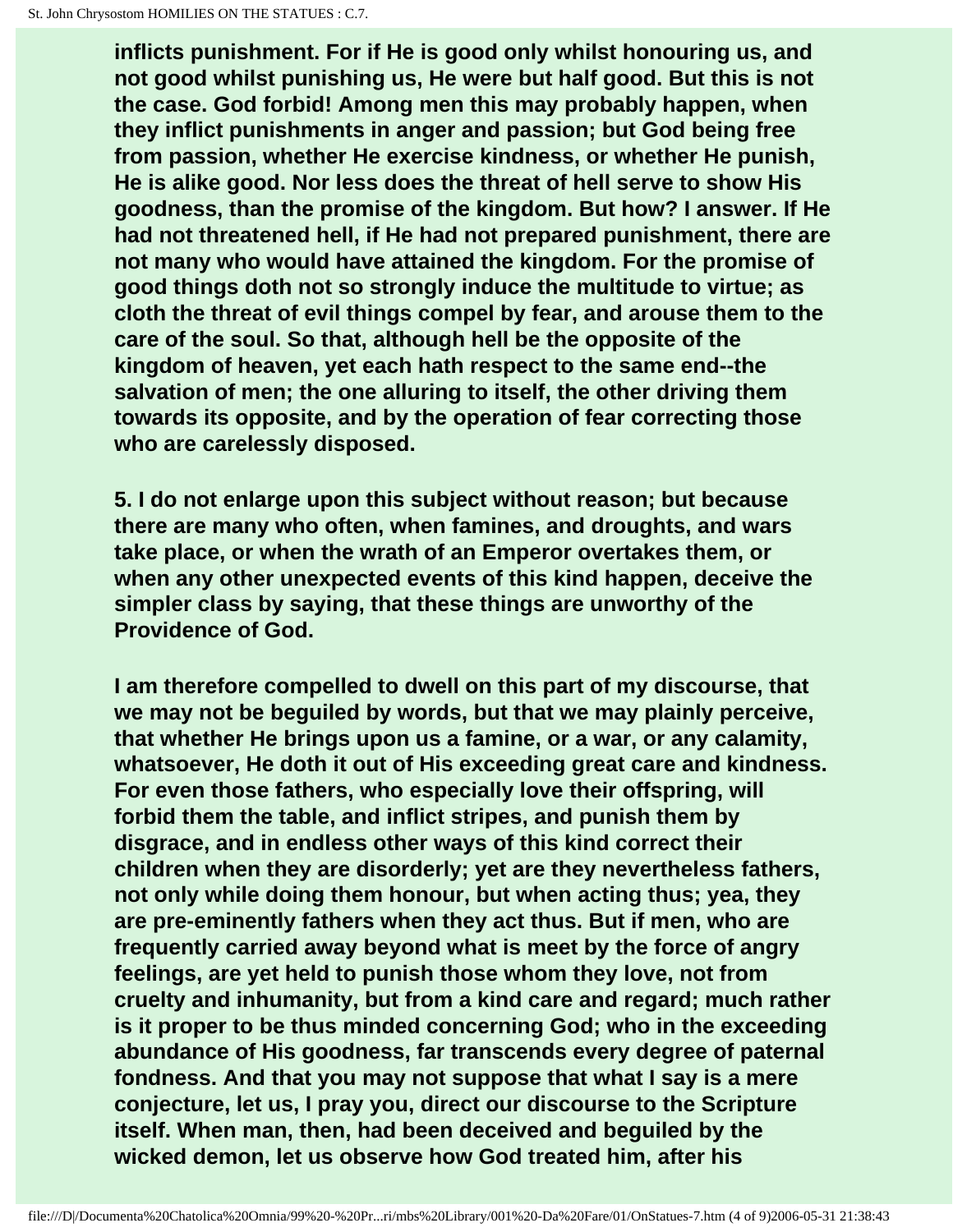inflicts punishment. For if He is good only whilst honouring us, and not good whilst punishing us, He were but half good. But this is not the case. God forbid! Among men this may probably happen, when they inflict punishments in anger and passion; but God being free from passion, whether He exercise kindness, or whether He punish, He is alike good. Nor less does the threat of hell serve to show His goodness, than the promise of the kingdom. But how? I answer. If He had not threatened hell, if He had not prepared punishment, there are not many who would have attained the kingdom. For the promise of good things doth not so strongly induce the multitude to virtue; as cloth the threat of evil things compel by fear, and arouse them to the care of the soul. So that, although hell be the opposite of the kingdom of heaven, yet each hath respect to the same end--the salvation of men; the one alluring to itself, the other driving them towards its opposite, and by the operation of fear correcting those who are carelessly disposed.

5. I do not enlarge upon this subject without reason; but because there are many who often, when famines, and droughts, and wars take place, or when the wrath of an Emperor overtakes them, or when any other unexpected events of this kind happen, deceive the simpler class by saying, that these things are unworthy of the Providence of God.

I am therefore compelled to dwell on this part of my discourse, that we may not be beguiled by words, but that we may plainly perceive, that whether He brings upon us a famine, or a war, or any calamity, whatsoever, He doth it out of His exceeding great care and kindness. For even those fathers, who especially love their offspring, will forbid them the table, and inflict stripes, and punish them by disgrace, and in endless other ways of this kind correct their children when they are disorderly; yet are they nevertheless fathers, not only while doing them honour, but when acting thus; yea, they are pre-eminently fathers when they act thus. But if men, who are frequently carried away beyond what is meet by the force of angry feelings, are yet held to punish those whom they love, not from cruelty and inhumanity, but from a kind care and regard; much rather is it proper to be thus minded concerning God; who in the exceeding abundance of His goodness, far transcends every degree of paternal fondness. And that you may not suppose that what I say is a mere conjecture, let us, I pray you, direct our discourse to the Scripture itself. When man, then, had been deceived and beguiled by the wicked demon, let us observe how God treated him, after his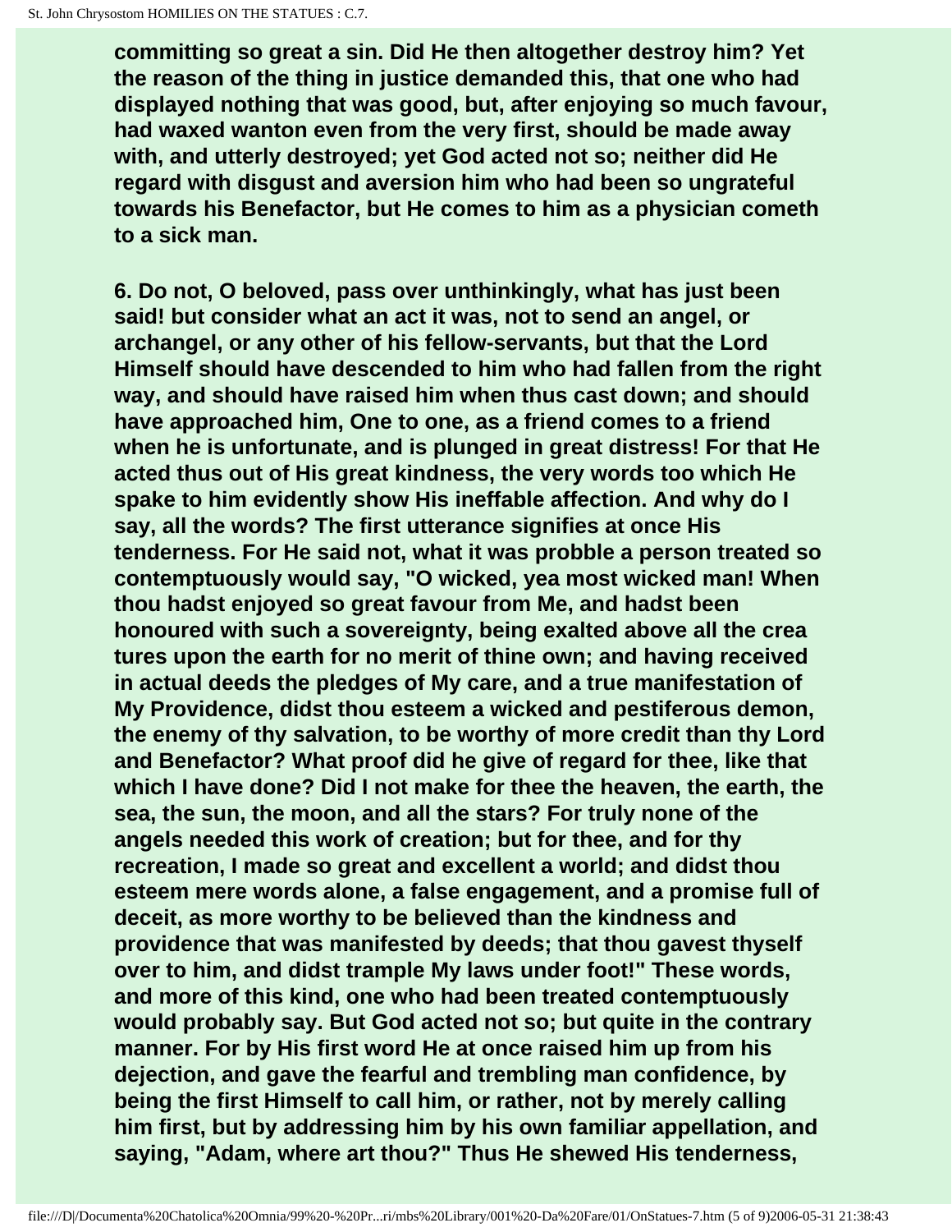committing so great a sin. Did He then altogether destroy him? Yet the reason of the thing in justice demanded this, that one who had displayed nothing that was good, but, after enjoying so much favour, had waxed wanton even from the very first, should be made away with, and utterly destroyed; yet God acted not so; neither did He regard with disgust and aversion him who had been so ungrateful towards his Benefactor, but He comes to him as a physician cometh to a sick man.

6. Do not, O beloved, pass over unthinkingly, what has just been said! but consider what an act it was, not to send an angel, or archangel, or any other of his fellow-servants, but that the Lord Himself should have descended to him who had fallen from the right way, and should have raised him when thus cast down; and should have approached him, One to one, as a friend comes to a friend when he is unfortunate, and is plunged in great distress! For that He acted thus out of His great kindness, the very words too which He spake to him evidently show His ineffable affection. And why do I say, all the words? The first utterance signifies at once His tenderness. For He said not, what it was probble a person treated so contemptuously would say, "O wicked, yea most wicked man! When thou hadst enjoyed so great favour from Me, and hadst been honoured with such a sovereignty, being exalted above all the crea tures upon the earth for no merit of thine own; and having received in actual deeds the pledges of My care, and a true manifestation of My Providence, didst thou esteem a wicked and pestiferous demon, the enemy of thy salvation, to be worthy of more credit than thy Lord and Benefactor? What proof did he give of regard for thee, like that which I have done? Did I not make for thee the heaven, the earth, the sea, the sun, the moon, and all the stars? For truly none of the angels needed this work of creation; but for thee, and for thy recreation, I made so great and excellent a world; and didst thou esteem mere words alone, a false engagement, and a promise full of deceit, as more worthy to be believed than the kindness and providence that was manifested by deeds; that thou gavest thyself over to him, and didst trample My laws under foot!" These words, and more of this kind, one who had been treated contemptuously would probably say. But God acted not so; but quite in the contrary manner. For by His first word He at once raised him up from his dejection, and gave the fearful and trembling man confidence, by being the first Himself to call him, or rather, not by merely calling him first, but by addressing him by his own familiar appellation, and saying, "Adam, where art thou?" Thus He shewed His tenderness,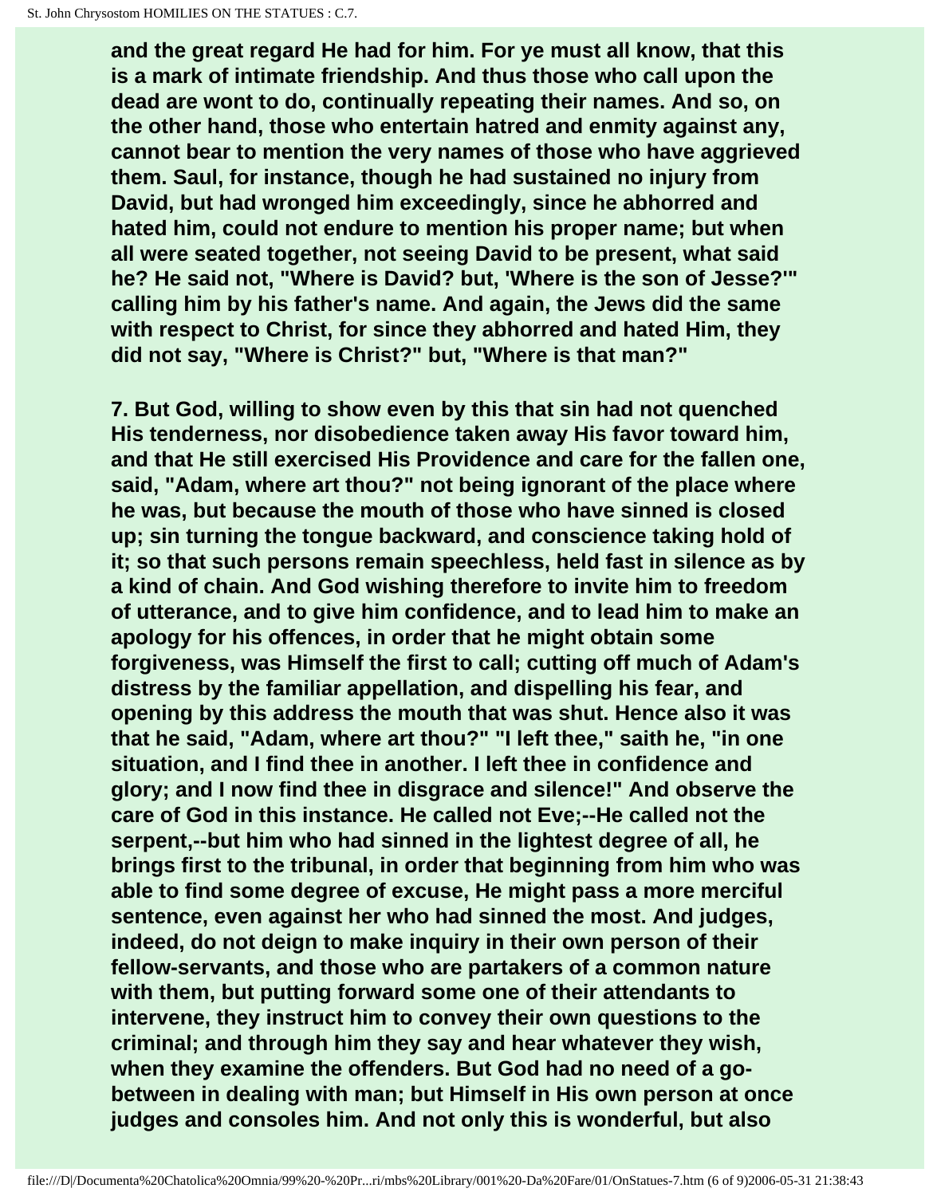**and the great regard He had for him. For ye must all know, that this is a mark of intimate friendship. And thus those who call upon the dead are wont to do, continually repeating their names. And so, on the other hand, those who entertain hatred and enmity against any, cannot bear to mention the very names of those who have aggrieved them. Saul, for instance, though he had sustained no injury from David, but had wronged him exceedingly, since he abhorred and hated him, could not endure to mention his proper name; but when all were seated together, not seeing David to be present, what said he? He said not, "Where is David? but, 'Where is the son of Jesse?'" calling him by his father's name. And again, the Jews did the same with respect to Christ, for since they abhorred and hated Him, they did not say, "Where is Christ?" but, "Where is that man?"**

**7. But God, willing to show even by this that sin had not quenched His tenderness, nor disobedience taken away His favor toward him, and that He still exercised His Providence and care for the fallen one, said, "Adam, where art thou?" not being ignorant of the place where he was, but because the mouth of those who have sinned is closed up; sin turning the tongue backward, and conscience taking hold of it; so that such persons remain speechless, held fast in silence as by a kind of chain. And God wishing therefore to invite him to freedom of utterance, and to give him confidence, and to lead him to make an apology for his offences, in order that he might obtain some forgiveness, was Himself the first to call; cutting off much of Adam's distress by the familiar appellation, and dispelling his fear, and opening by this address the mouth that was shut. Hence also it was that he said, "Adam, where art thou?" "I left thee," saith he, "in one situation, and I find thee in another. I left thee in confidence and glory; and I now find thee in disgrace and silence!" And observe the care of God in this instance. He called not Eve;--He called not the serpent,--but him who had sinned in the lightest degree of all, he brings first to the tribunal, in order that beginning from him who was able to find some degree of excuse, He might pass a more merciful sentence, even against her who had sinned the most. And judges, indeed, do not deign to make inquiry in their own person of their fellow-servants, and those who are partakers of a common nature with them, but putting forward some one of their attendants to intervene, they instruct him to convey their own questions to the criminal; and through him they say and hear whatever they wish, when they examine the offenders. But God had no need of a go-between in dealing with man; but Himself in His own person at once judges and consoles him. And not only this is wonderful, but also**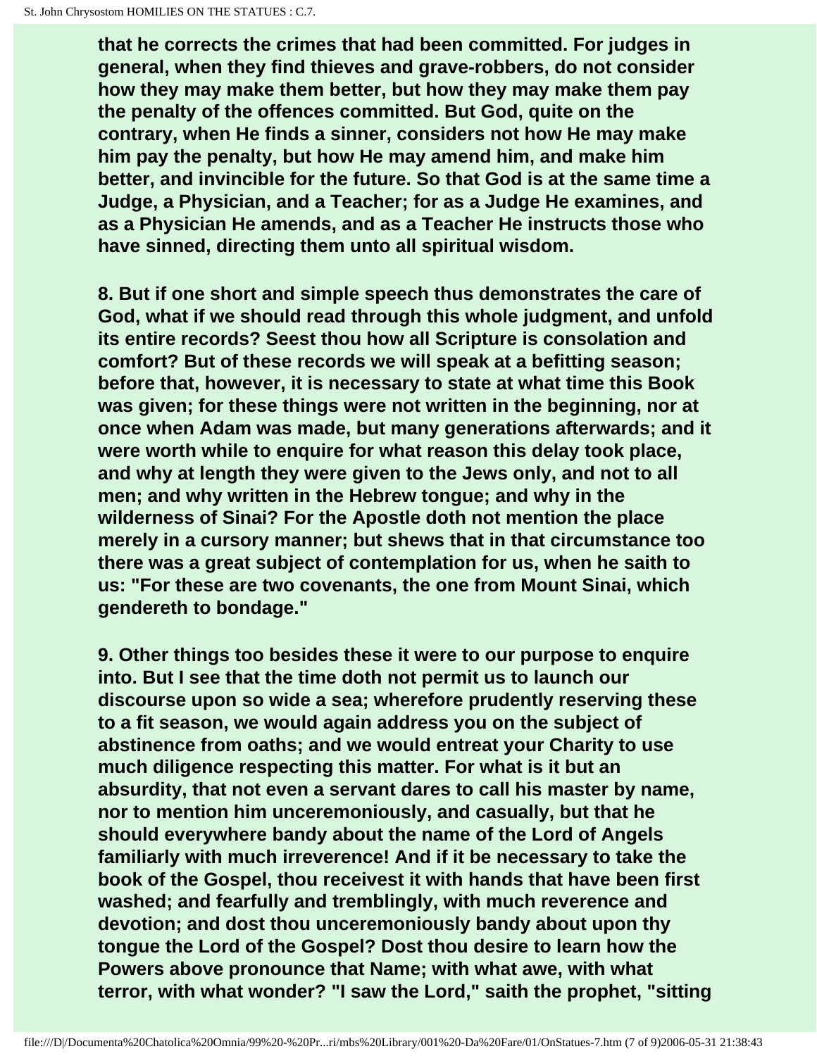**that he corrects the crimes that had been committed. For judges in general, when they find thieves and grave-robbers, do not consider how they may make them better, but how they may make them pay the penalty of the offences committed. But God, quite on the contrary, when He finds a sinner, considers not how He may make him pay the penalty, but how He may amend him, and make him better, and invincible for the future. So that God is at the same time a Judge, a Physician, and a Teacher; for as a Judge He examines, and as a Physician He amends, and as a Teacher He instructs those who have sinned, directing them unto all spiritual wisdom.**

**8. But if one short and simple speech thus demonstrates the care of God, what if we should read through this whole judgment, and unfold its entire records? Seest thou how all Scripture is consolation and comfort? But of these records we will speak at a befitting season; before that, however, it is necessary to state at what time this Book was given; for these things were not written in the beginning, nor at once when Adam was made, but many generations afterwards; and it were worth while to enquire for what reason this delay took place, and why at length they were given to the Jews only, and not to all men; and why written in the Hebrew tongue; and why in the wilderness of Sinai? For the Apostle doth not mention the place merely in a cursory manner; but shews that in that circumstance too there was a great subject of contemplation for us, when he saith to us: "For these are two covenants, the one from Mount Sinai, which gendereth to bondage."**

**9. Other things too besides these it were to our purpose to enquire into. But I see that the time doth not permit us to launch our discourse upon so wide a sea; wherefore prudently reserving these to a fit season, we would again address you on the subject of abstinence from oaths; and we would entreat your Charity to use much diligence respecting this matter. For what is it but an absurdity, that not even a servant dares to call his master by name, nor to mention him unceremoniously, and casually, but that he should everywhere bandy about the name of the Lord of Angels familiarly with much irreverence! And if it be necessary to take the book of the Gospel, thou receivest it with hands that have been first washed; and fearfully and tremblingly, with much reverence and devotion; and dost thou unceremoniously bandy about upon thy tongue the Lord of the Gospel? Dost thou desire to learn how the Powers above pronounce that Name; with what awe, with what terror, with what wonder? "I saw the Lord," saith the prophet, "sitting**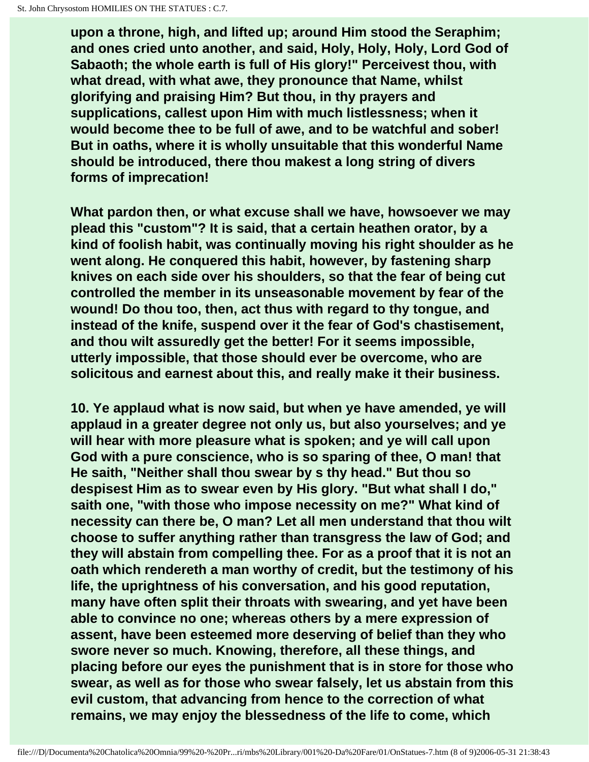**upon a throne, high, and lifted up; around Him stood the Seraphim; and ones cried unto another, and said, Holy, Holy, Holy, Lord God of Sabaoth; the whole earth is full of His glory!" Perceivest thou, with what dread, with what awe, they pronounce that Name, whilst glorifying and praising Him? But thou, in thy prayers and supplications, callest upon Him with much listlessness; when it would become thee to be full of awe, and to be watchful and sober! But in oaths, where it is wholly unsuitable that this wonderful Name should be introduced, there thou makest a long string of divers forms of imprecation!**

**What pardon then, or what excuse shall we have, howsoever we may plead this "custom"? It is said, that a certain heathen orator, by a kind of foolish habit, was continually moving his right shoulder as he went along. He conquered this habit, however, by fastening sharp knives on each side over his shoulders, so that the fear of being cut controlled the member in its unseasonable movement by fear of the wound! Do thou too, then, act thus with regard to thy tongue, and instead of the knife, suspend over it the fear of God's chastisement, and thou wilt assuredly get the better! For it seems impossible, utterly impossible, that those should ever be overcome, who are solicitous and earnest about this, and really make it their business.**

**10. Ye applaud what is now said, but when ye have amended, ye will applaud in a greater degree not only us, but also yourselves; and ye will hear with more pleasure what is spoken; and ye will call upon God with a pure conscience, who is so sparing of thee, O man! that He saith, "Neither shall thou swear by s thy head." But thou so despisest Him as to swear even by His glory. "But what shall I do," saith one, "with those who impose necessity on me?" What kind of necessity can there be, O man? Let all men understand that thou wilt choose to suffer anything rather than transgress the law of God; and they will abstain from compelling thee. For as a proof that it is not an oath which rendereth a man worthy of credit, but the testimony of his life, the uprightness of his conversation, and his good reputation, many have often split their throats with swearing, and yet have been able to convince no one; whereas others by a mere expression of assent, have been esteemed more deserving of belief than they who swore never so much. Knowing, therefore, all these things, and placing before our eyes the punishment that is in store for those who swear, as well as for those who swear falsely, let us abstain from this evil custom, that advancing from hence to the correction of what remains, we may enjoy the blessedness of the life to come, which**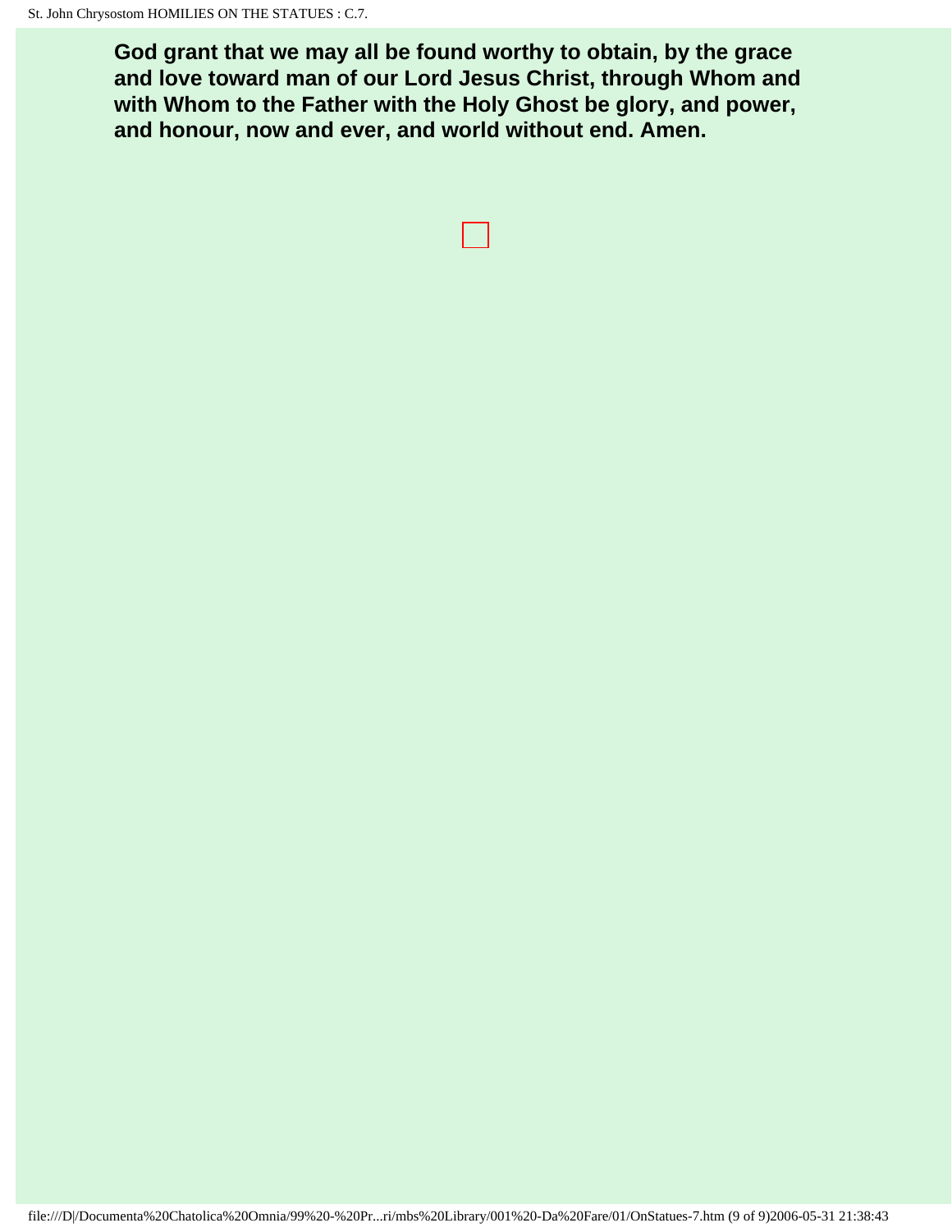**God grant that we may all be found worthy to obtain, by the grace and love toward man of our Lord Jesus Christ, through Whom and with Whom to the Father with the Holy Ghost be glory, and power, and honour, now and ever, and world without end. Amen.**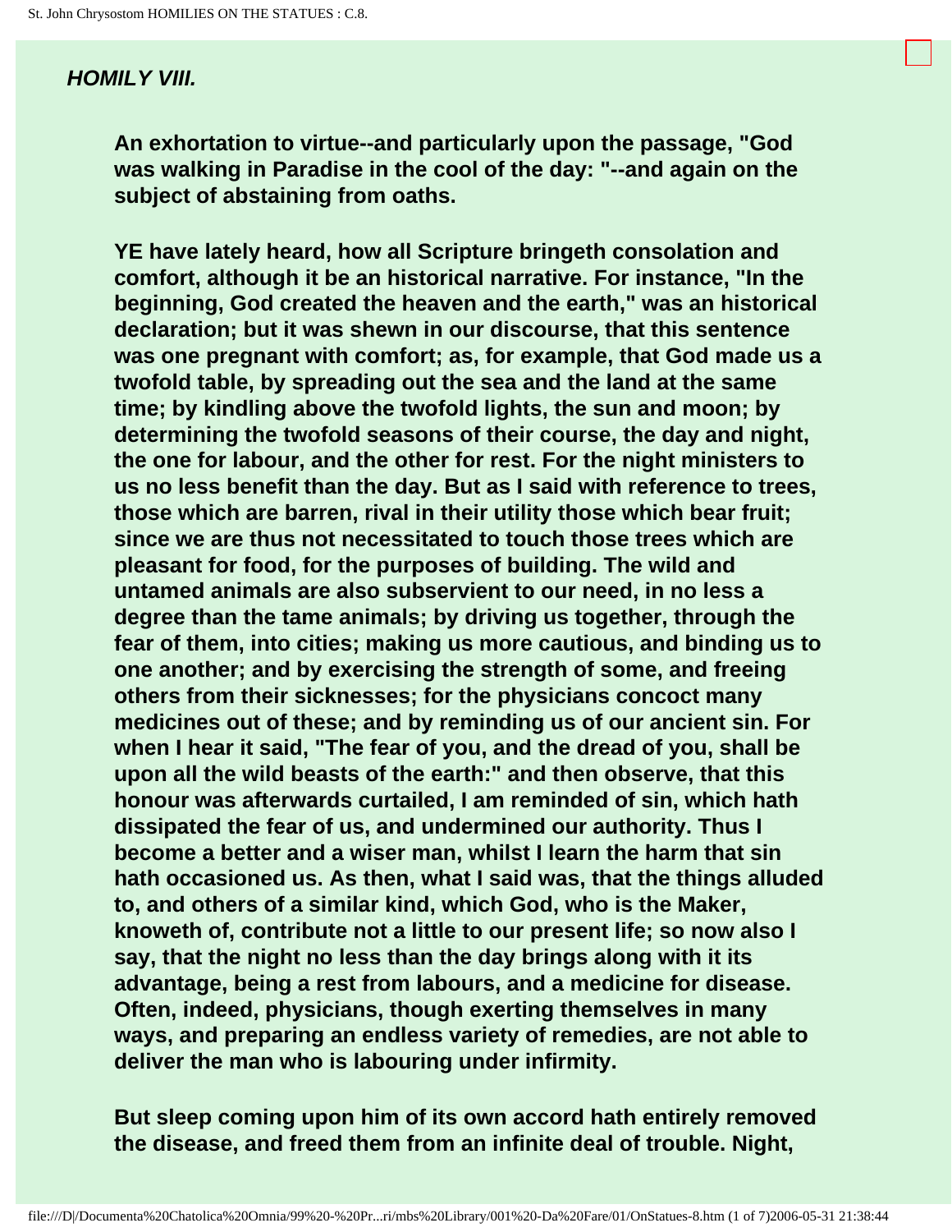## *HOMILY VIII.*

**An exhortation to virtue--and particularly upon the passage, "God was walking in Paradise in the cool of the day: "--and again on the subject of abstaining from oaths.**

**YE have lately heard, how all Scripture bringeth consolation and comfort, although it be an historical narrative. For instance, "In the beginning, God created the heaven and the earth," was an historical declaration; but it was shewn in our discourse, that this sentence was one pregnant with comfort; as, for example, that God made us a twofold table, by spreading out the sea and the land at the same time; by kindling above the twofold lights, the sun and moon; by determining the twofold seasons of their course, the day and night, the one for labour, and the other for rest. For the night ministers to us no less benefit than the day. But as I said with reference to trees, those which are barren, rival in their utility those which bear fruit; since we are thus not necessitated to touch those trees which are pleasant for food, for the purposes of building. The wild and untamed animals are also subservient to our need, in no less a degree than the tame animals; by driving us together, through the fear of them, into cities; making us more cautious, and binding us to one another; and by exercising the strength of some, and freeing others from their sicknesses; for the physicians concoct many medicines out of these; and by reminding us of our ancient sin. For when I hear it said, "The fear of you, and the dread of you, shall be upon all the wild beasts of the earth:" and then observe, that this honour was afterwards curtailed, I am reminded of sin, which hath dissipated the fear of us, and undermined our authority. Thus I become a better and a wiser man, whilst I learn the harm that sin hath occasioned us. As then, what I said was, that the things alluded to, and others of a similar kind, which God, who is the Maker, knoweth of, contribute not a little to our present life; so now also I say, that the night no less than the day brings along with it its advantage, being a rest from labours, and a medicine for disease. Often, indeed, physicians, though exerting themselves in many ways, and preparing an endless variety of remedies, are not able to deliver the man who is labouring under infirmity.**

**But sleep coming upon him of its own accord hath entirely removed the disease, and freed them from an infinite deal of trouble. Night,**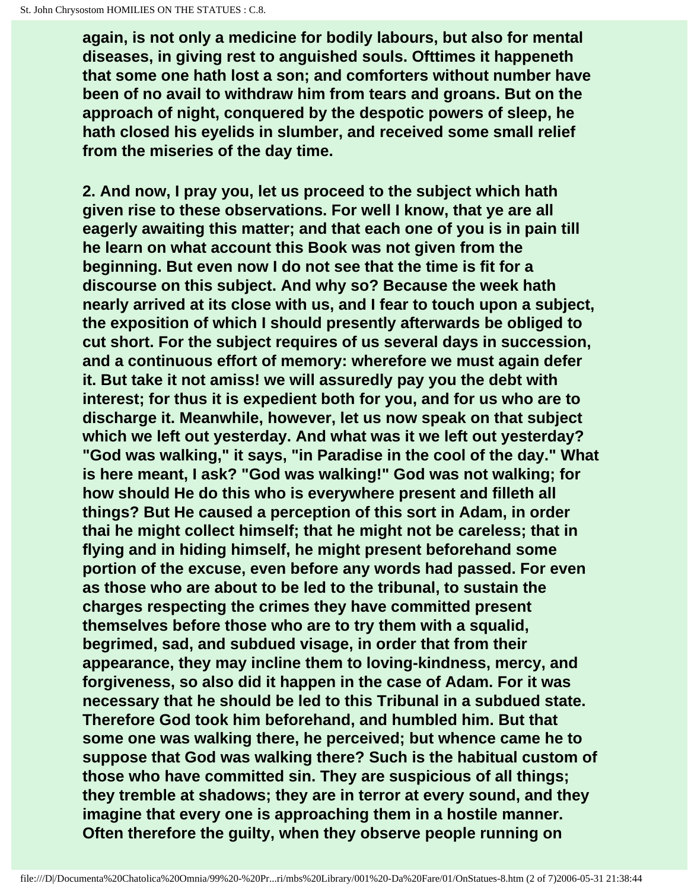**again, is not only a medicine for bodily labours, but also for mental diseases, in giving rest to anguished souls. Ofttimes it happeneth that some one hath lost a son; and comforters without number have been of no avail to withdraw him from tears and groans. But on the approach of night, conquered by the despotic powers of sleep, he hath closed his eyelids in slumber, and received some small relief from the miseries of the day time.**

**2. And now, I pray you, let us proceed to the subject which hath given rise to these observations. For well I know, that ye are all eagerly awaiting this matter; and that each one of you is in pain till he learn on what account this Book was not given from the beginning. But even now I do not see that the time is fit for a discourse on this subject. And why so? Because the week hath nearly arrived at its close with us, and I fear to touch upon a subject, the exposition of which I should presently afterwards be obliged to cut short. For the subject requires of us several days in succession, and a continuous effort of memory: wherefore we must again defer it. But take it not amiss! we will assuredly pay you the debt with interest; for thus it is expedient both for you, and for us who are to discharge it. Meanwhile, however, let us now speak on that subject which we left out yesterday. And what was it we left out yesterday? "God was walking," it says, "in Paradise in the cool of the day." What is here meant, I ask? "God was walking!" God was not walking; for how should He do this who is everywhere present and filleth all things? But He caused a perception of this sort in Adam, in order thai he might collect himself; that he might not be careless; that in flying and in hiding himself, he might present beforehand some portion of the excuse, even before any words had passed. For even as those who are about to be led to the tribunal, to sustain the charges respecting the crimes they have committed present themselves before those who are to try them with a squalid, begrimed, sad, and subdued visage, in order that from their appearance, they may incline them to loving-kindness, mercy, and forgiveness, so also did it happen in the case of Adam. For it was necessary that he should be led to this Tribunal in a subdued state. Therefore God took him beforehand, and humbled him. But that some one was walking there, he perceived; but whence came he to suppose that God was walking there? Such is the habitual custom of those who have committed sin. They are suspicious of all things; they tremble at shadows; they are in terror at every sound, and they imagine that every one is approaching them in a hostile manner. Often therefore the guilty, when they observe people running on**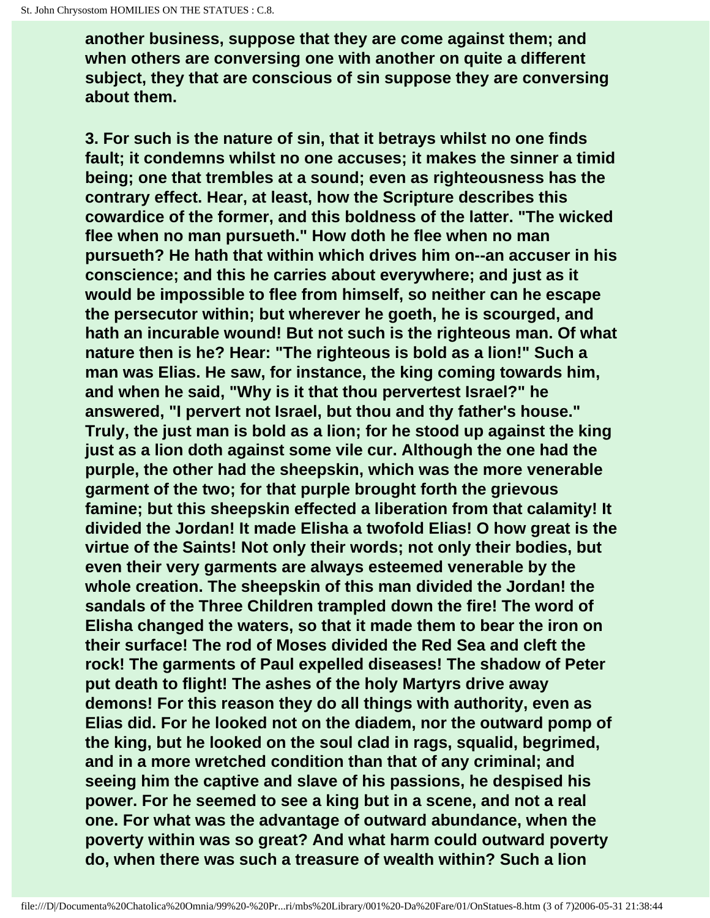**another business, suppose that they are come against them; and when others are conversing one with another on quite a different subject, they that are conscious of sin suppose they are conversing about them.**

**3. For such is the nature of sin, that it betrays whilst no one finds fault; it condemns whilst no one accuses; it makes the sinner a timid being; one that trembles at a sound; even as righteousness has the contrary effect. Hear, at least, how the Scripture describes this cowardice of the former, and this boldness of the latter. "The wicked flee when no man pursueth." How doth he flee when no man pursueth? He hath that within which drives him on--an accuser in his conscience; and this he carries about everywhere; and just as it would be impossible to flee from himself, so neither can he escape the persecutor within; but wherever he goeth, he is scourged, and hath an incurable wound! But not such is the righteous man. Of what nature then is he? Hear: "The righteous is bold as a lion!" Such a man was Elias. He saw, for instance, the king coming towards him, and when he said, "Why is it that thou pervertest Israel?" he answered, "I pervert not Israel, but thou and thy father's house." Truly, the just man is bold as a lion; for he stood up against the king just as a lion doth against some vile cur. Although the one had the purple, the other had the sheepskin, which was the more venerable garment of the two; for that purple brought forth the grievous famine; but this sheepskin effected a liberation from that calamity! It divided the Jordan! It made Elisha a twofold Elias! O how great is the virtue of the Saints! Not only their words; not only their bodies, but even their very garments are always esteemed venerable by the whole creation. The sheepskin of this man divided the Jordan! the sandals of the Three Children trampled down the fire! The word of Elisha changed the waters, so that it made them to bear the iron on their surface! The rod of Moses divided the Red Sea and cleft the rock! The garments of Paul expelled diseases! The shadow of Peter put death to flight! The ashes of the holy Martyrs drive away demons! For this reason they do all things with authority, even as Elias did. For he looked not on the diadem, nor the outward pomp of the king, but he looked on the soul clad in rags, squalid, begrimed, and in a more wretched condition than that of any criminal; and seeing him the captive and slave of his passions, he despised his power. For he seemed to see a king but in a scene, and not a real one. For what was the advantage of outward abundance, when the poverty within was so great? And what harm could outward poverty do, when there was such a treasure of wealth within? Such a lion**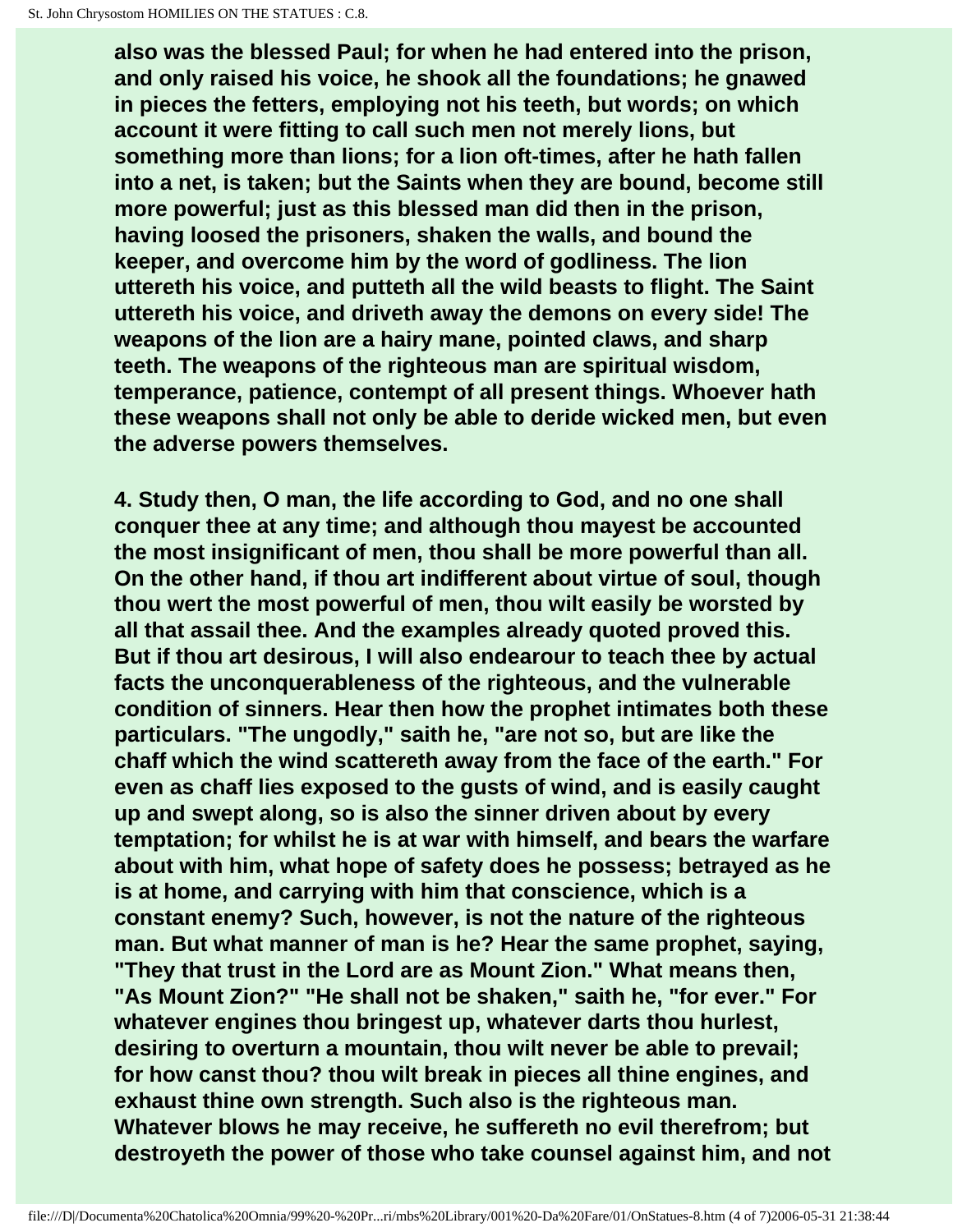**also was the blessed Paul; for when he had entered into the prison, and only raised his voice, he shook all the foundations; he gnawed in pieces the fetters, employing not his teeth, but words; on which account it were fitting to call such men not merely lions, but something more than lions; for a lion oft-times, after he hath fallen into a net, is taken; but the Saints when they are bound, become still more powerful; just as this blessed man did then in the prison, having loosed the prisoners, shaken the walls, and bound the keeper, and overcome him by the word of godliness. The lion uttereth his voice, and putteth all the wild beasts to flight. The Saint uttereth his voice, and driveth away the demons on every side! The weapons of the lion are a hairy mane, pointed claws, and sharp teeth. The weapons of the righteous man are spiritual wisdom, temperance, patience, contempt of all present things. Whoever hath these weapons shall not only be able to deride wicked men, but even the adverse powers themselves.**

**4. Study then, O man, the life according to God, and no one shall conquer thee at any time; and although thou mayest be accounted the most insignificant of men, thou shall be more powerful than all. On the other hand, if thou art indifferent about virtue of soul, though thou wert the most powerful of men, thou wilt easily be worsted by all that assail thee. And the examples already quoted proved this. But if thou art desirous, I will also endearour to teach thee by actual facts the unconquerableness of the righteous, and the vulnerable condition of sinners. Hear then how the prophet intimates both these particulars. "The ungodly," saith he, "are not so, but are like the chaff which the wind scattereth away from the face of the earth." For even as chaff lies exposed to the gusts of wind, and is easily caught up and swept along, so is also the sinner driven about by every temptation; for whilst he is at war with himself, and bears the warfare about with him, what hope of safety does he possess; betrayed as he is at home, and carrying with him that conscience, which is a constant enemy? Such, however, is not the nature of the righteous man. But what manner of man is he? Hear the same prophet, saying, "They that trust in the Lord are as Mount Zion." What means then, "As Mount Zion?" "He shall not be shaken," saith he, "for ever." For whatever engines thou bringest up, whatever darts thou hurlest, desiring to overturn a mountain, thou wilt never be able to prevail; for how canst thou? thou wilt break in pieces all thine engines, and exhaust thine own strength. Such also is the righteous man. Whatever blows he may receive, he suffereth no evil therefrom; but destroyeth the power of those who take counsel against him, and not**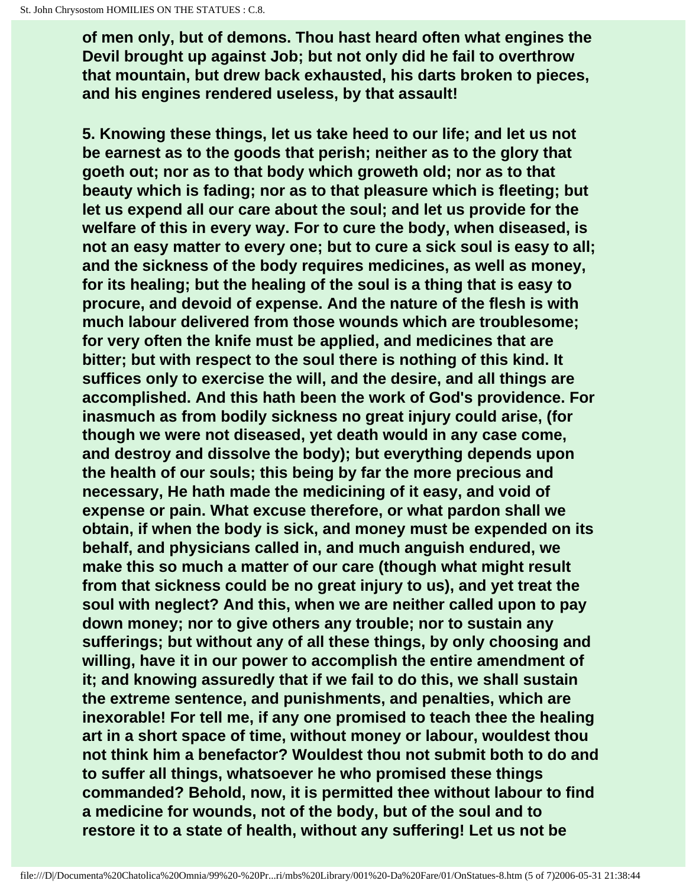**of men only, but of demons. Thou hast heard often what engines the Devil brought up against Job; but not only did he fail to overthrow that mountain, but drew back exhausted, his darts broken to pieces, and his engines rendered useless, by that assault!**

**5. Knowing these things, let us take heed to our life; and let us not be earnest as to the goods that perish; neither as to the glory that goeth out; nor as to that body which groweth old; nor as to that beauty which is fading; nor as to that pleasure which is fleeting; but let us expend all our care about the soul; and let us provide for the welfare of this in every way. For to cure the body, when diseased, is not an easy matter to every one; but to cure a sick soul is easy to all; and the sickness of the body requires medicines, as well as money, for its healing; but the healing of the soul is a thing that is easy to procure, and devoid of expense. And the nature of the flesh is with much labour delivered from those wounds which are troublesome; for very often the knife must be applied, and medicines that are bitter; but with respect to the soul there is nothing of this kind. It suffices only to exercise the will, and the desire, and all things are accomplished. And this hath been the work of God's providence. For inasmuch as from bodily sickness no great injury could arise, (for though we were not diseased, yet death would in any case come, and destroy and dissolve the body); but everything depends upon the health of our souls; this being by far the more precious and necessary, He hath made the medicining of it easy, and void of expense or pain. What excuse therefore, or what pardon shall we obtain, if when the body is sick, and money must be expended on its behalf, and physicians called in, and much anguish endured, we make this so much a matter of our care (though what might result from that sickness could be no great injury to us), and yet treat the soul with neglect? And this, when we are neither called upon to pay down money; nor to give others any trouble; nor to sustain any sufferings; but without any of all these things, by only choosing and willing, have it in our power to accomplish the entire amendment of it; and knowing assuredly that if we fail to do this, we shall sustain the extreme sentence, and punishments, and penalties, which are inexorable! For tell me, if any one promised to teach thee the healing art in a short space of time, without money or labour, wouldest thou not think him a benefactor? Wouldest thou not submit both to do and to suffer all things, whatsoever he who promised these things commanded? Behold, now, it is permitted thee without labour to find a medicine for wounds, not of the body, but of the soul and to restore it to a state of health, without any suffering! Let us not be**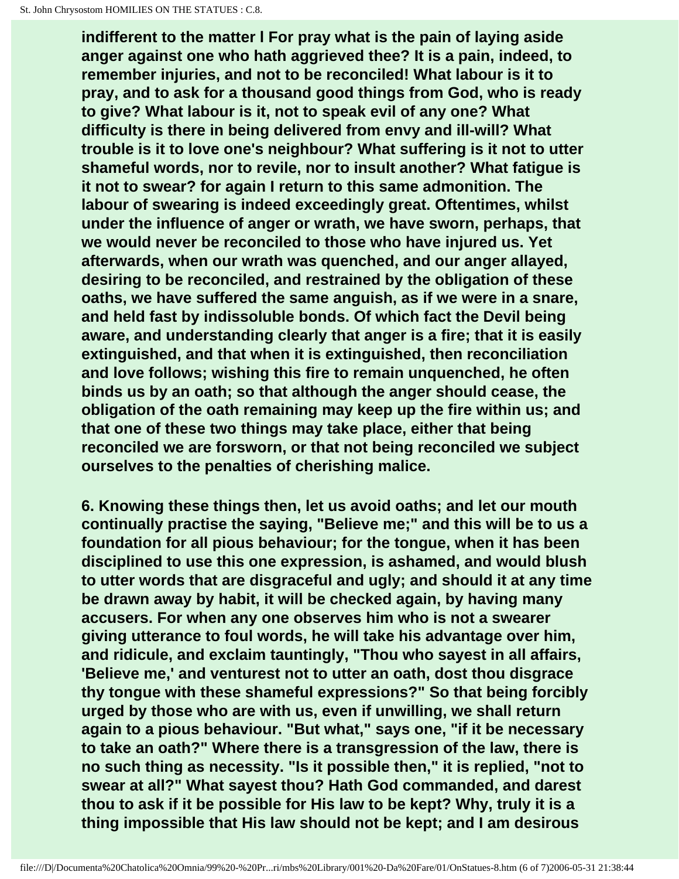indifferent to the matter l For pray what is the pain of laying aside anger against one who hath aggrieved thee? It is a pain, indeed, to remember injuries, and not to be reconciled! What labour is it to pray, and to ask for a thousand good things from God, who is ready to give? What labour is it, not to speak evil of any one? What difficulty is there in being delivered from envy and ill-will? What trouble is it to love one's neighbour? What suffering is it not to utter shameful words, nor to revile, nor to insult another? What fatigue is it not to swear? for again I return to this same admonition. The labour of swearing is indeed exceedingly great. Oftentimes, whilst under the influence of anger or wrath, we have sworn, perhaps, that we would never be reconciled to those who have injured us. Yet afterwards, when our wrath was quenched, and our anger allayed, desiring to be reconciled, and restrained by the obligation of these oaths, we have suffered the same anguish, as if we were in a snare, and held fast by indissoluble bonds. Of which fact the Devil being aware, and understanding clearly that anger is a fire; that it is easily extinguished, and that when it is extinguished, then reconciliation and love follows; wishing this fire to remain unquenched, he often binds us by an oath; so that although the anger should cease, the obligation of the oath remaining may keep up the fire within us; and that one of these two things may take place, either that being reconciled we are forsworn, or that not being reconciled we subject ourselves to the penalties of cherishing malice.

6. Knowing these things then, let us avoid oaths; and let our mouth continually practise the saying, "Believe me;" and this will be to us a foundation for all pious behaviour; for the tongue, when it has been disciplined to use this one expression, is ashamed, and would blush to utter words that are disgraceful and ugly; and should it at any time be drawn away by habit, it will be checked again, by having many accusers. For when any one observes him who is not a swearer giving utterance to foul words, he will take his advantage over him, and ridicule, and exclaim tauntingly, "Thou who sayest in all affairs, 'Believe me,' and venturest not to utter an oath, dost thou disgrace thy tongue with these shameful expressions?" So that being forcibly urged by those who are with us, even if unwilling, we shall return again to a pious behaviour. "But what," says one, "if it be necessary to take an oath?" Where there is a transgression of the law, there is no such thing as necessity. "Is it possible then," it is replied, "not to swear at all?" What sayest thou? Hath God commanded, and darest thou to ask if it be possible for His law to be kept? Why, truly it is a thing impossible that His law should not be kept; and I am desirous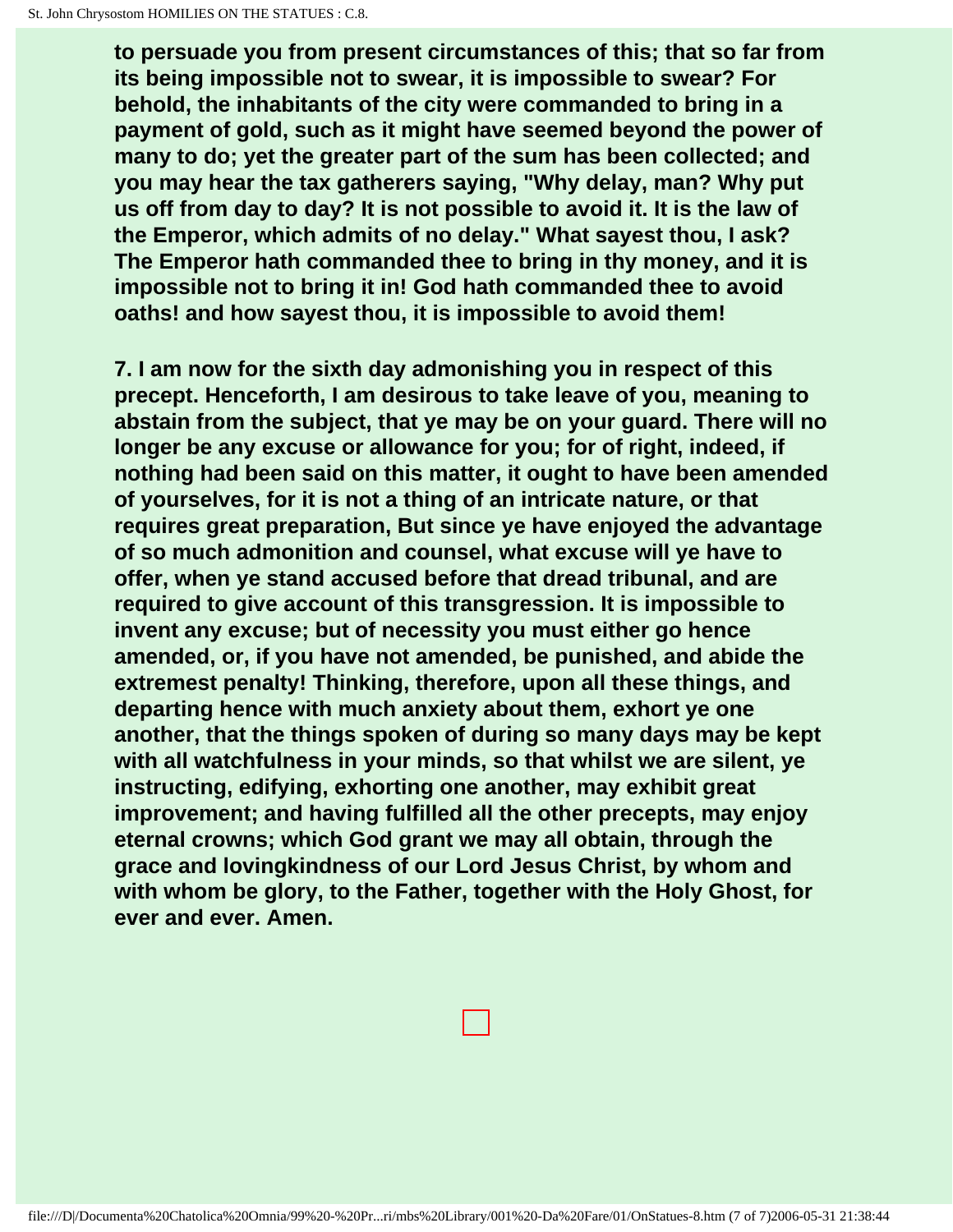**to persuade you from present circumstances of this; that so far from its being impossible not to swear, it is impossible to swear? For behold, the inhabitants of the city were commanded to bring in a payment of gold, such as it might have seemed beyond the power of many to do; yet the greater part of the sum has been collected; and you may hear the tax gatherers saying, "Why delay, man? Why put us off from day to day? It is not possible to avoid it. It is the law of the Emperor, which admits of no delay." What sayest thou, I ask? The Emperor hath commanded thee to bring in thy money, and it is impossible not to bring it in! God hath commanded thee to avoid oaths! and how sayest thou, it is impossible to avoid them!**

**7. I am now for the sixth day admonishing you in respect of this precept. Henceforth, I am desirous to take leave of you, meaning to abstain from the subject, that ye may be on your guard. There will no longer be any excuse or allowance for you; for of right, indeed, if nothing had been said on this matter, it ought to have been amended of yourselves, for it is not a thing of an intricate nature, or that requires great preparation, But since ye have enjoyed the advantage of so much admonition and counsel, what excuse will ye have to offer, when ye stand accused before that dread tribunal, and are required to give account of this transgression. It is impossible to invent any excuse; but of necessity you must either go hence amended, or, if you have not amended, be punished, and abide the extremest penalty! Thinking, therefore, upon all these things, and departing hence with much anxiety about them, exhort ye one another, that the things spoken of during so many days may be kept with all watchfulness in your minds, so that whilst we are silent, ye instructing, edifying, exhorting one another, may exhibit great improvement; and having fulfilled all the other precepts, may enjoy eternal crowns; which God grant we may all obtain, through the grace and lovingkindness of our Lord Jesus Christ, by whom and with whom be glory, to the Father, together with the Holy Ghost, for ever and ever. Amen.**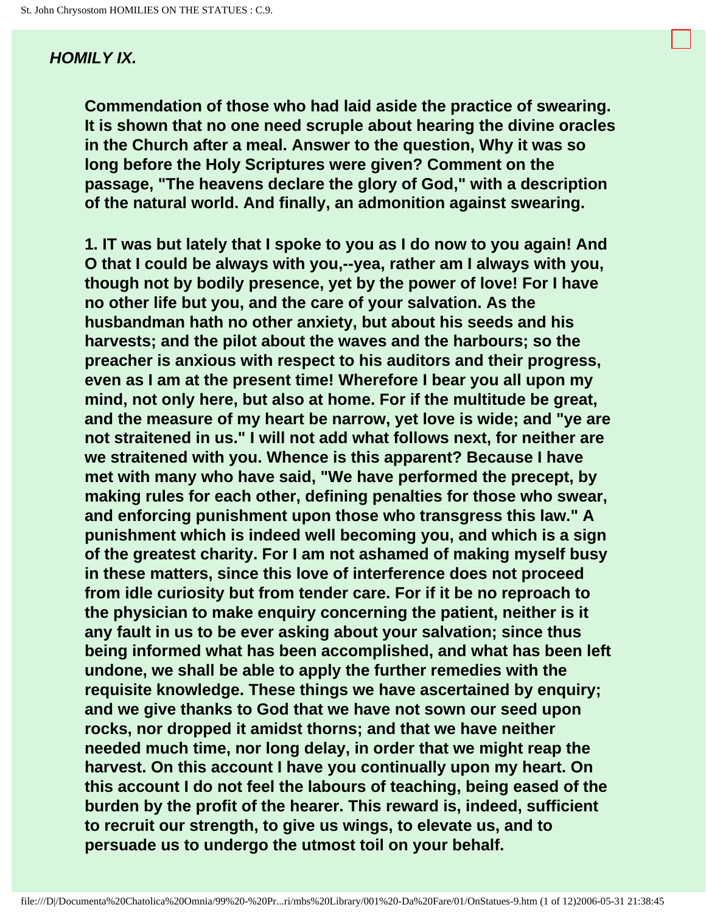## *HOMILY IX.*

**Commendation of those who had laid aside the practice of swearing. It is shown that no one need scruple about hearing the divine oracles in the Church after a meal. Answer to the question, Why it was so long before the Holy Scriptures were given? Comment on the passage, "The heavens declare the glory of God," with a description of the natural world. And finally, an admonition against swearing.**

**1. IT was but lately that I spoke to you as I do now to you again! And O that I could be always with you,--yea, rather am I always with you, though not by bodily presence, yet by the power of love! For I have no other life but you, and the care of your salvation. As the husbandman hath no other anxiety, but about his seeds and his harvests; and the pilot about the waves and the harbours; so the preacher is anxious with respect to his auditors and their progress, even as I am at the present time! Wherefore I bear you all upon my mind, not only here, but also at home. For if the multitude be great, and the measure of my heart be narrow, yet love is wide; and "ye are not straitened in us." I will not add what follows next, for neither are we straitened with you. Whence is this apparent? Because I have met with many who have said, "We have performed the precept, by making rules for each other, defining penalties for those who swear, and enforcing punishment upon those who transgress this law." A punishment which is indeed well becoming you, and which is a sign of the greatest charity. For I am not ashamed of making myself busy in these matters, since this love of interference does not proceed from idle curiosity but from tender care. For if it be no reproach to the physician to make enquiry concerning the patient, neither is it any fault in us to be ever asking about your salvation; since thus being informed what has been accomplished, and what has been left undone, we shall be able to apply the further remedies with the requisite knowledge. These things we have ascertained by enquiry; and we give thanks to God that we have not sown our seed upon rocks, nor dropped it amidst thorns; and that we have neither needed much time, nor long delay, in order that we might reap the harvest. On this account I have you continually upon my heart. On this account I do not feel the labours of teaching, being eased of the burden by the profit of the hearer. This reward is, indeed, sufficient to recruit our strength, to give us wings, to elevate us, and to persuade us to undergo the utmost toil on your behalf.**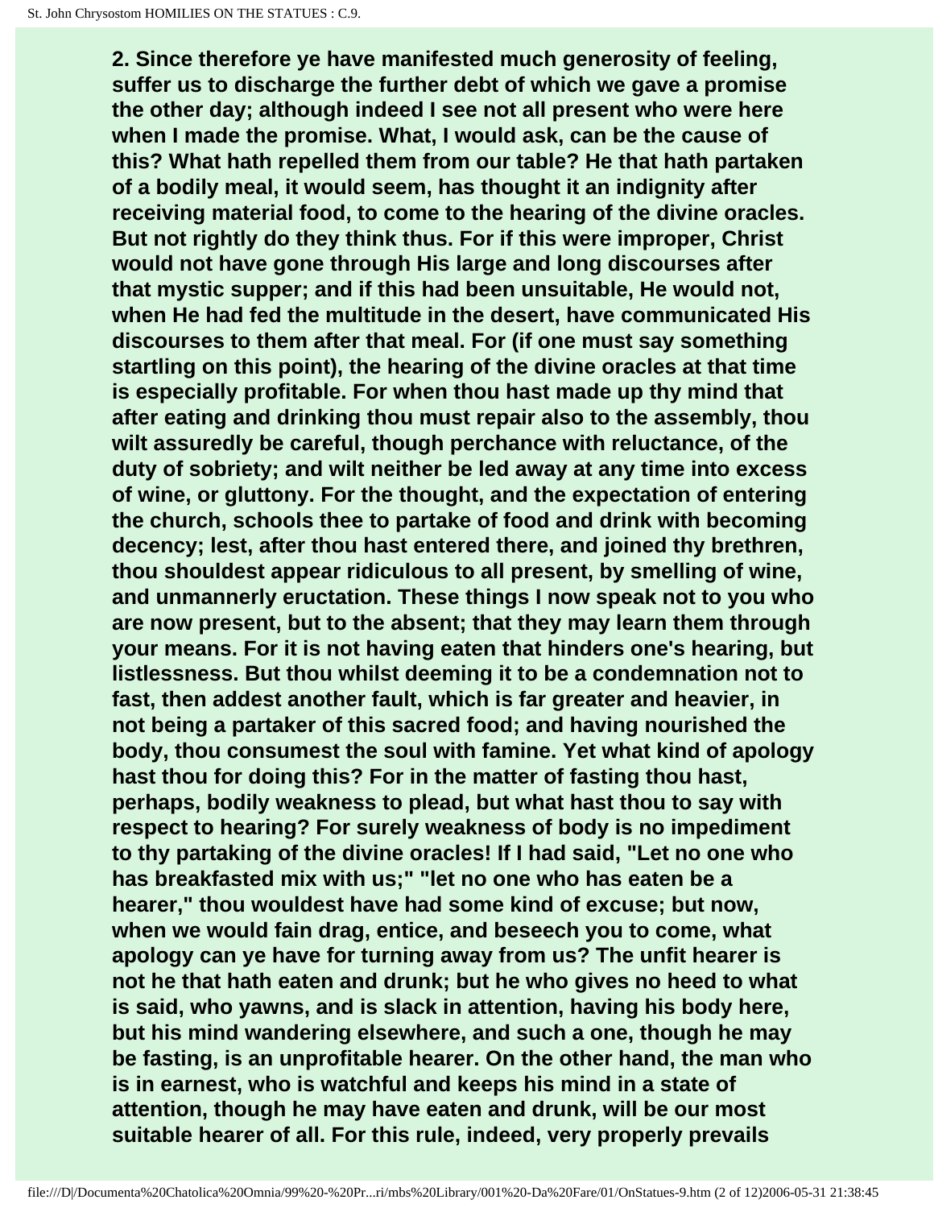**2. Since therefore ye have manifested much generosity of feeling, suffer us to discharge the further debt of which we gave a promise the other day; although indeed I see not all present who were here when I made the promise. What, I would ask, can be the cause of this? What hath repelled them from our table? He that hath partaken of a bodily meal, it would seem, has thought it an indignity after receiving material food, to come to the hearing of the divine oracles. But not rightly do they think thus. For if this were improper, Christ would not have gone through His large and long discourses after that mystic supper; and if this had been unsuitable, He would not, when He had fed the multitude in the desert, have communicated His discourses to them after that meal. For (if one must say something startling on this point), the hearing of the divine oracles at that time is especially profitable. For when thou hast made up thy mind that after eating and drinking thou must repair also to the assembly, thou wilt assuredly be careful, though perchance with reluctance, of the duty of sobriety; and wilt neither be led away at any time into excess of wine, or gluttony. For the thought, and the expectation of entering the church, schools thee to partake of food and drink with becoming decency; lest, after thou hast entered there, and joined thy brethren, thou shouldest appear ridiculous to all present, by smelling of wine, and unmannerly eructation. These things I now speak not to you who are now present, but to the absent; that they may learn them through your means. For it is not having eaten that hinders one's hearing, but listlessness. But thou whilst deeming it to be a condemnation not to fast, then addest another fault, which is far greater and heavier, in not being a partaker of this sacred food; and having nourished the body, thou consumest the soul with famine. Yet what kind of apology hast thou for doing this? For in the matter of fasting thou hast, perhaps, bodily weakness to plead, but what hast thou to say with respect to hearing? For surely weakness of body is no impediment to thy partaking of the divine oracles! If I had said, "Let no one who has breakfasted mix with us;" "let no one who has eaten be a hearer," thou wouldest have had some kind of excuse; but now, when we would fain drag, entice, and beseech you to come, what apology can ye have for turning away from us? The unfit hearer is not he that hath eaten and drunk; but he who gives no heed to what is said, who yawns, and is slack in attention, having his body here, but his mind wandering elsewhere, and such a one, though he may be fasting, is an unprofitable hearer. On the other hand, the man who is in earnest, who is watchful and keeps his mind in a state of attention, though he may have eaten and drunk, will be our most suitable hearer of all. For this rule, indeed, very properly prevails**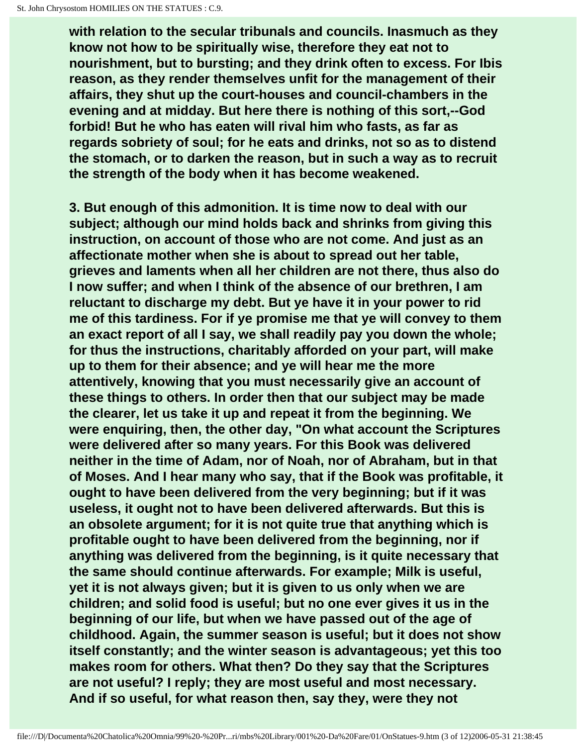**with relation to the secular tribunals and councils. Inasmuch as they know not how to be spiritually wise, therefore they eat not to nourishment, but to bursting; and they drink often to excess. For Ibis reason, as they render themselves unfit for the management of their affairs, they shut up the court-houses and council-chambers in the evening and at midday. But here there is nothing of this sort,--God forbid! But he who has eaten will rival him who fasts, as far as regards sobriety of soul; for he eats and drinks, not so as to distend the stomach, or to darken the reason, but in such a way as to recruit the strength of the body when it has become weakened.**

**3. But enough of this admonition. It is time now to deal with our subject; although our mind holds back and shrinks from giving this instruction, on account of those who are not come. And just as an affectionate mother when she is about to spread out her table, grieves and laments when all her children are not there, thus also do I now suffer; and when I think of the absence of our brethren, I am reluctant to discharge my debt. But ye have it in your power to rid me of this tardiness. For if ye promise me that ye will convey to them an exact report of all I say, we shall readily pay you down the whole; for thus the instructions, charitably afforded on your part, will make up to them for their absence; and ye will hear me the more attentively, knowing that you must necessarily give an account of these things to others. In order then that our subject may be made the clearer, let us take it up and repeat it from the beginning. We were enquiring, then, the other day, "On what account the Scriptures were delivered after so many years. For this Book was delivered neither in the time of Adam, nor of Noah, nor of Abraham, but in that of Moses. And I hear many who say, that if the Book was profitable, it ought to have been delivered from the very beginning; but if it was useless, it ought not to have been delivered afterwards. But this is an obsolete argument; for it is not quite true that anything which is profitable ought to have been delivered from the beginning, nor if anything was delivered from the beginning, is it quite necessary that the same should continue afterwards. For example; Milk is useful, yet it is not always given; but it is given to us only when we are children; and solid food is useful; but no one ever gives it us in the beginning of our life, but when we have passed out of the age of childhood. Again, the summer season is useful; but it does not show itself constantly; and the winter season is advantageous; yet this too makes room for others. What then? Do they say that the Scriptures are not useful? I reply; they are most useful and most necessary. And if so useful, for what reason then, say they, were they not**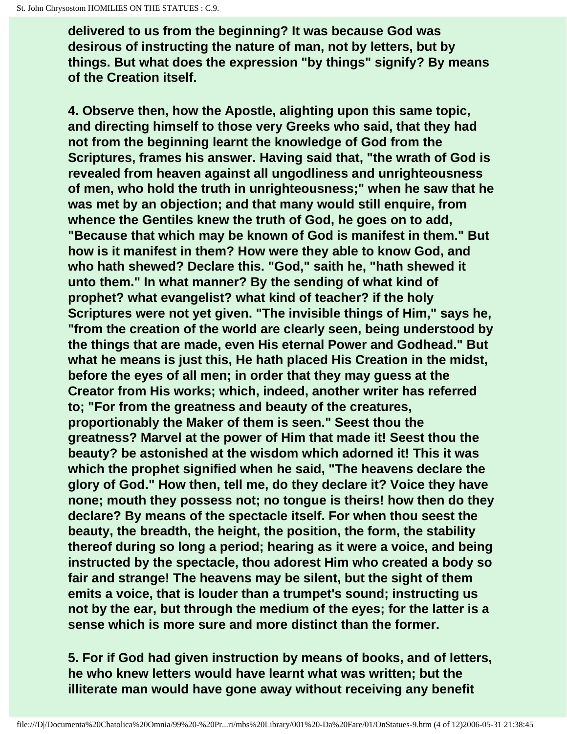**delivered to us from the beginning? It was because God was desirous of instructing the nature of man, not by letters, but by things. But what does the expression "by things" signify? By means of the Creation itself.**

**4. Observe then, how the Apostle, alighting upon this same topic, and directing himself to those very Greeks who said, that they had not from the beginning learnt the knowledge of God from the Scriptures, frames his answer. Having said that, "the wrath of God is revealed from heaven against all ungodliness and unrighteousness of men, who hold the truth in unrighteousness;" when he saw that he was met by an objection; and that many would still enquire, from whence the Gentiles knew the truth of God, he goes on to add, "Because that which may be known of God is manifest in them." But how is it manifest in them? How were they able to know God, and who hath shewed? Declare this. "God," saith he, "hath shewed it unto them." In what manner? By the sending of what kind of prophet? what evangelist? what kind of teacher? if the holy Scriptures were not yet given. "The invisible things of Him," says he, "from the creation of the world are clearly seen, being understood by the things that are made, even His eternal Power and Godhead." But what he means is just this, He hath placed His Creation in the midst, before the eyes of all men; in order that they may guess at the Creator from His works; which, indeed, another writer has referred to; "For from the greatness and beauty of the creatures, proportionably the Maker of them is seen." Seest thou the greatness? Marvel at the power of Him that made it! Seest thou the beauty? be astonished at the wisdom which adorned it! This it was which the prophet signified when he said, "The heavens declare the glory of God." How then, tell me, do they declare it? Voice they have none; mouth they possess not; no tongue is theirs! how then do they declare? By means of the spectacle itself. For when thou seest the beauty, the breadth, the height, the position, the form, the stability thereof during so long a period; hearing as it were a voice, and being instructed by the spectacle, thou adorest Him who created a body so fair and strange! The heavens may be silent, but the sight of them emits a voice, that is louder than a trumpet's sound; instructing us not by the ear, but through the medium of the eyes; for the latter is a sense which is more sure and more distinct than the former.**

**5. For if God had given instruction by means of books, and of letters, he who knew letters would have learnt what was written; but the illiterate man would have gone away without receiving any benefit**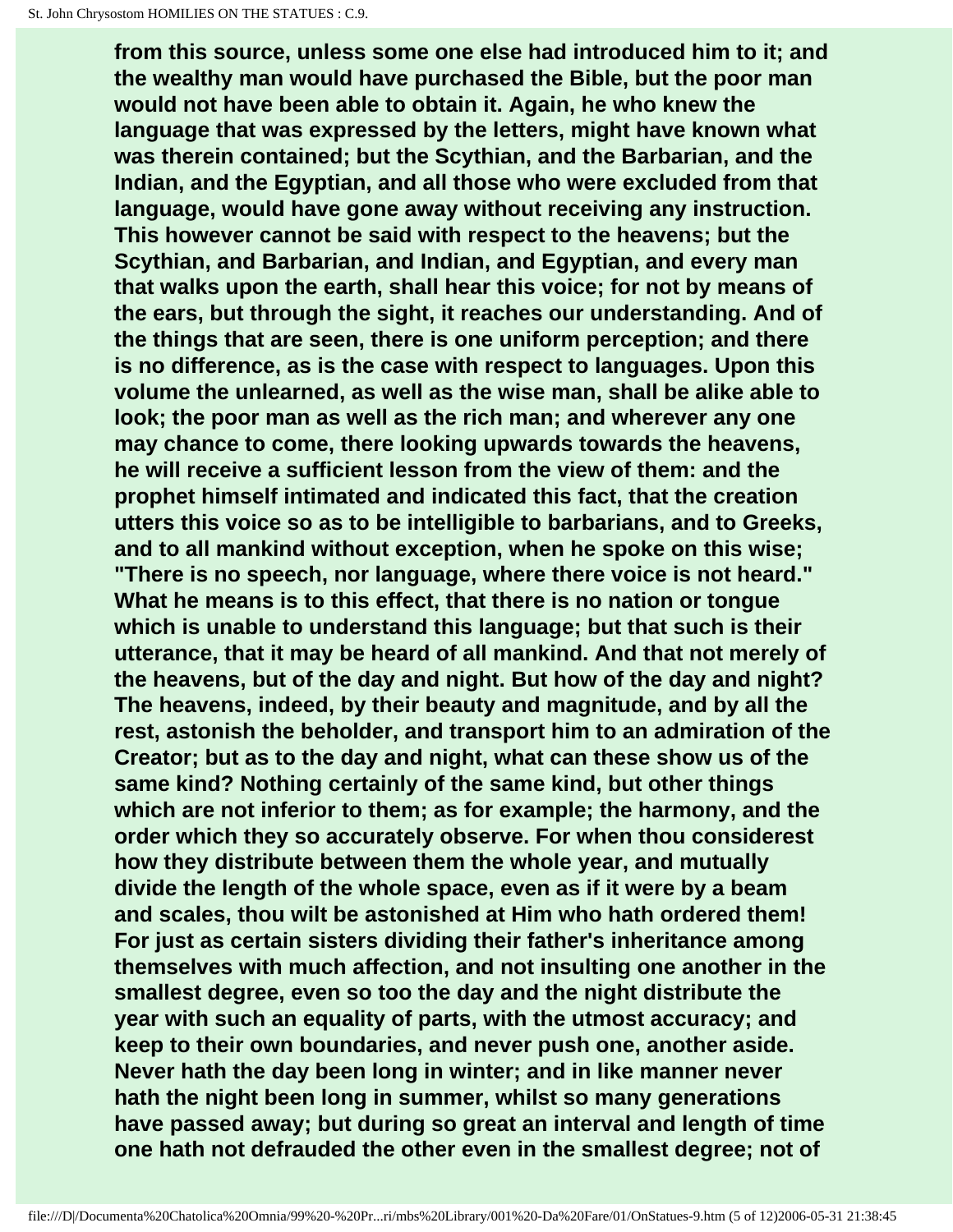**from this source, unless some one else had introduced him to it; and the wealthy man would have purchased the Bible, but the poor man would not have been able to obtain it. Again, he who knew the language that was expressed by the letters, might have known what was therein contained; but the Scythian, and the Barbarian, and the Indian, and the Egyptian, and all those who were excluded from that language, would have gone away without receiving any instruction. This however cannot be said with respect to the heavens; but the Scythian, and Barbarian, and Indian, and Egyptian, and every man that walks upon the earth, shall hear this voice; for not by means of the ears, but through the sight, it reaches our understanding. And of the things that are seen, there is one uniform perception; and there is no difference, as is the case with respect to languages. Upon this volume the unlearned, as well as the wise man, shall be alike able to look; the poor man as well as the rich man; and wherever any one may chance to come, there looking upwards towards the heavens, he will receive a sufficient lesson from the view of them: and the prophet himself intimated and indicated this fact, that the creation utters this voice so as to be intelligible to barbarians, and to Greeks, and to all mankind without exception, when he spoke on this wise; "There is no speech, nor language, where there voice is not heard." What he means is to this effect, that there is no nation or tongue which is unable to understand this language; but that such is their utterance, that it may be heard of all mankind. And that not merely of the heavens, but of the day and night. But how of the day and night? The heavens, indeed, by their beauty and magnitude, and by all the rest, astonish the beholder, and transport him to an admiration of the Creator; but as to the day and night, what can these show us of the same kind? Nothing certainly of the same kind, but other things which are not inferior to them; as for example; the harmony, and the order which they so accurately observe. For when thou considerest how they distribute between them the whole year, and mutually divide the length of the whole space, even as if it were by a beam and scales, thou wilt be astonished at Him who hath ordered them! For just as certain sisters dividing their father's inheritance among themselves with much affection, and not insulting one another in the smallest degree, even so too the day and the night distribute the year with such an equality of parts, with the utmost accuracy; and keep to their own boundaries, and never push one, another aside. Never hath the day been long in winter; and in like manner never hath the night been long in summer, whilst so many generations have passed away; but during so great an interval and length of time one hath not defrauded the other even in the smallest degree; not of**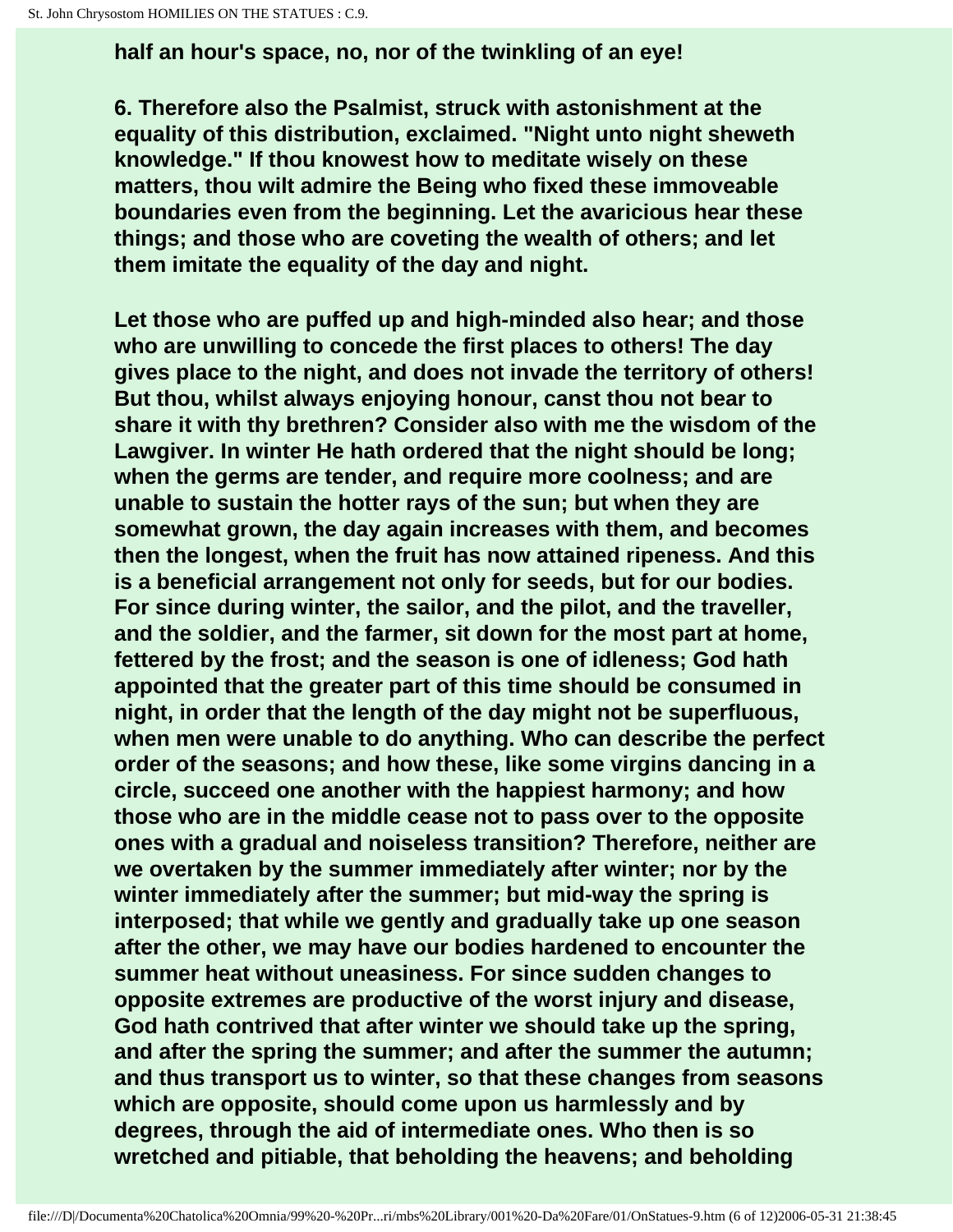half an hour's space, no, nor of the twinkling of an eye!

6. Therefore also the Psalmist, struck with astonishment at the equality of this distribution, exclaimed. "Night unto night sheweth knowledge." If thou knowest how to meditate wisely on these matters, thou wilt admire the Being who fixed these immoveable boundaries even from the beginning. Let the avaricious hear these things; and those who are coveting the wealth of others; and let them imitate the equality of the day and night.

Let those who are puffed up and high-minded also hear; and those who are unwilling to concede the first places to others! The day gives place to the night, and does not invade the territory of others! But thou, whilst always enjoying honour, canst thou not bear to share it with thy brethren? Consider also with me the wisdom of the Lawgiver. In winter He hath ordered that the night should be long; when the germs are tender, and require more coolness; and are unable to sustain the hotter rays of the sun; but when they are somewhat grown, the day again increases with them, and becomes then the longest, when the fruit has now attained ripeness. And this is a beneficial arrangement not only for seeds, but for our bodies. For since during winter, the sailor, and the pilot, and the traveller, and the soldier, and the farmer, sit down for the most part at home, fettered by the frost; and the season is one of idleness; God hath appointed that the greater part of this time should be consumed in night, in order that the length of the day might not be superfluous, when men were unable to do anything. Who can describe the perfect order of the seasons; and how these, like some virgins dancing in a circle, succeed one another with the happiest harmony; and how those who are in the middle cease not to pass over to the opposite ones with a gradual and noiseless transition? Therefore, neither are we overtaken by the summer immediately after winter; nor by the winter immediately after the summer; but mid-way the spring is interposed; that while we gently and gradually take up one season after the other, we may have our bodies hardened to encounter the summer heat without uneasiness. For since sudden changes to opposite extremes are productive of the worst injury and disease, God hath contrived that after winter we should take up the spring, and after the spring the summer; and after the summer the autumn; and thus transport us to winter, so that these changes from seasons which are opposite, should come upon us harmlessly and by degrees, through the aid of intermediate ones. Who then is so wretched and pitiable, that beholding the heavens; and beholding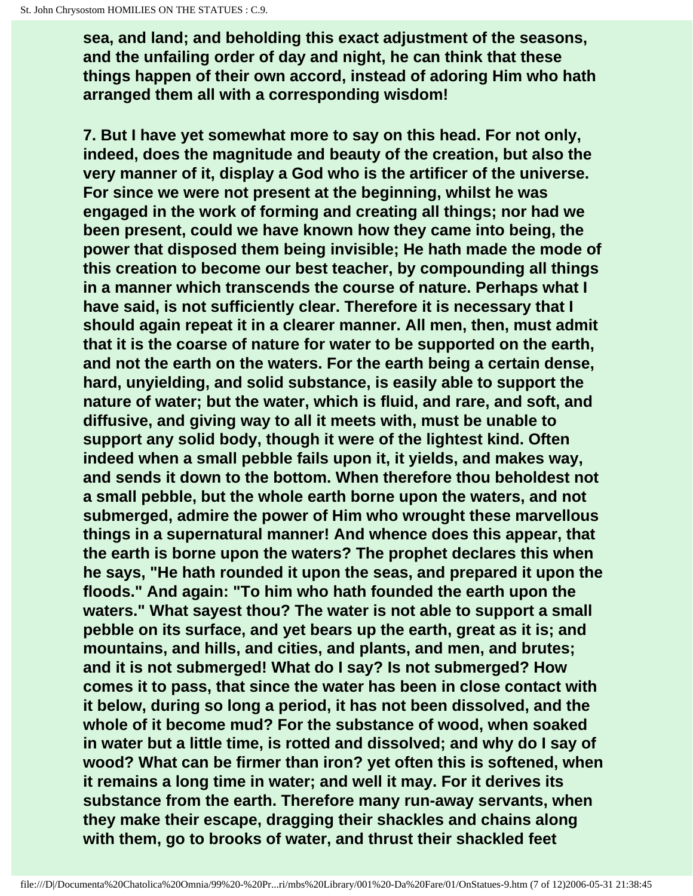sea, and land; and beholding this exact adjustment of the seasons, and the unfailing order of day and night, he can think that these things happen of their own accord, instead of adoring Him who hath arranged them all with a corresponding wisdom!

7. But I have yet somewhat more to say on this head. For not only, indeed, does the magnitude and beauty of the creation, but also the very manner of it, display a God who is the artificer of the universe. For since we were not present at the beginning, whilst he was engaged in the work of forming and creating all things; nor had we been present, could we have known how they came into being, the power that disposed them being invisible; He hath made the mode of this creation to become our best teacher, by compounding all things in a manner which transcends the course of nature. Perhaps what I have said, is not sufficiently clear. Therefore it is necessary that I should again repeat it in a clearer manner. All men, then, must admit that it is the coarse of nature for water to be supported on the earth, and not the earth on the waters. For the earth being a certain dense, hard, unyielding, and solid substance, is easily able to support the nature of water; but the water, which is fluid, and rare, and soft, and diffusive, and giving way to all it meets with, must be unable to support any solid body, though it were of the lightest kind. Often indeed when a small pebble fails upon it, it yields, and makes way, and sends it down to the bottom. When therefore thou beholdest not a small pebble, but the whole earth borne upon the waters, and not submerged, admire the power of Him who wrought these marvellous things in a supernatural manner! And whence does this appear, that the earth is borne upon the waters? The prophet declares this when he says, "He hath rounded it upon the seas, and prepared it upon the floods." And again: "To him who hath founded the earth upon the waters." What sayest thou? The water is not able to support a small pebble on its surface, and yet bears up the earth, great as it is; and mountains, and hills, and cities, and plants, and men, and brutes; and it is not submerged! What do I say? Is not submerged? How comes it to pass, that since the water has been in close contact with it below, during so long a period, it has not been dissolved, and the whole of it become mud? For the substance of wood, when soaked in water but a little time, is rotted and dissolved; and why do I say of wood? What can be firmer than iron? yet often this is softened, when it remains a long time in water; and well it may. For it derives its substance from the earth. Therefore many run-away servants, when they make their escape, dragging their shackles and chains along with them, go to brooks of water, and thrust their shackled feet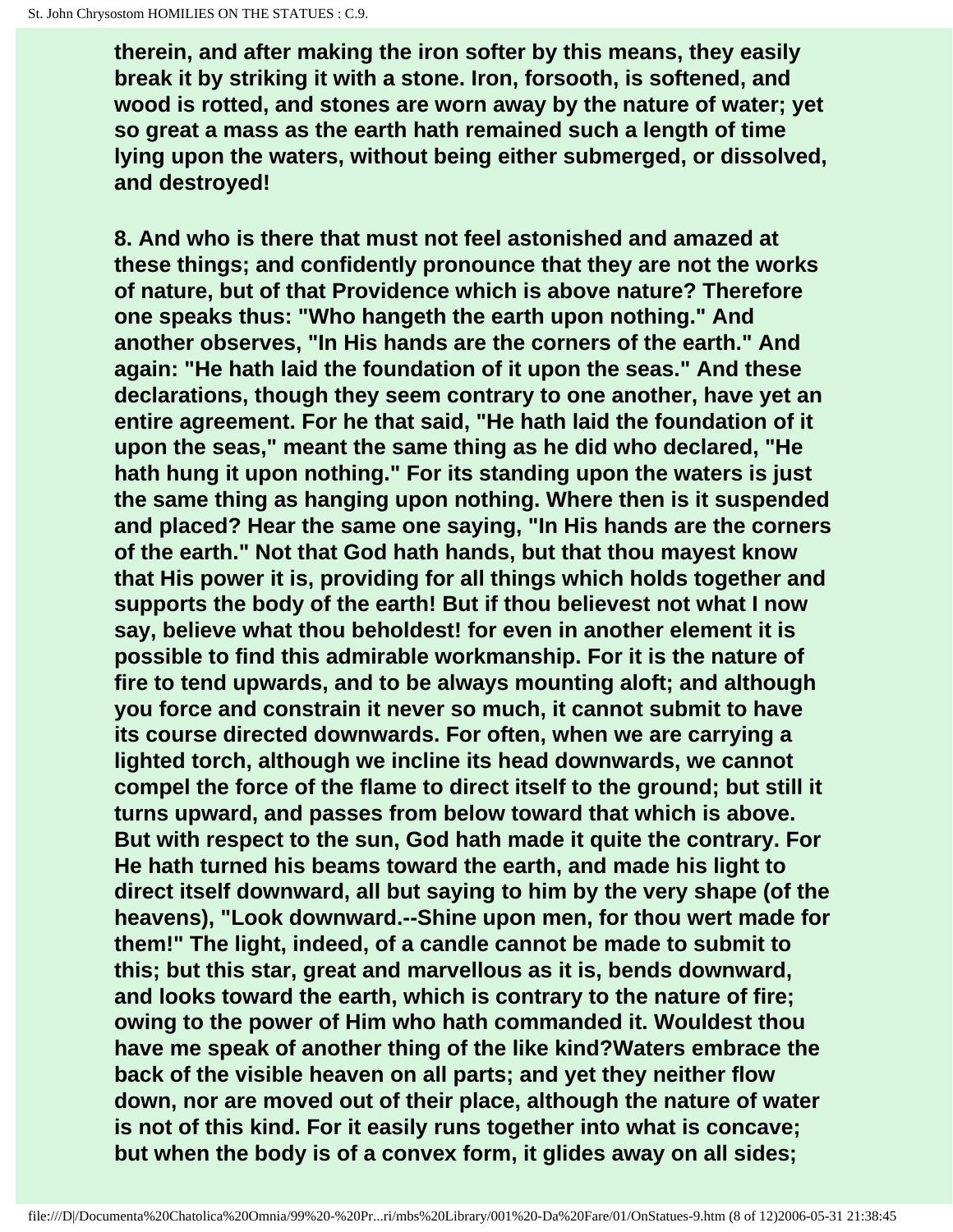therein, and after making the iron softer by this means, they easily break it by striking it with a stone. Iron, forsooth, is softened, and wood is rotted, and stones are worn away by the nature of water; yet so great a mass as the earth hath remained such a length of time lying upon the waters, without being either submerged, or dissolved, and destroyed!

8. And who is there that must not feel astonished and amazed at these things; and confidently pronounce that they are not the works of nature, but of that Providence which is above nature? Therefore one speaks thus: "Who hangeth the earth upon nothing." And another observes, "In His hands are the corners of the earth." And again: "He hath laid the foundation of it upon the seas." And these declarations, though they seem contrary to one another, have yet an entire agreement. For he that said, "He hath laid the foundation of it upon the seas," meant the same thing as he did who declared, "He hath hung it upon nothing." For its standing upon the waters is just the same thing as hanging upon nothing. Where then is it suspended and placed? Hear the same one saying, "In His hands are the corners of the earth." Not that God hath hands, but that thou mayest know that His power it is, providing for all things which holds together and supports the body of the earth! But if thou believest not what I now say, believe what thou beholdest! for even in another element it is possible to find this admirable workmanship. For it is the nature of fire to tend upwards, and to be always mounting aloft; and although you force and constrain it never so much, it cannot submit to have its course directed downwards. For often, when we are carrying a lighted torch, although we incline its head downwards, we cannot compel the force of the flame to direct itself to the ground; but still it turns upward, and passes from below toward that which is above. But with respect to the sun, God hath made it quite the contrary. For He hath turned his beams toward the earth, and made his light to direct itself downward, all but saying to him by the very shape (of the heavens), "Look downward.--Shine upon men, for thou wert made for them!" The light, indeed, of a candle cannot be made to submit to this; but this star, great and marvellous as it is, bends downward, and looks toward the earth, which is contrary to the nature of fire; owing to the power of Him who hath commanded it. Wouldest thou have me speak of another thing of the like kind?Waters embrace the back of the visible heaven on all parts; and yet they neither flow down, nor are moved out of their place, although the nature of water is not of this kind. For it easily runs together into what is concave; but when the body is of a convex form, it glides away on all sides;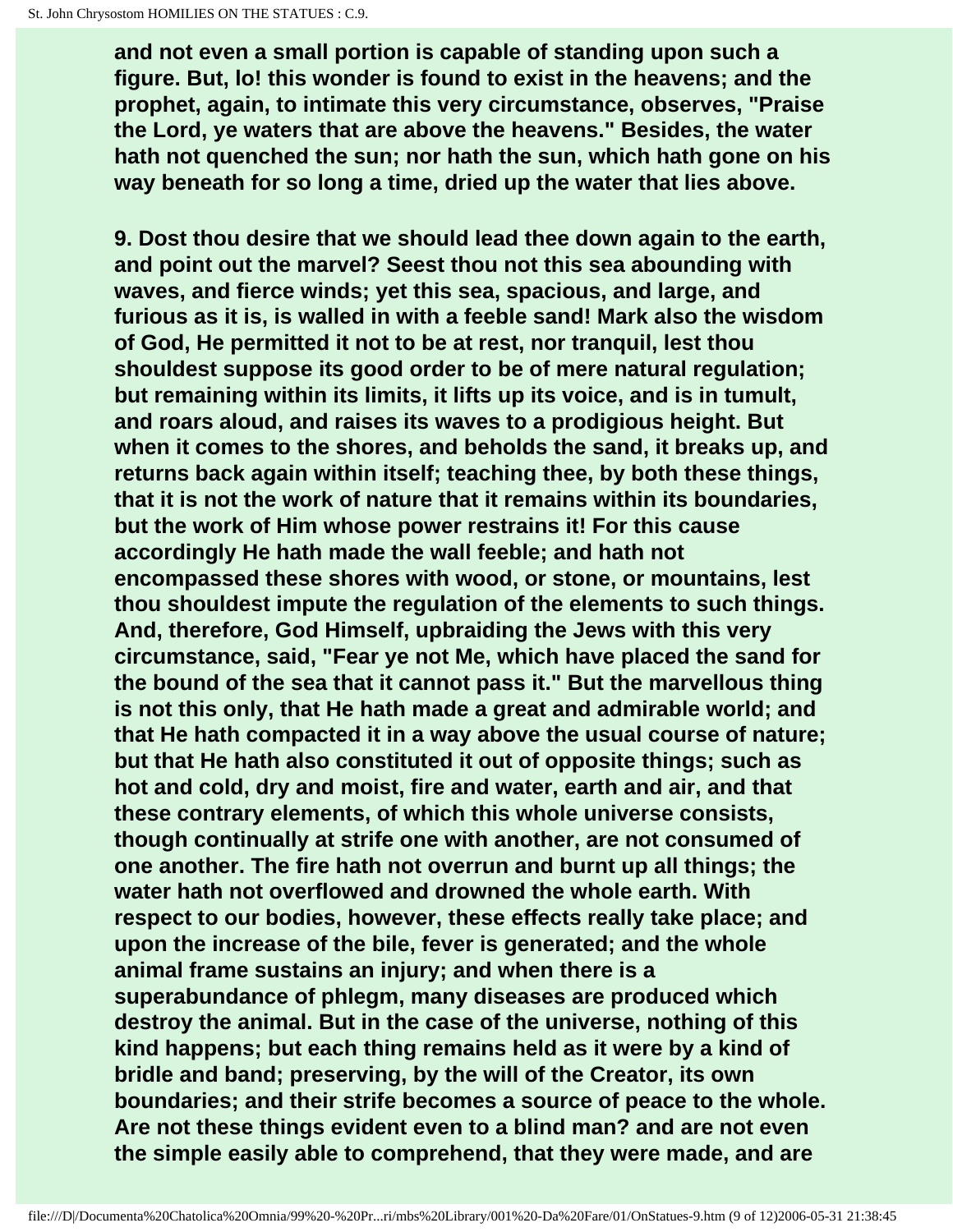and not even a small portion is capable of standing upon such a figure. But, lo! this wonder is found to exist in the heavens; and the prophet, again, to intimate this very circumstance, observes, "Praise the Lord, ye waters that are above the heavens." Besides, the water hath not quenched the sun; nor hath the sun, which hath gone on his way beneath for so long a time, dried up the water that lies above.

9. Dost thou desire that we should lead thee down again to the earth, and point out the marvel? Seest thou not this sea abounding with waves, and fierce winds; yet this sea, spacious, and large, and furious as it is, is walled in with a feeble sand! Mark also the wisdom of God, He permitted it not to be at rest, nor tranquil, lest thou shouldest suppose its good order to be of mere natural regulation; but remaining within its limits, it lifts up its voice, and is in tumult, and roars aloud, and raises its waves to a prodigious height. But when it comes to the shores, and beholds the sand, it breaks up, and returns back again within itself; teaching thee, by both these things, that it is not the work of nature that it remains within its boundaries, but the work of Him whose power restrains it! For this cause accordingly He hath made the wall feeble; and hath not encompassed these shores with wood, or stone, or mountains, lest thou shouldest impute the regulation of the elements to such things. And, therefore, God Himself, upbraiding the Jews with this very circumstance, said, "Fear ye not Me, which have placed the sand for the bound of the sea that it cannot pass it." But the marvellous thing is not this only, that He hath made a great and admirable world; and that He hath compacted it in a way above the usual course of nature; but that He hath also constituted it out of opposite things; such as hot and cold, dry and moist, fire and water, earth and air, and that these contrary elements, of which this whole universe consists, though continually at strife one with another, are not consumed of one another. The fire hath not overrun and burnt up all things; the water hath not overflowed and drowned the whole earth. With respect to our bodies, however, these effects really take place; and upon the increase of the bile, fever is generated; and the whole animal frame sustains an injury; and when there is a superabundance of phlegm, many diseases are produced which destroy the animal. But in the case of the universe, nothing of this kind happens; but each thing remains held as it were by a kind of bridle and band; preserving, by the will of the Creator, its own boundaries; and their strife becomes a source of peace to the whole. Are not these things evident even to a blind man? and are not even the simple easily able to comprehend, that they were made, and are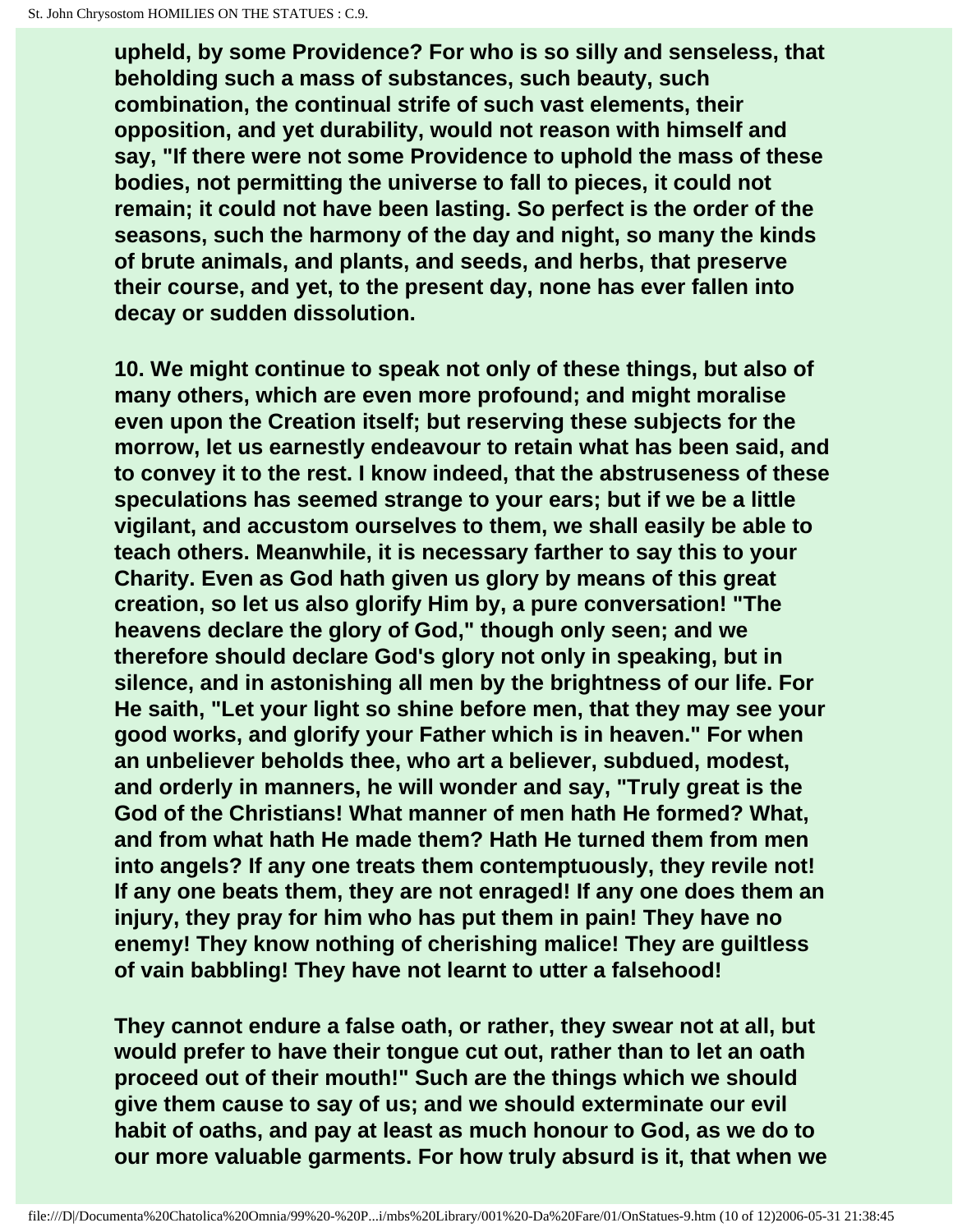**upheld, by some Providence? For who is so silly and senseless, that beholding such a mass of substances, such beauty, such combination, the continual strife of such vast elements, their opposition, and yet durability, would not reason with himself and say, "If there were not some Providence to uphold the mass of these bodies, not permitting the universe to fall to pieces, it could not remain; it could not have been lasting. So perfect is the order of the seasons, such the harmony of the day and night, so many the kinds of brute animals, and plants, and seeds, and herbs, that preserve their course, and yet, to the present day, none has ever fallen into decay or sudden dissolution.**

**10. We might continue to speak not only of these things, but also of many others, which are even more profound; and might moralise even upon the Creation itself; but reserving these subjects for the morrow, let us earnestly endeavour to retain what has been said, and to convey it to the rest. I know indeed, that the abstruseness of these speculations has seemed strange to your ears; but if we be a little vigilant, and accustom ourselves to them, we shall easily be able to teach others. Meanwhile, it is necessary farther to say this to your Charity. Even as God hath given us glory by means of this great creation, so let us also glorify Him by, a pure conversation! "The heavens declare the glory of God," though only seen; and we therefore should declare God's glory not only in speaking, but in silence, and in astonishing all men by the brightness of our life. For He saith, "Let your light so shine before men, that they may see your good works, and glorify your Father which is in heaven." For when an unbeliever beholds thee, who art a believer, subdued, modest, and orderly in manners, he will wonder and say, "Truly great is the God of the Christians! What manner of men hath He formed? What, and from what hath He made them? Hath He turned them from men into angels? If any one treats them contemptuously, they revile not! If any one beats them, they are not enraged! If any one does them an injury, they pray for him who has put them in pain! They have no enemy! They know nothing of cherishing malice! They are guiltless of vain babbling! They have not learnt to utter a falsehood!**

**They cannot endure a false oath, or rather, they swear not at all, but would prefer to have their tongue cut out, rather than to let an oath proceed out of their mouth!" Such are the things which we should give them cause to say of us; and we should exterminate our evil habit of oaths, and pay at least as much honour to God, as we do to our more valuable garments. For how truly absurd is it, that when we**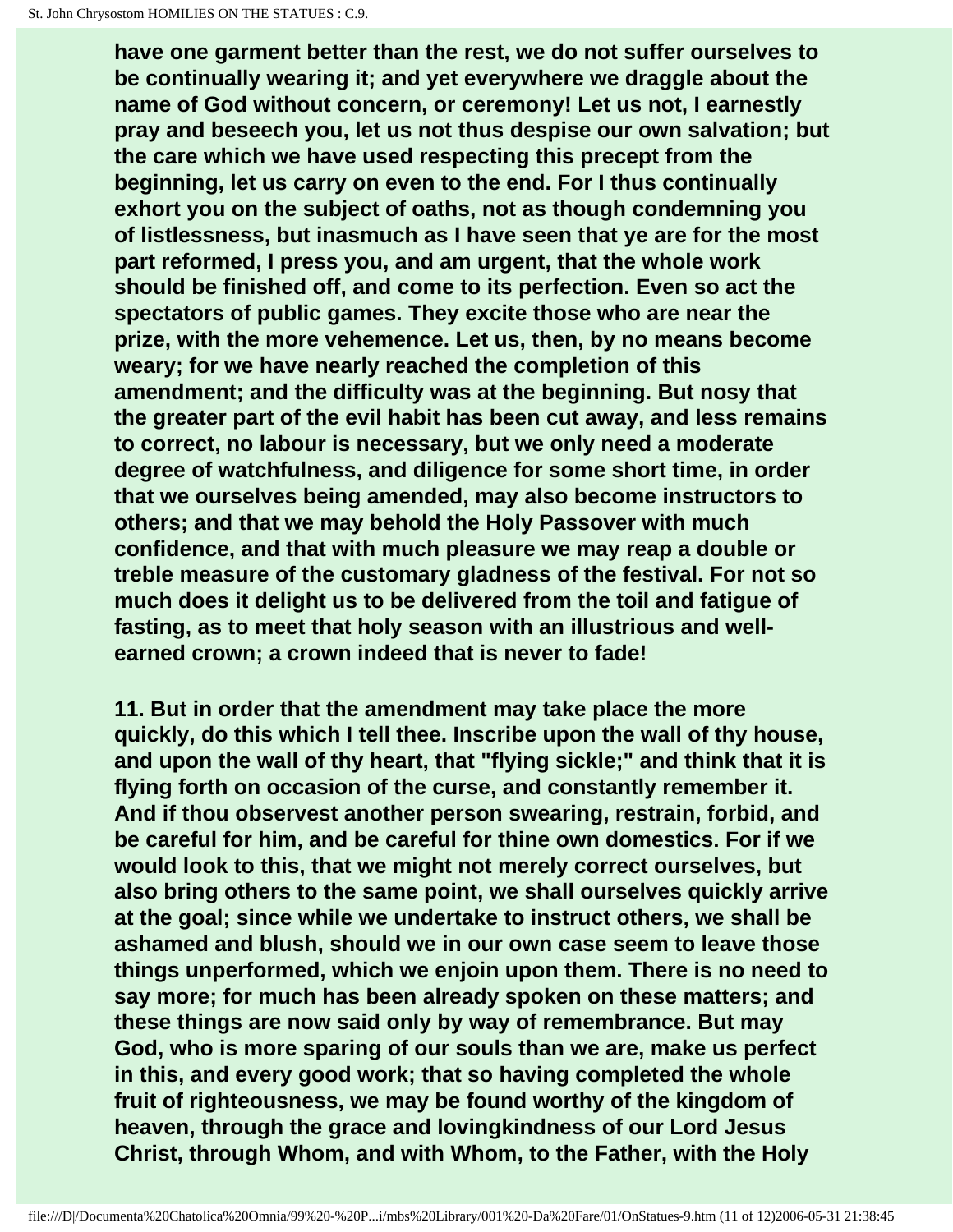have one garment better than the rest, we do not suffer ourselves to be continually wearing it; and yet everywhere we draggle about the name of God without concern, or ceremony! Let us not, I earnestly pray and beseech you, let us not thus despise our own salvation; but the care which we have used respecting this precept from the beginning, let us carry on even to the end. For I thus continually exhort you on the subject of oaths, not as though condemning you of listlessness, but inasmuch as I have seen that ye are for the most part reformed, I press you, and am urgent, that the whole work should be finished off, and come to its perfection. Even so act the spectators of public games. They excite those who are near the prize, with the more vehemence. Let us, then, by no means become weary; for we have nearly reached the completion of this amendment; and the difficulty was at the beginning. But nosy that the greater part of the evil habit has been cut away, and less remains to correct, no labour is necessary, but we only need a moderate degree of watchfulness, and diligence for some short time, in order that we ourselves being amended, may also become instructors to others; and that we may behold the Holy Passover with much confidence, and that with much pleasure we may reap a double or treble measure of the customary gladness of the festival. For not so much does it delight us to be delivered from the toil and fatigue of fasting, as to meet that holy season with an illustrious and well-earned crown; a crown indeed that is never to fade!

11. But in order that the amendment may take place the more quickly, do this which I tell thee. Inscribe upon the wall of thy house, and upon the wall of thy heart, that "flying sickle;" and think that it is flying forth on occasion of the curse, and constantly remember it. And if thou observest another person swearing, restrain, forbid, and be careful for him, and be careful for thine own domestics. For if we would look to this, that we might not merely correct ourselves, but also bring others to the same point, we shall ourselves quickly arrive at the goal; since while we undertake to instruct others, we shall be ashamed and blush, should we in our own case seem to leave those things unperformed, which we enjoin upon them. There is no need to say more; for much has been already spoken on these matters; and these things are now said only by way of remembrance. But may God, who is more sparing of our souls than we are, make us perfect in this, and every good work; that so having completed the whole fruit of righteousness, we may be found worthy of the kingdom of heaven, through the grace and lovingkindness of our Lord Jesus Christ, through Whom, and with Whom, to the Father, with the Holy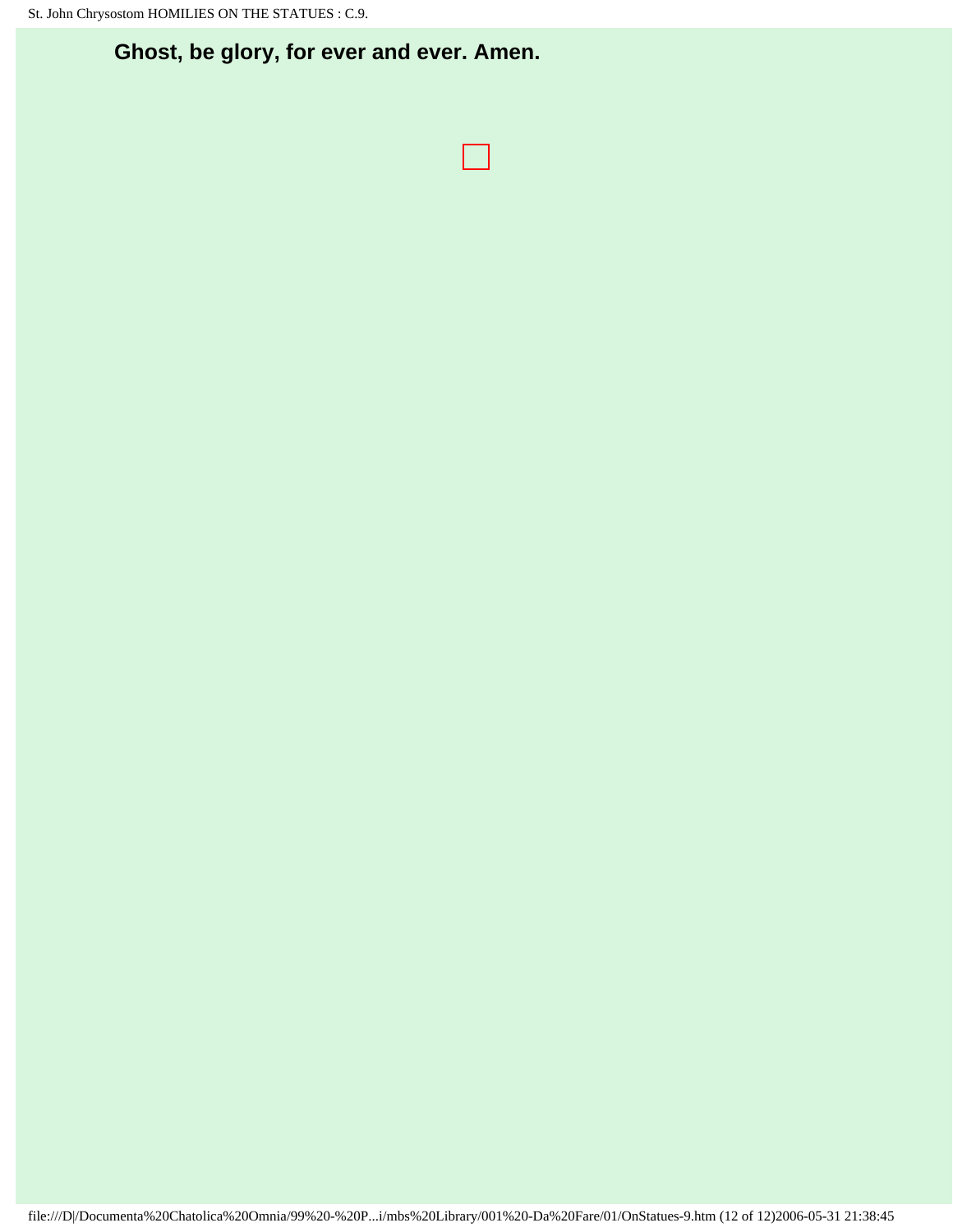**Ghost, be glory, for ever and ever. Amen.**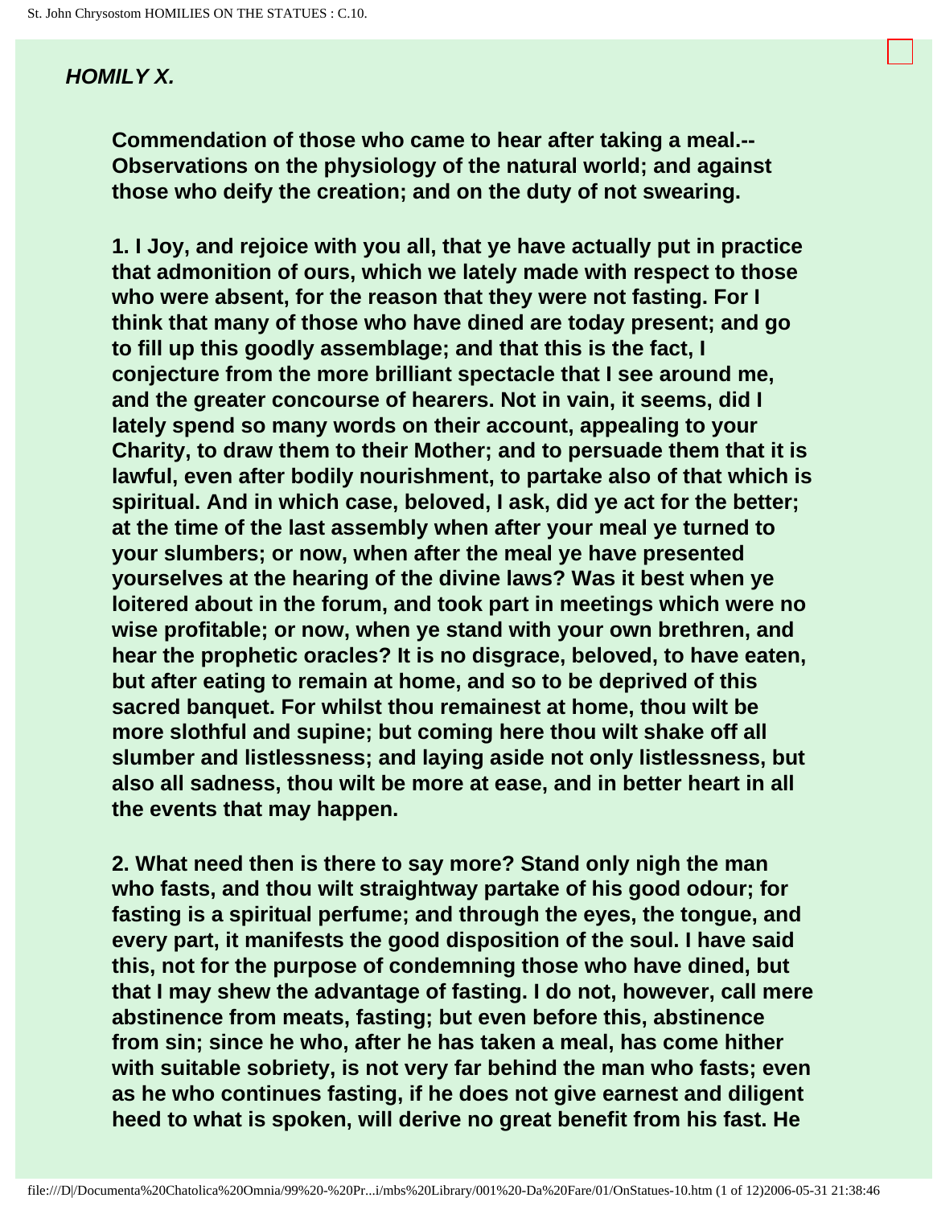## *HOMILY X.*

**Commendation of those who came to hear after taking a meal.--Observations on the physiology of the natural world; and against those who deify the creation; and on the duty of not swearing.**

**1. I Joy, and rejoice with you all, that ye have actually put in practice that admonition of ours, which we lately made with respect to those who were absent, for the reason that they were not fasting. For I think that many of those who have dined are today present; and go to fill up this goodly assemblage; and that this is the fact, I conjecture from the more brilliant spectacle that I see around me, and the greater concourse of hearers. Not in vain, it seems, did I lately spend so many words on their account, appealing to your Charity, to draw them to their Mother; and to persuade them that it is lawful, even after bodily nourishment, to partake also of that which is spiritual. And in which case, beloved, I ask, did ye act for the better; at the time of the last assembly when after your meal ye turned to your slumbers; or now, when after the meal ye have presented yourselves at the hearing of the divine laws? Was it best when ye loitered about in the forum, and took part in meetings which were no wise profitable; or now, when ye stand with your own brethren, and hear the prophetic oracles? It is no disgrace, beloved, to have eaten, but after eating to remain at home, and so to be deprived of this sacred banquet. For whilst thou remainest at home, thou wilt be more slothful and supine; but coming here thou wilt shake off all slumber and listlessness; and laying aside not only listlessness, but also all sadness, thou wilt be more at ease, and in better heart in all the events that may happen.**

**2. What need then is there to say more? Stand only nigh the man who fasts, and thou wilt straightway partake of his good odour; for fasting is a spiritual perfume; and through the eyes, the tongue, and every part, it manifests the good disposition of the soul. I have said this, not for the purpose of condemning those who have dined, but that I may shew the advantage of fasting. I do not, however, call mere abstinence from meats, fasting; but even before this, abstinence from sin; since he who, after he has taken a meal, has come hither with suitable sobriety, is not very far behind the man who fasts; even as he who continues fasting, if he does not give earnest and diligent heed to what is spoken, will derive no great benefit from his fast. He**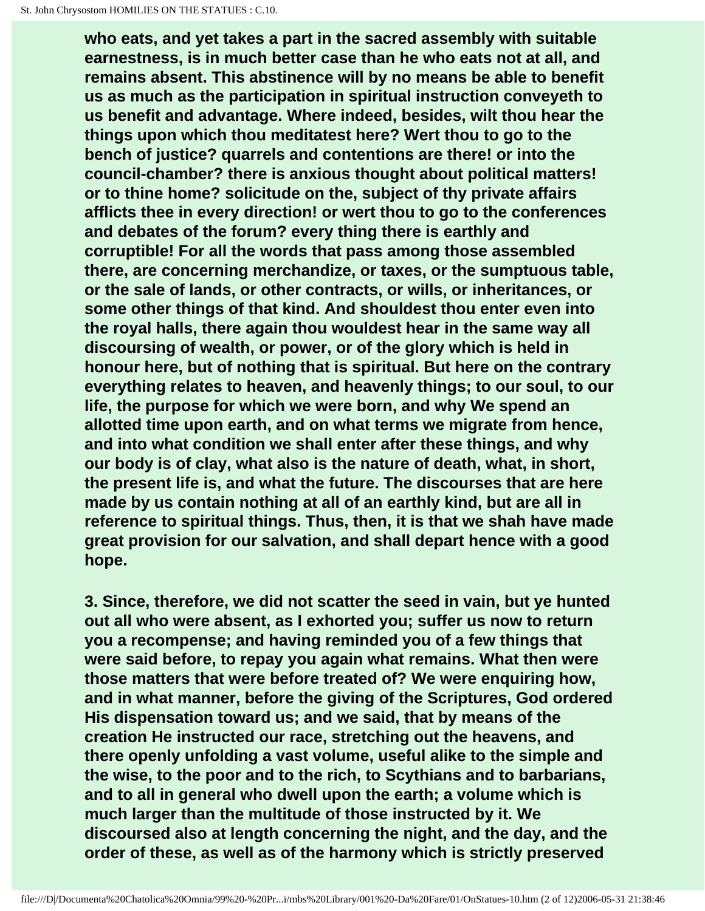who eats, and yet takes a part in the sacred assembly with suitable earnestness, is in much better case than he who eats not at all, and remains absent. This abstinence will by no means be able to benefit us as much as the participation in spiritual instruction conveyeth to us benefit and advantage. Where indeed, besides, wilt thou hear the things upon which thou meditatest here? Wert thou to go to the bench of justice? quarrels and contentions are there! or into the council-chamber? there is anxious thought about political matters! or to thine home? solicitude on the, subject of thy private affairs afflicts thee in every direction! or wert thou to go to the conferences and debates of the forum? every thing there is earthly and corruptible! For all the words that pass among those assembled there, are concerning merchandize, or taxes, or the sumptuous table, or the sale of lands, or other contracts, or wills, or inheritances, or some other things of that kind. And shouldest thou enter even into the royal halls, there again thou wouldest hear in the same way all discoursing of wealth, or power, or of the glory which is held in honour here, but of nothing that is spiritual. But here on the contrary everything relates to heaven, and heavenly things; to our soul, to our life, the purpose for which we were born, and why We spend an allotted time upon earth, and on what terms we migrate from hence, and into what condition we shall enter after these things, and why our body is of clay, what also is the nature of death, what, in short, the present life is, and what the future. The discourses that are here made by us contain nothing at all of an earthly kind, but are all in reference to spiritual things. Thus, then, it is that we shah have made great provision for our salvation, and shall depart hence with a good hope.

3. Since, therefore, we did not scatter the seed in vain, but ye hunted out all who were absent, as I exhorted you; suffer us now to return you a recompense; and having reminded you of a few things that were said before, to repay you again what remains. What then were those matters that were before treated of? We were enquiring how, and in what manner, before the giving of the Scriptures, God ordered His dispensation toward us; and we said, that by means of the creation He instructed our race, stretching out the heavens, and there openly unfolding a vast volume, useful alike to the simple and the wise, to the poor and to the rich, to Scythians and to barbarians, and to all in general who dwell upon the earth; a volume which is much larger than the multitude of those instructed by it. We discoursed also at length concerning the night, and the day, and the order of these, as well as of the harmony which is strictly preserved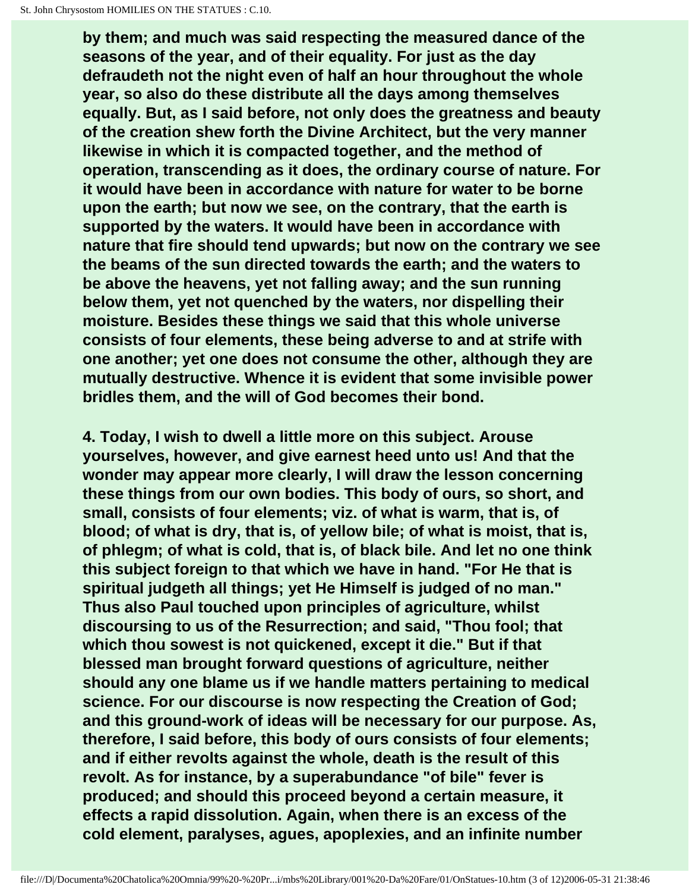by them; and much was said respecting the measured dance of the seasons of the year, and of their equality. For just as the day defraudeth not the night even of half an hour throughout the whole year, so also do these distribute all the days among themselves equally. But, as I said before, not only does the greatness and beauty of the creation shew forth the Divine Architect, but the very manner likewise in which it is compacted together, and the method of operation, transcending as it does, the ordinary course of nature. For it would have been in accordance with nature for water to be borne upon the earth; but now we see, on the contrary, that the earth is supported by the waters. It would have been in accordance with nature that fire should tend upwards; but now on the contrary we see the beams of the sun directed towards the earth; and the waters to be above the heavens, yet not falling away; and the sun running below them, yet not quenched by the waters, nor dispelling their moisture. Besides these things we said that this whole universe consists of four elements, these being adverse to and at strife with one another; yet one does not consume the other, although they are mutually destructive. Whence it is evident that some invisible power bridles them, and the will of God becomes their bond.

4. Today, I wish to dwell a little more on this subject. Arouse yourselves, however, and give earnest heed unto us! And that the wonder may appear more clearly, I will draw the lesson concerning these things from our own bodies. This body of ours, so short, and small, consists of four elements; viz. of what is warm, that is, of blood; of what is dry, that is, of yellow bile; of what is moist, that is, of phlegm; of what is cold, that is, of black bile. And let no one think this subject foreign to that which we have in hand. "For He that is spiritual judgeth all things; yet He Himself is judged of no man." Thus also Paul touched upon principles of agriculture, whilst discoursing to us of the Resurrection; and said, "Thou fool; that which thou sowest is not quickened, except it die." But if that blessed man brought forward questions of agriculture, neither should any one blame us if we handle matters pertaining to medical science. For our discourse is now respecting the Creation of God; and this ground-work of ideas will be necessary for our purpose. As, therefore, I said before, this body of ours consists of four elements; and if either revolts against the whole, death is the result of this revolt. As for instance, by a superabundance "of bile" fever is produced; and should this proceed beyond a certain measure, it effects a rapid dissolution. Again, when there is an excess of the cold element, paralyses, agues, apoplexies, and an infinite number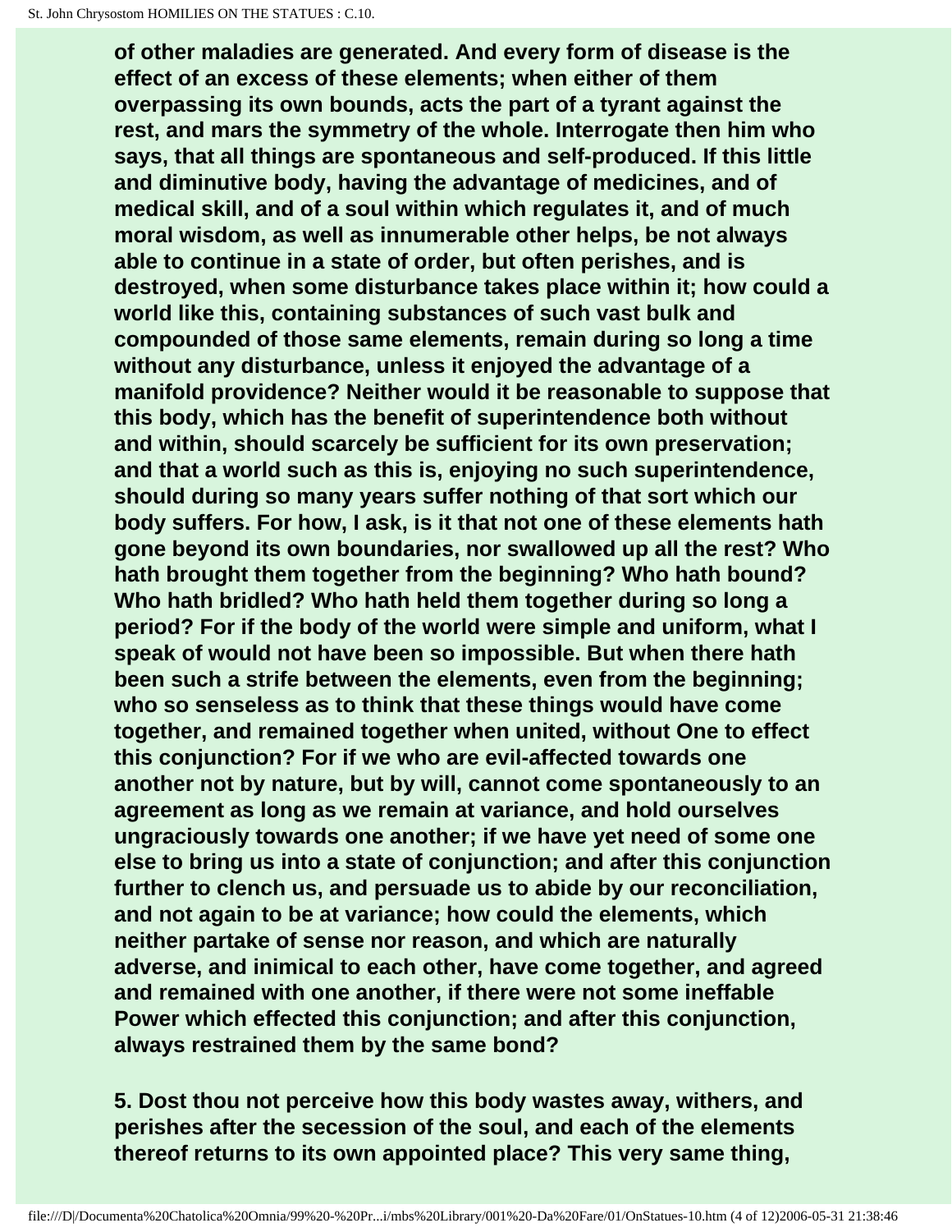of other maladies are generated. And every form of disease is the effect of an excess of these elements; when either of them overpassing its own bounds, acts the part of a tyrant against the rest, and mars the symmetry of the whole. Interrogate then him who says, that all things are spontaneous and self-produced. If this little and diminutive body, having the advantage of medicines, and of medical skill, and of a soul within which regulates it, and of much moral wisdom, as well as innumerable other helps, be not always able to continue in a state of order, but often perishes, and is destroyed, when some disturbance takes place within it; how could a world like this, containing substances of such vast bulk and compounded of those same elements, remain during so long a time without any disturbance, unless it enjoyed the advantage of a manifold providence? Neither would it be reasonable to suppose that this body, which has the benefit of superintendence both without and within, should scarcely be sufficient for its own preservation; and that a world such as this is, enjoying no such superintendence, should during so many years suffer nothing of that sort which our body suffers. For how, I ask, is it that not one of these elements hath gone beyond its own boundaries, nor swallowed up all the rest? Who hath brought them together from the beginning? Who hath bound? Who hath bridled? Who hath held them together during so long a period? For if the body of the world were simple and uniform, what I speak of would not have been so impossible. But when there hath been such a strife between the elements, even from the beginning; who so senseless as to think that these things would have come together, and remained together when united, without One to effect this conjunction? For if we who are evil-affected towards one another not by nature, but by will, cannot come spontaneously to an agreement as long as we remain at variance, and hold ourselves ungraciously towards one another; if we have yet need of some one else to bring us into a state of conjunction; and after this conjunction further to clench us, and persuade us to abide by our reconciliation, and not again to be at variance; how could the elements, which neither partake of sense nor reason, and which are naturally adverse, and inimical to each other, have come together, and agreed and remained with one another, if there were not some ineffable Power which effected this conjunction; and after this conjunction, always restrained them by the same bond?

5. Dost thou not perceive how this body wastes away, withers, and perishes after the secession of the soul, and each of the elements thereof returns to its own appointed place? This very same thing,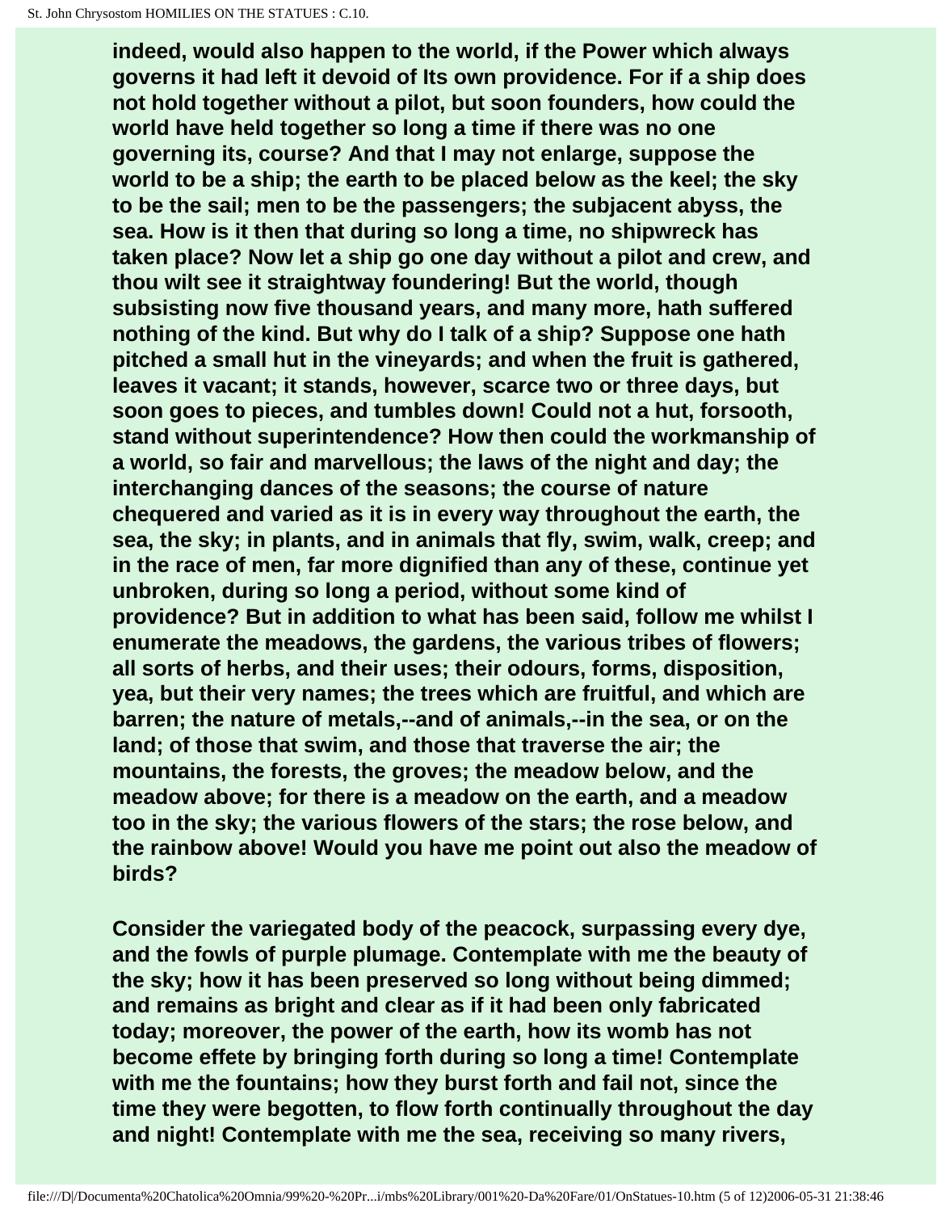indeed, would also happen to the world, if the Power which always governs it had left it devoid of Its own providence. For if a ship does not hold together without a pilot, but soon founders, how could the world have held together so long a time if there was no one governing its, course? And that I may not enlarge, suppose the world to be a ship; the earth to be placed below as the keel; the sky to be the sail; men to be the passengers; the subjacent abyss, the sea. How is it then that during so long a time, no shipwreck has taken place? Now let a ship go one day without a pilot and crew, and thou wilt see it straightway foundering! But the world, though subsisting now five thousand years, and many more, hath suffered nothing of the kind. But why do I talk of a ship? Suppose one hath pitched a small hut in the vineyards; and when the fruit is gathered, leaves it vacant; it stands, however, scarce two or three days, but soon goes to pieces, and tumbles down! Could not a hut, forsooth, stand without superintendence? How then could the workmanship of a world, so fair and marvellous; the laws of the night and day; the interchanging dances of the seasons; the course of nature chequered and varied as it is in every way throughout the earth, the sea, the sky; in plants, and in animals that fly, swim, walk, creep; and in the race of men, far more dignified than any of these, continue yet unbroken, during so long a period, without some kind of providence? But in addition to what has been said, follow me whilst I enumerate the meadows, the gardens, the various tribes of flowers; all sorts of herbs, and their uses; their odours, forms, disposition, yea, but their very names; the trees which are fruitful, and which are barren; the nature of metals,--and of animals,--in the sea, or on the land; of those that swim, and those that traverse the air; the mountains, the forests, the groves; the meadow below, and the meadow above; for there is a meadow on the earth, and a meadow too in the sky; the various flowers of the stars; the rose below, and the rainbow above! Would you have me point out also the meadow of birds?

Consider the variegated body of the peacock, surpassing every dye, and the fowls of purple plumage. Contemplate with me the beauty of the sky; how it has been preserved so long without being dimmed; and remains as bright and clear as if it had been only fabricated today; moreover, the power of the earth, how its womb has not become effete by bringing forth during so long a time! Contemplate with me the fountains; how they burst forth and fail not, since the time they were begotten, to flow forth continually throughout the day and night! Contemplate with me the sea, receiving so many rivers,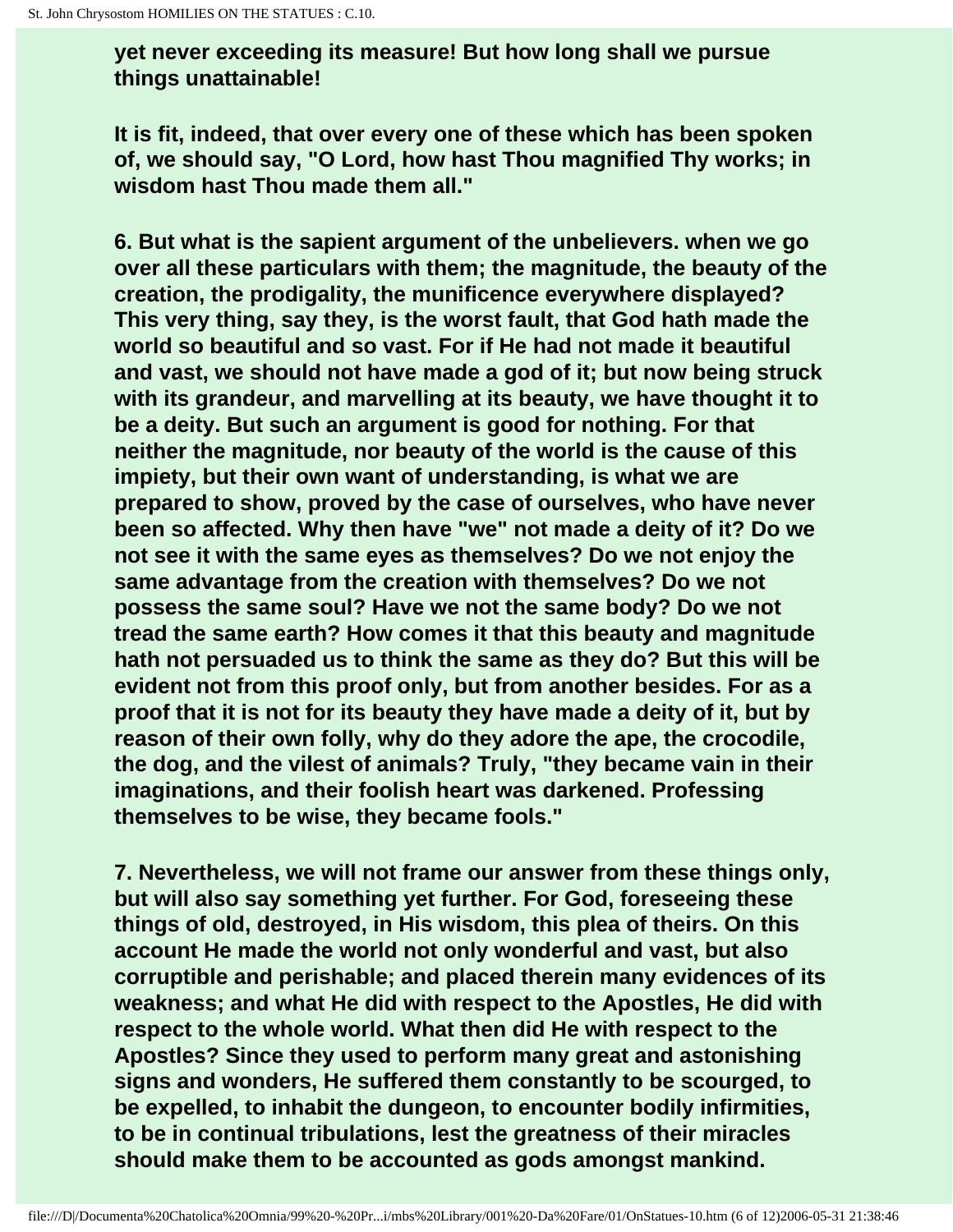**yet never exceeding its measure! But how long shall we pursue things unattainable!**

**It is fit, indeed, that over every one of these which has been spoken of, we should say, "O Lord, how hast Thou magnified Thy works; in wisdom hast Thou made them all."**

**6. But what is the sapient argument of the unbelievers. when we go over all these particulars with them; the magnitude, the beauty of the creation, the prodigality, the munificence everywhere displayed? This very thing, say they, is the worst fault, that God hath made the world so beautiful and so vast. For if He had not made it beautiful and vast, we should not have made a god of it; but now being struck with its grandeur, and marvelling at its beauty, we have thought it to be a deity. But such an argument is good for nothing. For that neither the magnitude, nor beauty of the world is the cause of this impiety, but their own want of understanding, is what we are prepared to show, proved by the case of ourselves, who have never been so affected. Why then have "we" not made a deity of it? Do we not see it with the same eyes as themselves? Do we not enjoy the same advantage from the creation with themselves? Do we not possess the same soul? Have we not the same body? Do we not tread the same earth? How comes it that this beauty and magnitude hath not persuaded us to think the same as they do? But this will be evident not from this proof only, but from another besides. For as a proof that it is not for its beauty they have made a deity of it, but by reason of their own folly, why do they adore the ape, the crocodile, the dog, and the vilest of animals? Truly, "they became vain in their imaginations, and their foolish heart was darkened. Professing themselves to be wise, they became fools."**

**7. Nevertheless, we will not frame our answer from these things only, but will also say something yet further. For God, foreseeing these things of old, destroyed, in His wisdom, this plea of theirs. On this account He made the world not only wonderful and vast, but also corruptible and perishable; and placed therein many evidences of its weakness; and what He did with respect to the Apostles, He did with respect to the whole world. What then did He with respect to the Apostles? Since they used to perform many great and astonishing signs and wonders, He suffered them constantly to be scourged, to be expelled, to inhabit the dungeon, to encounter bodily infirmities, to be in continual tribulations, lest the greatness of their miracles should make them to be accounted as gods amongst mankind.**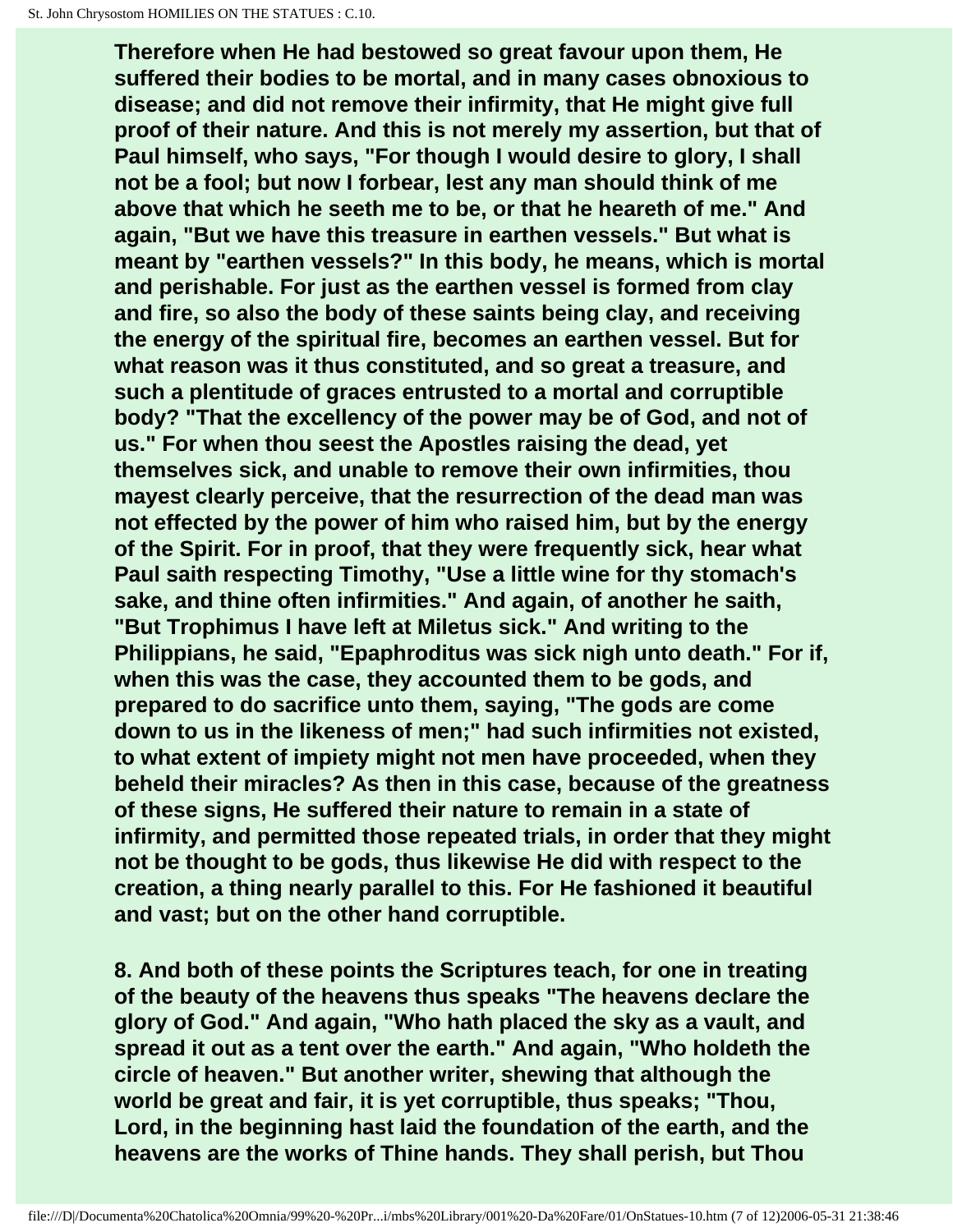Therefore when He had bestowed so great favour upon them, He suffered their bodies to be mortal, and in many cases obnoxious to disease; and did not remove their infirmity, that He might give full proof of their nature. And this is not merely my assertion, but that of Paul himself, who says, "For though I would desire to glory, I shall not be a fool; but now I forbear, lest any man should think of me above that which he seeth me to be, or that he heareth of me." And again, "But we have this treasure in earthen vessels." But what is meant by "earthen vessels?" In this body, he means, which is mortal and perishable. For just as the earthen vessel is formed from clay and fire, so also the body of these saints being clay, and receiving the energy of the spiritual fire, becomes an earthen vessel. But for what reason was it thus constituted, and so great a treasure, and such a plentitude of graces entrusted to a mortal and corruptible body? "That the excellency of the power may be of God, and not of us." For when thou seest the Apostles raising the dead, yet themselves sick, and unable to remove their own infirmities, thou mayest clearly perceive, that the resurrection of the dead man was not effected by the power of him who raised him, but by the energy of the Spirit. For in proof, that they were frequently sick, hear what Paul saith respecting Timothy, "Use a little wine for thy stomach's sake, and thine often infirmities." And again, of another he saith, "But Trophimus I have left at Miletus sick." And writing to the Philippians, he said, "Epaphroditus was sick nigh unto death." For if, when this was the case, they accounted them to be gods, and prepared to do sacrifice unto them, saying, "The gods are come down to us in the likeness of men;" had such infirmities not existed, to what extent of impiety might not men have proceeded, when they beheld their miracles? As then in this case, because of the greatness of these signs, He suffered their nature to remain in a state of infirmity, and permitted those repeated trials, in order that they might not be thought to be gods, thus likewise He did with respect to the creation, a thing nearly parallel to this. For He fashioned it beautiful and vast; but on the other hand corruptible.

8. And both of these points the Scriptures teach, for one in treating of the beauty of the heavens thus speaks "The heavens declare the glory of God." And again, "Who hath placed the sky as a vault, and spread it out as a tent over the earth." And again, "Who holdeth the circle of heaven." But another writer, shewing that although the world be great and fair, it is yet corruptible, thus speaks; "Thou, Lord, in the beginning hast laid the foundation of the earth, and the heavens are the works of Thine hands. They shall perish, but Thou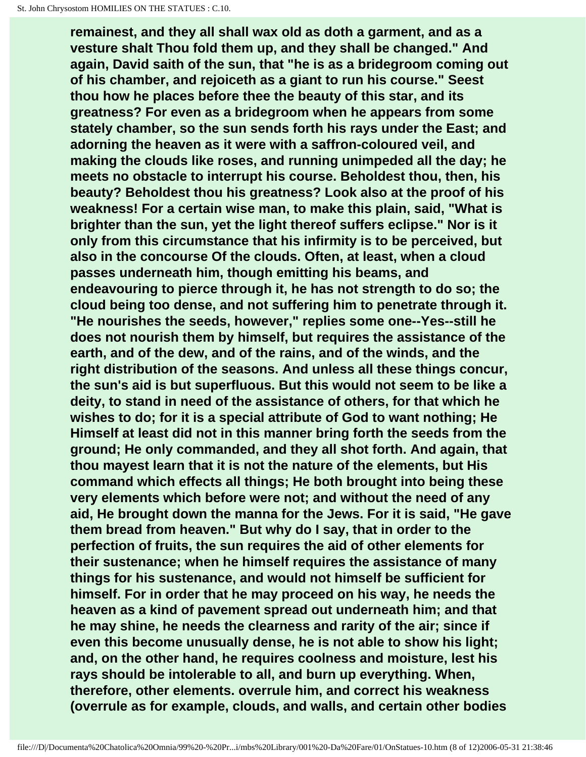**remainest, and they all shall wax old as doth a garment, and as a vesture shalt Thou fold them up, and they shall be changed." And again, David saith of the sun, that "he is as a bridegroom coming out of his chamber, and rejoiceth as a giant to run his course." Seest thou how he places before thee the beauty of this star, and its greatness? For even as a bridegroom when he appears from some stately chamber, so the sun sends forth his rays under the East; and adorning the heaven as it were with a saffron-coloured veil, and making the clouds like roses, and running unimpeded all the day; he meets no obstacle to interrupt his course. Beholdest thou, then, his beauty? Beholdest thou his greatness? Look also at the proof of his weakness! For a certain wise man, to make this plain, said, "What is brighter than the sun, yet the light thereof suffers eclipse." Nor is it only from this circumstance that his infirmity is to be perceived, but also in the concourse Of the clouds. Often, at least, when a cloud passes underneath him, though emitting his beams, and endeavouring to pierce through it, he has not strength to do so; the cloud being too dense, and not suffering him to penetrate through it. "He nourishes the seeds, however," replies some one--Yes--still he does not nourish them by himself, but requires the assistance of the earth, and of the dew, and of the rains, and of the winds, and the right distribution of the seasons. And unless all these things concur, the sun's aid is but superfluous. But this would not seem to be like a deity, to stand in need of the assistance of others, for that which he wishes to do; for it is a special attribute of God to want nothing; He Himself at least did not in this manner bring forth the seeds from the ground; He only commanded, and they all shot forth. And again, that thou mayest learn that it is not the nature of the elements, but His command which effects all things; He both brought into being these very elements which before were not; and without the need of any aid, He brought down the manna for the Jews. For it is said, "He gave them bread from heaven." But why do I say, that in order to the perfection of fruits, the sun requires the aid of other elements for their sustenance; when he himself requires the assistance of many things for his sustenance, and would not himself be sufficient for himself. For in order that he may proceed on his way, he needs the heaven as a kind of pavement spread out underneath him; and that he may shine, he needs the clearness and rarity of the air; since if even this become unusually dense, he is not able to show his light; and, on the other hand, he requires coolness and moisture, lest his rays should be intolerable to all, and burn up everything. When, therefore, other elements. overrule him, and correct his weakness (overrule as for example, clouds, and walls, and certain other bodies**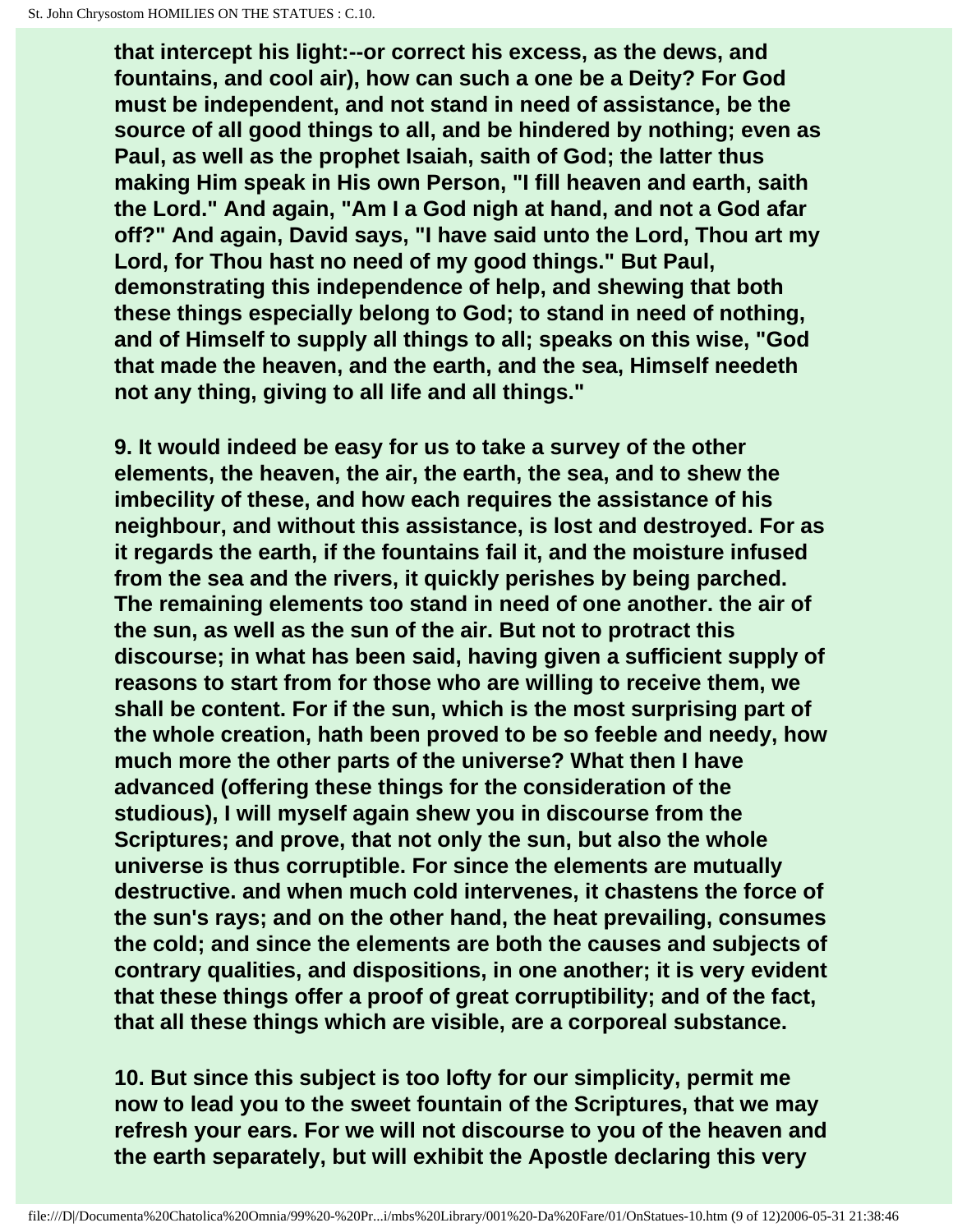that intercept his light:--or correct his excess, as the dews, and fountains, and cool air), how can such a one be a Deity? For God must be independent, and not stand in need of assistance, be the source of all good things to all, and be hindered by nothing; even as Paul, as well as the prophet Isaiah, saith of God; the latter thus making Him speak in His own Person, "I fill heaven and earth, saith the Lord." And again, "Am I a God nigh at hand, and not a God afar off?" And again, David says, "I have said unto the Lord, Thou art my Lord, for Thou hast no need of my good things." But Paul, demonstrating this independence of help, and shewing that both these things especially belong to God; to stand in need of nothing, and of Himself to supply all things to all; speaks on this wise, "God that made the heaven, and the earth, and the sea, Himself needeth not any thing, giving to all life and all things."

9. It would indeed be easy for us to take a survey of the other elements, the heaven, the air, the earth, the sea, and to shew the imbecility of these, and how each requires the assistance of his neighbour, and without this assistance, is lost and destroyed. For as it regards the earth, if the fountains fail it, and the moisture infused from the sea and the rivers, it quickly perishes by being parched. The remaining elements too stand in need of one another. the air of the sun, as well as the sun of the air. But not to protract this discourse; in what has been said, having given a sufficient supply of reasons to start from for those who are willing to receive them, we shall be content. For if the sun, which is the most surprising part of the whole creation, hath been proved to be so feeble and needy, how much more the other parts of the universe? What then I have advanced (offering these things for the consideration of the studious), I will myself again shew you in discourse from the Scriptures; and prove, that not only the sun, but also the whole universe is thus corruptible. For since the elements are mutually destructive. and when much cold intervenes, it chastens the force of the sun's rays; and on the other hand, the heat prevailing, consumes the cold; and since the elements are both the causes and subjects of contrary qualities, and dispositions, in one another; it is very evident that these things offer a proof of great corruptibility; and of the fact, that all these things which are visible, are a corporeal substance.

10. But since this subject is too lofty for our simplicity, permit me now to lead you to the sweet fountain of the Scriptures, that we may refresh your ears. For we will not discourse to you of the heaven and the earth separately, but will exhibit the Apostle declaring this very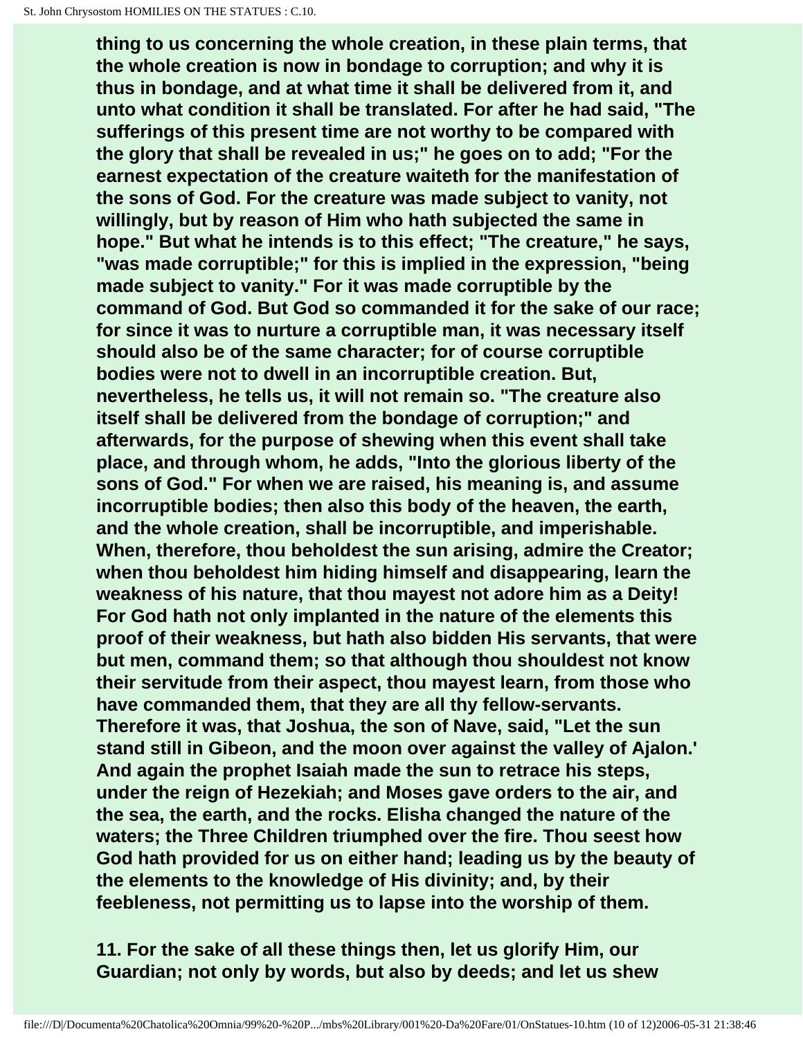thing to us concerning the whole creation, in these plain terms, that the whole creation is now in bondage to corruption; and why it is thus in bondage, and at what time it shall be delivered from it, and unto what condition it shall be translated. For after he had said, "The sufferings of this present time are not worthy to be compared with the glory that shall be revealed in us;" he goes on to add; "For the earnest expectation of the creature waiteth for the manifestation of the sons of God. For the creature was made subject to vanity, not willingly, but by reason of Him who hath subjected the same in hope." But what he intends is to this effect; "The creature," he says, "was made corruptible;" for this is implied in the expression, "being made subject to vanity." For it was made corruptible by the command of God. But God so commanded it for the sake of our race; for since it was to nurture a corruptible man, it was necessary itself should also be of the same character; for of course corruptible bodies were not to dwell in an incorruptible creation. But, nevertheless, he tells us, it will not remain so. "The creature also itself shall be delivered from the bondage of corruption;" and afterwards, for the purpose of shewing when this event shall take place, and through whom, he adds, "Into the glorious liberty of the sons of God." For when we are raised, his meaning is, and assume incorruptible bodies; then also this body of the heaven, the earth, and the whole creation, shall be incorruptible, and imperishable. When, therefore, thou beholdest the sun arising, admire the Creator; when thou beholdest him hiding himself and disappearing, learn the weakness of his nature, that thou mayest not adore him as a Deity! For God hath not only implanted in the nature of the elements this proof of their weakness, but hath also bidden His servants, that were but men, command them; so that although thou shouldest not know their servitude from their aspect, thou mayest learn, from those who have commanded them, that they are all thy fellow-servants. Therefore it was, that Joshua, the son of Nave, said, "Let the sun stand still in Gibeon, and the moon over against the valley of Ajalon.' And again the prophet Isaiah made the sun to retrace his steps, under the reign of Hezekiah; and Moses gave orders to the air, and the sea, the earth, and the rocks. Elisha changed the nature of the waters; the Three Children triumphed over the fire. Thou seest how God hath provided for us on either hand; leading us by the beauty of the elements to the knowledge of His divinity; and, by their feebleness, not permitting us to lapse into the worship of them.

11. For the sake of all these things then, let us glorify Him, our Guardian; not only by words, but also by deeds; and let us shew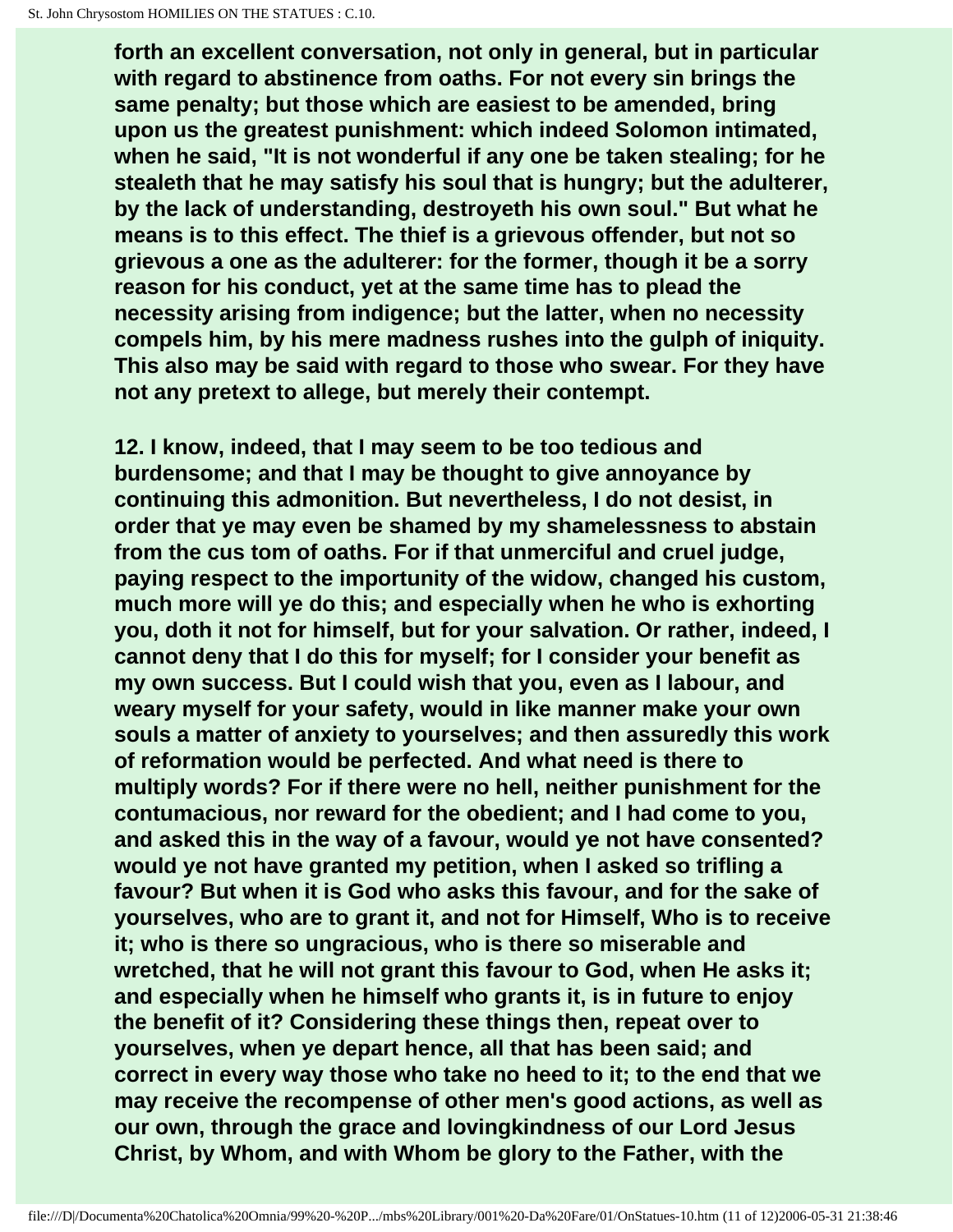forth an excellent conversation, not only in general, but in particular with regard to abstinence from oaths. For not every sin brings the same penalty; but those which are easiest to be amended, bring upon us the greatest punishment: which indeed Solomon intimated, when he said, "It is not wonderful if any one be taken stealing; for he stealeth that he may satisfy his soul that is hungry; but the adulterer, by the lack of understanding, destroyeth his own soul." But what he means is to this effect. The thief is a grievous offender, but not so grievous a one as the adulterer: for the former, though it be a sorry reason for his conduct, yet at the same time has to plead the necessity arising from indigence; but the latter, when no necessity compels him, by his mere madness rushes into the gulph of iniquity. This also may be said with regard to those who swear. For they have not any pretext to allege, but merely their contempt.

12. I know, indeed, that I may seem to be too tedious and burdensome; and that I may be thought to give annoyance by continuing this admonition. But nevertheless, I do not desist, in order that ye may even be shamed by my shamelessness to abstain from the cus tom of oaths. For if that unmerciful and cruel judge, paying respect to the importunity of the widow, changed his custom, much more will ye do this; and especially when he who is exhorting you, doth it not for himself, but for your salvation. Or rather, indeed, I cannot deny that I do this for myself; for I consider your benefit as my own success. But I could wish that you, even as I labour, and weary myself for your safety, would in like manner make your own souls a matter of anxiety to yourselves; and then assuredly this work of reformation would be perfected. And what need is there to multiply words? For if there were no hell, neither punishment for the contumacious, nor reward for the obedient; and I had come to you, and asked this in the way of a favour, would ye not have consented? would ye not have granted my petition, when I asked so trifling a favour? But when it is God who asks this favour, and for the sake of yourselves, who are to grant it, and not for Himself, Who is to receive it; who is there so ungracious, who is there so miserable and wretched, that he will not grant this favour to God, when He asks it; and especially when he himself who grants it, is in future to enjoy the benefit of it? Considering these things then, repeat over to yourselves, when ye depart hence, all that has been said; and correct in every way those who take no heed to it; to the end that we may receive the recompense of other men's good actions, as well as our own, through the grace and lovingkindness of our Lord Jesus Christ, by Whom, and with Whom be glory to the Father, with the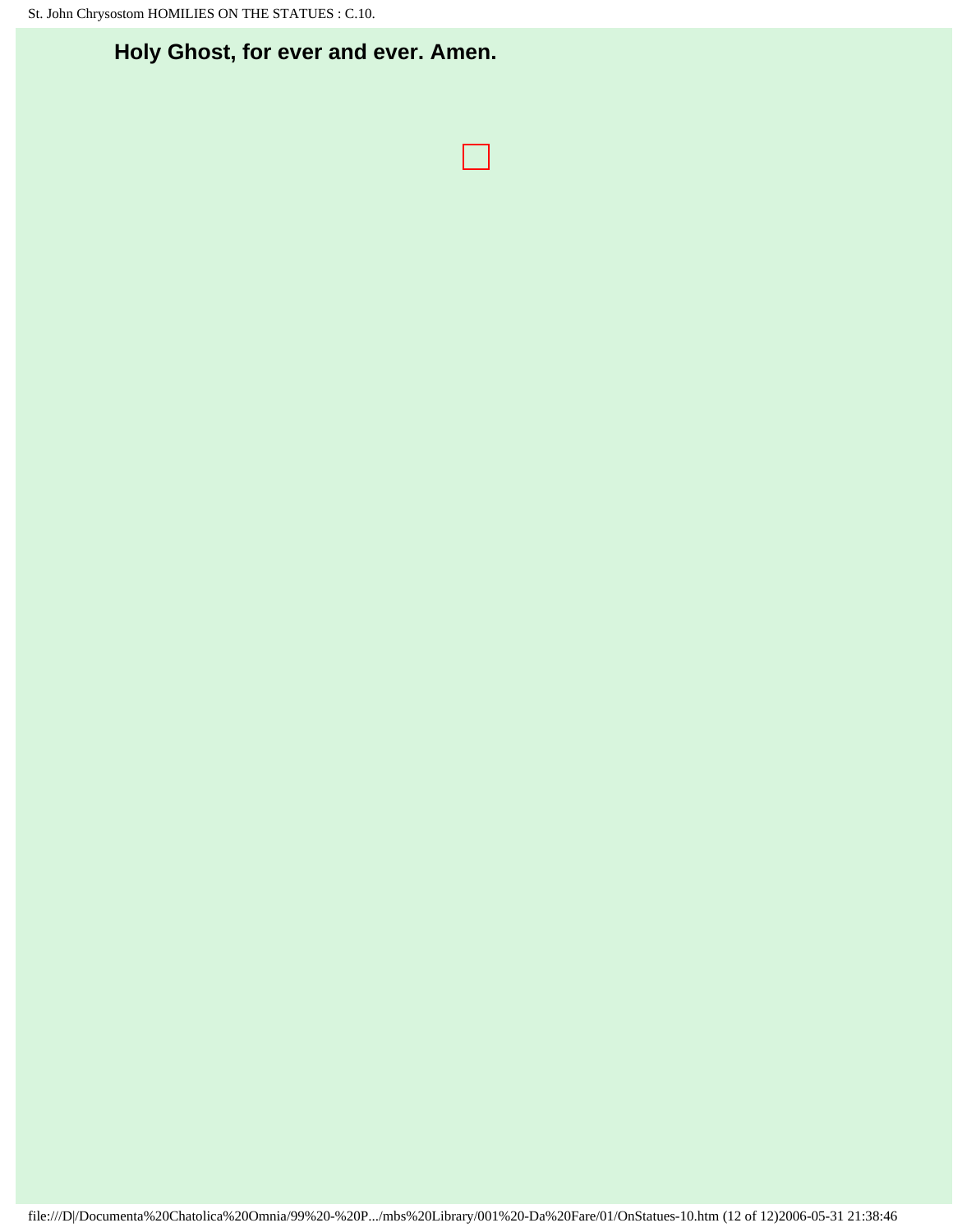**Holy Ghost, for ever and ever. Amen.**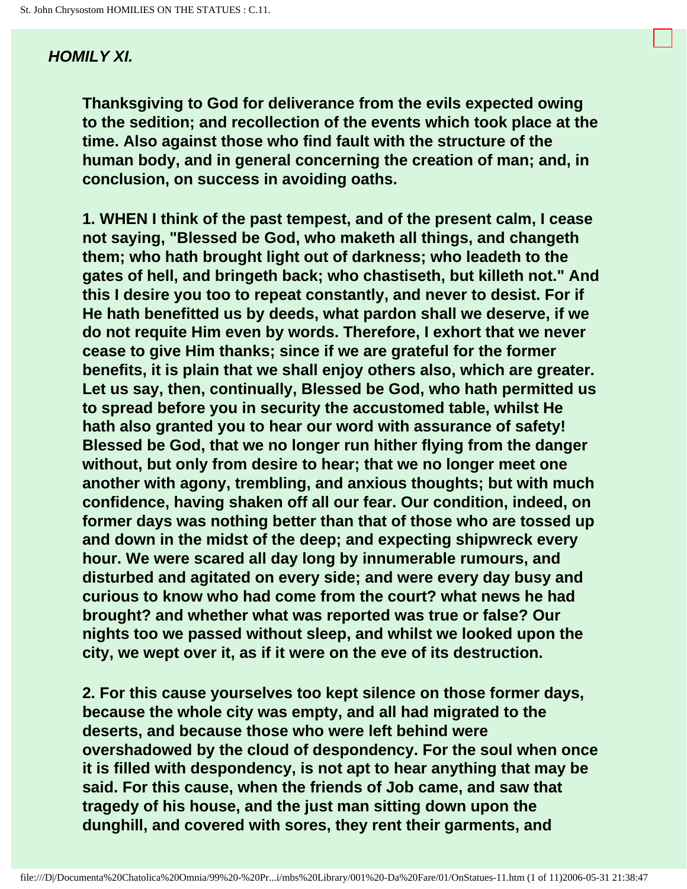### *HOMILY XI.*

**Thanksgiving to God for deliverance from the evils expected owing to the sedition; and recollection of the events which took place at the time. Also against those who find fault with the structure of the human body, and in general concerning the creation of man; and, in conclusion, on success in avoiding oaths.**

**1. WHEN I think of the past tempest, and of the present calm, I cease not saying, "Blessed be God, who maketh all things, and changeth them; who hath brought light out of darkness; who leadeth to the gates of hell, and bringeth back; who chastiseth, but killeth not." And this I desire you too to repeat constantly, and never to desist. For if He hath benefitted us by deeds, what pardon shall we deserve, if we do not requite Him even by words. Therefore, I exhort that we never cease to give Him thanks; since if we are grateful for the former benefits, it is plain that we shall enjoy others also, which are greater. Let us say, then, continually, Blessed be God, who hath permitted us to spread before you in security the accustomed table, whilst He hath also granted you to hear our word with assurance of safety! Blessed be God, that we no longer run hither flying from the danger without, but only from desire to hear; that we no longer meet one another with agony, trembling, and anxious thoughts; but with much confidence, having shaken off all our fear. Our condition, indeed, on former days was nothing better than that of those who are tossed up and down in the midst of the deep; and expecting shipwreck every hour. We were scared all day long by innumerable rumours, and disturbed and agitated on every side; and were every day busy and curious to know who had come from the court? what news he had brought? and whether what was reported was true or false? Our nights too we passed without sleep, and whilst we looked upon the city, we wept over it, as if it were on the eve of its destruction.**

**2. For this cause yourselves too kept silence on those former days, because the whole city was empty, and all had migrated to the deserts, and because those who were left behind were overshadowed by the cloud of despondency. For the soul when once it is filled with despondency, is not apt to hear anything that may be said. For this cause, when the friends of Job came, and saw that tragedy of his house, and the just man sitting down upon the dunghill, and covered with sores, they rent their garments, and**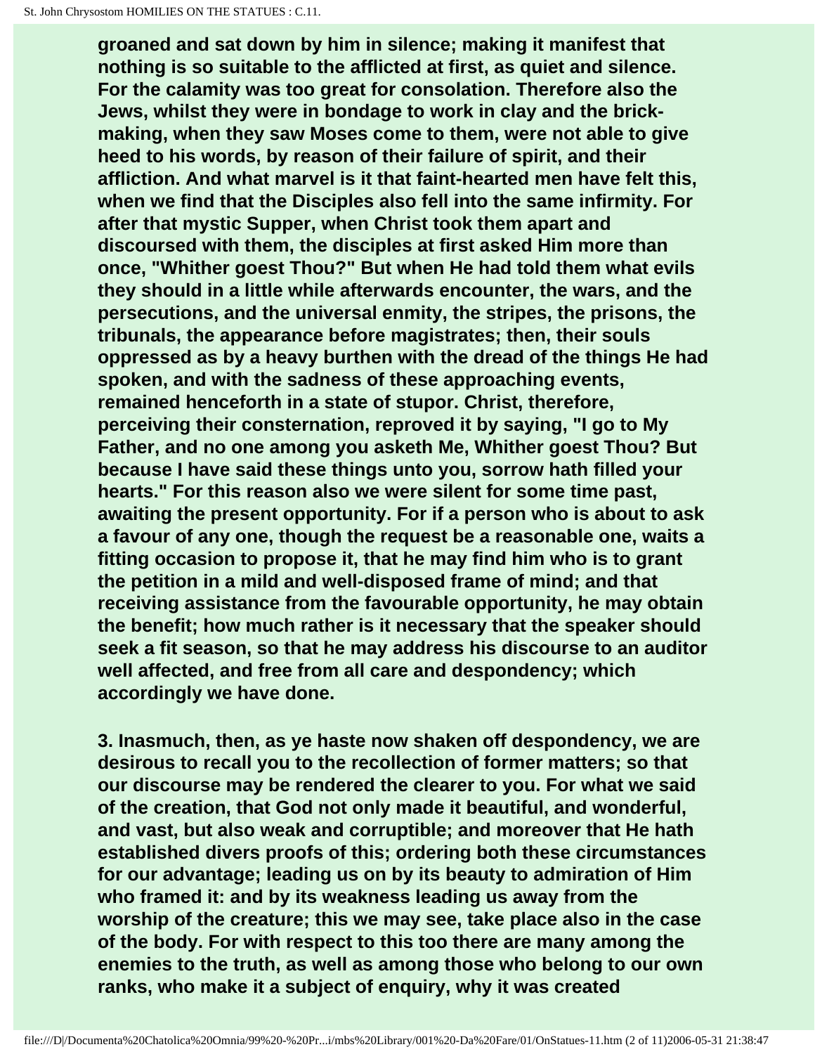groaned and sat down by him in silence; making it manifest that nothing is so suitable to the afflicted at first, as quiet and silence. For the calamity was too great for consolation. Therefore also the Jews, whilst they were in bondage to work in clay and the brick-making, when they saw Moses come to them, were not able to give heed to his words, by reason of their failure of spirit, and their affliction. And what marvel is it that faint-hearted men have felt this, when we find that the Disciples also fell into the same infirmity. For after that mystic Supper, when Christ took them apart and discoursed with them, the disciples at first asked Him more than once, "Whither goest Thou?" But when He had told them what evils they should in a little while afterwards encounter, the wars, and the persecutions, and the universal enmity, the stripes, the prisons, the tribunals, the appearance before magistrates; then, their souls oppressed as by a heavy burthen with the dread of the things He had spoken, and with the sadness of these approaching events, remained henceforth in a state of stupor. Christ, therefore, perceiving their consternation, reproved it by saying, "I go to My Father, and no one among you asketh Me, Whither goest Thou? But because I have said these things unto you, sorrow hath filled your hearts." For this reason also we were silent for some time past, awaiting the present opportunity. For if a person who is about to ask a favour of any one, though the request be a reasonable one, waits a fitting occasion to propose it, that he may find him who is to grant the petition in a mild and well-disposed frame of mind; and that receiving assistance from the favourable opportunity, he may obtain the benefit; how much rather is it necessary that the speaker should seek a fit season, so that he may address his discourse to an auditor well affected, and free from all care and despondency; which accordingly we have done.

3. Inasmuch, then, as ye haste now shaken off despondency, we are desirous to recall you to the recollection of former matters; so that our discourse may be rendered the clearer to you. For what we said of the creation, that God not only made it beautiful, and wonderful, and vast, but also weak and corruptible; and moreover that He hath established divers proofs of this; ordering both these circumstances for our advantage; leading us on by its beauty to admiration of Him who framed it: and by its weakness leading us away from the worship of the creature; this we may see, take place also in the case of the body. For with respect to this too there are many among the enemies to the truth, as well as among those who belong to our own ranks, who make it a subject of enquiry, why it was created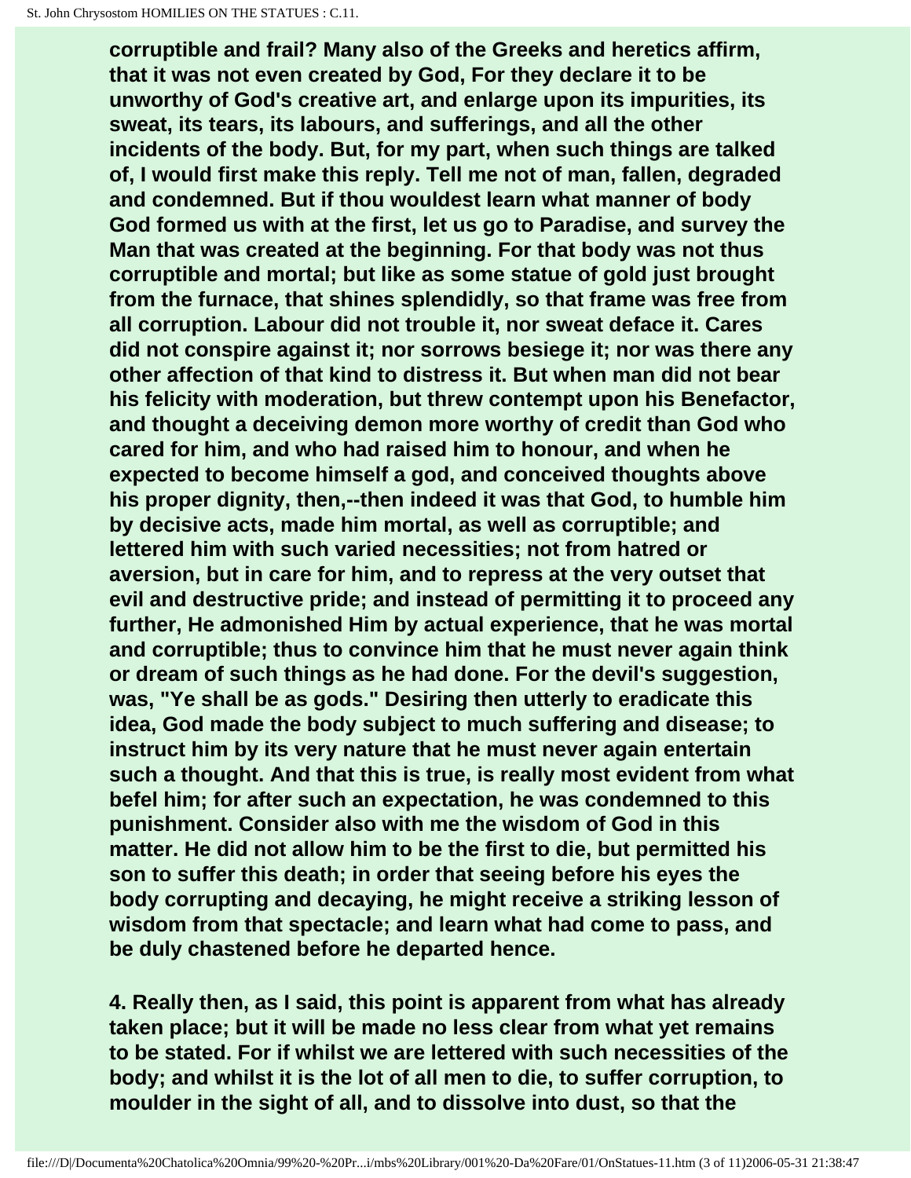**corruptible and frail? Many also of the Greeks and heretics affirm, that it was not even created by God, For they declare it to be unworthy of God's creative art, and enlarge upon its impurities, its sweat, its tears, its labours, and sufferings, and all the other incidents of the body. But, for my part, when such things are talked of, I would first make this reply. Tell me not of man, fallen, degraded and condemned. But if thou wouldest learn what manner of body God formed us with at the first, let us go to Paradise, and survey the Man that was created at the beginning. For that body was not thus corruptible and mortal; but like as some statue of gold just brought from the furnace, that shines splendidly, so that frame was free from all corruption. Labour did not trouble it, nor sweat deface it. Cares did not conspire against it; nor sorrows besiege it; nor was there any other affection of that kind to distress it. But when man did not bear his felicity with moderation, but threw contempt upon his Benefactor, and thought a deceiving demon more worthy of credit than God who cared for him, and who had raised him to honour, and when he expected to become himself a god, and conceived thoughts above his proper dignity, then,--then indeed it was that God, to humble him by decisive acts, made him mortal, as well as corruptible; and lettered him with such varied necessities; not from hatred or aversion, but in care for him, and to repress at the very outset that evil and destructive pride; and instead of permitting it to proceed any further, He admonished Him by actual experience, that he was mortal and corruptible; thus to convince him that he must never again think or dream of such things as he had done. For the devil's suggestion, was, "Ye shall be as gods." Desiring then utterly to eradicate this idea, God made the body subject to much suffering and disease; to instruct him by its very nature that he must never again entertain such a thought. And that this is true, is really most evident from what befel him; for after such an expectation, he was condemned to this punishment. Consider also with me the wisdom of God in this matter. He did not allow him to be the first to die, but permitted his son to suffer this death; in order that seeing before his eyes the body corrupting and decaying, he might receive a striking lesson of wisdom from that spectacle; and learn what had come to pass, and be duly chastened before he departed hence.**

**4. Really then, as I said, this point is apparent from what has already taken place; but it will be made no less clear from what yet remains to be stated. For if whilst we are lettered with such necessities of the body; and whilst it is the lot of all men to die, to suffer corruption, to moulder in the sight of all, and to dissolve into dust, so that the**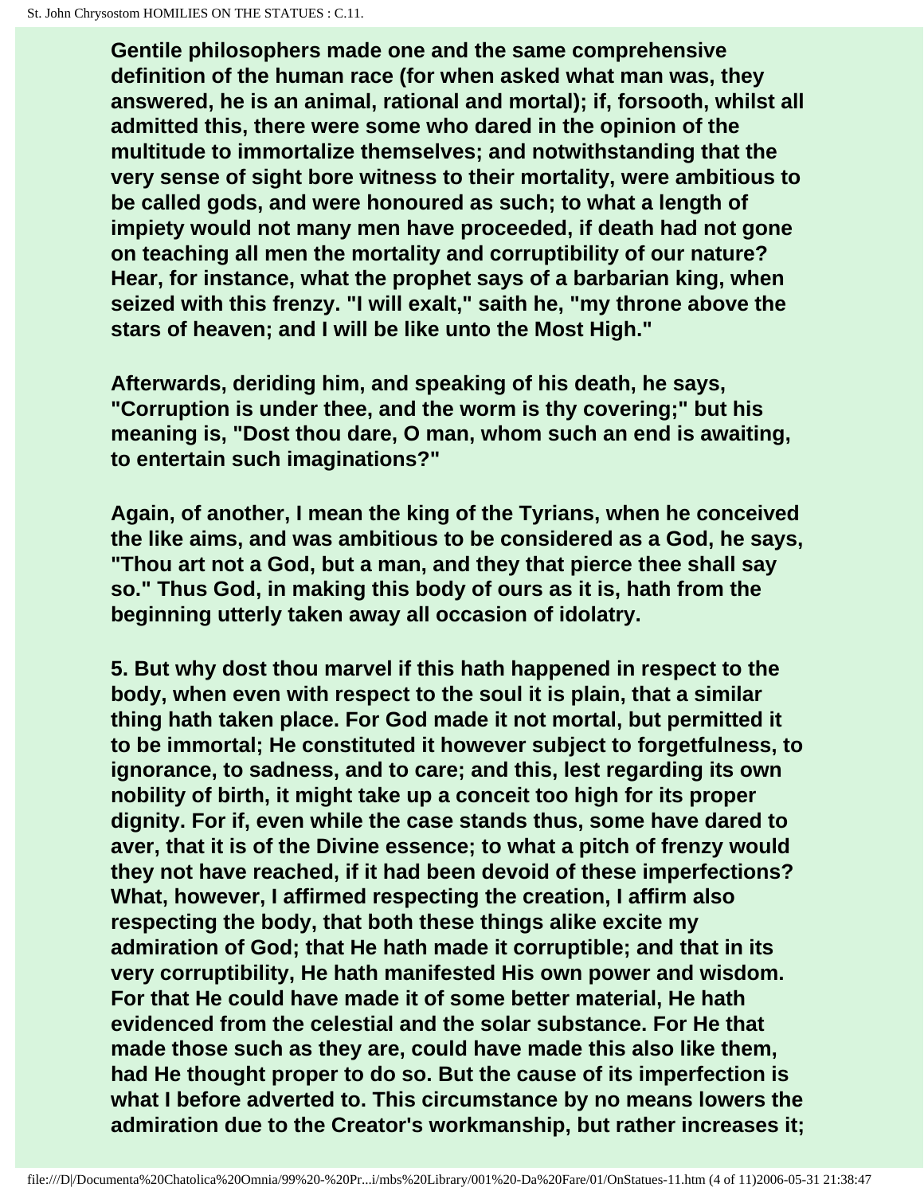Gentile philosophers made one and the same comprehensive definition of the human race (for when asked what man was, they answered, he is an animal, rational and mortal); if, forsooth, whilst all admitted this, there were some who dared in the opinion of the multitude to immortalize themselves; and notwithstanding that the very sense of sight bore witness to their mortality, were ambitious to be called gods, and were honoured as such; to what a length of impiety would not many men have proceeded, if death had not gone on teaching all men the mortality and corruptibility of our nature? Hear, for instance, what the prophet says of a barbarian king, when seized with this frenzy. "I will exalt," saith he, "my throne above the stars of heaven; and I will be like unto the Most High."

Afterwards, deriding him, and speaking of his death, he says, "Corruption is under thee, and the worm is thy covering;" but his meaning is, "Dost thou dare, O man, whom such an end is awaiting, to entertain such imaginations?"

Again, of another, I mean the king of the Tyrians, when he conceived the like aims, and was ambitious to be considered as a God, he says, "Thou art not a God, but a man, and they that pierce thee shall say so." Thus God, in making this body of ours as it is, hath from the beginning utterly taken away all occasion of idolatry.

5. But why dost thou marvel if this hath happened in respect to the body, when even with respect to the soul it is plain, that a similar thing hath taken place. For God made it not mortal, but permitted it to be immortal; He constituted it however subject to forgetfulness, to ignorance, to sadness, and to care; and this, lest regarding its own nobility of birth, it might take up a conceit too high for its proper dignity. For if, even while the case stands thus, some have dared to aver, that it is of the Divine essence; to what a pitch of frenzy would they not have reached, if it had been devoid of these imperfections? What, however, I affirmed respecting the creation, I affirm also respecting the body, that both these things alike excite my admiration of God; that He hath made it corruptible; and that in its very corruptibility, He hath manifested His own power and wisdom. For that He could have made it of some better material, He hath evidenced from the celestial and the solar substance. For He that made those such as they are, could have made this also like them, had He thought proper to do so. But the cause of its imperfection is what I before adverted to. This circumstance by no means lowers the admiration due to the Creator's workmanship, but rather increases it;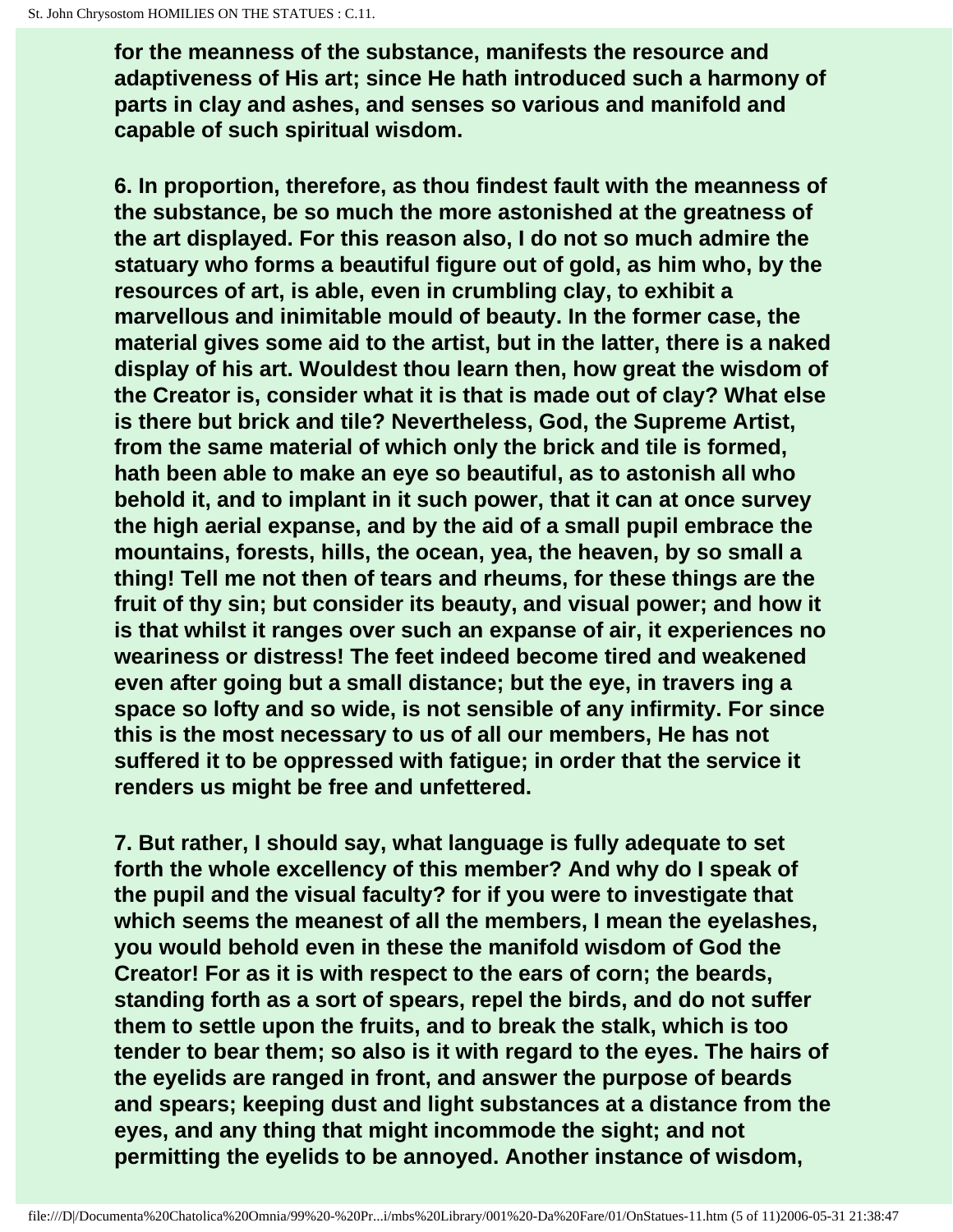for the meanness of the substance, manifests the resource and adaptiveness of His art; since He hath introduced such a harmony of parts in clay and ashes, and senses so various and manifold and capable of such spiritual wisdom.

6. In proportion, therefore, as thou findest fault with the meanness of the substance, be so much the more astonished at the greatness of the art displayed. For this reason also, I do not so much admire the statuary who forms a beautiful figure out of gold, as him who, by the resources of art, is able, even in crumbling clay, to exhibit a marvellous and inimitable mould of beauty. In the former case, the material gives some aid to the artist, but in the latter, there is a naked display of his art. Wouldest thou learn then, how great the wisdom of the Creator is, consider what it is that is made out of clay? What else is there but brick and tile? Nevertheless, God, the Supreme Artist, from the same material of which only the brick and tile is formed, hath been able to make an eye so beautiful, as to astonish all who behold it, and to implant in it such power, that it can at once survey the high aerial expanse, and by the aid of a small pupil embrace the mountains, forests, hills, the ocean, yea, the heaven, by so small a thing! Tell me not then of tears and rheums, for these things are the fruit of thy sin; but consider its beauty, and visual power; and how it is that whilst it ranges over such an expanse of air, it experiences no weariness or distress! The feet indeed become tired and weakened even after going but a small distance; but the eye, in travers ing a space so lofty and so wide, is not sensible of any infirmity. For since this is the most necessary to us of all our members, He has not suffered it to be oppressed with fatigue; in order that the service it renders us might be free and unfettered.

7. But rather, I should say, what language is fully adequate to set forth the whole excellency of this member? And why do I speak of the pupil and the visual faculty? for if you were to investigate that which seems the meanest of all the members, I mean the eyelashes, you would behold even in these the manifold wisdom of God the Creator! For as it is with respect to the ears of corn; the beards, standing forth as a sort of spears, repel the birds, and do not suffer them to settle upon the fruits, and to break the stalk, which is too tender to bear them; so also is it with regard to the eyes. The hairs of the eyelids are ranged in front, and answer the purpose of beards and spears; keeping dust and light substances at a distance from the eyes, and any thing that might incommode the sight; and not permitting the eyelids to be annoyed. Another instance of wisdom,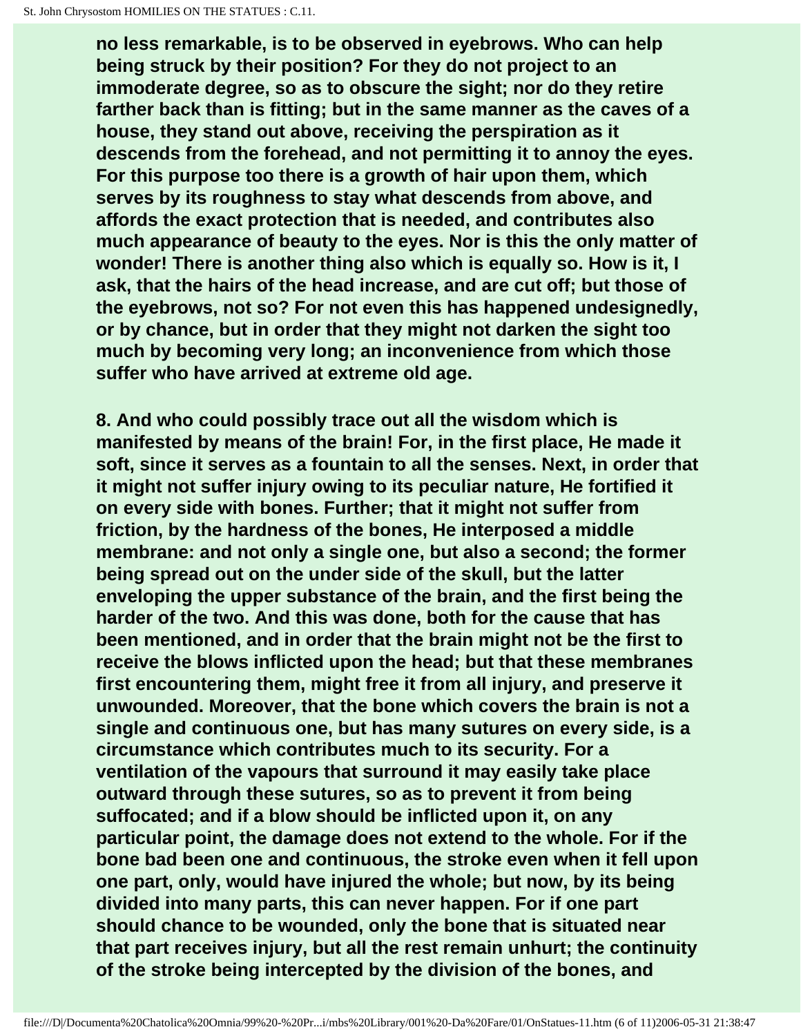**no less remarkable, is to be observed in eyebrows. Who can help being struck by their position? For they do not project to an immoderate degree, so as to obscure the sight; nor do they retire farther back than is fitting; but in the same manner as the caves of a house, they stand out above, receiving the perspiration as it descends from the forehead, and not permitting it to annoy the eyes. For this purpose too there is a growth of hair upon them, which serves by its roughness to stay what descends from above, and affords the exact protection that is needed, and contributes also much appearance of beauty to the eyes. Nor is this the only matter of wonder! There is another thing also which is equally so. How is it, I ask, that the hairs of the head increase, and are cut off; but those of the eyebrows, not so? For not even this has happened undesignedly, or by chance, but in order that they might not darken the sight too much by becoming very long; an inconvenience from which those suffer who have arrived at extreme old age.**

**8. And who could possibly trace out all the wisdom which is manifested by means of the brain! For, in the first place, He made it soft, since it serves as a fountain to all the senses. Next, in order that it might not suffer injury owing to its peculiar nature, He fortified it on every side with bones. Further; that it might not suffer from friction, by the hardness of the bones, He interposed a middle membrane: and not only a single one, but also a second; the former being spread out on the under side of the skull, but the latter enveloping the upper substance of the brain, and the first being the harder of the two. And this was done, both for the cause that has been mentioned, and in order that the brain might not be the first to receive the blows inflicted upon the head; but that these membranes first encountering them, might free it from all injury, and preserve it unwounded. Moreover, that the bone which covers the brain is not a single and continuous one, but has many sutures on every side, is a circumstance which contributes much to its security. For a ventilation of the vapours that surround it may easily take place outward through these sutures, so as to prevent it from being suffocated; and if a blow should be inflicted upon it, on any particular point, the damage does not extend to the whole. For if the bone bad been one and continuous, the stroke even when it fell upon one part, only, would have injured the whole; but now, by its being divided into many parts, this can never happen. For if one part should chance to be wounded, only the bone that is situated near that part receives injury, but all the rest remain unhurt; the continuity of the stroke being intercepted by the division of the bones, and**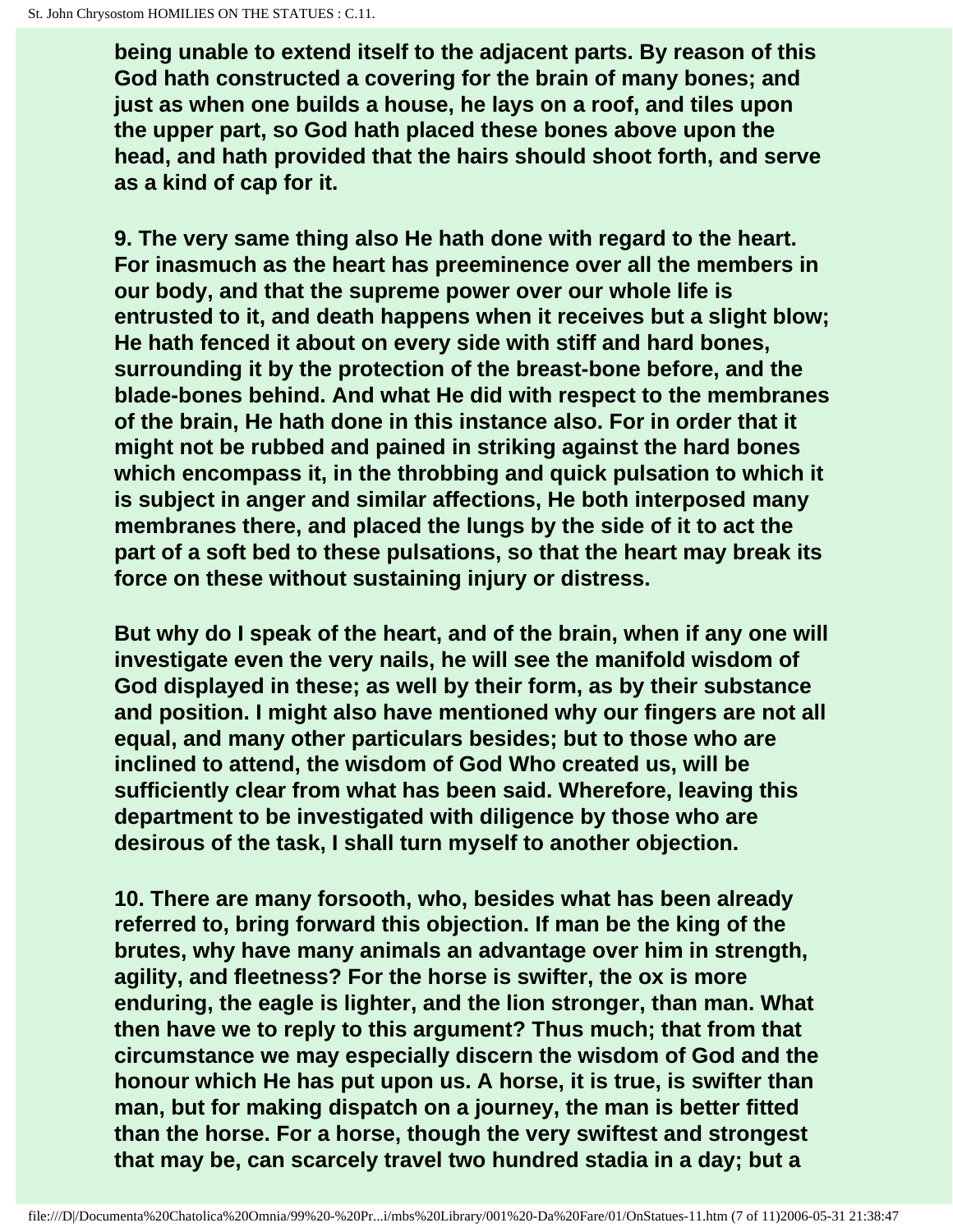being unable to extend itself to the adjacent parts. By reason of this God hath constructed a covering for the brain of many bones; and just as when one builds a house, he lays on a roof, and tiles upon the upper part, so God hath placed these bones above upon the head, and hath provided that the hairs should shoot forth, and serve as a kind of cap for it.

9. The very same thing also He hath done with regard to the heart. For inasmuch as the heart has preeminence over all the members in our body, and that the supreme power over our whole life is entrusted to it, and death happens when it receives but a slight blow; He hath fenced it about on every side with stiff and hard bones, surrounding it by the protection of the breast-bone before, and the blade-bones behind. And what He did with respect to the membranes of the brain, He hath done in this instance also. For in order that it might not be rubbed and pained in striking against the hard bones which encompass it, in the throbbing and quick pulsation to which it is subject in anger and similar affections, He both interposed many membranes there, and placed the lungs by the side of it to act the part of a soft bed to these pulsations, so that the heart may break its force on these without sustaining injury or distress.

But why do I speak of the heart, and of the brain, when if any one will investigate even the very nails, he will see the manifold wisdom of God displayed in these; as well by their form, as by their substance and position. I might also have mentioned why our fingers are not all equal, and many other particulars besides; but to those who are inclined to attend, the wisdom of God Who created us, will be sufficiently clear from what has been said. Wherefore, leaving this department to be investigated with diligence by those who are desirous of the task, I shall turn myself to another objection.

10. There are many forsooth, who, besides what has been already referred to, bring forward this objection. If man be the king of the brutes, why have many animals an advantage over him in strength, agility, and fleetness? For the horse is swifter, the ox is more enduring, the eagle is lighter, and the lion stronger, than man. What then have we to reply to this argument? Thus much; that from that circumstance we may especially discern the wisdom of God and the honour which He has put upon us. A horse, it is true, is swifter than man, but for making dispatch on a journey, the man is better fitted than the horse. For a horse, though the very swiftest and strongest that may be, can scarcely travel two hundred stadia in a day; but a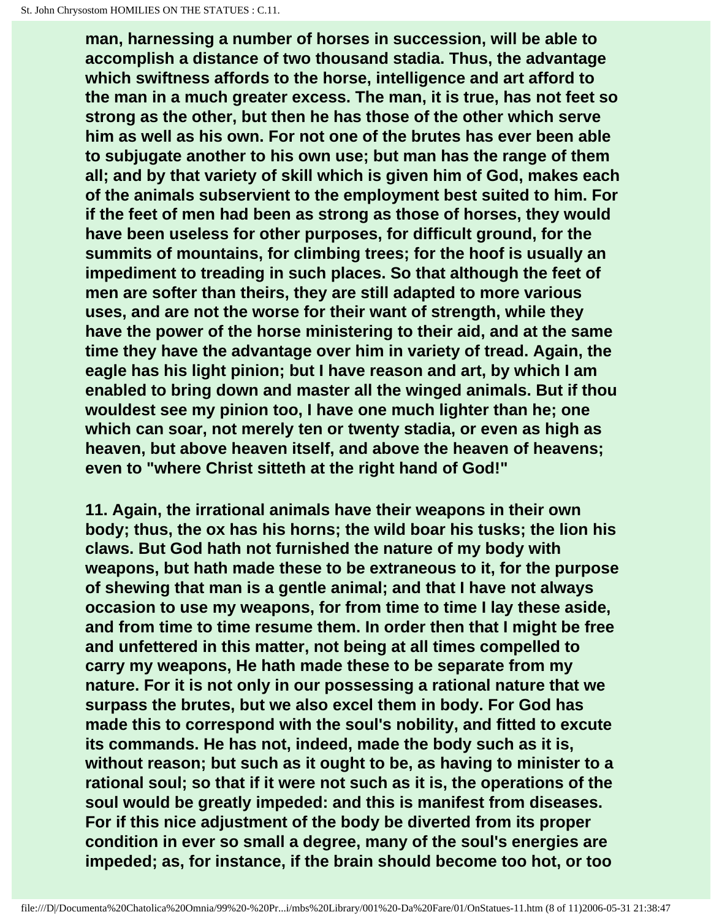man, harnessing a number of horses in succession, will be able to accomplish a distance of two thousand stadia. Thus, the advantage which swiftness affords to the horse, intelligence and art afford to the man in a much greater excess. The man, it is true, has not feet so strong as the other, but then he has those of the other which serve him as well as his own. For not one of the brutes has ever been able to subjugate another to his own use; but man has the range of them all; and by that variety of skill which is given him of God, makes each of the animals subservient to the employment best suited to him. For if the feet of men had been as strong as those of horses, they would have been useless for other purposes, for difficult ground, for the summits of mountains, for climbing trees; for the hoof is usually an impediment to treading in such places. So that although the feet of men are softer than theirs, they are still adapted to more various uses, and are not the worse for their want of strength, while they have the power of the horse ministering to their aid, and at the same time they have the advantage over him in variety of tread. Again, the eagle has his light pinion; but I have reason and art, by which I am enabled to bring down and master all the winged animals. But if thou wouldest see my pinion too, I have one much lighter than he; one which can soar, not merely ten or twenty stadia, or even as high as heaven, but above heaven itself, and above the heaven of heavens; even to "where Christ sitteth at the right hand of God!"

11. Again, the irrational animals have their weapons in their own body; thus, the ox has his horns; the wild boar his tusks; the lion his claws. But God hath not furnished the nature of my body with weapons, but hath made these to be extraneous to it, for the purpose of shewing that man is a gentle animal; and that I have not always occasion to use my weapons, for from time to time I lay these aside, and from time to time resume them. In order then that I might be free and unfettered in this matter, not being at all times compelled to carry my weapons, He hath made these to be separate from my nature. For it is not only in our possessing a rational nature that we surpass the brutes, but we also excel them in body. For God has made this to correspond with the soul's nobility, and fitted to excute its commands. He has not, indeed, made the body such as it is, without reason; but such as it ought to be, as having to minister to a rational soul; so that if it were not such as it is, the operations of the soul would be greatly impeded: and this is manifest from diseases. For if this nice adjustment of the body be diverted from its proper condition in ever so small a degree, many of the soul's energies are impeded; as, for instance, if the brain should become too hot, or too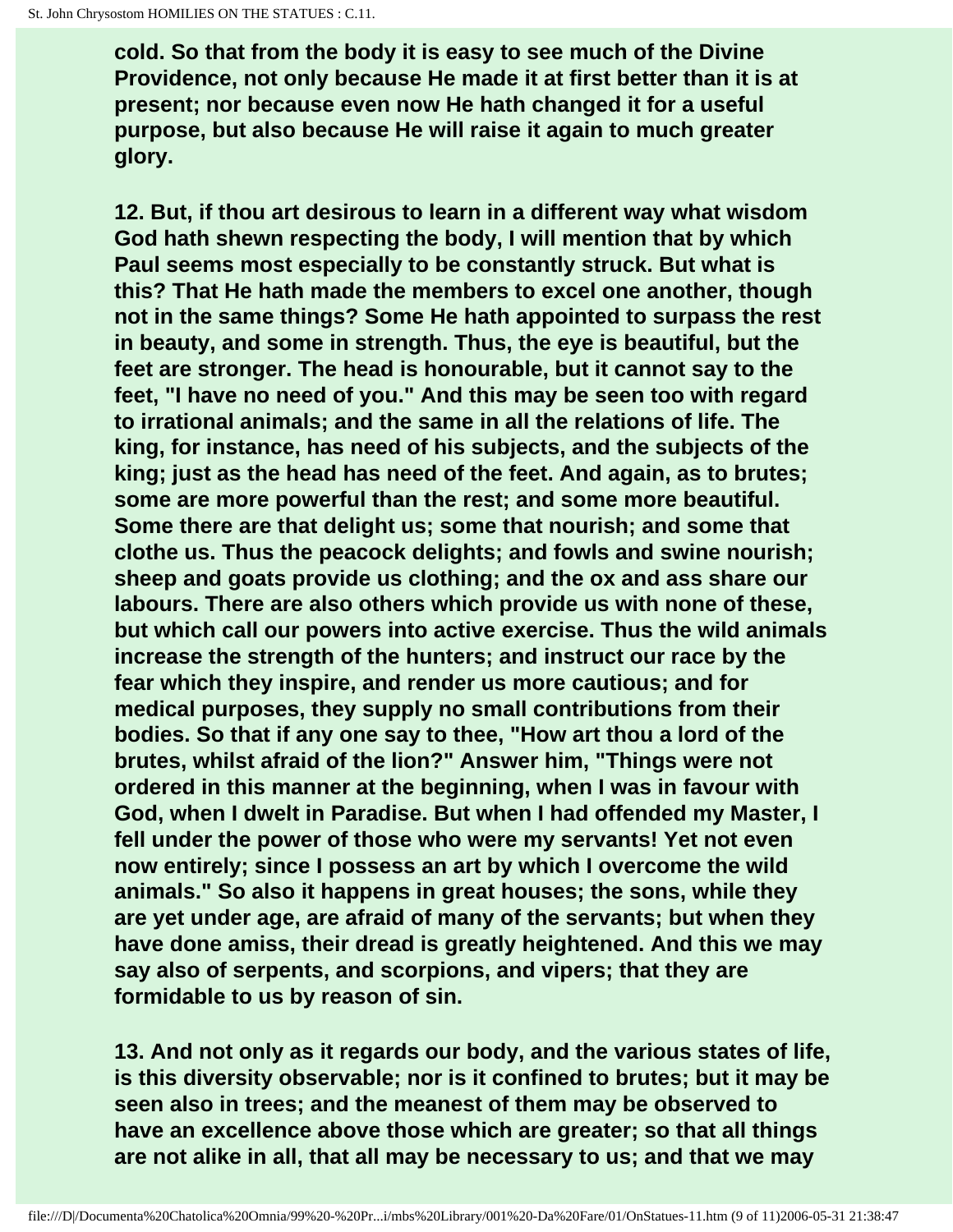cold. So that from the body it is easy to see much of the Divine Providence, not only because He made it at first better than it is at present; nor because even now He hath changed it for a useful purpose, but also because He will raise it again to much greater glory.

12. But, if thou art desirous to learn in a different way what wisdom God hath shewn respecting the body, I will mention that by which Paul seems most especially to be constantly struck. But what is this? That He hath made the members to excel one another, though not in the same things? Some He hath appointed to surpass the rest in beauty, and some in strength. Thus, the eye is beautiful, but the feet are stronger. The head is honourable, but it cannot say to the feet, "I have no need of you." And this may be seen too with regard to irrational animals; and the same in all the relations of life. The king, for instance, has need of his subjects, and the subjects of the king; just as the head has need of the feet. And again, as to brutes; some are more powerful than the rest; and some more beautiful. Some there are that delight us; some that nourish; and some that clothe us. Thus the peacock delights; and fowls and swine nourish; sheep and goats provide us clothing; and the ox and ass share our labours. There are also others which provide us with none of these, but which call our powers into active exercise. Thus the wild animals increase the strength of the hunters; and instruct our race by the fear which they inspire, and render us more cautious; and for medical purposes, they supply no small contributions from their bodies. So that if any one say to thee, "How art thou a lord of the brutes, whilst afraid of the lion?" Answer him, "Things were not ordered in this manner at the beginning, when I was in favour with God, when I dwelt in Paradise. But when I had offended my Master, I fell under the power of those who were my servants! Yet not even now entirely; since I possess an art by which I overcome the wild animals." So also it happens in great houses; the sons, while they are yet under age, are afraid of many of the servants; but when they have done amiss, their dread is greatly heightened. And this we may say also of serpents, and scorpions, and vipers; that they are formidable to us by reason of sin.

13. And not only as it regards our body, and the various states of life, is this diversity observable; nor is it confined to brutes; but it may be seen also in trees; and the meanest of them may be observed to have an excellence above those which are greater; so that all things are not alike in all, that all may be necessary to us; and that we may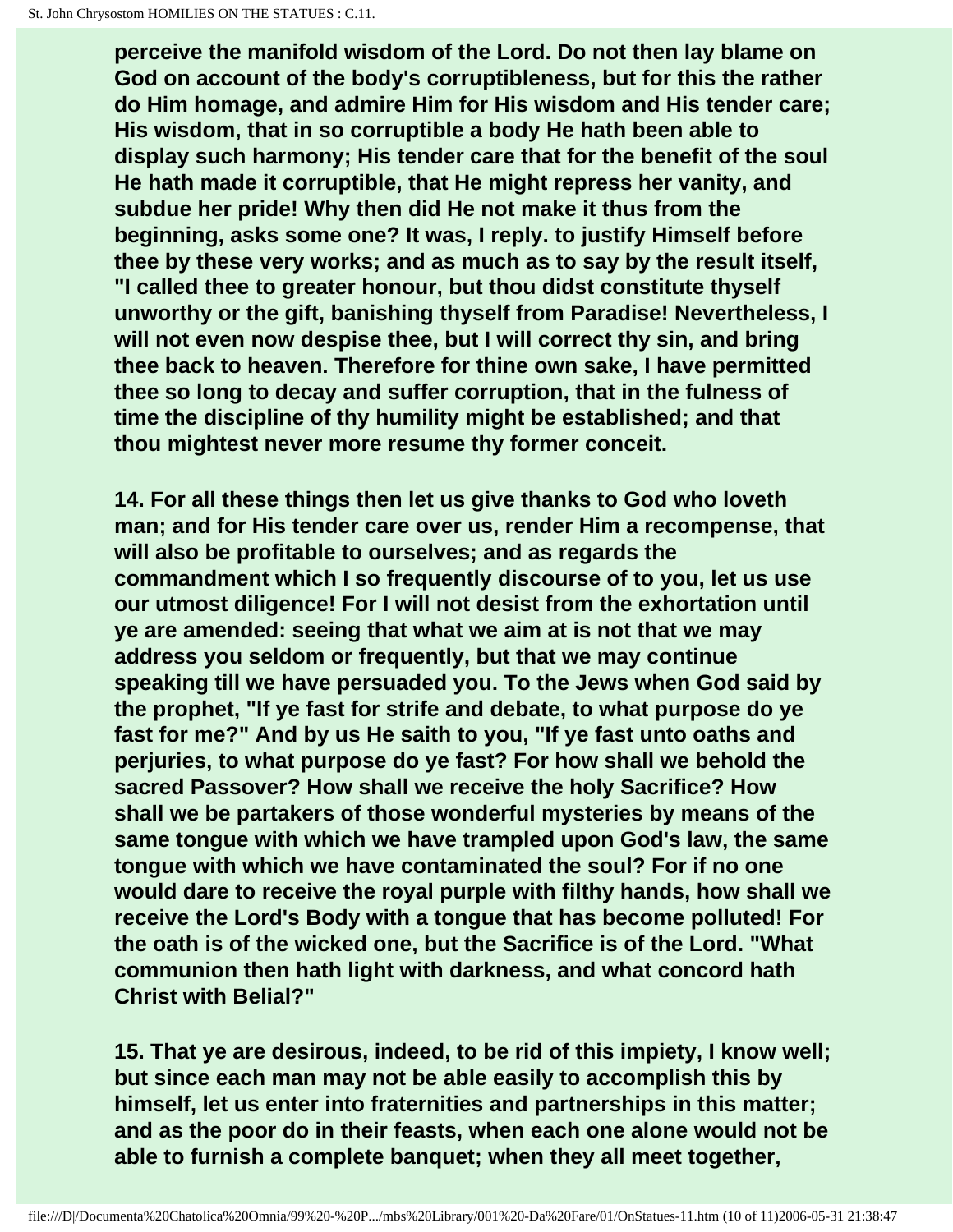perceive the manifold wisdom of the Lord. Do not then lay blame on God on account of the body's corruptibleness, but for this the rather do Him homage, and admire Him for His wisdom and His tender care; His wisdom, that in so corruptible a body He hath been able to display such harmony; His tender care that for the benefit of the soul He hath made it corruptible, that He might repress her vanity, and subdue her pride! Why then did He not make it thus from the beginning, asks some one? It was, I reply. to justify Himself before thee by these very works; and as much as to say by the result itself, "I called thee to greater honour, but thou didst constitute thyself unworthy or the gift, banishing thyself from Paradise! Nevertheless, I will not even now despise thee, but I will correct thy sin, and bring thee back to heaven. Therefore for thine own sake, I have permitted thee so long to decay and suffer corruption, that in the fulness of time the discipline of thy humility might be established; and that thou mightest never more resume thy former conceit.

14. For all these things then let us give thanks to God who loveth man; and for His tender care over us, render Him a recompense, that will also be profitable to ourselves; and as regards the commandment which I so frequently discourse of to you, let us use our utmost diligence! For I will not desist from the exhortation until ye are amended: seeing that what we aim at is not that we may address you seldom or frequently, but that we may continue speaking till we have persuaded you. To the Jews when God said by the prophet, "If ye fast for strife and debate, to what purpose do ye fast for me?" And by us He saith to you, "If ye fast unto oaths and perjuries, to what purpose do ye fast? For how shall we behold the sacred Passover? How shall we receive the holy Sacrifice? How shall we be partakers of those wonderful mysteries by means of the same tongue with which we have trampled upon God's law, the same tongue with which we have contaminated the soul? For if no one would dare to receive the royal purple with filthy hands, how shall we receive the Lord's Body with a tongue that has become polluted! For the oath is of the wicked one, but the Sacrifice is of the Lord. "What communion then hath light with darkness, and what concord hath Christ with Belial?"

15. That ye are desirous, indeed, to be rid of this impiety, I know well; but since each man may not be able easily to accomplish this by himself, let us enter into fraternities and partnerships in this matter; and as the poor do in their feasts, when each one alone would not be able to furnish a complete banquet; when they all meet together,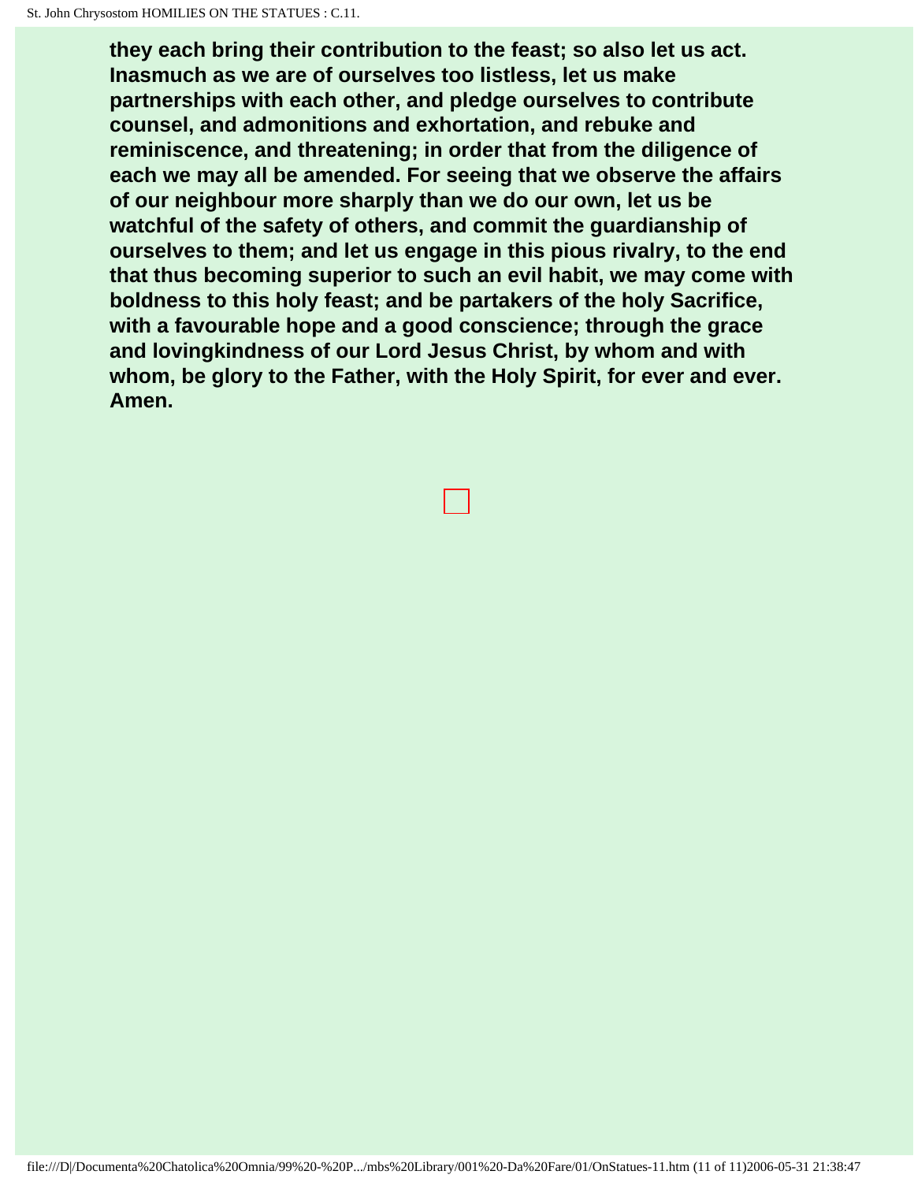**they each bring their contribution to the feast; so also let us act. Inasmuch as we are of ourselves too listless, let us make partnerships with each other, and pledge ourselves to contribute counsel, and admonitions and exhortation, and rebuke and reminiscence, and threatening; in order that from the diligence of each we may all be amended. For seeing that we observe the affairs of our neighbour more sharply than we do our own, let us be watchful of the safety of others, and commit the guardianship of ourselves to them; and let us engage in this pious rivalry, to the end that thus becoming superior to such an evil habit, we may come with boldness to this holy feast; and be partakers of the holy Sacrifice, with a favourable hope and a good conscience; through the grace and lovingkindness of our Lord Jesus Christ, by whom and with whom, be glory to the Father, with the Holy Spirit, for ever and ever. Amen.**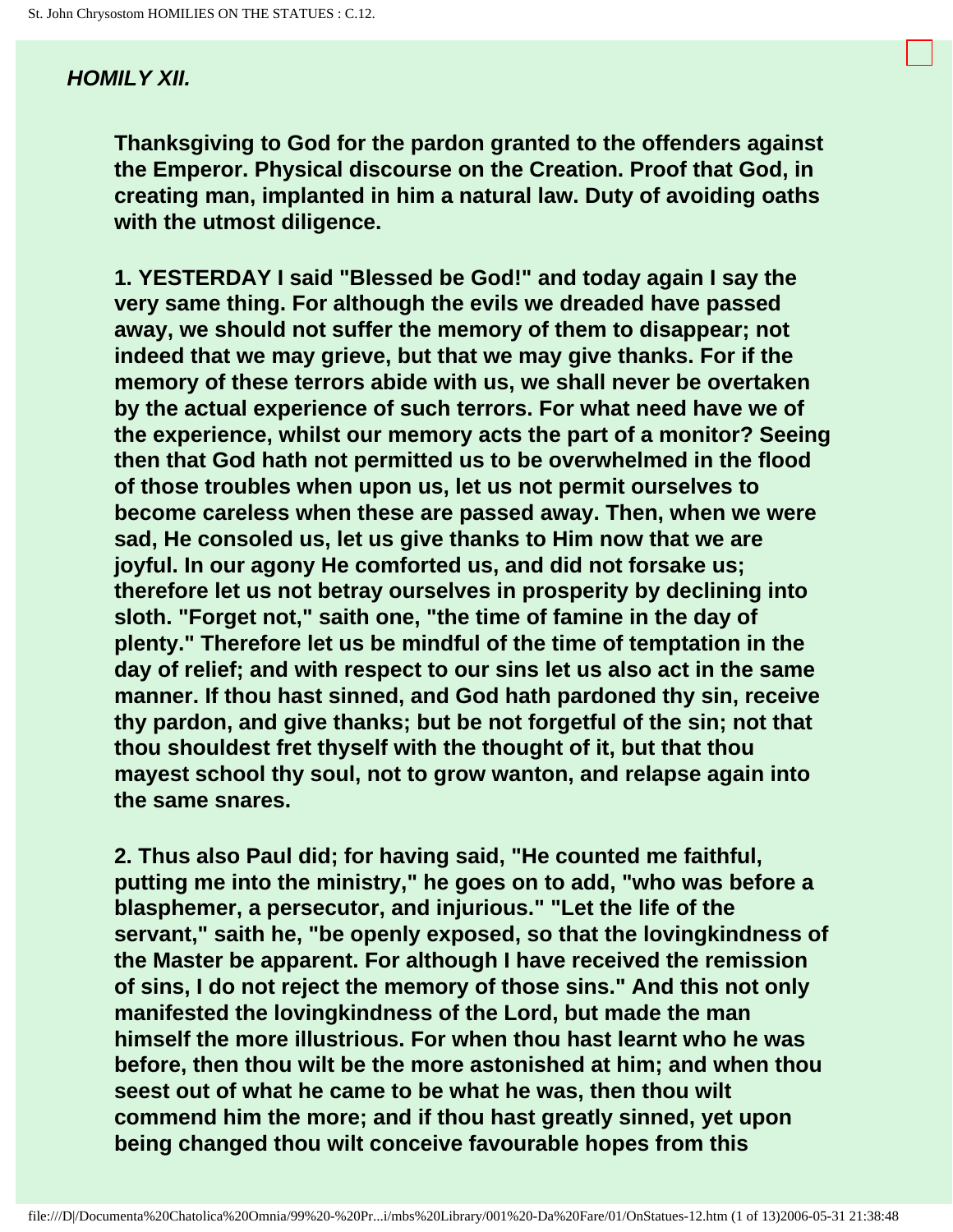## *HOMILY XII.*

**Thanksgiving to God for the pardon granted to the offenders against the Emperor. Physical discourse on the Creation. Proof that God, in creating man, implanted in him a natural law. Duty of avoiding oaths with the utmost diligence.**

**1. YESTERDAY I said "Blessed be God!" and today again I say the very same thing. For although the evils we dreaded have passed away, we should not suffer the memory of them to disappear; not indeed that we may grieve, but that we may give thanks. For if the memory of these terrors abide with us, we shall never be overtaken by the actual experience of such terrors. For what need have we of the experience, whilst our memory acts the part of a monitor? Seeing then that God hath not permitted us to be overwhelmed in the flood of those troubles when upon us, let us not permit ourselves to become careless when these are passed away. Then, when we were sad, He consoled us, let us give thanks to Him now that we are joyful. In our agony He comforted us, and did not forsake us; therefore let us not betray ourselves in prosperity by declining into sloth. "Forget not," saith one, "the time of famine in the day of plenty." Therefore let us be mindful of the time of temptation in the day of relief; and with respect to our sins let us also act in the same manner. If thou hast sinned, and God hath pardoned thy sin, receive thy pardon, and give thanks; but be not forgetful of the sin; not that thou shouldest fret thyself with the thought of it, but that thou mayest school thy soul, not to grow wanton, and relapse again into the same snares.**

**2. Thus also Paul did; for having said, "He counted me faithful, putting me into the ministry," he goes on to add, "who was before a blasphemer, a persecutor, and injurious." "Let the life of the servant," saith he, "be openly exposed, so that the lovingkindness of the Master be apparent. For although I have received the remission of sins, I do not reject the memory of those sins." And this not only manifested the lovingkindness of the Lord, but made the man himself the more illustrious. For when thou hast learnt who he was before, then thou wilt be the more astonished at him; and when thou seest out of what he came to be what he was, then thou wilt commend him the more; and if thou hast greatly sinned, yet upon being changed thou wilt conceive favourable hopes from this**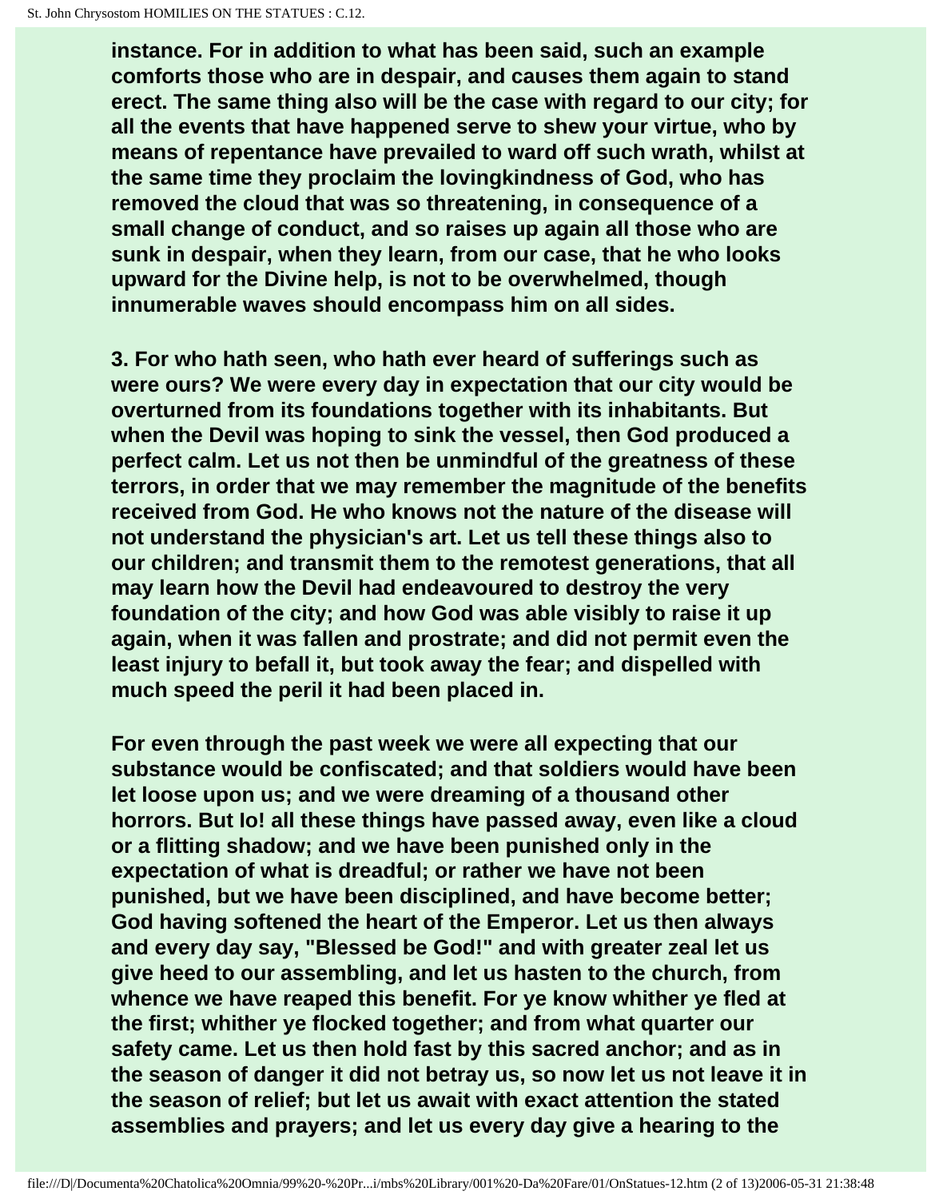instance. For in addition to what has been said, such an example comforts those who are in despair, and causes them again to stand erect. The same thing also will be the case with regard to our city; for all the events that have happened serve to shew your virtue, who by means of repentance have prevailed to ward off such wrath, whilst at the same time they proclaim the lovingkindness of God, who has removed the cloud that was so threatening, in consequence of a small change of conduct, and so raises up again all those who are sunk in despair, when they learn, from our case, that he who looks upward for the Divine help, is not to be overwhelmed, though innumerable waves should encompass him on all sides.

3. For who hath seen, who hath ever heard of sufferings such as were ours? We were every day in expectation that our city would be overturned from its foundations together with its inhabitants. But when the Devil was hoping to sink the vessel, then God produced a perfect calm. Let us not then be unmindful of the greatness of these terrors, in order that we may remember the magnitude of the benefits received from God. He who knows not the nature of the disease will not understand the physician's art. Let us tell these things also to our children; and transmit them to the remotest generations, that all may learn how the Devil had endeavoured to destroy the very foundation of the city; and how God was able visibly to raise it up again, when it was fallen and prostrate; and did not permit even the least injury to befall it, but took away the fear; and dispelled with much speed the peril it had been placed in.

For even through the past week we were all expecting that our substance would be confiscated; and that soldiers would have been let loose upon us; and we were dreaming of a thousand other horrors. But lo! all these things have passed away, even like a cloud or a flitting shadow; and we have been punished only in the expectation of what is dreadful; or rather we have not been punished, but we have been disciplined, and have become better; God having softened the heart of the Emperor. Let us then always and every day say, "Blessed be God!" and with greater zeal let us give heed to our assembling, and let us hasten to the church, from whence we have reaped this benefit. For ye know whither ye fled at the first; whither ye flocked together; and from what quarter our safety came. Let us then hold fast by this sacred anchor; and as in the season of danger it did not betray us, so now let us not leave it in the season of relief; but let us await with exact attention the stated assemblies and prayers; and let us every day give a hearing to the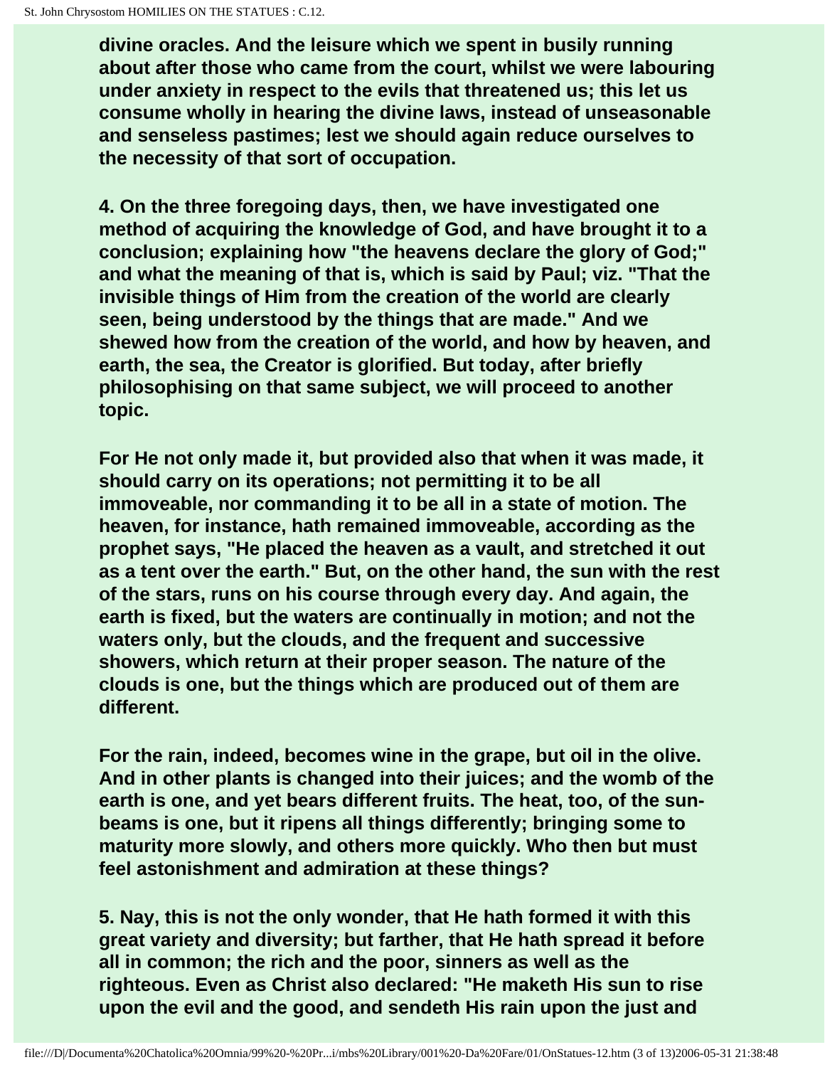divine oracles. And the leisure which we spent in busily running about after those who came from the court, whilst we were labouring under anxiety in respect to the evils that threatened us; this let us consume wholly in hearing the divine laws, instead of unseasonable and senseless pastimes; lest we should again reduce ourselves to the necessity of that sort of occupation.

4. On the three foregoing days, then, we have investigated one method of acquiring the knowledge of God, and have brought it to a conclusion; explaining how "the heavens declare the glory of God;" and what the meaning of that is, which is said by Paul; viz. "That the invisible things of Him from the creation of the world are clearly seen, being understood by the things that are made." And we shewed how from the creation of the world, and how by heaven, and earth, the sea, the Creator is glorified. But today, after briefly philosophising on that same subject, we will proceed to another topic.

For He not only made it, but provided also that when it was made, it should carry on its operations; not permitting it to be all immoveable, nor commanding it to be all in a state of motion. The heaven, for instance, hath remained immoveable, according as the prophet says, "He placed the heaven as a vault, and stretched it out as a tent over the earth." But, on the other hand, the sun with the rest of the stars, runs on his course through every day. And again, the earth is fixed, but the waters are continually in motion; and not the waters only, but the clouds, and the frequent and successive showers, which return at their proper season. The nature of the clouds is one, but the things which are produced out of them are different.

For the rain, indeed, becomes wine in the grape, but oil in the olive. And in other plants is changed into their juices; and the womb of the earth is one, and yet bears different fruits. The heat, too, of the sun-beams is one, but it ripens all things differently; bringing some to maturity more slowly, and others more quickly. Who then but must feel astonishment and admiration at these things?

5. Nay, this is not the only wonder, that He hath formed it with this great variety and diversity; but farther, that He hath spread it before all in common; the rich and the poor, sinners as well as the righteous. Even as Christ also declared: "He maketh His sun to rise upon the evil and the good, and sendeth His rain upon the just and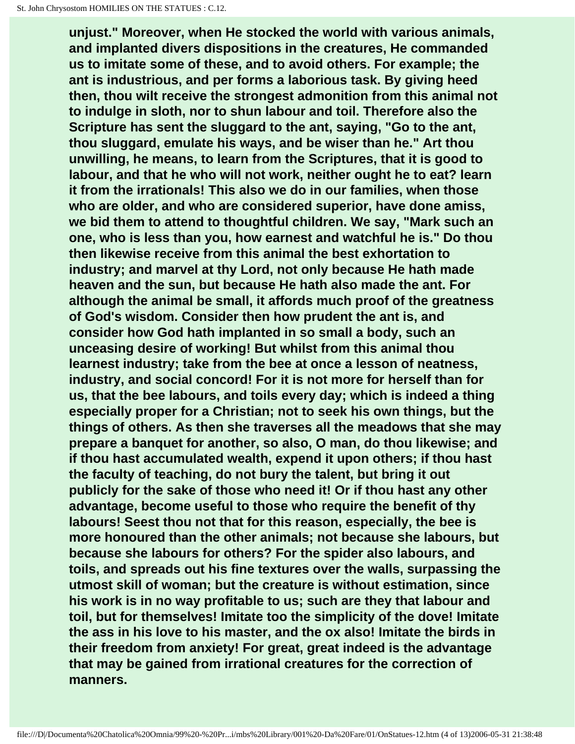unjust." Moreover, when He stocked the world with various animals, and implanted divers dispositions in the creatures, He commanded us to imitate some of these, and to avoid others. For example; the ant is industrious, and per forms a laborious task. By giving heed then, thou wilt receive the strongest admonition from this animal not to indulge in sloth, nor to shun labour and toil. Therefore also the Scripture has sent the sluggard to the ant, saying, "Go to the ant, thou sluggard, emulate his ways, and be wiser than he." Art thou unwilling, he means, to learn from the Scriptures, that it is good to labour, and that he who will not work, neither ought he to eat? learn it from the irrationals! This also we do in our families, when those who are older, and who are considered superior, have done amiss, we bid them to attend to thoughtful children. We say, "Mark such an one, who is less than you, how earnest and watchful he is." Do thou then likewise receive from this animal the best exhortation to industry; and marvel at thy Lord, not only because He hath made heaven and the sun, but because He hath also made the ant. For although the animal be small, it affords much proof of the greatness of God's wisdom. Consider then how prudent the ant is, and consider how God hath implanted in so small a body, such an unceasing desire of working! But whilst from this animal thou learnest industry; take from the bee at once a lesson of neatness, industry, and social concord! For it is not more for herself than for us, that the bee labours, and toils every day; which is indeed a thing especially proper for a Christian; not to seek his own things, but the things of others. As then she traverses all the meadows that she may prepare a banquet for another, so also, O man, do thou likewise; and if thou hast accumulated wealth, expend it upon others; if thou hast the faculty of teaching, do not bury the talent, but bring it out publicly for the sake of those who need it! Or if thou hast any other advantage, become useful to those who require the benefit of thy labours! Seest thou not that for this reason, especially, the bee is more honoured than the other animals; not because she labours, but because she labours for others? For the spider also labours, and toils, and spreads out his fine textures over the walls, surpassing the utmost skill of woman; but the creature is without estimation, since his work is in no way profitable to us; such are they that labour and toil, but for themselves! Imitate too the simplicity of the dove! Imitate the ass in his love to his master, and the ox also! Imitate the birds in their freedom from anxiety! For great, great indeed is the advantage that may be gained from irrational creatures for the correction of manners.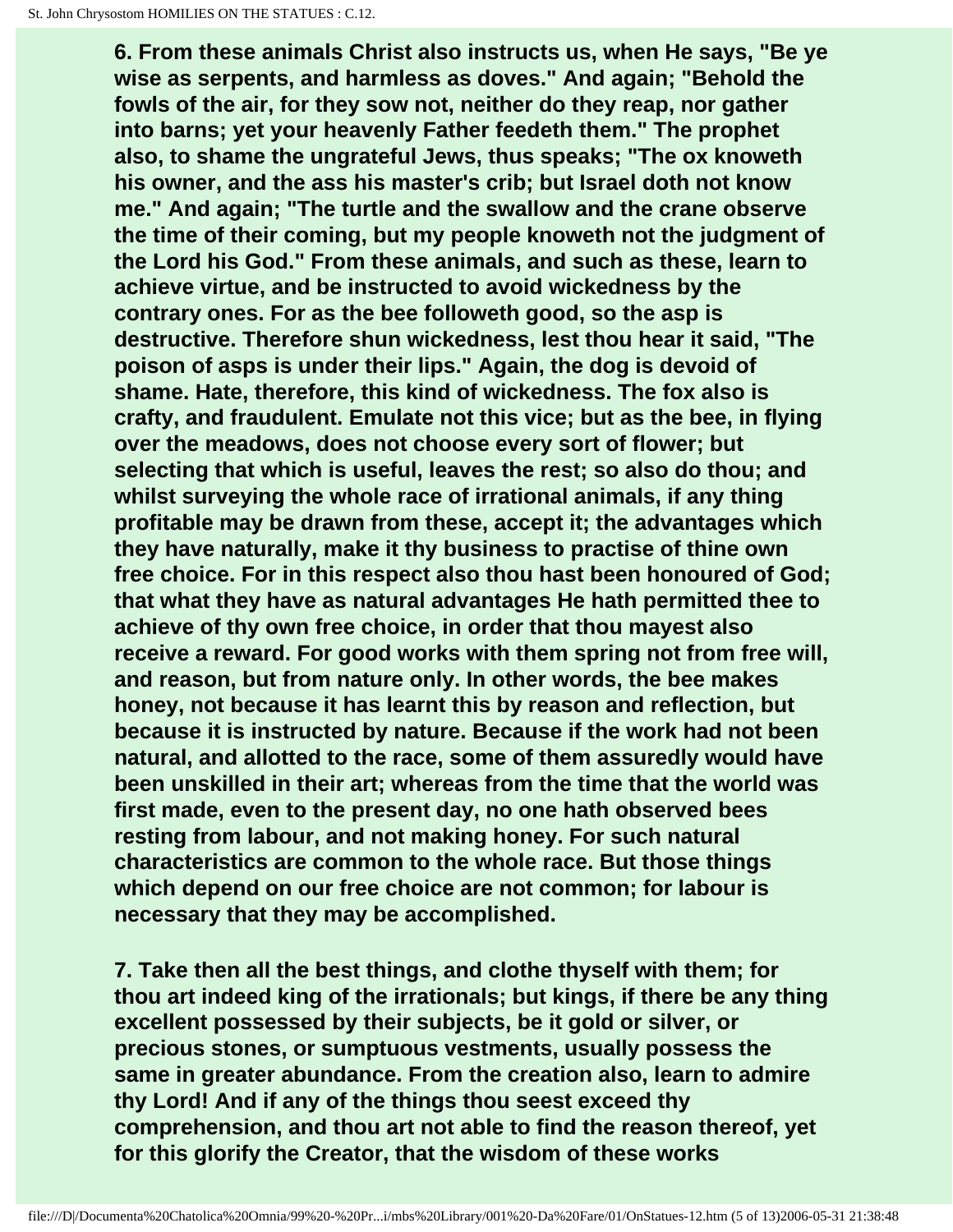6. From these animals Christ also instructs us, when He says, "Be ye wise as serpents, and harmless as doves." And again; "Behold the fowls of the air, for they sow not, neither do they reap, nor gather into barns; yet your heavenly Father feedeth them." The prophet also, to shame the ungrateful Jews, thus speaks; "The ox knoweth his owner, and the ass his master's crib; but Israel doth not know me." And again; "The turtle and the swallow and the crane observe the time of their coming, but my people knoweth not the judgment of the Lord his God." From these animals, and such as these, learn to achieve virtue, and be instructed to avoid wickedness by the contrary ones. For as the bee followeth good, so the asp is destructive. Therefore shun wickedness, lest thou hear it said, "The poison of asps is under their lips." Again, the dog is devoid of shame. Hate, therefore, this kind of wickedness. The fox also is crafty, and fraudulent. Emulate not this vice; but as the bee, in flying over the meadows, does not choose every sort of flower; but selecting that which is useful, leaves the rest; so also do thou; and whilst surveying the whole race of irrational animals, if any thing profitable may be drawn from these, accept it; the advantages which they have naturally, make it thy business to practise of thine own free choice. For in this respect also thou hast been honoured of God; that what they have as natural advantages He hath permitted thee to achieve of thy own free choice, in order that thou mayest also receive a reward. For good works with them spring not from free will, and reason, but from nature only. In other words, the bee makes honey, not because it has learnt this by reason and reflection, but because it is instructed by nature. Because if the work had not been natural, and allotted to the race, some of them assuredly would have been unskilled in their art; whereas from the time that the world was first made, even to the present day, no one hath observed bees resting from labour, and not making honey. For such natural characteristics are common to the whole race. But those things which depend on our free choice are not common; for labour is necessary that they may be accomplished.

7. Take then all the best things, and clothe thyself with them; for thou art indeed king of the irrationals; but kings, if there be any thing excellent possessed by their subjects, be it gold or silver, or precious stones, or sumptuous vestments, usually possess the same in greater abundance. From the creation also, learn to admire thy Lord! And if any of the things thou seest exceed thy comprehension, and thou art not able to find the reason thereof, yet for this glorify the Creator, that the wisdom of these works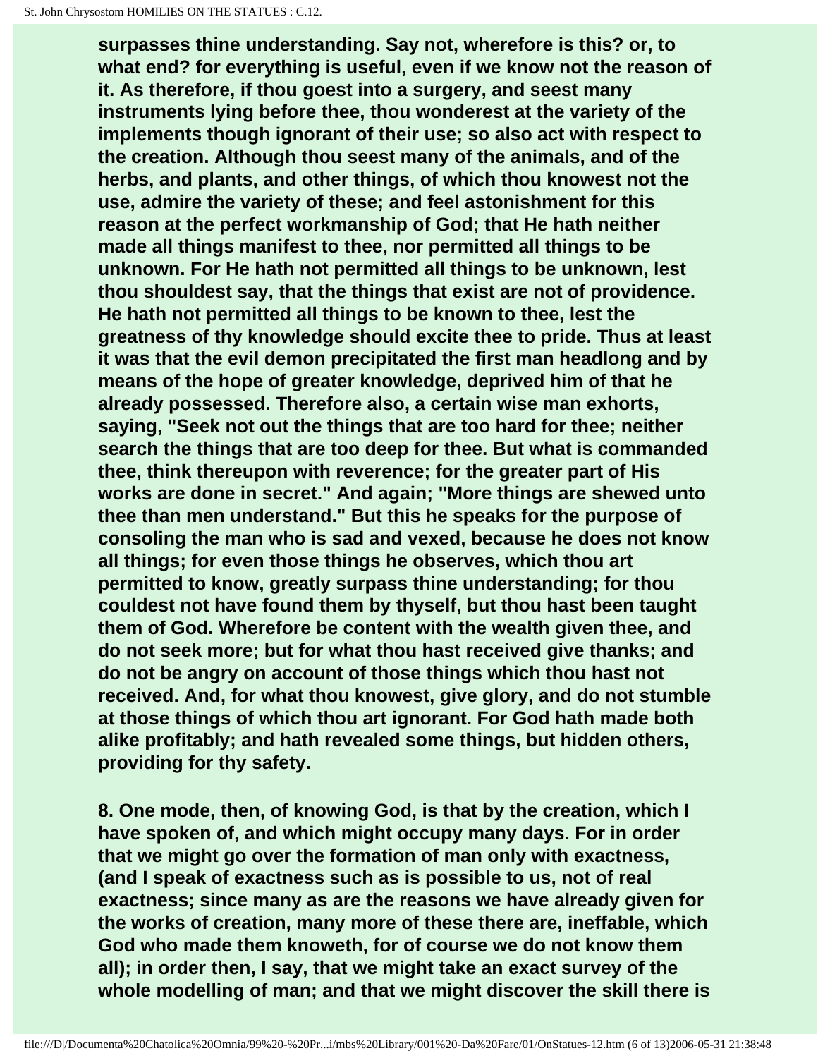surpasses thine understanding. Say not, wherefore is this? or, to what end? for everything is useful, even if we know not the reason of it. As therefore, if thou goest into a surgery, and seest many instruments lying before thee, thou wonderest at the variety of the implements though ignorant of their use; so also act with respect to the creation. Although thou seest many of the animals, and of the herbs, and plants, and other things, of which thou knowest not the use, admire the variety of these; and feel astonishment for this reason at the perfect workmanship of God; that He hath neither made all things manifest to thee, nor permitted all things to be unknown. For He hath not permitted all things to be unknown, lest thou shouldest say, that the things that exist are not of providence. He hath not permitted all things to be known to thee, lest the greatness of thy knowledge should excite thee to pride. Thus at least it was that the evil demon precipitated the first man headlong and by means of the hope of greater knowledge, deprived him of that he already possessed. Therefore also, a certain wise man exhorts, saying, "Seek not out the things that are too hard for thee; neither search the things that are too deep for thee. But what is commanded thee, think thereupon with reverence; for the greater part of His works are done in secret." And again; "More things are shewed unto thee than men understand." But this he speaks for the purpose of consoling the man who is sad and vexed, because he does not know all things; for even those things he observes, which thou art permitted to know, greatly surpass thine understanding; for thou couldest not have found them by thyself, but thou hast been taught them of God. Wherefore be content with the wealth given thee, and do not seek more; but for what thou hast received give thanks; and do not be angry on account of those things which thou hast not received. And, for what thou knowest, give glory, and do not stumble at those things of which thou art ignorant. For God hath made both alike profitably; and hath revealed some things, but hidden others, providing for thy safety.

8. One mode, then, of knowing God, is that by the creation, which I have spoken of, and which might occupy many days. For in order that we might go over the formation of man only with exactness, (and I speak of exactness such as is possible to us, not of real exactness; since many as are the reasons we have already given for the works of creation, many more of these there are, ineffable, which God who made them knoweth, for of course we do not know them all); in order then, I say, that we might take an exact survey of the whole modelling of man; and that we might discover the skill there is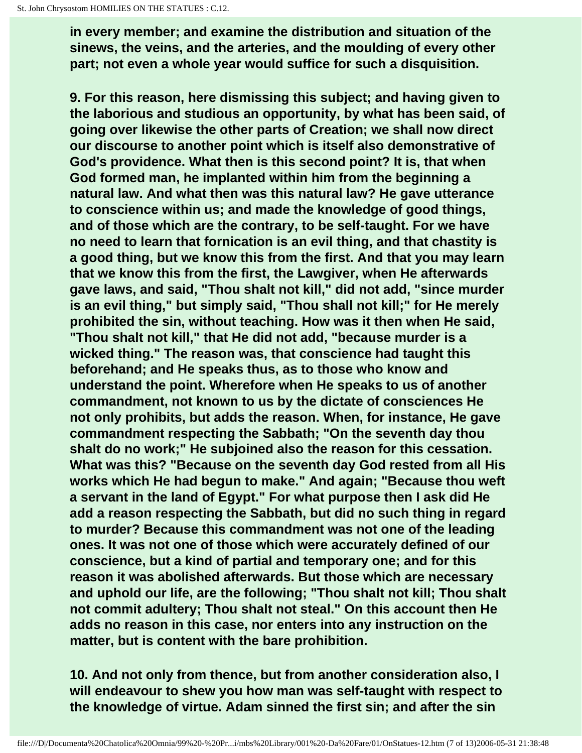in every member; and examine the distribution and situation of the sinews, the veins, and the arteries, and the moulding of every other part; not even a whole year would suffice for such a disquisition.

9. For this reason, here dismissing this subject; and having given to the laborious and studious an opportunity, by what has been said, of going over likewise the other parts of Creation; we shall now direct our discourse to another point which is itself also demonstrative of God's providence. What then is this second point? It is, that when God formed man, he implanted within him from the beginning a natural law. And what then was this natural law? He gave utterance to conscience within us; and made the knowledge of good things, and of those which are the contrary, to be self-taught. For we have no need to learn that fornication is an evil thing, and that chastity is a good thing, but we know this from the first. And that you may learn that we know this from the first, the Lawgiver, when He afterwards gave laws, and said, "Thou shalt not kill," did not add, "since murder is an evil thing," but simply said, "Thou shall not kill;" for He merely prohibited the sin, without teaching. How was it then when He said, "Thou shalt not kill," that He did not add, "because murder is a wicked thing." The reason was, that conscience had taught this beforehand; and He speaks thus, as to those who know and understand the point. Wherefore when He speaks to us of another commandment, not known to us by the dictate of consciences He not only prohibits, but adds the reason. When, for instance, He gave commandment respecting the Sabbath; "On the seventh day thou shalt do no work;" He subjoined also the reason for this cessation. What was this? "Because on the seventh day God rested from all His works which He had begun to make." And again; "Because thou weft a servant in the land of Egypt." For what purpose then I ask did He add a reason respecting the Sabbath, but did no such thing in regard to murder? Because this commandment was not one of the leading ones. It was not one of those which were accurately defined of our conscience, but a kind of partial and temporary one; and for this reason it was abolished afterwards. But those which are necessary and uphold our life, are the following; "Thou shalt not kill; Thou shalt not commit adultery; Thou shalt not steal." On this account then He adds no reason in this case, nor enters into any instruction on the matter, but is content with the bare prohibition.

10. And not only from thence, but from another consideration also, I will endeavour to shew you how man was self-taught with respect to the knowledge of virtue. Adam sinned the first sin; and after the sin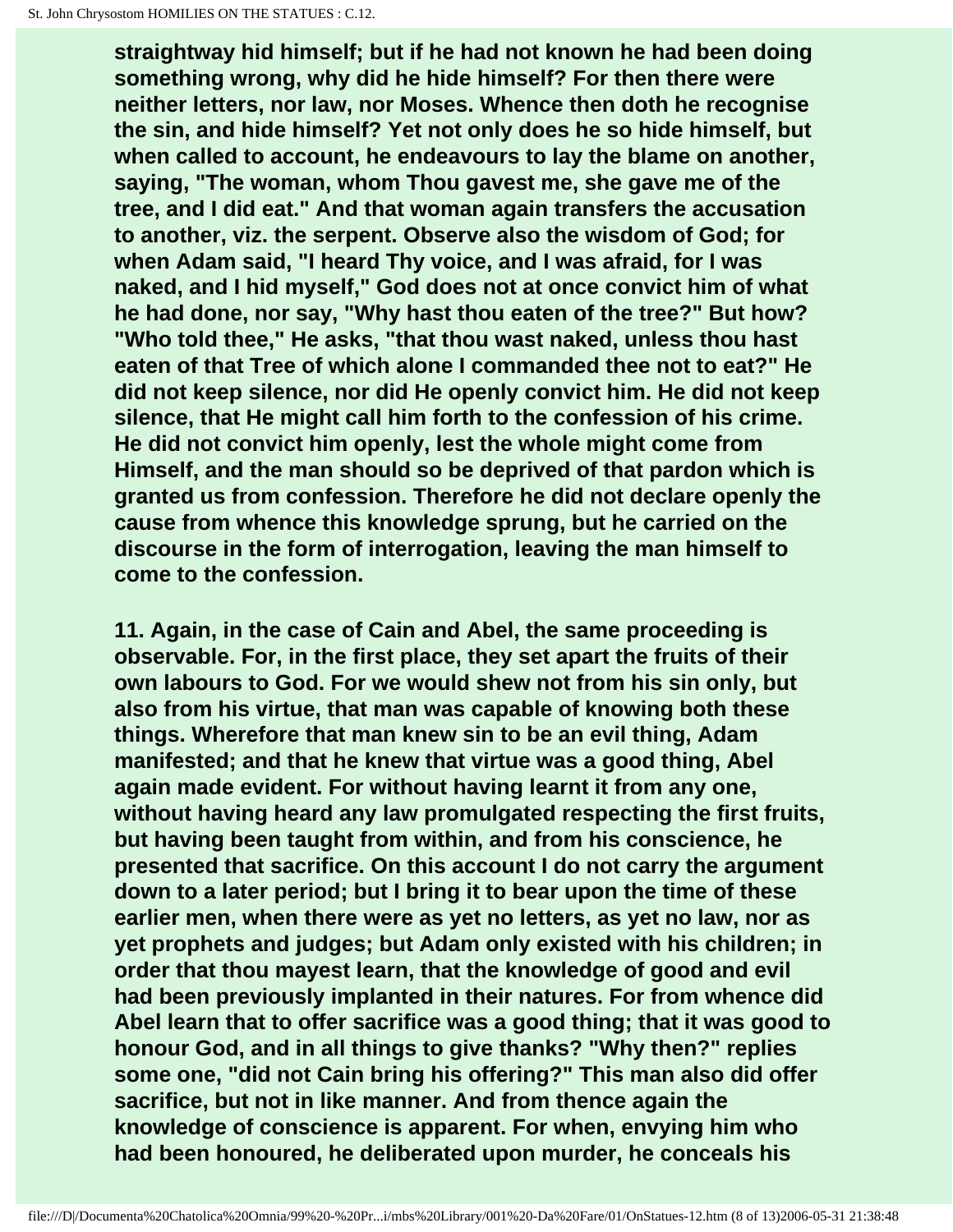straightway hid himself; but if he had not known he had been doing something wrong, why did he hide himself? For then there were neither letters, nor law, nor Moses. Whence then doth he recognise the sin, and hide himself? Yet not only does he so hide himself, but when called to account, he endeavours to lay the blame on another, saying, "The woman, whom Thou gavest me, she gave me of the tree, and I did eat." And that woman again transfers the accusation to another, viz. the serpent. Observe also the wisdom of God; for when Adam said, "I heard Thy voice, and I was afraid, for I was naked, and I hid myself," God does not at once convict him of what he had done, nor say, "Why hast thou eaten of the tree?" But how? "Who told thee," He asks, "that thou wast naked, unless thou hast eaten of that Tree of which alone I commanded thee not to eat?" He did not keep silence, nor did He openly convict him. He did not keep silence, that He might call him forth to the confession of his crime. He did not convict him openly, lest the whole might come from Himself, and the man should so be deprived of that pardon which is granted us from confession. Therefore he did not declare openly the cause from whence this knowledge sprung, but he carried on the discourse in the form of interrogation, leaving the man himself to come to the confession.

11. Again, in the case of Cain and Abel, the same proceeding is observable. For, in the first place, they set apart the fruits of their own labours to God. For we would shew not from his sin only, but also from his virtue, that man was capable of knowing both these things. Wherefore that man knew sin to be an evil thing, Adam manifested; and that he knew that virtue was a good thing, Abel again made evident. For without having learnt it from any one, without having heard any law promulgated respecting the first fruits, but having been taught from within, and from his conscience, he presented that sacrifice. On this account I do not carry the argument down to a later period; but I bring it to bear upon the time of these earlier men, when there were as yet no letters, as yet no law, nor as yet prophets and judges; but Adam only existed with his children; in order that thou mayest learn, that the knowledge of good and evil had been previously implanted in their natures. For from whence did Abel learn that to offer sacrifice was a good thing; that it was good to honour God, and in all things to give thanks? "Why then?" replies some one, "did not Cain bring his offering?" This man also did offer sacrifice, but not in like manner. And from thence again the knowledge of conscience is apparent. For when, envying him who had been honoured, he deliberated upon murder, he conceals his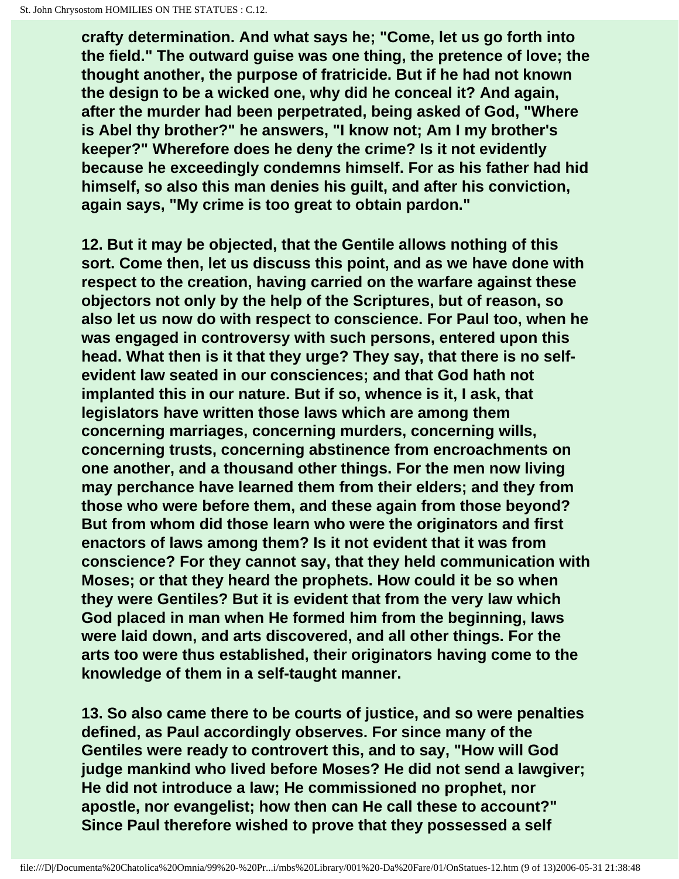**crafty determination. And what says he; "Come, let us go forth into the field." The outward guise was one thing, the pretence of love; the thought another, the purpose of fratricide. But if he had not known the design to be a wicked one, why did he conceal it? And again, after the murder had been perpetrated, being asked of God, "Where is Abel thy brother?" he answers, "I know not; Am I my brother's keeper?" Wherefore does he deny the crime? Is it not evidently because he exceedingly condemns himself. For as his father had hid himself, so also this man denies his guilt, and after his conviction, again says, "My crime is too great to obtain pardon."**

**12. But it may be objected, that the Gentile allows nothing of this sort. Come then, let us discuss this point, and as we have done with respect to the creation, having carried on the warfare against these objectors not only by the help of the Scriptures, but of reason, so also let us now do with respect to conscience. For Paul too, when he was engaged in controversy with such persons, entered upon this head. What then is it that they urge? They say, that there is no self-evident law seated in our consciences; and that God hath not implanted this in our nature. But if so, whence is it, I ask, that legislators have written those laws which are among them concerning marriages, concerning murders, concerning wills, concerning trusts, concerning abstinence from encroachments on one another, and a thousand other things. For the men now living may perchance have learned them from their elders; and they from those who were before them, and these again from those beyond? But from whom did those learn who were the originators and first enactors of laws among them? Is it not evident that it was from conscience? For they cannot say, that they held communication with Moses; or that they heard the prophets. How could it be so when they were Gentiles? But it is evident that from the very law which God placed in man when He formed him from the beginning, laws were laid down, and arts discovered, and all other things. For the arts too were thus established, their originators having come to the knowledge of them in a self-taught manner.**

**13. So also came there to be courts of justice, and so were penalties defined, as Paul accordingly observes. For since many of the Gentiles were ready to controvert this, and to say, "How will God judge mankind who lived before Moses? He did not send a lawgiver; He did not introduce a law; He commissioned no prophet, nor apostle, nor evangelist; how then can He call these to account?" Since Paul therefore wished to prove that they possessed a self**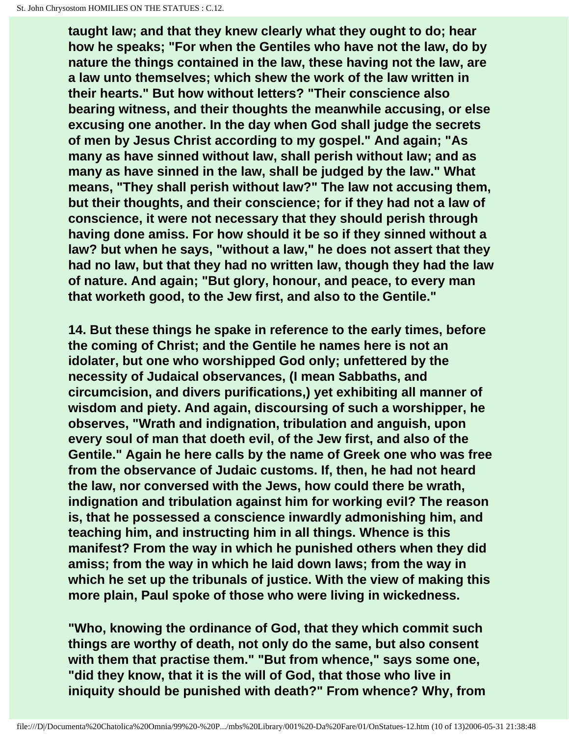taught law; and that they knew clearly what they ought to do; hear how he speaks; "For when the Gentiles who have not the law, do by nature the things contained in the law, these having not the law, are a law unto themselves; which shew the work of the law written in their hearts." But how without letters? "Their conscience also bearing witness, and their thoughts the meanwhile accusing, or else excusing one another. In the day when God shall judge the secrets of men by Jesus Christ according to my gospel." And again; "As many as have sinned without law, shall perish without law; and as many as have sinned in the law, shall be judged by the law." What means, "They shall perish without law?" The law not accusing them, but their thoughts, and their conscience; for if they had not a law of conscience, it were not necessary that they should perish through having done amiss. For how should it be so if they sinned without a law? but when he says, "without a law," he does not assert that they had no law, but that they had no written law, though they had the law of nature. And again; "But glory, honour, and peace, to every man that worketh good, to the Jew first, and also to the Gentile."

14. But these things he spake in reference to the early times, before the coming of Christ; and the Gentile he names here is not an idolater, but one who worshipped God only; unfettered by the necessity of Judaical observances, (I mean Sabbaths, and circumcision, and divers purifications,) yet exhibiting all manner of wisdom and piety. And again, discoursing of such a worshipper, he observes, "Wrath and indignation, tribulation and anguish, upon every soul of man that doeth evil, of the Jew first, and also of the Gentile." Again he here calls by the name of Greek one who was free from the observance of Judaic customs. If, then, he had not heard the law, nor conversed with the Jews, how could there be wrath, indignation and tribulation against him for working evil? The reason is, that he possessed a conscience inwardly admonishing him, and teaching him, and instructing him in all things. Whence is this manifest? From the way in which he punished others when they did amiss; from the way in which he laid down laws; from the way in which he set up the tribunals of justice. With the view of making this more plain, Paul spoke of those who were living in wickedness.

"Who, knowing the ordinance of God, that they which commit such things are worthy of death, not only do the same, but also consent with them that practise them." "But from whence," says some one, "did they know, that it is the will of God, that those who live in iniquity should be punished with death?" From whence? Why, from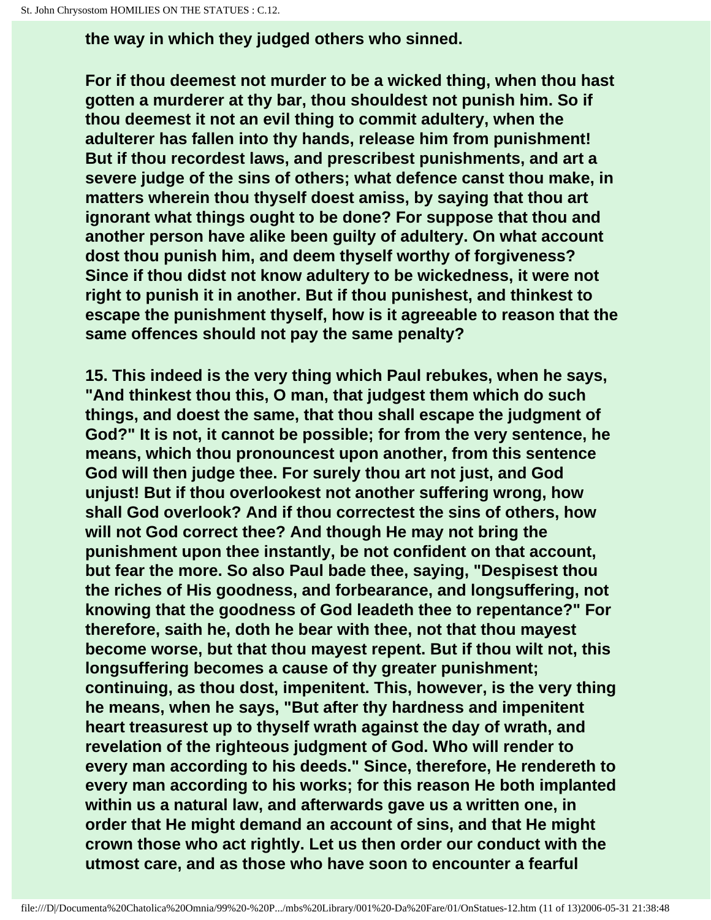**the way in which they judged others who sinned.**

**For if thou deemest not murder to be a wicked thing, when thou hast gotten a murderer at thy bar, thou shouldest not punish him. So if thou deemest it not an evil thing to commit adultery, when the adulterer has fallen into thy hands, release him from punishment! But if thou recordest laws, and prescribest punishments, and art a severe judge of the sins of others; what defence canst thou make, in matters wherein thou thyself doest amiss, by saying that thou art ignorant what things ought to be done? For suppose that thou and another person have alike been guilty of adultery. On what account dost thou punish him, and deem thyself worthy of forgiveness? Since if thou didst not know adultery to be wickedness, it were not right to punish it in another. But if thou punishest, and thinkest to escape the punishment thyself, how is it agreeable to reason that the same offences should not pay the same penalty?**

**15. This indeed is the very thing which Paul rebukes, when he says, "And thinkest thou this, O man, that judgest them which do such things, and doest the same, that thou shall escape the judgment of God?" It is not, it cannot be possible; for from the very sentence, he means, which thou pronouncest upon another, from this sentence God will then judge thee. For surely thou art not just, and God unjust! But if thou overlookest not another suffering wrong, how shall God overlook? And if thou correctest the sins of others, how will not God correct thee? And though He may not bring the punishment upon thee instantly, be not confident on that account, but fear the more. So also Paul bade thee, saying, "Despisest thou the riches of His goodness, and forbearance, and longsuffering, not knowing that the goodness of God leadeth thee to repentance?" For therefore, saith he, doth he bear with thee, not that thou mayest become worse, but that thou mayest repent. But if thou wilt not, this longsuffering becomes a cause of thy greater punishment; continuing, as thou dost, impenitent. This, however, is the very thing he means, when he says, "But after thy hardness and impenitent heart treasurest up to thyself wrath against the day of wrath, and revelation of the righteous judgment of God. Who will render to every man according to his deeds." Since, therefore, He rendereth to every man according to his works; for this reason He both implanted within us a natural law, and afterwards gave us a written one, in order that He might demand an account of sins, and that He might crown those who act rightly. Let us then order our conduct with the utmost care, and as those who have soon to encounter a fearful**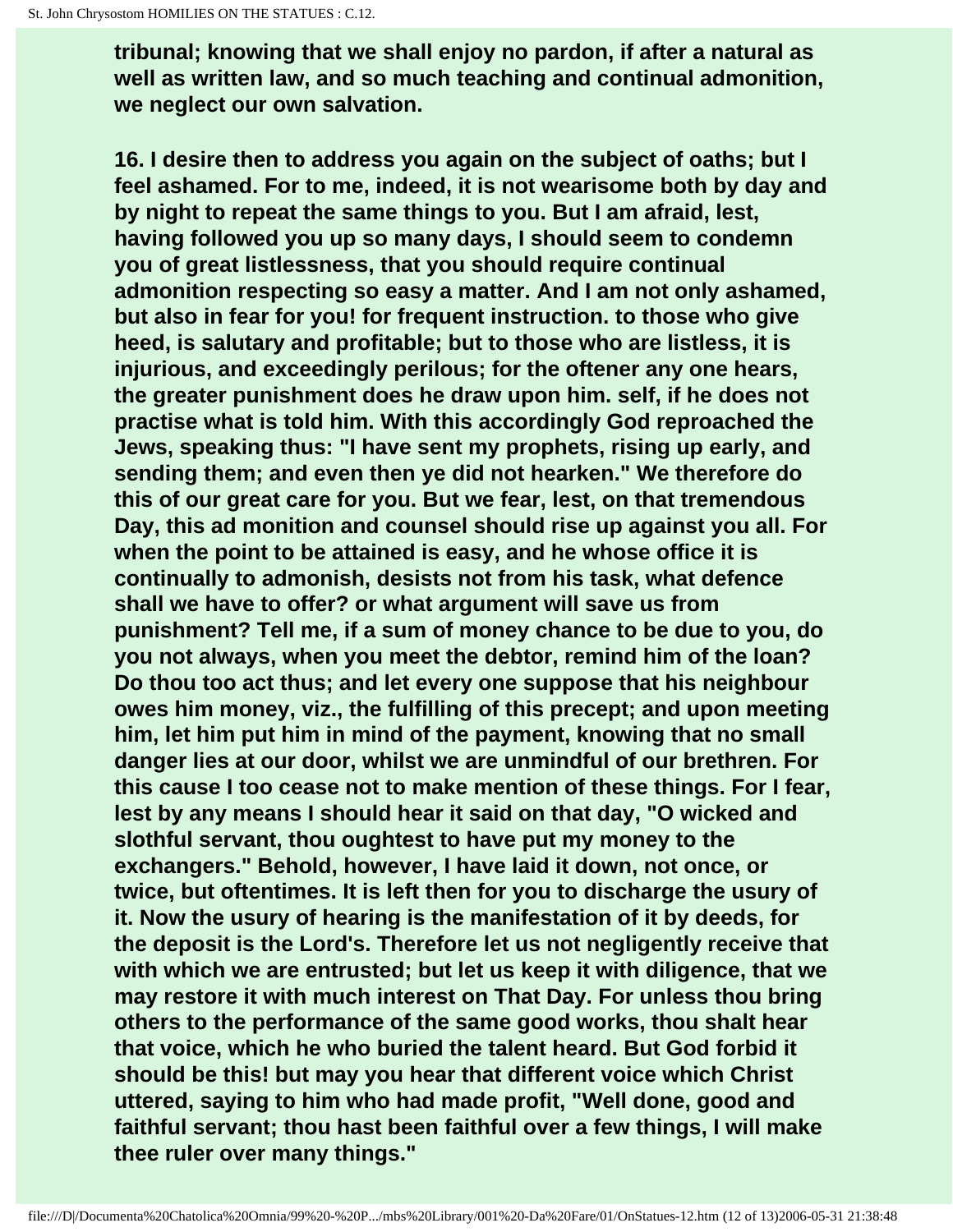**tribunal; knowing that we shall enjoy no pardon, if after a natural as well as written law, and so much teaching and continual admonition, we neglect our own salvation.**

**16. I desire then to address you again on the subject of oaths; but I feel ashamed. For to me, indeed, it is not wearisome both by day and by night to repeat the same things to you. But I am afraid, lest, having followed you up so many days, I should seem to condemn you of great listlessness, that you should require continual admonition respecting so easy a matter. And I am not only ashamed, but also in fear for you! for frequent instruction. to those who give heed, is salutary and profitable; but to those who are listless, it is injurious, and exceedingly perilous; for the oftener any one hears, the greater punishment does he draw upon him. self, if he does not practise what is told him. With this accordingly God reproached the Jews, speaking thus: "I have sent my prophets, rising up early, and sending them; and even then ye did not hearken." We therefore do this of our great care for you. But we fear, lest, on that tremendous Day, this ad monition and counsel should rise up against you all. For when the point to be attained is easy, and he whose office it is continually to admonish, desists not from his task, what defence shall we have to offer? or what argument will save us from punishment? Tell me, if a sum of money chance to be due to you, do you not always, when you meet the debtor, remind him of the loan? Do thou too act thus; and let every one suppose that his neighbour owes him money, viz., the fulfilling of this precept; and upon meeting him, let him put him in mind of the payment, knowing that no small danger lies at our door, whilst we are unmindful of our brethren. For this cause I too cease not to make mention of these things. For I fear, lest by any means I should hear it said on that day, "O wicked and slothful servant, thou oughtest to have put my money to the exchangers." Behold, however, I have laid it down, not once, or twice, but oftentimes. It is left then for you to discharge the usury of it. Now the usury of hearing is the manifestation of it by deeds, for the deposit is the Lord's. Therefore let us not negligently receive that with which we are entrusted; but let us keep it with diligence, that we may restore it with much interest on That Day. For unless thou bring others to the performance of the same good works, thou shalt hear that voice, which he who buried the talent heard. But God forbid it should be this! but may you hear that different voice which Christ uttered, saying to him who had made profit, "Well done, good and faithful servant; thou hast been faithful over a few things, I will make thee ruler over many things."**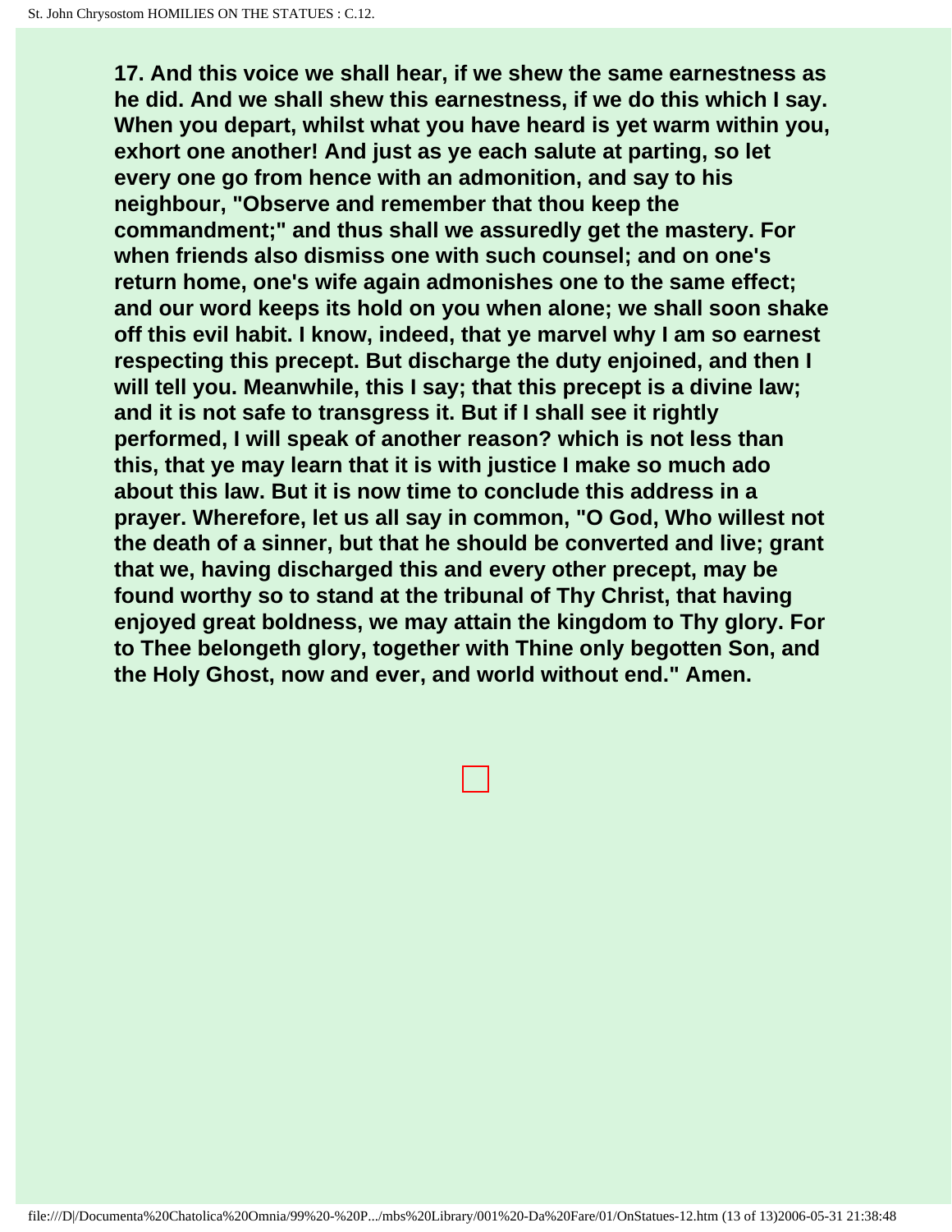**17. And this voice we shall hear, if we shew the same earnestness as he did. And we shall shew this earnestness, if we do this which I say. When you depart, whilst what you have heard is yet warm within you, exhort one another! And just as ye each salute at parting, so let every one go from hence with an admonition, and say to his neighbour, "Observe and remember that thou keep the commandment;" and thus shall we assuredly get the mastery. For when friends also dismiss one with such counsel; and on one's return home, one's wife again admonishes one to the same effect; and our word keeps its hold on you when alone; we shall soon shake off this evil habit. I know, indeed, that ye marvel why I am so earnest respecting this precept. But discharge the duty enjoined, and then I will tell you. Meanwhile, this I say; that this precept is a divine law; and it is not safe to transgress it. But if I shall see it rightly performed, I will speak of another reason? which is not less than this, that ye may learn that it is with justice I make so much ado about this law. But it is now time to conclude this address in a prayer. Wherefore, let us all say in common, "O God, Who willest not the death of a sinner, but that he should be converted and live; grant that we, having discharged this and every other precept, may be found worthy so to stand at the tribunal of Thy Christ, that having enjoyed great boldness, we may attain the kingdom to Thy glory. For to Thee belongeth glory, together with Thine only begotten Son, and the Holy Ghost, now and ever, and world without end." Amen.**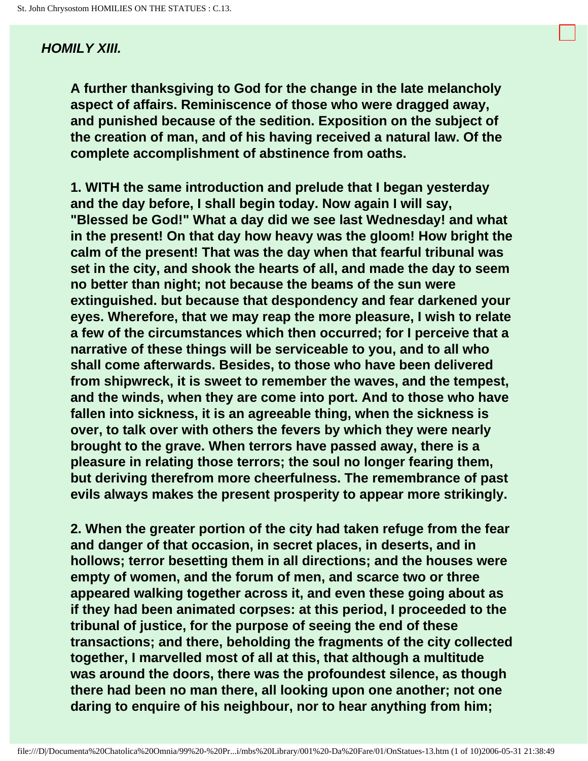## *HOMILY XIII.*

**A further thanksgiving to God for the change in the late melancholy aspect of affairs. Reminiscence of those who were dragged away, and punished because of the sedition. Exposition on the subject of the creation of man, and of his having received a natural law. Of the complete accomplishment of abstinence from oaths.**

**1. WITH the same introduction and prelude that I began yesterday and the day before, I shall begin today. Now again I will say, "Blessed be God!" What a day did we see last Wednesday! and what in the present! On that day how heavy was the gloom! How bright the calm of the present! That was the day when that fearful tribunal was set in the city, and shook the hearts of all, and made the day to seem no better than night; not because the beams of the sun were extinguished. but because that despondency and fear darkened your eyes. Wherefore, that we may reap the more pleasure, I wish to relate a few of the circumstances which then occurred; for I perceive that a narrative of these things will be serviceable to you, and to all who shall come afterwards. Besides, to those who have been delivered from shipwreck, it is sweet to remember the waves, and the tempest, and the winds, when they are come into port. And to those who have fallen into sickness, it is an agreeable thing, when the sickness is over, to talk over with others the fevers by which they were nearly brought to the grave. When terrors have passed away, there is a pleasure in relating those terrors; the soul no longer fearing them, but deriving therefrom more cheerfulness. The remembrance of past evils always makes the present prosperity to appear more strikingly.**

**2. When the greater portion of the city had taken refuge from the fear and danger of that occasion, in secret places, in deserts, and in hollows; terror besetting them in all directions; and the houses were empty of women, and the forum of men, and scarce two or three appeared walking together across it, and even these going about as if they had been animated corpses: at this period, I proceeded to the tribunal of justice, for the purpose of seeing the end of these transactions; and there, beholding the fragments of the city collected together, I marvelled most of all at this, that although a multitude was around the doors, there was the profoundest silence, as though there had been no man there, all looking upon one another; not one daring to enquire of his neighbour, nor to hear anything from him;**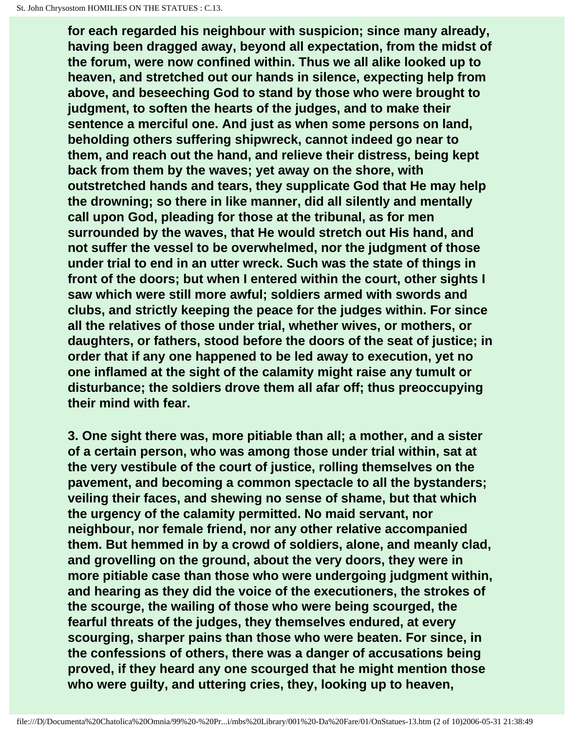**for each regarded his neighbour with suspicion; since many already, having been dragged away, beyond all expectation, from the midst of the forum, were now confined within. Thus we all alike looked up to heaven, and stretched out our hands in silence, expecting help from above, and beseeching God to stand by those who were brought to judgment, to soften the hearts of the judges, and to make their sentence a merciful one. And just as when some persons on land, beholding others suffering shipwreck, cannot indeed go near to them, and reach out the hand, and relieve their distress, being kept back from them by the waves; yet away on the shore, with outstretched hands and tears, they supplicate God that He may help the drowning; so there in like manner, did all silently and mentally call upon God, pleading for those at the tribunal, as for men surrounded by the waves, that He would stretch out His hand, and not suffer the vessel to be overwhelmed, nor the judgment of those under trial to end in an utter wreck. Such was the state of things in front of the doors; but when I entered within the court, other sights I saw which were still more awful; soldiers armed with swords and clubs, and strictly keeping the peace for the judges within. For since all the relatives of those under trial, whether wives, or mothers, or daughters, or fathers, stood before the doors of the seat of justice; in order that if any one happened to be led away to execution, yet no one inflamed at the sight of the calamity might raise any tumult or disturbance; the soldiers drove them all afar off; thus preoccupying their mind with fear.**

**3. One sight there was, more pitiable than all; a mother, and a sister of a certain person, who was among those under trial within, sat at the very vestibule of the court of justice, rolling themselves on the pavement, and becoming a common spectacle to all the bystanders; veiling their faces, and shewing no sense of shame, but that which the urgency of the calamity permitted. No maid servant, nor neighbour, nor female friend, nor any other relative accompanied them. But hemmed in by a crowd of soldiers, alone, and meanly clad, and grovelling on the ground, about the very doors, they were in more pitiable case than those who were undergoing judgment within, and hearing as they did the voice of the executioners, the strokes of the scourge, the wailing of those who were being scourged, the fearful threats of the judges, they themselves endured, at every scourging, sharper pains than those who were beaten. For since, in the confessions of others, there was a danger of accusations being proved, if they heard any one scourged that he might mention those who were guilty, and uttering cries, they, looking up to heaven,**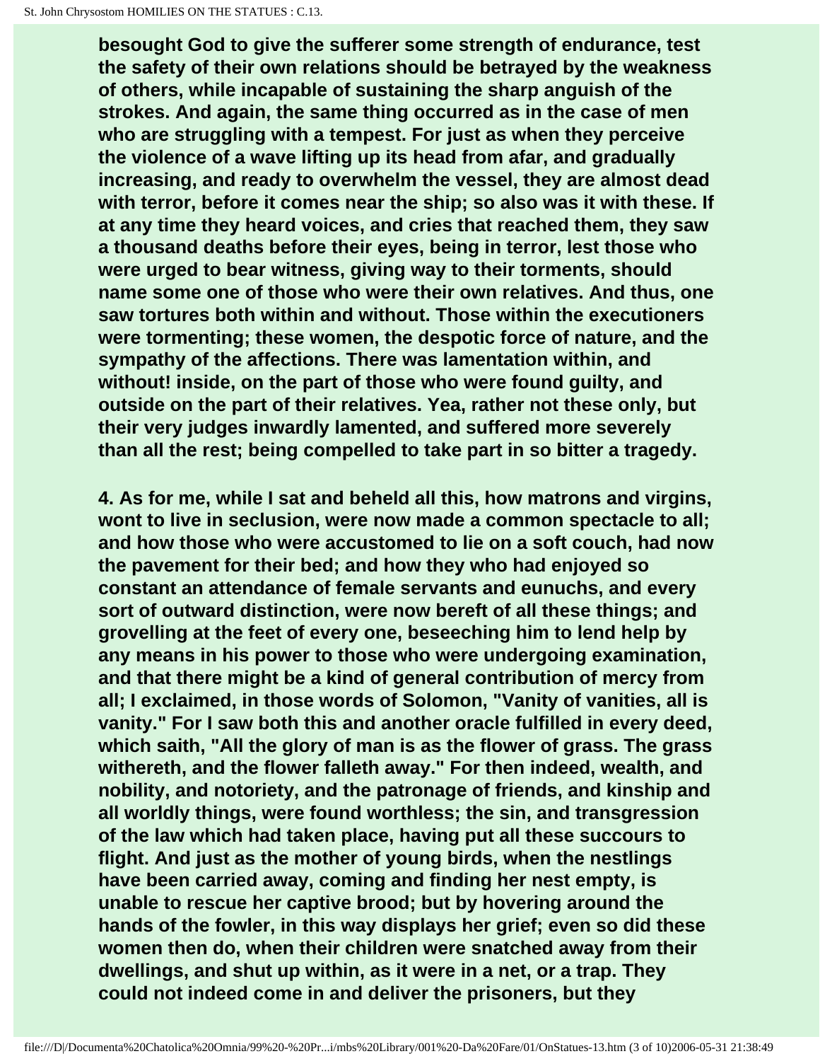besought God to give the sufferer some strength of endurance, test the safety of their own relations should be betrayed by the weakness of others, while incapable of sustaining the sharp anguish of the strokes. And again, the same thing occurred as in the case of men who are struggling with a tempest. For just as when they perceive the violence of a wave lifting up its head from afar, and gradually increasing, and ready to overwhelm the vessel, they are almost dead with terror, before it comes near the ship; so also was it with these. If at any time they heard voices, and cries that reached them, they saw a thousand deaths before their eyes, being in terror, lest those who were urged to bear witness, giving way to their torments, should name some one of those who were their own relatives. And thus, one saw tortures both within and without. Those within the executioners were tormenting; these women, the despotic force of nature, and the sympathy of the affections. There was lamentation within, and without! inside, on the part of those who were found guilty, and outside on the part of their relatives. Yea, rather not these only, but their very judges inwardly lamented, and suffered more severely than all the rest; being compelled to take part in so bitter a tragedy.

4. As for me, while I sat and beheld all this, how matrons and virgins, wont to live in seclusion, were now made a common spectacle to all; and how those who were accustomed to lie on a soft couch, had now the pavement for their bed; and how they who had enjoyed so constant an attendance of female servants and eunuchs, and every sort of outward distinction, were now bereft of all these things; and grovelling at the feet of every one, beseeching him to lend help by any means in his power to those who were undergoing examination, and that there might be a kind of general contribution of mercy from all; I exclaimed, in those words of Solomon, "Vanity of vanities, all is vanity." For I saw both this and another oracle fulfilled in every deed, which saith, "All the glory of man is as the flower of grass. The grass withereth, and the flower falleth away." For then indeed, wealth, and nobility, and notoriety, and the patronage of friends, and kinship and all worldly things, were found worthless; the sin, and transgression of the law which had taken place, having put all these succours to flight. And just as the mother of young birds, when the nestlings have been carried away, coming and finding her nest empty, is unable to rescue her captive brood; but by hovering around the hands of the fowler, in this way displays her grief; even so did these women then do, when their children were snatched away from their dwellings, and shut up within, as it were in a net, or a trap. They could not indeed come in and deliver the prisoners, but they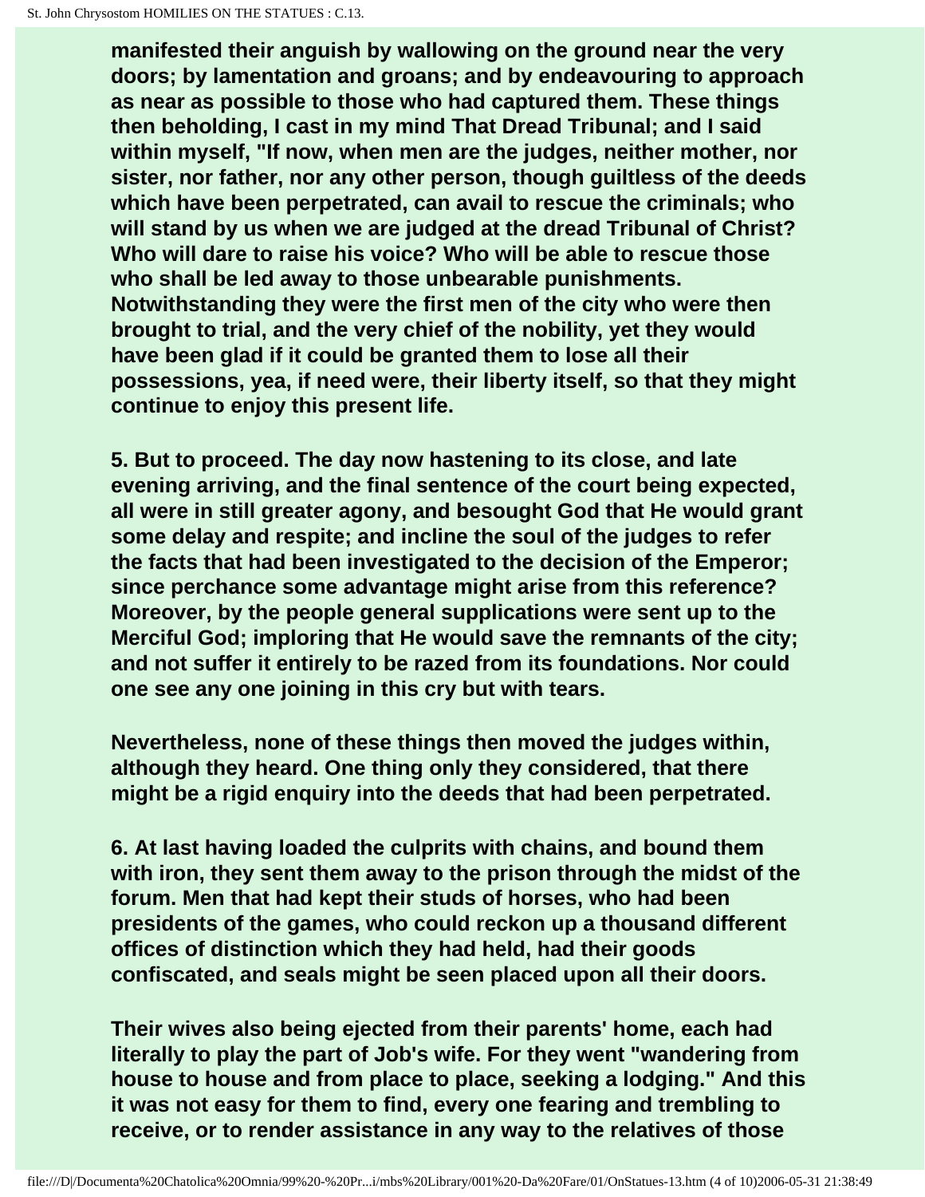manifested their anguish by wallowing on the ground near the very doors; by lamentation and groans; and by endeavouring to approach as near as possible to those who had captured them. These things then beholding, I cast in my mind That Dread Tribunal; and I said within myself, "If now, when men are the judges, neither mother, nor sister, nor father, nor any other person, though guiltless of the deeds which have been perpetrated, can avail to rescue the criminals; who will stand by us when we are judged at the dread Tribunal of Christ? Who will dare to raise his voice? Who will be able to rescue those who shall be led away to those unbearable punishments. Notwithstanding they were the first men of the city who were then brought to trial, and the very chief of the nobility, yet they would have been glad if it could be granted them to lose all their possessions, yea, if need were, their liberty itself, so that they might continue to enjoy this present life.

5. But to proceed. The day now hastening to its close, and late evening arriving, and the final sentence of the court being expected, all were in still greater agony, and besought God that He would grant some delay and respite; and incline the soul of the judges to refer the facts that had been investigated to the decision of the Emperor; since perchance some advantage might arise from this reference? Moreover, by the people general supplications were sent up to the Merciful God; imploring that He would save the remnants of the city; and not suffer it entirely to be razed from its foundations. Nor could one see any one joining in this cry but with tears.

Nevertheless, none of these things then moved the judges within, although they heard. One thing only they considered, that there might be a rigid enquiry into the deeds that had been perpetrated.

6. At last having loaded the culprits with chains, and bound them with iron, they sent them away to the prison through the midst of the forum. Men that had kept their studs of horses, who had been presidents of the games, who could reckon up a thousand different offices of distinction which they had held, had their goods confiscated, and seals might be seen placed upon all their doors.

Their wives also being ejected from their parents' home, each had literally to play the part of Job's wife. For they went "wandering from house to house and from place to place, seeking a lodging." And this it was not easy for them to find, every one fearing and trembling to receive, or to render assistance in any way to the relatives of those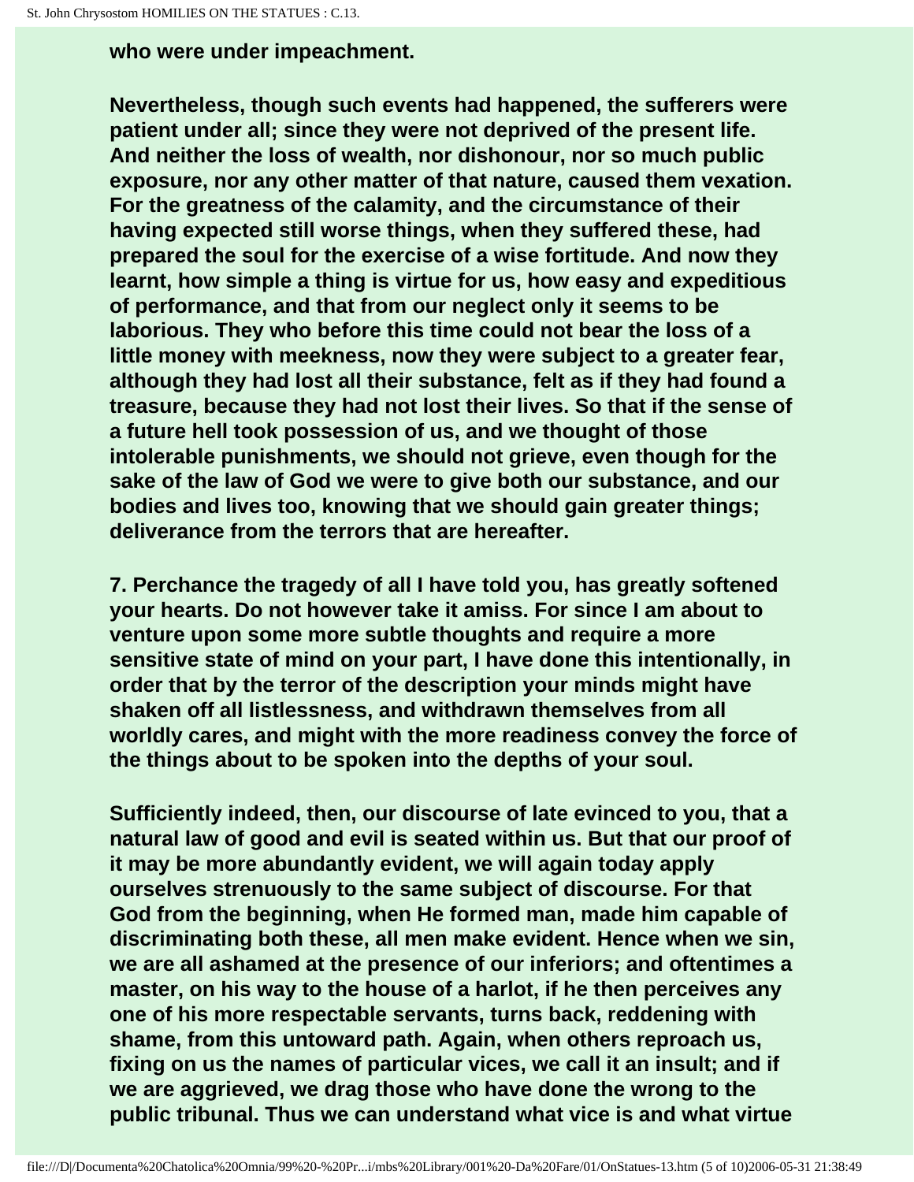who were under impeachment.

Nevertheless, though such events had happened, the sufferers were patient under all; since they were not deprived of the present life. And neither the loss of wealth, nor dishonour, nor so much public exposure, nor any other matter of that nature, caused them vexation. For the greatness of the calamity, and the circumstance of their having expected still worse things, when they suffered these, had prepared the soul for the exercise of a wise fortitude. And now they learnt, how simple a thing is virtue for us, how easy and expeditious of performance, and that from our neglect only it seems to be laborious. They who before this time could not bear the loss of a little money with meekness, now they were subject to a greater fear, although they had lost all their substance, felt as if they had found a treasure, because they had not lost their lives. So that if the sense of a future hell took possession of us, and we thought of those intolerable punishments, we should not grieve, even though for the sake of the law of God we were to give both our substance, and our bodies and lives too, knowing that we should gain greater things; deliverance from the terrors that are hereafter.

7. Perchance the tragedy of all I have told you, has greatly softened your hearts. Do not however take it amiss. For since I am about to venture upon some more subtle thoughts and require a more sensitive state of mind on your part, I have done this intentionally, in order that by the terror of the description your minds might have shaken off all listlessness, and withdrawn themselves from all worldly cares, and might with the more readiness convey the force of the things about to be spoken into the depths of your soul.

Sufficiently indeed, then, our discourse of late evinced to you, that a natural law of good and evil is seated within us. But that our proof of it may be more abundantly evident, we will again today apply ourselves strenuously to the same subject of discourse. For that God from the beginning, when He formed man, made him capable of discriminating both these, all men make evident. Hence when we sin, we are all ashamed at the presence of our inferiors; and oftentimes a master, on his way to the house of a harlot, if he then perceives any one of his more respectable servants, turns back, reddening with shame, from this untoward path. Again, when others reproach us, fixing on us the names of particular vices, we call it an insult; and if we are aggrieved, we drag those who have done the wrong to the public tribunal. Thus we can understand what vice is and what virtue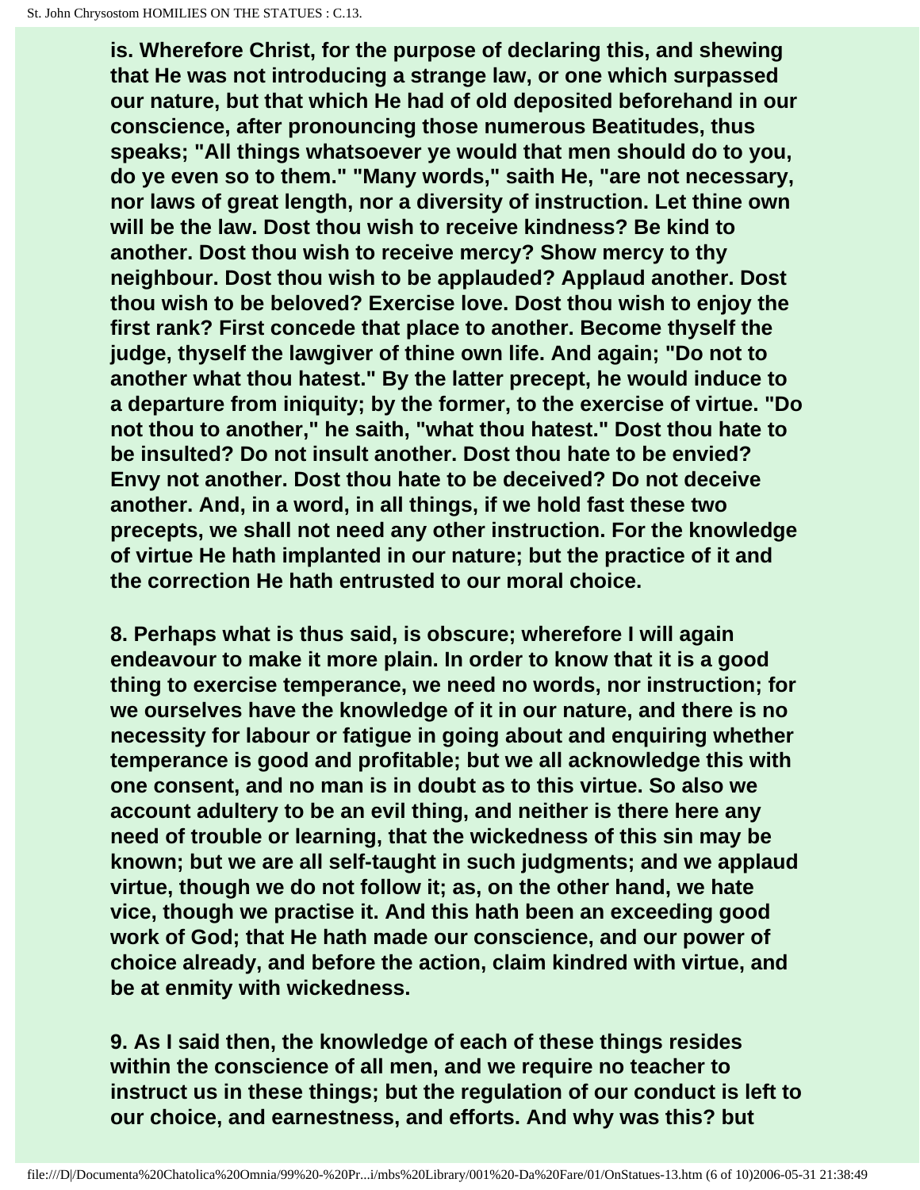is. Wherefore Christ, for the purpose of declaring this, and shewing that He was not introducing a strange law, or one which surpassed our nature, but that which He had of old deposited beforehand in our conscience, after pronouncing those numerous Beatitudes, thus speaks; "All things whatsoever ye would that men should do to you, do ye even so to them." "Many words," saith He, "are not necessary, nor laws of great length, nor a diversity of instruction. Let thine own will be the law. Dost thou wish to receive kindness? Be kind to another. Dost thou wish to receive mercy? Show mercy to thy neighbour. Dost thou wish to be applauded? Applaud another. Dost thou wish to be beloved? Exercise love. Dost thou wish to enjoy the first rank? First concede that place to another. Become thyself the judge, thyself the lawgiver of thine own life. And again; "Do not to another what thou hatest." By the latter precept, he would induce to a departure from iniquity; by the former, to the exercise of virtue. "Do not thou to another," he saith, "what thou hatest." Dost thou hate to be insulted? Do not insult another. Dost thou hate to be envied? Envy not another. Dost thou hate to be deceived? Do not deceive another. And, in a word, in all things, if we hold fast these two precepts, we shall not need any other instruction. For the knowledge of virtue He hath implanted in our nature; but the practice of it and the correction He hath entrusted to our moral choice.

8. Perhaps what is thus said, is obscure; wherefore I will again endeavour to make it more plain. In order to know that it is a good thing to exercise temperance, we need no words, nor instruction; for we ourselves have the knowledge of it in our nature, and there is no necessity for labour or fatigue in going about and enquiring whether temperance is good and profitable; but we all acknowledge this with one consent, and no man is in doubt as to this virtue. So also we account adultery to be an evil thing, and neither is there here any need of trouble or learning, that the wickedness of this sin may be known; but we are all self-taught in such judgments; and we applaud virtue, though we do not follow it; as, on the other hand, we hate vice, though we practise it. And this hath been an exceeding good work of God; that He hath made our conscience, and our power of choice already, and before the action, claim kindred with virtue, and be at enmity with wickedness.

9. As I said then, the knowledge of each of these things resides within the conscience of all men, and we require no teacher to instruct us in these things; but the regulation of our conduct is left to our choice, and earnestness, and efforts. And why was this? but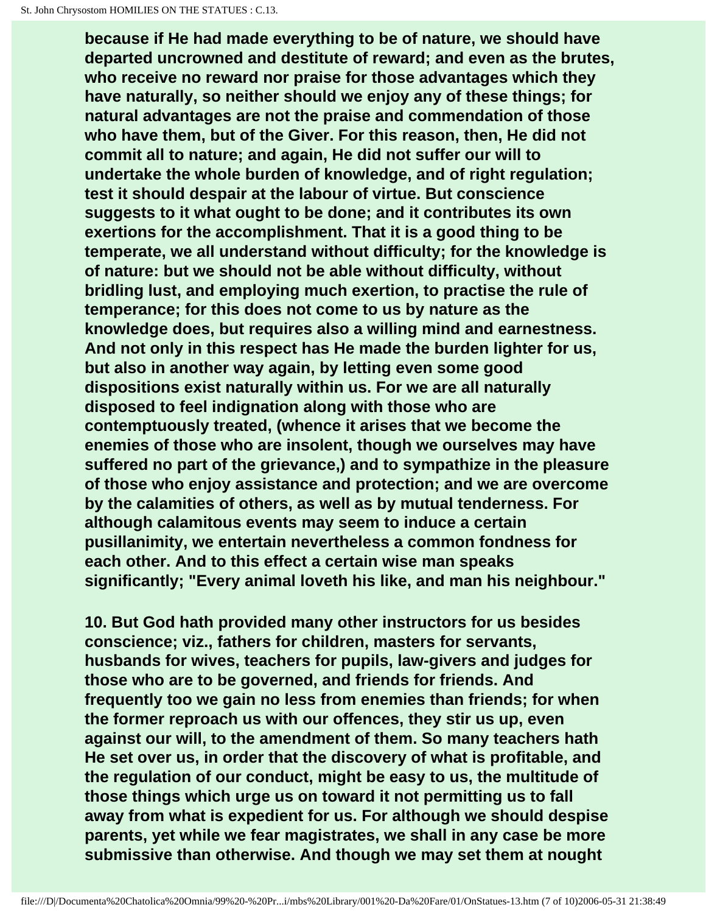**because if He had made everything to be of nature, we should have departed uncrowned and destitute of reward; and even as the brutes, who receive no reward nor praise for those advantages which they have naturally, so neither should we enjoy any of these things; for natural advantages are not the praise and commendation of those who have them, but of the Giver. For this reason, then, He did not commit all to nature; and again, He did not suffer our will to undertake the whole burden of knowledge, and of right regulation; test it should despair at the labour of virtue. But conscience suggests to it what ought to be done; and it contributes its own exertions for the accomplishment. That it is a good thing to be temperate, we all understand without difficulty; for the knowledge is of nature: but we should not be able without difficulty, without bridling lust, and employing much exertion, to practise the rule of temperance; for this does not come to us by nature as the knowledge does, but requires also a willing mind and earnestness. And not only in this respect has He made the burden lighter for us, but also in another way again, by letting even some good dispositions exist naturally within us. For we are all naturally disposed to feel indignation along with those who are contemptuously treated, (whence it arises that we become the enemies of those who are insolent, though we ourselves may have suffered no part of the grievance,) and to sympathize in the pleasure of those who enjoy assistance and protection; and we are overcome by the calamities of others, as well as by mutual tenderness. For although calamitous events may seem to induce a certain pusillanimity, we entertain nevertheless a common fondness for each other. And to this effect a certain wise man speaks significantly; "Every animal loveth his like, and man his neighbour."**

**10. But God hath provided many other instructors for us besides conscience; viz., fathers for children, masters for servants, husbands for wives, teachers for pupils, law-givers and judges for those who are to be governed, and friends for friends. And frequently too we gain no less from enemies than friends; for when the former reproach us with our offences, they stir us up, even against our will, to the amendment of them. So many teachers hath He set over us, in order that the discovery of what is profitable, and the regulation of our conduct, might be easy to us, the multitude of those things which urge us on toward it not permitting us to fall away from what is expedient for us. For although we should despise parents, yet while we fear magistrates, we shall in any case be more submissive than otherwise. And though we may set them at nought**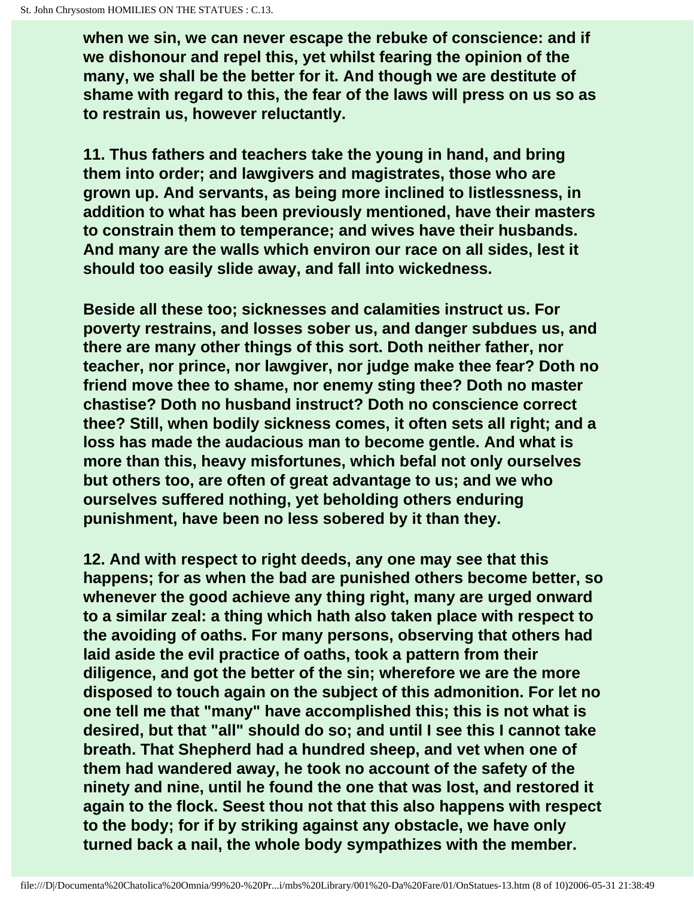**when we sin, we can never escape the rebuke of conscience: and if we dishonour and repel this, yet whilst fearing the opinion of the many, we shall be the better for it. And though we are destitute of shame with regard to this, the fear of the laws will press on us so as to restrain us, however reluctantly.**

**11. Thus fathers and teachers take the young in hand, and bring them into order; and lawgivers and magistrates, those who are grown up. And servants, as being more inclined to listlessness, in addition to what has been previously mentioned, have their masters to constrain them to temperance; and wives have their husbands. And many are the walls which environ our race on all sides, lest it should too easily slide away, and fall into wickedness.**

**Beside all these too; sicknesses and calamities instruct us. For poverty restrains, and losses sober us, and danger subdues us, and there are many other things of this sort. Doth neither father, nor teacher, nor prince, nor lawgiver, nor judge make thee fear? Doth no friend move thee to shame, nor enemy sting thee? Doth no master chastise? Doth no husband instruct? Doth no conscience correct thee? Still, when bodily sickness comes, it often sets all right; and a loss has made the audacious man to become gentle. And what is more than this, heavy misfortunes, which befal not only ourselves but others too, are often of great advantage to us; and we who ourselves suffered nothing, yet beholding others enduring punishment, have been no less sobered by it than they.**

**12. And with respect to right deeds, any one may see that this happens; for as when the bad are punished others become better, so whenever the good achieve any thing right, many are urged onward to a similar zeal: a thing which hath also taken place with respect to the avoiding of oaths. For many persons, observing that others had laid aside the evil practice of oaths, took a pattern from their diligence, and got the better of the sin; wherefore we are the more disposed to touch again on the subject of this admonition. For let no one tell me that "many" have accomplished this; this is not what is desired, but that "all" should do so; and until I see this I cannot take breath. That Shepherd had a hundred sheep, and vet when one of them had wandered away, he took no account of the safety of the ninety and nine, until he found the one that was lost, and restored it again to the flock. Seest thou not that this also happens with respect to the body; for if by striking against any obstacle, we have only turned back a nail, the whole body sympathizes with the member.**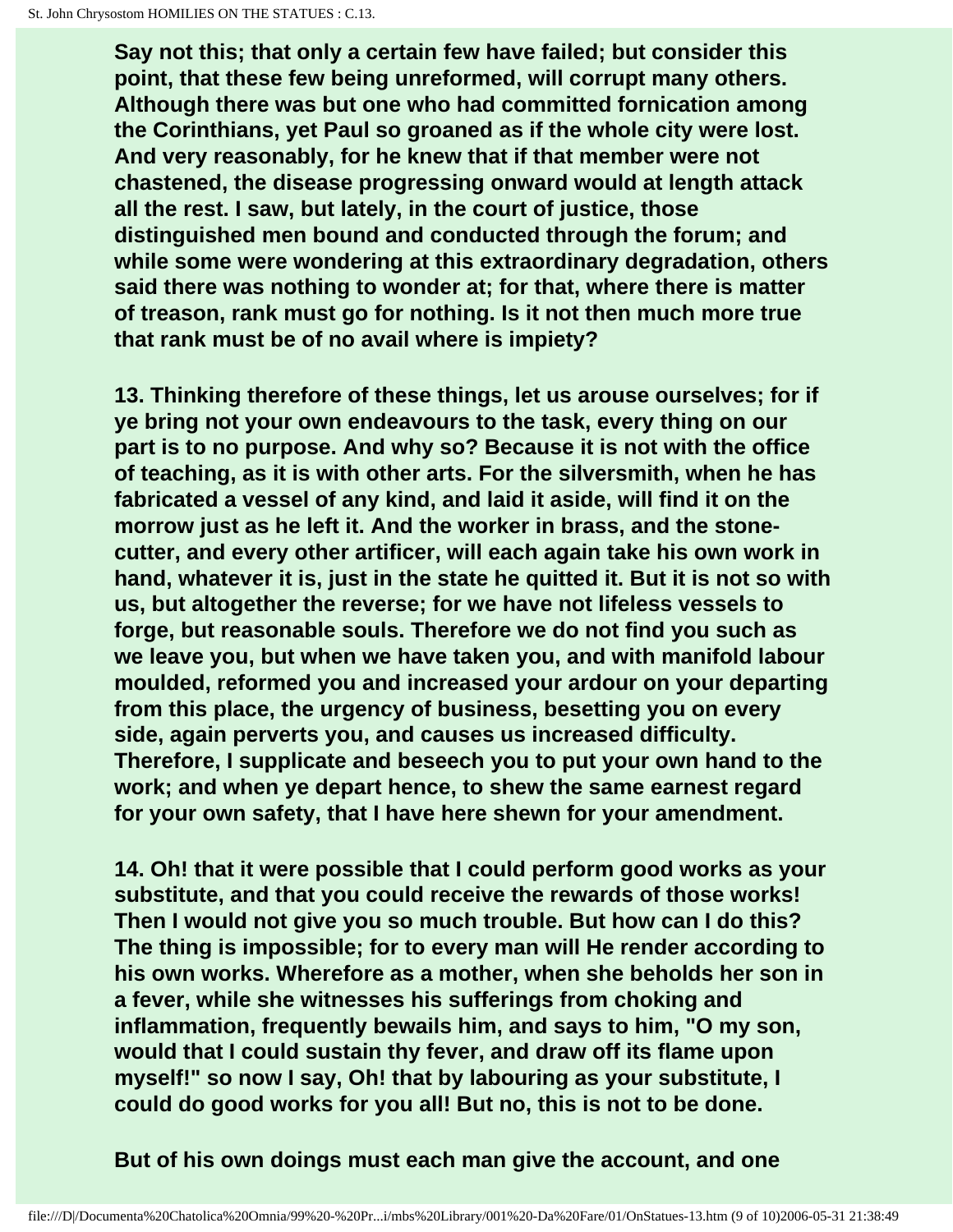Say not this; that only a certain few have failed; but consider this point, that these few being unreformed, will corrupt many others. Although there was but one who had committed fornication among the Corinthians, yet Paul so groaned as if the whole city were lost. And very reasonably, for he knew that if that member were not chastened, the disease progressing onward would at length attack all the rest. I saw, but lately, in the court of justice, those distinguished men bound and conducted through the forum; and while some were wondering at this extraordinary degradation, others said there was nothing to wonder at; for that, where there is matter of treason, rank must go for nothing. Is it not then much more true that rank must be of no avail where is impiety?

13. Thinking therefore of these things, let us arouse ourselves; for if ye bring not your own endeavours to the task, every thing on our part is to no purpose. And why so? Because it is not with the office of teaching, as it is with other arts. For the silversmith, when he has fabricated a vessel of any kind, and laid it aside, will find it on the morrow just as he left it. And the worker in brass, and the stone-cutter, and every other artificer, will each again take his own work in hand, whatever it is, just in the state he quitted it. But it is not so with us, but altogether the reverse; for we have not lifeless vessels to forge, but reasonable souls. Therefore we do not find you such as we leave you, but when we have taken you, and with manifold labour moulded, reformed you and increased your ardour on your departing from this place, the urgency of business, besetting you on every side, again perverts you, and causes us increased difficulty. Therefore, I supplicate and beseech you to put your own hand to the work; and when ye depart hence, to shew the same earnest regard for your own safety, that I have here shewn for your amendment.

14. Oh! that it were possible that I could perform good works as your substitute, and that you could receive the rewards of those works! Then I would not give you so much trouble. But how can I do this? The thing is impossible; for to every man will He render according to his own works. Wherefore as a mother, when she beholds her son in a fever, while she witnesses his sufferings from choking and inflammation, frequently bewails him, and says to him, "O my son, would that I could sustain thy fever, and draw off its flame upon myself!" so now I say, Oh! that by labouring as your substitute, I could do good works for you all! But no, this is not to be done.

But of his own doings must each man give the account, and one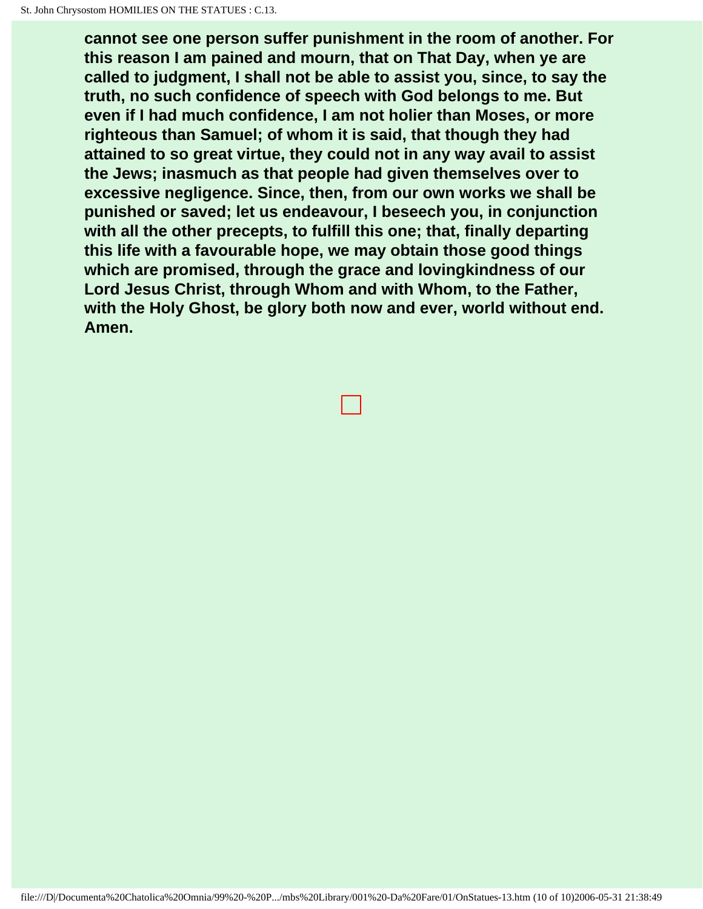**cannot see one person suffer punishment in the room of another. For this reason I am pained and mourn, that on That Day, when ye are called to judgment, I shall not be able to assist you, since, to say the truth, no such confidence of speech with God belongs to me. But even if I had much confidence, I am not holier than Moses, or more righteous than Samuel; of whom it is said, that though they had attained to so great virtue, they could not in any way avail to assist the Jews; inasmuch as that people had given themselves over to excessive negligence. Since, then, from our own works we shall be punished or saved; let us endeavour, I beseech you, in conjunction with all the other precepts, to fulfill this one; that, finally departing this life with a favourable hope, we may obtain those good things which are promised, through the grace and lovingkindness of our Lord Jesus Christ, through Whom and with Whom, to the Father, with the Holy Ghost, be glory both now and ever, world without end. Amen.**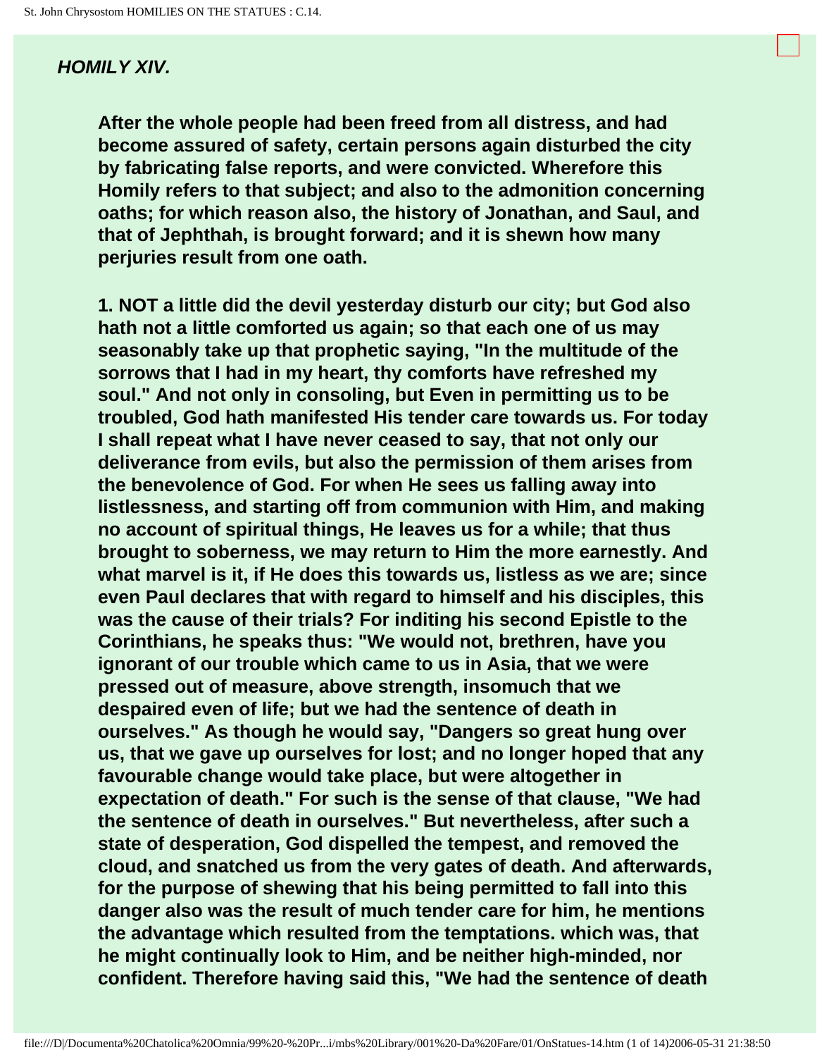## *HOMILY XIV.*

**After the whole people had been freed from all distress, and had become assured of safety, certain persons again disturbed the city by fabricating false reports, and were convicted. Wherefore this Homily refers to that subject; and also to the admonition concerning oaths; for which reason also, the history of Jonathan, and Saul, and that of Jephthah, is brought forward; and it is shewn how many perjuries result from one oath.**

**1. NOT a little did the devil yesterday disturb our city; but God also hath not a little comforted us again; so that each one of us may seasonably take up that prophetic saying, "In the multitude of the sorrows that I had in my heart, thy comforts have refreshed my soul." And not only in consoling, but Even in permitting us to be troubled, God hath manifested His tender care towards us. For today I shall repeat what I have never ceased to say, that not only our deliverance from evils, but also the permission of them arises from the benevolence of God. For when He sees us falling away into listlessness, and starting off from communion with Him, and making no account of spiritual things, He leaves us for a while; that thus brought to soberness, we may return to Him the more earnestly. And what marvel is it, if He does this towards us, listless as we are; since even Paul declares that with regard to himself and his disciples, this was the cause of their trials? For inditing his second Epistle to the Corinthians, he speaks thus: "We would not, brethren, have you ignorant of our trouble which came to us in Asia, that we were pressed out of measure, above strength, insomuch that we despaired even of life; but we had the sentence of death in ourselves." As though he would say, "Dangers so great hung over us, that we gave up ourselves for lost; and no longer hoped that any favourable change would take place, but were altogether in expectation of death." For such is the sense of that clause, "We had the sentence of death in ourselves." But nevertheless, after such a state of desperation, God dispelled the tempest, and removed the cloud, and snatched us from the very gates of death. And afterwards, for the purpose of shewing that his being permitted to fall into this danger also was the result of much tender care for him, he mentions the advantage which resulted from the temptations. which was, that he might continually look to Him, and be neither high-minded, nor confident. Therefore having said this, "We had the sentence of death**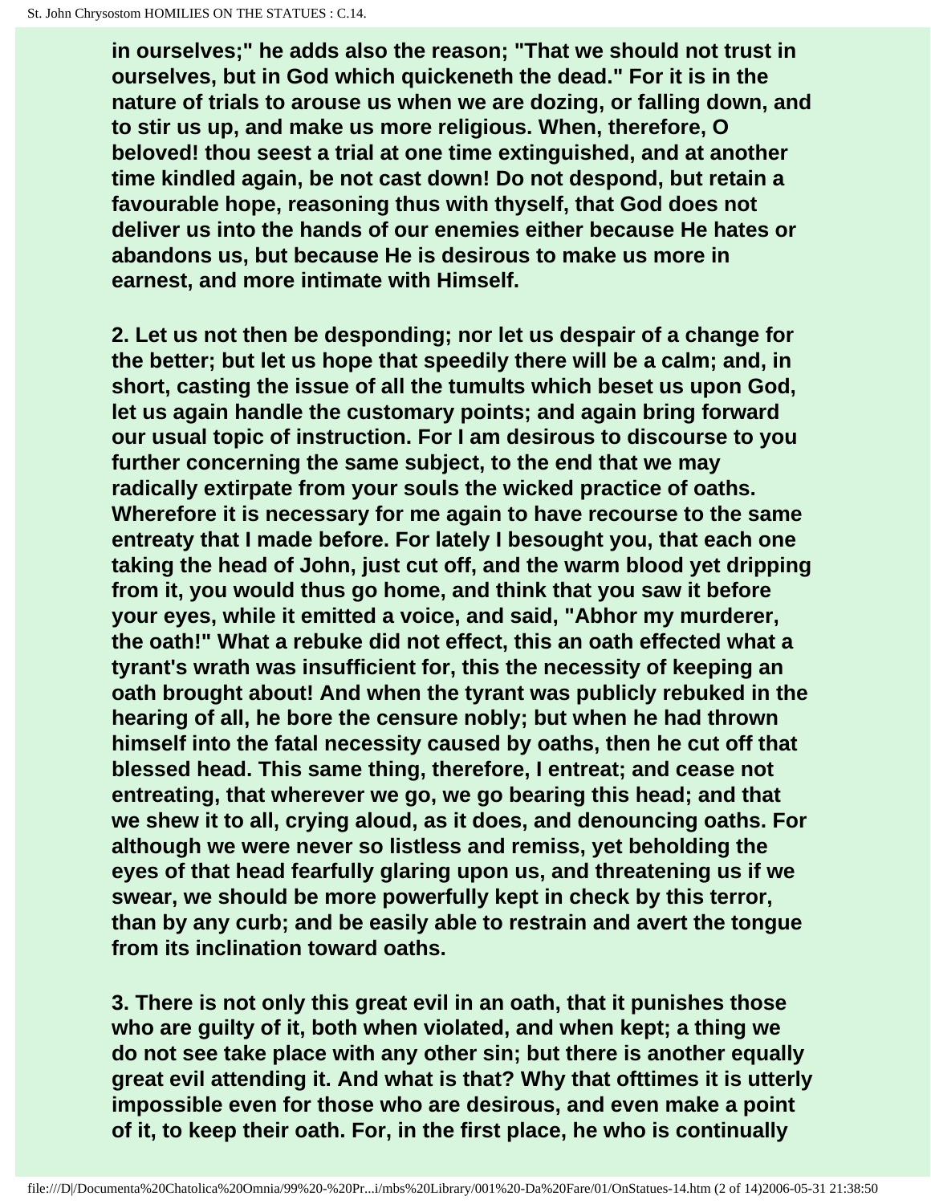**in ourselves;" he adds also the reason; "That we should not trust in ourselves, but in God which quickeneth the dead." For it is in the nature of trials to arouse us when we are dozing, or falling down, and to stir us up, and make us more religious. When, therefore, O beloved! thou seest a trial at one time extinguished, and at another time kindled again, be not cast down! Do not despond, but retain a favourable hope, reasoning thus with thyself, that God does not deliver us into the hands of our enemies either because He hates or abandons us, but because He is desirous to make us more in earnest, and more intimate with Himself.**

**2. Let us not then be desponding; nor let us despair of a change for the better; but let us hope that speedily there will be a calm; and, in short, casting the issue of all the tumults which beset us upon God, let us again handle the customary points; and again bring forward our usual topic of instruction. For I am desirous to discourse to you further concerning the same subject, to the end that we may radically extirpate from your souls the wicked practice of oaths. Wherefore it is necessary for me again to have recourse to the same entreaty that I made before. For lately I besought you, that each one taking the head of John, just cut off, and the warm blood yet dripping from it, you would thus go home, and think that you saw it before your eyes, while it emitted a voice, and said, "Abhor my murderer, the oath!" What a rebuke did not effect, this an oath effected what a tyrant's wrath was insufficient for, this the necessity of keeping an oath brought about! And when the tyrant was publicly rebuked in the hearing of all, he bore the censure nobly; but when he had thrown himself into the fatal necessity caused by oaths, then he cut off that blessed head. This same thing, therefore, I entreat; and cease not entreating, that wherever we go, we go bearing this head; and that we shew it to all, crying aloud, as it does, and denouncing oaths. For although we were never so listless and remiss, yet beholding the eyes of that head fearfully glaring upon us, and threatening us if we swear, we should be more powerfully kept in check by this terror, than by any curb; and be easily able to restrain and avert the tongue from its inclination toward oaths.**

**3. There is not only this great evil in an oath, that it punishes those who are guilty of it, both when violated, and when kept; a thing we do not see take place with any other sin; but there is another equally great evil attending it. And what is that? Why that ofttimes it is utterly impossible even for those who are desirous, and even make a point of it, to keep their oath. For, in the first place, he who is continually**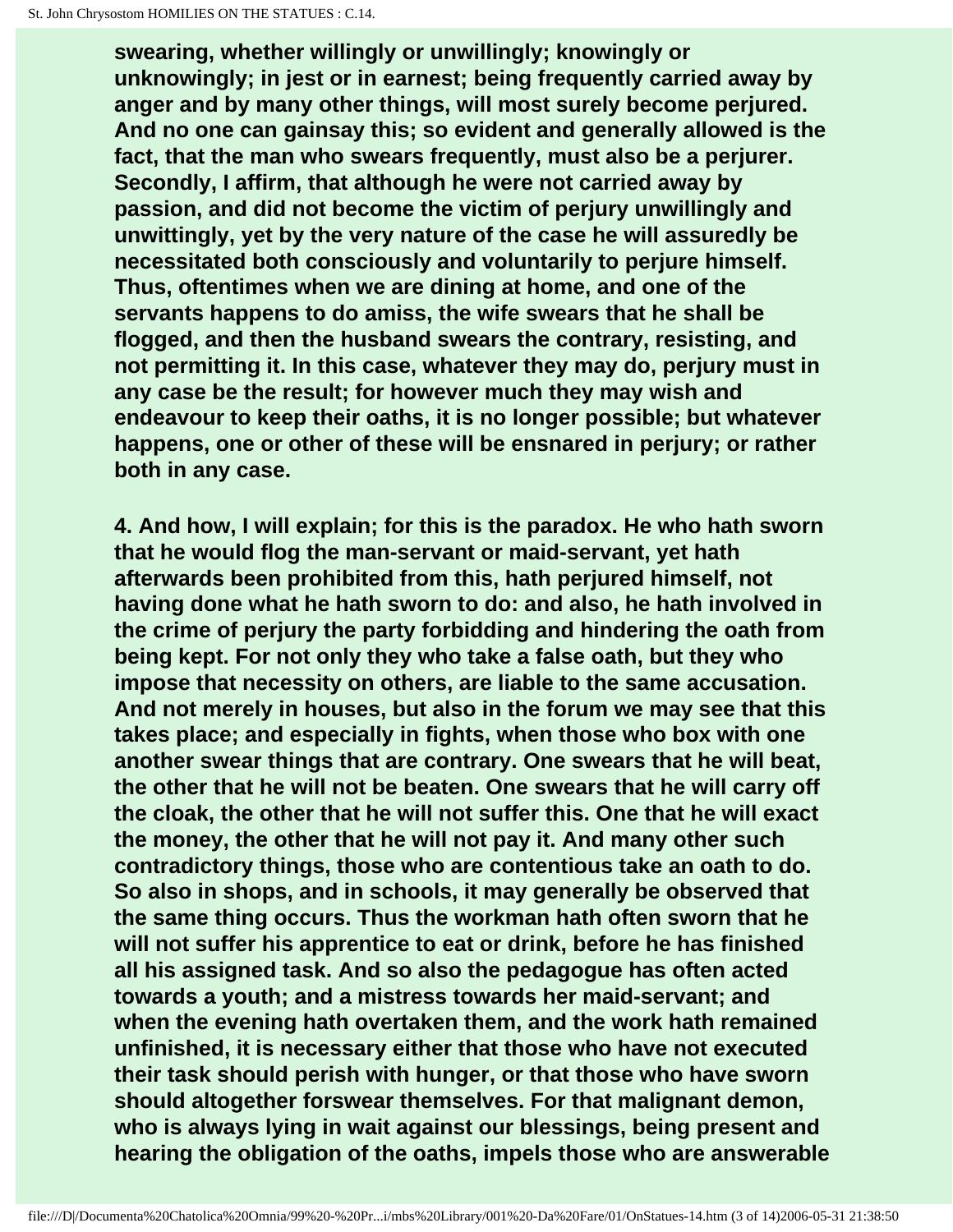swearing, whether willingly or unwillingly; knowingly or unknowingly; in jest or in earnest; being frequently carried away by anger and by many other things, will most surely become perjured. And no one can gainsay this; so evident and generally allowed is the fact, that the man who swears frequently, must also be a perjurer. Secondly, I affirm, that although he were not carried away by passion, and did not become the victim of perjury unwillingly and unwittingly, yet by the very nature of the case he will assuredly be necessitated both consciously and voluntarily to perjure himself. Thus, oftentimes when we are dining at home, and one of the servants happens to do amiss, the wife swears that he shall be flogged, and then the husband swears the contrary, resisting, and not permitting it. In this case, whatever they may do, perjury must in any case be the result; for however much they may wish and endeavour to keep their oaths, it is no longer possible; but whatever happens, one or other of these will be ensnared in perjury; or rather both in any case.

4. And how, I will explain; for this is the paradox. He who hath sworn that he would flog the man-servant or maid-servant, yet hath afterwards been prohibited from this, hath perjured himself, not having done what he hath sworn to do: and also, he hath involved in the crime of perjury the party forbidding and hindering the oath from being kept. For not only they who take a false oath, but they who impose that necessity on others, are liable to the same accusation. And not merely in houses, but also in the forum we may see that this takes place; and especially in fights, when those who box with one another swear things that are contrary. One swears that he will beat, the other that he will not be beaten. One swears that he will carry off the cloak, the other that he will not suffer this. One that he will exact the money, the other that he will not pay it. And many other such contradictory things, those who are contentious take an oath to do. So also in shops, and in schools, it may generally be observed that the same thing occurs. Thus the workman hath often sworn that he will not suffer his apprentice to eat or drink, before he has finished all his assigned task. And so also the pedagogue has often acted towards a youth; and a mistress towards her maid-servant; and when the evening hath overtaken them, and the work hath remained unfinished, it is necessary either that those who have not executed their task should perish with hunger, or that those who have sworn should altogether forswear themselves. For that malignant demon, who is always lying in wait against our blessings, being present and hearing the obligation of the oaths, impels those who are answerable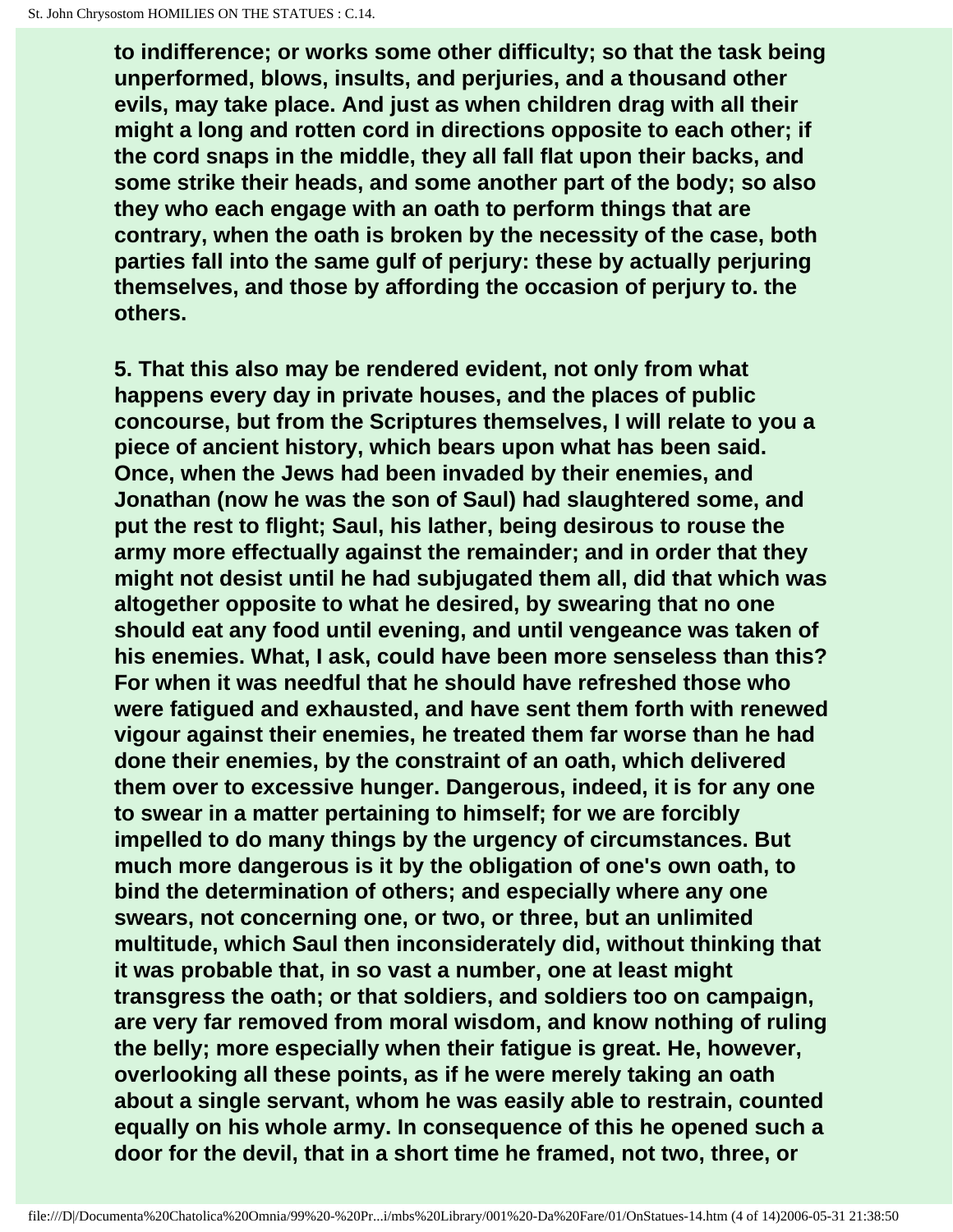to indifference; or works some other difficulty; so that the task being unperformed, blows, insults, and perjuries, and a thousand other evils, may take place. And just as when children drag with all their might a long and rotten cord in directions opposite to each other; if the cord snaps in the middle, they all fall flat upon their backs, and some strike their heads, and some another part of the body; so also they who each engage with an oath to perform things that are contrary, when the oath is broken by the necessity of the case, both parties fall into the same gulf of perjury: these by actually perjuring themselves, and those by affording the occasion of perjury to. the others.

5. That this also may be rendered evident, not only from what happens every day in private houses, and the places of public concourse, but from the Scriptures themselves, I will relate to you a piece of ancient history, which bears upon what has been said. Once, when the Jews had been invaded by their enemies, and Jonathan (now he was the son of Saul) had slaughtered some, and put the rest to flight; Saul, his lather, being desirous to rouse the army more effectually against the remainder; and in order that they might not desist until he had subjugated them all, did that which was altogether opposite to what he desired, by swearing that no one should eat any food until evening, and until vengeance was taken of his enemies. What, I ask, could have been more senseless than this? For when it was needful that he should have refreshed those who were fatigued and exhausted, and have sent them forth with renewed vigour against their enemies, he treated them far worse than he had done their enemies, by the constraint of an oath, which delivered them over to excessive hunger. Dangerous, indeed, it is for any one to swear in a matter pertaining to himself; for we are forcibly impelled to do many things by the urgency of circumstances. But much more dangerous is it by the obligation of one's own oath, to bind the determination of others; and especially where any one swears, not concerning one, or two, or three, but an unlimited multitude, which Saul then inconsiderately did, without thinking that it was probable that, in so vast a number, one at least might transgress the oath; or that soldiers, and soldiers too on campaign, are very far removed from moral wisdom, and know nothing of ruling the belly; more especially when their fatigue is great. He, however, overlooking all these points, as if he were merely taking an oath about a single servant, whom he was easily able to restrain, counted equally on his whole army. In consequence of this he opened such a door for the devil, that in a short time he framed, not two, three, or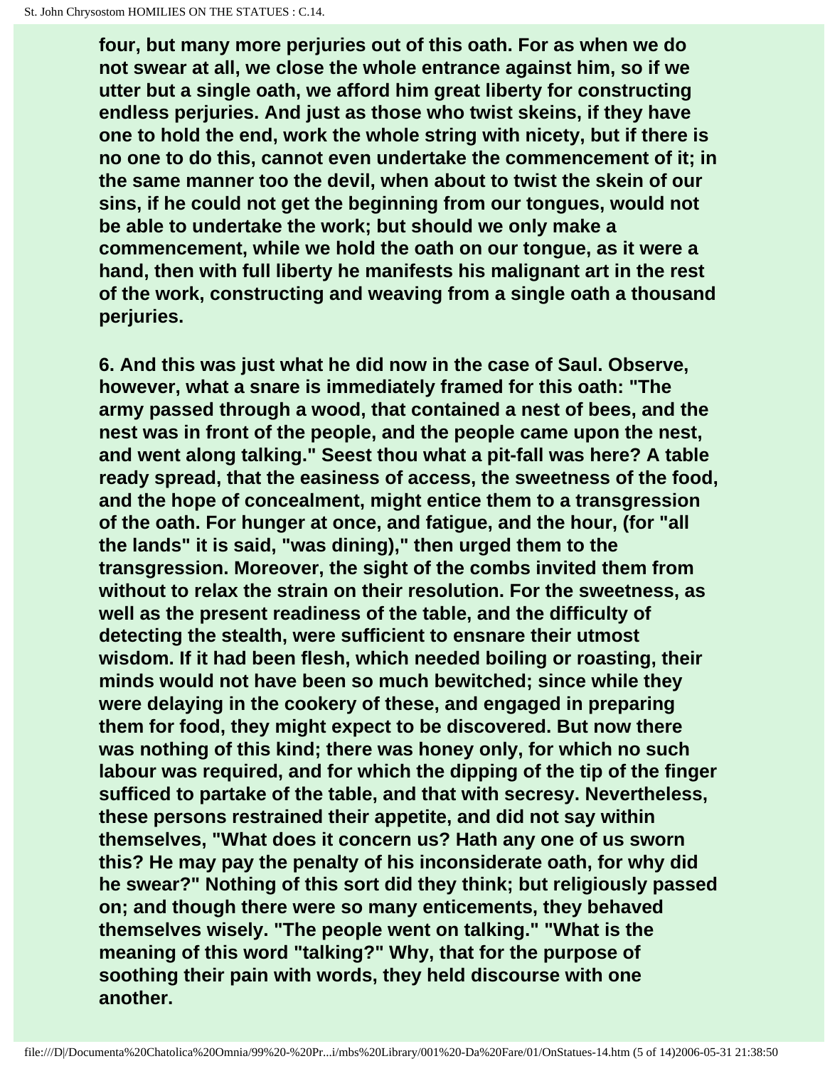four, but many more perjuries out of this oath. For as when we do not swear at all, we close the whole entrance against him, so if we utter but a single oath, we afford him great liberty for constructing endless perjuries. And just as those who twist skeins, if they have one to hold the end, work the whole string with nicety, but if there is no one to do this, cannot even undertake the commencement of it; in the same manner too the devil, when about to twist the skein of our sins, if he could not get the beginning from our tongues, would not be able to undertake the work; but should we only make a commencement, while we hold the oath on our tongue, as it were a hand, then with full liberty he manifests his malignant art in the rest of the work, constructing and weaving from a single oath a thousand perjuries.

6. And this was just what he did now in the case of Saul. Observe, however, what a snare is immediately framed for this oath: "The army passed through a wood, that contained a nest of bees, and the nest was in front of the people, and the people came upon the nest, and went along talking." Seest thou what a pit-fall was here? A table ready spread, that the easiness of access, the sweetness of the food, and the hope of concealment, might entice them to a transgression of the oath. For hunger at once, and fatigue, and the hour, (for "all the lands" it is said, "was dining)," then urged them to the transgression. Moreover, the sight of the combs invited them from without to relax the strain on their resolution. For the sweetness, as well as the present readiness of the table, and the difficulty of detecting the stealth, were sufficient to ensnare their utmost wisdom. If it had been flesh, which needed boiling or roasting, their minds would not have been so much bewitched; since while they were delaying in the cookery of these, and engaged in preparing them for food, they might expect to be discovered. But now there was nothing of this kind; there was honey only, for which no such labour was required, and for which the dipping of the tip of the finger sufficed to partake of the table, and that with secresy. Nevertheless, these persons restrained their appetite, and did not say within themselves, "What does it concern us? Hath any one of us sworn this? He may pay the penalty of his inconsiderate oath, for why did he swear?" Nothing of this sort did they think; but religiously passed on; and though there were so many enticements, they behaved themselves wisely. "The people went on talking." "What is the meaning of this word "talking?" Why, that for the purpose of soothing their pain with words, they held discourse with one another.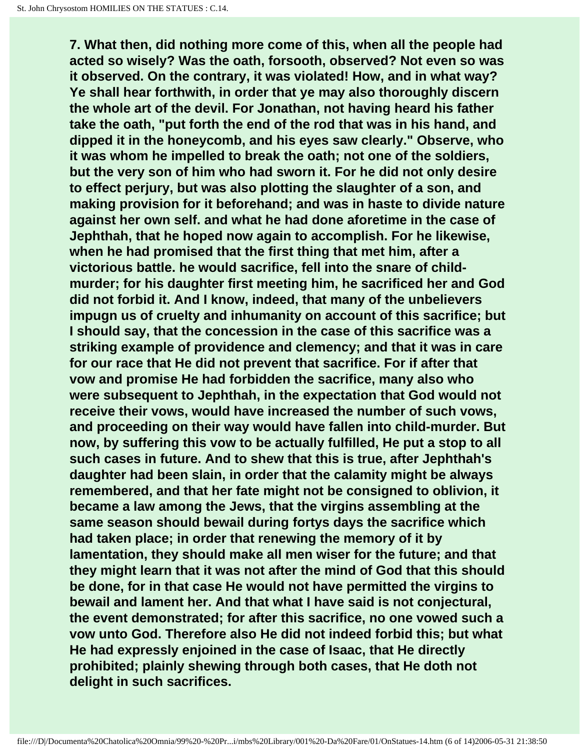**7. What then, did nothing more come of this, when all the people had acted so wisely? Was the oath, forsooth, observed? Not even so was it observed. On the contrary, it was violated! How, and in what way? Ye shall hear forthwith, in order that ye may also thoroughly discern the whole art of the devil. For Jonathan, not having heard his father take the oath, "put forth the end of the rod that was in his hand, and dipped it in the honeycomb, and his eyes saw clearly." Observe, who it was whom he impelled to break the oath; not one of the soldiers, but the very son of him who had sworn it. For he did not only desire to effect perjury, but was also plotting the slaughter of a son, and making provision for it beforehand; and was in haste to divide nature against her own self. and what he had done aforetime in the case of Jephthah, that he hoped now again to accomplish. For he likewise, when he had promised that the first thing that met him, after a victorious battle. he would sacrifice, fell into the snare of child-murder; for his daughter first meeting him, he sacrificed her and God did not forbid it. And I know, indeed, that many of the unbelievers impugn us of cruelty and inhumanity on account of this sacrifice; but I should say, that the concession in the case of this sacrifice was a striking example of providence and clemency; and that it was in care for our race that He did not prevent that sacrifice. For if after that vow and promise He had forbidden the sacrifice, many also who were subsequent to Jephthah, in the expectation that God would not receive their vows, would have increased the number of such vows, and proceeding on their way would have fallen into child-murder. But now, by suffering this vow to be actually fulfilled, He put a stop to all such cases in future. And to shew that this is true, after Jephthah's daughter had been slain, in order that the calamity might be always remembered, and that her fate might not be consigned to oblivion, it became a law among the Jews, that the virgins assembling at the same season should bewail during fortys days the sacrifice which had taken place; in order that renewing the memory of it by lamentation, they should make all men wiser for the future; and that they might learn that it was not after the mind of God that this should be done, for in that case He would not have permitted the virgins to bewail and lament her. And that what I have said is not conjectural, the event demonstrated; for after this sacrifice, no one vowed such a vow unto God. Therefore also He did not indeed forbid this; but what He had expressly enjoined in the case of Isaac, that He directly prohibited; plainly shewing through both cases, that He doth not delight in such sacrifices.**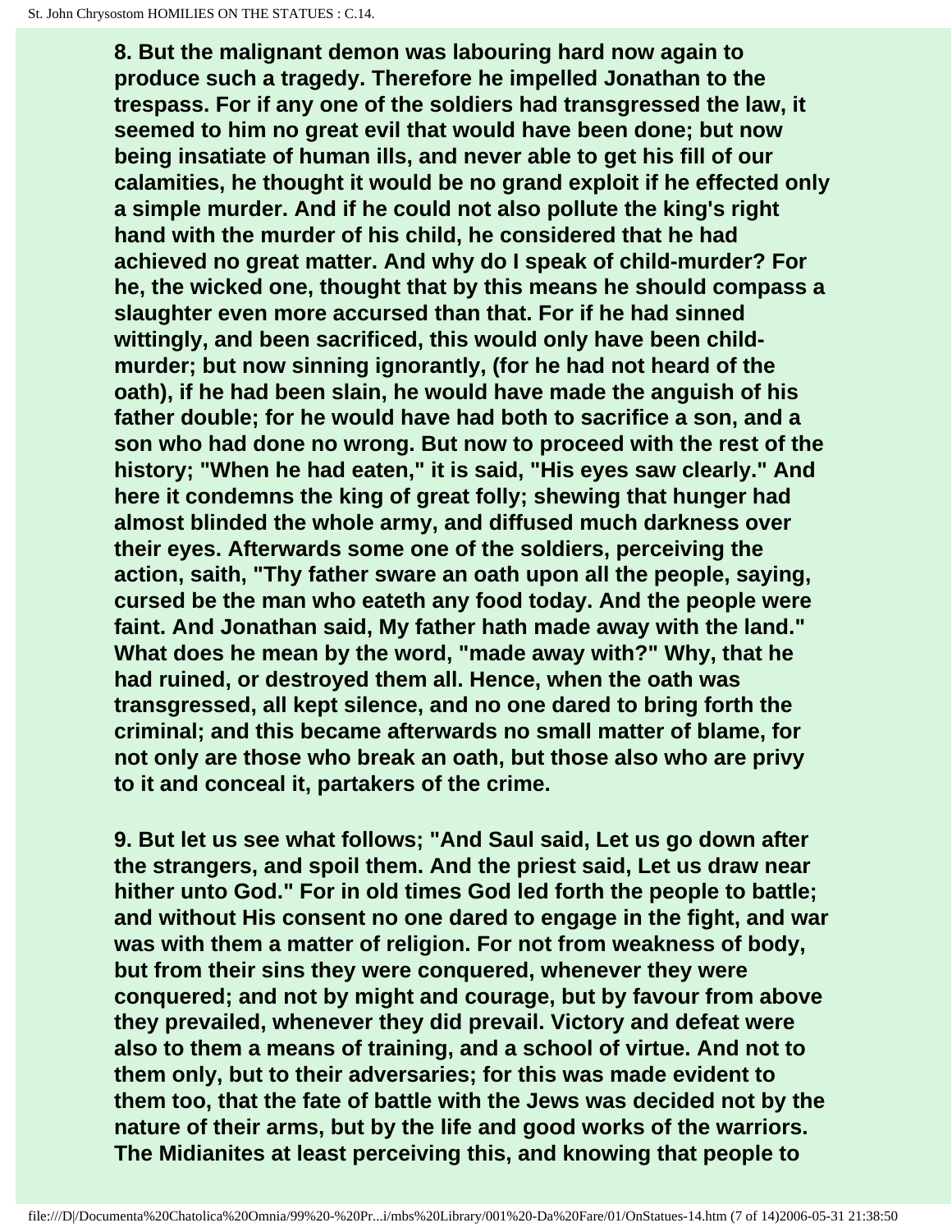**8. But the malignant demon was labouring hard now again to produce such a tragedy. Therefore he impelled Jonathan to the trespass. For if any one of the soldiers had transgressed the law, it seemed to him no great evil that would have been done; but now being insatiate of human ills, and never able to get his fill of our calamities, he thought it would be no grand exploit if he effected only a simple murder. And if he could not also pollute the king's right hand with the murder of his child, he considered that he had achieved no great matter. And why do I speak of child-murder? For he, the wicked one, thought that by this means he should compass a slaughter even more accursed than that. For if he had sinned wittingly, and been sacrificed, this would only have been child-murder; but now sinning ignorantly, (for he had not heard of the oath), if he had been slain, he would have made the anguish of his father double; for he would have had both to sacrifice a son, and a son who had done no wrong. But now to proceed with the rest of the history; "When he had eaten," it is said, "His eyes saw clearly." And here it condemns the king of great folly; shewing that hunger had almost blinded the whole army, and diffused much darkness over their eyes. Afterwards some one of the soldiers, perceiving the action, saith, "Thy father sware an oath upon all the people, saying, cursed be the man who eateth any food today. And the people were faint. And Jonathan said, My father hath made away with the land." What does he mean by the word, "made away with?" Why, that he had ruined, or destroyed them all. Hence, when the oath was transgressed, all kept silence, and no one dared to bring forth the criminal; and this became afterwards no small matter of blame, for not only are those who break an oath, but those also who are privy to it and conceal it, partakers of the crime.**

**9. But let us see what follows; "And Saul said, Let us go down after the strangers, and spoil them. And the priest said, Let us draw near hither unto God." For in old times God led forth the people to battle; and without His consent no one dared to engage in the fight, and war was with them a matter of religion. For not from weakness of body, but from their sins they were conquered, whenever they were conquered; and not by might and courage, but by favour from above they prevailed, whenever they did prevail. Victory and defeat were also to them a means of training, and a school of virtue. And not to them only, but to their adversaries; for this was made evident to them too, that the fate of battle with the Jews was decided not by the nature of their arms, but by the life and good works of the warriors. The Midianites at least perceiving this, and knowing that people to**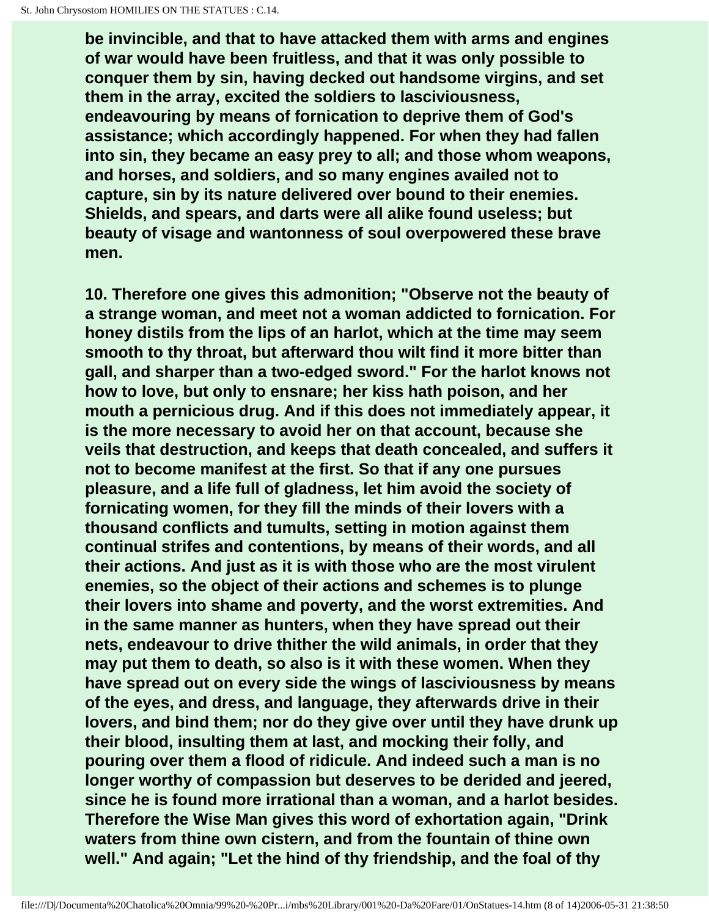be invincible, and that to have attacked them with arms and engines of war would have been fruitless, and that it was only possible to conquer them by sin, having decked out handsome virgins, and set them in the array, excited the soldiers to lasciviousness, endeavouring by means of fornication to deprive them of God's assistance; which accordingly happened. For when they had fallen into sin, they became an easy prey to all; and those whom weapons, and horses, and soldiers, and so many engines availed not to capture, sin by its nature delivered over bound to their enemies. Shields, and spears, and darts were all alike found useless; but beauty of visage and wantonness of soul overpowered these brave men.

10. Therefore one gives this admonition; "Observe not the beauty of a strange woman, and meet not a woman addicted to fornication. For honey distils from the lips of an harlot, which at the time may seem smooth to thy throat, but afterward thou wilt find it more bitter than gall, and sharper than a two-edged sword." For the harlot knows not how to love, but only to ensnare; her kiss hath poison, and her mouth a pernicious drug. And if this does not immediately appear, it is the more necessary to avoid her on that account, because she veils that destruction, and keeps that death concealed, and suffers it not to become manifest at the first. So that if any one pursues pleasure, and a life full of gladness, let him avoid the society of fornicating women, for they fill the minds of their lovers with a thousand conflicts and tumults, setting in motion against them continual strifes and contentions, by means of their words, and all their actions. And just as it is with those who are the most virulent enemies, so the object of their actions and schemes is to plunge their lovers into shame and poverty, and the worst extremities. And in the same manner as hunters, when they have spread out their nets, endeavour to drive thither the wild animals, in order that they may put them to death, so also is it with these women. When they have spread out on every side the wings of lasciviousness by means of the eyes, and dress, and language, they afterwards drive in their lovers, and bind them; nor do they give over until they have drunk up their blood, insulting them at last, and mocking their folly, and pouring over them a flood of ridicule. And indeed such a man is no longer worthy of compassion but deserves to be derided and jeered, since he is found more irrational than a woman, and a harlot besides. Therefore the Wise Man gives this word of exhortation again, "Drink waters from thine own cistern, and from the fountain of thine own well." And again; "Let the hind of thy friendship, and the foal of thy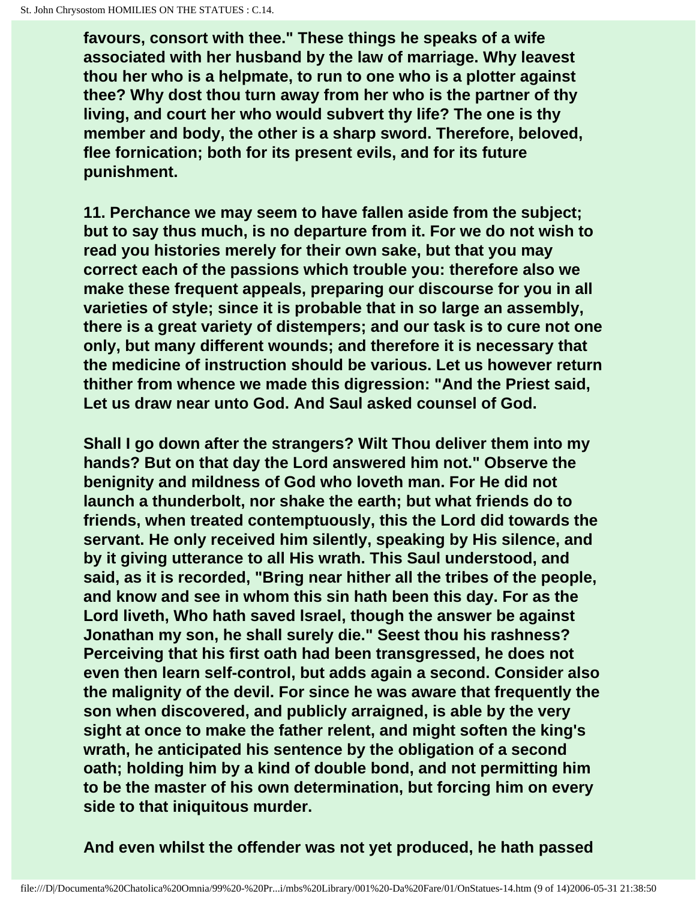**favours, consort with thee." These things he speaks of a wife associated with her husband by the law of marriage. Why leavest thou her who is a helpmate, to run to one who is a plotter against thee? Why dost thou turn away from her who is the partner of thy living, and court her who would subvert thy life? The one is thy member and body, the other is a sharp sword. Therefore, beloved, flee fornication; both for its present evils, and for its future punishment.**

**11. Perchance we may seem to have fallen aside from the subject; but to say thus much, is no departure from it. For we do not wish to read you histories merely for their own sake, but that you may correct each of the passions which trouble you: therefore also we make these frequent appeals, preparing our discourse for you in all varieties of style; since it is probable that in so large an assembly, there is a great variety of distempers; and our task is to cure not one only, but many different wounds; and therefore it is necessary that the medicine of instruction should be various. Let us however return thither from whence we made this digression: "And the Priest said, Let us draw near unto God. And Saul asked counsel of God.**

**Shall I go down after the strangers? Wilt Thou deliver them into my hands? But on that day the Lord answered him not." Observe the benignity and mildness of God who loveth man. For He did not launch a thunderbolt, nor shake the earth; but what friends do to friends, when treated contemptuously, this the Lord did towards the servant. He only received him silently, speaking by His silence, and by it giving utterance to all His wrath. This Saul understood, and said, as it is recorded, "Bring near hither all the tribes of the people, and know and see in whom this sin hath been this day. For as the Lord liveth, Who hath saved Israel, though the answer be against Jonathan my son, he shall surely die." Seest thou his rashness? Perceiving that his first oath had been transgressed, he does not even then learn self-control, but adds again a second. Consider also the malignity of the devil. For since he was aware that frequently the son when discovered, and publicly arraigned, is able by the very sight at once to make the father relent, and might soften the king's wrath, he anticipated his sentence by the obligation of a second oath; holding him by a kind of double bond, and not permitting him to be the master of his own determination, but forcing him on every side to that iniquitous murder.**

**And even whilst the offender was not yet produced, he hath passed**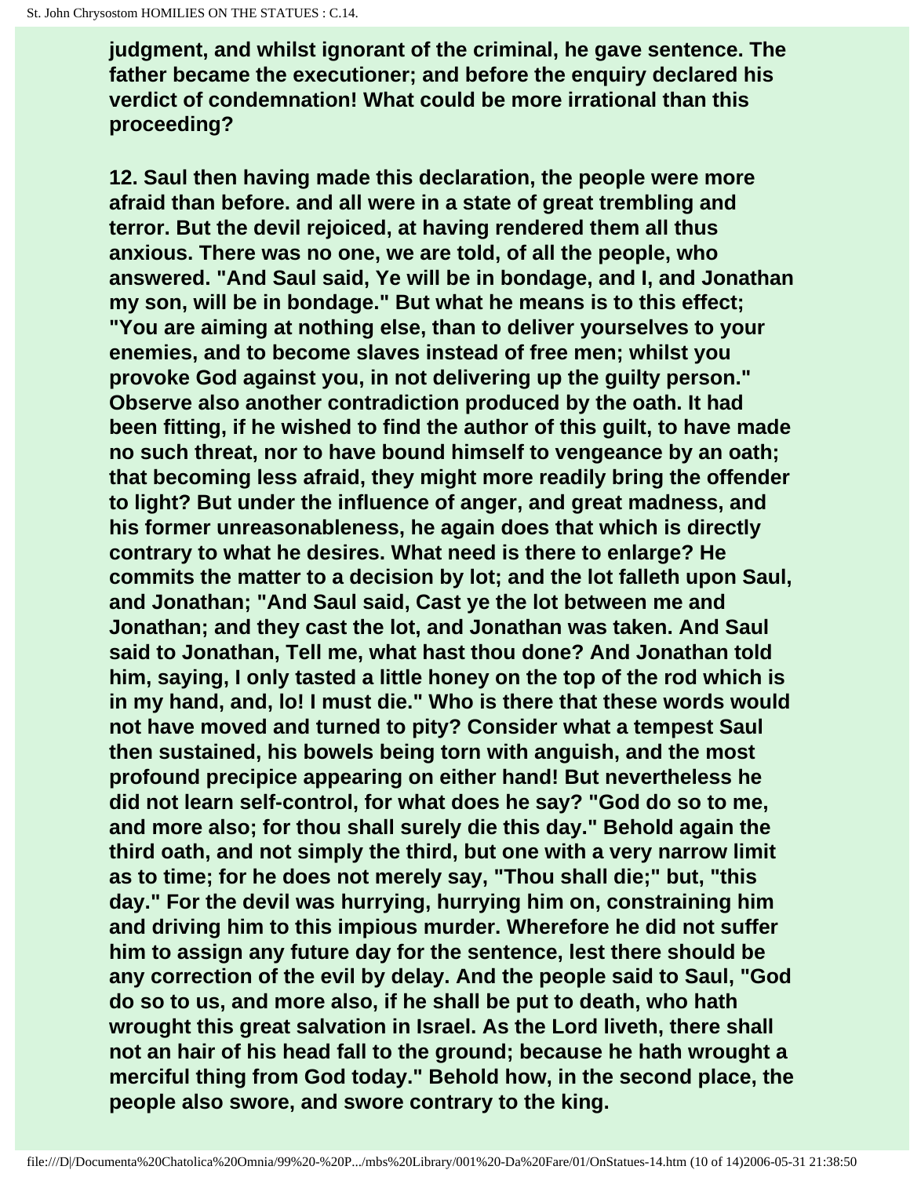**judgment, and whilst ignorant of the criminal, he gave sentence. The father became the executioner; and before the enquiry declared his verdict of condemnation! What could be more irrational than this proceeding?**

**12. Saul then having made this declaration, the people were more afraid than before. and all were in a state of great trembling and terror. But the devil rejoiced, at having rendered them all thus anxious. There was no one, we are told, of all the people, who answered. "And Saul said, Ye will be in bondage, and I, and Jonathan my son, will be in bondage." But what he means is to this effect; "You are aiming at nothing else, than to deliver yourselves to your enemies, and to become slaves instead of free men; whilst you provoke God against you, in not delivering up the guilty person." Observe also another contradiction produced by the oath. It had been fitting, if he wished to find the author of this guilt, to have made no such threat, nor to have bound himself to vengeance by an oath; that becoming less afraid, they might more readily bring the offender to light? But under the influence of anger, and great madness, and his former unreasonableness, he again does that which is directly contrary to what he desires. What need is there to enlarge? He commits the matter to a decision by lot; and the lot falleth upon Saul, and Jonathan; "And Saul said, Cast ye the lot between me and Jonathan; and they cast the lot, and Jonathan was taken. And Saul said to Jonathan, Tell me, what hast thou done? And Jonathan told him, saying, I only tasted a little honey on the top of the rod which is in my hand, and, lo! I must die." Who is there that these words would not have moved and turned to pity? Consider what a tempest Saul then sustained, his bowels being torn with anguish, and the most profound precipice appearing on either hand! But nevertheless he did not learn self-control, for what does he say? "God do so to me, and more also; for thou shall surely die this day." Behold again the third oath, and not simply the third, but one with a very narrow limit as to time; for he does not merely say, "Thou shall die;" but, "this day." For the devil was hurrying, hurrying him on, constraining him and driving him to this impious murder. Wherefore he did not suffer him to assign any future day for the sentence, lest there should be any correction of the evil by delay. And the people said to Saul, "God do so to us, and more also, if he shall be put to death, who hath wrought this great salvation in Israel. As the Lord liveth, there shall not an hair of his head fall to the ground; because he hath wrought a merciful thing from God today." Behold how, in the second place, the people also swore, and swore contrary to the king.**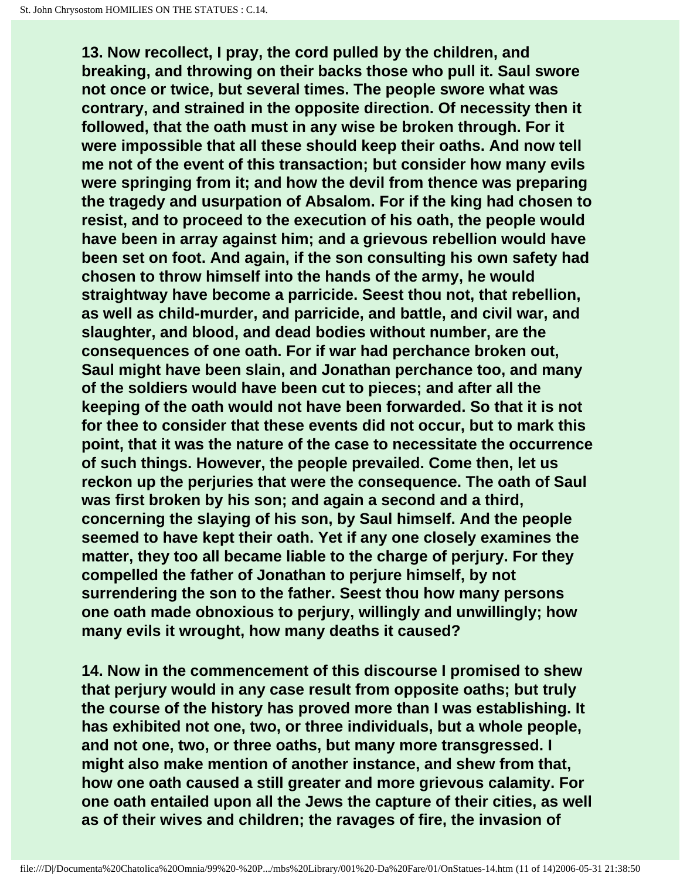**13. Now recollect, I pray, the cord pulled by the children, and breaking, and throwing on their backs those who pull it. Saul swore not once or twice, but several times. The people swore what was contrary, and strained in the opposite direction. Of necessity then it followed, that the oath must in any wise be broken through. For it were impossible that all these should keep their oaths. And now tell me not of the event of this transaction; but consider how many evils were springing from it; and how the devil from thence was preparing the tragedy and usurpation of Absalom. For if the king had chosen to resist, and to proceed to the execution of his oath, the people would have been in array against him; and a grievous rebellion would have been set on foot. And again, if the son consulting his own safety had chosen to throw himself into the hands of the army, he would straightway have become a parricide. Seest thou not, that rebellion, as well as child-murder, and parricide, and battle, and civil war, and slaughter, and blood, and dead bodies without number, are the consequences of one oath. For if war had perchance broken out, Saul might have been slain, and Jonathan perchance too, and many of the soldiers would have been cut to pieces; and after all the keeping of the oath would not have been forwarded. So that it is not for thee to consider that these events did not occur, but to mark this point, that it was the nature of the case to necessitate the occurrence of such things. However, the people prevailed. Come then, let us reckon up the perjuries that were the consequence. The oath of Saul was first broken by his son; and again a second and a third, concerning the slaying of his son, by Saul himself. And the people seemed to have kept their oath. Yet if any one closely examines the matter, they too all became liable to the charge of perjury. For they compelled the father of Jonathan to perjure himself, by not surrendering the son to the father. Seest thou how many persons one oath made obnoxious to perjury, willingly and unwillingly; how many evils it wrought, how many deaths it caused?**

**14. Now in the commencement of this discourse I promised to shew that perjury would in any case result from opposite oaths; but truly the course of the history has proved more than I was establishing. It has exhibited not one, two, or three individuals, but a whole people, and not one, two, or three oaths, but many more transgressed. I might also make mention of another instance, and shew from that, how one oath caused a still greater and more grievous calamity. For one oath entailed upon all the Jews the capture of their cities, as well as of their wives and children; the ravages of fire, the invasion of**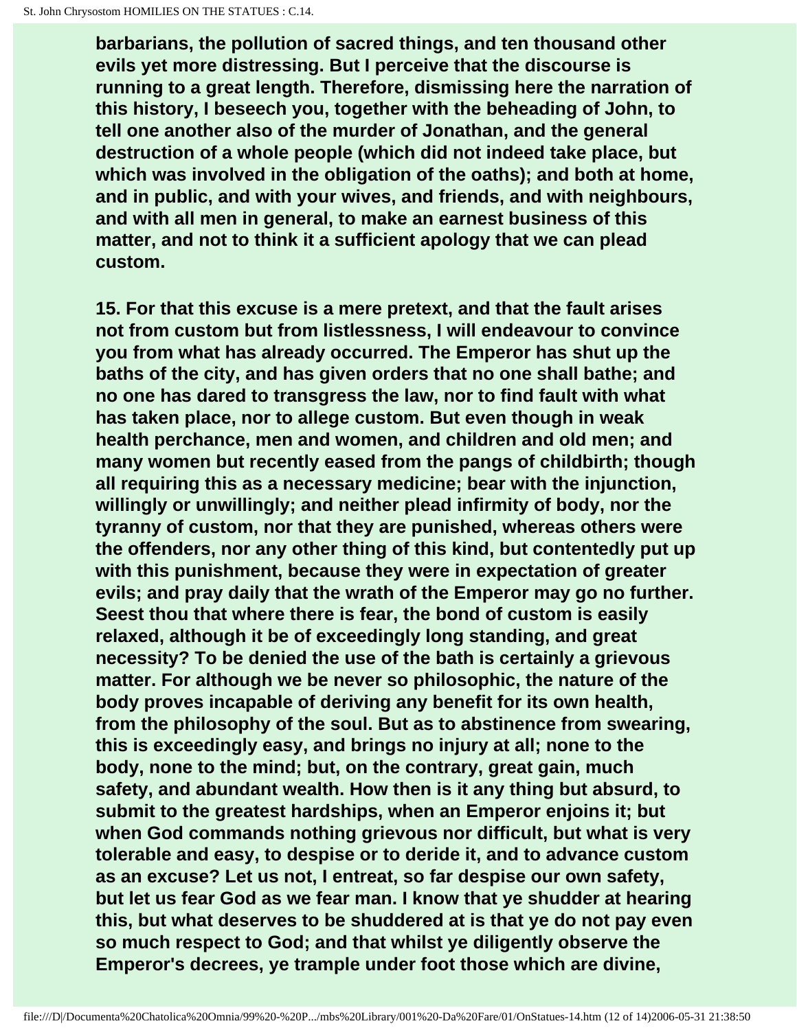**barbarians, the pollution of sacred things, and ten thousand other evils yet more distressing. But I perceive that the discourse is running to a great length. Therefore, dismissing here the narration of this history, I beseech you, together with the beheading of John, to tell one another also of the murder of Jonathan, and the general destruction of a whole people (which did not indeed take place, but which was involved in the obligation of the oaths); and both at home, and in public, and with your wives, and friends, and with neighbours, and with all men in general, to make an earnest business of this matter, and not to think it a sufficient apology that we can plead custom.**

**15. For that this excuse is a mere pretext, and that the fault arises not from custom but from listlessness, I will endeavour to convince you from what has already occurred. The Emperor has shut up the baths of the city, and has given orders that no one shall bathe; and no one has dared to transgress the law, nor to find fault with what has taken place, nor to allege custom. But even though in weak health perchance, men and women, and children and old men; and many women but recently eased from the pangs of childbirth; though all requiring this as a necessary medicine; bear with the injunction, willingly or unwillingly; and neither plead infirmity of body, nor the tyranny of custom, nor that they are punished, whereas others were the offenders, nor any other thing of this kind, but contentedly put up with this punishment, because they were in expectation of greater evils; and pray daily that the wrath of the Emperor may go no further. Seest thou that where there is fear, the bond of custom is easily relaxed, although it be of exceedingly long standing, and great necessity? To be denied the use of the bath is certainly a grievous matter. For although we be never so philosophic, the nature of the body proves incapable of deriving any benefit for its own health, from the philosophy of the soul. But as to abstinence from swearing, this is exceedingly easy, and brings no injury at all; none to the body, none to the mind; but, on the contrary, great gain, much safety, and abundant wealth. How then is it any thing but absurd, to submit to the greatest hardships, when an Emperor enjoins it; but when God commands nothing grievous nor difficult, but what is very tolerable and easy, to despise or to deride it, and to advance custom as an excuse? Let us not, I entreat, so far despise our own safety, but let us fear God as we fear man. I know that ye shudder at hearing this, but what deserves to be shuddered at is that ye do not pay even so much respect to God; and that whilst ye diligently observe the Emperor's decrees, ye trample under foot those which are divine,**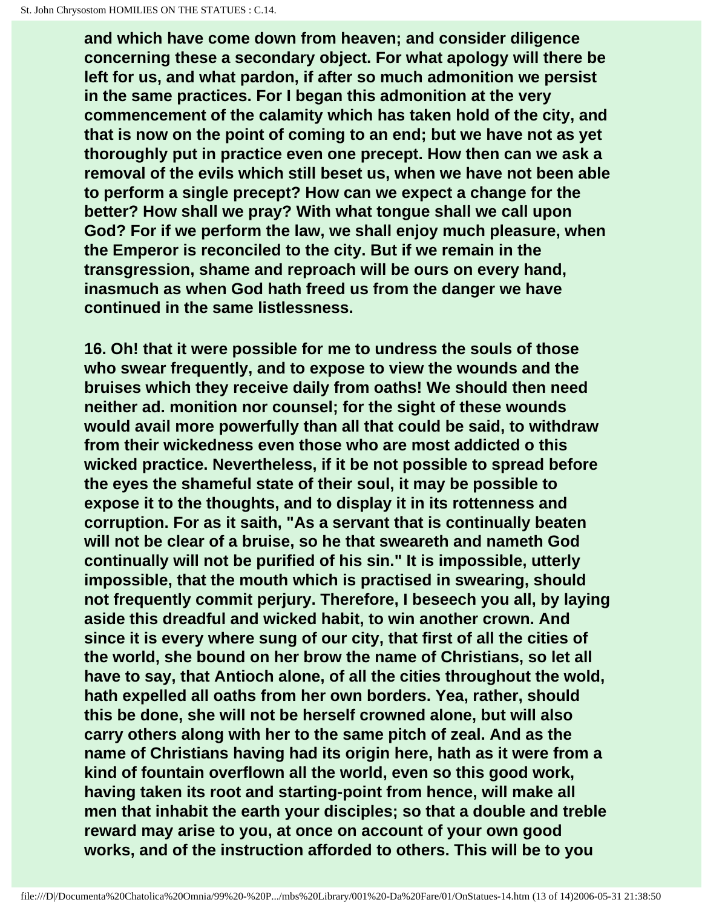and which have come down from heaven; and consider diligence concerning these a secondary object. For what apology will there be left for us, and what pardon, if after so much admonition we persist in the same practices. For I began this admonition at the very commencement of the calamity which has taken hold of the city, and that is now on the point of coming to an end; but we have not as yet thoroughly put in practice even one precept. How then can we ask a removal of the evils which still beset us, when we have not been able to perform a single precept? How can we expect a change for the better? How shall we pray? With what tongue shall we call upon God? For if we perform the law, we shall enjoy much pleasure, when the Emperor is reconciled to the city. But if we remain in the transgression, shame and reproach will be ours on every hand, inasmuch as when God hath freed us from the danger we have continued in the same listlessness.

16. Oh! that it were possible for me to undress the souls of those who swear frequently, and to expose to view the wounds and the bruises which they receive daily from oaths! We should then need neither ad. monition nor counsel; for the sight of these wounds would avail more powerfully than all that could be said, to withdraw from their wickedness even those who are most addicted o this wicked practice. Nevertheless, if it be not possible to spread before the eyes the shameful state of their soul, it may be possible to expose it to the thoughts, and to display it in its rottenness and corruption. For as it saith, "As a servant that is continually beaten will not be clear of a bruise, so he that sweareth and nameth God continually will not be purified of his sin." It is impossible, utterly impossible, that the mouth which is practised in swearing, should not frequently commit perjury. Therefore, I beseech you all, by laying aside this dreadful and wicked habit, to win another crown. And since it is every where sung of our city, that first of all the cities of the world, she bound on her brow the name of Christians, so let all have to say, that Antioch alone, of all the cities throughout the wold, hath expelled all oaths from her own borders. Yea, rather, should this be done, she will not be herself crowned alone, but will also carry others along with her to the same pitch of zeal. And as the name of Christians having had its origin here, hath as it were from a kind of fountain overflown all the world, even so this good work, having taken its root and starting-point from hence, will make all men that inhabit the earth your disciples; so that a double and treble reward may arise to you, at once on account of your own good works, and of the instruction afforded to others. This will be to you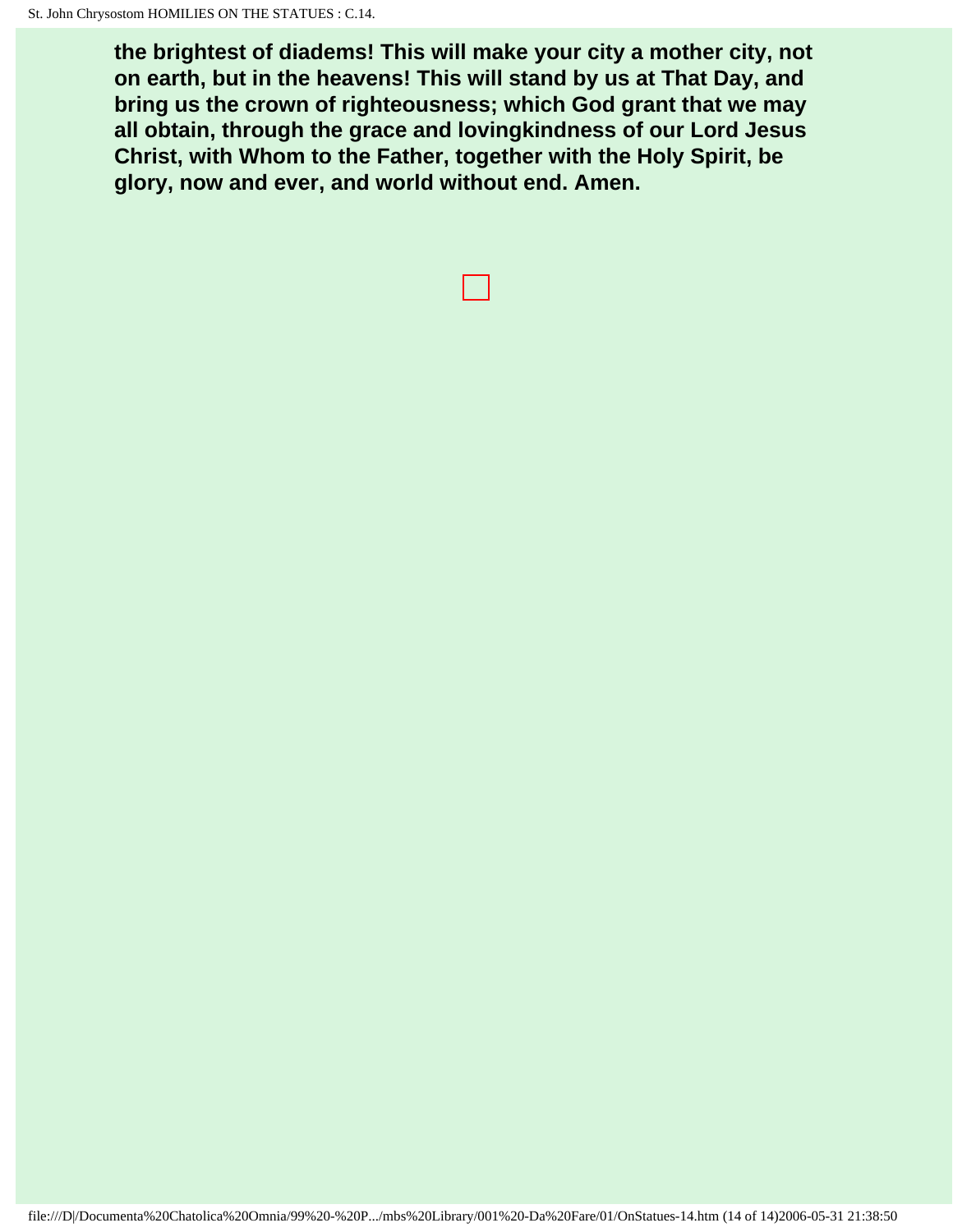**the brightest of diadems! This will make your city a mother city, not on earth, but in the heavens! This will stand by us at That Day, and bring us the crown of righteousness; which God grant that we may all obtain, through the grace and lovingkindness of our Lord Jesus Christ, with Whom to the Father, together with the Holy Spirit, be glory, now and ever, and world without end. Amen.**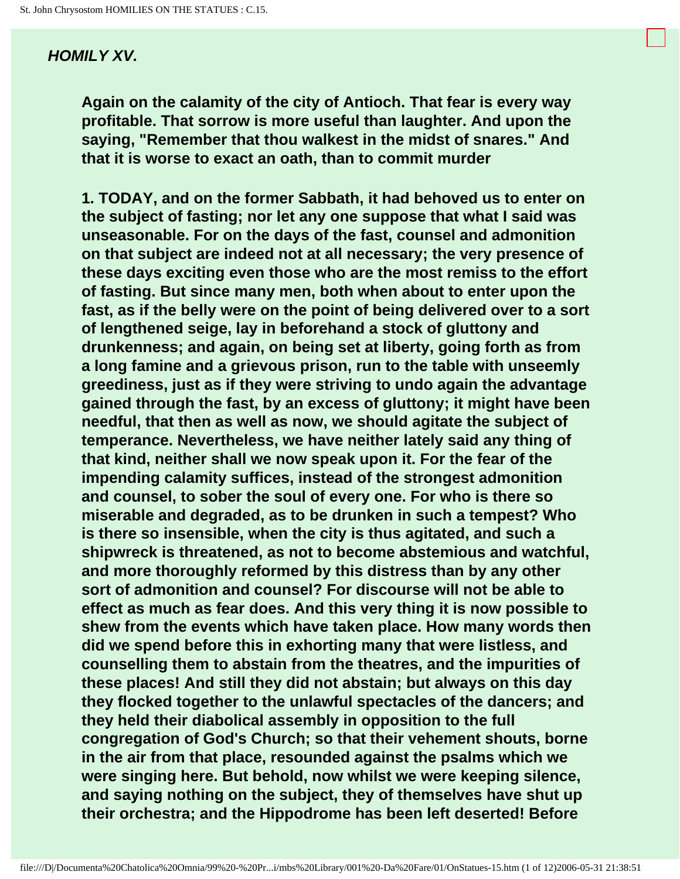### *HOMILY XV.*

**Again on the calamity of the city of Antioch. That fear is every way profitable. That sorrow is more useful than laughter. And upon the saying, "Remember that thou walkest in the midst of snares." And that it is worse to exact an oath, than to commit murder**

**1. TODAY, and on the former Sabbath, it had behoved us to enter on the subject of fasting; nor let any one suppose that what I said was unseasonable. For on the days of the fast, counsel and admonition on that subject are indeed not at all necessary; the very presence of these days exciting even those who are the most remiss to the effort of fasting. But since many men, both when about to enter upon the fast, as if the belly were on the point of being delivered over to a sort of lengthened seige, lay in beforehand a stock of gluttony and drunkenness; and again, on being set at liberty, going forth as from a long famine and a grievous prison, run to the table with unseemly greediness, just as if they were striving to undo again the advantage gained through the fast, by an excess of gluttony; it might have been needful, that then as well as now, we should agitate the subject of temperance. Nevertheless, we have neither lately said any thing of that kind, neither shall we now speak upon it. For the fear of the impending calamity suffices, instead of the strongest admonition and counsel, to sober the soul of every one. For who is there so miserable and degraded, as to be drunken in such a tempest? Who is there so insensible, when the city is thus agitated, and such a shipwreck is threatened, as not to become abstemious and watchful, and more thoroughly reformed by this distress than by any other sort of admonition and counsel? For discourse will not be able to effect as much as fear does. And this very thing it is now possible to shew from the events which have taken place. How many words then did we spend before this in exhorting many that were listless, and counselling them to abstain from the theatres, and the impurities of these places! And still they did not abstain; but always on this day they flocked together to the unlawful spectacles of the dancers; and they held their diabolical assembly in opposition to the full congregation of God's Church; so that their vehement shouts, borne in the air from that place, resounded against the psalms which we were singing here. But behold, now whilst we were keeping silence, and saying nothing on the subject, they of themselves have shut up their orchestra; and the Hippodrome has been left deserted! Before**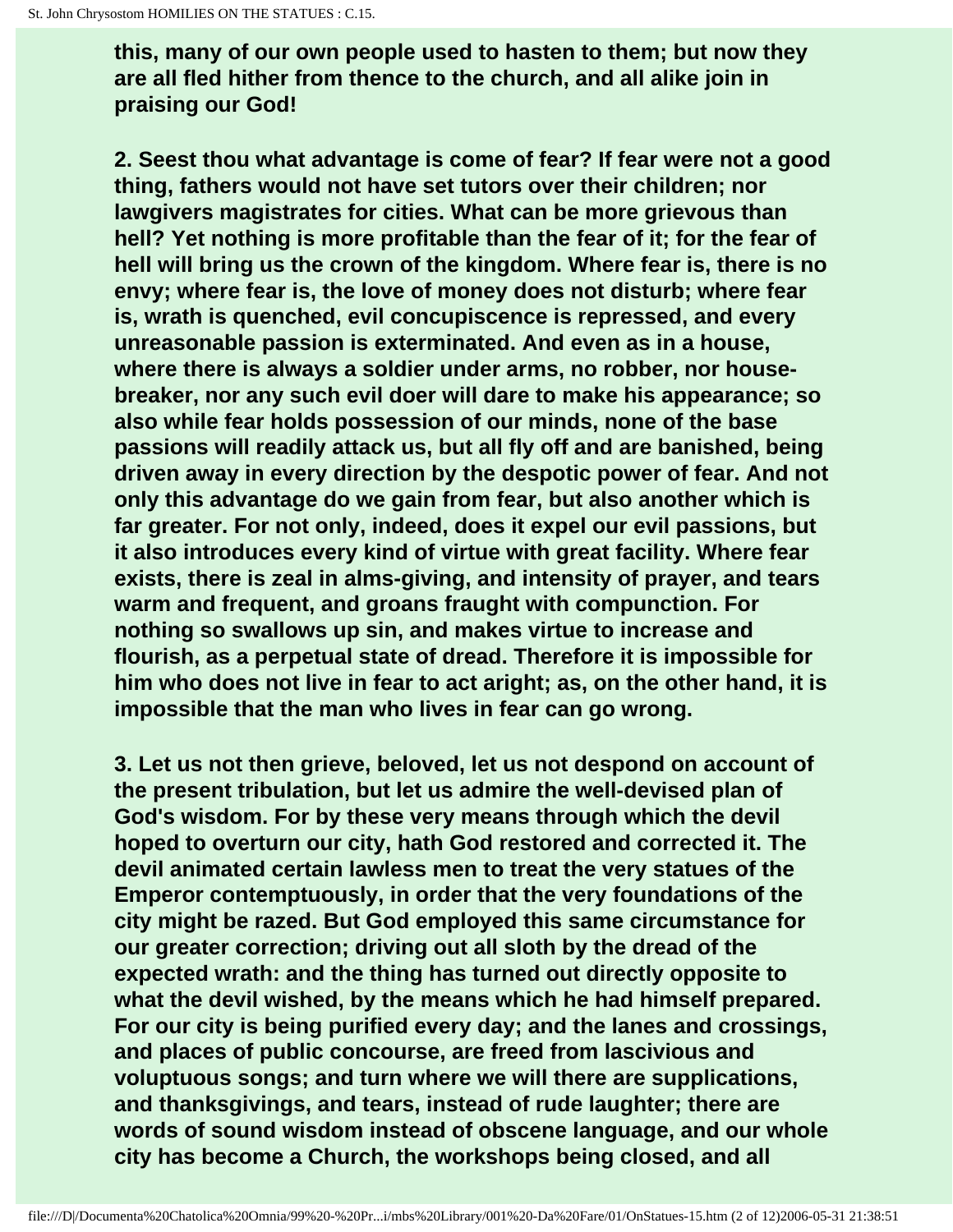this, many of our own people used to hasten to them; but now they are all fled hither from thence to the church, and all alike join in praising our God!

2. Seest thou what advantage is come of fear? If fear were not a good thing, fathers would not have set tutors over their children; nor lawgivers magistrates for cities. What can be more grievous than hell? Yet nothing is more profitable than the fear of it; for the fear of hell will bring us the crown of the kingdom. Where fear is, there is no envy; where fear is, the love of money does not disturb; where fear is, wrath is quenched, evil concupiscence is repressed, and every unreasonable passion is exterminated. And even as in a house, where there is always a soldier under arms, no robber, nor house-breaker, nor any such evil doer will dare to make his appearance; so also while fear holds possession of our minds, none of the base passions will readily attack us, but all fly off and are banished, being driven away in every direction by the despotic power of fear. And not only this advantage do we gain from fear, but also another which is far greater. For not only, indeed, does it expel our evil passions, but it also introduces every kind of virtue with great facility. Where fear exists, there is zeal in alms-giving, and intensity of prayer, and tears warm and frequent, and groans fraught with compunction. For nothing so swallows up sin, and makes virtue to increase and flourish, as a perpetual state of dread. Therefore it is impossible for him who does not live in fear to act aright; as, on the other hand, it is impossible that the man who lives in fear can go wrong.

3. Let us not then grieve, beloved, let us not despond on account of the present tribulation, but let us admire the well-devised plan of God's wisdom. For by these very means through which the devil hoped to overturn our city, hath God restored and corrected it. The devil animated certain lawless men to treat the very statues of the Emperor contemptuously, in order that the very foundations of the city might be razed. But God employed this same circumstance for our greater correction; driving out all sloth by the dread of the expected wrath: and the thing has turned out directly opposite to what the devil wished, by the means which he had himself prepared. For our city is being purified every day; and the lanes and crossings, and places of public concourse, are freed from lascivious and voluptuous songs; and turn where we will there are supplications, and thanksgivings, and tears, instead of rude laughter; there are words of sound wisdom instead of obscene language, and our whole city has become a Church, the workshops being closed, and all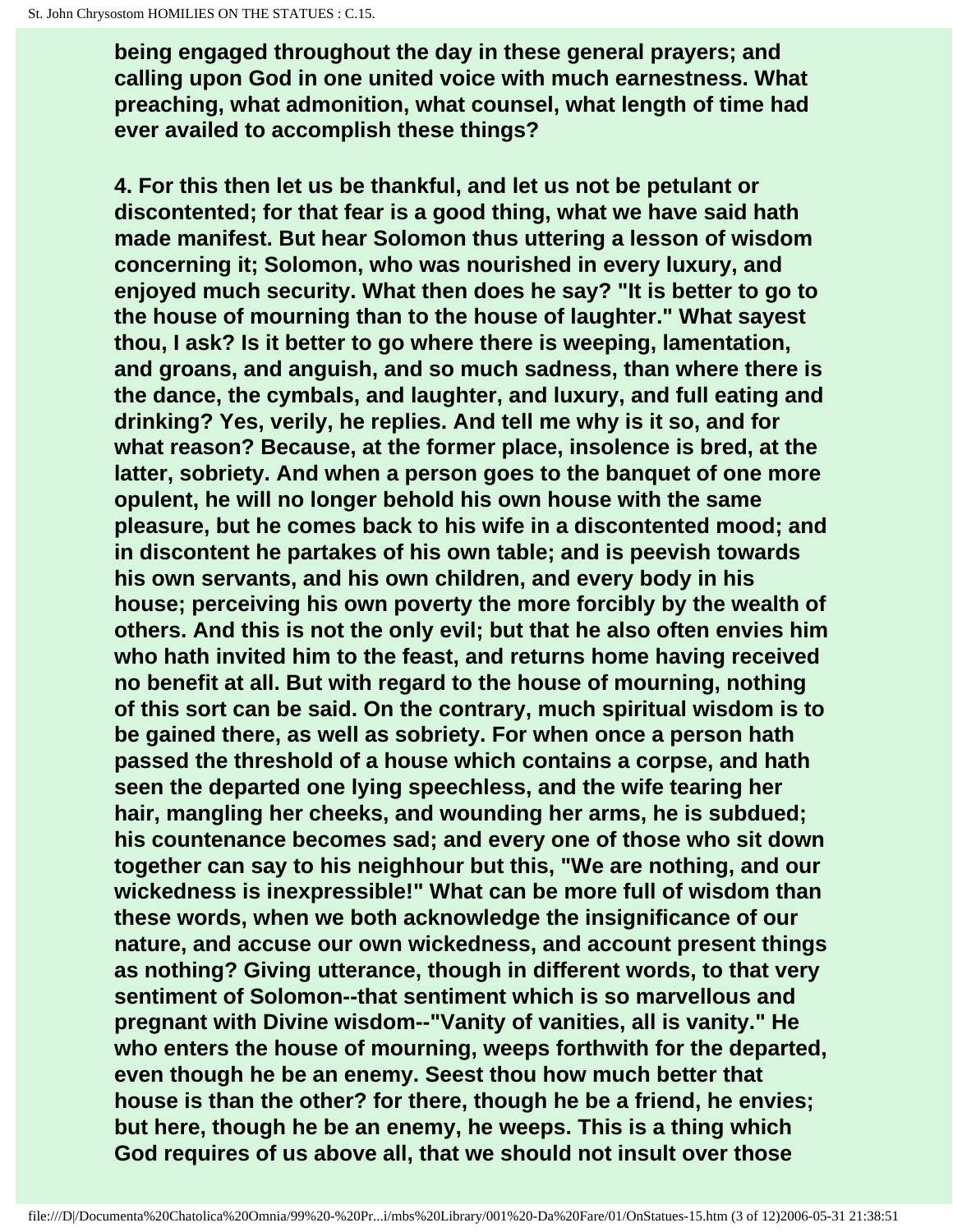being engaged throughout the day in these general prayers; and calling upon God in one united voice with much earnestness. What preaching, what admonition, what counsel, what length of time had ever availed to accomplish these things?

4. For this then let us be thankful, and let us not be petulant or discontented; for that fear is a good thing, what we have said hath made manifest. But hear Solomon thus uttering a lesson of wisdom concerning it; Solomon, who was nourished in every luxury, and enjoyed much security. What then does he say? "It is better to go to the house of mourning than to the house of laughter." What sayest thou, I ask? Is it better to go where there is weeping, lamentation, and groans, and anguish, and so much sadness, than where there is the dance, the cymbals, and laughter, and luxury, and full eating and drinking? Yes, verily, he replies. And tell me why is it so, and for what reason? Because, at the former place, insolence is bred, at the latter, sobriety. And when a person goes to the banquet of one more opulent, he will no longer behold his own house with the same pleasure, but he comes back to his wife in a discontented mood; and in discontent he partakes of his own table; and is peevish towards his own servants, and his own children, and every body in his house; perceiving his own poverty the more forcibly by the wealth of others. And this is not the only evil; but that he also often envies him who hath invited him to the feast, and returns home having received no benefit at all. But with regard to the house of mourning, nothing of this sort can be said. On the contrary, much spiritual wisdom is to be gained there, as well as sobriety. For when once a person hath passed the threshold of a house which contains a corpse, and hath seen the departed one lying speechless, and the wife tearing her hair, mangling her cheeks, and wounding her arms, he is subdued; his countenance becomes sad; and every one of those who sit down together can say to his neighhour but this, "We are nothing, and our wickedness is inexpressible!" What can be more full of wisdom than these words, when we both acknowledge the insignificance of our nature, and accuse our own wickedness, and account present things as nothing? Giving utterance, though in different words, to that very sentiment of Solomon--that sentiment which is so marvellous and pregnant with Divine wisdom--"Vanity of vanities, all is vanity." He who enters the house of mourning, weeps forthwith for the departed, even though he be an enemy. Seest thou how much better that house is than the other? for there, though he be a friend, he envies; but here, though he be an enemy, he weeps. This is a thing which God requires of us above all, that we should not insult over those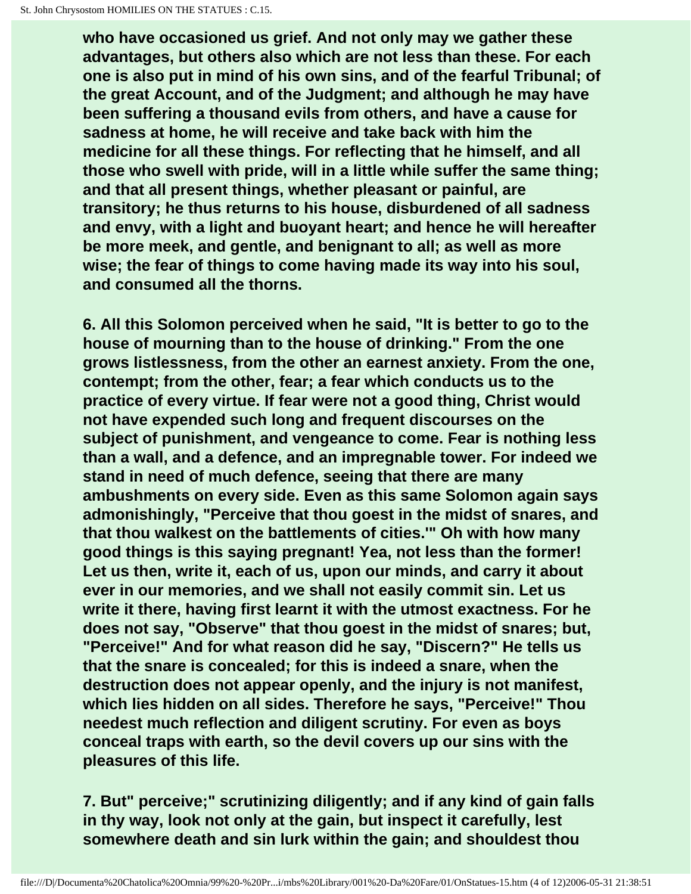**who have occasioned us grief. And not only may we gather these advantages, but others also which are not less than these. For each one is also put in mind of his own sins, and of the fearful Tribunal; of the great Account, and of the Judgment; and although he may have been suffering a thousand evils from others, and have a cause for sadness at home, he will receive and take back with him the medicine for all these things. For reflecting that he himself, and all those who swell with pride, will in a little while suffer the same thing; and that all present things, whether pleasant or painful, are transitory; he thus returns to his house, disburdened of all sadness and envy, with a light and buoyant heart; and hence he will hereafter be more meek, and gentle, and benignant to all; as well as more wise; the fear of things to come having made its way into his soul, and consumed all the thorns.**

**6. All this Solomon perceived when he said, "It is better to go to the house of mourning than to the house of drinking." From the one grows listlessness, from the other an earnest anxiety. From the one, contempt; from the other, fear; a fear which conducts us to the practice of every virtue. If fear were not a good thing, Christ would not have expended such long and frequent discourses on the subject of punishment, and vengeance to come. Fear is nothing less than a wall, and a defence, and an impregnable tower. For indeed we stand in need of much defence, seeing that there are many ambushments on every side. Even as this same Solomon again says admonishingly, "Perceive that thou goest in the midst of snares, and that thou walkest on the battlements of cities.'" Oh with how many good things is this saying pregnant! Yea, not less than the former! Let us then, write it, each of us, upon our minds, and carry it about ever in our memories, and we shall not easily commit sin. Let us write it there, having first learnt it with the utmost exactness. For he does not say, "Observe" that thou goest in the midst of snares; but, "Perceive!" And for what reason did he say, "Discern?" He tells us that the snare is concealed; for this is indeed a snare, when the destruction does not appear openly, and the injury is not manifest, which lies hidden on all sides. Therefore he says, "Perceive!" Thou needest much reflection and diligent scrutiny. For even as boys conceal traps with earth, so the devil covers up our sins with the pleasures of this life.**

**7. But" perceive;" scrutinizing diligently; and if any kind of gain falls in thy way, look not only at the gain, but inspect it carefully, lest somewhere death and sin lurk within the gain; and shouldest thou**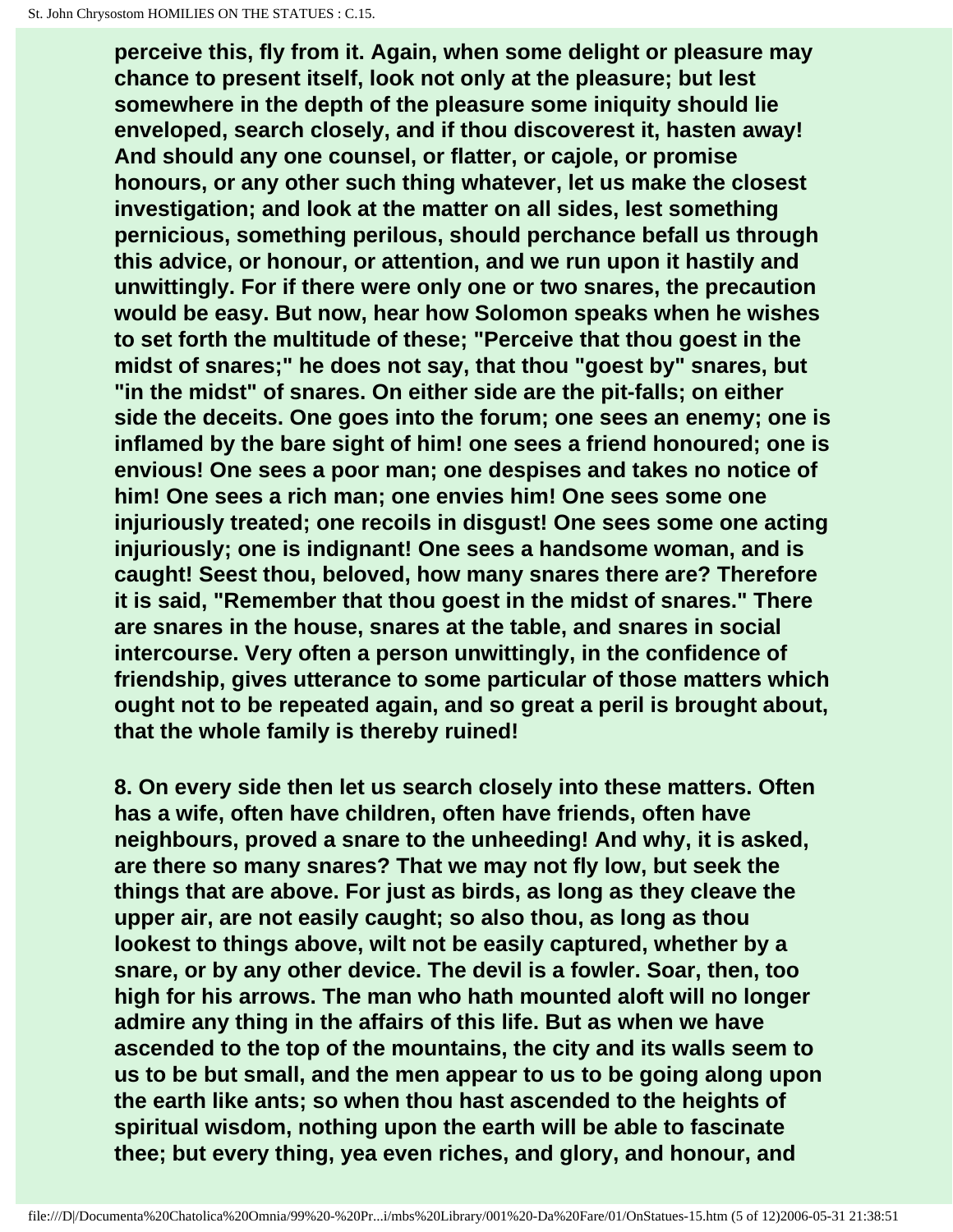perceive this, fly from it. Again, when some delight or pleasure may chance to present itself, look not only at the pleasure; but lest somewhere in the depth of the pleasure some iniquity should lie enveloped, search closely, and if thou discoverest it, hasten away! And should any one counsel, or flatter, or cajole, or promise honours, or any other such thing whatever, let us make the closest investigation; and look at the matter on all sides, lest something pernicious, something perilous, should perchance befall us through this advice, or honour, or attention, and we run upon it hastily and unwittingly. For if there were only one or two snares, the precaution would be easy. But now, hear how Solomon speaks when he wishes to set forth the multitude of these; "Perceive that thou goest in the midst of snares;" he does not say, that thou "goest by" snares, but "in the midst" of snares. On either side are the pit-falls; on either side the deceits. One goes into the forum; one sees an enemy; one is inflamed by the bare sight of him! one sees a friend honoured; one is envious! One sees a poor man; one despises and takes no notice of him! One sees a rich man; one envies him! One sees some one injuriously treated; one recoils in disgust! One sees some one acting injuriously; one is indignant! One sees a handsome woman, and is caught! Seest thou, beloved, how many snares there are? Therefore it is said, "Remember that thou goest in the midst of snares." There are snares in the house, snares at the table, and snares in social intercourse. Very often a person unwittingly, in the confidence of friendship, gives utterance to some particular of those matters which ought not to be repeated again, and so great a peril is brought about, that the whole family is thereby ruined!

8. On every side then let us search closely into these matters. Often has a wife, often have children, often have friends, often have neighbours, proved a snare to the unheeding! And why, it is asked, are there so many snares? That we may not fly low, but seek the things that are above. For just as birds, as long as they cleave the upper air, are not easily caught; so also thou, as long as thou lookest to things above, wilt not be easily captured, whether by a snare, or by any other device. The devil is a fowler. Soar, then, too high for his arrows. The man who hath mounted aloft will no longer admire any thing in the affairs of this life. But as when we have ascended to the top of the mountains, the city and its walls seem to us to be but small, and the men appear to us to be going along upon the earth like ants; so when thou hast ascended to the heights of spiritual wisdom, nothing upon the earth will be able to fascinate thee; but every thing, yea even riches, and glory, and honour, and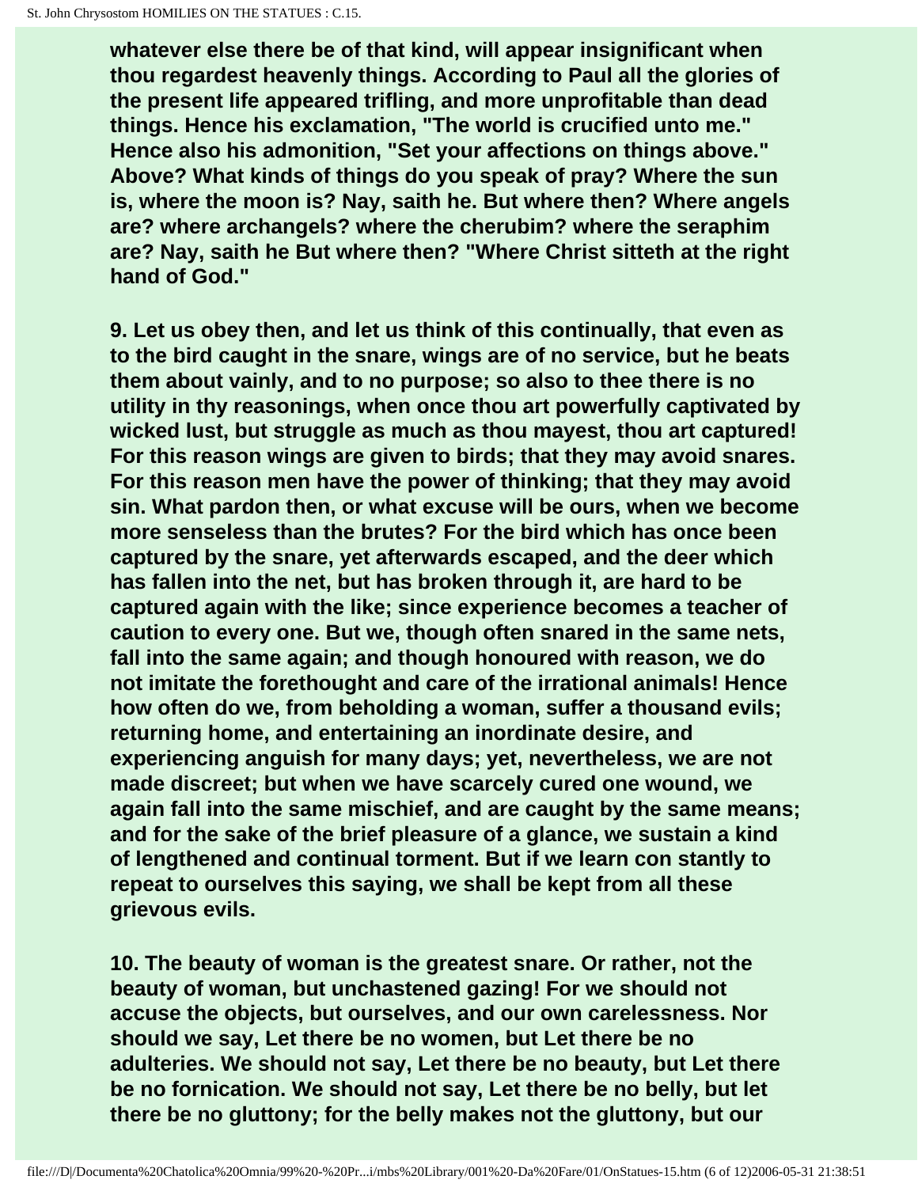**whatever else there be of that kind, will appear insignificant when thou regardest heavenly things. According to Paul all the glories of the present life appeared trifling, and more unprofitable than dead things. Hence his exclamation, "The world is crucified unto me." Hence also his admonition, "Set your affections on things above." Above? What kinds of things do you speak of pray? Where the sun is, where the moon is? Nay, saith he. But where then? Where angels are? where archangels? where the cherubim? where the seraphim are? Nay, saith he But where then? "Where Christ sitteth at the right hand of God."**

**9. Let us obey then, and let us think of this continually, that even as to the bird caught in the snare, wings are of no service, but he beats them about vainly, and to no purpose; so also to thee there is no utility in thy reasonings, when once thou art powerfully captivated by wicked lust, but struggle as much as thou mayest, thou art captured! For this reason wings are given to birds; that they may avoid snares. For this reason men have the power of thinking; that they may avoid sin. What pardon then, or what excuse will be ours, when we become more senseless than the brutes? For the bird which has once been captured by the snare, yet afterwards escaped, and the deer which has fallen into the net, but has broken through it, are hard to be captured again with the like; since experience becomes a teacher of caution to every one. But we, though often snared in the same nets, fall into the same again; and though honoured with reason, we do not imitate the forethought and care of the irrational animals! Hence how often do we, from beholding a woman, suffer a thousand evils; returning home, and entertaining an inordinate desire, and experiencing anguish for many days; yet, nevertheless, we are not made discreet; but when we have scarcely cured one wound, we again fall into the same mischief, and are caught by the same means; and for the sake of the brief pleasure of a glance, we sustain a kind of lengthened and continual torment. But if we learn con stantly to repeat to ourselves this saying, we shall be kept from all these grievous evils.**

**10. The beauty of woman is the greatest snare. Or rather, not the beauty of woman, but unchastened gazing! For we should not accuse the objects, but ourselves, and our own carelessness. Nor should we say, Let there be no women, but Let there be no adulteries. We should not say, Let there be no beauty, but Let there be no fornication. We should not say, Let there be no belly, but let there be no gluttony; for the belly makes not the gluttony, but our**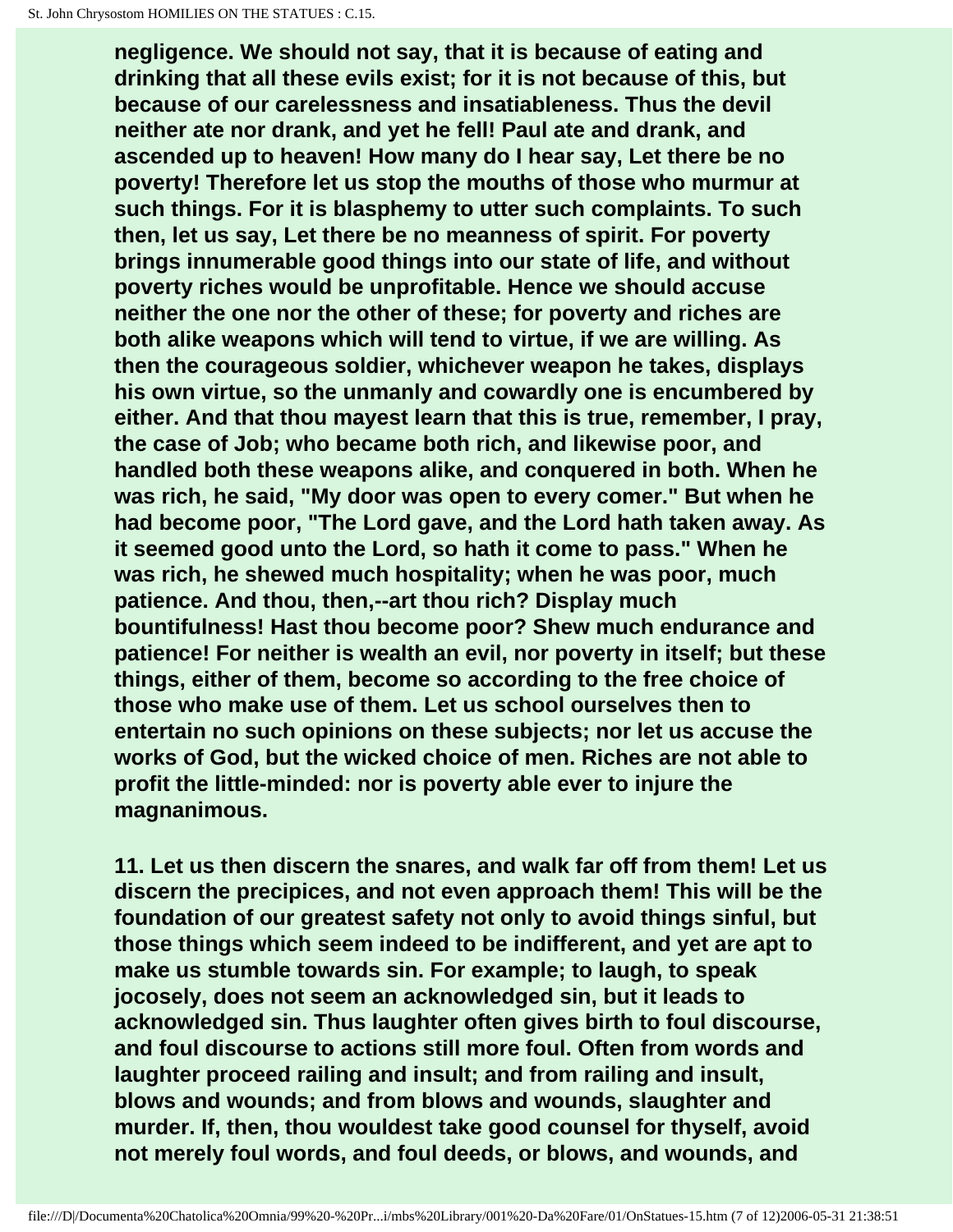**negligence. We should not say, that it is because of eating and drinking that all these evils exist; for it is not because of this, but because of our carelessness and insatiableness. Thus the devil neither ate nor drank, and yet he fell! Paul ate and drank, and ascended up to heaven! How many do I hear say, Let there be no poverty! Therefore let us stop the mouths of those who murmur at such things. For it is blasphemy to utter such complaints. To such then, let us say, Let there be no meanness of spirit. For poverty brings innumerable good things into our state of life, and without poverty riches would be unprofitable. Hence we should accuse neither the one nor the other of these; for poverty and riches are both alike weapons which will tend to virtue, if we are willing. As then the courageous soldier, whichever weapon he takes, displays his own virtue, so the unmanly and cowardly one is encumbered by either. And that thou mayest learn that this is true, remember, I pray, the case of Job; who became both rich, and likewise poor, and handled both these weapons alike, and conquered in both. When he was rich, he said, "My door was open to every comer." But when he had become poor, "The Lord gave, and the Lord hath taken away. As it seemed good unto the Lord, so hath it come to pass." When he was rich, he shewed much hospitality; when he was poor, much patience. And thou, then,--art thou rich? Display much bountifulness! Hast thou become poor? Shew much endurance and patience! For neither is wealth an evil, nor poverty in itself; but these things, either of them, become so according to the free choice of those who make use of them. Let us school ourselves then to entertain no such opinions on these subjects; nor let us accuse the works of God, but the wicked choice of men. Riches are not able to profit the little-minded: nor is poverty able ever to injure the magnanimous.**

**11. Let us then discern the snares, and walk far off from them! Let us discern the precipices, and not even approach them! This will be the foundation of our greatest safety not only to avoid things sinful, but those things which seem indeed to be indifferent, and yet are apt to make us stumble towards sin. For example; to laugh, to speak jocosely, does not seem an acknowledged sin, but it leads to acknowledged sin. Thus laughter often gives birth to foul discourse, and foul discourse to actions still more foul. Often from words and laughter proceed railing and insult; and from railing and insult, blows and wounds; and from blows and wounds, slaughter and murder. If, then, thou wouldest take good counsel for thyself, avoid not merely foul words, and foul deeds, or blows, and wounds, and**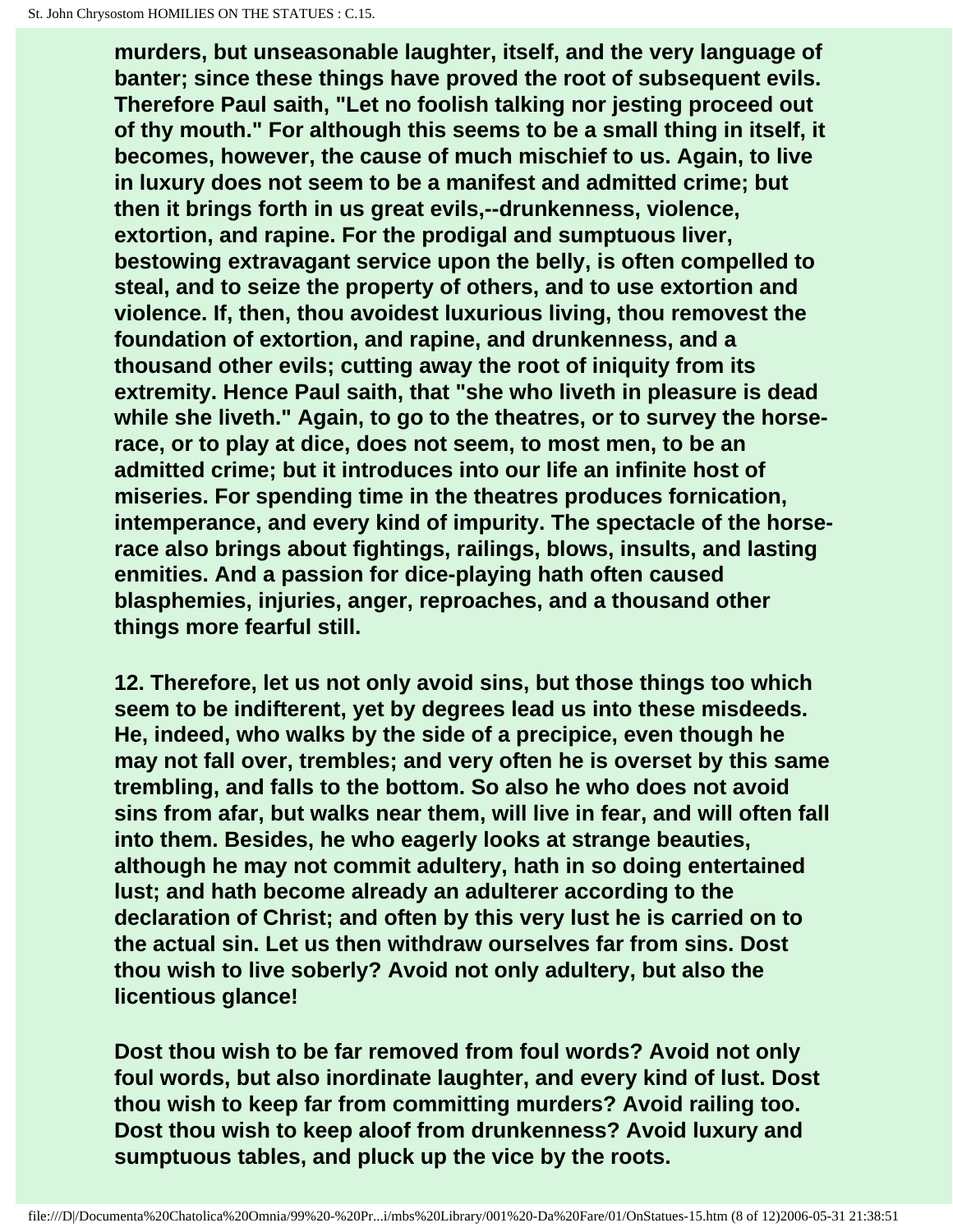**murders, but unseasonable laughter, itself, and the very language of banter; since these things have proved the root of subsequent evils. Therefore Paul saith, "Let no foolish talking nor jesting proceed out of thy mouth." For although this seems to be a small thing in itself, it becomes, however, the cause of much mischief to us. Again, to live in luxury does not seem to be a manifest and admitted crime; but then it brings forth in us great evils,--drunkenness, violence, extortion, and rapine. For the prodigal and sumptuous liver, bestowing extravagant service upon the belly, is often compelled to steal, and to seize the property of others, and to use extortion and violence. If, then, thou avoidest luxurious living, thou removest the foundation of extortion, and rapine, and drunkenness, and a thousand other evils; cutting away the root of iniquity from its extremity. Hence Paul saith, that "she who liveth in pleasure is dead while she liveth." Again, to go to the theatres, or to survey the horse-race, or to play at dice, does not seem, to most men, to be an admitted crime; but it introduces into our life an infinite host of miseries. For spending time in the theatres produces fornication, intemperance, and every kind of impurity. The spectacle of the horse-race also brings about fightings, railings, blows, insults, and lasting enmities. And a passion for dice-playing hath often caused blasphemies, injuries, anger, reproaches, and a thousand other things more fearful still.**

**12. Therefore, let us not only avoid sins, but those things too which seem to be indifferent, yet by degrees lead us into these misdeeds. He, indeed, who walks by the side of a precipice, even though he may not fall over, trembles; and very often he is overset by this same trembling, and falls to the bottom. So also he who does not avoid sins from afar, but walks near them, will live in fear, and will often fall into them. Besides, he who eagerly looks at strange beauties, although he may not commit adultery, hath in so doing entertained lust; and hath become already an adulterer according to the declaration of Christ; and often by this very lust he is carried on to the actual sin. Let us then withdraw ourselves far from sins. Dost thou wish to live soberly? Avoid not only adultery, but also the licentious glance!**

**Dost thou wish to be far removed from foul words? Avoid not only foul words, but also inordinate laughter, and every kind of lust. Dost thou wish to keep far from committing murders? Avoid railing too. Dost thou wish to keep aloof from drunkenness? Avoid luxury and sumptuous tables, and pluck up the vice by the roots.**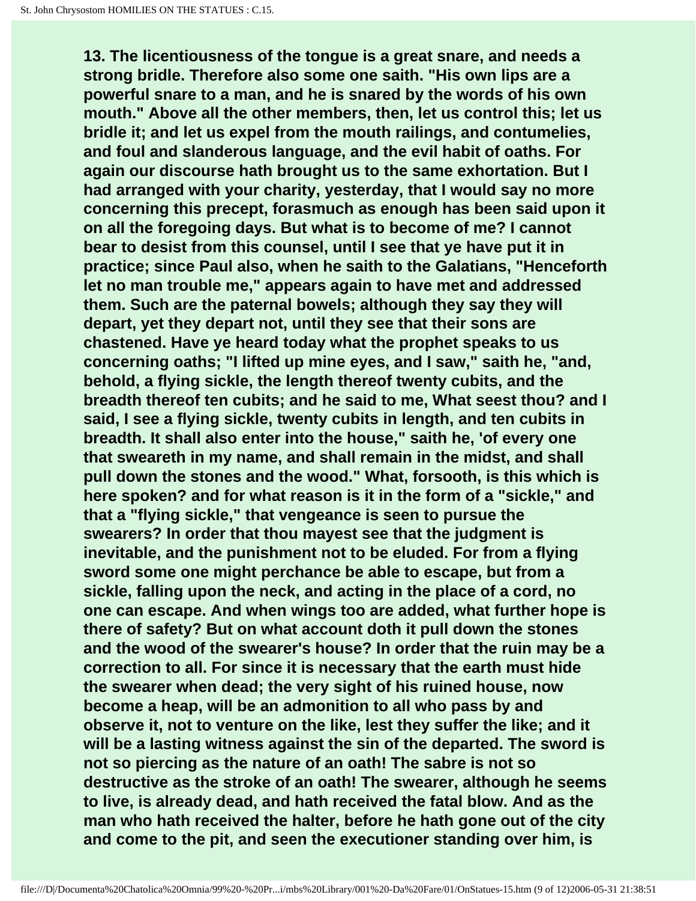**13. The licentiousness of the tongue is a great snare, and needs a strong bridle. Therefore also some one saith. "His own lips are a powerful snare to a man, and he is snared by the words of his own mouth." Above all the other members, then, let us control this; let us bridle it; and let us expel from the mouth railings, and contumelies, and foul and slanderous language, and the evil habit of oaths. For again our discourse hath brought us to the same exhortation. But I had arranged with your charity, yesterday, that I would say no more concerning this precept, forasmuch as enough has been said upon it on all the foregoing days. But what is to become of me? I cannot bear to desist from this counsel, until I see that ye have put it in practice; since Paul also, when he saith to the Galatians, "Henceforth let no man trouble me," appears again to have met and addressed them. Such are the paternal bowels; although they say they will depart, yet they depart not, until they see that their sons are chastened. Have ye heard today what the prophet speaks to us concerning oaths; "I lifted up mine eyes, and I saw," saith he, "and, behold, a flying sickle, the length thereof twenty cubits, and the breadth thereof ten cubits; and he said to me, What seest thou? and I said, I see a flying sickle, twenty cubits in length, and ten cubits in breadth. It shall also enter into the house," saith he, 'of every one that sweareth in my name, and shall remain in the midst, and shall pull down the stones and the wood." What, forsooth, is this which is here spoken? and for what reason is it in the form of a "sickle," and that a "flying sickle," that vengeance is seen to pursue the swearers? In order that thou mayest see that the judgment is inevitable, and the punishment not to be eluded. For from a flying sword some one might perchance be able to escape, but from a sickle, falling upon the neck, and acting in the place of a cord, no one can escape. And when wings too are added, what further hope is there of safety? But on what account doth it pull down the stones and the wood of the swearer's house? In order that the ruin may be a correction to all. For since it is necessary that the earth must hide the swearer when dead; the very sight of his ruined house, now become a heap, will be an admonition to all who pass by and observe it, not to venture on the like, lest they suffer the like; and it will be a lasting witness against the sin of the departed. The sword is not so piercing as the nature of an oath! The sabre is not so destructive as the stroke of an oath! The swearer, although he seems to live, is already dead, and hath received the fatal blow. And as the man who hath received the halter, before he hath gone out of the city and come to the pit, and seen the executioner standing over him, is**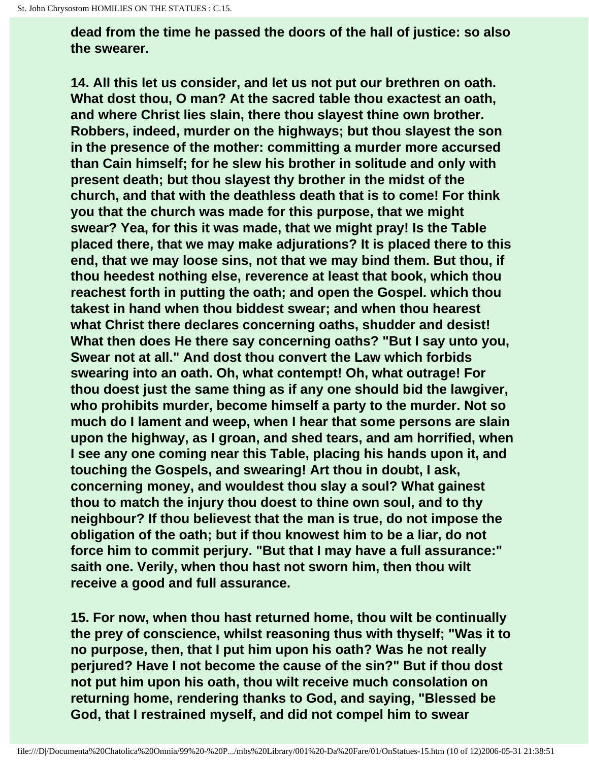**dead from the time he passed the doors of the hall of justice: so also the swearer.**

**14. All this let us consider, and let us not put our brethren on oath. What dost thou, O man? At the sacred table thou exactest an oath, and where Christ lies slain, there thou slayest thine own brother. Robbers, indeed, murder on the highways; but thou slayest the son in the presence of the mother: committing a murder more accursed than Cain himself; for he slew his brother in solitude and only with present death; but thou slayest thy brother in the midst of the church, and that with the deathless death that is to come! For think you that the church was made for this purpose, that we might swear? Yea, for this it was made, that we might pray! Is the Table placed there, that we may make adjurations? It is placed there to this end, that we may loose sins, not that we may bind them. But thou, if thou heedest nothing else, reverence at least that book, which thou reachest forth in putting the oath; and open the Gospel. which thou takest in hand when thou biddest swear; and when thou hearest what Christ there declares concerning oaths, shudder and desist! What then does He there say concerning oaths? "But I say unto you, Swear not at all." And dost thou convert the Law which forbids swearing into an oath. Oh, what contempt! Oh, what outrage! For thou doest just the same thing as if any one should bid the lawgiver, who prohibits murder, become himself a party to the murder. Not so much do I lament and weep, when I hear that some persons are slain upon the highway, as I groan, and shed tears, and am horrified, when I see any one coming near this Table, placing his hands upon it, and touching the Gospels, and swearing! Art thou in doubt, I ask, concerning money, and wouldest thou slay a soul? What gainest thou to match the injury thou doest to thine own soul, and to thy neighbour? If thou believest that the man is true, do not impose the obligation of the oath; but if thou knowest him to be a liar, do not force him to commit perjury. "But that I may have a full assurance:" saith one. Verily, when thou hast not sworn him, then thou wilt receive a good and full assurance.**

**15. For now, when thou hast returned home, thou wilt be continually the prey of conscience, whilst reasoning thus with thyself; "Was it to no purpose, then, that I put him upon his oath? Was he not really perjured? Have I not become the cause of the sin?" But if thou dost not put him upon his oath, thou wilt receive much consolation on returning home, rendering thanks to God, and saying, "Blessed be God, that I restrained myself, and did not compel him to swear**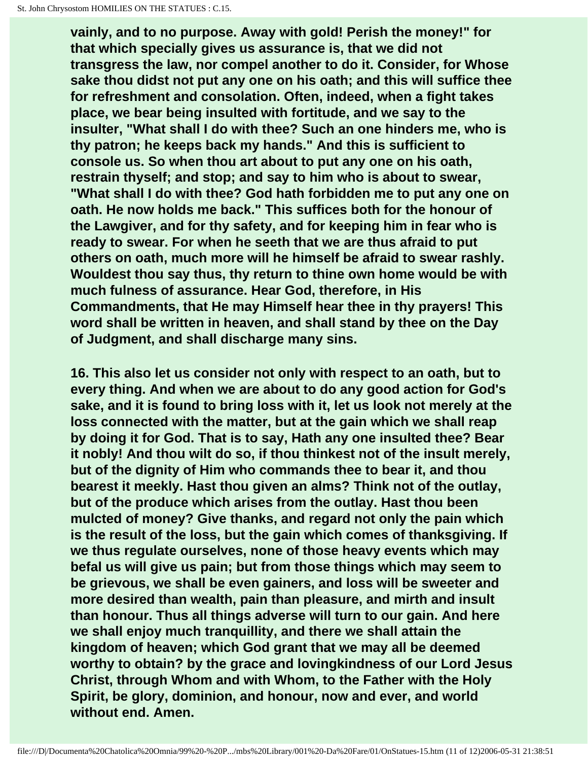vainly, and to no purpose. Away with gold! Perish the money!" for that which specially gives us assurance is, that we did not transgress the law, nor compel another to do it. Consider, for Whose sake thou didst not put any one on his oath; and this will suffice thee for refreshment and consolation. Often, indeed, when a fight takes place, we bear being insulted with fortitude, and we say to the insulter, "What shall I do with thee? Such an one hinders me, who is thy patron; he keeps back my hands." And this is sufficient to console us. So when thou art about to put any one on his oath, restrain thyself; and stop; and say to him who is about to swear, "What shall I do with thee? God hath forbidden me to put any one on oath. He now holds me back." This suffices both for the honour of the Lawgiver, and for thy safety, and for keeping him in fear who is ready to swear. For when he seeth that we are thus afraid to put others on oath, much more will he himself be afraid to swear rashly. Wouldest thou say thus, thy return to thine own home would be with much fulness of assurance. Hear God, therefore, in His Commandments, that He may Himself hear thee in thy prayers! This word shall be written in heaven, and shall stand by thee on the Day of Judgment, and shall discharge many sins.

16. This also let us consider not only with respect to an oath, but to every thing. And when we are about to do any good action for God's sake, and it is found to bring loss with it, let us look not merely at the loss connected with the matter, but at the gain which we shall reap by doing it for God. That is to say, Hath any one insulted thee? Bear it nobly! And thou wilt do so, if thou thinkest not of the insult merely, but of the dignity of Him who commands thee to bear it, and thou bearest it meekly. Hast thou given an alms? Think not of the outlay, but of the produce which arises from the outlay. Hast thou been mulcted of money? Give thanks, and regard not only the pain which is the result of the loss, but the gain which comes of thanksgiving. If we thus regulate ourselves, none of those heavy events which may befal us will give us pain; but from those things which may seem to be grievous, we shall be even gainers, and loss will be sweeter and more desired than wealth, pain than pleasure, and mirth and insult than honour. Thus all things adverse will turn to our gain. And here we shall enjoy much tranquillity, and there we shall attain the kingdom of heaven; which God grant that we may all be deemed worthy to obtain? by the grace and lovingkindness of our Lord Jesus Christ, through Whom and with Whom, to the Father with the Holy Spirit, be glory, dominion, and honour, now and ever, and world without end. Amen.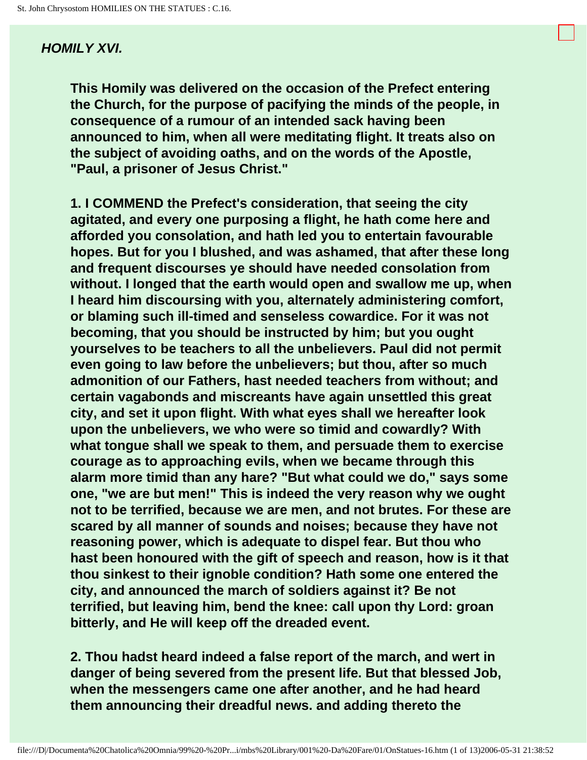## *HOMILY XVI.*

**This Homily was delivered on the occasion of the Prefect entering the Church, for the purpose of pacifying the minds of the people, in consequence of a rumour of an intended sack having been announced to him, when all were meditating flight. It treats also on the subject of avoiding oaths, and on the words of the Apostle, "Paul, a prisoner of Jesus Christ."**

**1. I COMMEND the Prefect's consideration, that seeing the city agitated, and every one purposing a flight, he hath come here and afforded you consolation, and hath led you to entertain favourable hopes. But for you I blushed, and was ashamed, that after these long and frequent discourses ye should have needed consolation from without. I longed that the earth would open and swallow me up, when I heard him discoursing with you, alternately administering comfort, or blaming such ill-timed and senseless cowardice. For it was not becoming, that you should be instructed by him; but you ought yourselves to be teachers to all the unbelievers. Paul did not permit even going to law before the unbelievers; but thou, after so much admonition of our Fathers, hast needed teachers from without; and certain vagabonds and miscreants have again unsettled this great city, and set it upon flight. With what eyes shall we hereafter look upon the unbelievers, we who were so timid and cowardly? With what tongue shall we speak to them, and persuade them to exercise courage as to approaching evils, when we became through this alarm more timid than any hare? "But what could we do," says some one, "we are but men!" This is indeed the very reason why we ought not to be terrified, because we are men, and not brutes. For these are scared by all manner of sounds and noises; because they have not reasoning power, which is adequate to dispel fear. But thou who hast been honoured with the gift of speech and reason, how is it that thou sinkest to their ignoble condition? Hath some one entered the city, and announced the march of soldiers against it? Be not terrified, but leaving him, bend the knee: call upon thy Lord: groan bitterly, and He will keep off the dreaded event.**

**2. Thou hadst heard indeed a false report of the march, and wert in danger of being severed from the present life. But that blessed Job, when the messengers came one after another, and he had heard them announcing their dreadful news. and adding thereto the**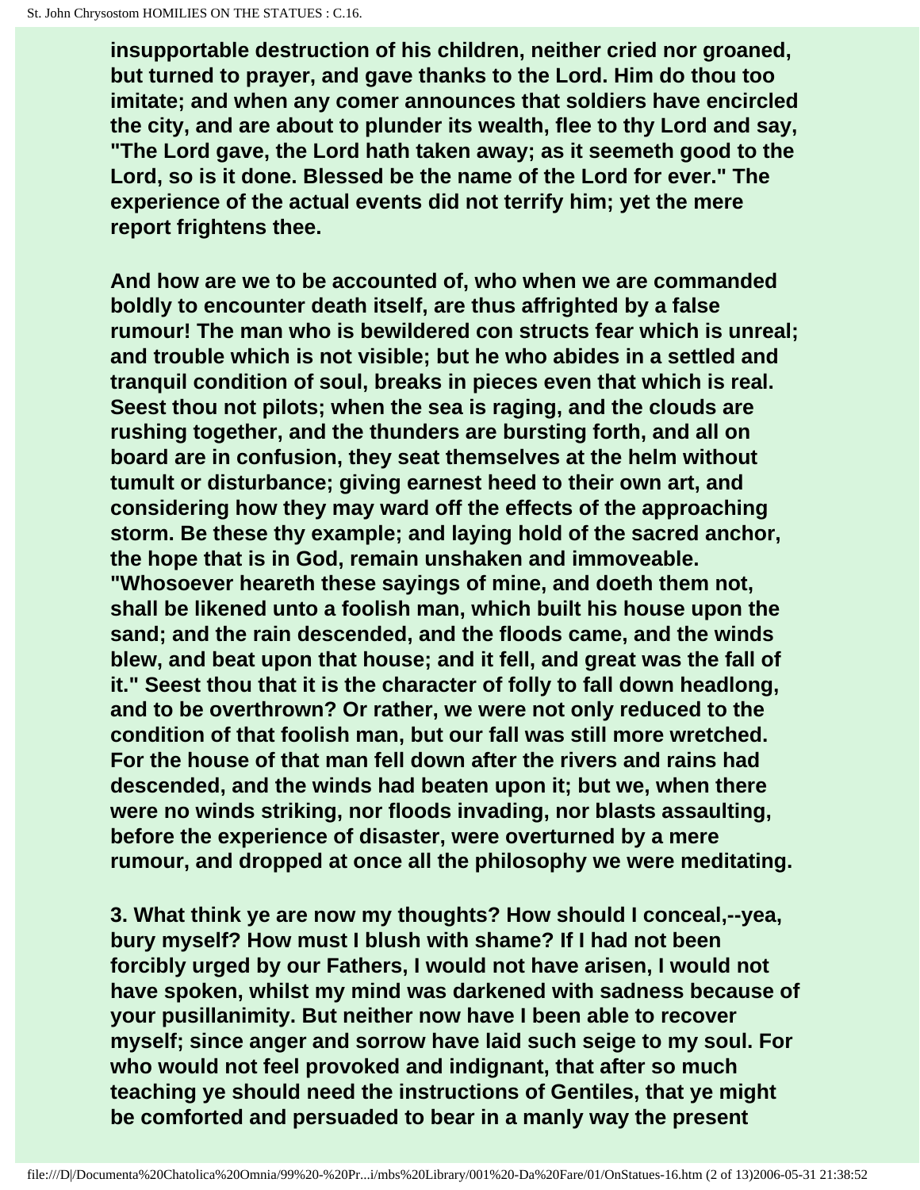**insupportable destruction of his children, neither cried nor groaned, but turned to prayer, and gave thanks to the Lord. Him do thou too imitate; and when any comer announces that soldiers have encircled the city, and are about to plunder its wealth, flee to thy Lord and say, "The Lord gave, the Lord hath taken away; as it seemeth good to the Lord, so is it done. Blessed be the name of the Lord for ever." The experience of the actual events did not terrify him; yet the mere report frightens thee.**

**And how are we to be accounted of, who when we are commanded boldly to encounter death itself, are thus affrighted by a false rumour! The man who is bewildered con structs fear which is unreal; and trouble which is not visible; but he who abides in a settled and tranquil condition of soul, breaks in pieces even that which is real. Seest thou not pilots; when the sea is raging, and the clouds are rushing together, and the thunders are bursting forth, and all on board are in confusion, they seat themselves at the helm without tumult or disturbance; giving earnest heed to their own art, and considering how they may ward off the effects of the approaching storm. Be these thy example; and laying hold of the sacred anchor, the hope that is in God, remain unshaken and immoveable. "Whosoever heareth these sayings of mine, and doeth them not, shall be likened unto a foolish man, which built his house upon the sand; and the rain descended, and the floods came, and the winds blew, and beat upon that house; and it fell, and great was the fall of it." Seest thou that it is the character of folly to fall down headlong, and to be overthrown? Or rather, we were not only reduced to the condition of that foolish man, but our fall was still more wretched. For the house of that man fell down after the rivers and rains had descended, and the winds had beaten upon it; but we, when there were no winds striking, nor floods invading, nor blasts assaulting, before the experience of disaster, were overturned by a mere rumour, and dropped at once all the philosophy we were meditating.**

**3. What think ye are now my thoughts? How should I conceal,--yea, bury myself? How must I blush with shame? If I had not been forcibly urged by our Fathers, I would not have arisen, I would not have spoken, whilst my mind was darkened with sadness because of your pusillanimity. But neither now have I been able to recover myself; since anger and sorrow have laid such seige to my soul. For who would not feel provoked and indignant, that after so much teaching ye should need the instructions of Gentiles, that ye might be comforted and persuaded to bear in a manly way the present**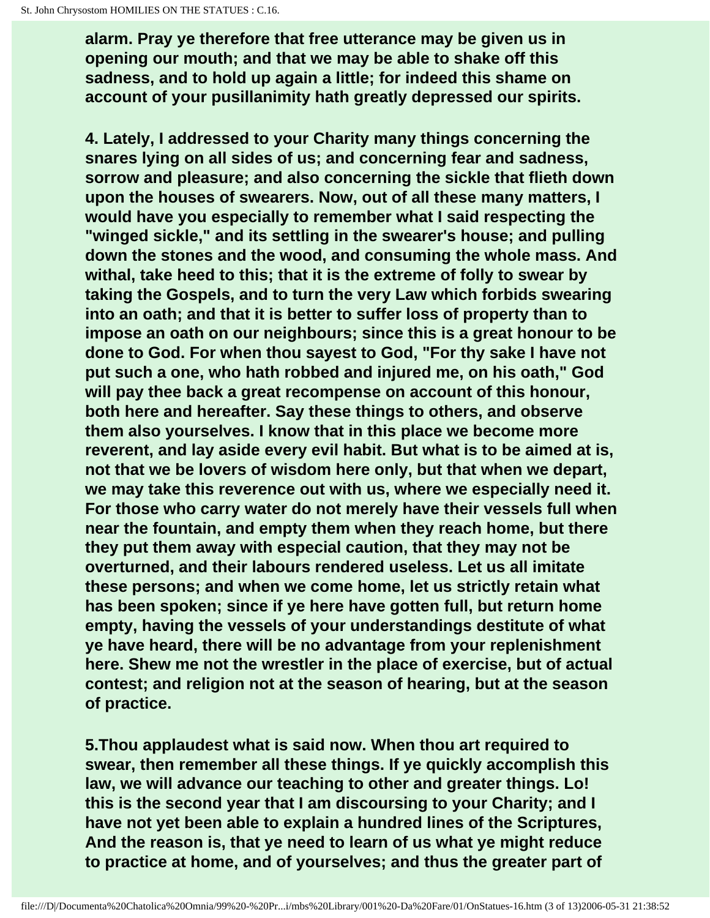**alarm. Pray ye therefore that free utterance may be given us in opening our mouth; and that we may be able to shake off this sadness, and to hold up again a little; for indeed this shame on account of your pusillanimity hath greatly depressed our spirits.**

**4. Lately, I addressed to your Charity many things concerning the snares lying on all sides of us; and concerning fear and sadness, sorrow and pleasure; and also concerning the sickle that flieth down upon the houses of swearers. Now, out of all these many matters, I would have you especially to remember what I said respecting the "winged sickle," and its settling in the swearer's house; and pulling down the stones and the wood, and consuming the whole mass. And withal, take heed to this; that it is the extreme of folly to swear by taking the Gospels, and to turn the very Law which forbids swearing into an oath; and that it is better to suffer loss of property than to impose an oath on our neighbours; since this is a great honour to be done to God. For when thou sayest to God, "For thy sake I have not put such a one, who hath robbed and injured me, on his oath," God will pay thee back a great recompense on account of this honour, both here and hereafter. Say these things to others, and observe them also yourselves. I know that in this place we become more reverent, and lay aside every evil habit. But what is to be aimed at is, not that we be lovers of wisdom here only, but that when we depart, we may take this reverence out with us, where we especially need it. For those who carry water do not merely have their vessels full when near the fountain, and empty them when they reach home, but there they put them away with especial caution, that they may not be overturned, and their labours rendered useless. Let us all imitate these persons; and when we come home, let us strictly retain what has been spoken; since if ye here have gotten full, but return home empty, having the vessels of your understandings destitute of what ye have heard, there will be no advantage from your replenishment here. Shew me not the wrestler in the place of exercise, but of actual contest; and religion not at the season of hearing, but at the season of practice.**

**5.Thou applaudest what is said now. When thou art required to swear, then remember all these things. If ye quickly accomplish this law, we will advance our teaching to other and greater things. Lo! this is the second year that I am discoursing to your Charity; and I have not yet been able to explain a hundred lines of the Scriptures, And the reason is, that ye need to learn of us what ye might reduce to practice at home, and of yourselves; and thus the greater part of**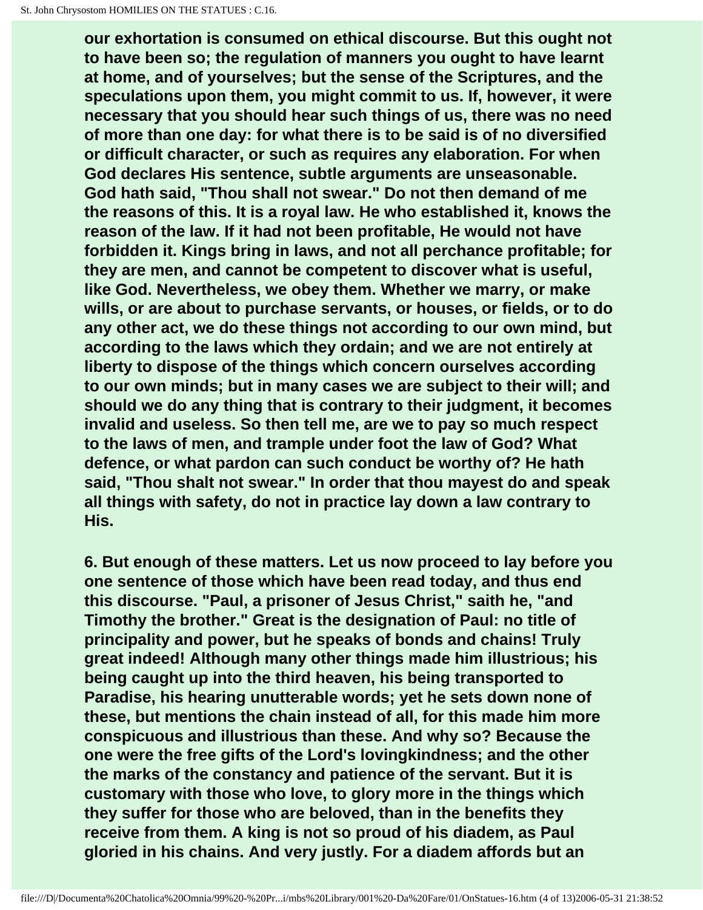our exhortation is consumed on ethical discourse. But this ought not to have been so; the regulation of manners you ought to have learnt at home, and of yourselves; but the sense of the Scriptures, and the speculations upon them, you might commit to us. If, however, it were necessary that you should hear such things of us, there was no need of more than one day: for what there is to be said is of no diversified or difficult character, or such as requires any elaboration. For when God declares His sentence, subtle arguments are unseasonable. God hath said, "Thou shall not swear." Do not then demand of me the reasons of this. It is a royal law. He who established it, knows the reason of the law. If it had not been profitable, He would not have forbidden it. Kings bring in laws, and not all perchance profitable; for they are men, and cannot be competent to discover what is useful, like God. Nevertheless, we obey them. Whether we marry, or make wills, or are about to purchase servants, or houses, or fields, or to do any other act, we do these things not according to our own mind, but according to the laws which they ordain; and we are not entirely at liberty to dispose of the things which concern ourselves according to our own minds; but in many cases we are subject to their will; and should we do any thing that is contrary to their judgment, it becomes invalid and useless. So then tell me, are we to pay so much respect to the laws of men, and trample under foot the law of God? What defence, or what pardon can such conduct be worthy of? He hath said, "Thou shalt not swear." In order that thou mayest do and speak all things with safety, do not in practice lay down a law contrary to His.

6. But enough of these matters. Let us now proceed to lay before you one sentence of those which have been read today, and thus end this discourse. "Paul, a prisoner of Jesus Christ," saith he, "and Timothy the brother." Great is the designation of Paul: no title of principality and power, but he speaks of bonds and chains! Truly great indeed! Although many other things made him illustrious; his being caught up into the third heaven, his being transported to Paradise, his hearing unutterable words; yet he sets down none of these, but mentions the chain instead of all, for this made him more conspicuous and illustrious than these. And why so? Because the one were the free gifts of the Lord's lovingkindness; and the other the marks of the constancy and patience of the servant. But it is customary with those who love, to glory more in the things which they suffer for those who are beloved, than in the benefits they receive from them. A king is not so proud of his diadem, as Paul gloried in his chains. And very justly. For a diadem affords but an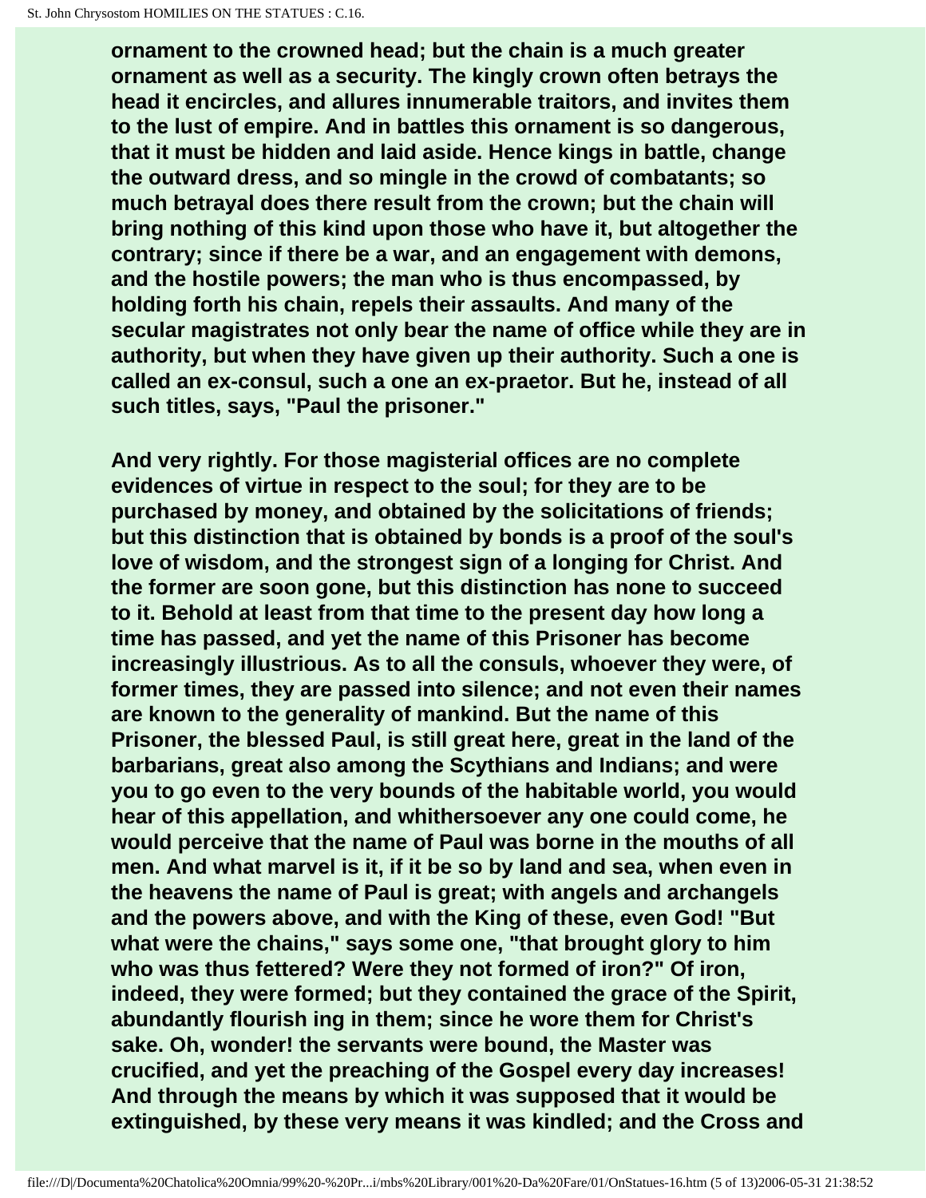**ornament to the crowned head; but the chain is a much greater ornament as well as a security. The kingly crown often betrays the head it encircles, and allures innumerable traitors, and invites them to the lust of empire. And in battles this ornament is so dangerous, that it must be hidden and laid aside. Hence kings in battle, change the outward dress, and so mingle in the crowd of combatants; so much betrayal does there result from the crown; but the chain will bring nothing of this kind upon those who have it, but altogether the contrary; since if there be a war, and an engagement with demons, and the hostile powers; the man who is thus encompassed, by holding forth his chain, repels their assaults. And many of the secular magistrates not only bear the name of office while they are in authority, but when they have given up their authority. Such a one is called an ex-consul, such a one an ex-praetor. But he, instead of all such titles, says, "Paul the prisoner."**

**And very rightly. For those magisterial offices are no complete evidences of virtue in respect to the soul; for they are to be purchased by money, and obtained by the solicitations of friends; but this distinction that is obtained by bonds is a proof of the soul's love of wisdom, and the strongest sign of a longing for Christ. And the former are soon gone, but this distinction has none to succeed to it. Behold at least from that time to the present day how long a time has passed, and yet the name of this Prisoner has become increasingly illustrious. As to all the consuls, whoever they were, of former times, they are passed into silence; and not even their names are known to the generality of mankind. But the name of this Prisoner, the blessed Paul, is still great here, great in the land of the barbarians, great also among the Scythians and Indians; and were you to go even to the very bounds of the habitable world, you would hear of this appellation, and whithersoever any one could come, he would perceive that the name of Paul was borne in the mouths of all men. And what marvel is it, if it be so by land and sea, when even in the heavens the name of Paul is great; with angels and archangels and the powers above, and with the King of these, even God! "But what were the chains," says some one, "that brought glory to him who was thus fettered? Were they not formed of iron?" Of iron, indeed, they were formed; but they contained the grace of the Spirit, abundantly flourish ing in them; since he wore them for Christ's sake. Oh, wonder! the servants were bound, the Master was crucified, and yet the preaching of the Gospel every day increases! And through the means by which it was supposed that it would be extinguished, by these very means it was kindled; and the Cross and**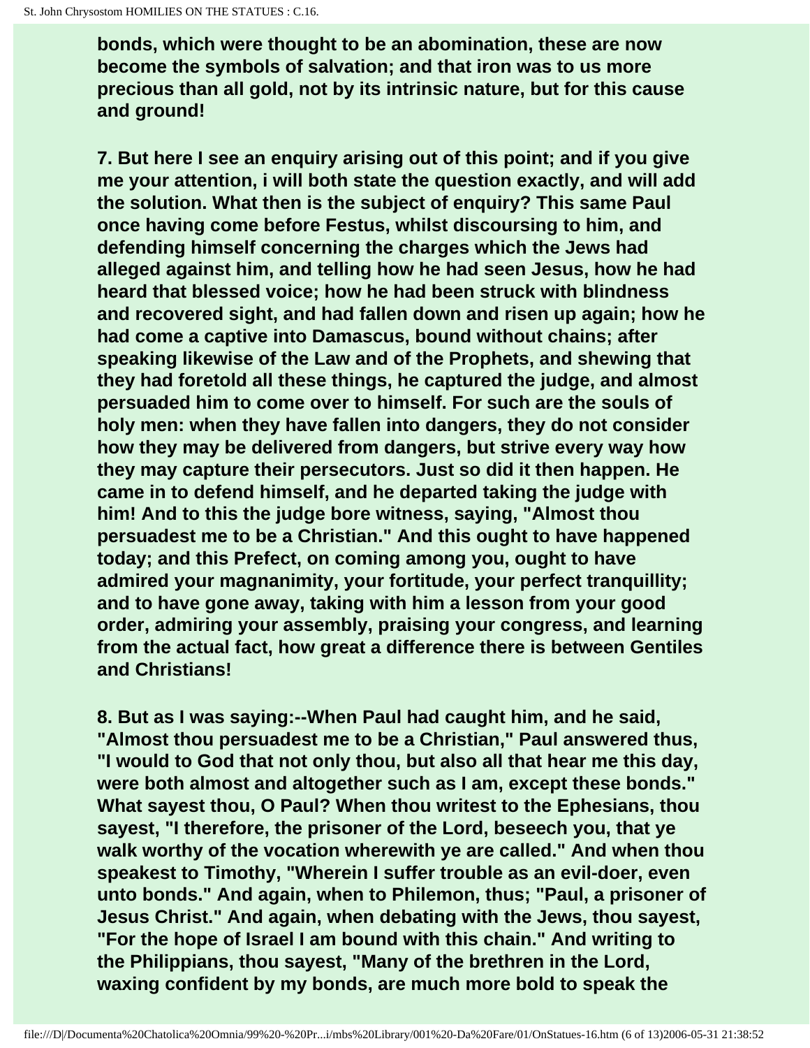bonds, which were thought to be an abomination, these are now become the symbols of salvation; and that iron was to us more precious than all gold, not by its intrinsic nature, but for this cause and ground!

7. But here I see an enquiry arising out of this point; and if you give me your attention, i will both state the question exactly, and will add the solution. What then is the subject of enquiry? This same Paul once having come before Festus, whilst discoursing to him, and defending himself concerning the charges which the Jews had alleged against him, and telling how he had seen Jesus, how he had heard that blessed voice; how he had been struck with blindness and recovered sight, and had fallen down and risen up again; how he had come a captive into Damascus, bound without chains; after speaking likewise of the Law and of the Prophets, and shewing that they had foretold all these things, he captured the judge, and almost persuaded him to come over to himself. For such are the souls of holy men: when they have fallen into dangers, they do not consider how they may be delivered from dangers, but strive every way how they may capture their persecutors. Just so did it then happen. He came in to defend himself, and he departed taking the judge with him! And to this the judge bore witness, saying, "Almost thou persuadest me to be a Christian." And this ought to have happened today; and this Prefect, on coming among you, ought to have admired your magnanimity, your fortitude, your perfect tranquillity; and to have gone away, taking with him a lesson from your good order, admiring your assembly, praising your congress, and learning from the actual fact, how great a difference there is between Gentiles and Christians!

8. But as I was saying:--When Paul had caught him, and he said, "Almost thou persuadest me to be a Christian," Paul answered thus, "I would to God that not only thou, but also all that hear me this day, were both almost and altogether such as I am, except these bonds." What sayest thou, O Paul? When thou writest to the Ephesians, thou sayest, "I therefore, the prisoner of the Lord, beseech you, that ye walk worthy of the vocation wherewith ye are called." And when thou speakest to Timothy, "Wherein I suffer trouble as an evil-doer, even unto bonds." And again, when to Philemon, thus; "Paul, a prisoner of Jesus Christ." And again, when debating with the Jews, thou sayest, "For the hope of Israel I am bound with this chain." And writing to the Philippians, thou sayest, "Many of the brethren in the Lord, waxing confident by my bonds, are much more bold to speak the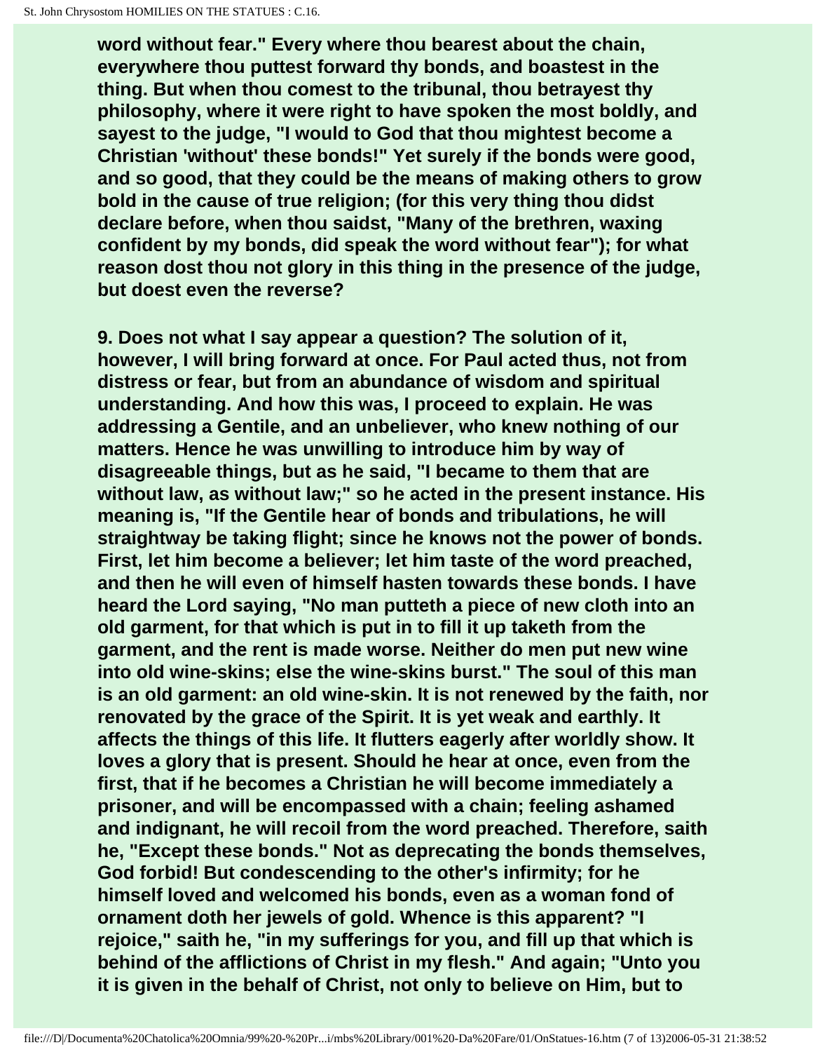**word without fear." Every where thou bearest about the chain, everywhere thou puttest forward thy bonds, and boastest in the thing. But when thou comest to the tribunal, thou betrayest thy philosophy, where it were right to have spoken the most boldly, and sayest to the judge, "I would to God that thou mightest become a Christian 'without' these bonds!" Yet surely if the bonds were good, and so good, that they could be the means of making others to grow bold in the cause of true religion; (for this very thing thou didst declare before, when thou saidst, "Many of the brethren, waxing confident by my bonds, did speak the word without fear"); for what reason dost thou not glory in this thing in the presence of the judge, but doest even the reverse?**

**9. Does not what I say appear a question? The solution of it, however, I will bring forward at once. For Paul acted thus, not from distress or fear, but from an abundance of wisdom and spiritual understanding. And how this was, I proceed to explain. He was addressing a Gentile, and an unbeliever, who knew nothing of our matters. Hence he was unwilling to introduce him by way of disagreeable things, but as he said, "I became to them that are without law, as without law;" so he acted in the present instance. His meaning is, "If the Gentile hear of bonds and tribulations, he will straightway be taking flight; since he knows not the power of bonds. First, let him become a believer; let him taste of the word preached, and then he will even of himself hasten towards these bonds. I have heard the Lord saying, "No man putteth a piece of new cloth into an old garment, for that which is put in to fill it up taketh from the garment, and the rent is made worse. Neither do men put new wine into old wine-skins; else the wine-skins burst." The soul of this man is an old garment: an old wine-skin. It is not renewed by the faith, nor renovated by the grace of the Spirit. It is yet weak and earthly. It affects the things of this life. It flutters eagerly after worldly show. It loves a glory that is present. Should he hear at once, even from the first, that if he becomes a Christian he will become immediately a prisoner, and will be encompassed with a chain; feeling ashamed and indignant, he will recoil from the word preached. Therefore, saith he, "Except these bonds." Not as deprecating the bonds themselves, God forbid! But condescending to the other's infirmity; for he himself loved and welcomed his bonds, even as a woman fond of ornament doth her jewels of gold. Whence is this apparent? "I rejoice," saith he, "in my sufferings for you, and fill up that which is behind of the afflictions of Christ in my flesh." And again; "Unto you it is given in the behalf of Christ, not only to believe on Him, but to**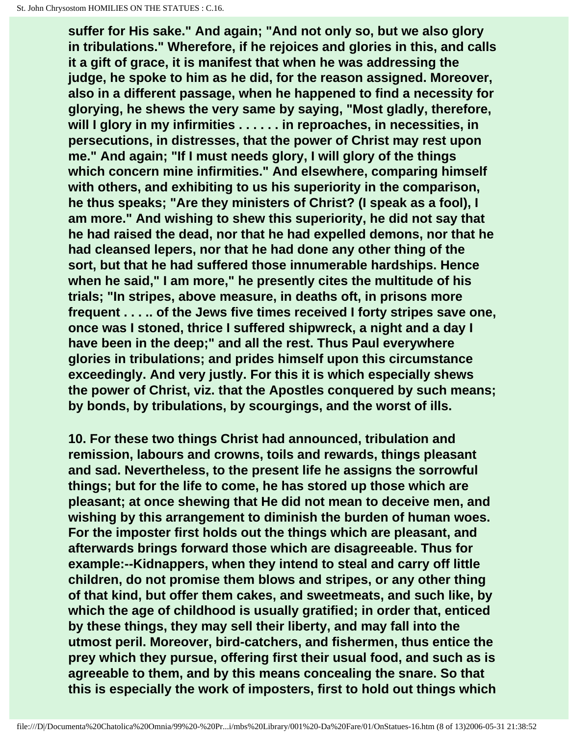**suffer for His sake." And again; "And not only so, but we also glory in tribulations." Wherefore, if he rejoices and glories in this, and calls it a gift of grace, it is manifest that when he was addressing the judge, he spoke to him as he did, for the reason assigned. Moreover, also in a different passage, when he happened to find a necessity for glorying, he shews the very same by saying, "Most gladly, therefore, will I glory in my infirmities . . . . . . in reproaches, in necessities, in persecutions, in distresses, that the power of Christ may rest upon me." And again; "If I must needs glory, I will glory of the things which concern mine infirmities." And elsewhere, comparing himself with others, and exhibiting to us his superiority in the comparison, he thus speaks; "Are they ministers of Christ? (I speak as a fool), I am more." And wishing to shew this superiority, he did not say that he had raised the dead, nor that he had expelled demons, nor that he had cleansed lepers, nor that he had done any other thing of the sort, but that he had suffered those innumerable hardships. Hence when he said," I am more," he presently cites the multitude of his trials; "In stripes, above measure, in deaths oft, in prisons more frequent . . . .. of the Jews five times received I forty stripes save one, once was I stoned, thrice I suffered shipwreck, a night and a day I have been in the deep;" and all the rest. Thus Paul everywhere glories in tribulations; and prides himself upon this circumstance exceedingly. And very justly. For this it is which especially shews the power of Christ, viz. that the Apostles conquered by such means; by bonds, by tribulations, by scourgings, and the worst of ills.**

**10. For these two things Christ had announced, tribulation and remission, labours and crowns, toils and rewards, things pleasant and sad. Nevertheless, to the present life he assigns the sorrowful things; but for the life to come, he has stored up those which are pleasant; at once shewing that He did not mean to deceive men, and wishing by this arrangement to diminish the burden of human woes. For the imposter first holds out the things which are pleasant, and afterwards brings forward those which are disagreeable. Thus for example:--Kidnappers, when they intend to steal and carry off little children, do not promise them blows and stripes, or any other thing of that kind, but offer them cakes, and sweetmeats, and such like, by which the age of childhood is usually gratified; in order that, enticed by these things, they may sell their liberty, and may fall into the utmost peril. Moreover, bird-catchers, and fishermen, thus entice the prey which they pursue, offering first their usual food, and such as is agreeable to them, and by this means concealing the snare. So that this is especially the work of imposters, first to hold out things which**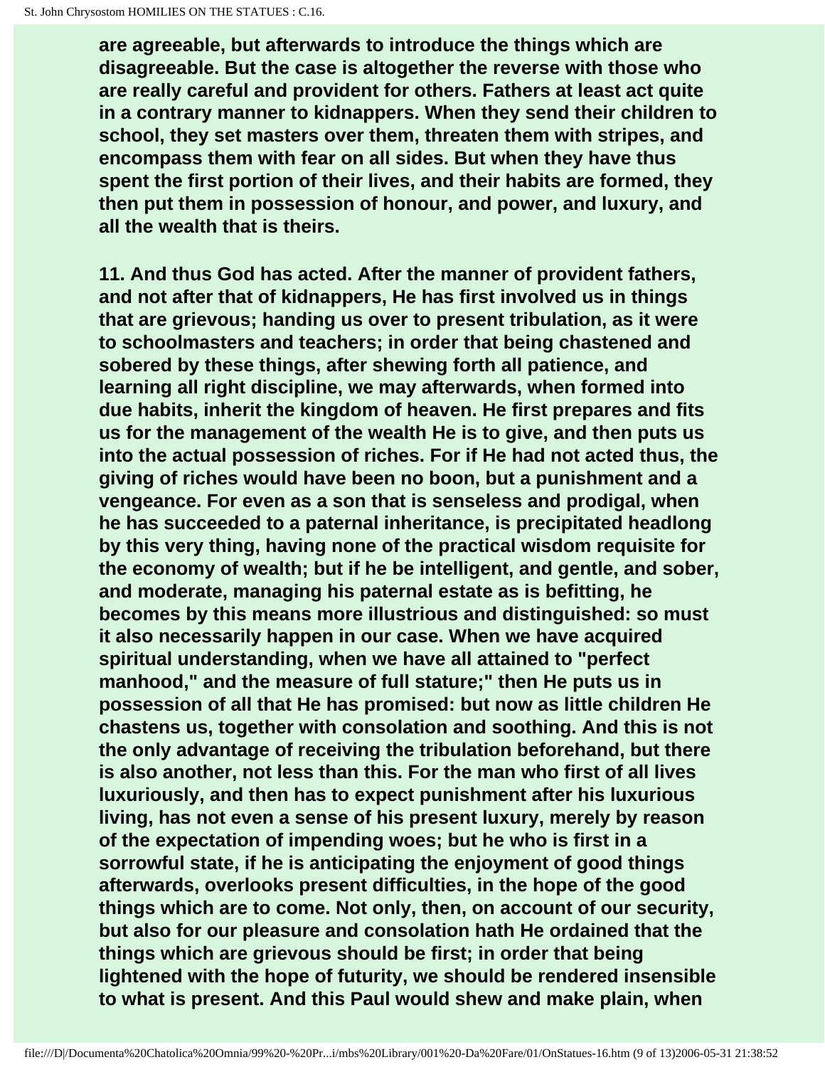are agreeable, but afterwards to introduce the things which are disagreeable. But the case is altogether the reverse with those who are really careful and provident for others. Fathers at least act quite in a contrary manner to kidnappers. When they send their children to school, they set masters over them, threaten them with stripes, and encompass them with fear on all sides. But when they have thus spent the first portion of their lives, and their habits are formed, they then put them in possession of honour, and power, and luxury, and all the wealth that is theirs.

11. And thus God has acted. After the manner of provident fathers, and not after that of kidnappers, He has first involved us in things that are grievous; handing us over to present tribulation, as it were to schoolmasters and teachers; in order that being chastened and sobered by these things, after shewing forth all patience, and learning all right discipline, we may afterwards, when formed into due habits, inherit the kingdom of heaven. He first prepares and fits us for the management of the wealth He is to give, and then puts us into the actual possession of riches. For if He had not acted thus, the giving of riches would have been no boon, but a punishment and a vengeance. For even as a son that is senseless and prodigal, when he has succeeded to a paternal inheritance, is precipitated headlong by this very thing, having none of the practical wisdom requisite for the economy of wealth; but if he be intelligent, and gentle, and sober, and moderate, managing his paternal estate as is befitting, he becomes by this means more illustrious and distinguished: so must it also necessarily happen in our case. When we have acquired spiritual understanding, when we have all attained to "perfect manhood," and the measure of full stature;" then He puts us in possession of all that He has promised: but now as little children He chastens us, together with consolation and soothing. And this is not the only advantage of receiving the tribulation beforehand, but there is also another, not less than this. For the man who first of all lives luxuriously, and then has to expect punishment after his luxurious living, has not even a sense of his present luxury, merely by reason of the expectation of impending woes; but he who is first in a sorrowful state, if he is anticipating the enjoyment of good things afterwards, overlooks present difficulties, in the hope of the good things which are to come. Not only, then, on account of our security, but also for our pleasure and consolation hath He ordained that the things which are grievous should be first; in order that being lightened with the hope of futurity, we should be rendered insensible to what is present. And this Paul would shew and make plain, when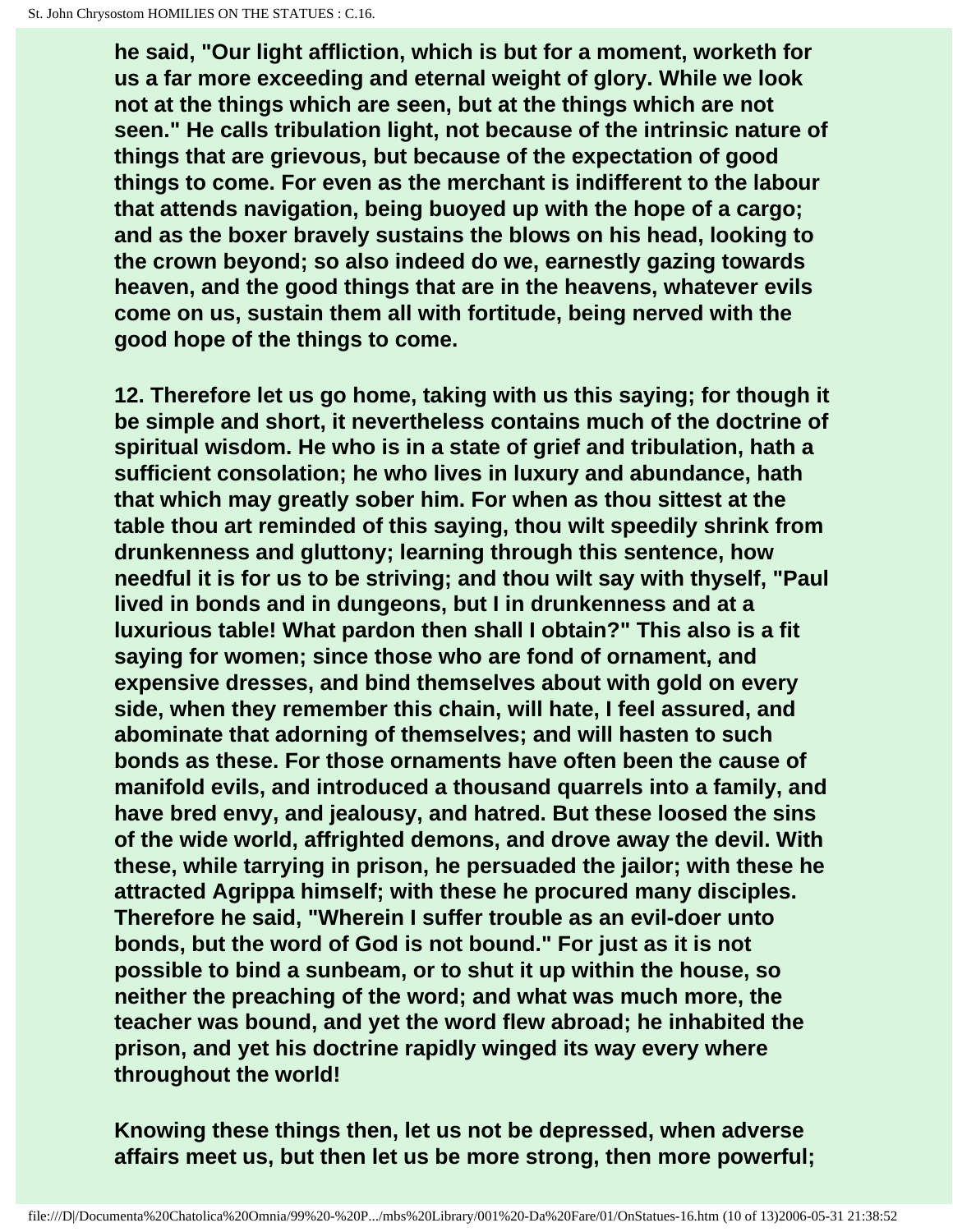he said, "Our light affliction, which is but for a moment, worketh for us a far more exceeding and eternal weight of glory. While we look not at the things which are seen, but at the things which are not seen." He calls tribulation light, not because of the intrinsic nature of things that are grievous, but because of the expectation of good things to come. For even as the merchant is indifferent to the labour that attends navigation, being buoyed up with the hope of a cargo; and as the boxer bravely sustains the blows on his head, looking to the crown beyond; so also indeed do we, earnestly gazing towards heaven, and the good things that are in the heavens, whatever evils come on us, sustain them all with fortitude, being nerved with the good hope of the things to come.

12. Therefore let us go home, taking with us this saying; for though it be simple and short, it nevertheless contains much of the doctrine of spiritual wisdom. He who is in a state of grief and tribulation, hath a sufficient consolation; he who lives in luxury and abundance, hath that which may greatly sober him. For when as thou sittest at the table thou art reminded of this saying, thou wilt speedily shrink from drunkenness and gluttony; learning through this sentence, how needful it is for us to be striving; and thou wilt say with thyself, "Paul lived in bonds and in dungeons, but I in drunkenness and at a luxurious table! What pardon then shall I obtain?" This also is a fit saying for women; since those who are fond of ornament, and expensive dresses, and bind themselves about with gold on every side, when they remember this chain, will hate, I feel assured, and abominate that adorning of themselves; and will hasten to such bonds as these. For those ornaments have often been the cause of manifold evils, and introduced a thousand quarrels into a family, and have bred envy, and jealousy, and hatred. But these loosed the sins of the wide world, affrighted demons, and drove away the devil. With these, while tarrying in prison, he persuaded the jailor; with these he attracted Agrippa himself; with these he procured many disciples. Therefore he said, "Wherein I suffer trouble as an evil-doer unto bonds, but the word of God is not bound." For just as it is not possible to bind a sunbeam, or to shut it up within the house, so neither the preaching of the word; and what was much more, the teacher was bound, and yet the word flew abroad; he inhabited the prison, and yet his doctrine rapidly winged its way every where throughout the world!

Knowing these things then, let us not be depressed, when adverse affairs meet us, but then let us be more strong, then more powerful;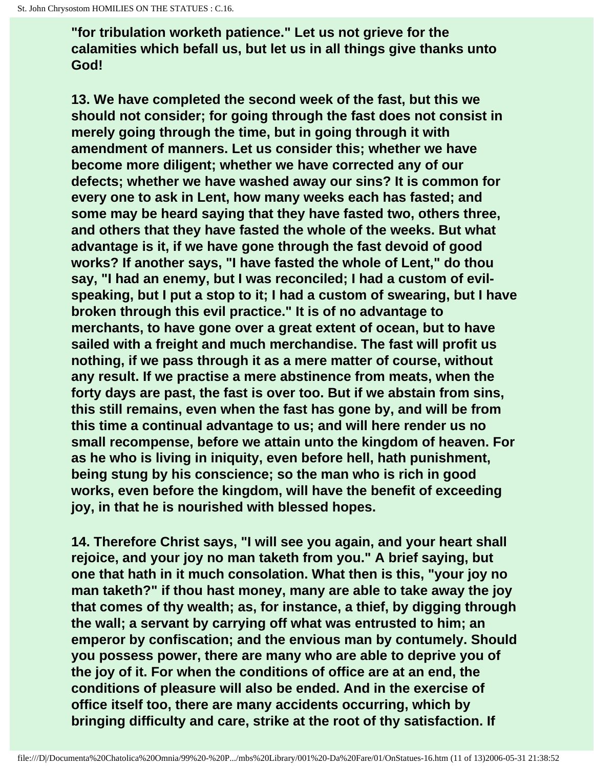"for tribulation worketh patience." Let us not grieve for the calamities which befall us, but let us in all things give thanks unto God!

13. We have completed the second week of the fast, but this we should not consider; for going through the fast does not consist in merely going through the time, but in going through it with amendment of manners. Let us consider this; whether we have become more diligent; whether we have corrected any of our defects; whether we have washed away our sins? It is common for every one to ask in Lent, how many weeks each has fasted; and some may be heard saying that they have fasted two, others three, and others that they have fasted the whole of the weeks. But what advantage is it, if we have gone through the fast devoid of good works? If another says, "I have fasted the whole of Lent," do thou say, "I had an enemy, but I was reconciled; I had a custom of evil-speaking, but I put a stop to it; I had a custom of swearing, but I have broken through this evil practice." It is of no advantage to merchants, to have gone over a great extent of ocean, but to have sailed with a freight and much merchandise. The fast will profit us nothing, if we pass through it as a mere matter of course, without any result. If we practise a mere abstinence from meats, when the forty days are past, the fast is over too. But if we abstain from sins, this still remains, even when the fast has gone by, and will be from this time a continual advantage to us; and will here render us no small recompense, before we attain unto the kingdom of heaven. For as he who is living in iniquity, even before hell, hath punishment, being stung by his conscience; so the man who is rich in good works, even before the kingdom, will have the benefit of exceeding joy, in that he is nourished with blessed hopes.

14. Therefore Christ says, "I will see you again, and your heart shall rejoice, and your joy no man taketh from you." A brief saying, but one that hath in it much consolation. What then is this, "your joy no man taketh?" if thou hast money, many are able to take away the joy that comes of thy wealth; as, for instance, a thief, by digging through the wall; a servant by carrying off what was entrusted to him; an emperor by confiscation; and the envious man by contumely. Should you possess power, there are many who are able to deprive you of the joy of it. For when the conditions of office are at an end, the conditions of pleasure will also be ended. And in the exercise of office itself too, there are many accidents occurring, which by bringing difficulty and care, strike at the root of thy satisfaction. If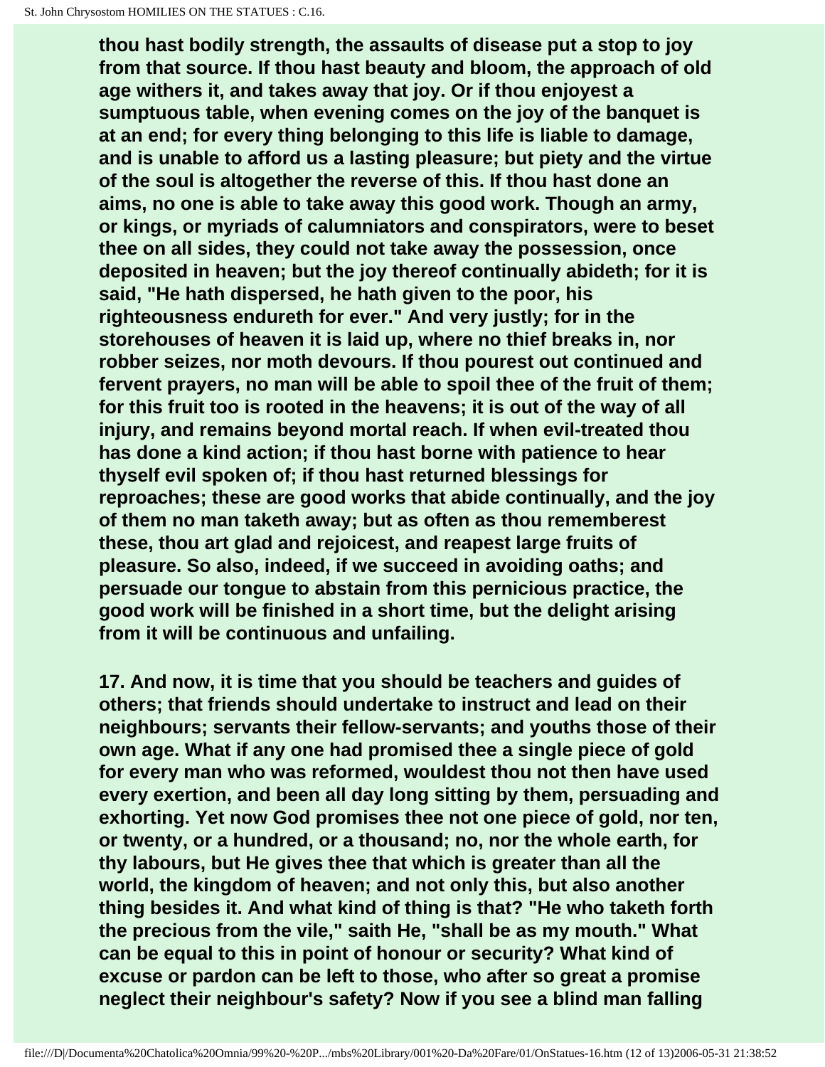**thou hast bodily strength, the assaults of disease put a stop to joy from that source. If thou hast beauty and bloom, the approach of old age withers it, and takes away that joy. Or if thou enjoyest a sumptuous table, when evening comes on the joy of the banquet is at an end; for every thing belonging to this life is liable to damage, and is unable to afford us a lasting pleasure; but piety and the virtue of the soul is altogether the reverse of this. If thou hast done an aims, no one is able to take away this good work. Though an army, or kings, or myriads of calumniators and conspirators, were to beset thee on all sides, they could not take away the possession, once deposited in heaven; but the joy thereof continually abideth; for it is said, "He hath dispersed, he hath given to the poor, his righteousness endureth for ever." And very justly; for in the storehouses of heaven it is laid up, where no thief breaks in, nor robber seizes, nor moth devours. If thou pourest out continued and fervent prayers, no man will be able to spoil thee of the fruit of them; for this fruit too is rooted in the heavens; it is out of the way of all injury, and remains beyond mortal reach. If when evil-treated thou has done a kind action; if thou hast borne with patience to hear thyself evil spoken of; if thou hast returned blessings for reproaches; these are good works that abide continually, and the joy of them no man taketh away; but as often as thou rememberest these, thou art glad and rejoicest, and reapest large fruits of pleasure. So also, indeed, if we succeed in avoiding oaths; and persuade our tongue to abstain from this pernicious practice, the good work will be finished in a short time, but the delight arising from it will be continuous and unfailing.**

**17. And now, it is time that you should be teachers and guides of others; that friends should undertake to instruct and lead on their neighbours; servants their fellow-servants; and youths those of their own age. What if any one had promised thee a single piece of gold for every man who was reformed, wouldest thou not then have used every exertion, and been all day long sitting by them, persuading and exhorting. Yet now God promises thee not one piece of gold, nor ten, or twenty, or a hundred, or a thousand; no, nor the whole earth, for thy labours, but He gives thee that which is greater than all the world, the kingdom of heaven; and not only this, but also another thing besides it. And what kind of thing is that? "He who taketh forth the precious from the vile," saith He, "shall be as my mouth." What can be equal to this in point of honour or security? What kind of excuse or pardon can be left to those, who after so great a promise neglect their neighbour's safety? Now if you see a blind man falling**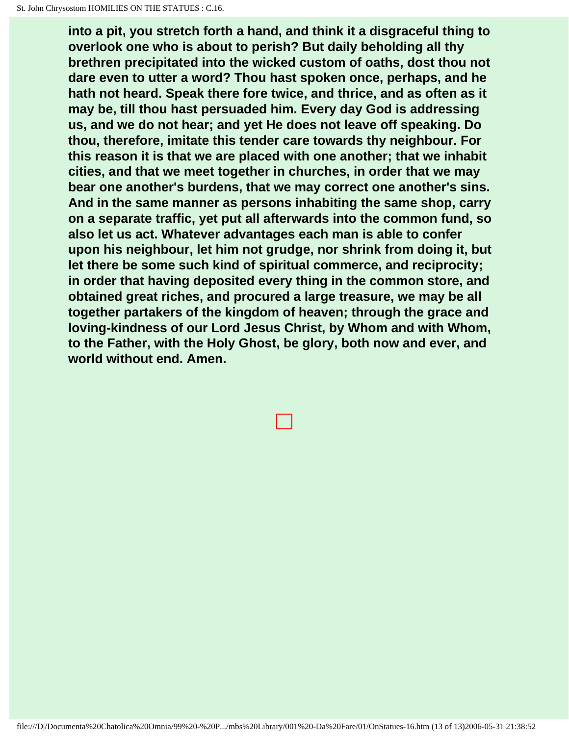**into a pit, you stretch forth a hand, and think it a disgraceful thing to overlook one who is about to perish? But daily beholding all thy brethren precipitated into the wicked custom of oaths, dost thou not dare even to utter a word? Thou hast spoken once, perhaps, and he hath not heard. Speak there fore twice, and thrice, and as often as it may be, till thou hast persuaded him. Every day God is addressing us, and we do not hear; and yet He does not leave off speaking. Do thou, therefore, imitate this tender care towards thy neighbour. For this reason it is that we are placed with one another; that we inhabit cities, and that we meet together in churches, in order that we may bear one another's burdens, that we may correct one another's sins. And in the same manner as persons inhabiting the same shop, carry on a separate traffic, yet put all afterwards into the common fund, so also let us act. Whatever advantages each man is able to confer upon his neighbour, let him not grudge, nor shrink from doing it, but let there be some such kind of spiritual commerce, and reciprocity; in order that having deposited every thing in the common store, and obtained great riches, and procured a large treasure, we may be all together partakers of the kingdom of heaven; through the grace and loving-kindness of our Lord Jesus Christ, by Whom and with Whom, to the Father, with the Holy Ghost, be glory, both now and ever, and world without end. Amen.**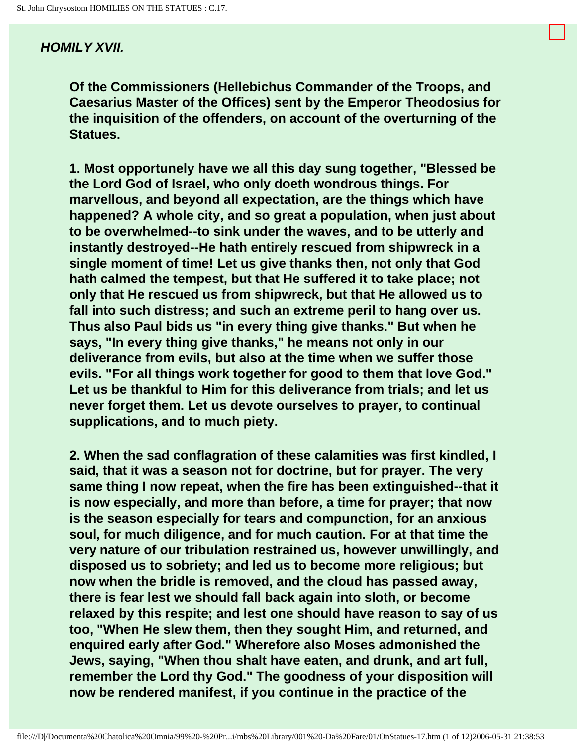## *HOMILY XVII.*

**Of the Commissioners (Hellebichus Commander of the Troops, and Caesarius Master of the Offices) sent by the Emperor Theodosius for the inquisition of the offenders, on account of the overturning of the Statues.**

**1. Most opportunely have we all this day sung together, "Blessed be the Lord God of Israel, who only doeth wondrous things. For marvellous, and beyond all expectation, are the things which have happened? A whole city, and so great a population, when just about to be overwhelmed--to sink under the waves, and to be utterly and instantly destroyed--He hath entirely rescued from shipwreck in a single moment of time! Let us give thanks then, not only that God hath calmed the tempest, but that He suffered it to take place; not only that He rescued us from shipwreck, but that He allowed us to fall into such distress; and such an extreme peril to hang over us. Thus also Paul bids us "in every thing give thanks." But when he says, "In every thing give thanks," he means not only in our deliverance from evils, but also at the time when we suffer those evils. "For all things work together for good to them that love God." Let us be thankful to Him for this deliverance from trials; and let us never forget them. Let us devote ourselves to prayer, to continual supplications, and to much piety.**

**2. When the sad conflagration of these calamities was first kindled, I said, that it was a season not for doctrine, but for prayer. The very same thing I now repeat, when the fire has been extinguished--that it is now especially, and more than before, a time for prayer; that now is the season especially for tears and compunction, for an anxious soul, for much diligence, and for much caution. For at that time the very nature of our tribulation restrained us, however unwillingly, and disposed us to sobriety; and led us to become more religious; but now when the bridle is removed, and the cloud has passed away, there is fear lest we should fall back again into sloth, or become relaxed by this respite; and lest one should have reason to say of us too, "When He slew them, then they sought Him, and returned, and enquired early after God." Wherefore also Moses admonished the Jews, saying, "When thou shalt have eaten, and drunk, and art full, remember the Lord thy God." The goodness of your disposition will now be rendered manifest, if you continue in the practice of the**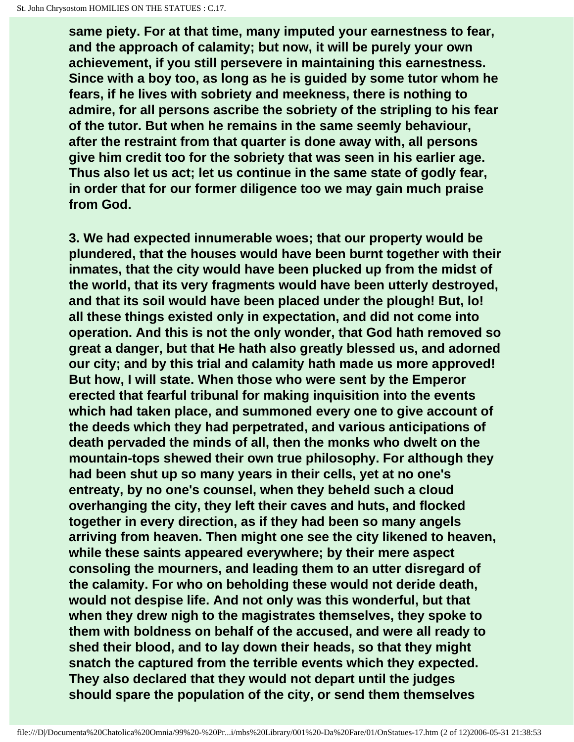same piety. For at that time, many imputed your earnestness to fear, and the approach of calamity; but now, it will be purely your own achievement, if you still persevere in maintaining this earnestness. Since with a boy too, as long as he is guided by some tutor whom he fears, if he lives with sobriety and meekness, there is nothing to admire, for all persons ascribe the sobriety of the stripling to his fear of the tutor. But when he remains in the same seemly behaviour, after the restraint from that quarter is done away with, all persons give him credit too for the sobriety that was seen in his earlier age. Thus also let us act; let us continue in the same state of godly fear, in order that for our former diligence too we may gain much praise from God.

3. We had expected innumerable woes; that our property would be plundered, that the houses would have been burnt together with their inmates, that the city would have been plucked up from the midst of the world, that its very fragments would have been utterly destroyed, and that its soil would have been placed under the plough! But, lo! all these things existed only in expectation, and did not come into operation. And this is not the only wonder, that God hath removed so great a danger, but that He hath also greatly blessed us, and adorned our city; and by this trial and calamity hath made us more approved! But how, I will state. When those who were sent by the Emperor erected that fearful tribunal for making inquisition into the events which had taken place, and summoned every one to give account of the deeds which they had perpetrated, and various anticipations of death pervaded the minds of all, then the monks who dwelt on the mountain-tops shewed their own true philosophy. For although they had been shut up so many years in their cells, yet at no one's entreaty, by no one's counsel, when they beheld such a cloud overhanging the city, they left their caves and huts, and flocked together in every direction, as if they had been so many angels arriving from heaven. Then might one see the city likened to heaven, while these saints appeared everywhere; by their mere aspect consoling the mourners, and leading them to an utter disregard of the calamity. For who on beholding these would not deride death, would not despise life. And not only was this wonderful, but that when they drew nigh to the magistrates themselves, they spoke to them with boldness on behalf of the accused, and were all ready to shed their blood, and to lay down their heads, so that they might snatch the captured from the terrible events which they expected. They also declared that they would not depart until the judges should spare the population of the city, or send them themselves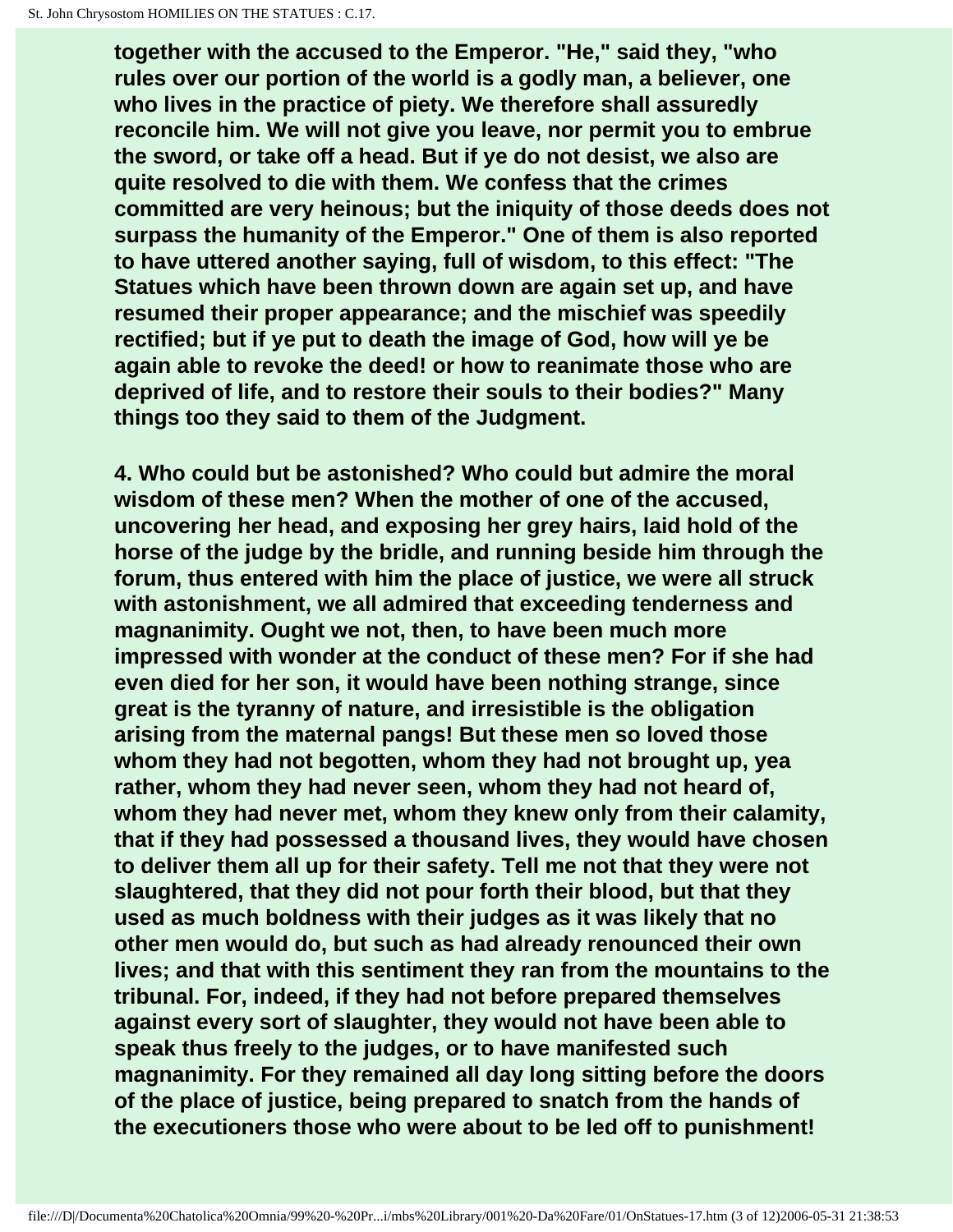together with the accused to the Emperor. "He," said they, "who rules over our portion of the world is a godly man, a believer, one who lives in the practice of piety. We therefore shall assuredly reconcile him. We will not give you leave, nor permit you to embrue the sword, or take off a head. But if ye do not desist, we also are quite resolved to die with them. We confess that the crimes committed are very heinous; but the iniquity of those deeds does not surpass the humanity of the Emperor." One of them is also reported to have uttered another saying, full of wisdom, to this effect: "The Statues which have been thrown down are again set up, and have resumed their proper appearance; and the mischief was speedily rectified; but if ye put to death the image of God, how will ye be again able to revoke the deed! or how to reanimate those who are deprived of life, and to restore their souls to their bodies?" Many things too they said to them of the Judgment.

4. Who could but be astonished? Who could but admire the moral wisdom of these men? When the mother of one of the accused, uncovering her head, and exposing her grey hairs, laid hold of the horse of the judge by the bridle, and running beside him through the forum, thus entered with him the place of justice, we were all struck with astonishment, we all admired that exceeding tenderness and magnanimity. Ought we not, then, to have been much more impressed with wonder at the conduct of these men? For if she had even died for her son, it would have been nothing strange, since great is the tyranny of nature, and irresistible is the obligation arising from the maternal pangs! But these men so loved those whom they had not begotten, whom they had not brought up, yea rather, whom they had never seen, whom they had not heard of, whom they had never met, whom they knew only from their calamity, that if they had possessed a thousand lives, they would have chosen to deliver them all up for their safety. Tell me not that they were not slaughtered, that they did not pour forth their blood, but that they used as much boldness with their judges as it was likely that no other men would do, but such as had already renounced their own lives; and that with this sentiment they ran from the mountains to the tribunal. For, indeed, if they had not before prepared themselves against every sort of slaughter, they would not have been able to speak thus freely to the judges, or to have manifested such magnanimity. For they remained all day long sitting before the doors of the place of justice, being prepared to snatch from the hands of the executioners those who were about to be led off to punishment!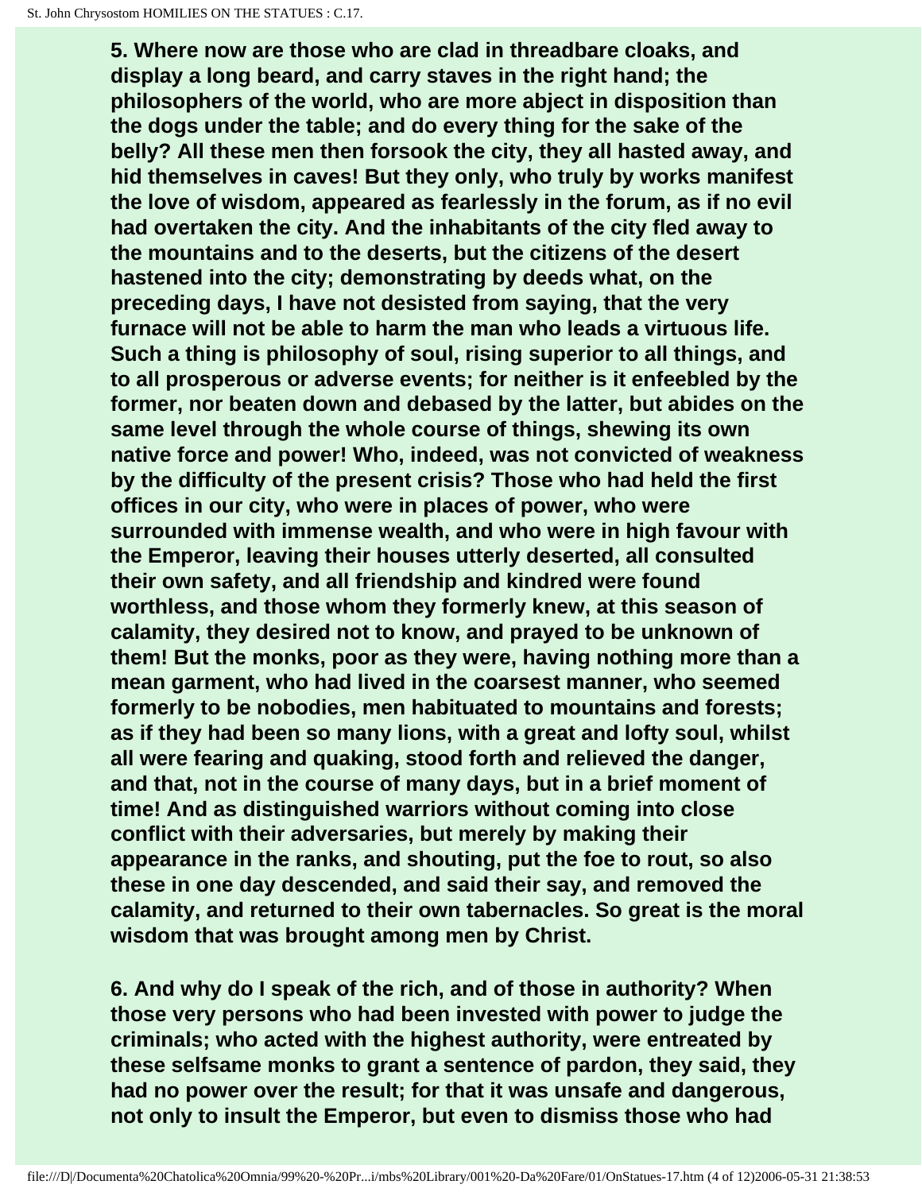**5. Where now are those who are clad in threadbare cloaks, and display a long beard, and carry staves in the right hand; the philosophers of the world, who are more abject in disposition than the dogs under the table; and do every thing for the sake of the belly? All these men then forsook the city, they all hasted away, and hid themselves in caves! But they only, who truly by works manifest the love of wisdom, appeared as fearlessly in the forum, as if no evil had overtaken the city. And the inhabitants of the city fled away to the mountains and to the deserts, but the citizens of the desert hastened into the city; demonstrating by deeds what, on the preceding days, I have not desisted from saying, that the very furnace will not be able to harm the man who leads a virtuous life. Such a thing is philosophy of soul, rising superior to all things, and to all prosperous or adverse events; for neither is it enfeebled by the former, nor beaten down and debased by the latter, but abides on the same level through the whole course of things, shewing its own native force and power! Who, indeed, was not convicted of weakness by the difficulty of the present crisis? Those who had held the first offices in our city, who were in places of power, who were surrounded with immense wealth, and who were in high favour with the Emperor, leaving their houses utterly deserted, all consulted their own safety, and all friendship and kindred were found worthless, and those whom they formerly knew, at this season of calamity, they desired not to know, and prayed to be unknown of them! But the monks, poor as they were, having nothing more than a mean garment, who had lived in the coarsest manner, who seemed formerly to be nobodies, men habituated to mountains and forests; as if they had been so many lions, with a great and lofty soul, whilst all were fearing and quaking, stood forth and relieved the danger, and that, not in the course of many days, but in a brief moment of time! And as distinguished warriors without coming into close conflict with their adversaries, but merely by making their appearance in the ranks, and shouting, put the foe to rout, so also these in one day descended, and said their say, and removed the calamity, and returned to their own tabernacles. So great is the moral wisdom that was brought among men by Christ.**

**6. And why do I speak of the rich, and of those in authority? When those very persons who had been invested with power to judge the criminals; who acted with the highest authority, were entreated by these selfsame monks to grant a sentence of pardon, they said, they had no power over the result; for that it was unsafe and dangerous, not only to insult the Emperor, but even to dismiss those who had**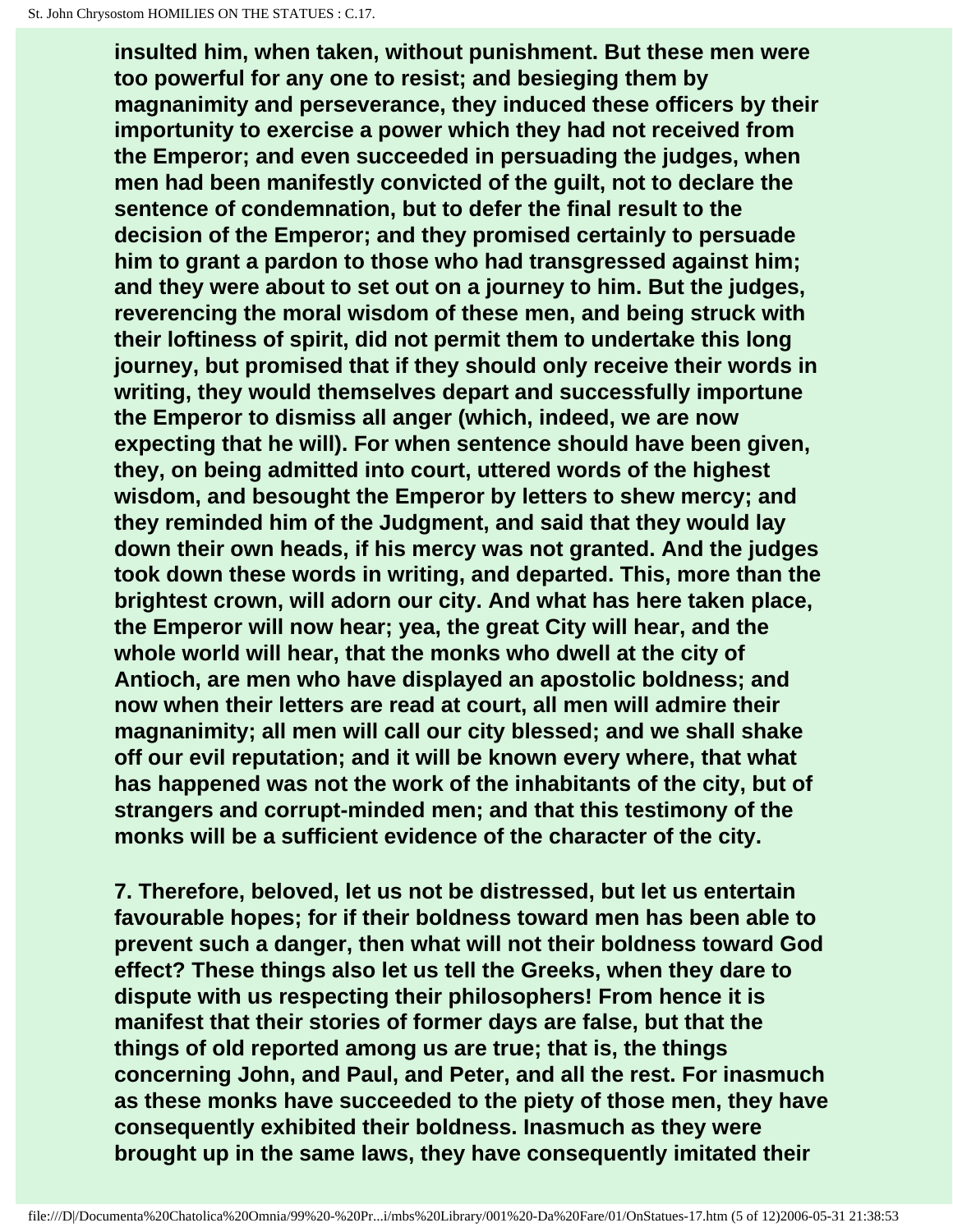insulted him, when taken, without punishment. But these men were too powerful for any one to resist; and besieging them by magnanimity and perseverance, they induced these officers by their importunity to exercise a power which they had not received from the Emperor; and even succeeded in persuading the judges, when men had been manifestly convicted of the guilt, not to declare the sentence of condemnation, but to defer the final result to the decision of the Emperor; and they promised certainly to persuade him to grant a pardon to those who had transgressed against him; and they were about to set out on a journey to him. But the judges, reverencing the moral wisdom of these men, and being struck with their loftiness of spirit, did not permit them to undertake this long journey, but promised that if they should only receive their words in writing, they would themselves depart and successfully importune the Emperor to dismiss all anger (which, indeed, we are now expecting that he will). For when sentence should have been given, they, on being admitted into court, uttered words of the highest wisdom, and besought the Emperor by letters to shew mercy; and they reminded him of the Judgment, and said that they would lay down their own heads, if his mercy was not granted. And the judges took down these words in writing, and departed. This, more than the brightest crown, will adorn our city. And what has here taken place, the Emperor will now hear; yea, the great City will hear, and the whole world will hear, that the monks who dwell at the city of Antioch, are men who have displayed an apostolic boldness; and now when their letters are read at court, all men will admire their magnanimity; all men will call our city blessed; and we shall shake off our evil reputation; and it will be known every where, that what has happened was not the work of the inhabitants of the city, but of strangers and corrupt-minded men; and that this testimony of the monks will be a sufficient evidence of the character of the city.

7. Therefore, beloved, let us not be distressed, but let us entertain favourable hopes; for if their boldness toward men has been able to prevent such a danger, then what will not their boldness toward God effect? These things also let us tell the Greeks, when they dare to dispute with us respecting their philosophers! From hence it is manifest that their stories of former days are false, but that the things of old reported among us are true; that is, the things concerning John, and Paul, and Peter, and all the rest. For inasmuch as these monks have succeeded to the piety of those men, they have consequently exhibited their boldness. Inasmuch as they were brought up in the same laws, they have consequently imitated their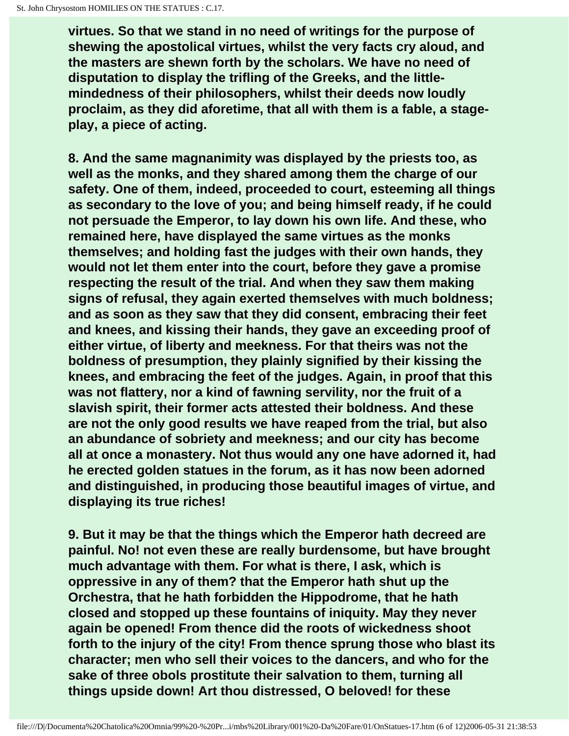virtues. So that we stand in no need of writings for the purpose of shewing the apostolical virtues, whilst the very facts cry aloud, and the masters are shewn forth by the scholars. We have no need of disputation to display the trifling of the Greeks, and the little-mindedness of their philosophers, whilst their deeds now loudly proclaim, as they did aforetime, that all with them is a fable, a stage-play, a piece of acting.

8. And the same magnanimity was displayed by the priests too, as well as the monks, and they shared among them the charge of our safety. One of them, indeed, proceeded to court, esteeming all things as secondary to the love of you; and being himself ready, if he could not persuade the Emperor, to lay down his own life. And these, who remained here, have displayed the same virtues as the monks themselves; and holding fast the judges with their own hands, they would not let them enter into the court, before they gave a promise respecting the result of the trial. And when they saw them making signs of refusal, they again exerted themselves with much boldness; and as soon as they saw that they did consent, embracing their feet and knees, and kissing their hands, they gave an exceeding proof of either virtue, of liberty and meekness. For that theirs was not the boldness of presumption, they plainly signified by their kissing the knees, and embracing the feet of the judges. Again, in proof that this was not flattery, nor a kind of fawning servility, nor the fruit of a slavish spirit, their former acts attested their boldness. And these are not the only good results we have reaped from the trial, but also an abundance of sobriety and meekness; and our city has become all at once a monastery. Not thus would any one have adorned it, had he erected golden statues in the forum, as it has now been adorned and distinguished, in producing those beautiful images of virtue, and displaying its true riches!

9. But it may be that the things which the Emperor hath decreed are painful. No! not even these are really burdensome, but have brought much advantage with them. For what is there, I ask, which is oppressive in any of them? that the Emperor hath shut up the Orchestra, that he hath forbidden the Hippodrome, that he hath closed and stopped up these fountains of iniquity. May they never again be opened! From thence did the roots of wickedness shoot forth to the injury of the city! From thence sprung those who blast its character; men who sell their voices to the dancers, and who for the sake of three obols prostitute their salvation to them, turning all things upside down! Art thou distressed, O beloved! for these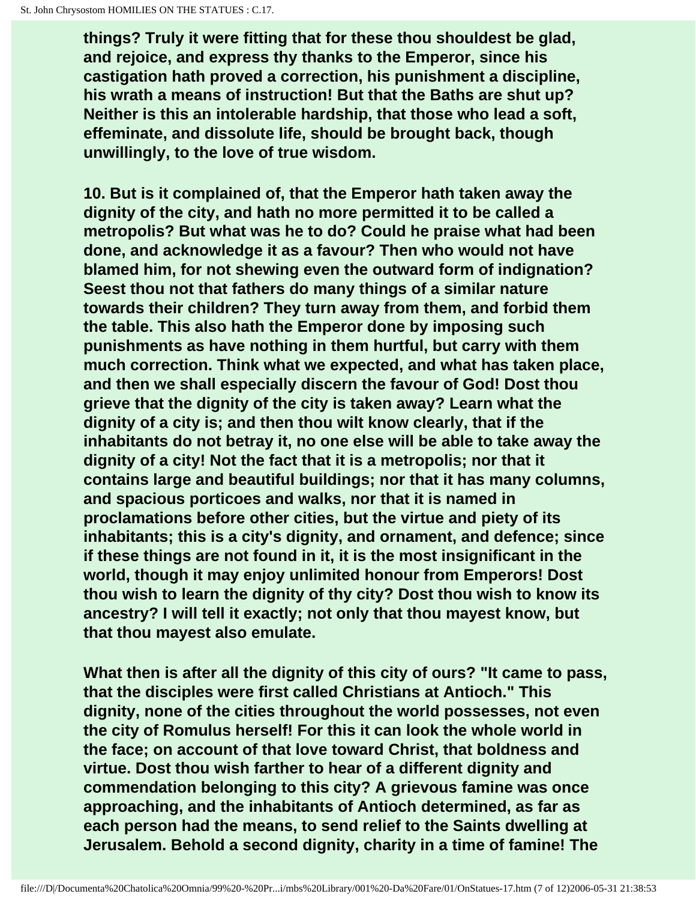**things? Truly it were fitting that for these thou shouldest be glad, and rejoice, and express thy thanks to the Emperor, since his castigation hath proved a correction, his punishment a discipline, his wrath a means of instruction! But that the Baths are shut up? Neither is this an intolerable hardship, that those who lead a soft, effeminate, and dissolute life, should be brought back, though unwillingly, to the love of true wisdom.**

**10. But is it complained of, that the Emperor hath taken away the dignity of the city, and hath no more permitted it to be called a metropolis? But what was he to do? Could he praise what had been done, and acknowledge it as a favour? Then who would not have blamed him, for not shewing even the outward form of indignation? Seest thou not that fathers do many things of a similar nature towards their children? They turn away from them, and forbid them the table. This also hath the Emperor done by imposing such punishments as have nothing in them hurtful, but carry with them much correction. Think what we expected, and what has taken place, and then we shall especially discern the favour of God! Dost thou grieve that the dignity of the city is taken away? Learn what the dignity of a city is; and then thou wilt know clearly, that if the inhabitants do not betray it, no one else will be able to take away the dignity of a city! Not the fact that it is a metropolis; nor that it contains large and beautiful buildings; nor that it has many columns, and spacious porticoes and walks, nor that it is named in proclamations before other cities, but the virtue and piety of its inhabitants; this is a city's dignity, and ornament, and defence; since if these things are not found in it, it is the most insignificant in the world, though it may enjoy unlimited honour from Emperors! Dost thou wish to learn the dignity of thy city? Dost thou wish to know its ancestry? I will tell it exactly; not only that thou mayest know, but that thou mayest also emulate.**

**What then is after all the dignity of this city of ours? "It came to pass, that the disciples were first called Christians at Antioch." This dignity, none of the cities throughout the world possesses, not even the city of Romulus herself! For this it can look the whole world in the face; on account of that love toward Christ, that boldness and virtue. Dost thou wish farther to hear of a different dignity and commendation belonging to this city? A grievous famine was once approaching, and the inhabitants of Antioch determined, as far as each person had the means, to send relief to the Saints dwelling at Jerusalem. Behold a second dignity, charity in a time of famine! The**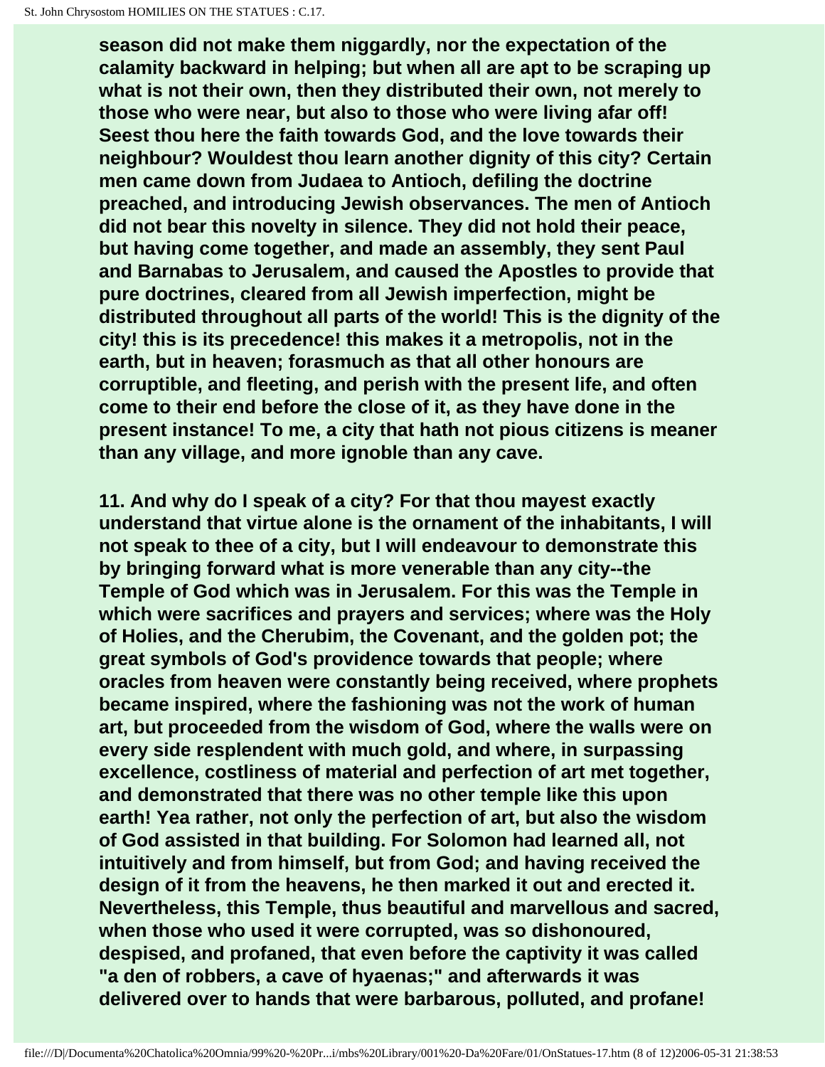season did not make them niggardly, nor the expectation of the calamity backward in helping; but when all are apt to be scraping up what is not their own, then they distributed their own, not merely to those who were near, but also to those who were living afar off! Seest thou here the faith towards God, and the love towards their neighbour? Wouldest thou learn another dignity of this city? Certain men came down from Judaea to Antioch, defiling the doctrine preached, and introducing Jewish observances. The men of Antioch did not bear this novelty in silence. They did not hold their peace, but having come together, and made an assembly, they sent Paul and Barnabas to Jerusalem, and caused the Apostles to provide that pure doctrines, cleared from all Jewish imperfection, might be distributed throughout all parts of the world! This is the dignity of the city! this is its precedence! this makes it a metropolis, not in the earth, but in heaven; forasmuch as that all other honours are corruptible, and fleeting, and perish with the present life, and often come to their end before the close of it, as they have done in the present instance! To me, a city that hath not pious citizens is meaner than any village, and more ignoble than any cave.

11. And why do I speak of a city? For that thou mayest exactly understand that virtue alone is the ornament of the inhabitants, I will not speak to thee of a city, but I will endeavour to demonstrate this by bringing forward what is more venerable than any city--the Temple of God which was in Jerusalem. For this was the Temple in which were sacrifices and prayers and services; where was the Holy of Holies, and the Cherubim, the Covenant, and the golden pot; the great symbols of God's providence towards that people; where oracles from heaven were constantly being received, where prophets became inspired, where the fashioning was not the work of human art, but proceeded from the wisdom of God, where the walls were on every side resplendent with much gold, and where, in surpassing excellence, costliness of material and perfection of art met together, and demonstrated that there was no other temple like this upon earth! Yea rather, not only the perfection of art, but also the wisdom of God assisted in that building. For Solomon had learned all, not intuitively and from himself, but from God; and having received the design of it from the heavens, he then marked it out and erected it. Nevertheless, this Temple, thus beautiful and marvellous and sacred, when those who used it were corrupted, was so dishonoured, despised, and profaned, that even before the captivity it was called "a den of robbers, a cave of hyaenas;" and afterwards it was delivered over to hands that were barbarous, polluted, and profane!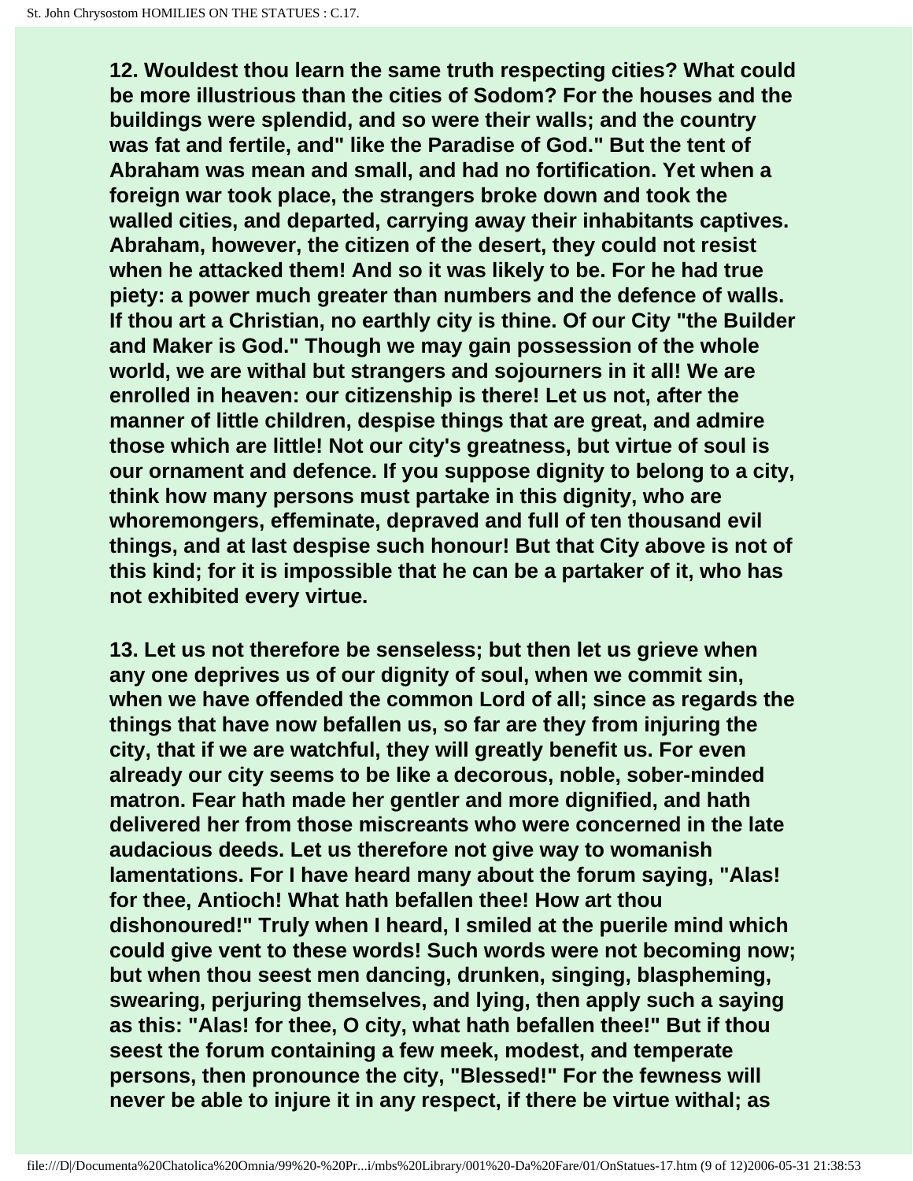12. Wouldest thou learn the same truth respecting cities? What could be more illustrious than the cities of Sodom? For the houses and the buildings were splendid, and so were their walls; and the country was fat and fertile, and" like the Paradise of God." But the tent of Abraham was mean and small, and had no fortification. Yet when a foreign war took place, the strangers broke down and took the walled cities, and departed, carrying away their inhabitants captives. Abraham, however, the citizen of the desert, they could not resist when he attacked them! And so it was likely to be. For he had true piety: a power much greater than numbers and the defence of walls. If thou art a Christian, no earthly city is thine. Of our City "the Builder and Maker is God." Though we may gain possession of the whole world, we are withal but strangers and sojourners in it all! We are enrolled in heaven: our citizenship is there! Let us not, after the manner of little children, despise things that are great, and admire those which are little! Not our city's greatness, but virtue of soul is our ornament and defence. If you suppose dignity to belong to a city, think how many persons must partake in this dignity, who are whoremongers, effeminate, depraved and full of ten thousand evil things, and at last despise such honour! But that City above is not of this kind; for it is impossible that he can be a partaker of it, who has not exhibited every virtue.

13. Let us not therefore be senseless; but then let us grieve when any one deprives us of our dignity of soul, when we commit sin, when we have offended the common Lord of all; since as regards the things that have now befallen us, so far are they from injuring the city, that if we are watchful, they will greatly benefit us. For even already our city seems to be like a decorous, noble, sober-minded matron. Fear hath made her gentler and more dignified, and hath delivered her from those miscreants who were concerned in the late audacious deeds. Let us therefore not give way to womanish lamentations. For I have heard many about the forum saying, "Alas! for thee, Antioch! What hath befallen thee! How art thou dishonoured!" Truly when I heard, I smiled at the puerile mind which could give vent to these words! Such words were not becoming now; but when thou seest men dancing, drunken, singing, blaspheming, swearing, perjuring themselves, and lying, then apply such a saying as this: "Alas! for thee, O city, what hath befallen thee!" But if thou seest the forum containing a few meek, modest, and temperate persons, then pronounce the city, "Blessed!" For the fewness will never be able to injure it in any respect, if there be virtue withal; as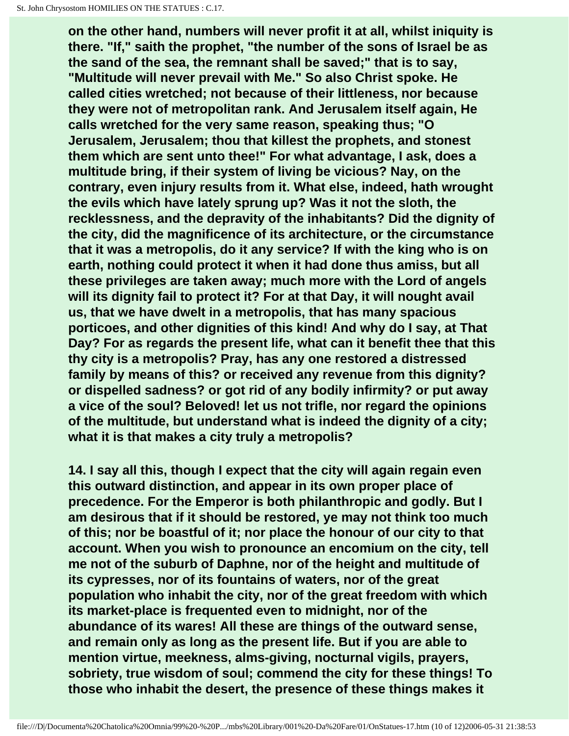**on the other hand, numbers will never profit it at all, whilst iniquity is there. "If," saith the prophet, "the number of the sons of Israel be as the sand of the sea, the remnant shall be saved;" that is to say, "Multitude will never prevail with Me." So also Christ spoke. He called cities wretched; not because of their littleness, nor because they were not of metropolitan rank. And Jerusalem itself again, He calls wretched for the very same reason, speaking thus; "O Jerusalem, Jerusalem; thou that killest the prophets, and stonest them which are sent unto thee!" For what advantage, I ask, does a multitude bring, if their system of living be vicious? Nay, on the contrary, even injury results from it. What else, indeed, hath wrought the evils which have lately sprung up? Was it not the sloth, the recklessness, and the depravity of the inhabitants? Did the dignity of the city, did the magnificence of its architecture, or the circumstance that it was a metropolis, do it any service? If with the king who is on earth, nothing could protect it when it had done thus amiss, but all these privileges are taken away; much more with the Lord of angels will its dignity fail to protect it? For at that Day, it will nought avail us, that we have dwelt in a metropolis, that has many spacious porticoes, and other dignities of this kind! And why do I say, at That Day? For as regards the present life, what can it benefit thee that this thy city is a metropolis? Pray, has any one restored a distressed family by means of this? or received any revenue from this dignity? or dispelled sadness? or got rid of any bodily infirmity? or put away a vice of the soul? Beloved! let us not trifle, nor regard the opinions of the multitude, but understand what is indeed the dignity of a city; what it is that makes a city truly a metropolis?**

**14. I say all this, though I expect that the city will again regain even this outward distinction, and appear in its own proper place of precedence. For the Emperor is both philanthropic and godly. But I am desirous that if it should be restored, ye may not think too much of this; nor be boastful of it; nor place the honour of our city to that account. When you wish to pronounce an encomium on the city, tell me not of the suburb of Daphne, nor of the height and multitude of its cypresses, nor of its fountains of waters, nor of the great population who inhabit the city, nor of the great freedom with which its market-place is frequented even to midnight, nor of the abundance of its wares! All these are things of the outward sense, and remain only as long as the present life. But if you are able to mention virtue, meekness, alms-giving, nocturnal vigils, prayers, sobriety, true wisdom of soul; commend the city for these things! To those who inhabit the desert, the presence of these things makes it**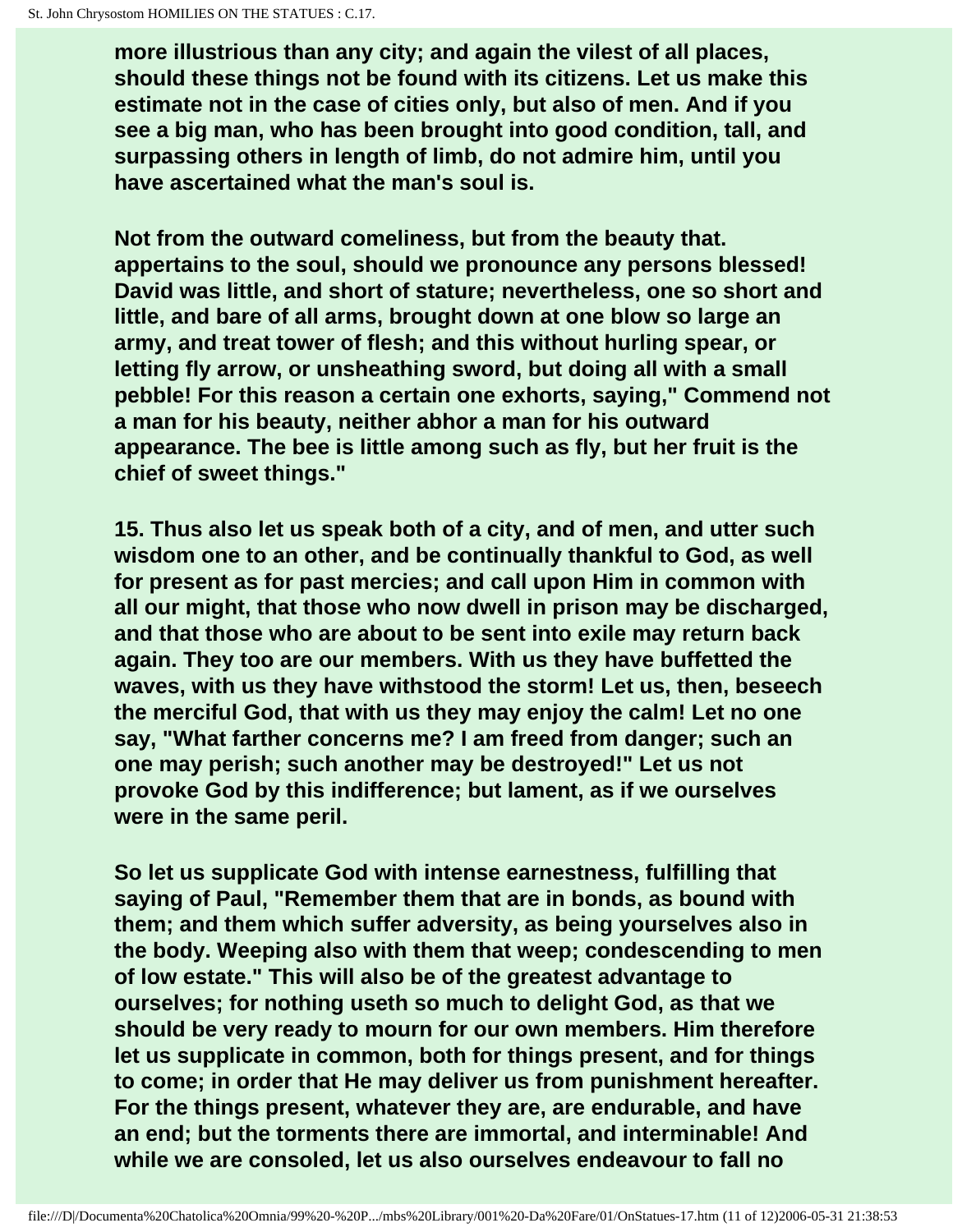**more illustrious than any city; and again the vilest of all places, should these things not be found with its citizens. Let us make this estimate not in the case of cities only, but also of men. And if you see a big man, who has been brought into good condition, tall, and surpassing others in length of limb, do not admire him, until you have ascertained what the man's soul is.**

**Not from the outward comeliness, but from the beauty that. appertains to the soul, should we pronounce any persons blessed! David was little, and short of stature; nevertheless, one so short and little, and bare of all arms, brought down at one blow so large an army, and treat tower of flesh; and this without hurling spear, or letting fly arrow, or unsheathing sword, but doing all with a small pebble! For this reason a certain one exhorts, saying," Commend not a man for his beauty, neither abhor a man for his outward appearance. The bee is little among such as fly, but her fruit is the chief of sweet things."**

**15. Thus also let us speak both of a city, and of men, and utter such wisdom one to an other, and be continually thankful to God, as well for present as for past mercies; and call upon Him in common with all our might, that those who now dwell in prison may be discharged, and that those who are about to be sent into exile may return back again. They too are our members. With us they have buffetted the waves, with us they have withstood the storm! Let us, then, beseech the merciful God, that with us they may enjoy the calm! Let no one say, "What farther concerns me? I am freed from danger; such an one may perish; such another may be destroyed!" Let us not provoke God by this indifference; but lament, as if we ourselves were in the same peril.**

**So let us supplicate God with intense earnestness, fulfilling that saying of Paul, "Remember them that are in bonds, as bound with them; and them which suffer adversity, as being yourselves also in the body. Weeping also with them that weep; condescending to men of low estate." This will also be of the greatest advantage to ourselves; for nothing useth so much to delight God, as that we should be very ready to mourn for our own members. Him therefore let us supplicate in common, both for things present, and for things to come; in order that He may deliver us from punishment hereafter. For the things present, whatever they are, are endurable, and have an end; but the torments there are immortal, and interminable! And while we are consoled, let us also ourselves endeavour to fall no**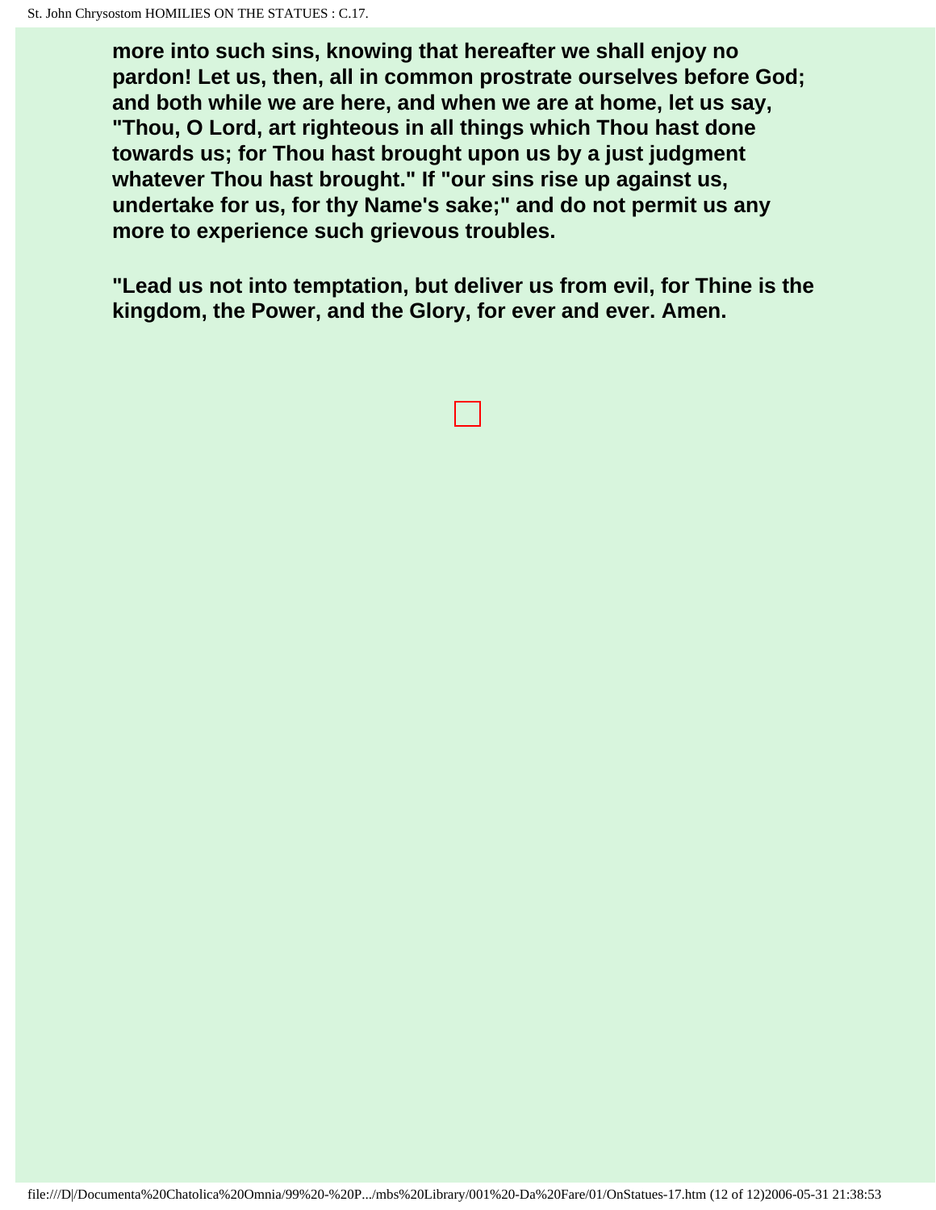**more into such sins, knowing that hereafter we shall enjoy no pardon! Let us, then, all in common prostrate ourselves before God; and both while we are here, and when we are at home, let us say, "Thou, O Lord, art righteous in all things which Thou hast done towards us; for Thou hast brought upon us by a just judgment whatever Thou hast brought." If "our sins rise up against us, undertake for us, for thy Name's sake;" and do not permit us any more to experience such grievous troubles.**

**"Lead us not into temptation, but deliver us from evil, for Thine is the kingdom, the Power, and the Glory, for ever and ever. Amen.**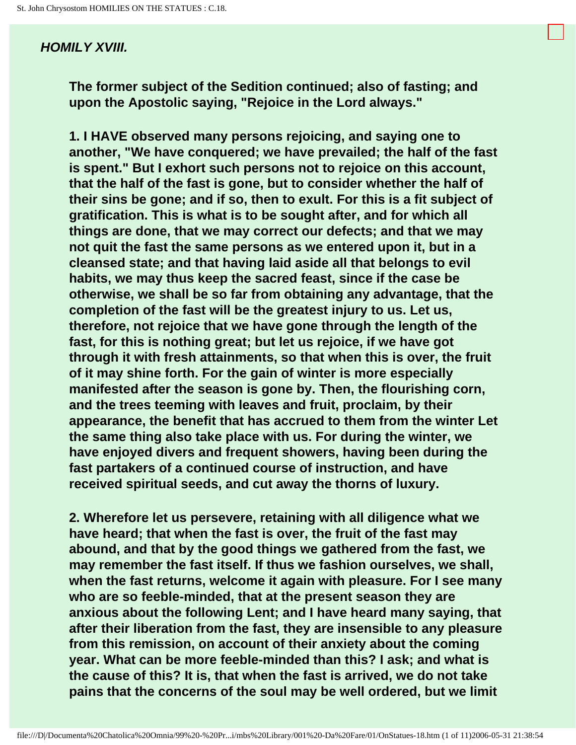## *HOMILY XVIII.*

**The former subject of the Sedition continued; also of fasting; and upon the Apostolic saying, "Rejoice in the Lord always."**

**1. I HAVE observed many persons rejoicing, and saying one to another, "We have conquered; we have prevailed; the half of the fast is spent." But I exhort such persons not to rejoice on this account, that the half of the fast is gone, but to consider whether the half of their sins be gone; and if so, then to exult. For this is a fit subject of gratification. This is what is to be sought after, and for which all things are done, that we may correct our defects; and that we may not quit the fast the same persons as we entered upon it, but in a cleansed state; and that having laid aside all that belongs to evil habits, we may thus keep the sacred feast, since if the case be otherwise, we shall be so far from obtaining any advantage, that the completion of the fast will be the greatest injury to us. Let us, therefore, not rejoice that we have gone through the length of the fast, for this is nothing great; but let us rejoice, if we have got through it with fresh attainments, so that when this is over, the fruit of it may shine forth. For the gain of winter is more especially manifested after the season is gone by. Then, the flourishing corn, and the trees teeming with leaves and fruit, proclaim, by their appearance, the benefit that has accrued to them from the winter Let the same thing also take place with us. For during the winter, we have enjoyed divers and frequent showers, having been during the fast partakers of a continued course of instruction, and have received spiritual seeds, and cut away the thorns of luxury.**

**2. Wherefore let us persevere, retaining with all diligence what we have heard; that when the fast is over, the fruit of the fast may abound, and that by the good things we gathered from the fast, we may remember the fast itself. If thus we fashion ourselves, we shall, when the fast returns, welcome it again with pleasure. For I see many who are so feeble-minded, that at the present season they are anxious about the following Lent; and I have heard many saying, that after their liberation from the fast, they are insensible to any pleasure from this remission, on account of their anxiety about the coming year. What can be more feeble-minded than this? I ask; and what is the cause of this? It is, that when the fast is arrived, we do not take pains that the concerns of the soul may be well ordered, but we limit**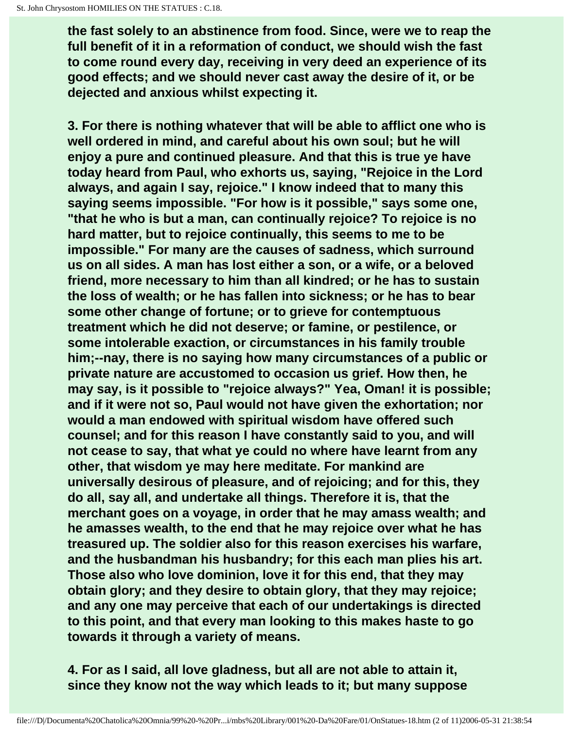**the fast solely to an abstinence from food. Since, were we to reap the full benefit of it in a reformation of conduct, we should wish the fast to come round every day, receiving in very deed an experience of its good effects; and we should never cast away the desire of it, or be dejected and anxious whilst expecting it.**

**3. For there is nothing whatever that will be able to afflict one who is well ordered in mind, and careful about his own soul; but he will enjoy a pure and continued pleasure. And that this is true ye have today heard from Paul, who exhorts us, saying, "Rejoice in the Lord always, and again I say, rejoice." I know indeed that to many this saying seems impossible. "For how is it possible," says some one, "that he who is but a man, can continually rejoice? To rejoice is no hard matter, but to rejoice continually, this seems to me to be impossible." For many are the causes of sadness, which surround us on all sides. A man has lost either a son, or a wife, or a beloved friend, more necessary to him than all kindred; or he has to sustain the loss of wealth; or he has fallen into sickness; or he has to bear some other change of fortune; or to grieve for contemptuous treatment which he did not deserve; or famine, or pestilence, or some intolerable exaction, or circumstances in his family trouble him;--nay, there is no saying how many circumstances of a public or private nature are accustomed to occasion us grief. How then, he may say, is it possible to "rejoice always?" Yea, Oman! it is possible; and if it were not so, Paul would not have given the exhortation; nor would a man endowed with spiritual wisdom have offered such counsel; and for this reason I have constantly said to you, and will not cease to say, that what ye could no where have learnt from any other, that wisdom ye may here meditate. For mankind are universally desirous of pleasure, and of rejoicing; and for this, they do all, say all, and undertake all things. Therefore it is, that the merchant goes on a voyage, in order that he may amass wealth; and he amasses wealth, to the end that he may rejoice over what he has treasured up. The soldier also for this reason exercises his warfare, and the husbandman his husbandry; for this each man plies his art. Those also who love dominion, love it for this end, that they may obtain glory; and they desire to obtain glory, that they may rejoice; and any one may perceive that each of our undertakings is directed to this point, and that every man looking to this makes haste to go towards it through a variety of means.**

**4. For as I said, all love gladness, but all are not able to attain it, since they know not the way which leads to it; but many suppose**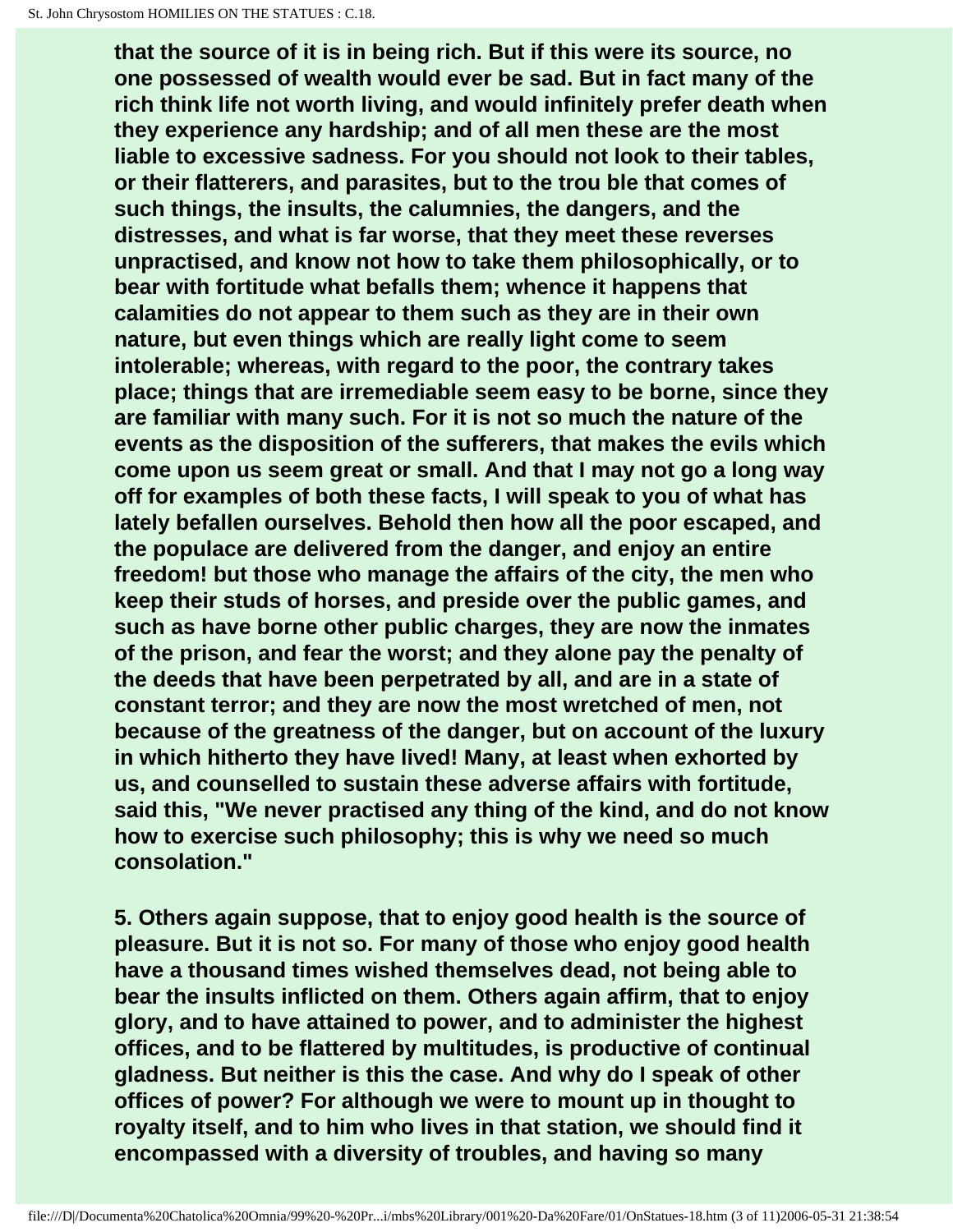that the source of it is in being rich. But if this were its source, no one possessed of wealth would ever be sad. But in fact many of the rich think life not worth living, and would infinitely prefer death when they experience any hardship; and of all men these are the most liable to excessive sadness. For you should not look to their tables, or their flatterers, and parasites, but to the trou ble that comes of such things, the insults, the calumnies, the dangers, and the distresses, and what is far worse, that they meet these reverses unpractised, and know not how to take them philosophically, or to bear with fortitude what befalls them; whence it happens that calamities do not appear to them such as they are in their own nature, but even things which are really light come to seem intolerable; whereas, with regard to the poor, the contrary takes place; things that are irremediable seem easy to be borne, since they are familiar with many such. For it is not so much the nature of the events as the disposition of the sufferers, that makes the evils which come upon us seem great or small. And that I may not go a long way off for examples of both these facts, I will speak to you of what has lately befallen ourselves. Behold then how all the poor escaped, and the populace are delivered from the danger, and enjoy an entire freedom! but those who manage the affairs of the city, the men who keep their studs of horses, and preside over the public games, and such as have borne other public charges, they are now the inmates of the prison, and fear the worst; and they alone pay the penalty of the deeds that have been perpetrated by all, and are in a state of constant terror; and they are now the most wretched of men, not because of the greatness of the danger, but on account of the luxury in which hitherto they have lived! Many, at least when exhorted by us, and counselled to sustain these adverse affairs with fortitude, said this, "We never practised any thing of the kind, and do not know how to exercise such philosophy; this is why we need so much consolation."

5. Others again suppose, that to enjoy good health is the source of pleasure. But it is not so. For many of those who enjoy good health have a thousand times wished themselves dead, not being able to bear the insults inflicted on them. Others again affirm, that to enjoy glory, and to have attained to power, and to administer the highest offices, and to be flattered by multitudes, is productive of continual gladness. But neither is this the case. And why do I speak of other offices of power? For although we were to mount up in thought to royalty itself, and to him who lives in that station, we should find it encompassed with a diversity of troubles, and having so many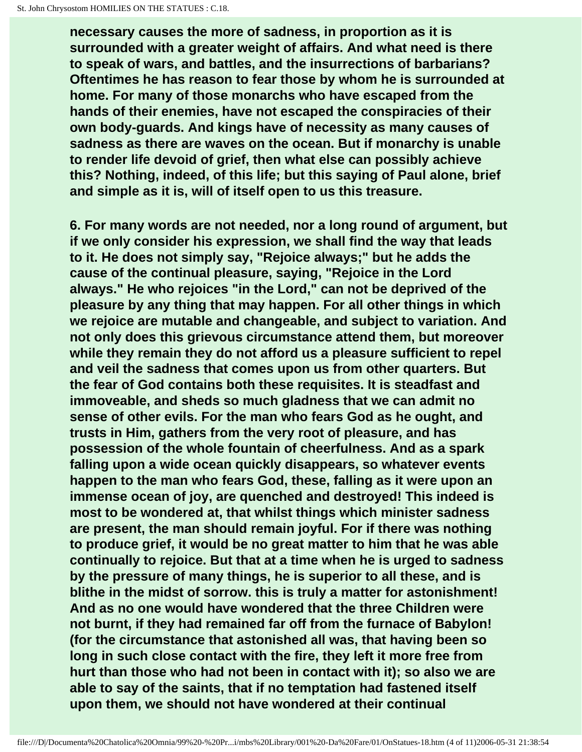**necessary causes the more of sadness, in proportion as it is surrounded with a greater weight of affairs. And what need is there to speak of wars, and battles, and the insurrections of barbarians? Oftentimes he has reason to fear those by whom he is surrounded at home. For many of those monarchs who have escaped from the hands of their enemies, have not escaped the conspiracies of their own body-guards. And kings have of necessity as many causes of sadness as there are waves on the ocean. But if monarchy is unable to render life devoid of grief, then what else can possibly achieve this? Nothing, indeed, of this life; but this saying of Paul alone, brief and simple as it is, will of itself open to us this treasure.**

**6. For many words are not needed, nor a long round of argument, but if we only consider his expression, we shall find the way that leads to it. He does not simply say, "Rejoice always;" but he adds the cause of the continual pleasure, saying, "Rejoice in the Lord always." He who rejoices "in the Lord," can not be deprived of the pleasure by any thing that may happen. For all other things in which we rejoice are mutable and changeable, and subject to variation. And not only does this grievous circumstance attend them, but moreover while they remain they do not afford us a pleasure sufficient to repel and veil the sadness that comes upon us from other quarters. But the fear of God contains both these requisites. It is steadfast and immoveable, and sheds so much gladness that we can admit no sense of other evils. For the man who fears God as he ought, and trusts in Him, gathers from the very root of pleasure, and has possession of the whole fountain of cheerfulness. And as a spark falling upon a wide ocean quickly disappears, so whatever events happen to the man who fears God, these, falling as it were upon an immense ocean of joy, are quenched and destroyed! This indeed is most to be wondered at, that whilst things which minister sadness are present, the man should remain joyful. For if there was nothing to produce grief, it would be no great matter to him that he was able continually to rejoice. But that at a time when he is urged to sadness by the pressure of many things, he is superior to all these, and is blithe in the midst of sorrow. this is truly a matter for astonishment! And as no one would have wondered that the three Children were not burnt, if they had remained far off from the furnace of Babylon! (for the circumstance that astonished all was, that having been so long in such close contact with the fire, they left it more free from hurt than those who had not been in contact with it); so also we are able to say of the saints, that if no temptation had fastened itself upon them, we should not have wondered at their continual**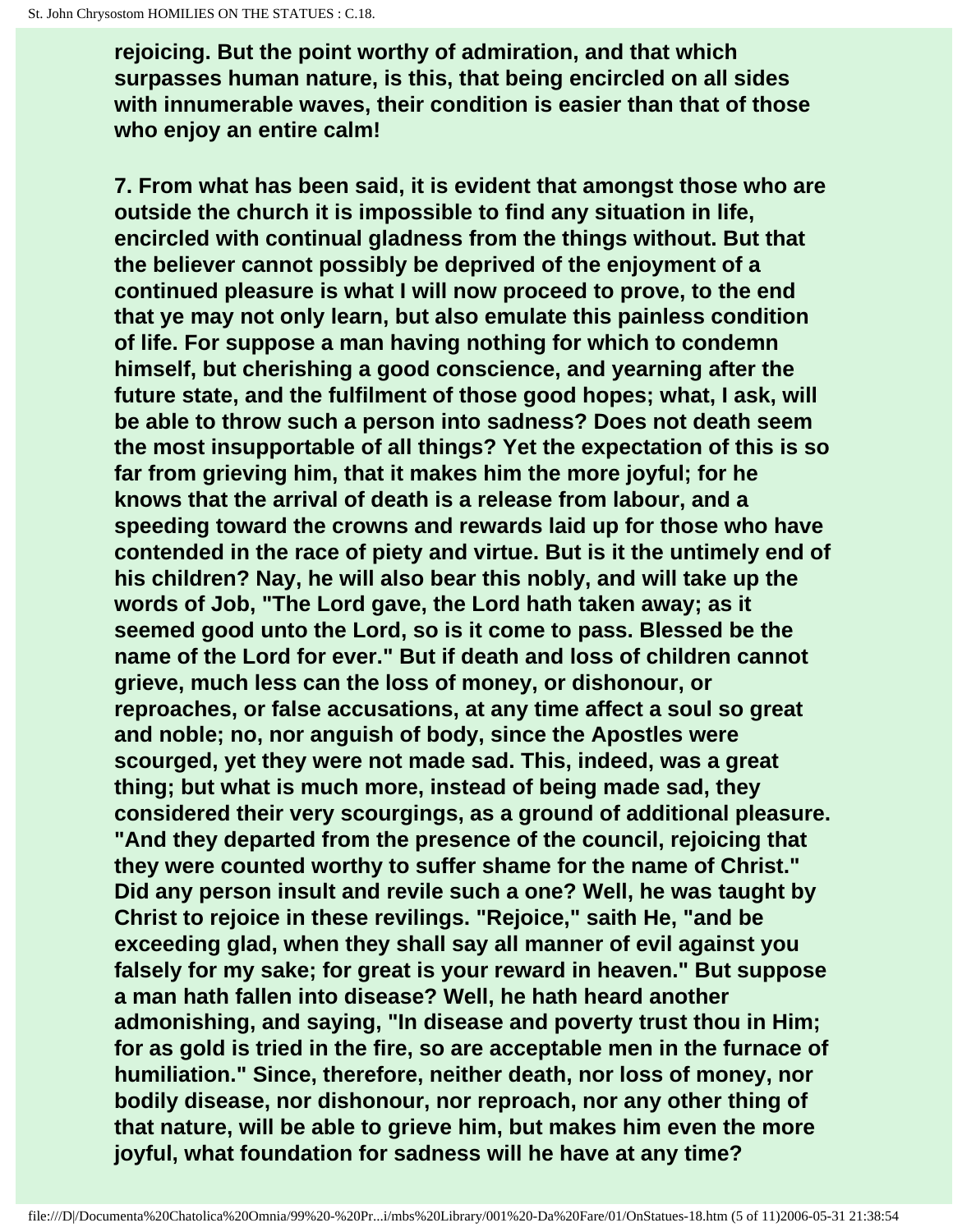**rejoicing. But the point worthy of admiration, and that which surpasses human nature, is this, that being encircled on all sides with innumerable waves, their condition is easier than that of those who enjoy an entire calm!**

**7. From what has been said, it is evident that amongst those who are outside the church it is impossible to find any situation in life, encircled with continual gladness from the things without. But that the believer cannot possibly be deprived of the enjoyment of a continued pleasure is what I will now proceed to prove, to the end that ye may not only learn, but also emulate this painless condition of life. For suppose a man having nothing for which to condemn himself, but cherishing a good conscience, and yearning after the future state, and the fulfilment of those good hopes; what, I ask, will be able to throw such a person into sadness? Does not death seem the most insupportable of all things? Yet the expectation of this is so far from grieving him, that it makes him the more joyful; for he knows that the arrival of death is a release from labour, and a speeding toward the crowns and rewards laid up for those who have contended in the race of piety and virtue. But is it the untimely end of his children? Nay, he will also bear this nobly, and will take up the words of Job, "The Lord gave, the Lord hath taken away; as it seemed good unto the Lord, so is it come to pass. Blessed be the name of the Lord for ever." But if death and loss of children cannot grieve, much less can the loss of money, or dishonour, or reproaches, or false accusations, at any time affect a soul so great and noble; no, nor anguish of body, since the Apostles were scourged, yet they were not made sad. This, indeed, was a great thing; but what is much more, instead of being made sad, they considered their very scourgings, as a ground of additional pleasure. "And they departed from the presence of the council, rejoicing that they were counted worthy to suffer shame for the name of Christ." Did any person insult and revile such a one? Well, he was taught by Christ to rejoice in these revilings. "Rejoice," saith He, "and be exceeding glad, when they shall say all manner of evil against you falsely for my sake; for great is your reward in heaven." But suppose a man hath fallen into disease? Well, he hath heard another admonishing, and saying, "In disease and poverty trust thou in Him; for as gold is tried in the fire, so are acceptable men in the furnace of humiliation." Since, therefore, neither death, nor loss of money, nor bodily disease, nor dishonour, nor reproach, nor any other thing of that nature, will be able to grieve him, but makes him even the more joyful, what foundation for sadness will he have at any time?**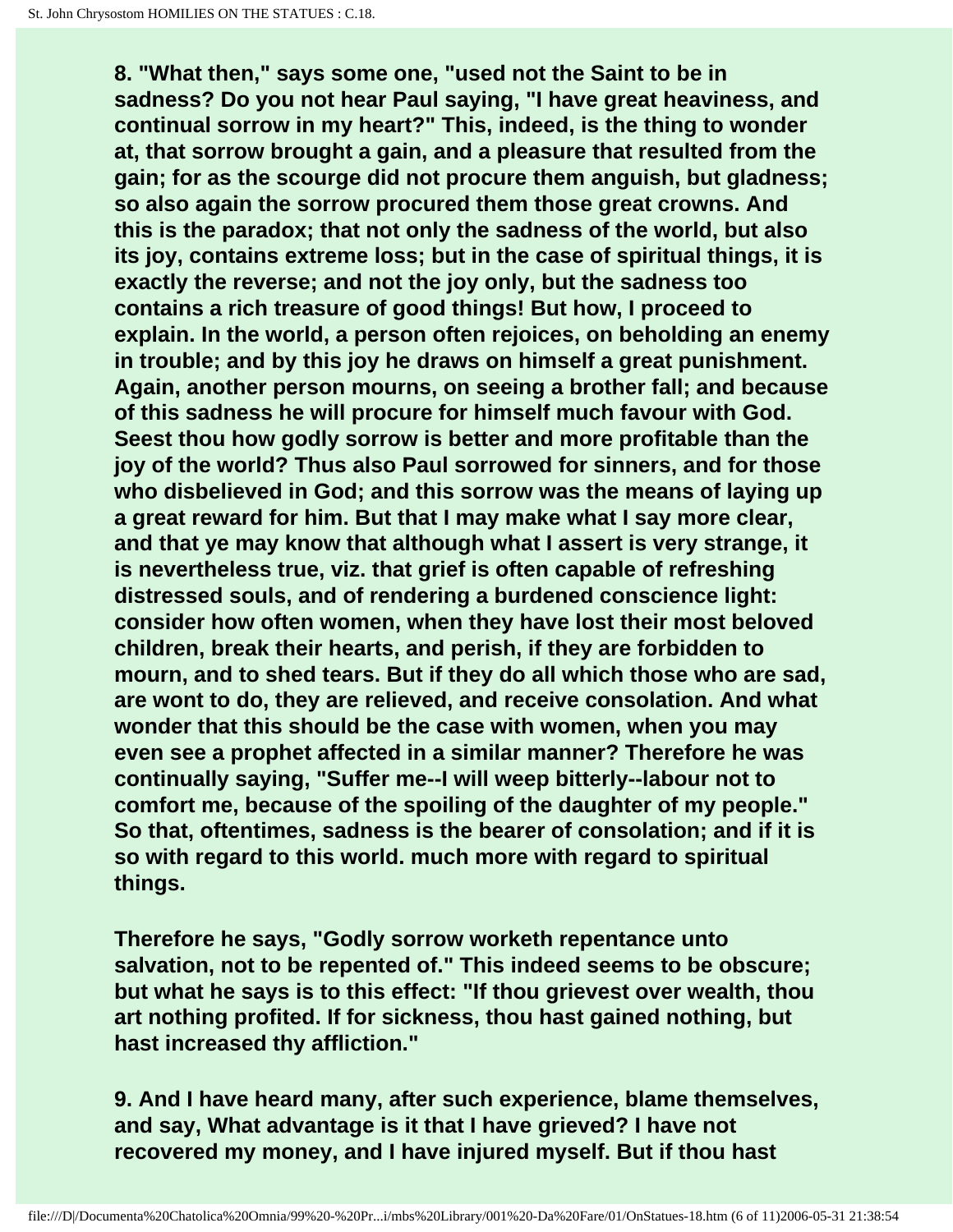**8. "What then," says some one, "used not the Saint to be in sadness? Do you not hear Paul saying, "I have great heaviness, and continual sorrow in my heart?" This, indeed, is the thing to wonder at, that sorrow brought a gain, and a pleasure that resulted from the gain; for as the scourge did not procure them anguish, but gladness; so also again the sorrow procured them those great crowns. And this is the paradox; that not only the sadness of the world, but also its joy, contains extreme loss; but in the case of spiritual things, it is exactly the reverse; and not the joy only, but the sadness too contains a rich treasure of good things! But how, I proceed to explain. In the world, a person often rejoices, on beholding an enemy in trouble; and by this joy he draws on himself a great punishment. Again, another person mourns, on seeing a brother fall; and because of this sadness he will procure for himself much favour with God. Seest thou how godly sorrow is better and more profitable than the joy of the world? Thus also Paul sorrowed for sinners, and for those who disbelieved in God; and this sorrow was the means of laying up a great reward for him. But that I may make what I say more clear, and that ye may know that although what I assert is very strange, it is nevertheless true, viz. that grief is often capable of refreshing distressed souls, and of rendering a burdened conscience light: consider how often women, when they have lost their most beloved children, break their hearts, and perish, if they are forbidden to mourn, and to shed tears. But if they do all which those who are sad, are wont to do, they are relieved, and receive consolation. And what wonder that this should be the case with women, when you may even see a prophet affected in a similar manner? Therefore he was continually saying, "Suffer me--I will weep bitterly--labour not to comfort me, because of the spoiling of the daughter of my people." So that, oftentimes, sadness is the bearer of consolation; and if it is so with regard to this world. much more with regard to spiritual things.**

**Therefore he says, "Godly sorrow worketh repentance unto salvation, not to be repented of." This indeed seems to be obscure; but what he says is to this effect: "If thou grievest over wealth, thou art nothing profited. If for sickness, thou hast gained nothing, but hast increased thy affliction."**

**9. And I have heard many, after such experience, blame themselves, and say, What advantage is it that I have grieved? I have not recovered my money, and I have injured myself. But if thou hast**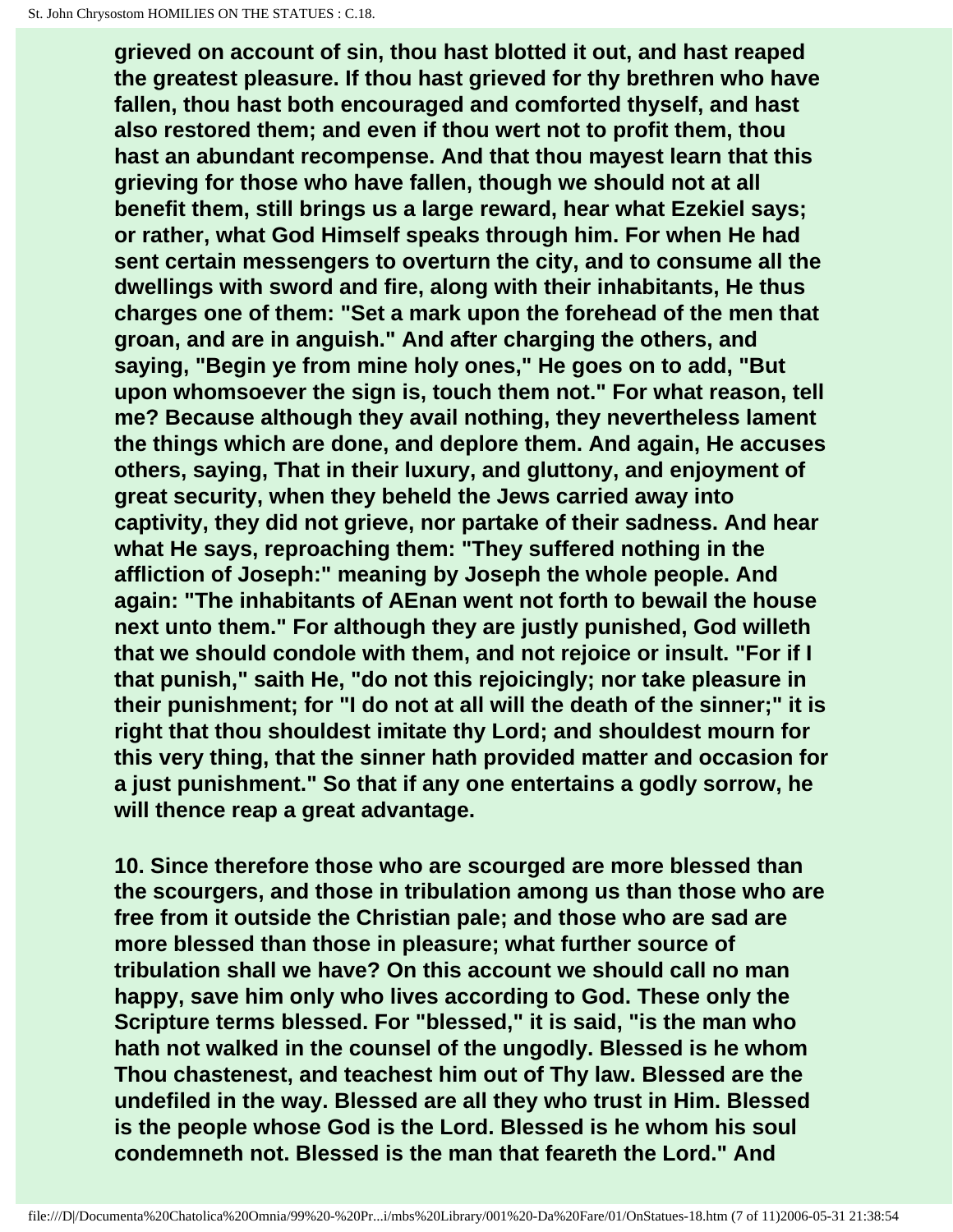grieved on account of sin, thou hast blotted it out, and hast reaped the greatest pleasure. If thou hast grieved for thy brethren who have fallen, thou hast both encouraged and comforted thyself, and hast also restored them; and even if thou wert not to profit them, thou hast an abundant recompense. And that thou mayest learn that this grieving for those who have fallen, though we should not at all benefit them, still brings us a large reward, hear what Ezekiel says; or rather, what God Himself speaks through him. For when He had sent certain messengers to overturn the city, and to consume all the dwellings with sword and fire, along with their inhabitants, He thus charges one of them: "Set a mark upon the forehead of the men that groan, and are in anguish." And after charging the others, and saying, "Begin ye from mine holy ones," He goes on to add, "But upon whomsoever the sign is, touch them not." For what reason, tell me? Because although they avail nothing, they nevertheless lament the things which are done, and deplore them. And again, He accuses others, saying, That in their luxury, and gluttony, and enjoyment of great security, when they beheld the Jews carried away into captivity, they did not grieve, nor partake of their sadness. And hear what He says, reproaching them: "They suffered nothing in the affliction of Joseph:" meaning by Joseph the whole people. And again: "The inhabitants of AEnan went not forth to bewail the house next unto them." For although they are justly punished, God willeth that we should condole with them, and not rejoice or insult. "For if I that punish," saith He, "do not this rejoicingly; nor take pleasure in their punishment; for "I do not at all will the death of the sinner;" it is right that thou shouldest imitate thy Lord; and shouldest mourn for this very thing, that the sinner hath provided matter and occasion for a just punishment." So that if any one entertains a godly sorrow, he will thence reap a great advantage.

10. Since therefore those who are scourged are more blessed than the scourgers, and those in tribulation among us than those who are free from it outside the Christian pale; and those who are sad are more blessed than those in pleasure; what further source of tribulation shall we have? On this account we should call no man happy, save him only who lives according to God. These only the Scripture terms blessed. For "blessed," it is said, "is the man who hath not walked in the counsel of the ungodly. Blessed is he whom Thou chastenest, and teachest him out of Thy law. Blessed are the undefiled in the way. Blessed are all they who trust in Him. Blessed is the people whose God is the Lord. Blessed is he whom his soul condemneth not. Blessed is the man that feareth the Lord." And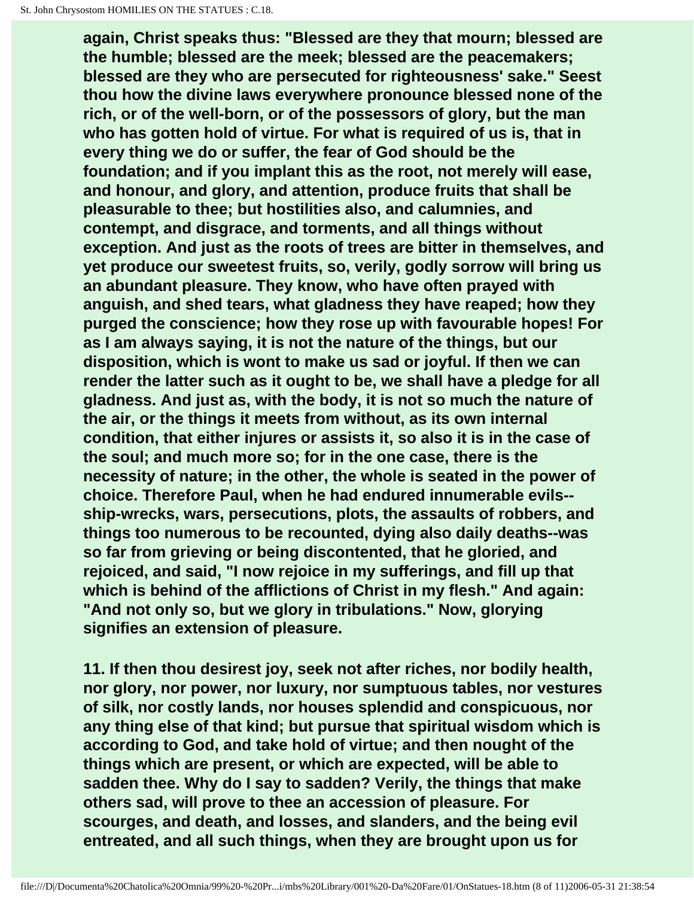again, Christ speaks thus: "Blessed are they that mourn; blessed are the humble; blessed are the meek; blessed are the peacemakers; blessed are they who are persecuted for righteousness' sake." Seest thou how the divine laws everywhere pronounce blessed none of the rich, or of the well-born, or of the possessors of glory, but the man who has gotten hold of virtue. For what is required of us is, that in every thing we do or suffer, the fear of God should be the foundation; and if you implant this as the root, not merely will ease, and honour, and glory, and attention, produce fruits that shall be pleasurable to thee; but hostilities also, and calumnies, and contempt, and disgrace, and torments, and all things without exception. And just as the roots of trees are bitter in themselves, and yet produce our sweetest fruits, so, verily, godly sorrow will bring us an abundant pleasure. They know, who have often prayed with anguish, and shed tears, what gladness they have reaped; how they purged the conscience; how they rose up with favourable hopes! For as I am always saying, it is not the nature of the things, but our disposition, which is wont to make us sad or joyful. If then we can render the latter such as it ought to be, we shall have a pledge for all gladness. And just as, with the body, it is not so much the nature of the air, or the things it meets from without, as its own internal condition, that either injures or assists it, so also it is in the case of the soul; and much more so; for in the one case, there is the necessity of nature; in the other, the whole is seated in the power of choice. Therefore Paul, when he had endured innumerable evils--ship-wrecks, wars, persecutions, plots, the assaults of robbers, and things too numerous to be recounted, dying also daily deaths--was so far from grieving or being discontented, that he gloried, and rejoiced, and said, "I now rejoice in my sufferings, and fill up that which is behind of the afflictions of Christ in my flesh." And again: "And not only so, but we glory in tribulations." Now, glorying signifies an extension of pleasure.

11. If then thou desirest joy, seek not after riches, nor bodily health, nor glory, nor power, nor luxury, nor sumptuous tables, nor vestures of silk, nor costly lands, nor houses splendid and conspicuous, nor any thing else of that kind; but pursue that spiritual wisdom which is according to God, and take hold of virtue; and then nought of the things which are present, or which are expected, will be able to sadden thee. Why do I say to sadden? Verily, the things that make others sad, will prove to thee an accession of pleasure. For scourges, and death, and losses, and slanders, and the being evil entreated, and all such things, when they are brought upon us for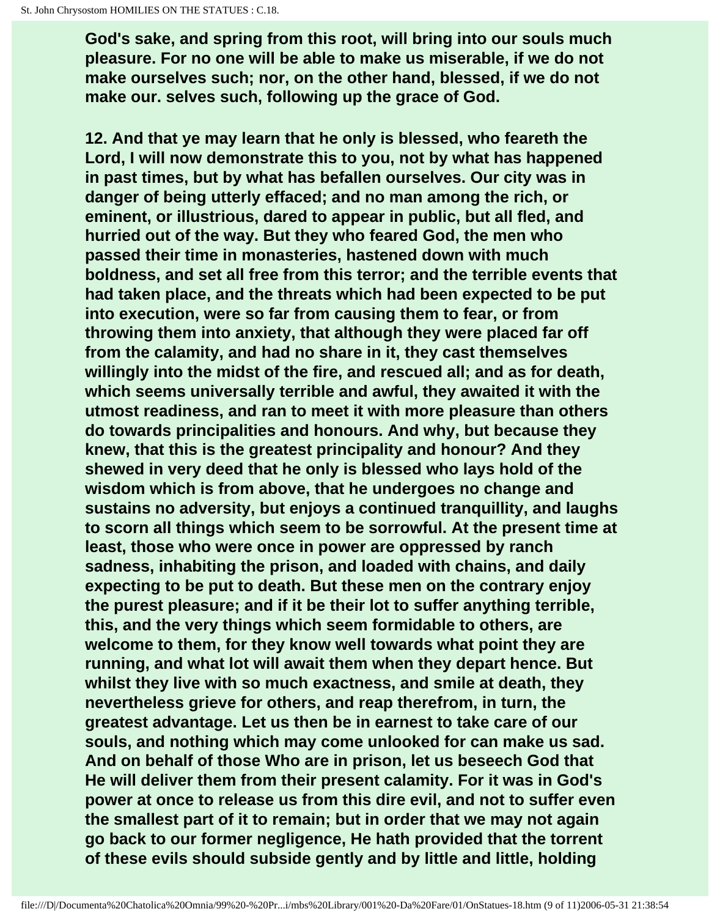God's sake, and spring from this root, will bring into our souls much pleasure. For no one will be able to make us miserable, if we do not make ourselves such; nor, on the other hand, blessed, if we do not make our. selves such, following up the grace of God.

12. And that ye may learn that he only is blessed, who feareth the Lord, I will now demonstrate this to you, not by what has happened in past times, but by what has befallen ourselves. Our city was in danger of being utterly effaced; and no man among the rich, or eminent, or illustrious, dared to appear in public, but all fled, and hurried out of the way. But they who feared God, the men who passed their time in monasteries, hastened down with much boldness, and set all free from this terror; and the terrible events that had taken place, and the threats which had been expected to be put into execution, were so far from causing them to fear, or from throwing them into anxiety, that although they were placed far off from the calamity, and had no share in it, they cast themselves willingly into the midst of the fire, and rescued all; and as for death, which seems universally terrible and awful, they awaited it with the utmost readiness, and ran to meet it with more pleasure than others do towards principalities and honours. And why, but because they knew, that this is the greatest principality and honour? And they shewed in very deed that he only is blessed who lays hold of the wisdom which is from above, that he undergoes no change and sustains no adversity, but enjoys a continued tranquillity, and laughs to scorn all things which seem to be sorrowful. At the present time at least, those who were once in power are oppressed by ranch sadness, inhabiting the prison, and loaded with chains, and daily expecting to be put to death. But these men on the contrary enjoy the purest pleasure; and if it be their lot to suffer anything terrible, this, and the very things which seem formidable to others, are welcome to them, for they know well towards what point they are running, and what lot will await them when they depart hence. But whilst they live with so much exactness, and smile at death, they nevertheless grieve for others, and reap therefrom, in turn, the greatest advantage. Let us then be in earnest to take care of our souls, and nothing which may come unlooked for can make us sad. And on behalf of those Who are in prison, let us beseech God that He will deliver them from their present calamity. For it was in God's power at once to release us from this dire evil, and not to suffer even the smallest part of it to remain; but in order that we may not again go back to our former negligence, He hath provided that the torrent of these evils should subside gently and by little and little, holding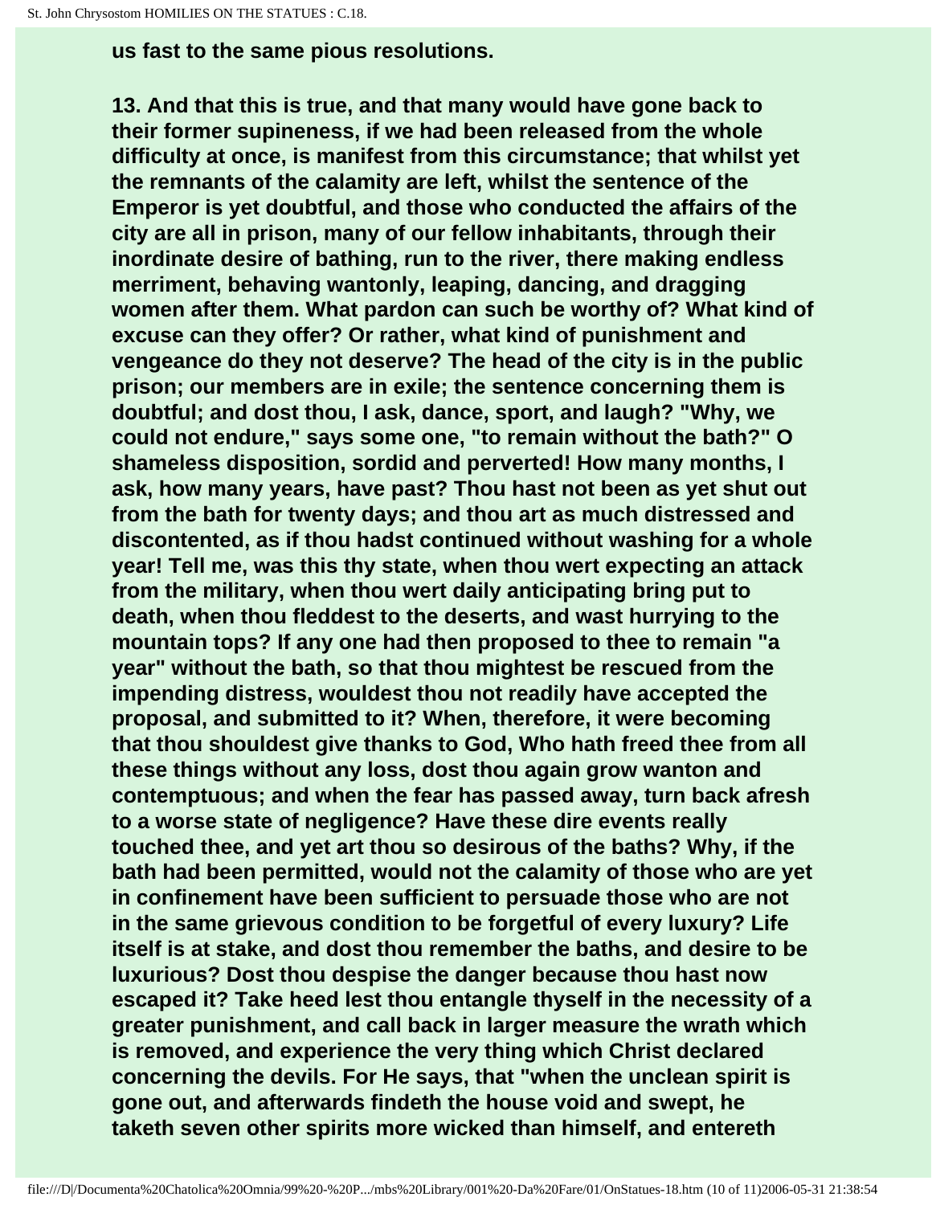**us fast to the same pious resolutions.**

**13. And that this is true, and that many would have gone back to their former supineness, if we had been released from the whole difficulty at once, is manifest from this circumstance; that whilst yet the remnants of the calamity are left, whilst the sentence of the Emperor is yet doubtful, and those who conducted the affairs of the city are all in prison, many of our fellow inhabitants, through their inordinate desire of bathing, run to the river, there making endless merriment, behaving wantonly, leaping, dancing, and dragging women after them. What pardon can such be worthy of? What kind of excuse can they offer? Or rather, what kind of punishment and vengeance do they not deserve? The head of the city is in the public prison; our members are in exile; the sentence concerning them is doubtful; and dost thou, I ask, dance, sport, and laugh? "Why, we could not endure," says some one, "to remain without the bath?" O shameless disposition, sordid and perverted! How many months, I ask, how many years, have past? Thou hast not been as yet shut out from the bath for twenty days; and thou art as much distressed and discontented, as if thou hadst continued without washing for a whole year! Tell me, was this thy state, when thou wert expecting an attack from the military, when thou wert daily anticipating bring put to death, when thou fleddest to the deserts, and wast hurrying to the mountain tops? If any one had then proposed to thee to remain "a year" without the bath, so that thou mightest be rescued from the impending distress, wouldest thou not readily have accepted the proposal, and submitted to it? When, therefore, it were becoming that thou shouldest give thanks to God, Who hath freed thee from all these things without any loss, dost thou again grow wanton and contemptuous; and when the fear has passed away, turn back afresh to a worse state of negligence? Have these dire events really touched thee, and yet art thou so desirous of the baths? Why, if the bath had been permitted, would not the calamity of those who are yet in confinement have been sufficient to persuade those who are not in the same grievous condition to be forgetful of every luxury? Life itself is at stake, and dost thou remember the baths, and desire to be luxurious? Dost thou despise the danger because thou hast now escaped it? Take heed lest thou entangle thyself in the necessity of a greater punishment, and call back in larger measure the wrath which is removed, and experience the very thing which Christ declared concerning the devils. For He says, that "when the unclean spirit is gone out, and afterwards findeth the house void and swept, he taketh seven other spirits more wicked than himself, and entereth**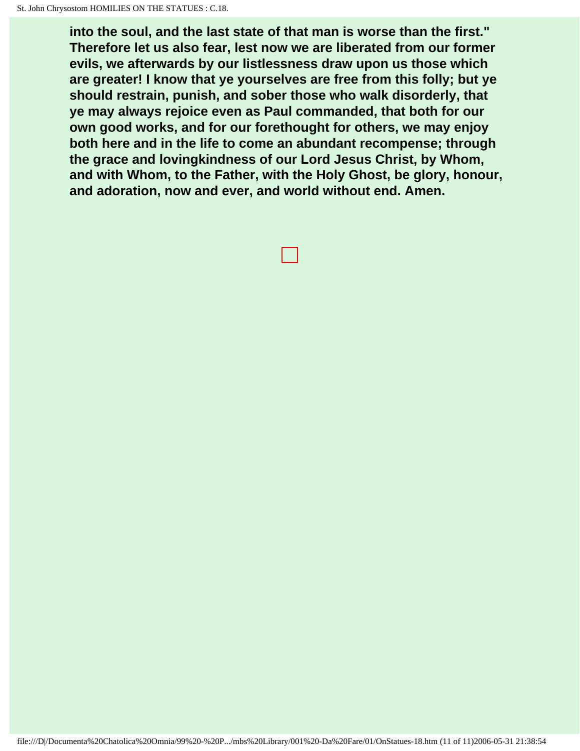**into the soul, and the last state of that man is worse than the first." Therefore let us also fear, lest now we are liberated from our former evils, we afterwards by our listlessness draw upon us those which are greater! I know that ye yourselves are free from this folly; but ye should restrain, punish, and sober those who walk disorderly, that ye may always rejoice even as Paul commanded, that both for our own good works, and for our forethought for others, we may enjoy both here and in the life to come an abundant recompense; through the grace and lovingkindness of our Lord Jesus Christ, by Whom, and with Whom, to the Father, with the Holy Ghost, be glory, honour, and adoration, now and ever, and world without end. Amen.**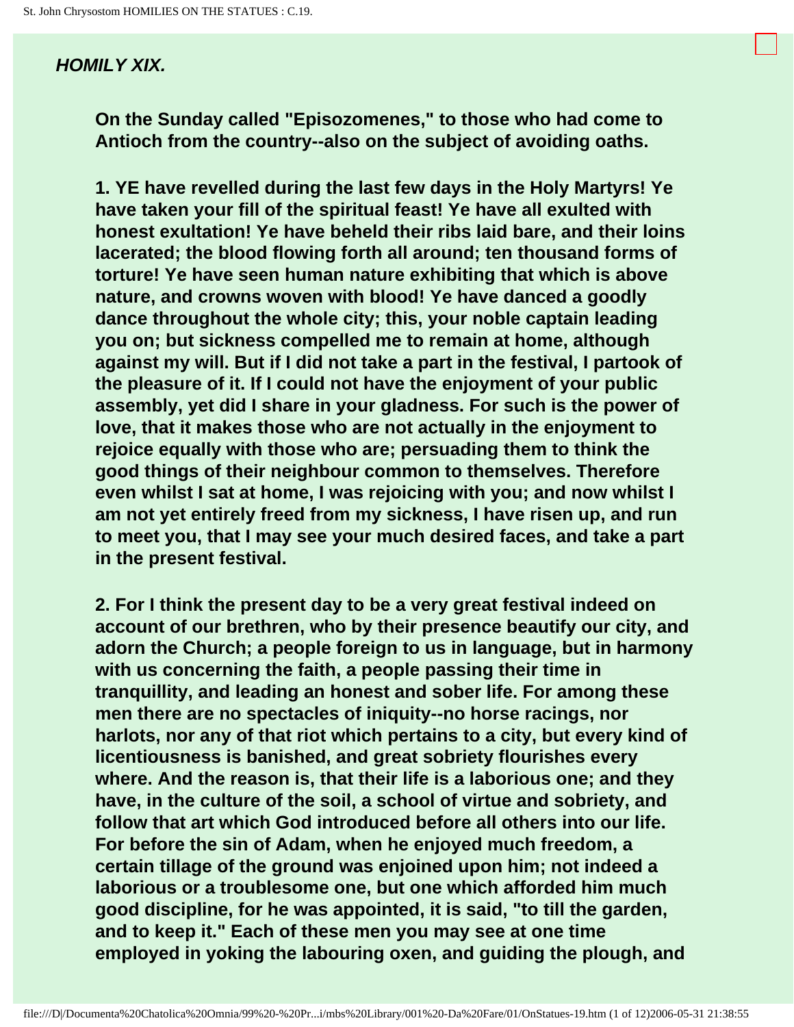## *HOMILY XIX.*

**On the Sunday called "Episozomenes," to those who had come to Antioch from the country--also on the subject of avoiding oaths.**

**1. YE have revelled during the last few days in the Holy Martyrs! Ye have taken your fill of the spiritual feast! Ye have all exulted with honest exultation! Ye have beheld their ribs laid bare, and their loins lacerated; the blood flowing forth all around; ten thousand forms of torture! Ye have seen human nature exhibiting that which is above nature, and crowns woven with blood! Ye have danced a goodly dance throughout the whole city; this, your noble captain leading you on; but sickness compelled me to remain at home, although against my will. But if I did not take a part in the festival, I partook of the pleasure of it. If I could not have the enjoyment of your public assembly, yet did I share in your gladness. For such is the power of love, that it makes those who are not actually in the enjoyment to rejoice equally with those who are; persuading them to think the good things of their neighbour common to themselves. Therefore even whilst I sat at home, I was rejoicing with you; and now whilst I am not yet entirely freed from my sickness, I have risen up, and run to meet you, that I may see your much desired faces, and take a part in the present festival.**

**2. For I think the present day to be a very great festival indeed on account of our brethren, who by their presence beautify our city, and adorn the Church; a people foreign to us in language, but in harmony with us concerning the faith, a people passing their time in tranquillity, and leading an honest and sober life. For among these men there are no spectacles of iniquity--no horse racings, nor harlots, nor any of that riot which pertains to a city, but every kind of licentiousness is banished, and great sobriety flourishes every where. And the reason is, that their life is a laborious one; and they have, in the culture of the soil, a school of virtue and sobriety, and follow that art which God introduced before all others into our life. For before the sin of Adam, when he enjoyed much freedom, a certain tillage of the ground was enjoined upon him; not indeed a laborious or a troublesome one, but one which afforded him much good discipline, for he was appointed, it is said, "to till the garden, and to keep it." Each of these men you may see at one time employed in yoking the labouring oxen, and guiding the plough, and**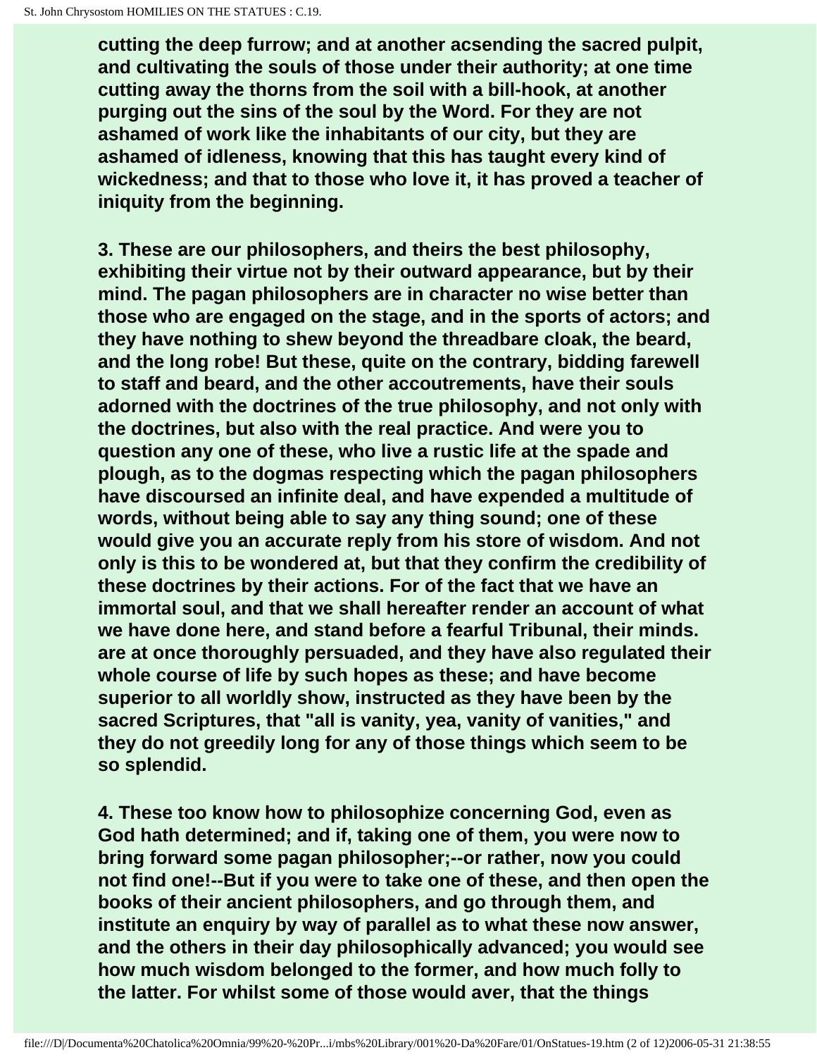cutting the deep furrow; and at another acsending the sacred pulpit, and cultivating the souls of those under their authority; at one time cutting away the thorns from the soil with a bill-hook, at another purging out the sins of the soul by the Word. For they are not ashamed of work like the inhabitants of our city, but they are ashamed of idleness, knowing that this has taught every kind of wickedness; and that to those who love it, it has proved a teacher of iniquity from the beginning.

3. These are our philosophers, and theirs the best philosophy, exhibiting their virtue not by their outward appearance, but by their mind. The pagan philosophers are in character no wise better than those who are engaged on the stage, and in the sports of actors; and they have nothing to shew beyond the threadbare cloak, the beard, and the long robe! But these, quite on the contrary, bidding farewell to staff and beard, and the other accoutrements, have their souls adorned with the doctrines of the true philosophy, and not only with the doctrines, but also with the real practice. And were you to question any one of these, who live a rustic life at the spade and plough, as to the dogmas respecting which the pagan philosophers have discoursed an infinite deal, and have expended a multitude of words, without being able to say any thing sound; one of these would give you an accurate reply from his store of wisdom. And not only is this to be wondered at, but that they confirm the credibility of these doctrines by their actions. For of the fact that we have an immortal soul, and that we shall hereafter render an account of what we have done here, and stand before a fearful Tribunal, their minds. are at once thoroughly persuaded, and they have also regulated their whole course of life by such hopes as these; and have become superior to all worldly show, instructed as they have been by the sacred Scriptures, that "all is vanity, yea, vanity of vanities," and they do not greedily long for any of those things which seem to be so splendid.

4. These too know how to philosophize concerning God, even as God hath determined; and if, taking one of them, you were now to bring forward some pagan philosopher;--or rather, now you could not find one!--But if you were to take one of these, and then open the books of their ancient philosophers, and go through them, and institute an enquiry by way of parallel as to what these now answer, and the others in their day philosophically advanced; you would see how much wisdom belonged to the former, and how much folly to the latter. For whilst some of those would aver, that the things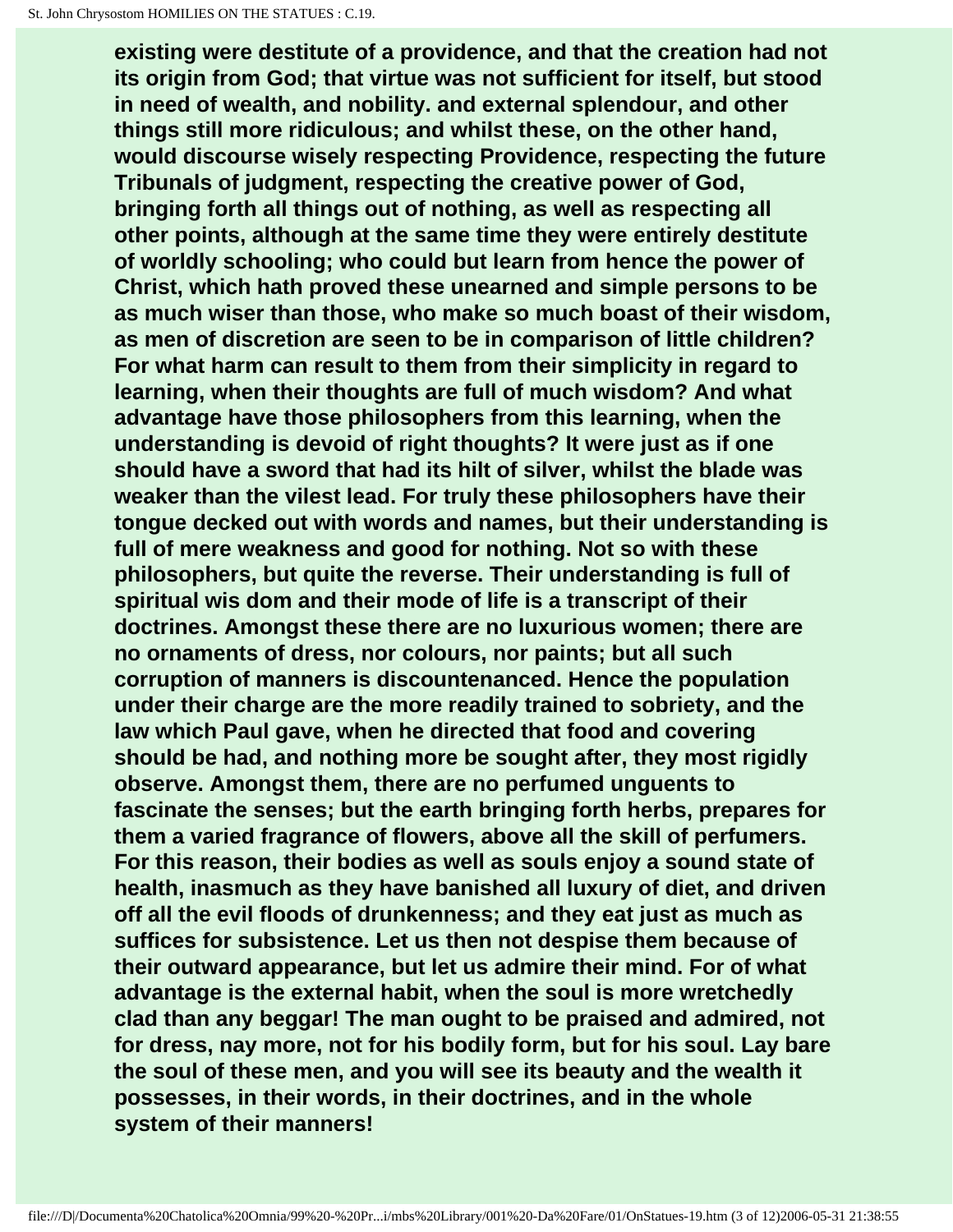existing were destitute of a providence, and that the creation had not its origin from God; that virtue was not sufficient for itself, but stood in need of wealth, and nobility. and external splendour, and other things still more ridiculous; and whilst these, on the other hand, would discourse wisely respecting Providence, respecting the future Tribunals of judgment, respecting the creative power of God, bringing forth all things out of nothing, as well as respecting all other points, although at the same time they were entirely destitute of worldly schooling; who could but learn from hence the power of Christ, which hath proved these unearned and simple persons to be as much wiser than those, who make so much boast of their wisdom, as men of discretion are seen to be in comparison of little children? For what harm can result to them from their simplicity in regard to learning, when their thoughts are full of much wisdom? And what advantage have those philosophers from this learning, when the understanding is devoid of right thoughts? It were just as if one should have a sword that had its hilt of silver, whilst the blade was weaker than the vilest lead. For truly these philosophers have their tongue decked out with words and names, but their understanding is full of mere weakness and good for nothing. Not so with these philosophers, but quite the reverse. Their understanding is full of spiritual wis dom and their mode of life is a transcript of their doctrines. Amongst these there are no luxurious women; there are no ornaments of dress, nor colours, nor paints; but all such corruption of manners is discountenanced. Hence the population under their charge are the more readily trained to sobriety, and the law which Paul gave, when he directed that food and covering should be had, and nothing more be sought after, they most rigidly observe. Amongst them, there are no perfumed unguents to fascinate the senses; but the earth bringing forth herbs, prepares for them a varied fragrance of flowers, above all the skill of perfumers. For this reason, their bodies as well as souls enjoy a sound state of health, inasmuch as they have banished all luxury of diet, and driven off all the evil floods of drunkenness; and they eat just as much as suffices for subsistence. Let us then not despise them because of their outward appearance, but let us admire their mind. For of what advantage is the external habit, when the soul is more wretchedly clad than any beggar! The man ought to be praised and admired, not for dress, nay more, not for his bodily form, but for his soul. Lay bare the soul of these men, and you will see its beauty and the wealth it possesses, in their words, in their doctrines, and in the whole system of their manners!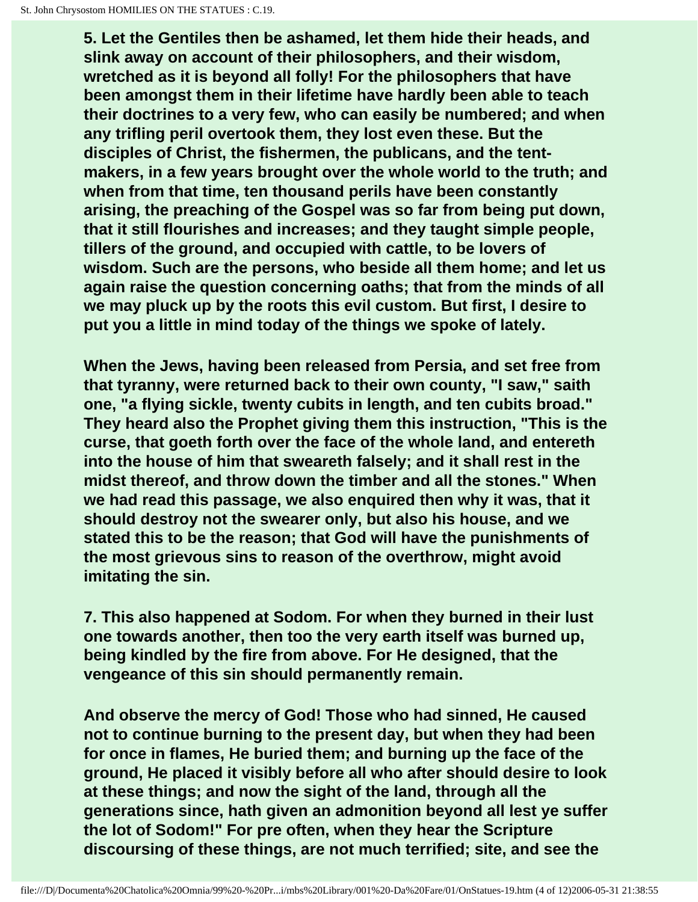**5. Let the Gentiles then be ashamed, let them hide their heads, and slink away on account of their philosophers, and their wisdom, wretched as it is beyond all folly! For the philosophers that have been amongst them in their lifetime have hardly been able to teach their doctrines to a very few, who can easily be numbered; and when any trifling peril overtook them, they lost even these. But the disciples of Christ, the fishermen, the publicans, and the tent-makers, in a few years brought over the whole world to the truth; and when from that time, ten thousand perils have been constantly arising, the preaching of the Gospel was so far from being put down, that it still flourishes and increases; and they taught simple people, tillers of the ground, and occupied with cattle, to be lovers of wisdom. Such are the persons, who beside all them home; and let us again raise the question concerning oaths; that from the minds of all we may pluck up by the roots this evil custom. But first, I desire to put you a little in mind today of the things we spoke of lately.**

**When the Jews, having been released from Persia, and set free from that tyranny, were returned back to their own county, "I saw," saith one, "a flying sickle, twenty cubits in length, and ten cubits broad." They heard also the Prophet giving them this instruction, "This is the curse, that goeth forth over the face of the whole land, and entereth into the house of him that sweareth falsely; and it shall rest in the midst thereof, and throw down the timber and all the stones." When we had read this passage, we also enquired then why it was, that it should destroy not the swearer only, but also his house, and we stated this to be the reason; that God will have the punishments of the most grievous sins to reason of the overthrow, might avoid imitating the sin.**

**7. This also happened at Sodom. For when they burned in their lust one towards another, then too the very earth itself was burned up, being kindled by the fire from above. For He designed, that the vengeance of this sin should permanently remain.**

**And observe the mercy of God! Those who had sinned, He caused not to continue burning to the present day, but when they had been for once in flames, He buried them; and burning up the face of the ground, He placed it visibly before all who after should desire to look at these things; and now the sight of the land, through all the generations since, hath given an admonition beyond all lest ye suffer the lot of Sodom!" For pre often, when they hear the Scripture discoursing of these things, are not much terrified; site, and see the**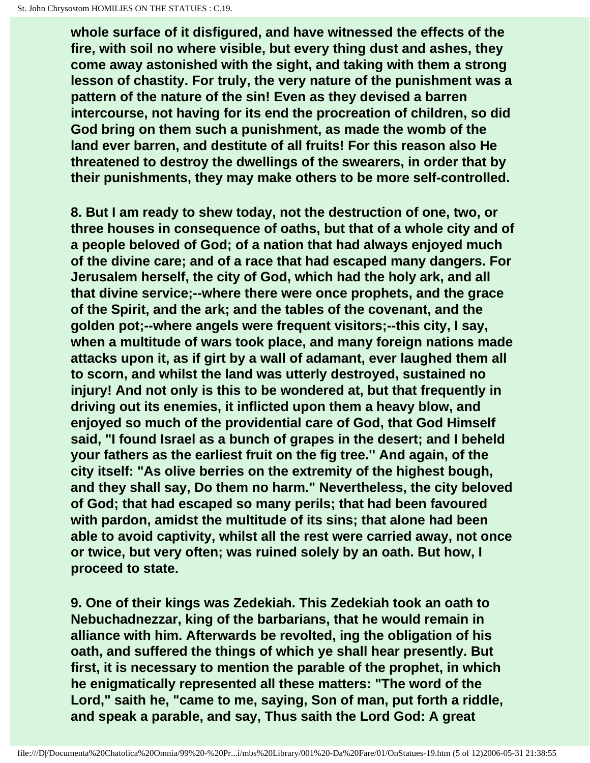whole surface of it disfigured, and have witnessed the effects of the fire, with soil no where visible, but every thing dust and ashes, they come away astonished with the sight, and taking with them a strong lesson of chastity. For truly, the very nature of the punishment was a pattern of the nature of the sin! Even as they devised a barren intercourse, not having for its end the procreation of children, so did God bring on them such a punishment, as made the womb of the land ever barren, and destitute of all fruits! For this reason also He threatened to destroy the dwellings of the swearers, in order that by their punishments, they may make others to be more self-controlled.

8. But I am ready to shew today, not the destruction of one, two, or three houses in consequence of oaths, but that of a whole city and of a people beloved of God; of a nation that had always enjoyed much of the divine care; and of a race that had escaped many dangers. For Jerusalem herself, the city of God, which had the holy ark, and all that divine service;--where there were once prophets, and the grace of the Spirit, and the ark; and the tables of the covenant, and the golden pot;--where angels were frequent visitors;--this city, I say, when a multitude of wars took place, and many foreign nations made attacks upon it, as if girt by a wall of adamant, ever laughed them all to scorn, and whilst the land was utterly destroyed, sustained no injury! And not only is this to be wondered at, but that frequently in driving out its enemies, it inflicted upon them a heavy blow, and enjoyed so much of the providential care of God, that God Himself said, "I found Israel as a bunch of grapes in the desert; and I beheld your fathers as the earliest fruit on the fig tree." And again, of the city itself: "As olive berries on the extremity of the highest bough, and they shall say, Do them no harm." Nevertheless, the city beloved of God; that had escaped so many perils; that had been favoured with pardon, amidst the multitude of its sins; that alone had been able to avoid captivity, whilst all the rest were carried away, not once or twice, but very often; was ruined solely by an oath. But how, I proceed to state.

9. One of their kings was Zedekiah. This Zedekiah took an oath to Nebuchadnezzar, king of the barbarians, that he would remain in alliance with him. Afterwards be revolted, ing the obligation of his oath, and suffered the things of which ye shall hear presently. But first, it is necessary to mention the parable of the prophet, in which he enigmatically represented all these matters: "The word of the Lord," saith he, "came to me, saying, Son of man, put forth a riddle, and speak a parable, and say, Thus saith the Lord God: A great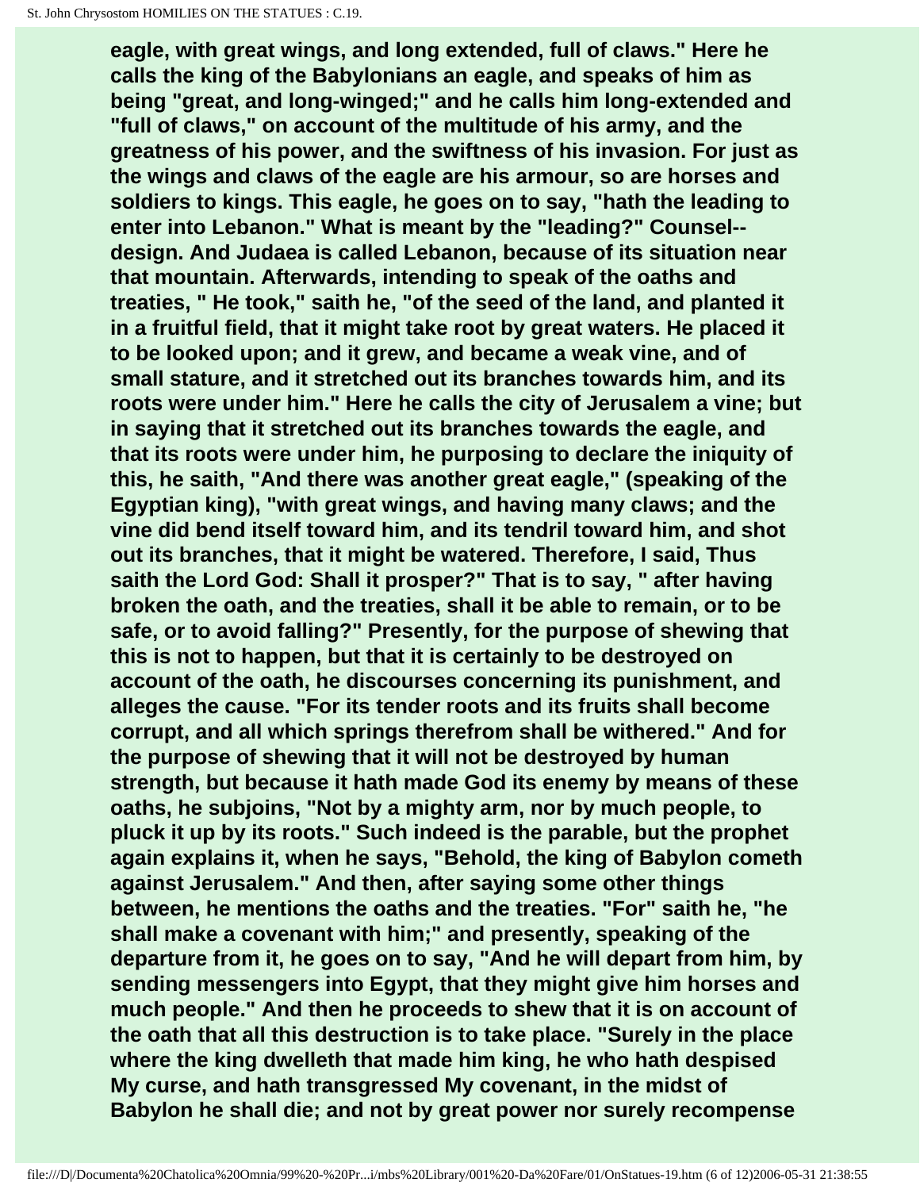eagle, with great wings, and long extended, full of claws." Here he calls the king of the Babylonians an eagle, and speaks of him as being "great, and long-winged;" and he calls him long-extended and "full of claws," on account of the multitude of his army, and the greatness of his power, and the swiftness of his invasion. For just as the wings and claws of the eagle are his armour, so are horses and soldiers to kings. This eagle, he goes on to say, "hath the leading to enter into Lebanon." What is meant by the "leading?" Counsel--design. And Judaea is called Lebanon, because of its situation near that mountain. Afterwards, intending to speak of the oaths and treaties, " He took," saith he, "of the seed of the land, and planted it in a fruitful field, that it might take root by great waters. He placed it to be looked upon; and it grew, and became a weak vine, and of small stature, and it stretched out its branches towards him, and its roots were under him." Here he calls the city of Jerusalem a vine; but in saying that it stretched out its branches towards the eagle, and that its roots were under him, he purposing to declare the iniquity of this, he saith, "And there was another great eagle," (speaking of the Egyptian king), "with great wings, and having many claws; and the vine did bend itself toward him, and its tendril toward him, and shot out its branches, that it might be watered. Therefore, I said, Thus saith the Lord God: Shall it prosper?" That is to say, " after having broken the oath, and the treaties, shall it be able to remain, or to be safe, or to avoid falling?" Presently, for the purpose of shewing that this is not to happen, but that it is certainly to be destroyed on account of the oath, he discourses concerning its punishment, and alleges the cause. "For its tender roots and its fruits shall become corrupt, and all which springs therefrom shall be withered." And for the purpose of shewing that it will not be destroyed by human strength, but because it hath made God its enemy by means of these oaths, he subjoins, "Not by a mighty arm, nor by much people, to pluck it up by its roots." Such indeed is the parable, but the prophet again explains it, when he says, "Behold, the king of Babylon cometh against Jerusalem." And then, after saying some other things between, he mentions the oaths and the treaties. "For" saith he, "he shall make a covenant with him;" and presently, speaking of the departure from it, he goes on to say, "And he will depart from him, by sending messengers into Egypt, that they might give him horses and much people." And then he proceeds to shew that it is on account of the oath that all this destruction is to take place. "Surely in the place where the king dwelleth that made him king, he who hath despised My curse, and hath transgressed My covenant, in the midst of Babylon he shall die; and not by great power nor surely recompense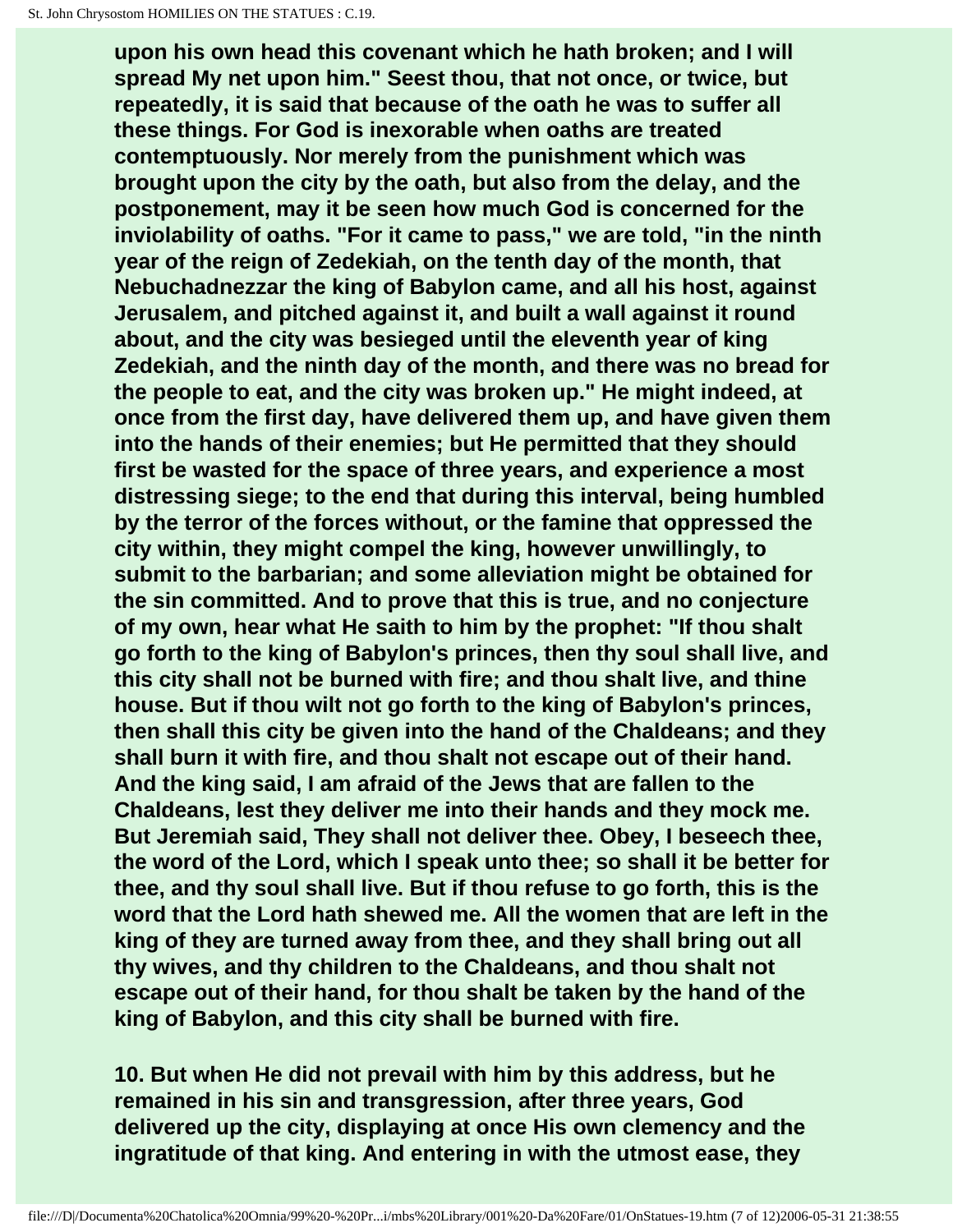**upon his own head this covenant which he hath broken; and I will spread My net upon him." Seest thou, that not once, or twice, but repeatedly, it is said that because of the oath he was to suffer all these things. For God is inexorable when oaths are treated contemptuously. Nor merely from the punishment which was brought upon the city by the oath, but also from the delay, and the postponement, may it be seen how much God is concerned for the inviolability of oaths. "For it came to pass," we are told, "in the ninth year of the reign of Zedekiah, on the tenth day of the month, that Nebuchadnezzar the king of Babylon came, and all his host, against Jerusalem, and pitched against it, and built a wall against it round about, and the city was besieged until the eleventh year of king Zedekiah, and the ninth day of the month, and there was no bread for the people to eat, and the city was broken up." He might indeed, at once from the first day, have delivered them up, and have given them into the hands of their enemies; but He permitted that they should first be wasted for the space of three years, and experience a most distressing siege; to the end that during this interval, being humbled by the terror of the forces without, or the famine that oppressed the city within, they might compel the king, however unwillingly, to submit to the barbarian; and some alleviation might be obtained for the sin committed. And to prove that this is true, and no conjecture of my own, hear what He saith to him by the prophet: "If thou shalt go forth to the king of Babylon's princes, then thy soul shall live, and this city shall not be burned with fire; and thou shalt live, and thine house. But if thou wilt not go forth to the king of Babylon's princes, then shall this city be given into the hand of the Chaldeans; and they shall burn it with fire, and thou shalt not escape out of their hand. And the king said, I am afraid of the Jews that are fallen to the Chaldeans, lest they deliver me into their hands and they mock me. But Jeremiah said, They shall not deliver thee. Obey, I beseech thee, the word of the Lord, which I speak unto thee; so shall it be better for thee, and thy soul shall live. But if thou refuse to go forth, this is the word that the Lord hath shewed me. All the women that are left in the king of they are turned away from thee, and they shall bring out all thy wives, and thy children to the Chaldeans, and thou shalt not escape out of their hand, for thou shalt be taken by the hand of the king of Babylon, and this city shall be burned with fire.**

**10. But when He did not prevail with him by this address, but he remained in his sin and transgression, after three years, God delivered up the city, displaying at once His own clemency and the ingratitude of that king. And entering in with the utmost ease, they**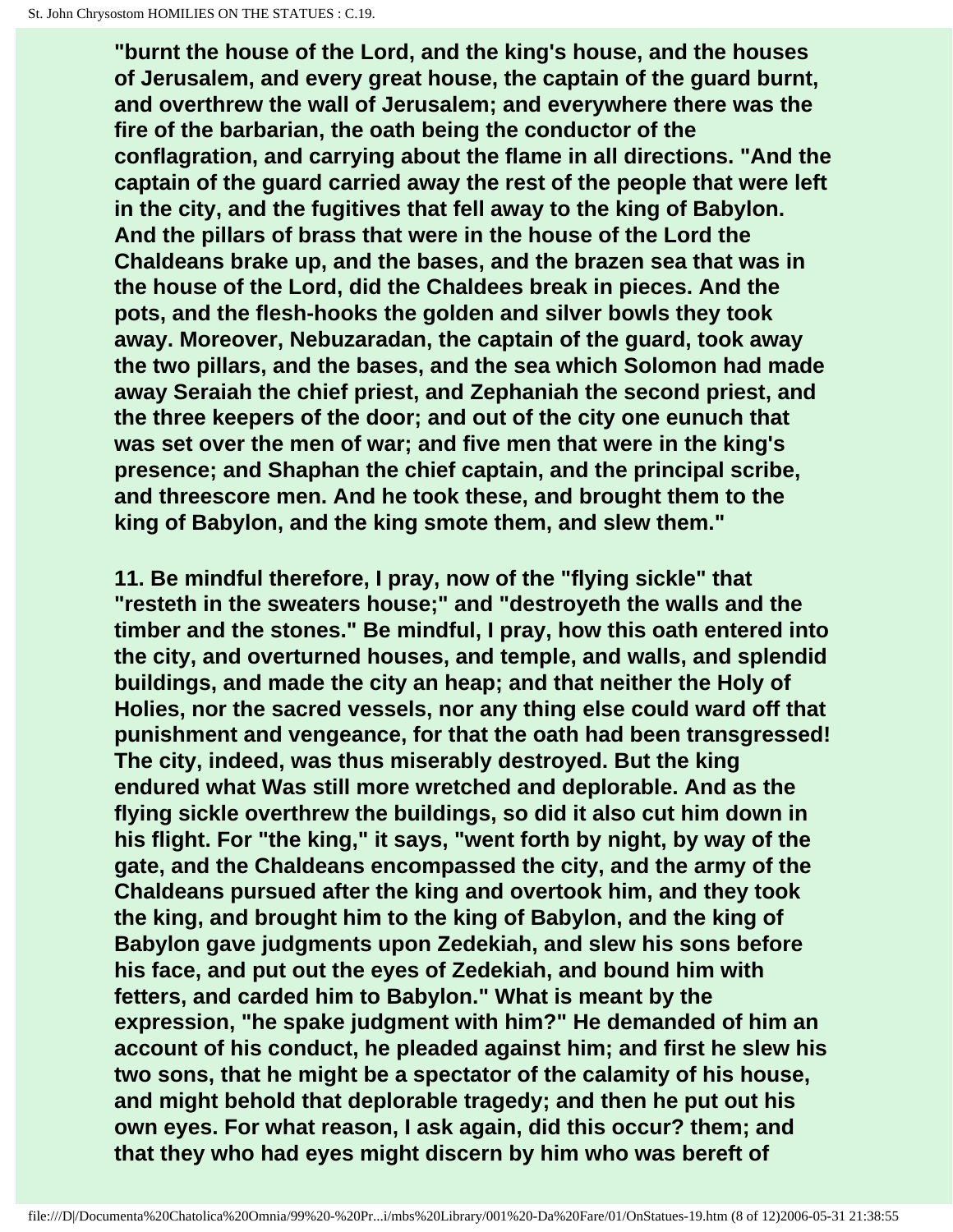"burnt the house of the Lord, and the king's house, and the houses of Jerusalem, and every great house, the captain of the guard burnt, and overthrew the wall of Jerusalem; and everywhere there was the fire of the barbarian, the oath being the conductor of the conflagration, and carrying about the flame in all directions. "And the captain of the guard carried away the rest of the people that were left in the city, and the fugitives that fell away to the king of Babylon. And the pillars of brass that were in the house of the Lord the Chaldeans brake up, and the bases, and the brazen sea that was in the house of the Lord, did the Chaldees break in pieces. And the pots, and the flesh-hooks the golden and silver bowls they took away. Moreover, Nebuzaradan, the captain of the guard, took away the two pillars, and the bases, and the sea which Solomon had made away Seraiah the chief priest, and Zephaniah the second priest, and the three keepers of the door; and out of the city one eunuch that was set over the men of war; and five men that were in the king's presence; and Shaphan the chief captain, and the principal scribe, and threescore men. And he took these, and brought them to the king of Babylon, and the king smote them, and slew them."

11. Be mindful therefore, I pray, now of the "flying sickle" that "resteth in the sweaters house;" and "destroyeth the walls and the timber and the stones." Be mindful, I pray, how this oath entered into the city, and overturned houses, and temple, and walls, and splendid buildings, and made the city an heap; and that neither the Holy of Holies, nor the sacred vessels, nor any thing else could ward off that punishment and vengeance, for that the oath had been transgressed! The city, indeed, was thus miserably destroyed. But the king endured what Was still more wretched and deplorable. And as the flying sickle overthrew the buildings, so did it also cut him down in his flight. For "the king," it says, "went forth by night, by way of the gate, and the Chaldeans encompassed the city, and the army of the Chaldeans pursued after the king and overtook him, and they took the king, and brought him to the king of Babylon, and the king of Babylon gave judgments upon Zedekiah, and slew his sons before his face, and put out the eyes of Zedekiah, and bound him with fetters, and carded him to Babylon." What is meant by the expression, "he spake judgment with him?" He demanded of him an account of his conduct, he pleaded against him; and first he slew his two sons, that he might be a spectator of the calamity of his house, and might behold that deplorable tragedy; and then he put out his own eyes. For what reason, I ask again, did this occur? them; and that they who had eyes might discern by him who was bereft of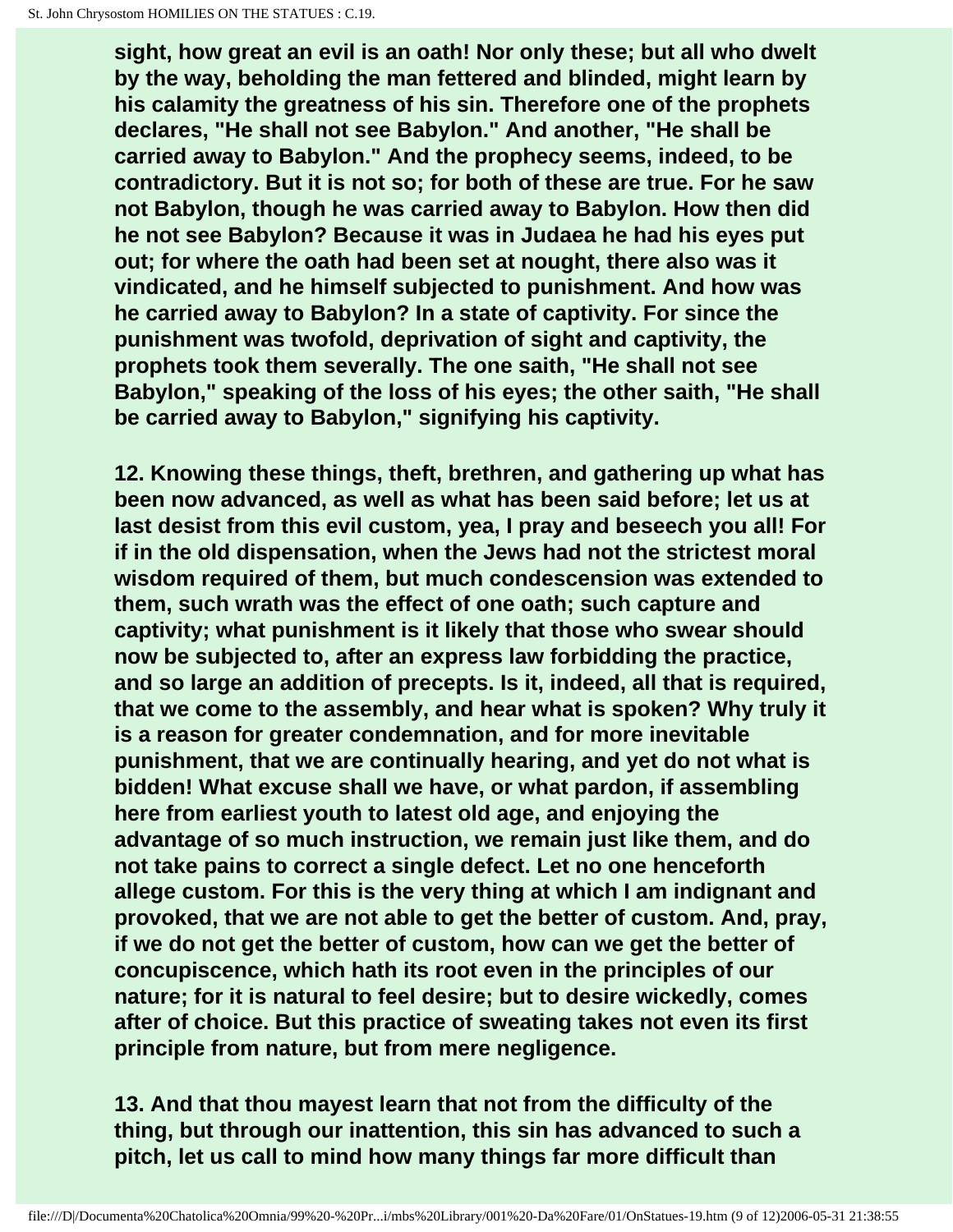sight, how great an evil is an oath! Nor only these; but all who dwelt by the way, beholding the man fettered and blinded, might learn by his calamity the greatness of his sin. Therefore one of the prophets declares, "He shall not see Babylon." And another, "He shall be carried away to Babylon." And the prophecy seems, indeed, to be contradictory. But it is not so; for both of these are true. For he saw not Babylon, though he was carried away to Babylon. How then did he not see Babylon? Because it was in Judaea he had his eyes put out; for where the oath had been set at nought, there also was it vindicated, and he himself subjected to punishment. And how was he carried away to Babylon? In a state of captivity. For since the punishment was twofold, deprivation of sight and captivity, the prophets took them severally. The one saith, "He shall not see Babylon," speaking of the loss of his eyes; the other saith, "He shall be carried away to Babylon," signifying his captivity.

12. Knowing these things, theft, brethren, and gathering up what has been now advanced, as well as what has been said before; let us at last desist from this evil custom, yea, I pray and beseech you all! For if in the old dispensation, when the Jews had not the strictest moral wisdom required of them, but much condescension was extended to them, such wrath was the effect of one oath; such capture and captivity; what punishment is it likely that those who swear should now be subjected to, after an express law forbidding the practice, and so large an addition of precepts. Is it, indeed, all that is required, that we come to the assembly, and hear what is spoken? Why truly it is a reason for greater condemnation, and for more inevitable punishment, that we are continually hearing, and yet do not what is bidden! What excuse shall we have, or what pardon, if assembling here from earliest youth to latest old age, and enjoying the advantage of so much instruction, we remain just like them, and do not take pains to correct a single defect. Let no one henceforth allege custom. For this is the very thing at which I am indignant and provoked, that we are not able to get the better of custom. And, pray, if we do not get the better of custom, how can we get the better of concupiscence, which hath its root even in the principles of our nature; for it is natural to feel desire; but to desire wickedly, comes after of choice. But this practice of sweating takes not even its first principle from nature, but from mere negligence.

13. And that thou mayest learn that not from the difficulty of the thing, but through our inattention, this sin has advanced to such a pitch, let us call to mind how many things far more difficult than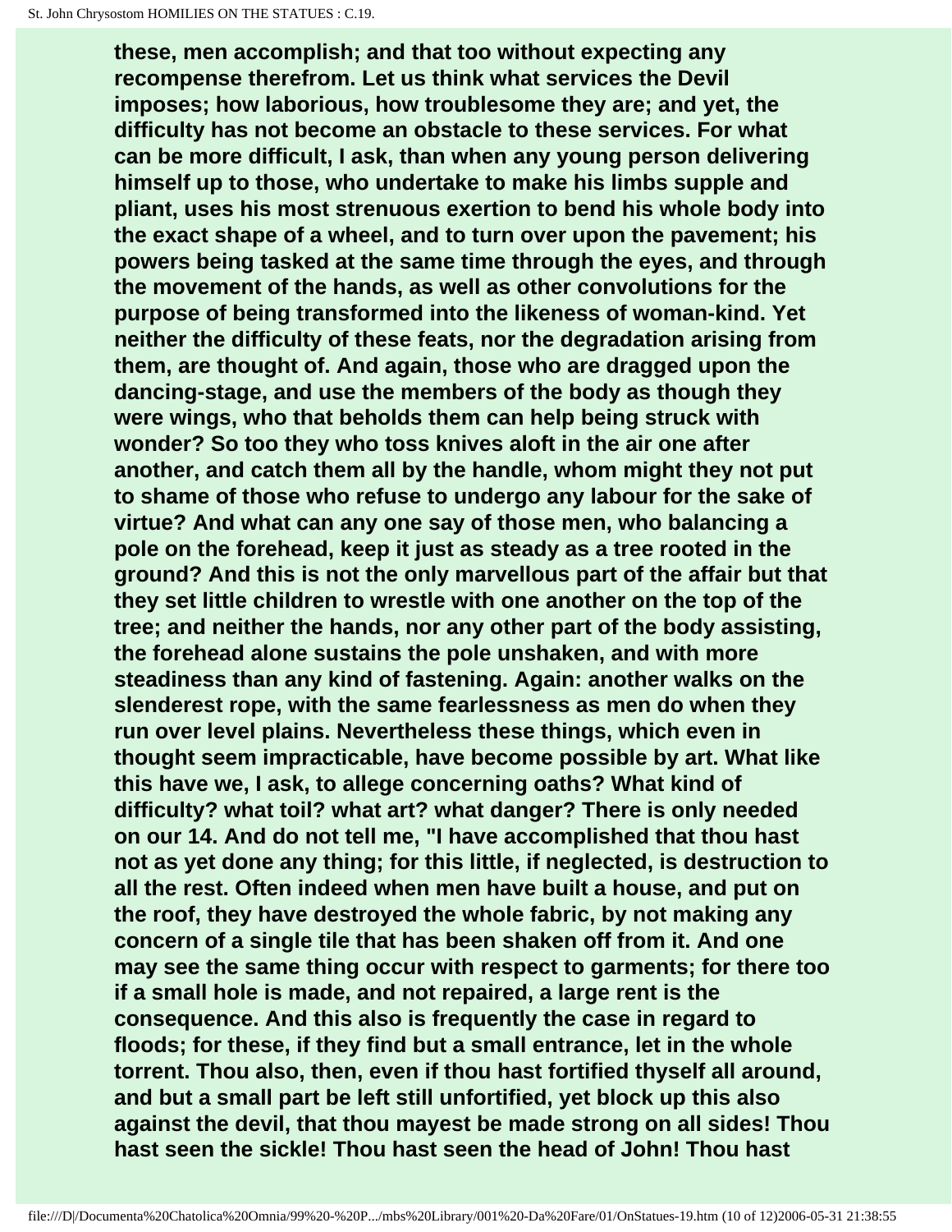these, men accomplish; and that too without expecting any recompense therefrom. Let us think what services the Devil imposes; how laborious, how troublesome they are; and yet, the difficulty has not become an obstacle to these services. For what can be more difficult, I ask, than when any young person delivering himself up to those, who undertake to make his limbs supple and pliant, uses his most strenuous exertion to bend his whole body into the exact shape of a wheel, and to turn over upon the pavement; his powers being tasked at the same time through the eyes, and through the movement of the hands, as well as other convolutions for the purpose of being transformed into the likeness of woman-kind. Yet neither the difficulty of these feats, nor the degradation arising from them, are thought of. And again, those who are dragged upon the dancing-stage, and use the members of the body as though they were wings, who that beholds them can help being struck with wonder? So too they who toss knives aloft in the air one after another, and catch them all by the handle, whom might they not put to shame of those who refuse to undergo any labour for the sake of virtue? And what can any one say of those men, who balancing a pole on the forehead, keep it just as steady as a tree rooted in the ground? And this is not the only marvellous part of the affair but that they set little children to wrestle with one another on the top of the tree; and neither the hands, nor any other part of the body assisting, the forehead alone sustains the pole unshaken, and with more steadiness than any kind of fastening. Again: another walks on the slenderest rope, with the same fearlessness as men do when they run over level plains. Nevertheless these things, which even in thought seem impracticable, have become possible by art. What like this have we, I ask, to allege concerning oaths? What kind of difficulty? what toil? what art? what danger? There is only needed on our 14. And do not tell me, "I have accomplished that thou hast not as yet done any thing; for this little, if neglected, is destruction to all the rest. Often indeed when men have built a house, and put on the roof, they have destroyed the whole fabric, by not making any concern of a single tile that has been shaken off from it. And one may see the same thing occur with respect to garments; for there too if a small hole is made, and not repaired, a large rent is the consequence. And this also is frequently the case in regard to floods; for these, if they find but a small entrance, let in the whole torrent. Thou also, then, even if thou hast fortified thyself all around, and but a small part be left still unfortified, yet block up this also against the devil, that thou mayest be made strong on all sides! Thou hast seen the sickle! Thou hast seen the head of John! Thou hast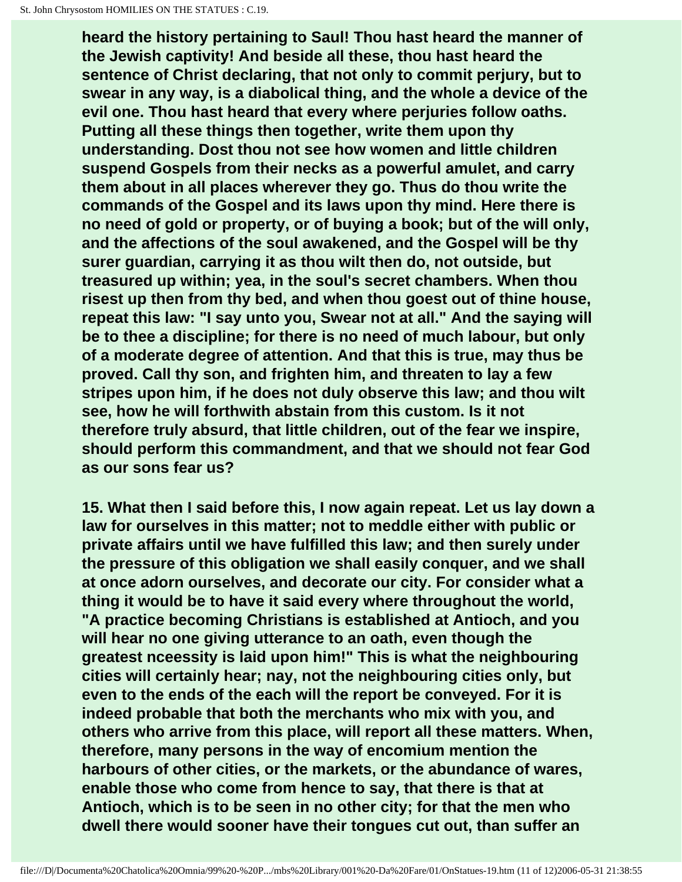**heard the history pertaining to Saul! Thou hast heard the manner of the Jewish captivity! And beside all these, thou hast heard the sentence of Christ declaring, that not only to commit perjury, but to swear in any way, is a diabolical thing, and the whole a device of the evil one. Thou hast heard that every where perjuries follow oaths. Putting all these things then together, write them upon thy understanding. Dost thou not see how women and little children suspend Gospels from their necks as a powerful amulet, and carry them about in all places wherever they go. Thus do thou write the commands of the Gospel and its laws upon thy mind. Here there is no need of gold or property, or of buying a book; but of the will only, and the affections of the soul awakened, and the Gospel will be thy surer guardian, carrying it as thou wilt then do, not outside, but treasured up within; yea, in the soul's secret chambers. When thou risest up then from thy bed, and when thou goest out of thine house, repeat this law: "I say unto you, Swear not at all." And the saying will be to thee a discipline; for there is no need of much labour, but only of a moderate degree of attention. And that this is true, may thus be proved. Call thy son, and frighten him, and threaten to lay a few stripes upon him, if he does not duly observe this law; and thou wilt see, how he will forthwith abstain from this custom. Is it not therefore truly absurd, that little children, out of the fear we inspire, should perform this commandment, and that we should not fear God as our sons fear us?**

**15. What then I said before this, I now again repeat. Let us lay down a law for ourselves in this matter; not to meddle either with public or private affairs until we have fulfilled this law; and then surely under the pressure of this obligation we shall easily conquer, and we shall at once adorn ourselves, and decorate our city. For consider what a thing it would be to have it said every where throughout the world, "A practice becoming Christians is established at Antioch, and you will hear no one giving utterance to an oath, even though the greatest nceessity is laid upon him!" This is what the neighbouring cities will certainly hear; nay, not the neighbouring cities only, but even to the ends of the each will the report be conveyed. For it is indeed probable that both the merchants who mix with you, and others who arrive from this place, will report all these matters. When, therefore, many persons in the way of encomium mention the harbours of other cities, or the markets, or the abundance of wares, enable those who come from hence to say, that there is that at Antioch, which is to be seen in no other city; for that the men who dwell there would sooner have their tongues cut out, than suffer an**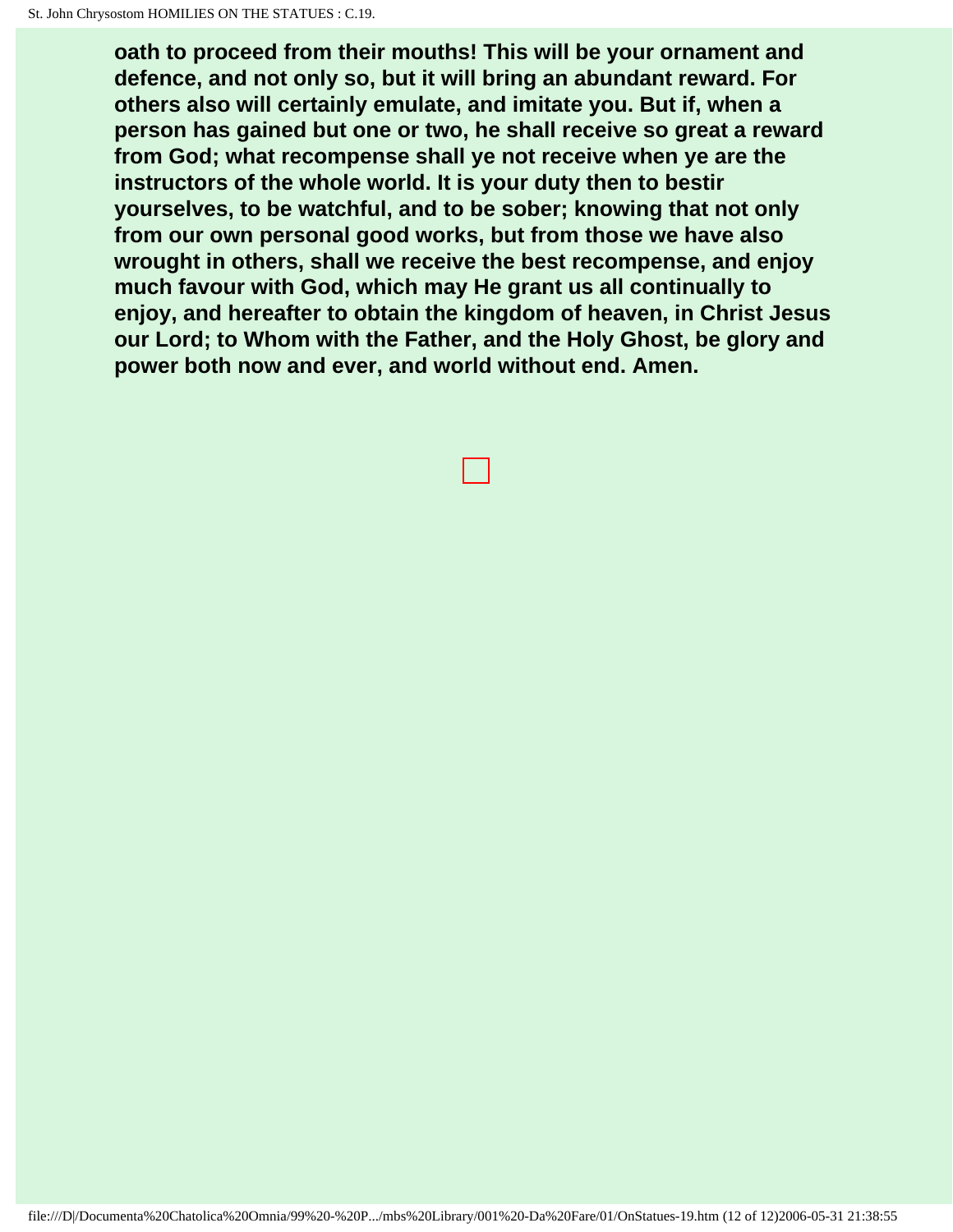**oath to proceed from their mouths! This will be your ornament and defence, and not only so, but it will bring an abundant reward. For others also will certainly emulate, and imitate you. But if, when a person has gained but one or two, he shall receive so great a reward from God; what recompense shall ye not receive when ye are the instructors of the whole world. It is your duty then to bestir yourselves, to be watchful, and to be sober; knowing that not only from our own personal good works, but from those we have also wrought in others, shall we receive the best recompense, and enjoy much favour with God, which may He grant us all continually to enjoy, and hereafter to obtain the kingdom of heaven, in Christ Jesus our Lord; to Whom with the Father, and the Holy Ghost, be glory and power both now and ever, and world without end. Amen.**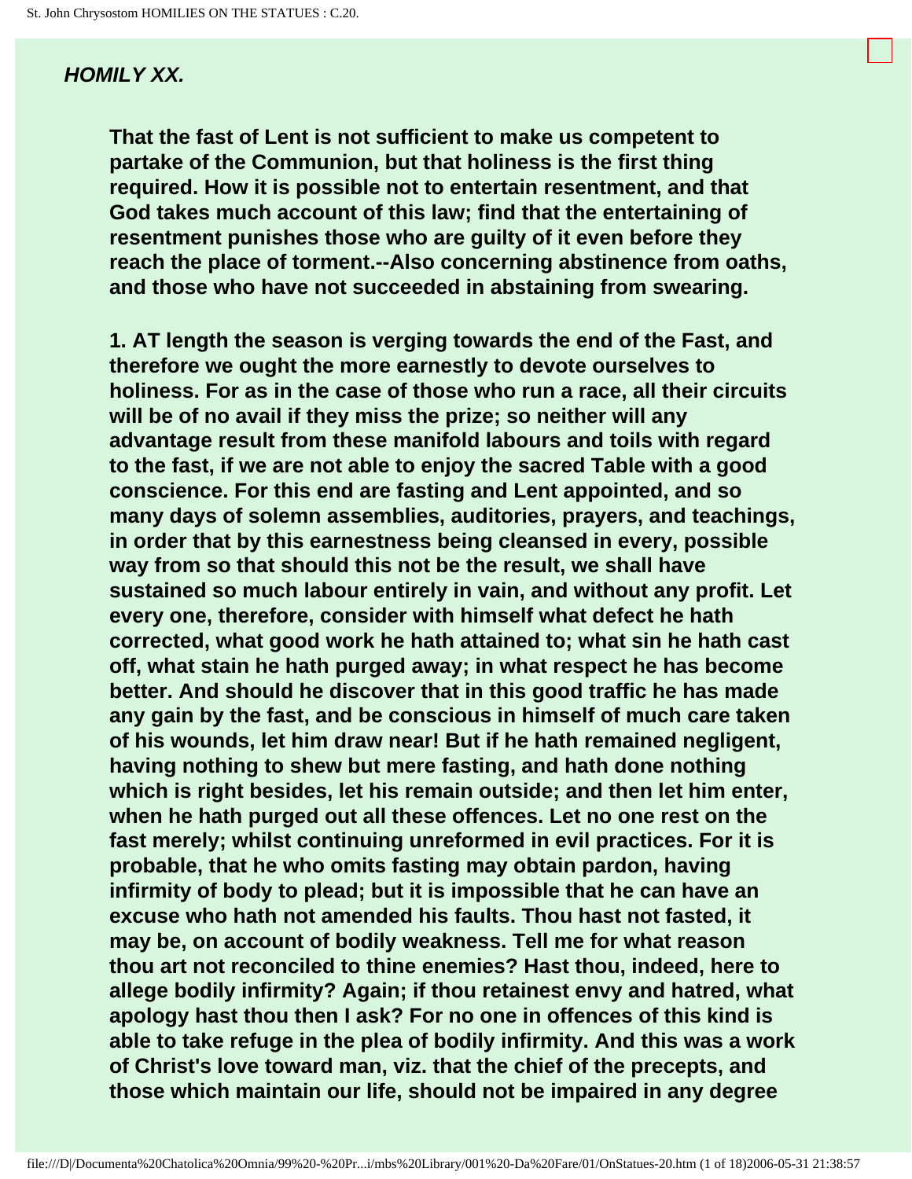## *HOMILY XX.*

**That the fast of Lent is not sufficient to make us competent to partake of the Communion, but that holiness is the first thing required. How it is possible not to entertain resentment, and that God takes much account of this law; find that the entertaining of resentment punishes those who are guilty of it even before they reach the place of torment.--Also concerning abstinence from oaths, and those who have not succeeded in abstaining from swearing.**

**1. AT length the season is verging towards the end of the Fast, and therefore we ought the more earnestly to devote ourselves to holiness. For as in the case of those who run a race, all their circuits will be of no avail if they miss the prize; so neither will any advantage result from these manifold labours and toils with regard to the fast, if we are not able to enjoy the sacred Table with a good conscience. For this end are fasting and Lent appointed, and so many days of solemn assemblies, auditories, prayers, and teachings, in order that by this earnestness being cleansed in every, possible way from so that should this not be the result, we shall have sustained so much labour entirely in vain, and without any profit. Let every one, therefore, consider with himself what defect he hath corrected, what good work he hath attained to; what sin he hath cast off, what stain he hath purged away; in what respect he has become better. And should he discover that in this good traffic he has made any gain by the fast, and be conscious in himself of much care taken of his wounds, let him draw near! But if he hath remained negligent, having nothing to shew but mere fasting, and hath done nothing which is right besides, let his remain outside; and then let him enter, when he hath purged out all these offences. Let no one rest on the fast merely; whilst continuing unreformed in evil practices. For it is probable, that he who omits fasting may obtain pardon, having infirmity of body to plead; but it is impossible that he can have an excuse who hath not amended his faults. Thou hast not fasted, it may be, on account of bodily weakness. Tell me for what reason thou art not reconciled to thine enemies? Hast thou, indeed, here to allege bodily infirmity? Again; if thou retainest envy and hatred, what apology hast thou then I ask? For no one in offences of this kind is able to take refuge in the plea of bodily infirmity. And this was a work of Christ's love toward man, viz. that the chief of the precepts, and those which maintain our life, should not be impaired in any degree**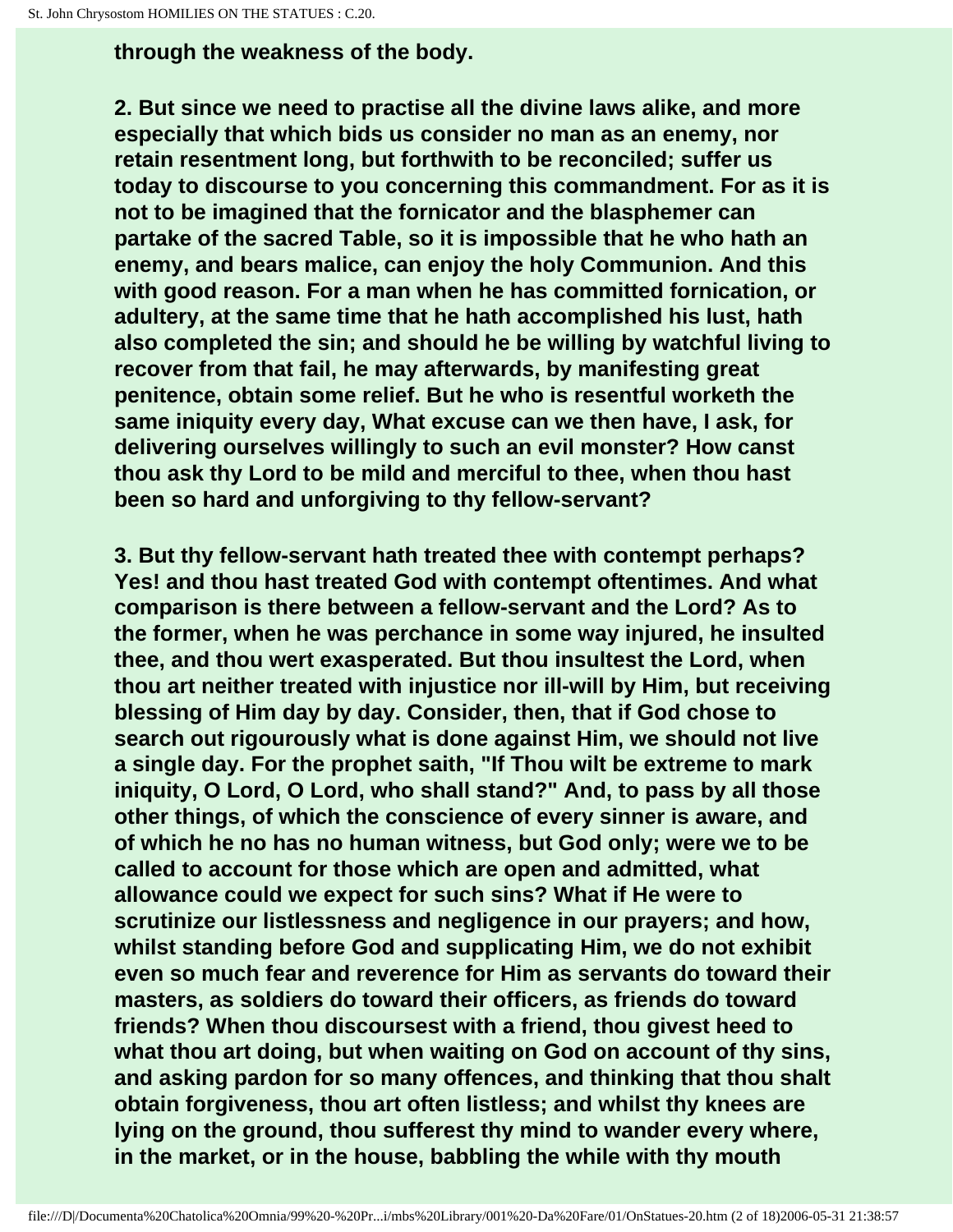**through the weakness of the body.**

**2. But since we need to practise all the divine laws alike, and more especially that which bids us consider no man as an enemy, nor retain resentment long, but forthwith to be reconciled; suffer us today to discourse to you concerning this commandment. For as it is not to be imagined that the fornicator and the blasphemer can partake of the sacred Table, so it is impossible that he who hath an enemy, and bears malice, can enjoy the holy Communion. And this with good reason. For a man when he has committed fornication, or adultery, at the same time that he hath accomplished his lust, hath also completed the sin; and should he be willing by watchful living to recover from that fail, he may afterwards, by manifesting great penitence, obtain some relief. But he who is resentful worketh the same iniquity every day, What excuse can we then have, I ask, for delivering ourselves willingly to such an evil monster? How canst thou ask thy Lord to be mild and merciful to thee, when thou hast been so hard and unforgiving to thy fellow-servant?**

**3. But thy fellow-servant hath treated thee with contempt perhaps? Yes! and thou hast treated God with contempt oftentimes. And what comparison is there between a fellow-servant and the Lord? As to the former, when he was perchance in some way injured, he insulted thee, and thou wert exasperated. But thou insultest the Lord, when thou art neither treated with injustice nor ill-will by Him, but receiving blessing of Him day by day. Consider, then, that if God chose to search out rigourously what is done against Him, we should not live a single day. For the prophet saith, "If Thou wilt be extreme to mark iniquity, O Lord, O Lord, who shall stand?" And, to pass by all those other things, of which the conscience of every sinner is aware, and of which he no has no human witness, but God only; were we to be called to account for those which are open and admitted, what allowance could we expect for such sins? What if He were to scrutinize our listlessness and negligence in our prayers; and how, whilst standing before God and supplicating Him, we do not exhibit even so much fear and reverence for Him as servants do toward their masters, as soldiers do toward their officers, as friends do toward friends? When thou discoursest with a friend, thou givest heed to what thou art doing, but when waiting on God on account of thy sins, and asking pardon for so many offences, and thinking that thou shalt obtain forgiveness, thou art often listless; and whilst thy knees are lying on the ground, thou sufferest thy mind to wander every where, in the market, or in the house, babbling the while with thy mouth**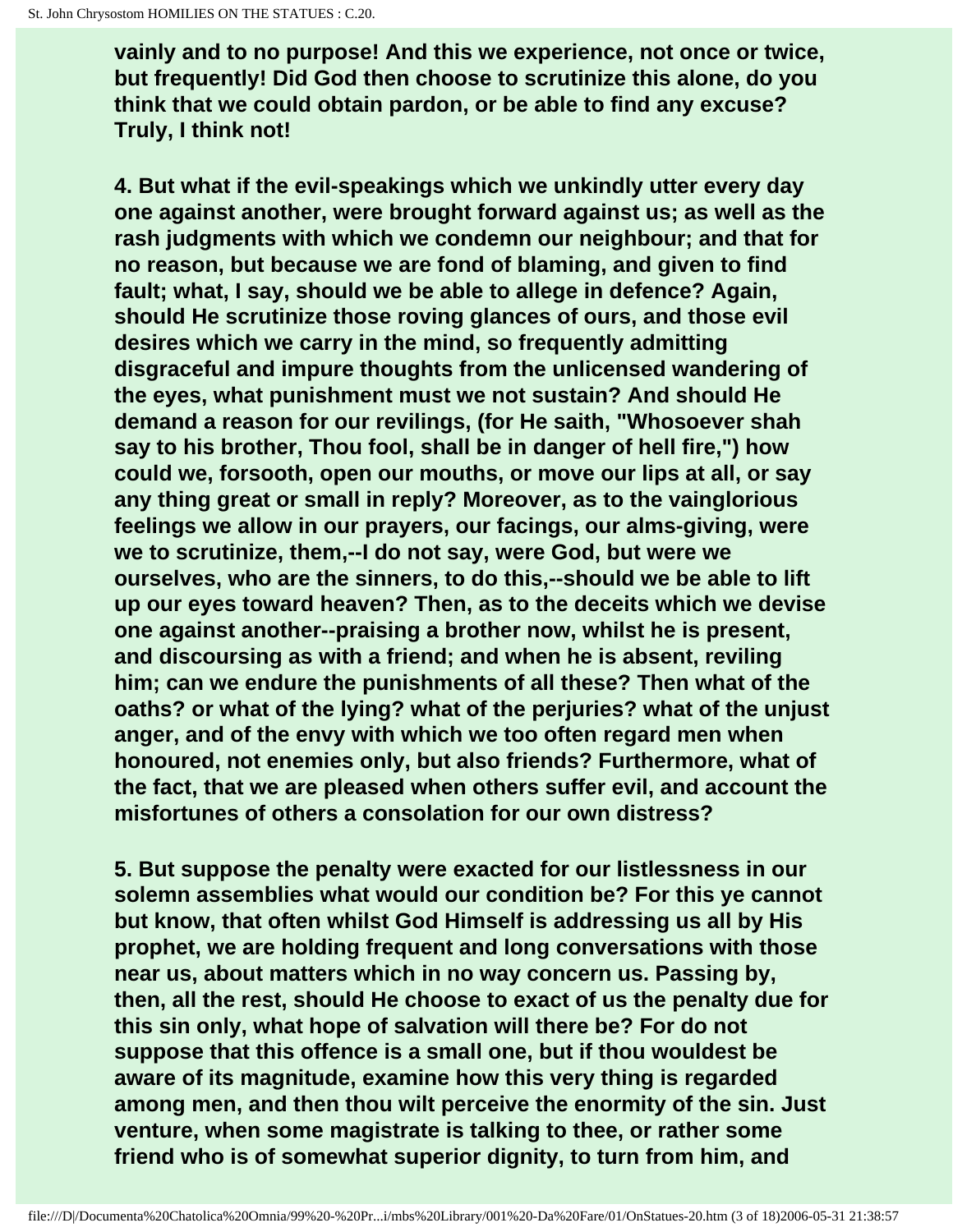**vainly and to no purpose! And this we experience, not once or twice, but frequently! Did God then choose to scrutinize this alone, do you think that we could obtain pardon, or be able to find any excuse? Truly, I think not!**

**4. But what if the evil-speakings which we unkindly utter every day one against another, were brought forward against us; as well as the rash judgments with which we condemn our neighbour; and that for no reason, but because we are fond of blaming, and given to find fault; what, I say, should we be able to allege in defence? Again, should He scrutinize those roving glances of ours, and those evil desires which we carry in the mind, so frequently admitting disgraceful and impure thoughts from the unlicensed wandering of the eyes, what punishment must we not sustain? And should He demand a reason for our revilings, (for He saith, "Whosoever shah say to his brother, Thou fool, shall be in danger of hell fire,") how could we, forsooth, open our mouths, or move our lips at all, or say any thing great or small in reply? Moreover, as to the vainglorious feelings we allow in our prayers, our facings, our alms-giving, were we to scrutinize, them,--I do not say, were God, but were we ourselves, who are the sinners, to do this,--should we be able to lift up our eyes toward heaven? Then, as to the deceits which we devise one against another--praising a brother now, whilst he is present, and discoursing as with a friend; and when he is absent, reviling him; can we endure the punishments of all these? Then what of the oaths? or what of the lying? what of the perjuries? what of the unjust anger, and of the envy with which we too often regard men when honoured, not enemies only, but also friends? Furthermore, what of the fact, that we are pleased when others suffer evil, and account the misfortunes of others a consolation for our own distress?**

**5. But suppose the penalty were exacted for our listlessness in our solemn assemblies what would our condition be? For this ye cannot but know, that often whilst God Himself is addressing us all by His prophet, we are holding frequent and long conversations with those near us, about matters which in no way concern us. Passing by, then, all the rest, should He choose to exact of us the penalty due for this sin only, what hope of salvation will there be? For do not suppose that this offence is a small one, but if thou wouldest be aware of its magnitude, examine how this very thing is regarded among men, and then thou wilt perceive the enormity of the sin. Just venture, when some magistrate is talking to thee, or rather some friend who is of somewhat superior dignity, to turn from him, and**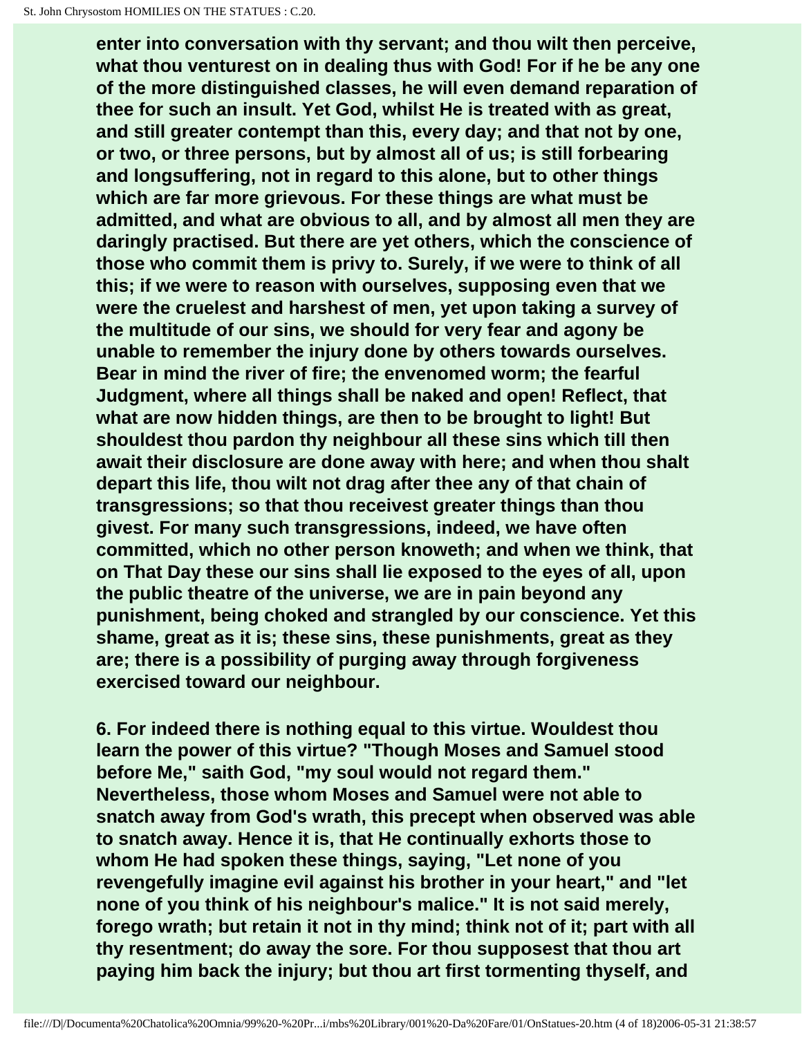**enter into conversation with thy servant; and thou wilt then perceive, what thou venturest on in dealing thus with God! For if he be any one of the more distinguished classes, he will even demand reparation of thee for such an insult. Yet God, whilst He is treated with as great, and still greater contempt than this, every day; and that not by one, or two, or three persons, but by almost all of us; is still forbearing and longsuffering, not in regard to this alone, but to other things which are far more grievous. For these things are what must be admitted, and what are obvious to all, and by almost all men they are daringly practised. But there are yet others, which the conscience of those who commit them is privy to. Surely, if we were to think of all this; if we were to reason with ourselves, supposing even that we were the cruelest and harshest of men, yet upon taking a survey of the multitude of our sins, we should for very fear and agony be unable to remember the injury done by others towards ourselves. Bear in mind the river of fire; the envenomed worm; the fearful Judgment, where all things shall be naked and open! Reflect, that what are now hidden things, are then to be brought to light! But shouldest thou pardon thy neighbour all these sins which till then await their disclosure are done away with here; and when thou shalt depart this life, thou wilt not drag after thee any of that chain of transgressions; so that thou receivest greater things than thou givest. For many such transgressions, indeed, we have often committed, which no other person knoweth; and when we think, that on That Day these our sins shall lie exposed to the eyes of all, upon the public theatre of the universe, we are in pain beyond any punishment, being choked and strangled by our conscience. Yet this shame, great as it is; these sins, these punishments, great as they are; there is a possibility of purging away through forgiveness exercised toward our neighbour.**

**6. For indeed there is nothing equal to this virtue. Wouldest thou learn the power of this virtue? "Though Moses and Samuel stood before Me," saith God, "my soul would not regard them." Nevertheless, those whom Moses and Samuel were not able to snatch away from God's wrath, this precept when observed was able to snatch away. Hence it is, that He continually exhorts those to whom He had spoken these things, saying, "Let none of you revengefully imagine evil against his brother in your heart," and "let none of you think of his neighbour's malice." It is not said merely, forego wrath; but retain it not in thy mind; think not of it; part with all thy resentment; do away the sore. For thou supposest that thou art paying him back the injury; but thou art first tormenting thyself, and**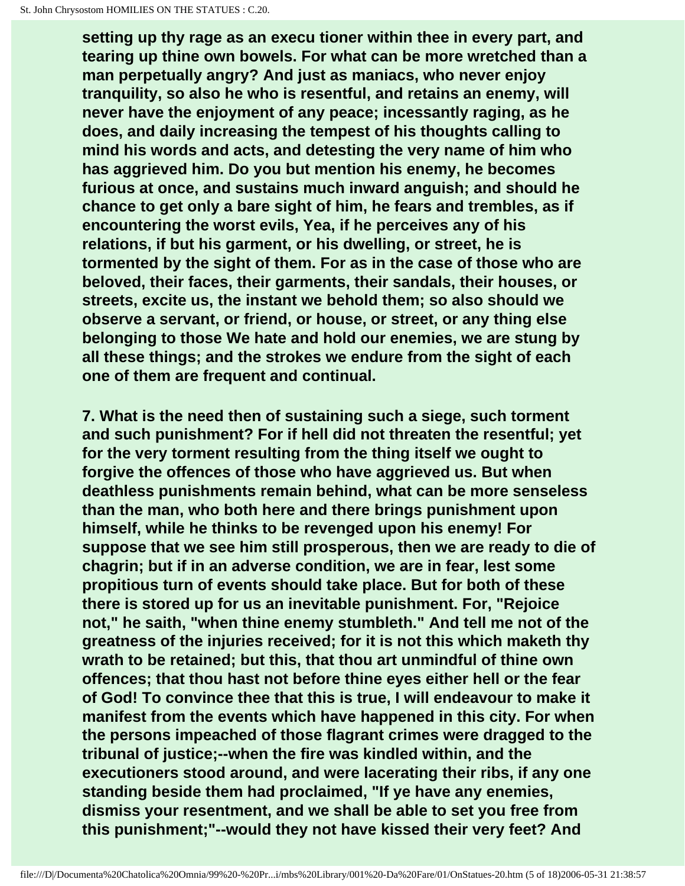setting up thy rage as an execu tioner within thee in every part, and tearing up thine own bowels. For what can be more wretched than a man perpetually angry? And just as maniacs, who never enjoy tranquility, so also he who is resentful, and retains an enemy, will never have the enjoyment of any peace; incessantly raging, as he does, and daily increasing the tempest of his thoughts calling to mind his words and acts, and detesting the very name of him who has aggrieved him. Do you but mention his enemy, he becomes furious at once, and sustains much inward anguish; and should he chance to get only a bare sight of him, he fears and trembles, as if encountering the worst evils, Yea, if he perceives any of his relations, if but his garment, or his dwelling, or street, he is tormented by the sight of them. For as in the case of those who are beloved, their faces, their garments, their sandals, their houses, or streets, excite us, the instant we behold them; so also should we observe a servant, or friend, or house, or street, or any thing else belonging to those We hate and hold our enemies, we are stung by all these things; and the strokes we endure from the sight of each one of them are frequent and continual.

7. What is the need then of sustaining such a siege, such torment and such punishment? For if hell did not threaten the resentful; yet for the very torment resulting from the thing itself we ought to forgive the offences of those who have aggrieved us. But when deathless punishments remain behind, what can be more senseless than the man, who both here and there brings punishment upon himself, while he thinks to be revenged upon his enemy! For suppose that we see him still prosperous, then we are ready to die of chagrin; but if in an adverse condition, we are in fear, lest some propitious turn of events should take place. But for both of these there is stored up for us an inevitable punishment. For, "Rejoice not," he saith, "when thine enemy stumbleth." And tell me not of the greatness of the injuries received; for it is not this which maketh thy wrath to be retained; but this, that thou art unmindful of thine own offences; that thou hast not before thine eyes either hell or the fear of God! To convince thee that this is true, I will endeavour to make it manifest from the events which have happened in this city. For when the persons impeached of those flagrant crimes were dragged to the tribunal of justice;--when the fire was kindled within, and the executioners stood around, and were lacerating their ribs, if any one standing beside them had proclaimed, "If ye have any enemies, dismiss your resentment, and we shall be able to set you free from this punishment;"--would they not have kissed their very feet? And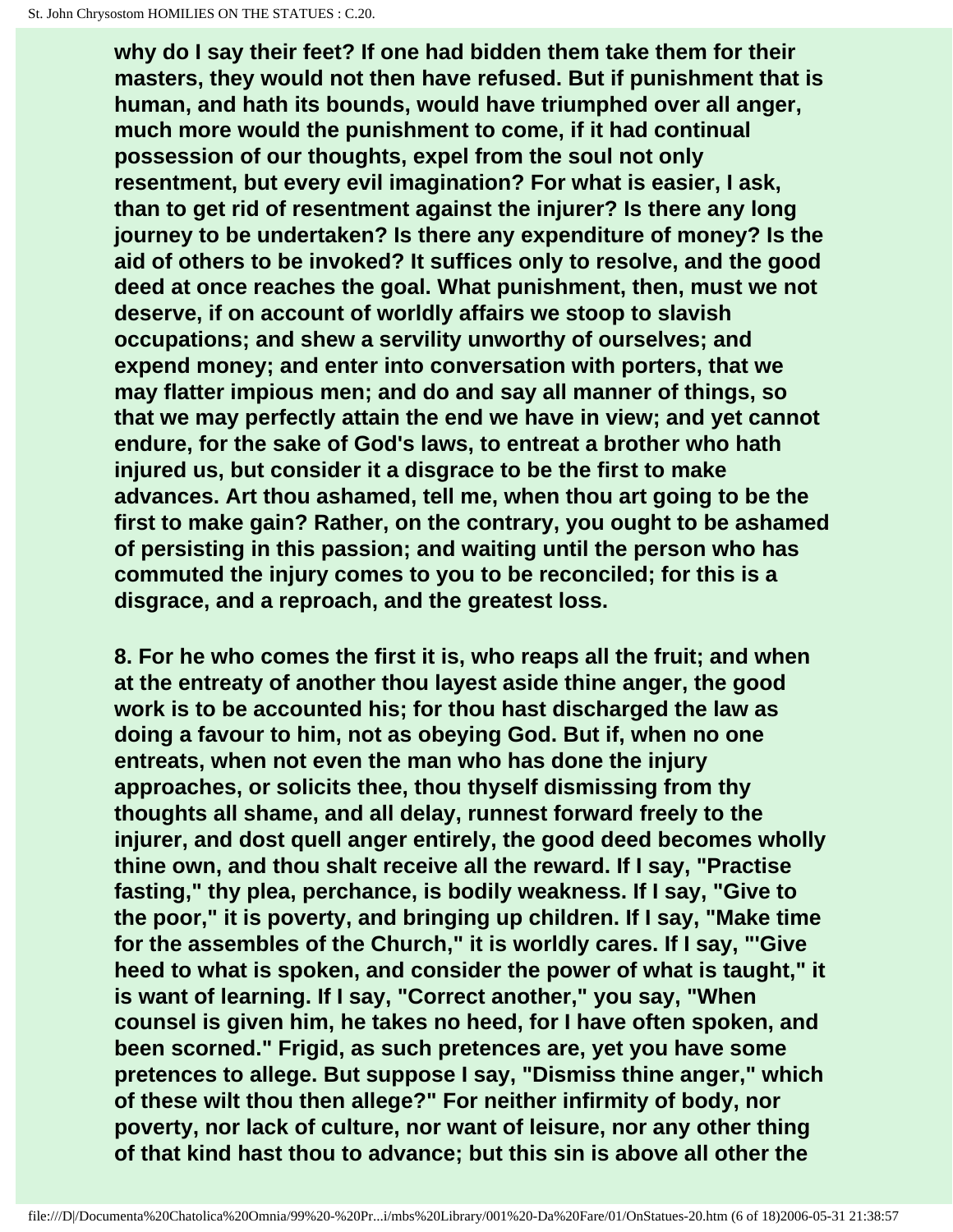**why do I say their feet? If one had bidden them take them for their masters, they would not then have refused. But if punishment that is human, and hath its bounds, would have triumphed over all anger, much more would the punishment to come, if it had continual possession of our thoughts, expel from the soul not only resentment, but every evil imagination? For what is easier, I ask, than to get rid of resentment against the injurer? Is there any long journey to be undertaken? Is there any expenditure of money? Is the aid of others to be invoked? It suffices only to resolve, and the good deed at once reaches the goal. What punishment, then, must we not deserve, if on account of worldly affairs we stoop to slavish occupations; and shew a servility unworthy of ourselves; and expend money; and enter into conversation with porters, that we may flatter impious men; and do and say all manner of things, so that we may perfectly attain the end we have in view; and yet cannot endure, for the sake of God's laws, to entreat a brother who hath injured us, but consider it a disgrace to be the first to make advances. Art thou ashamed, tell me, when thou art going to be the first to make gain? Rather, on the contrary, you ought to be ashamed of persisting in this passion; and waiting until the person who has commuted the injury comes to you to be reconciled; for this is a disgrace, and a reproach, and the greatest loss.**

**8. For he who comes the first it is, who reaps all the fruit; and when at the entreaty of another thou layest aside thine anger, the good work is to be accounted his; for thou hast discharged the law as doing a favour to him, not as obeying God. But if, when no one entreats, when not even the man who has done the injury approaches, or solicits thee, thou thyself dismissing from thy thoughts all shame, and all delay, runnest forward freely to the injurer, and dost quell anger entirely, the good deed becomes wholly thine own, and thou shalt receive all the reward. If I say, "Practise fasting," thy plea, perchance, is bodily weakness. If I say, "Give to the poor," it is poverty, and bringing up children. If I say, "Make time for the assembles of the Church," it is worldly cares. If I say, "'Give heed to what is spoken, and consider the power of what is taught," it is want of learning. If I say, "Correct another," you say, "When counsel is given him, he takes no heed, for I have often spoken, and been scorned." Frigid, as such pretences are, yet you have some pretences to allege. But suppose I say, "Dismiss thine anger," which of these wilt thou then allege?" For neither infirmity of body, nor poverty, nor lack of culture, nor want of leisure, nor any other thing of that kind hast thou to advance; but this sin is above all other the**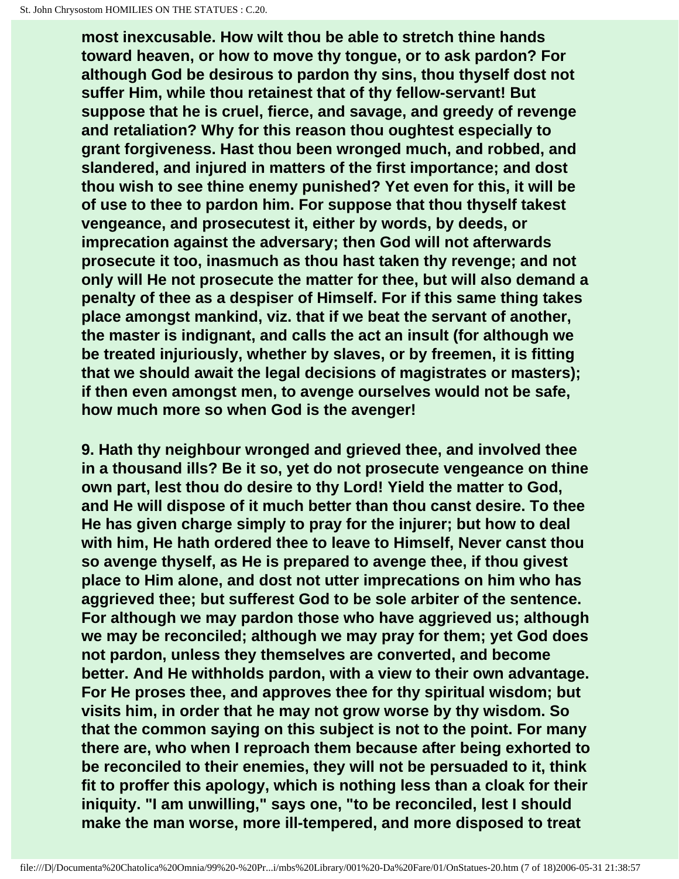**most inexcusable. How wilt thou be able to stretch thine hands toward heaven, or how to move thy tongue, or to ask pardon? For although God be desirous to pardon thy sins, thou thyself dost not suffer Him, while thou retainest that of thy fellow-servant! But suppose that he is cruel, fierce, and savage, and greedy of revenge and retaliation? Why for this reason thou oughtest especially to grant forgiveness. Hast thou been wronged much, and robbed, and slandered, and injured in matters of the first importance; and dost thou wish to see thine enemy punished? Yet even for this, it will be of use to thee to pardon him. For suppose that thou thyself takest vengeance, and prosecutest it, either by words, by deeds, or imprecation against the adversary; then God will not afterwards prosecute it too, inasmuch as thou hast taken thy revenge; and not only will He not prosecute the matter for thee, but will also demand a penalty of thee as a despiser of Himself. For if this same thing takes place amongst mankind, viz. that if we beat the servant of another, the master is indignant, and calls the act an insult (for although we be treated injuriously, whether by slaves, or by freemen, it is fitting that we should await the legal decisions of magistrates or masters); if then even amongst men, to avenge ourselves would not be safe, how much more so when God is the avenger!**

**9. Hath thy neighbour wronged and grieved thee, and involved thee in a thousand ills? Be it so, yet do not prosecute vengeance on thine own part, lest thou do desire to thy Lord! Yield the matter to God, and He will dispose of it much better than thou canst desire. To thee He has given charge simply to pray for the injurer; but how to deal with him, He hath ordered thee to leave to Himself, Never canst thou so avenge thyself, as He is prepared to avenge thee, if thou givest place to Him alone, and dost not utter imprecations on him who has aggrieved thee; but sufferest God to be sole arbiter of the sentence. For although we may pardon those who have aggrieved us; although we may be reconciled; although we may pray for them; yet God does not pardon, unless they themselves are converted, and become better. And He withholds pardon, with a view to their own advantage. For He proses thee, and approves thee for thy spiritual wisdom; but visits him, in order that he may not grow worse by thy wisdom. So that the common saying on this subject is not to the point. For many there are, who when I reproach them because after being exhorted to be reconciled to their enemies, they will not be persuaded to it, think fit to proffer this apology, which is nothing less than a cloak for their iniquity. "I am unwilling," says one, "to be reconciled, lest I should make the man worse, more ill-tempered, and more disposed to treat**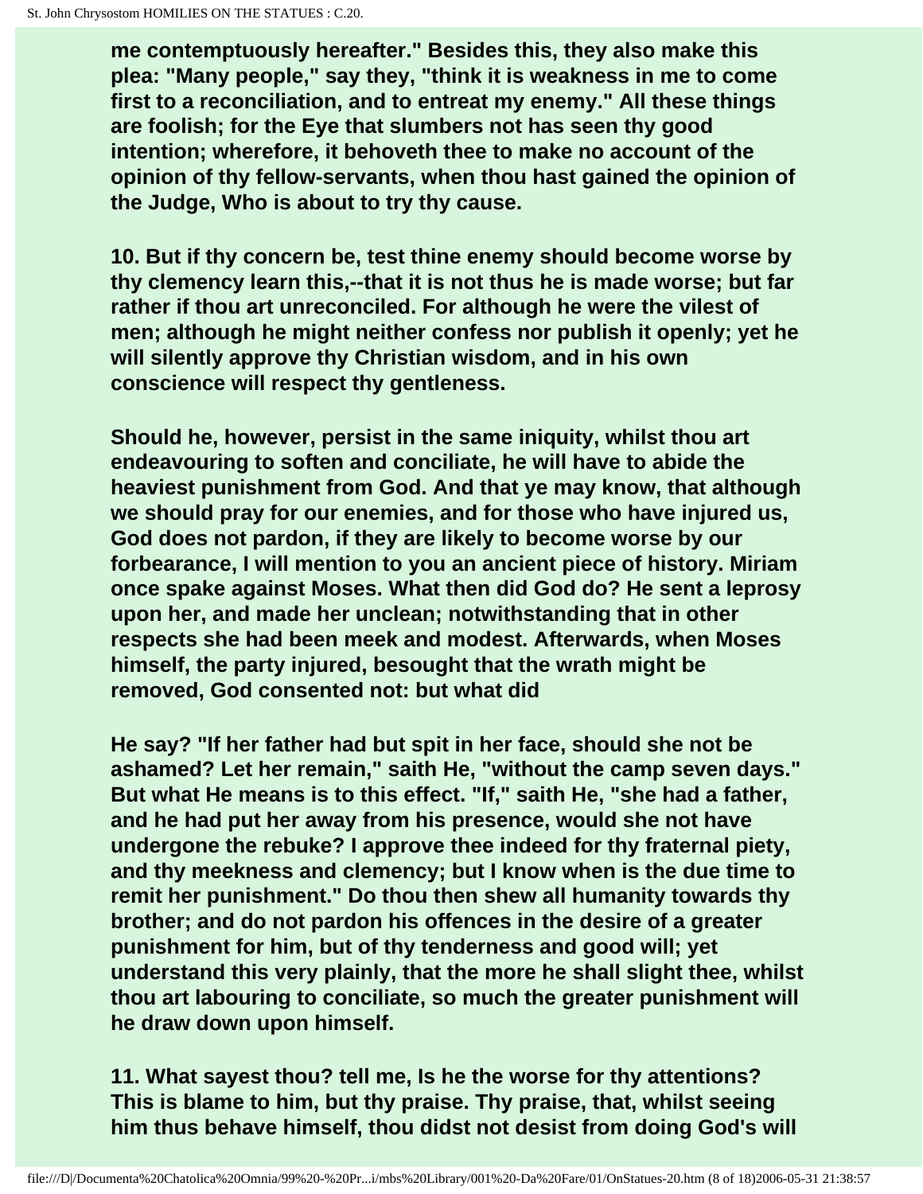me contemptuously hereafter." Besides this, they also make this plea: "Many people," say they, "think it is weakness in me to come first to a reconciliation, and to entreat my enemy." All these things are foolish; for the Eye that slumbers not has seen thy good intention; wherefore, it behoveth thee to make no account of the opinion of thy fellow-servants, when thou hast gained the opinion of the Judge, Who is about to try thy cause.

10. But if thy concern be, test thine enemy should become worse by thy clemency learn this,--that it is not thus he is made worse; but far rather if thou art unreconciled. For although he were the vilest of men; although he might neither confess nor publish it openly; yet he will silently approve thy Christian wisdom, and in his own conscience will respect thy gentleness.

Should he, however, persist in the same iniquity, whilst thou art endeavouring to soften and conciliate, he will have to abide the heaviest punishment from God. And that ye may know, that although we should pray for our enemies, and for those who have injured us, God does not pardon, if they are likely to become worse by our forbearance, I will mention to you an ancient piece of history. Miriam once spake against Moses. What then did God do? He sent a leprosy upon her, and made her unclean; notwithstanding that in other respects she had been meek and modest. Afterwards, when Moses himself, the party injured, besought that the wrath might be removed, God consented not: but what did

He say? "If her father had but spit in her face, should she not be ashamed? Let her remain," saith He, "without the camp seven days." But what He means is to this effect. "If," saith He, "she had a father, and he had put her away from his presence, would she not have undergone the rebuke? I approve thee indeed for thy fraternal piety, and thy meekness and clemency; but I know when is the due time to remit her punishment." Do thou then shew all humanity towards thy brother; and do not pardon his offences in the desire of a greater punishment for him, but of thy tenderness and good will; yet understand this very plainly, that the more he shall slight thee, whilst thou art labouring to conciliate, so much the greater punishment will he draw down upon himself.

11. What sayest thou? tell me, Is he the worse for thy attentions? This is blame to him, but thy praise. Thy praise, that, whilst seeing him thus behave himself, thou didst not desist from doing God's will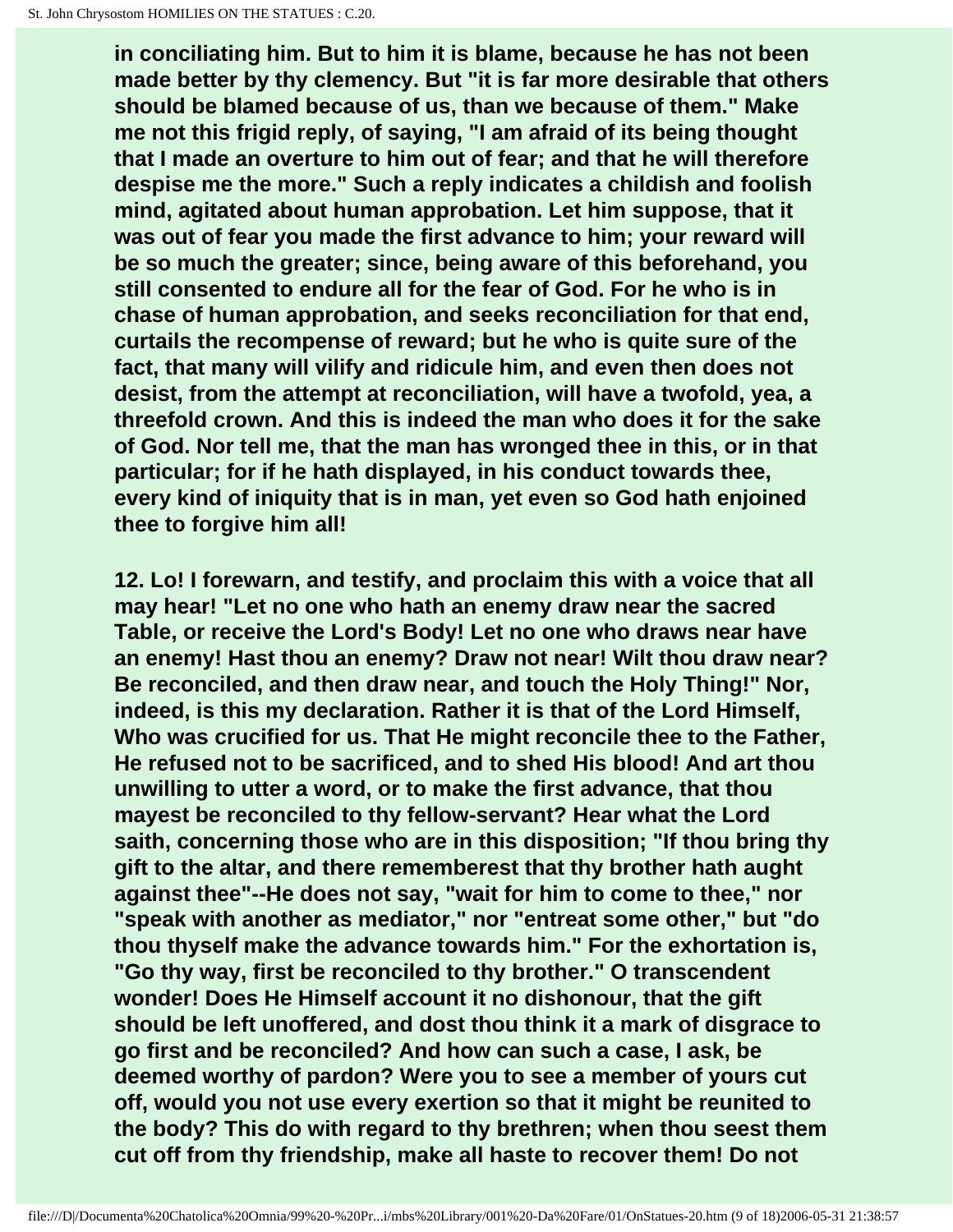in conciliating him. But to him it is blame, because he has not been made better by thy clemency. But "it is far more desirable that others should be blamed because of us, than we because of them." Make me not this frigid reply, of saying, "I am afraid of its being thought that I made an overture to him out of fear; and that he will therefore despise me the more." Such a reply indicates a childish and foolish mind, agitated about human approbation. Let him suppose, that it was out of fear you made the first advance to him; your reward will be so much the greater; since, being aware of this beforehand, you still consented to endure all for the fear of God. For he who is in chase of human approbation, and seeks reconciliation for that end, curtails the recompense of reward; but he who is quite sure of the fact, that many will vilify and ridicule him, and even then does not desist, from the attempt at reconciliation, will have a twofold, yea, a threefold crown. And this is indeed the man who does it for the sake of God. Nor tell me, that the man has wronged thee in this, or in that particular; for if he hath displayed, in his conduct towards thee, every kind of iniquity that is in man, yet even so God hath enjoined thee to forgive him all!

12. Lo! I forewarn, and testify, and proclaim this with a voice that all may hear! "Let no one who hath an enemy draw near the sacred Table, or receive the Lord's Body! Let no one who draws near have an enemy! Hast thou an enemy? Draw not near! Wilt thou draw near? Be reconciled, and then draw near, and touch the Holy Thing!" Nor, indeed, is this my declaration. Rather it is that of the Lord Himself, Who was crucified for us. That He might reconcile thee to the Father, He refused not to be sacrificed, and to shed His blood! And art thou unwilling to utter a word, or to make the first advance, that thou mayest be reconciled to thy fellow-servant? Hear what the Lord saith, concerning those who are in this disposition; "If thou bring thy gift to the altar, and there rememberest that thy brother hath aught against thee"--He does not say, "wait for him to come to thee," nor "speak with another as mediator," nor "entreat some other," but "do thou thyself make the advance towards him." For the exhortation is, "Go thy way, first be reconciled to thy brother." O transcendent wonder! Does He Himself account it no dishonour, that the gift should be left unoffered, and dost thou think it a mark of disgrace to go first and be reconciled? And how can such a case, I ask, be deemed worthy of pardon? Were you to see a member of yours cut off, would you not use every exertion so that it might be reunited to the body? This do with regard to thy brethren; when thou seest them cut off from thy friendship, make all haste to recover them! Do not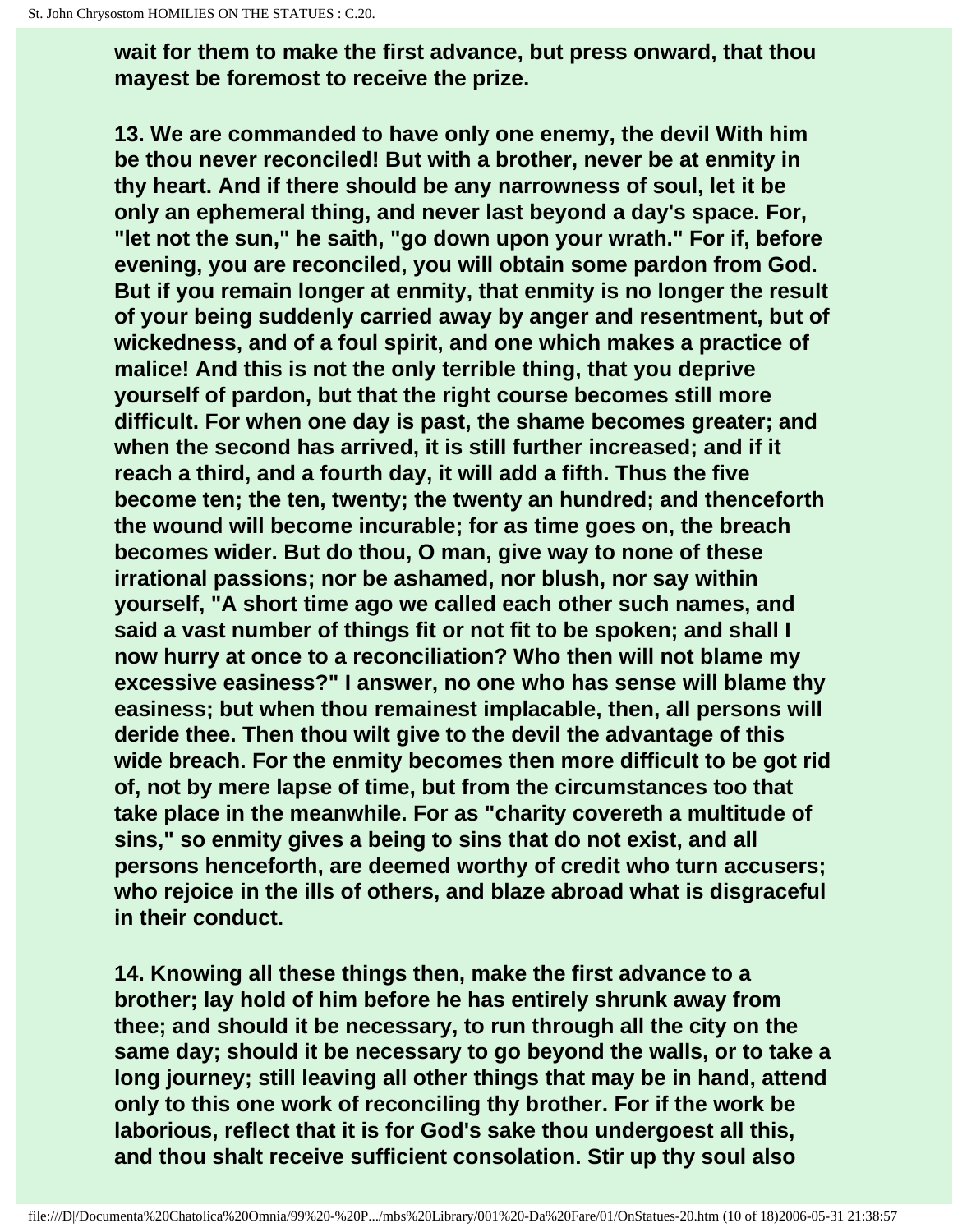**wait for them to make the first advance, but press onward, that thou mayest be foremost to receive the prize.**

**13. We are commanded to have only one enemy, the devil With him be thou never reconciled! But with a brother, never be at enmity in thy heart. And if there should be any narrowness of soul, let it be only an ephemeral thing, and never last beyond a day's space. For, "let not the sun," he saith, "go down upon your wrath." For if, before evening, you are reconciled, you will obtain some pardon from God. But if you remain longer at enmity, that enmity is no longer the result of your being suddenly carried away by anger and resentment, but of wickedness, and of a foul spirit, and one which makes a practice of malice! And this is not the only terrible thing, that you deprive yourself of pardon, but that the right course becomes still more difficult. For when one day is past, the shame becomes greater; and when the second has arrived, it is still further increased; and if it reach a third, and a fourth day, it will add a fifth. Thus the five become ten; the ten, twenty; the twenty an hundred; and thenceforth the wound will become incurable; for as time goes on, the breach becomes wider. But do thou, O man, give way to none of these irrational passions; nor be ashamed, nor blush, nor say within yourself, "A short time ago we called each other such names, and said a vast number of things fit or not fit to be spoken; and shall I now hurry at once to a reconciliation? Who then will not blame my excessive easiness?" I answer, no one who has sense will blame thy easiness; but when thou remainest implacable, then, all persons will deride thee. Then thou wilt give to the devil the advantage of this wide breach. For the enmity becomes then more difficult to be got rid of, not by mere lapse of time, but from the circumstances too that take place in the meanwhile. For as "charity covereth a multitude of sins," so enmity gives a being to sins that do not exist, and all persons henceforth, are deemed worthy of credit who turn accusers; who rejoice in the ills of others, and blaze abroad what is disgraceful in their conduct.**

**14. Knowing all these things then, make the first advance to a brother; lay hold of him before he has entirely shrunk away from thee; and should it be necessary, to run through all the city on the same day; should it be necessary to go beyond the walls, or to take a long journey; still leaving all other things that may be in hand, attend only to this one work of reconciling thy brother. For if the work be laborious, reflect that it is for God's sake thou undergoest all this, and thou shalt receive sufficient consolation. Stir up thy soul also**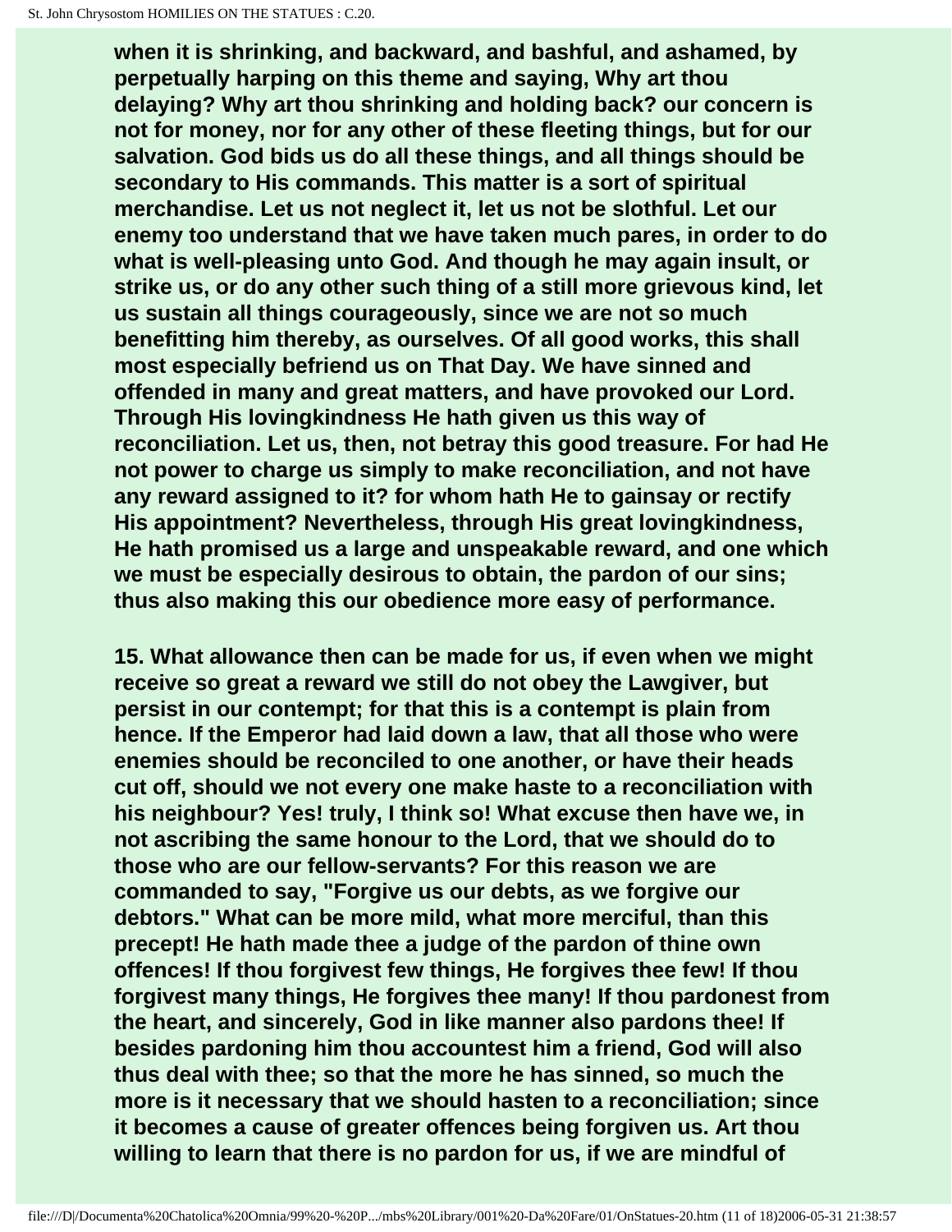**when it is shrinking, and backward, and bashful, and ashamed, by perpetually harping on this theme and saying, Why art thou delaying? Why art thou shrinking and holding back? our concern is not for money, nor for any other of these fleeting things, but for our salvation. God bids us do all these things, and all things should be secondary to His commands. This matter is a sort of spiritual merchandise. Let us not neglect it, let us not be slothful. Let our enemy too understand that we have taken much pares, in order to do what is well-pleasing unto God. And though he may again insult, or strike us, or do any other such thing of a still more grievous kind, let us sustain all things courageously, since we are not so much benefitting him thereby, as ourselves. Of all good works, this shall most especially befriend us on That Day. We have sinned and offended in many and great matters, and have provoked our Lord. Through His lovingkindness He hath given us this way of reconciliation. Let us, then, not betray this good treasure. For had He not power to charge us simply to make reconciliation, and not have any reward assigned to it? for whom hath He to gainsay or rectify His appointment? Nevertheless, through His great lovingkindness, He hath promised us a large and unspeakable reward, and one which we must be especially desirous to obtain, the pardon of our sins; thus also making this our obedience more easy of performance.**

**15. What allowance then can be made for us, if even when we might receive so great a reward we still do not obey the Lawgiver, but persist in our contempt; for that this is a contempt is plain from hence. If the Emperor had laid down a law, that all those who were enemies should be reconciled to one another, or have their heads cut off, should we not every one make haste to a reconciliation with his neighbour? Yes! truly, I think so! What excuse then have we, in not ascribing the same honour to the Lord, that we should do to those who are our fellow-servants? For this reason we are commanded to say, "Forgive us our debts, as we forgive our debtors." What can be more mild, what more merciful, than this precept! He hath made thee a judge of the pardon of thine own offences! If thou forgivest few things, He forgives thee few! If thou forgivest many things, He forgives thee many! If thou pardonest from the heart, and sincerely, God in like manner also pardons thee! If besides pardoning him thou accountest him a friend, God will also thus deal with thee; so that the more he has sinned, so much the more is it necessary that we should hasten to a reconciliation; since it becomes a cause of greater offences being forgiven us. Art thou willing to learn that there is no pardon for us, if we are mindful of**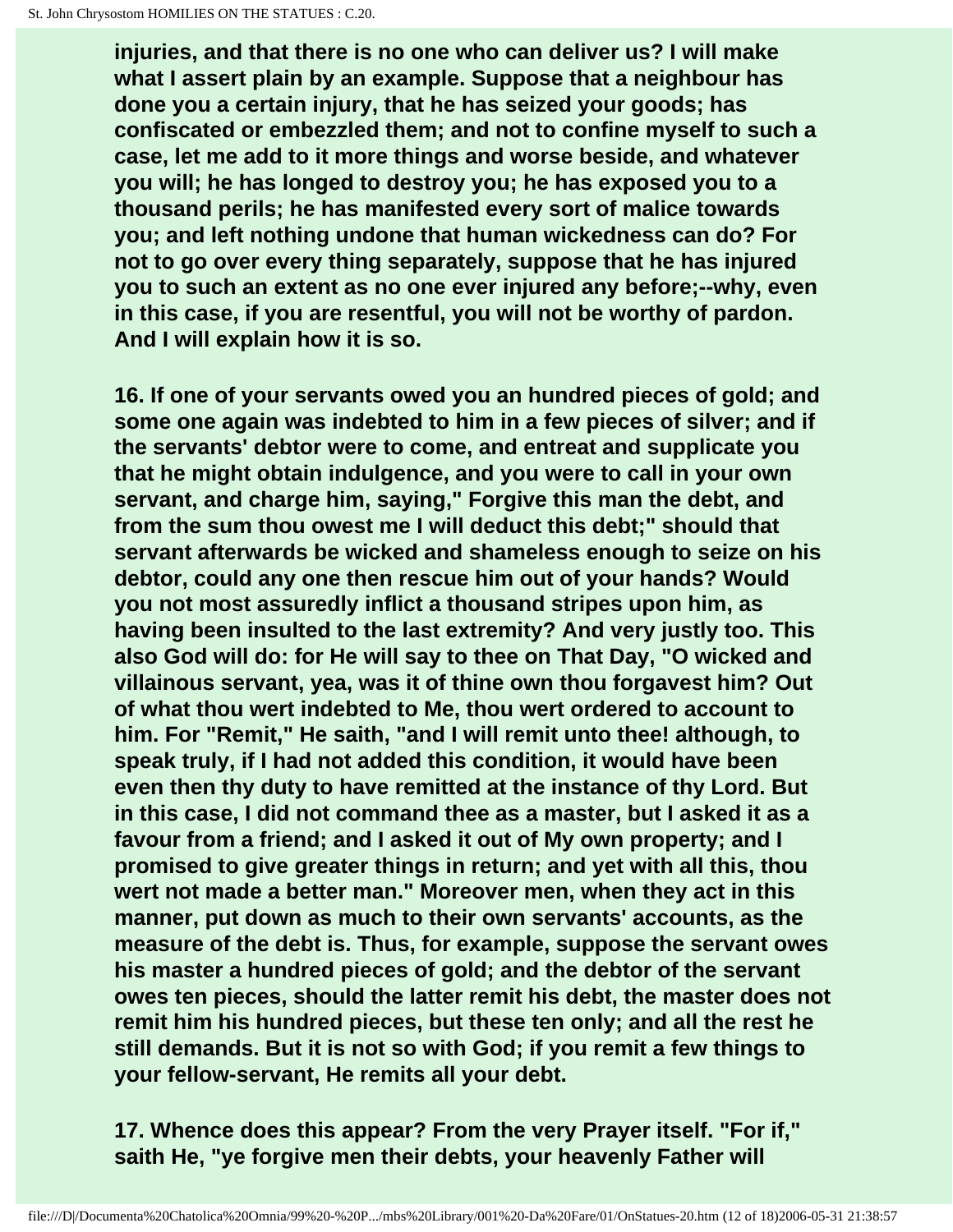injuries, and that there is no one who can deliver us? I will make what I assert plain by an example. Suppose that a neighbour has done you a certain injury, that he has seized your goods; has confiscated or embezzled them; and not to confine myself to such a case, let me add to it more things and worse beside, and whatever you will; he has longed to destroy you; he has exposed you to a thousand perils; he has manifested every sort of malice towards you; and left nothing undone that human wickedness can do? For not to go over every thing separately, suppose that he has injured you to such an extent as no one ever injured any before;--why, even in this case, if you are resentful, you will not be worthy of pardon. And I will explain how it is so.

16. If one of your servants owed you an hundred pieces of gold; and some one again was indebted to him in a few pieces of silver; and if the servants' debtor were to come, and entreat and supplicate you that he might obtain indulgence, and you were to call in your own servant, and charge him, saying," Forgive this man the debt, and from the sum thou owest me I will deduct this debt;" should that servant afterwards be wicked and shameless enough to seize on his debtor, could any one then rescue him out of your hands? Would you not most assuredly inflict a thousand stripes upon him, as having been insulted to the last extremity? And very justly too. This also God will do: for He will say to thee on That Day, "O wicked and villainous servant, yea, was it of thine own thou forgavest him? Out of what thou wert indebted to Me, thou wert ordered to account to him. For "Remit," He saith, "and I will remit unto thee! although, to speak truly, if I had not added this condition, it would have been even then thy duty to have remitted at the instance of thy Lord. But in this case, I did not command thee as a master, but I asked it as a favour from a friend; and I asked it out of My own property; and I promised to give greater things in return; and yet with all this, thou wert not made a better man." Moreover men, when they act in this manner, put down as much to their own servants' accounts, as the measure of the debt is. Thus, for example, suppose the servant owes his master a hundred pieces of gold; and the debtor of the servant owes ten pieces, should the latter remit his debt, the master does not remit him his hundred pieces, but these ten only; and all the rest he still demands. But it is not so with God; if you remit a few things to your fellow-servant, He remits all your debt.

17. Whence does this appear? From the very Prayer itself. "For if," saith He, "ye forgive men their debts, your heavenly Father will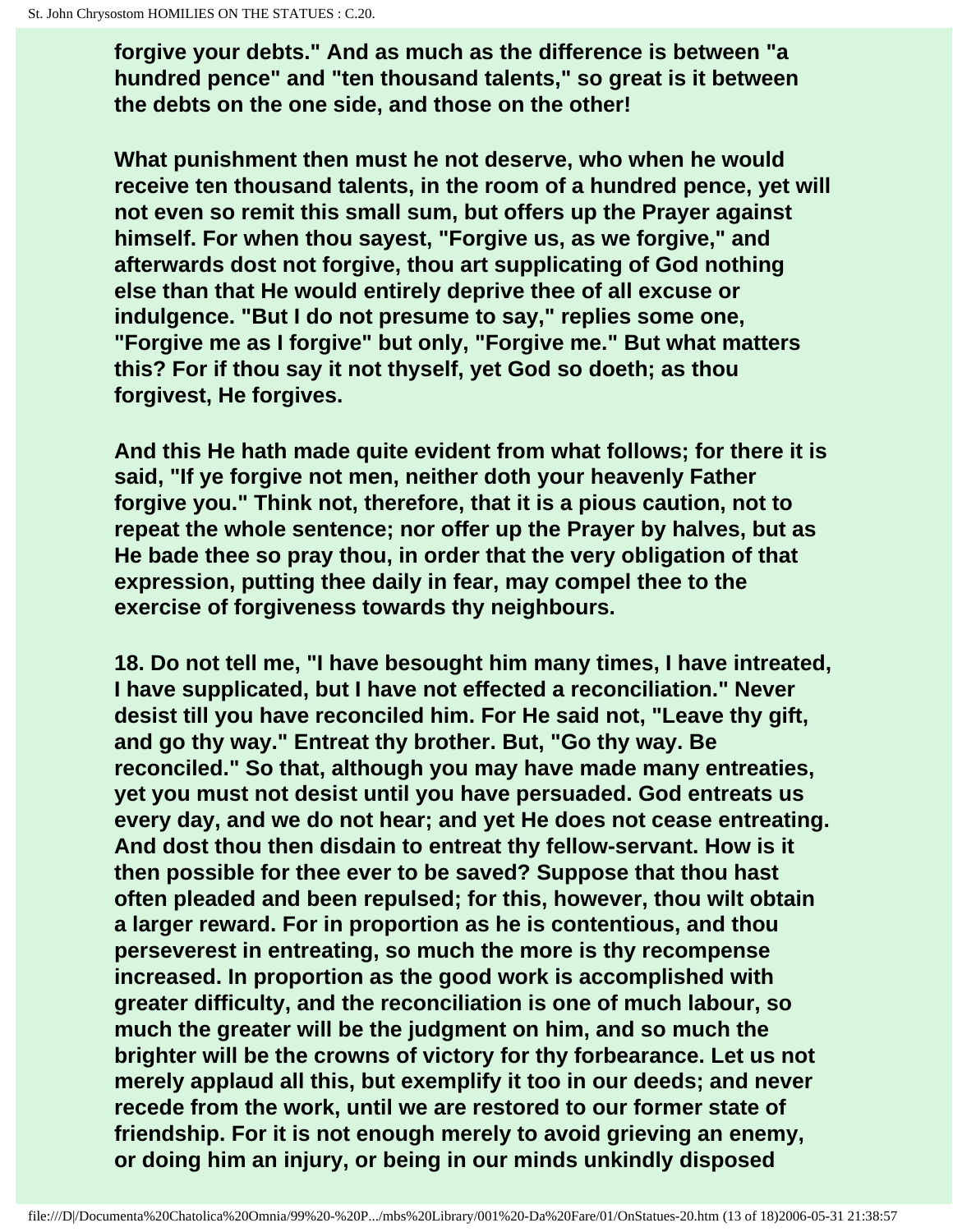forgive your debts." And as much as the difference is between "a hundred pence" and "ten thousand talents," so great is it between the debts on the one side, and those on the other!

What punishment then must he not deserve, who when he would receive ten thousand talents, in the room of a hundred pence, yet will not even so remit this small sum, but offers up the Prayer against himself. For when thou sayest, "Forgive us, as we forgive," and afterwards dost not forgive, thou art supplicating of God nothing else than that He would entirely deprive thee of all excuse or indulgence. "But I do not presume to say," replies some one, "Forgive me as I forgive" but only, "Forgive me." But what matters this? For if thou say it not thyself, yet God so doeth; as thou forgivest, He forgives.

And this He hath made quite evident from what follows; for there it is said, "If ye forgive not men, neither doth your heavenly Father forgive you." Think not, therefore, that it is a pious caution, not to repeat the whole sentence; nor offer up the Prayer by halves, but as He bade thee so pray thou, in order that the very obligation of that expression, putting thee daily in fear, may compel thee to the exercise of forgiveness towards thy neighbours.

18. Do not tell me, "I have besought him many times, I have intreated, I have supplicated, but I have not effected a reconciliation." Never desist till you have reconciled him. For He said not, "Leave thy gift, and go thy way." Entreat thy brother. But, "Go thy way. Be reconciled." So that, although you may have made many entreaties, yet you must not desist until you have persuaded. God entreats us every day, and we do not hear; and yet He does not cease entreating. And dost thou then disdain to entreat thy fellow-servant. How is it then possible for thee ever to be saved? Suppose that thou hast often pleaded and been repulsed; for this, however, thou wilt obtain a larger reward. For in proportion as he is contentious, and thou perseverest in entreating, so much the more is thy recompense increased. In proportion as the good work is accomplished with greater difficulty, and the reconciliation is one of much labour, so much the greater will be the judgment on him, and so much the brighter will be the crowns of victory for thy forbearance. Let us not merely applaud all this, but exemplify it too in our deeds; and never recede from the work, until we are restored to our former state of friendship. For it is not enough merely to avoid grieving an enemy, or doing him an injury, or being in our minds unkindly disposed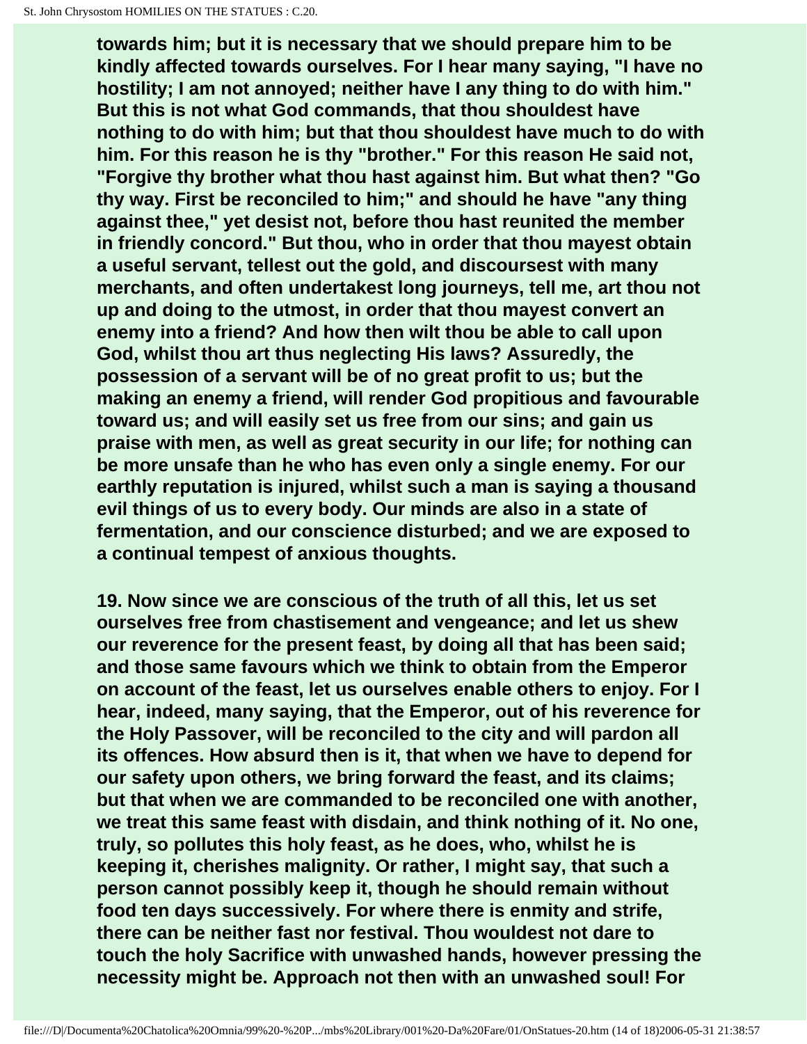**towards him; but it is necessary that we should prepare him to be kindly affected towards ourselves. For I hear many saying, "I have no hostility; I am not annoyed; neither have I any thing to do with him." But this is not what God commands, that thou shouldest have nothing to do with him; but that thou shouldest have much to do with him. For this reason he is thy "brother." For this reason He said not, "Forgive thy brother what thou hast against him. But what then? "Go thy way. First be reconciled to him;" and should he have "any thing against thee," yet desist not, before thou hast reunited the member in friendly concord." But thou, who in order that thou mayest obtain a useful servant, tellest out the gold, and discoursest with many merchants, and often undertakest long journeys, tell me, art thou not up and doing to the utmost, in order that thou mayest convert an enemy into a friend? And how then wilt thou be able to call upon God, whilst thou art thus neglecting His laws? Assuredly, the possession of a servant will be of no great profit to us; but the making an enemy a friend, will render God propitious and favourable toward us; and will easily set us free from our sins; and gain us praise with men, as well as great security in our life; for nothing can be more unsafe than he who has even only a single enemy. For our earthly reputation is injured, whilst such a man is saying a thousand evil things of us to every body. Our minds are also in a state of fermentation, and our conscience disturbed; and we are exposed to a continual tempest of anxious thoughts.**

**19. Now since we are conscious of the truth of all this, let us set ourselves free from chastisement and vengeance; and let us shew our reverence for the present feast, by doing all that has been said; and those same favours which we think to obtain from the Emperor on account of the feast, let us ourselves enable others to enjoy. For I hear, indeed, many saying, that the Emperor, out of his reverence for the Holy Passover, will be reconciled to the city and will pardon all its offences. How absurd then is it, that when we have to depend for our safety upon others, we bring forward the feast, and its claims; but that when we are commanded to be reconciled one with another, we treat this same feast with disdain, and think nothing of it. No one, truly, so pollutes this holy feast, as he does, who, whilst he is keeping it, cherishes malignity. Or rather, I might say, that such a person cannot possibly keep it, though he should remain without food ten days successively. For where there is enmity and strife, there can be neither fast nor festival. Thou wouldest not dare to touch the holy Sacrifice with unwashed hands, however pressing the necessity might be. Approach not then with an unwashed soul! For**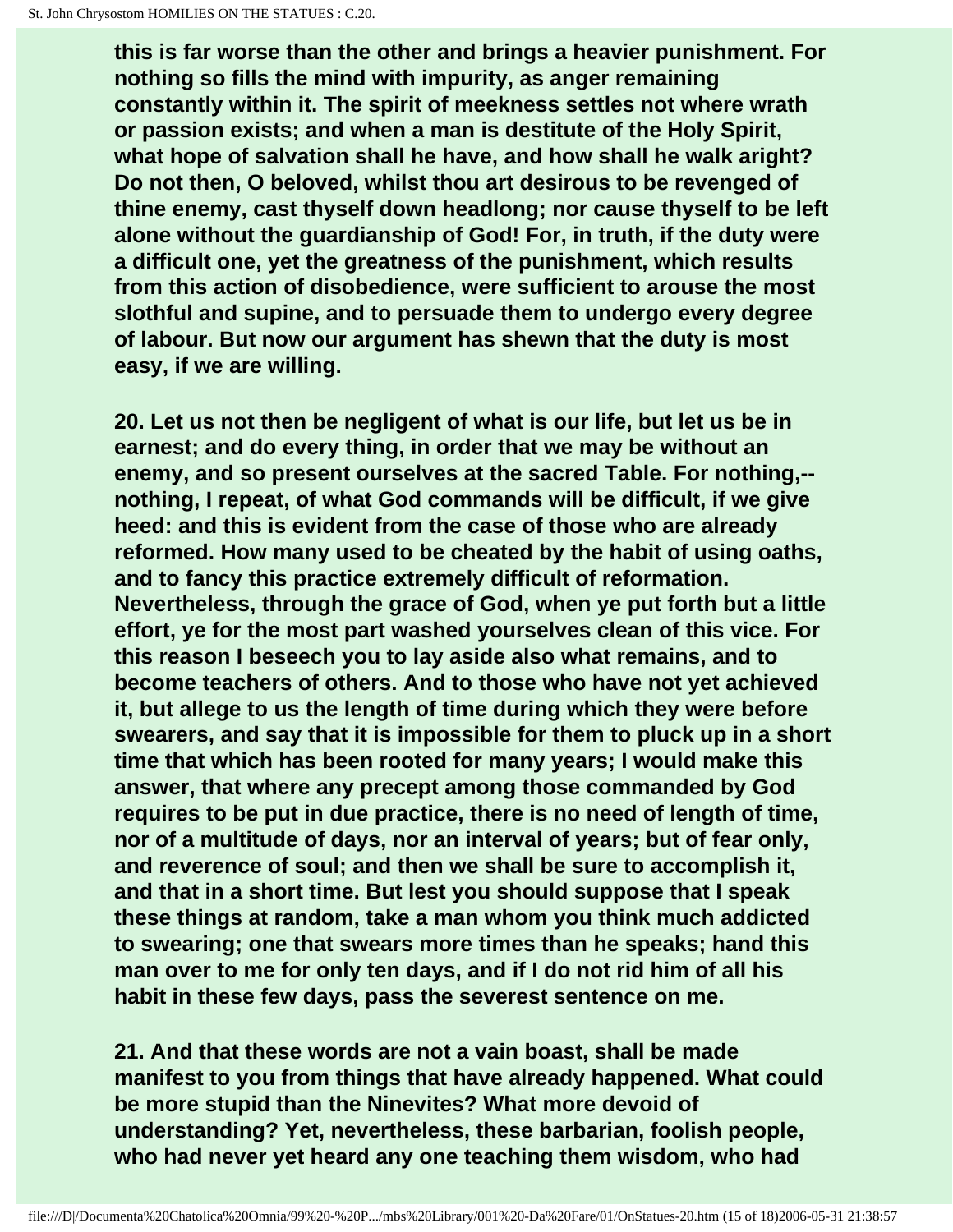**this is far worse than the other and brings a heavier punishment. For nothing so fills the mind with impurity, as anger remaining constantly within it. The spirit of meekness settles not where wrath or passion exists; and when a man is destitute of the Holy Spirit, what hope of salvation shall he have, and how shall he walk aright? Do not then, O beloved, whilst thou art desirous to be revenged of thine enemy, cast thyself down headlong; nor cause thyself to be left alone without the guardianship of God! For, in truth, if the duty were a difficult one, yet the greatness of the punishment, which results from this action of disobedience, were sufficient to arouse the most slothful and supine, and to persuade them to undergo every degree of labour. But now our argument has shewn that the duty is most easy, if we are willing.**

**20. Let us not then be negligent of what is our life, but let us be in earnest; and do every thing, in order that we may be without an enemy, and so present ourselves at the sacred Table. For nothing,--nothing, I repeat, of what God commands will be difficult, if we give heed: and this is evident from the case of those who are already reformed. How many used to be cheated by the habit of using oaths, and to fancy this practice extremely difficult of reformation. Nevertheless, through the grace of God, when ye put forth but a little effort, ye for the most part washed yourselves clean of this vice. For this reason I beseech you to lay aside also what remains, and to become teachers of others. And to those who have not yet achieved it, but allege to us the length of time during which they were before swearers, and say that it is impossible for them to pluck up in a short time that which has been rooted for many years; I would make this answer, that where any precept among those commanded by God requires to be put in due practice, there is no need of length of time, nor of a multitude of days, nor an interval of years; but of fear only, and reverence of soul; and then we shall be sure to accomplish it, and that in a short time. But lest you should suppose that I speak these things at random, take a man whom you think much addicted to swearing; one that swears more times than he speaks; hand this man over to me for only ten days, and if I do not rid him of all his habit in these few days, pass the severest sentence on me.**

**21. And that these words are not a vain boast, shall be made manifest to you from things that have already happened. What could be more stupid than the Ninevites? What more devoid of understanding? Yet, nevertheless, these barbarian, foolish people, who had never yet heard any one teaching them wisdom, who had**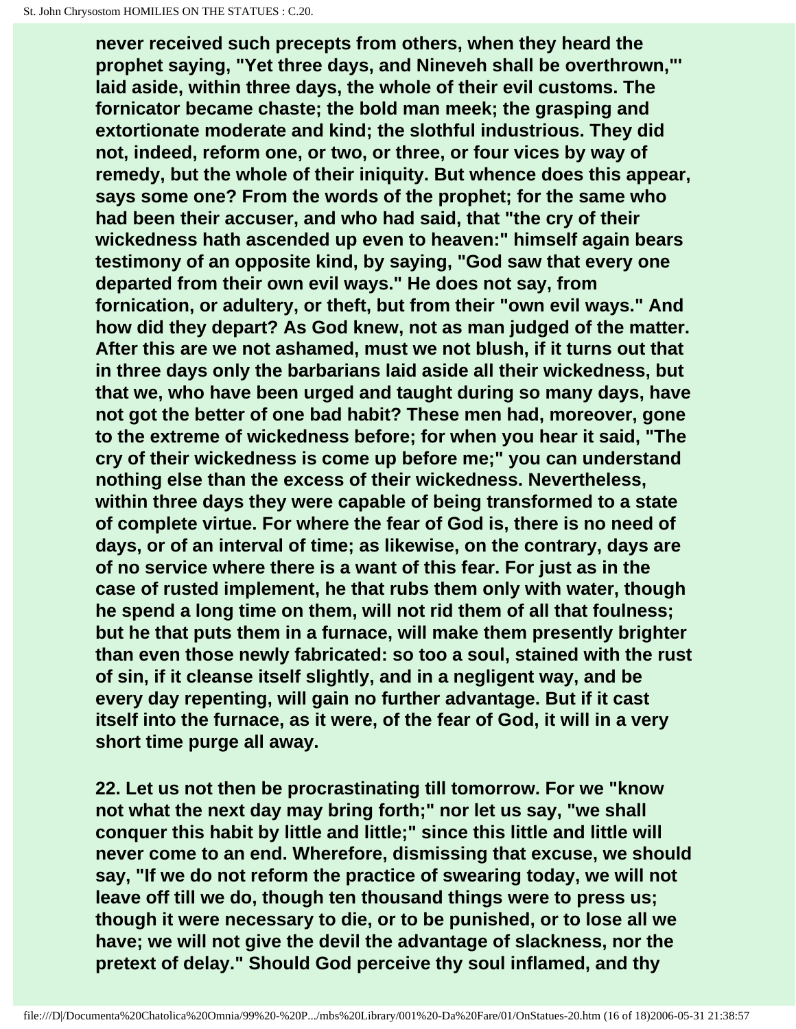never received such precepts from others, when they heard the prophet saying, "Yet three days, and Nineveh shall be overthrown,"' laid aside, within three days, the whole of their evil customs. The fornicator became chaste; the bold man meek; the grasping and extortionate moderate and kind; the slothful industrious. They did not, indeed, reform one, or two, or three, or four vices by way of remedy, but the whole of their iniquity. But whence does this appear, says some one? From the words of the prophet; for the same who had been their accuser, and who had said, that "the cry of their wickedness hath ascended up even to heaven:" himself again bears testimony of an opposite kind, by saying, "God saw that every one departed from their own evil ways." He does not say, from fornication, or adultery, or theft, but from their "own evil ways." And how did they depart? As God knew, not as man judged of the matter. After this are we not ashamed, must we not blush, if it turns out that in three days only the barbarians laid aside all their wickedness, but that we, who have been urged and taught during so many days, have not got the better of one bad habit? These men had, moreover, gone to the extreme of wickedness before; for when you hear it said, "The cry of their wickedness is come up before me;" you can understand nothing else than the excess of their wickedness. Nevertheless, within three days they were capable of being transformed to a state of complete virtue. For where the fear of God is, there is no need of days, or of an interval of time; as likewise, on the contrary, days are of no service where there is a want of this fear. For just as in the case of rusted implement, he that rubs them only with water, though he spend a long time on them, will not rid them of all that foulness; but he that puts them in a furnace, will make them presently brighter than even those newly fabricated: so too a soul, stained with the rust of sin, if it cleanse itself slightly, and in a negligent way, and be every day repenting, will gain no further advantage. But if it cast itself into the furnace, as it were, of the fear of God, it will in a very short time purge all away.

22. Let us not then be procrastinating till tomorrow. For we "know not what the next day may bring forth;" nor let us say, "we shall conquer this habit by little and little;" since this little and little will never come to an end. Wherefore, dismissing that excuse, we should say, "If we do not reform the practice of swearing today, we will not leave off till we do, though ten thousand things were to press us; though it were necessary to die, or to be punished, or to lose all we have; we will not give the devil the advantage of slackness, nor the pretext of delay." Should God perceive thy soul inflamed, and thy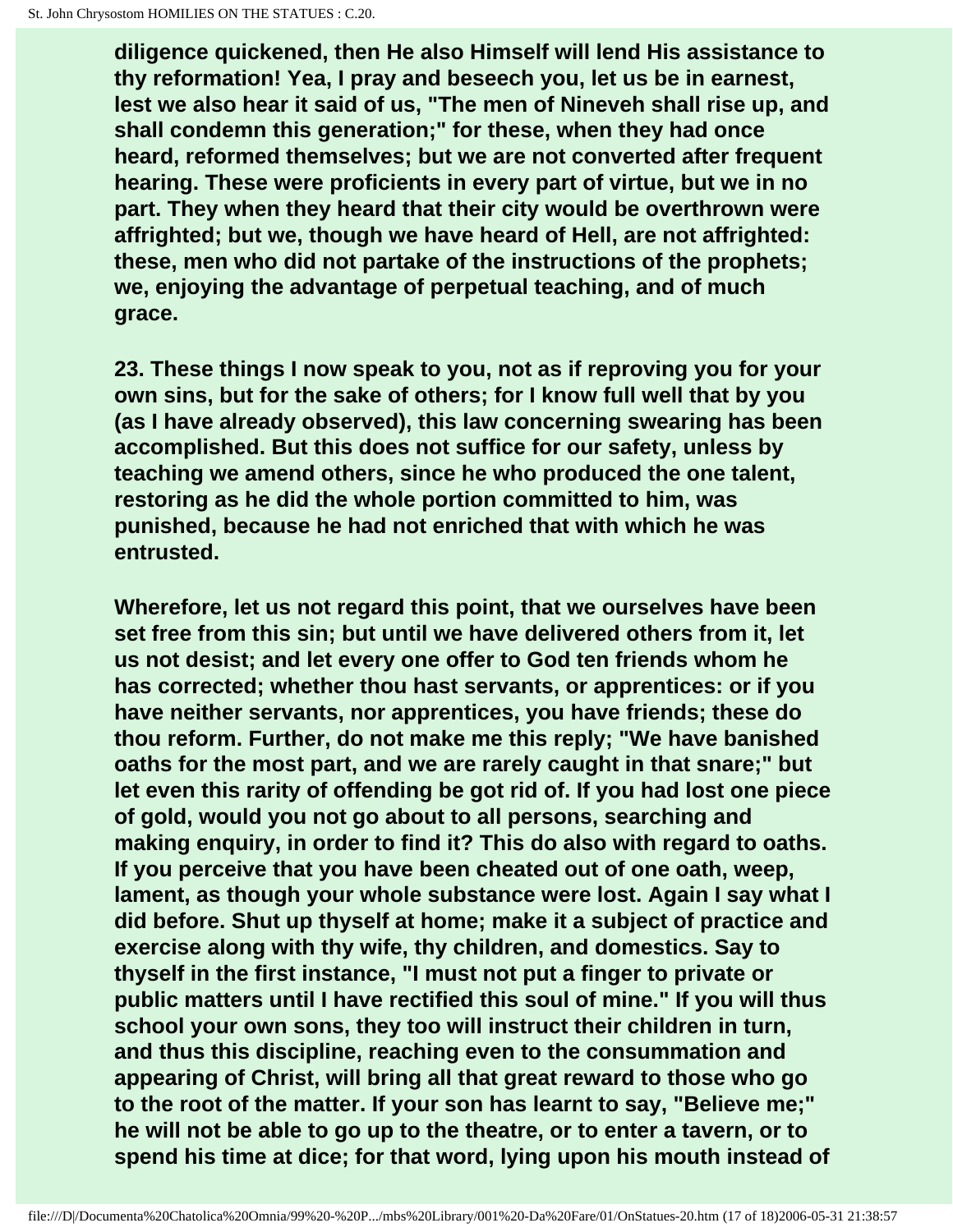**diligence quickened, then He also Himself will lend His assistance to thy reformation! Yea, I pray and beseech you, let us be in earnest, lest we also hear it said of us, "The men of Nineveh shall rise up, and shall condemn this generation;" for these, when they had once heard, reformed themselves; but we are not converted after frequent hearing. These were proficients in every part of virtue, but we in no part. They when they heard that their city would be overthrown were affrighted; but we, though we have heard of Hell, are not affrighted: these, men who did not partake of the instructions of the prophets; we, enjoying the advantage of perpetual teaching, and of much grace.**

**23. These things I now speak to you, not as if reproving you for your own sins, but for the sake of others; for I know full well that by you (as I have already observed), this law concerning swearing has been accomplished. But this does not suffice for our safety, unless by teaching we amend others, since he who produced the one talent, restoring as he did the whole portion committed to him, was punished, because he had not enriched that with which he was entrusted.**

**Wherefore, let us not regard this point, that we ourselves have been set free from this sin; but until we have delivered others from it, let us not desist; and let every one offer to God ten friends whom he has corrected; whether thou hast servants, or apprentices: or if you have neither servants, nor apprentices, you have friends; these do thou reform. Further, do not make me this reply; "We have banished oaths for the most part, and we are rarely caught in that snare;" but let even this rarity of offending be got rid of. If you had lost one piece of gold, would you not go about to all persons, searching and making enquiry, in order to find it? This do also with regard to oaths. If you perceive that you have been cheated out of one oath, weep, lament, as though your whole substance were lost. Again I say what I did before. Shut up thyself at home; make it a subject of practice and exercise along with thy wife, thy children, and domestics. Say to thyself in the first instance, "I must not put a finger to private or public matters until I have rectified this soul of mine." If you will thus school your own sons, they too will instruct their children in turn, and thus this discipline, reaching even to the consummation and appearing of Christ, will bring all that great reward to those who go to the root of the matter. If your son has learnt to say, "Believe me;" he will not be able to go up to the theatre, or to enter a tavern, or to spend his time at dice; for that word, lying upon his mouth instead of**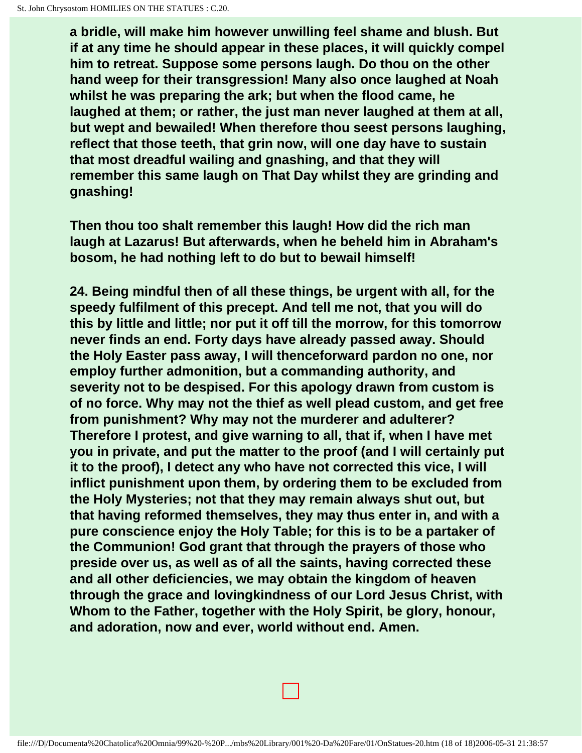**a bridle, will make him however unwilling feel shame and blush. But if at any time he should appear in these places, it will quickly compel him to retreat. Suppose some persons laugh. Do thou on the other hand weep for their transgression! Many also once laughed at Noah whilst he was preparing the ark; but when the flood came, he laughed at them; or rather, the just man never laughed at them at all, but wept and bewailed! When therefore thou seest persons laughing, reflect that those teeth, that grin now, will one day have to sustain that most dreadful wailing and gnashing, and that they will remember this same laugh on That Day whilst they are grinding and gnashing!**

**Then thou too shalt remember this laugh! How did the rich man laugh at Lazarus! But afterwards, when he beheld him in Abraham's bosom, he had nothing left to do but to bewail himself!**

**24. Being mindful then of all these things, be urgent with all, for the speedy fulfilment of this precept. And tell me not, that you will do this by little and little; nor put it off till the morrow, for this tomorrow never finds an end. Forty days have already passed away. Should the Holy Easter pass away, I will thenceforward pardon no one, nor employ further admonition, but a commanding authority, and severity not to be despised. For this apology drawn from custom is of no force. Why may not the thief as well plead custom, and get free from punishment? Why may not the murderer and adulterer? Therefore I protest, and give warning to all, that if, when I have met you in private, and put the matter to the proof (and I will certainly put it to the proof), I detect any who have not corrected this vice, I will inflict punishment upon them, by ordering them to be excluded from the Holy Mysteries; not that they may remain always shut out, but that having reformed themselves, they may thus enter in, and with a pure conscience enjoy the Holy Table; for this is to be a partaker of the Communion! God grant that through the prayers of those who preside over us, as well as of all the saints, having corrected these and all other deficiencies, we may obtain the kingdom of heaven through the grace and lovingkindness of our Lord Jesus Christ, with Whom to the Father, together with the Holy Spirit, be glory, honour, and adoration, now and ever, world without end. Amen.**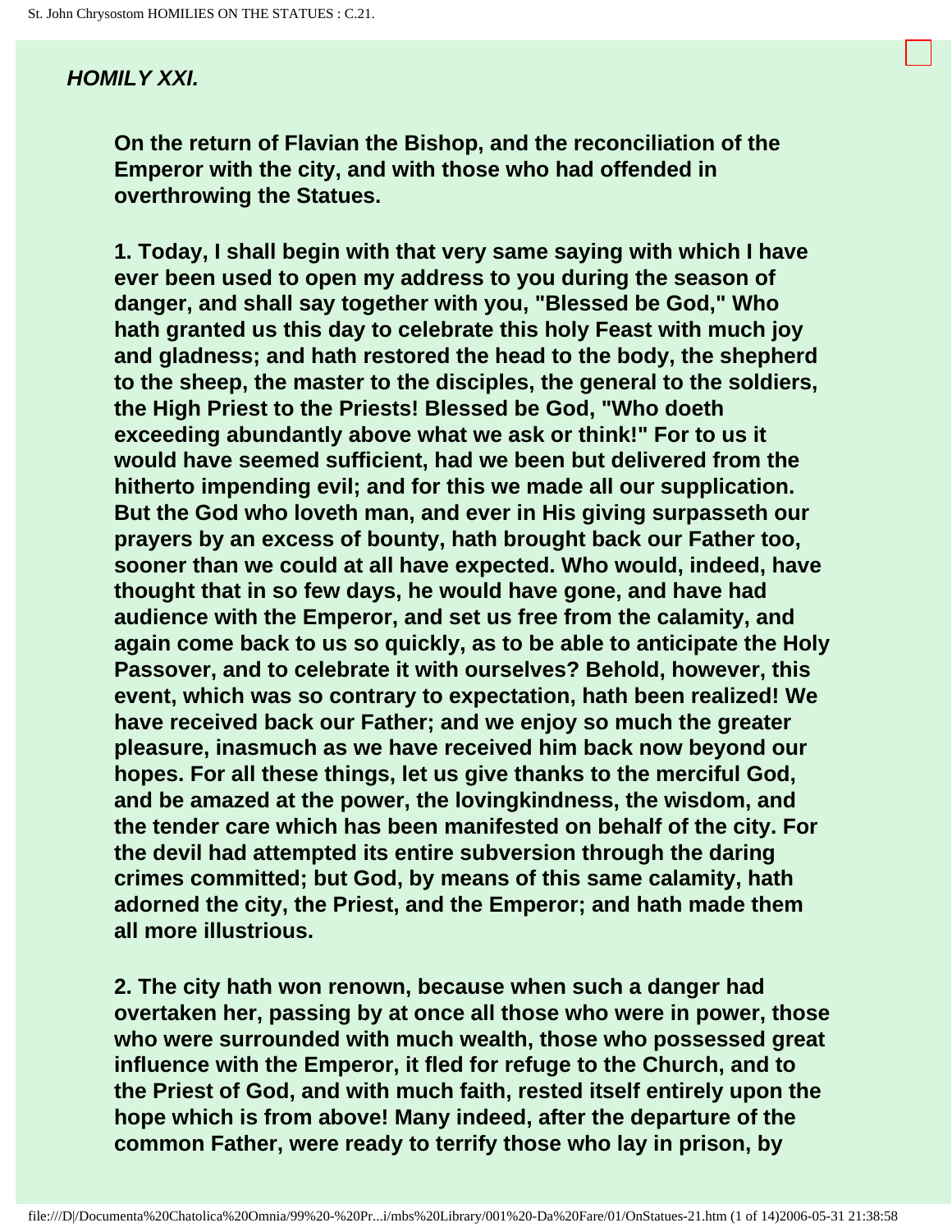### *HOMILY XXI.*

**On the return of Flavian the Bishop, and the reconciliation of the Emperor with the city, and with those who had offended in overthrowing the Statues.**

**1. Today, I shall begin with that very same saying with which I have ever been used to open my address to you during the season of danger, and shall say together with you, "Blessed be God," Who hath granted us this day to celebrate this holy Feast with much joy and gladness; and hath restored the head to the body, the shepherd to the sheep, the master to the disciples, the general to the soldiers, the High Priest to the Priests! Blessed be God, "Who doeth exceeding abundantly above what we ask or think!" For to us it would have seemed sufficient, had we been but delivered from the hitherto impending evil; and for this we made all our supplication. But the God who loveth man, and ever in His giving surpasseth our prayers by an excess of bounty, hath brought back our Father too, sooner than we could at all have expected. Who would, indeed, have thought that in so few days, he would have gone, and have had audience with the Emperor, and set us free from the calamity, and again come back to us so quickly, as to be able to anticipate the Holy Passover, and to celebrate it with ourselves? Behold, however, this event, which was so contrary to expectation, hath been realized! We have received back our Father; and we enjoy so much the greater pleasure, inasmuch as we have received him back now beyond our hopes. For all these things, let us give thanks to the merciful God, and be amazed at the power, the lovingkindness, the wisdom, and the tender care which has been manifested on behalf of the city. For the devil had attempted its entire subversion through the daring crimes committed; but God, by means of this same calamity, hath adorned the city, the Priest, and the Emperor; and hath made them all more illustrious.**

**2. The city hath won renown, because when such a danger had overtaken her, passing by at once all those who were in power, those who were surrounded with much wealth, those who possessed great influence with the Emperor, it fled for refuge to the Church, and to the Priest of God, and with much faith, rested itself entirely upon the hope which is from above! Many indeed, after the departure of the common Father, were ready to terrify those who lay in prison, by**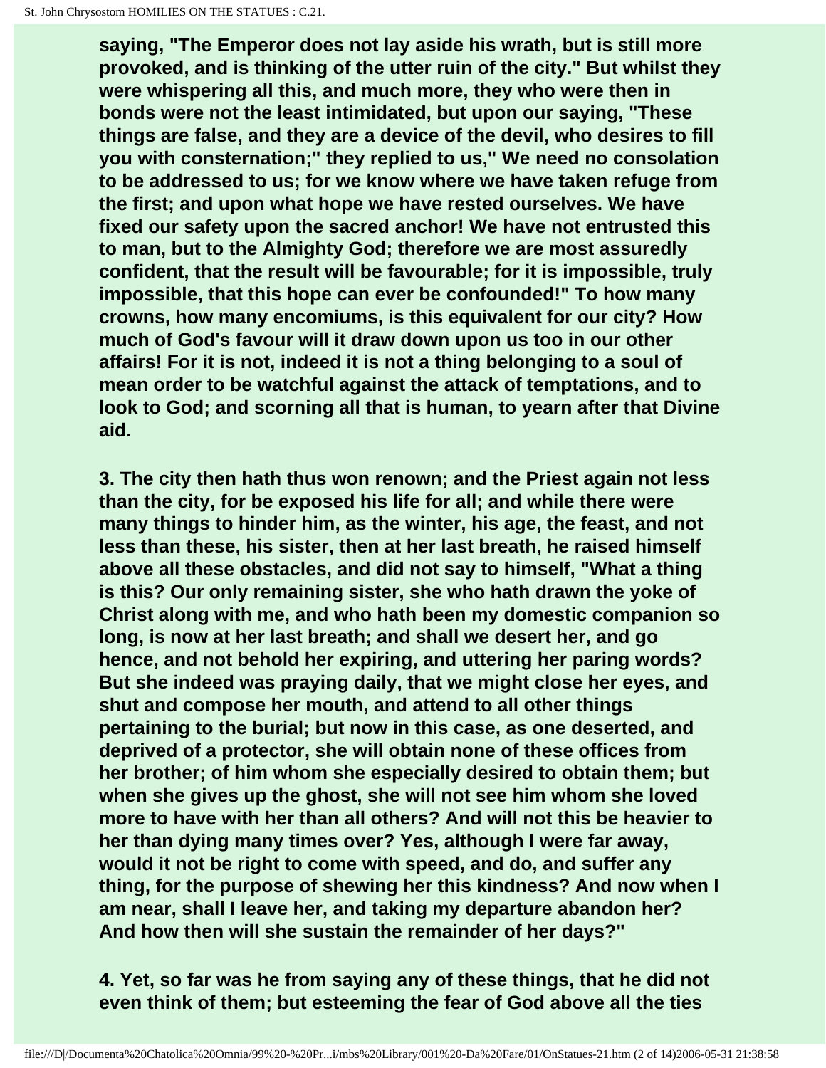**saying, "The Emperor does not lay aside his wrath, but is still more provoked, and is thinking of the utter ruin of the city." But whilst they were whispering all this, and much more, they who were then in bonds were not the least intimidated, but upon our saying, "These things are false, and they are a device of the devil, who desires to fill you with consternation;" they replied to us," We need no consolation to be addressed to us; for we know where we have taken refuge from the first; and upon what hope we have rested ourselves. We have fixed our safety upon the sacred anchor! We have not entrusted this to man, but to the Almighty God; therefore we are most assuredly confident, that the result will be favourable; for it is impossible, truly impossible, that this hope can ever be confounded!" To how many crowns, how many encomiums, is this equivalent for our city? How much of God's favour will it draw down upon us too in our other affairs! For it is not, indeed it is not a thing belonging to a soul of mean order to be watchful against the attack of temptations, and to look to God; and scorning all that is human, to yearn after that Divine aid.**

**3. The city then hath thus won renown; and the Priest again not less than the city, for be exposed his life for all; and while there were many things to hinder him, as the winter, his age, the feast, and not less than these, his sister, then at her last breath, he raised himself above all these obstacles, and did not say to himself, "What a thing is this? Our only remaining sister, she who hath drawn the yoke of Christ along with me, and who hath been my domestic companion so long, is now at her last breath; and shall we desert her, and go hence, and not behold her expiring, and uttering her paring words? But she indeed was praying daily, that we might close her eyes, and shut and compose her mouth, and attend to all other things pertaining to the burial; but now in this case, as one deserted, and deprived of a protector, she will obtain none of these offices from her brother; of him whom she especially desired to obtain them; but when she gives up the ghost, she will not see him whom she loved more to have with her than all others? And will not this be heavier to her than dying many times over? Yes, although I were far away, would it not be right to come with speed, and do, and suffer any thing, for the purpose of shewing her this kindness? And now when I am near, shall I leave her, and taking my departure abandon her? And how then will she sustain the remainder of her days?"**

**4. Yet, so far was he from saying any of these things, that he did not even think of them; but esteeming the fear of God above all the ties**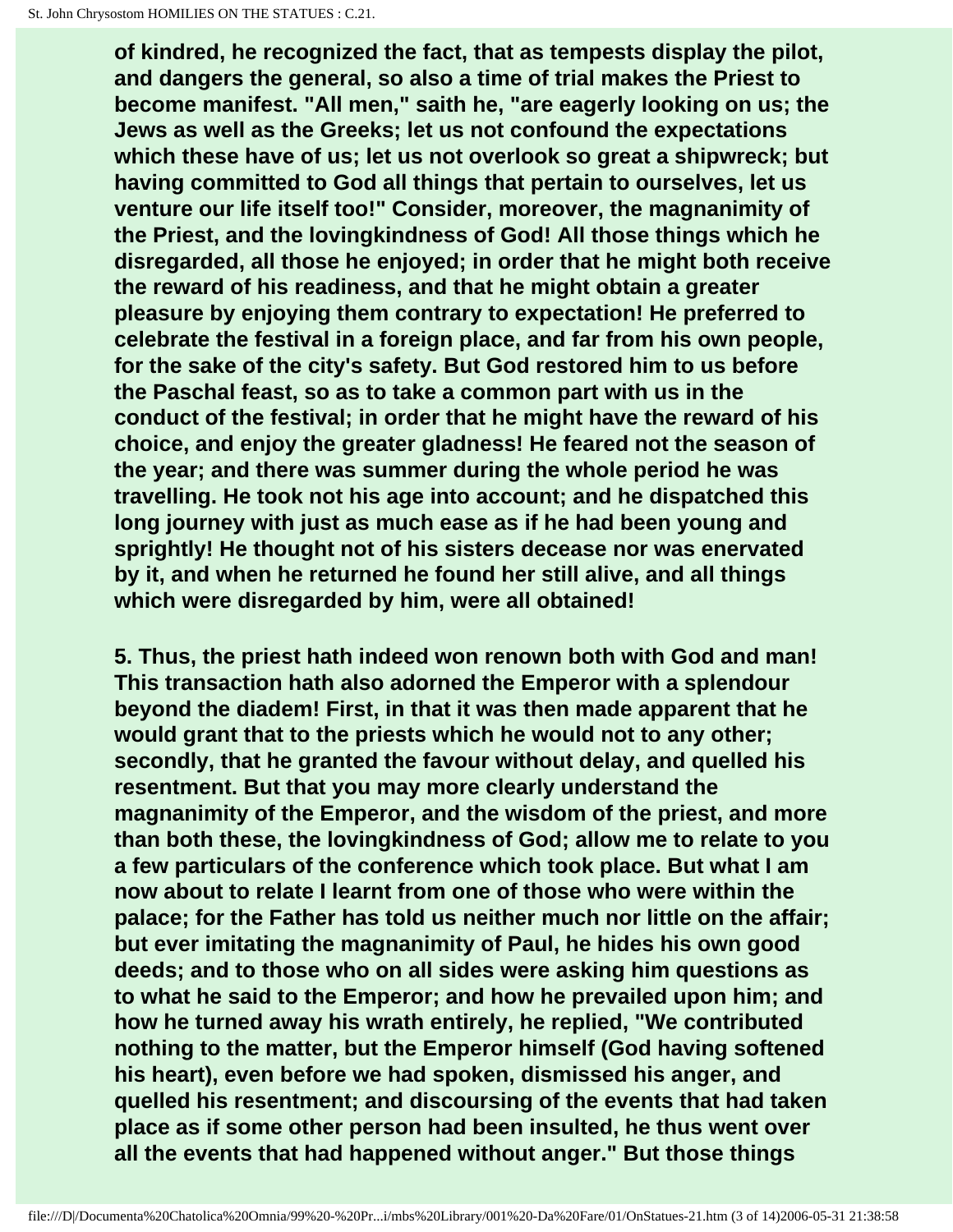of kindred, he recognized the fact, that as tempests display the pilot, and dangers the general, so also a time of trial makes the Priest to become manifest. "All men," saith he, "are eagerly looking on us; the Jews as well as the Greeks; let us not confound the expectations which these have of us; let us not overlook so great a shipwreck; but having committed to God all things that pertain to ourselves, let us venture our life itself too!" Consider, moreover, the magnanimity of the Priest, and the lovingkindness of God! All those things which he disregarded, all those he enjoyed; in order that he might both receive the reward of his readiness, and that he might obtain a greater pleasure by enjoying them contrary to expectation! He preferred to celebrate the festival in a foreign place, and far from his own people, for the sake of the city's safety. But God restored him to us before the Paschal feast, so as to take a common part with us in the conduct of the festival; in order that he might have the reward of his choice, and enjoy the greater gladness! He feared not the season of the year; and there was summer during the whole period he was travelling. He took not his age into account; and he dispatched this long journey with just as much ease as if he had been young and sprightly! He thought not of his sisters decease nor was enervated by it, and when he returned he found her still alive, and all things which were disregarded by him, were all obtained!

5. Thus, the priest hath indeed won renown both with God and man! This transaction hath also adorned the Emperor with a splendour beyond the diadem! First, in that it was then made apparent that he would grant that to the priests which he would not to any other; secondly, that he granted the favour without delay, and quelled his resentment. But that you may more clearly understand the magnanimity of the Emperor, and the wisdom of the priest, and more than both these, the lovingkindness of God; allow me to relate to you a few particulars of the conference which took place. But what I am now about to relate I learnt from one of those who were within the palace; for the Father has told us neither much nor little on the affair; but ever imitating the magnanimity of Paul, he hides his own good deeds; and to those who on all sides were asking him questions as to what he said to the Emperor; and how he prevailed upon him; and how he turned away his wrath entirely, he replied, "We contributed nothing to the matter, but the Emperor himself (God having softened his heart), even before we had spoken, dismissed his anger, and quelled his resentment; and discoursing of the events that had taken place as if some other person had been insulted, he thus went over all the events that had happened without anger." But those things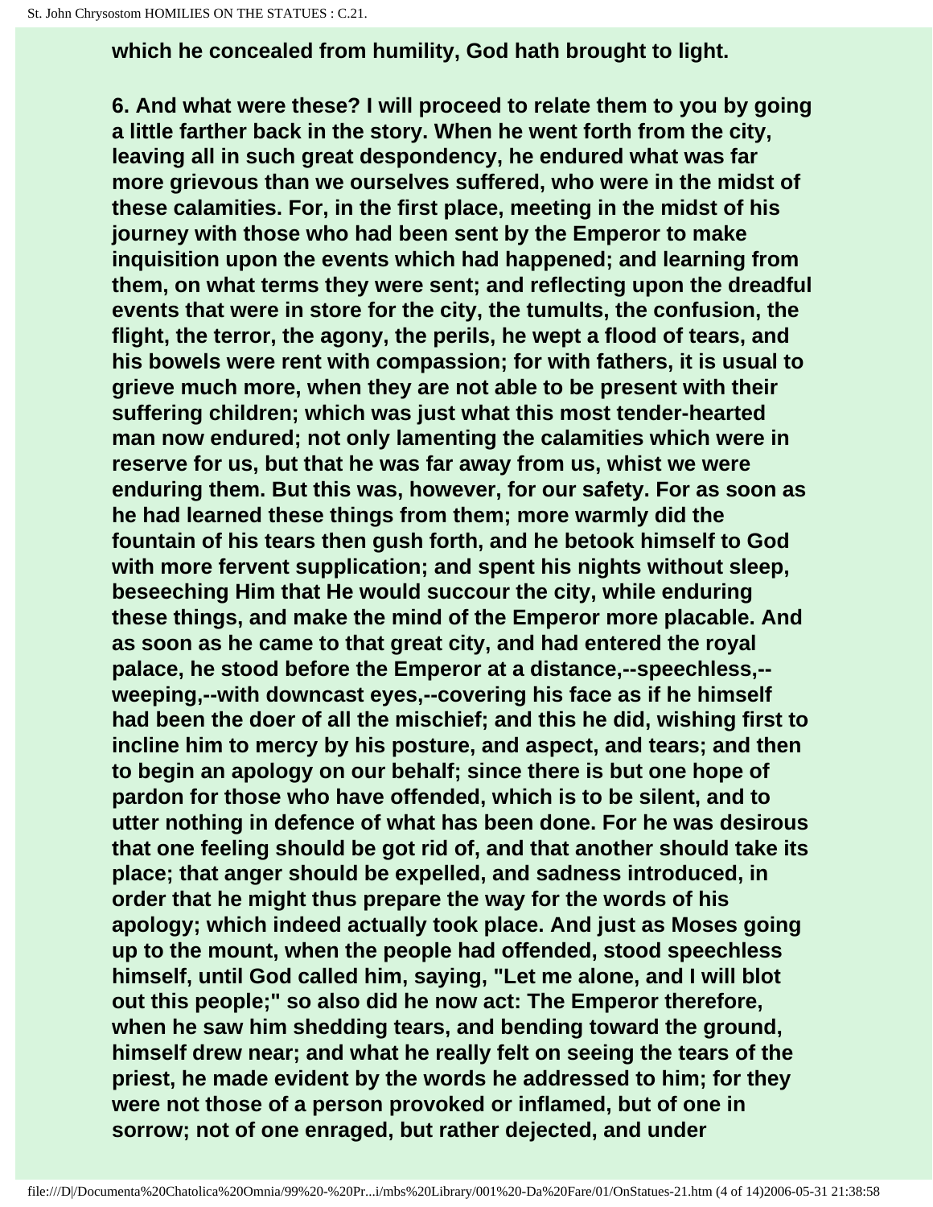**which he concealed from humility, God hath brought to light.**

**6. And what were these? I will proceed to relate them to you by going a little farther back in the story. When he went forth from the city, leaving all in such great despondency, he endured what was far more grievous than we ourselves suffered, who were in the midst of these calamities. For, in the first place, meeting in the midst of his journey with those who had been sent by the Emperor to make inquisition upon the events which had happened; and learning from them, on what terms they were sent; and reflecting upon the dreadful events that were in store for the city, the tumults, the confusion, the flight, the terror, the agony, the perils, he wept a flood of tears, and his bowels were rent with compassion; for with fathers, it is usual to grieve much more, when they are not able to be present with their suffering children; which was just what this most tender-hearted man now endured; not only lamenting the calamities which were in reserve for us, but that he was far away from us, whist we were enduring them. But this was, however, for our safety. For as soon as he had learned these things from them; more warmly did the fountain of his tears then gush forth, and he betook himself to God with more fervent supplication; and spent his nights without sleep, beseeching Him that He would succour the city, while enduring these things, and make the mind of the Emperor more placable. And as soon as he came to that great city, and had entered the royal palace, he stood before the Emperor at a distance,--speechless,--weeping,--with downcast eyes,--covering his face as if he himself had been the doer of all the mischief; and this he did, wishing first to incline him to mercy by his posture, and aspect, and tears; and then to begin an apology on our behalf; since there is but one hope of pardon for those who have offended, which is to be silent, and to utter nothing in defence of what has been done. For he was desirous that one feeling should be got rid of, and that another should take its place; that anger should be expelled, and sadness introduced, in order that he might thus prepare the way for the words of his apology; which indeed actually took place. And just as Moses going up to the mount, when the people had offended, stood speechless himself, until God called him, saying, "Let me alone, and I will blot out this people;" so also did he now act: The Emperor therefore, when he saw him shedding tears, and bending toward the ground, himself drew near; and what he really felt on seeing the tears of the priest, he made evident by the words he addressed to him; for they were not those of a person provoked or inflamed, but of one in sorrow; not of one enraged, but rather dejected, and under**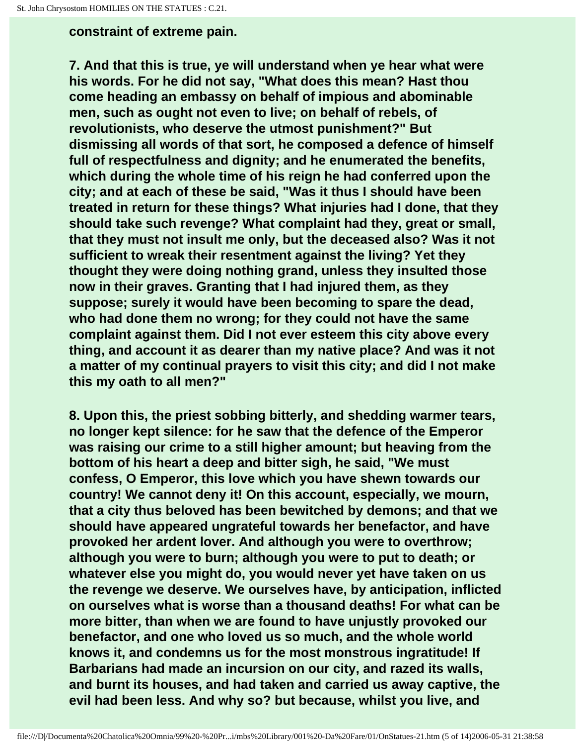**constraint of extreme pain.**

**7. And that this is true, ye will understand when ye hear what were his words. For he did not say, "What does this mean? Hast thou come heading an embassy on behalf of impious and abominable men, such as ought not even to live; on behalf of rebels, of revolutionists, who deserve the utmost punishment?" But dismissing all words of that sort, he composed a defence of himself full of respectfulness and dignity; and he enumerated the benefits, which during the whole time of his reign he had conferred upon the city; and at each of these be said, "Was it thus I should have been treated in return for these things? What injuries had I done, that they should take such revenge? What complaint had they, great or small, that they must not insult me only, but the deceased also? Was it not sufficient to wreak their resentment against the living? Yet they thought they were doing nothing grand, unless they insulted those now in their graves. Granting that I had injured them, as they suppose; surely it would have been becoming to spare the dead, who had done them no wrong; for they could not have the same complaint against them. Did I not ever esteem this city above every thing, and account it as dearer than my native place? And was it not a matter of my continual prayers to visit this city; and did I not make this my oath to all men?"**

**8. Upon this, the priest sobbing bitterly, and shedding warmer tears, no longer kept silence: for he saw that the defence of the Emperor was raising our crime to a still higher amount; but heaving from the bottom of his heart a deep and bitter sigh, he said, "We must confess, O Emperor, this love which you have shewn towards our country! We cannot deny it! On this account, especially, we mourn, that a city thus beloved has been bewitched by demons; and that we should have appeared ungrateful towards her benefactor, and have provoked her ardent lover. And although you were to overthrow; although you were to burn; although you were to put to death; or whatever else you might do, you would never yet have taken on us the revenge we deserve. We ourselves have, by anticipation, inflicted on ourselves what is worse than a thousand deaths! For what can be more bitter, than when we are found to have unjustly provoked our benefactor, and one who loved us so much, and the whole world knows it, and condemns us for the most monstrous ingratitude! If Barbarians had made an incursion on our city, and razed its walls, and burnt its houses, and had taken and carried us away captive, the evil had been less. And why so? but because, whilst you live, and**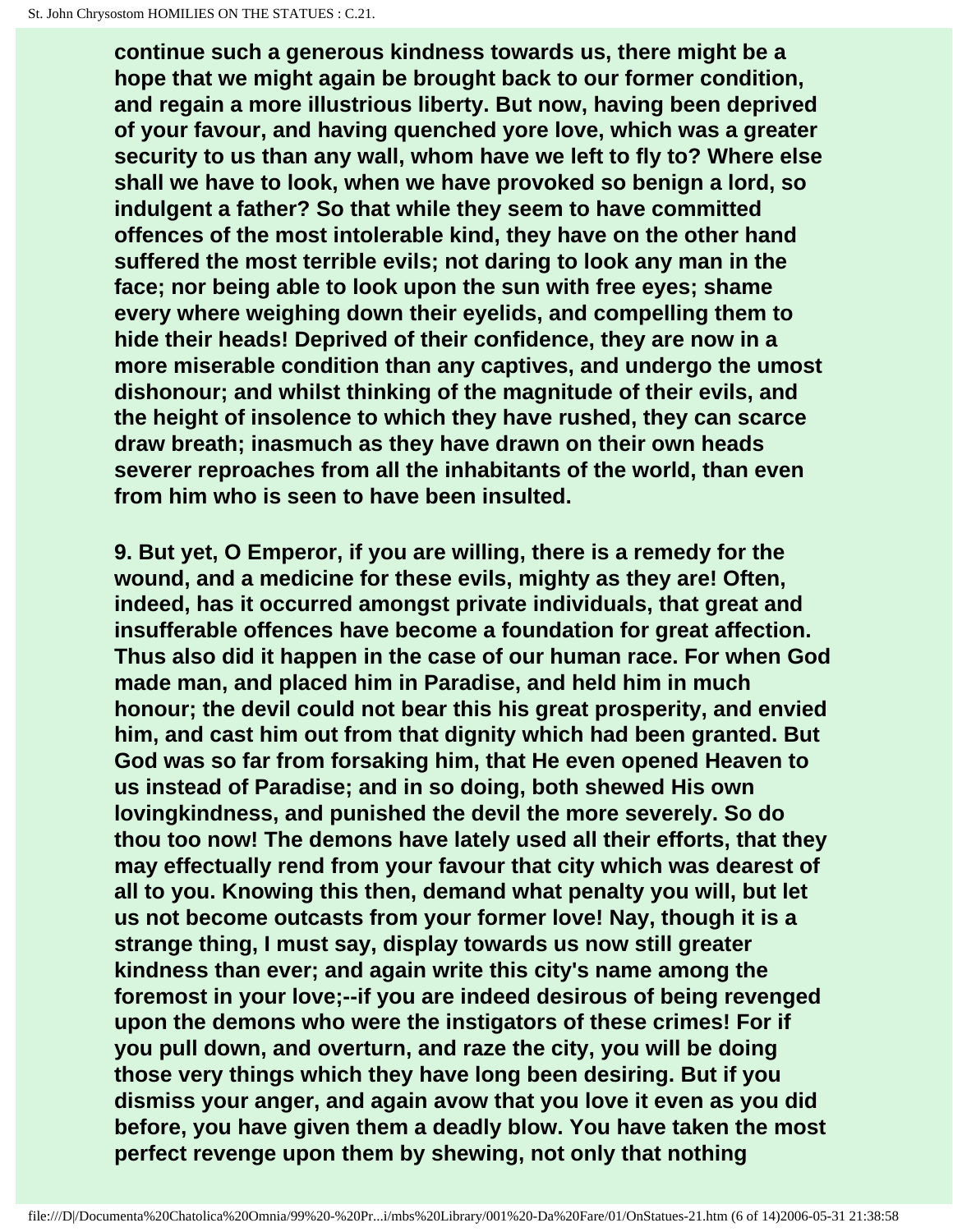**continue such a generous kindness towards us, there might be a hope that we might again be brought back to our former condition, and regain a more illustrious liberty. But now, having been deprived of your favour, and having quenched yore love, which was a greater security to us than any wall, whom have we left to fly to? Where else shall we have to look, when we have provoked so benign a lord, so indulgent a father? So that while they seem to have committed offences of the most intolerable kind, they have on the other hand suffered the most terrible evils; not daring to look any man in the face; nor being able to look upon the sun with free eyes; shame every where weighing down their eyelids, and compelling them to hide their heads! Deprived of their confidence, they are now in a more miserable condition than any captives, and undergo the umost dishonour; and whilst thinking of the magnitude of their evils, and the height of insolence to which they have rushed, they can scarce draw breath; inasmuch as they have drawn on their own heads severer reproaches from all the inhabitants of the world, than even from him who is seen to have been insulted.**

**9. But yet, O Emperor, if you are willing, there is a remedy for the wound, and a medicine for these evils, mighty as they are! Often, indeed, has it occurred amongst private individuals, that great and insufferable offences have become a foundation for great affection. Thus also did it happen in the case of our human race. For when God made man, and placed him in Paradise, and held him in much honour; the devil could not bear this his great prosperity, and envied him, and cast him out from that dignity which had been granted. But God was so far from forsaking him, that He even opened Heaven to us instead of Paradise; and in so doing, both shewed His own lovingkindness, and punished the devil the more severely. So do thou too now! The demons have lately used all their efforts, that they may effectually rend from your favour that city which was dearest of all to you. Knowing this then, demand what penalty you will, but let us not become outcasts from your former love! Nay, though it is a strange thing, I must say, display towards us now still greater kindness than ever; and again write this city's name among the foremost in your love;--if you are indeed desirous of being revenged upon the demons who were the instigators of these crimes! For if you pull down, and overturn, and raze the city, you will be doing those very things which they have long been desiring. But if you dismiss your anger, and again avow that you love it even as you did before, you have given them a deadly blow. You have taken the most perfect revenge upon them by shewing, not only that nothing**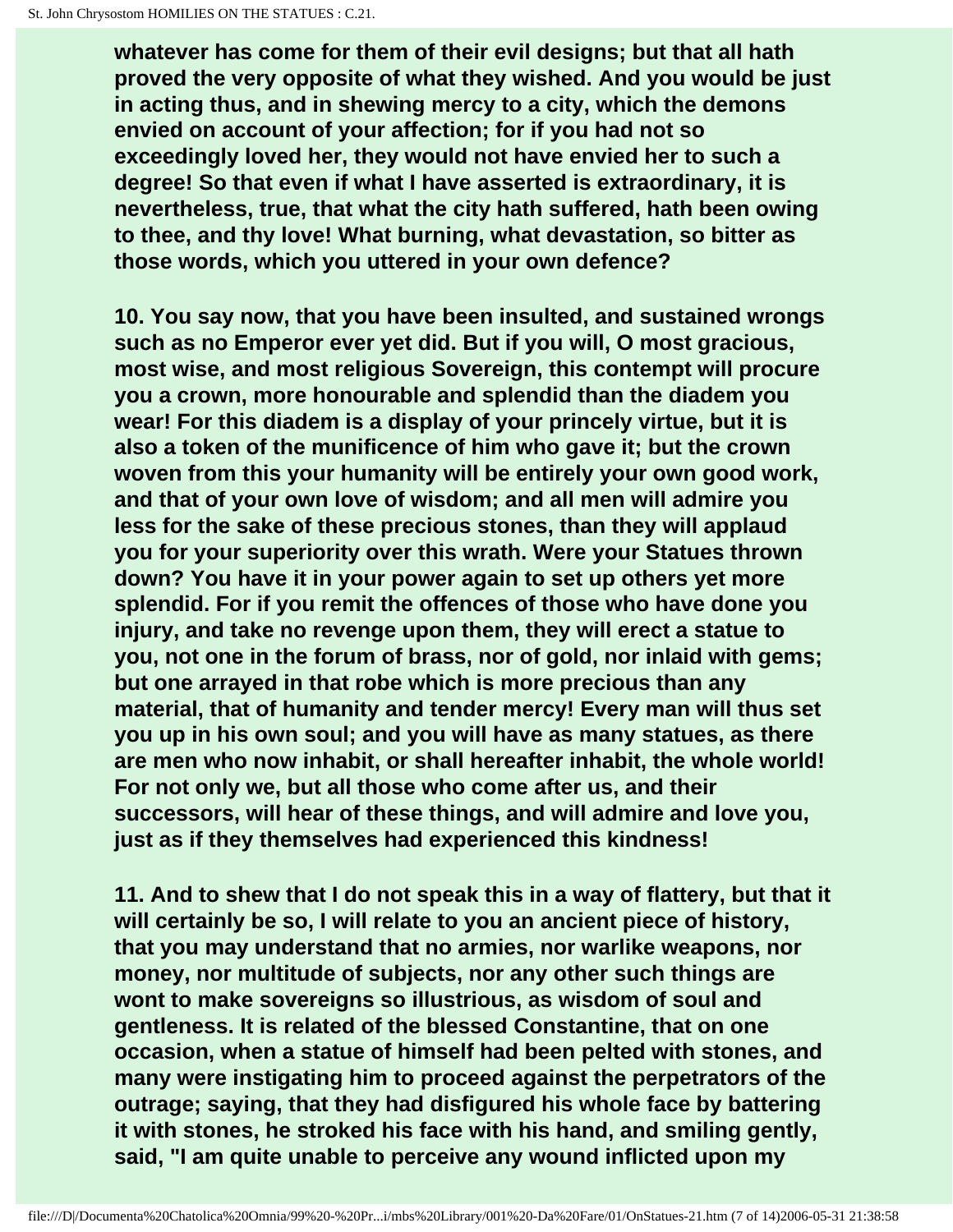whatever has come for them of their evil designs; but that all hath proved the very opposite of what they wished. And you would be just in acting thus, and in shewing mercy to a city, which the demons envied on account of your affection; for if you had not so exceedingly loved her, they would not have envied her to such a degree! So that even if what I have asserted is extraordinary, it is nevertheless, true, that what the city hath suffered, hath been owing to thee, and thy love! What burning, what devastation, so bitter as those words, which you uttered in your own defence?

10. You say now, that you have been insulted, and sustained wrongs such as no Emperor ever yet did. But if you will, O most gracious, most wise, and most religious Sovereign, this contempt will procure you a crown, more honourable and splendid than the diadem you wear! For this diadem is a display of your princely virtue, but it is also a token of the munificence of him who gave it; but the crown woven from this your humanity will be entirely your own good work, and that of your own love of wisdom; and all men will admire you less for the sake of these precious stones, than they will applaud you for your superiority over this wrath. Were your Statues thrown down? You have it in your power again to set up others yet more splendid. For if you remit the offences of those who have done you injury, and take no revenge upon them, they will erect a statue to you, not one in the forum of brass, nor of gold, nor inlaid with gems; but one arrayed in that robe which is more precious than any material, that of humanity and tender mercy! Every man will thus set you up in his own soul; and you will have as many statues, as there are men who now inhabit, or shall hereafter inhabit, the whole world! For not only we, but all those who come after us, and their successors, will hear of these things, and will admire and love you, just as if they themselves had experienced this kindness!

11. And to shew that I do not speak this in a way of flattery, but that it will certainly be so, I will relate to you an ancient piece of history, that you may understand that no armies, nor warlike weapons, nor money, nor multitude of subjects, nor any other such things are wont to make sovereigns so illustrious, as wisdom of soul and gentleness. It is related of the blessed Constantine, that on one occasion, when a statue of himself had been pelted with stones, and many were instigating him to proceed against the perpetrators of the outrage; saying, that they had disfigured his whole face by battering it with stones, he stroked his face with his hand, and smiling gently, said, "I am quite unable to perceive any wound inflicted upon my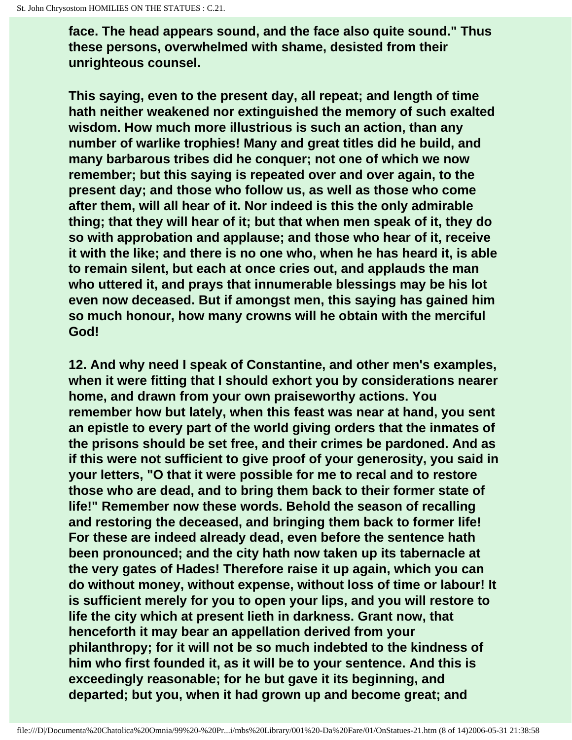face. The head appears sound, and the face also quite sound." Thus these persons, overwhelmed with shame, desisted from their unrighteous counsel.

This saying, even to the present day, all repeat; and length of time hath neither weakened nor extinguished the memory of such exalted wisdom. How much more illustrious is such an action, than any number of warlike trophies! Many and great titles did he build, and many barbarous tribes did he conquer; not one of which we now remember; but this saying is repeated over and over again, to the present day; and those who follow us, as well as those who come after them, will all hear of it. Nor indeed is this the only admirable thing; that they will hear of it; but that when men speak of it, they do so with approbation and applause; and those who hear of it, receive it with the like; and there is no one who, when he has heard it, is able to remain silent, but each at once cries out, and applauds the man who uttered it, and prays that innumerable blessings may be his lot even now deceased. But if amongst men, this saying has gained him so much honour, how many crowns will he obtain with the merciful God!

12. And why need I speak of Constantine, and other men's examples, when it were fitting that I should exhort you by considerations nearer home, and drawn from your own praiseworthy actions. You remember how but lately, when this feast was near at hand, you sent an epistle to every part of the world giving orders that the inmates of the prisons should be set free, and their crimes be pardoned. And as if this were not sufficient to give proof of your generosity, you said in your letters, "O that it were possible for me to recal and to restore those who are dead, and to bring them back to their former state of life!" Remember now these words. Behold the season of recalling and restoring the deceased, and bringing them back to former life! For these are indeed already dead, even before the sentence hath been pronounced; and the city hath now taken up its tabernacle at the very gates of Hades! Therefore raise it up again, which you can do without money, without expense, without loss of time or labour! It is sufficient merely for you to open your lips, and you will restore to life the city which at present lieth in darkness. Grant now, that henceforth it may bear an appellation derived from your philanthropy; for it will not be so much indebted to the kindness of him who first founded it, as it will be to your sentence. And this is exceedingly reasonable; for he but gave it its beginning, and departed; but you, when it had grown up and become great; and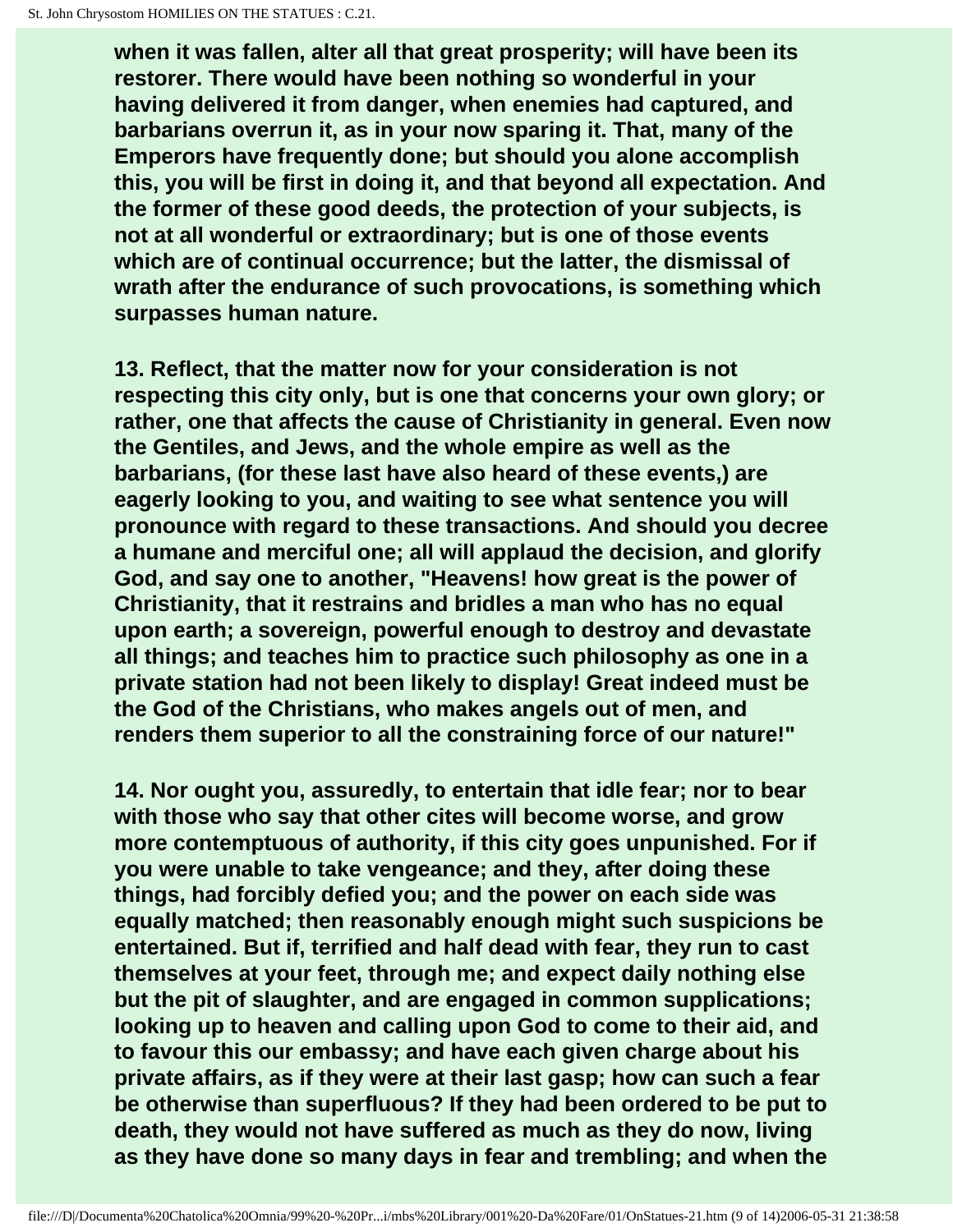**when it was fallen, alter all that great prosperity; will have been its restorer. There would have been nothing so wonderful in your having delivered it from danger, when enemies had captured, and barbarians overrun it, as in your now sparing it. That, many of the Emperors have frequently done; but should you alone accomplish this, you will be first in doing it, and that beyond all expectation. And the former of these good deeds, the protection of your subjects, is not at all wonderful or extraordinary; but is one of those events which are of continual occurrence; but the latter, the dismissal of wrath after the endurance of such provocations, is something which surpasses human nature.**

**13. Reflect, that the matter now for your consideration is not respecting this city only, but is one that concerns your own glory; or rather, one that affects the cause of Christianity in general. Even now the Gentiles, and Jews, and the whole empire as well as the barbarians, (for these last have also heard of these events,) are eagerly looking to you, and waiting to see what sentence you will pronounce with regard to these transactions. And should you decree a humane and merciful one; all will applaud the decision, and glorify God, and say one to another, "Heavens! how great is the power of Christianity, that it restrains and bridles a man who has no equal upon earth; a sovereign, powerful enough to destroy and devastate all things; and teaches him to practice such philosophy as one in a private station had not been likely to display! Great indeed must be the God of the Christians, who makes angels out of men, and renders them superior to all the constraining force of our nature!"**

**14. Nor ought you, assuredly, to entertain that idle fear; nor to bear with those who say that other cites will become worse, and grow more contemptuous of authority, if this city goes unpunished. For if you were unable to take vengeance; and they, after doing these things, had forcibly defied you; and the power on each side was equally matched; then reasonably enough might such suspicions be entertained. But if, terrified and half dead with fear, they run to cast themselves at your feet, through me; and expect daily nothing else but the pit of slaughter, and are engaged in common supplications; looking up to heaven and calling upon God to come to their aid, and to favour this our embassy; and have each given charge about his private affairs, as if they were at their last gasp; how can such a fear be otherwise than superfluous? If they had been ordered to be put to death, they would not have suffered as much as they do now, living as they have done so many days in fear and trembling; and when the**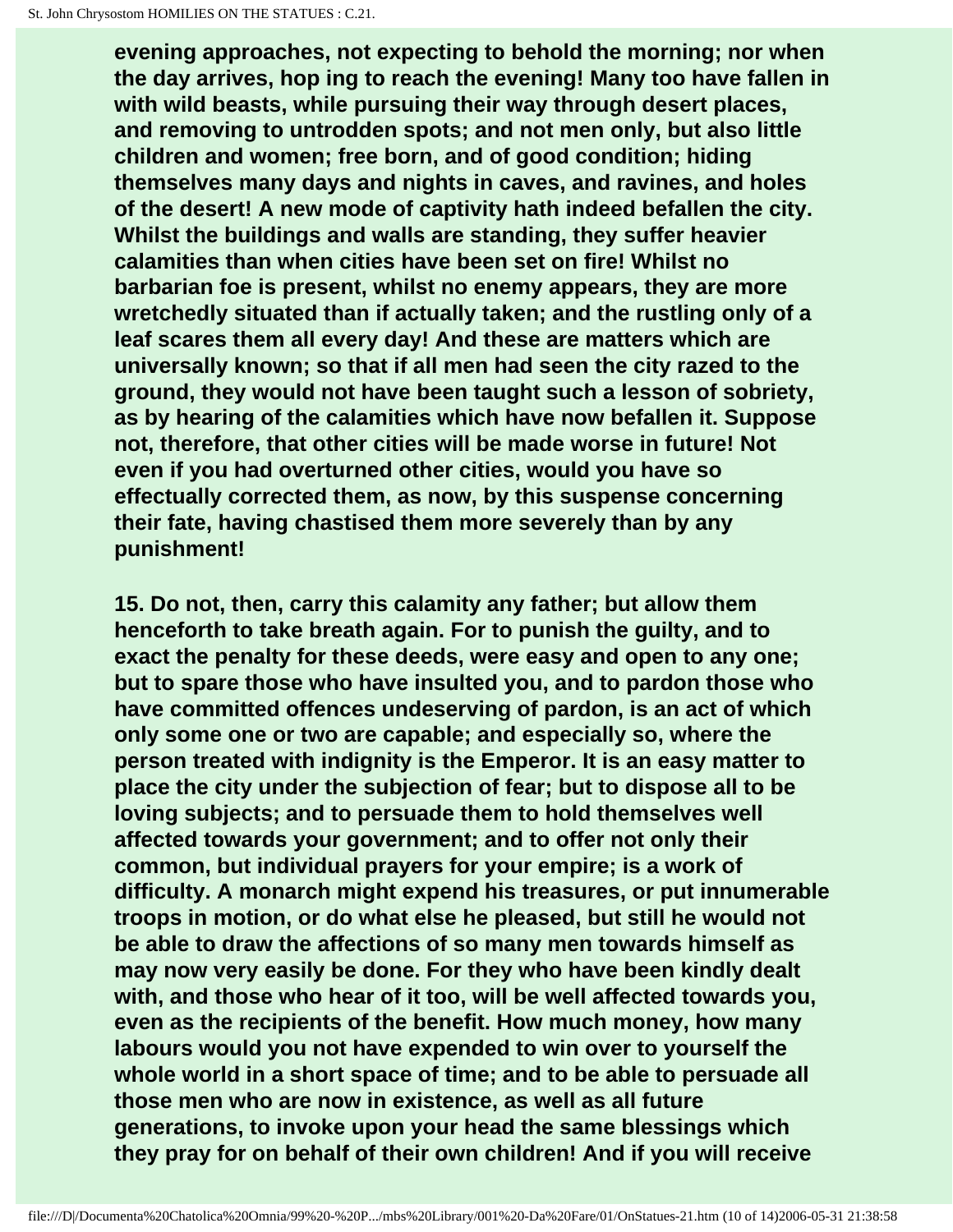evening approaches, not expecting to behold the morning; nor when the day arrives, hop ing to reach the evening! Many too have fallen in with wild beasts, while pursuing their way through desert places, and removing to untrodden spots; and not men only, but also little children and women; free born, and of good condition; hiding themselves many days and nights in caves, and ravines, and holes of the desert! A new mode of captivity hath indeed befallen the city. Whilst the buildings and walls are standing, they suffer heavier calamities than when cities have been set on fire! Whilst no barbarian foe is present, whilst no enemy appears, they are more wretchedly situated than if actually taken; and the rustling only of a leaf scares them all every day! And these are matters which are universally known; so that if all men had seen the city razed to the ground, they would not have been taught such a lesson of sobriety, as by hearing of the calamities which have now befallen it. Suppose not, therefore, that other cities will be made worse in future! Not even if you had overturned other cities, would you have so effectually corrected them, as now, by this suspense concerning their fate, having chastised them more severely than by any punishment!

15. Do not, then, carry this calamity any father; but allow them henceforth to take breath again. For to punish the guilty, and to exact the penalty for these deeds, were easy and open to any one; but to spare those who have insulted you, and to pardon those who have committed offences undeserving of pardon, is an act of which only some one or two are capable; and especially so, where the person treated with indignity is the Emperor. It is an easy matter to place the city under the subjection of fear; but to dispose all to be loving subjects; and to persuade them to hold themselves well affected towards your government; and to offer not only their common, but individual prayers for your empire; is a work of difficulty. A monarch might expend his treasures, or put innumerable troops in motion, or do what else he pleased, but still he would not be able to draw the affections of so many men towards himself as may now very easily be done. For they who have been kindly dealt with, and those who hear of it too, will be well affected towards you, even as the recipients of the benefit. How much money, how many labours would you not have expended to win over to yourself the whole world in a short space of time; and to be able to persuade all those men who are now in existence, as well as all future generations, to invoke upon your head the same blessings which they pray for on behalf of their own children! And if you will receive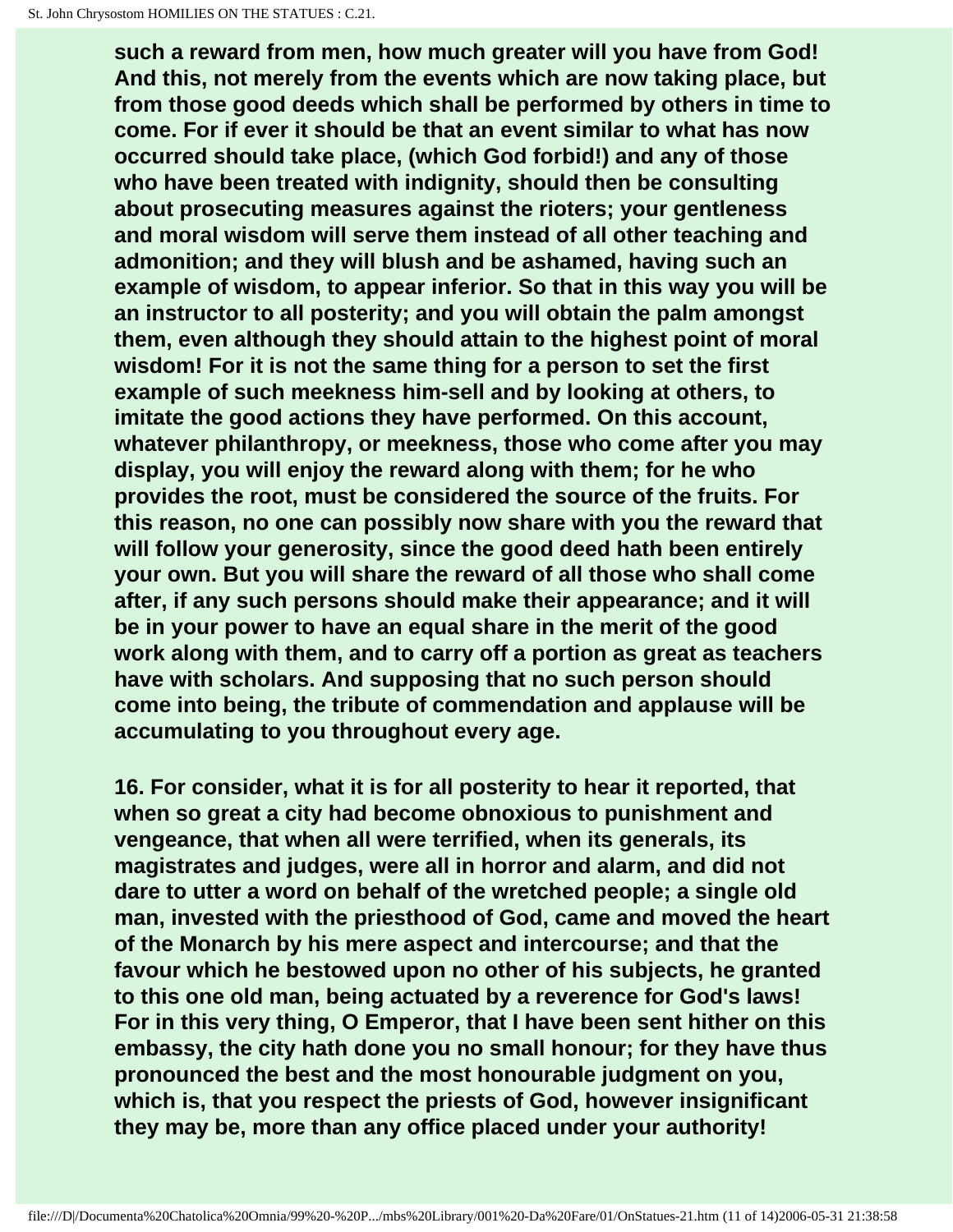**such a reward from men, how much greater will you have from God! And this, not merely from the events which are now taking place, but from those good deeds which shall be performed by others in time to come. For if ever it should be that an event similar to what has now occurred should take place, (which God forbid!) and any of those who have been treated with indignity, should then be consulting about prosecuting measures against the rioters; your gentleness and moral wisdom will serve them instead of all other teaching and admonition; and they will blush and be ashamed, having such an example of wisdom, to appear inferior. So that in this way you will be an instructor to all posterity; and you will obtain the palm amongst them, even although they should attain to the highest point of moral wisdom! For it is not the same thing for a person to set the first example of such meekness him-sell and by looking at others, to imitate the good actions they have performed. On this account, whatever philanthropy, or meekness, those who come after you may display, you will enjoy the reward along with them; for he who provides the root, must be considered the source of the fruits. For this reason, no one can possibly now share with you the reward that will follow your generosity, since the good deed hath been entirely your own. But you will share the reward of all those who shall come after, if any such persons should make their appearance; and it will be in your power to have an equal share in the merit of the good work along with them, and to carry off a portion as great as teachers have with scholars. And supposing that no such person should come into being, the tribute of commendation and applause will be accumulating to you throughout every age.**

**16. For consider, what it is for all posterity to hear it reported, that when so great a city had become obnoxious to punishment and vengeance, that when all were terrified, when its generals, its magistrates and judges, were all in horror and alarm, and did not dare to utter a word on behalf of the wretched people; a single old man, invested with the priesthood of God, came and moved the heart of the Monarch by his mere aspect and intercourse; and that the favour which he bestowed upon no other of his subjects, he granted to this one old man, being actuated by a reverence for God's laws! For in this very thing, O Emperor, that I have been sent hither on this embassy, the city hath done you no small honour; for they have thus pronounced the best and the most honourable judgment on you, which is, that you respect the priests of God, however insignificant they may be, more than any office placed under your authority!**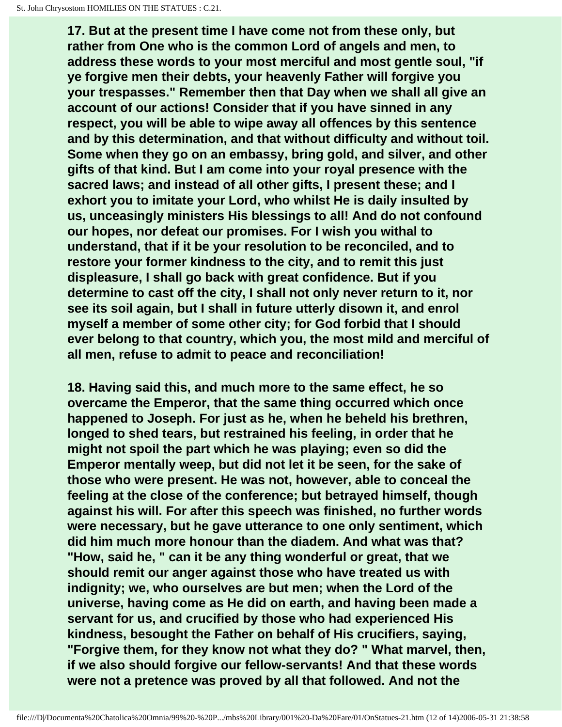**17. But at the present time I have come not from these only, but rather from One who is the common Lord of angels and men, to address these words to your most merciful and most gentle soul, "if ye forgive men their debts, your heavenly Father will forgive you your trespasses." Remember then that Day when we shall all give an account of our actions! Consider that if you have sinned in any respect, you will be able to wipe away all offences by this sentence and by this determination, and that without difficulty and without toil. Some when they go on an embassy, bring gold, and silver, and other gifts of that kind. But I am come into your royal presence with the sacred laws; and instead of all other gifts, I present these; and I exhort you to imitate your Lord, who whilst He is daily insulted by us, unceasingly ministers His blessings to all! And do not confound our hopes, nor defeat our promises. For I wish you withal to understand, that if it be your resolution to be reconciled, and to restore your former kindness to the city, and to remit this just displeasure, I shall go back with great confidence. But if you determine to cast off the city, I shall not only never return to it, nor see its soil again, but I shall in future utterly disown it, and enrol myself a member of some other city; for God forbid that I should ever belong to that country, which you, the most mild and merciful of all men, refuse to admit to peace and reconciliation!**

**18. Having said this, and much more to the same effect, he so overcame the Emperor, that the same thing occurred which once happened to Joseph. For just as he, when he beheld his brethren, longed to shed tears, but restrained his feeling, in order that he might not spoil the part which he was playing; even so did the Emperor mentally weep, but did not let it be seen, for the sake of those who were present. He was not, however, able to conceal the feeling at the close of the conference; but betrayed himself, though against his will. For after this speech was finished, no further words were necessary, but he gave utterance to one only sentiment, which did him much more honour than the diadem. And what was that? "How, said he, " can it be any thing wonderful or great, that we should remit our anger against those who have treated us with indignity; we, who ourselves are but men; when the Lord of the universe, having come as He did on earth, and having been made a servant for us, and crucified by those who had experienced His kindness, besought the Father on behalf of His crucifiers, saying, "Forgive them, for they know not what they do? " What marvel, then, if we also should forgive our fellow-servants! And that these words were not a pretence was proved by all that followed. And not the**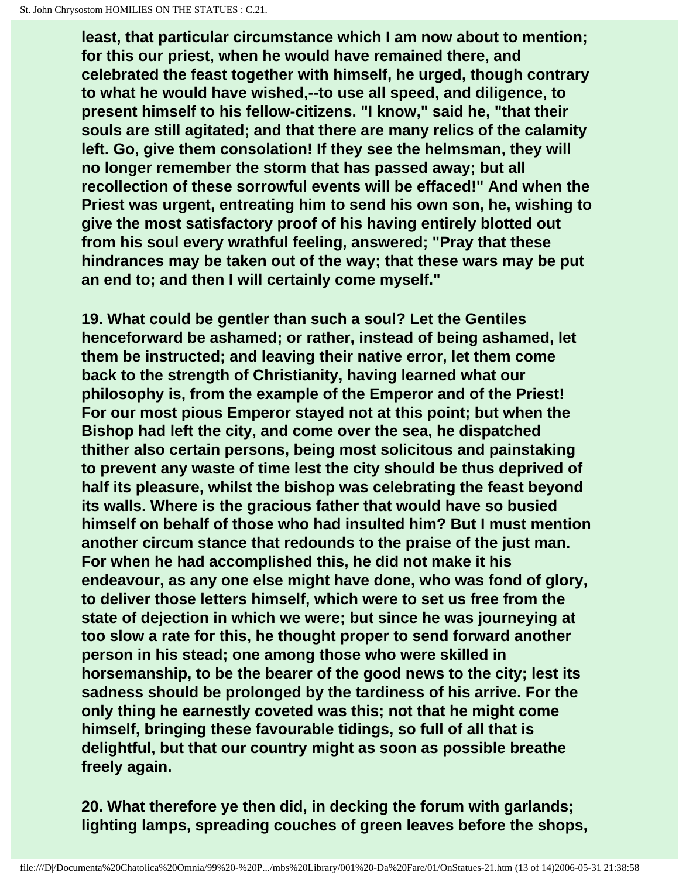**least, that particular circumstance which I am now about to mention; for this our priest, when he would have remained there, and celebrated the feast together with himself, he urged, though contrary to what he would have wished,--to use all speed, and diligence, to present himself to his fellow-citizens. "I know," said he, "that their souls are still agitated; and that there are many relics of the calamity left. Go, give them consolation! If they see the helmsman, they will no longer remember the storm that has passed away; but all recollection of these sorrowful events will be effaced!" And when the Priest was urgent, entreating him to send his own son, he, wishing to give the most satisfactory proof of his having entirely blotted out from his soul every wrathful feeling, answered; "Pray that these hindrances may be taken out of the way; that these wars may be put an end to; and then I will certainly come myself."**

**19. What could be gentler than such a soul? Let the Gentiles henceforward be ashamed; or rather, instead of being ashamed, let them be instructed; and leaving their native error, let them come back to the strength of Christianity, having learned what our philosophy is, from the example of the Emperor and of the Priest! For our most pious Emperor stayed not at this point; but when the Bishop had left the city, and come over the sea, he dispatched thither also certain persons, being most solicitous and painstaking to prevent any waste of time lest the city should be thus deprived of half its pleasure, whilst the bishop was celebrating the feast beyond its walls. Where is the gracious father that would have so busied himself on behalf of those who had insulted him? But I must mention another circum stance that redounds to the praise of the just man. For when he had accomplished this, he did not make it his endeavour, as any one else might have done, who was fond of glory, to deliver those letters himself, which were to set us free from the state of dejection in which we were; but since he was journeying at too slow a rate for this, he thought proper to send forward another person in his stead; one among those who were skilled in horsemanship, to be the bearer of the good news to the city; lest its sadness should be prolonged by the tardiness of his arrive. For the only thing he earnestly coveted was this; not that he might come himself, bringing these favourable tidings, so full of all that is delightful, but that our country might as soon as possible breathe freely again.**

**20. What therefore ye then did, in decking the forum with garlands; lighting lamps, spreading couches of green leaves before the shops,**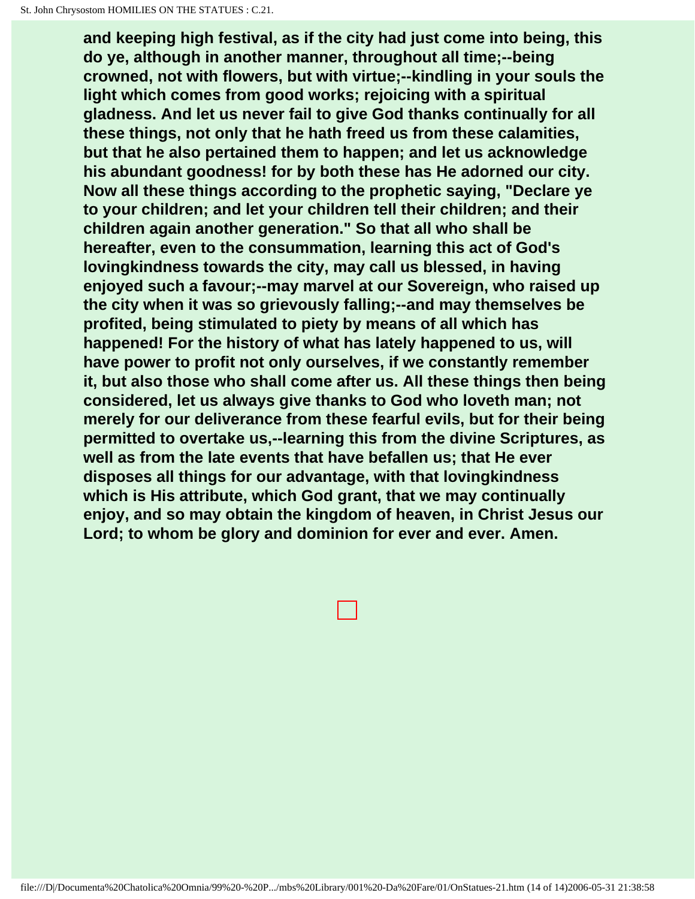and keeping high festival, as if the city had just come into being, this do ye, although in another manner, throughout all time;--being crowned, not with flowers, but with virtue;--kindling in your souls the light which comes from good works; rejoicing with a spiritual gladness. And let us never fail to give God thanks continually for all these things, not only that he hath freed us from these calamities, but that he also pertained them to happen; and let us acknowledge his abundant goodness! for by both these has He adorned our city. Now all these things according to the prophetic saying, "Declare ye to your children; and let your children tell their children; and their children again another generation." So that all who shall be hereafter, even to the consummation, learning this act of God's lovingkindness towards the city, may call us blessed, in having enjoyed such a favour;--may marvel at our Sovereign, who raised up the city when it was so grievously falling;--and may themselves be profited, being stimulated to piety by means of all which has happened! For the history of what has lately happened to us, will have power to profit not only ourselves, if we constantly remember it, but also those who shall come after us. All these things then being considered, let us always give thanks to God who loveth man; not merely for our deliverance from these fearful evils, but for their being permitted to overtake us,--learning this from the divine Scriptures, as well as from the late events that have befallen us; that He ever disposes all things for our advantage, with that lovingkindness which is His attribute, which God grant, that we may continually enjoy, and so may obtain the kingdom of heaven, in Christ Jesus our Lord; to whom be glory and dominion for ever and ever. Amen.